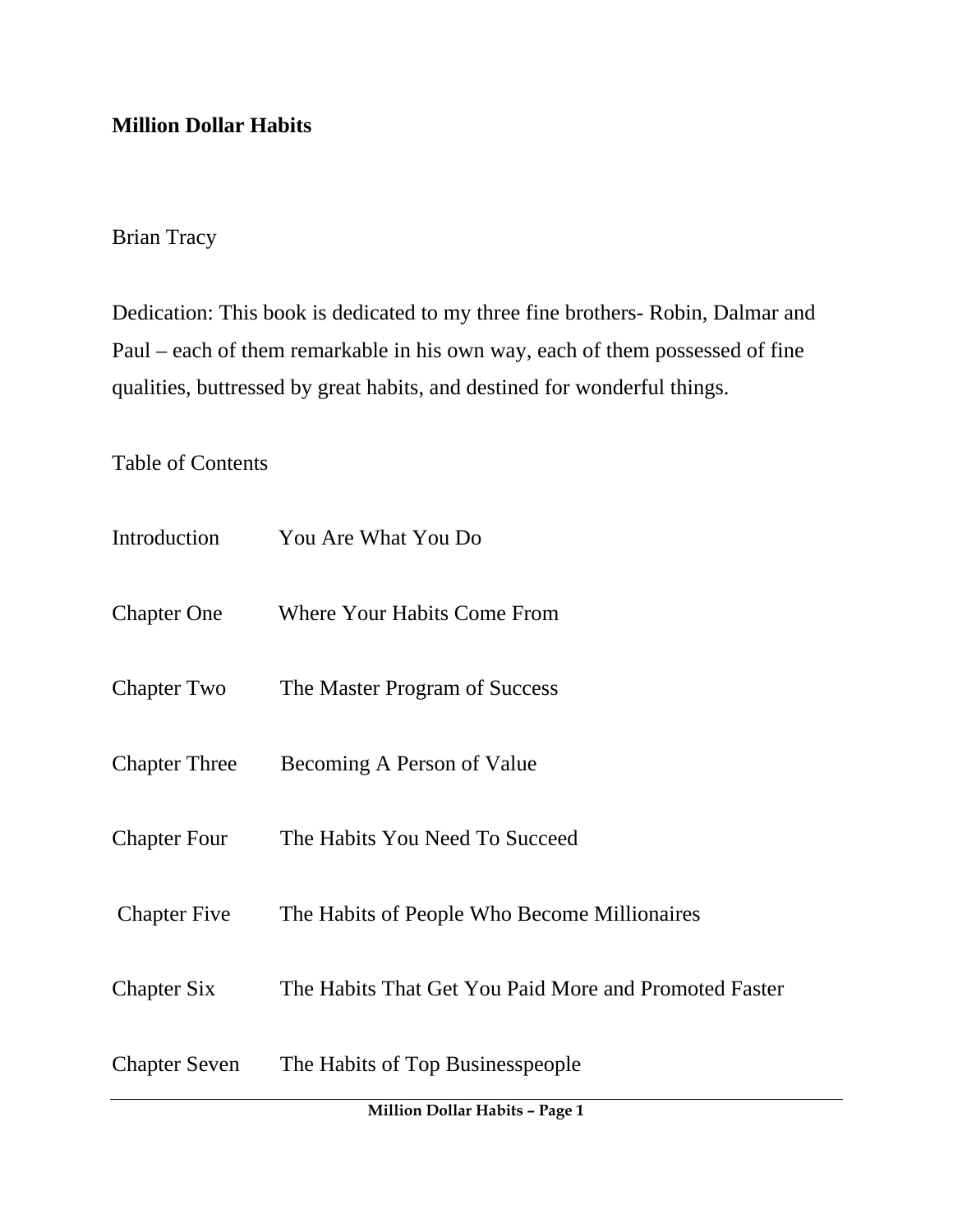# Million Dollar Habits

Brian Tracy

Dedication: This book is dedicated to my three fine brothers- Robin, Dalmar and Paul – each of them remarkable in his own way, each of them possessed of fine qualities, buttressed by great habits, and destined for wonderful things.

Table of Contents

| | |
|---|---|
| Introduction | You Are What You Do |
| Chapter One | Where Your Habits Come From |
| Chapter Two | The Master Program of Success |
| Chapter Three | Becoming A Person of Value |
| Chapter Four | The Habits You Need To Succeed |
| Chapter Five | The Habits of People Who Become Millionaires |
| Chapter Six | The Habits That Get You Paid More and Promoted Faster |
| Chapter Seven | The Habits of Top Businesspeople |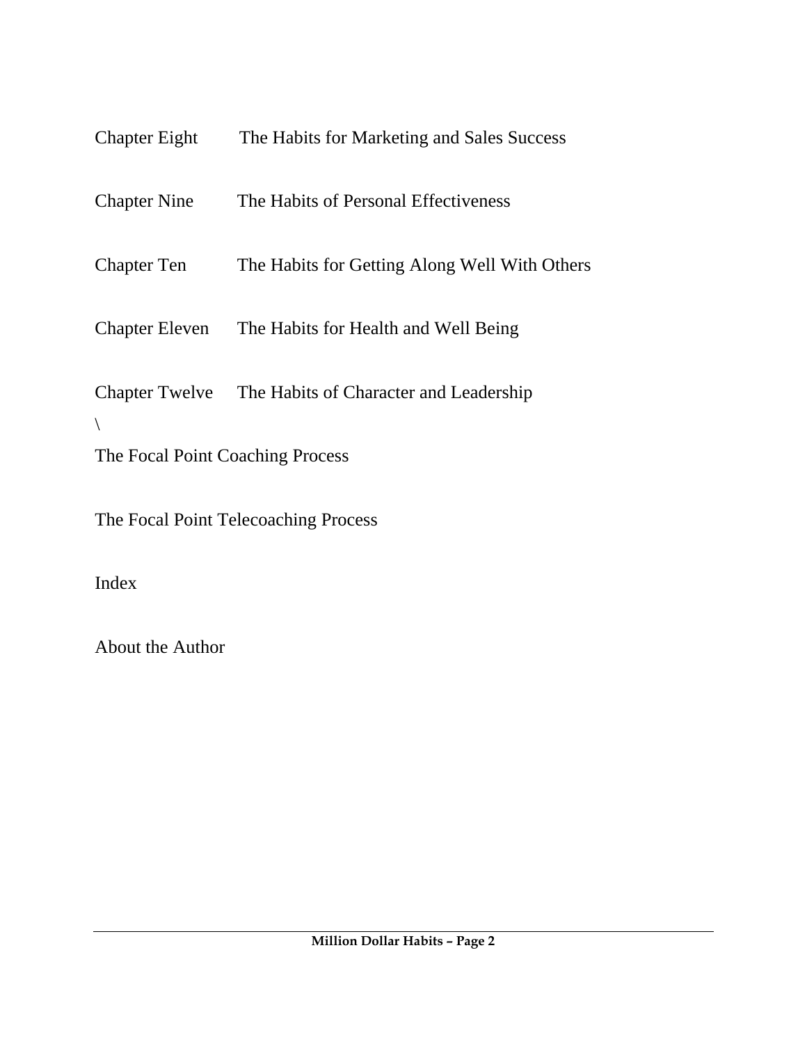Chapter Eight The Habits for Marketing and Sales Success

Chapter Nine The Habits of Personal Effectiveness

Chapter Ten The Habits for Getting Along Well With Others

Chapter Eleven The Habits for Health and Well Being

Chapter Twelve The Habits of Character and Leadership

\

The Focal Point Coaching Process

The Focal Point Telecoaching Process

Index

About the Author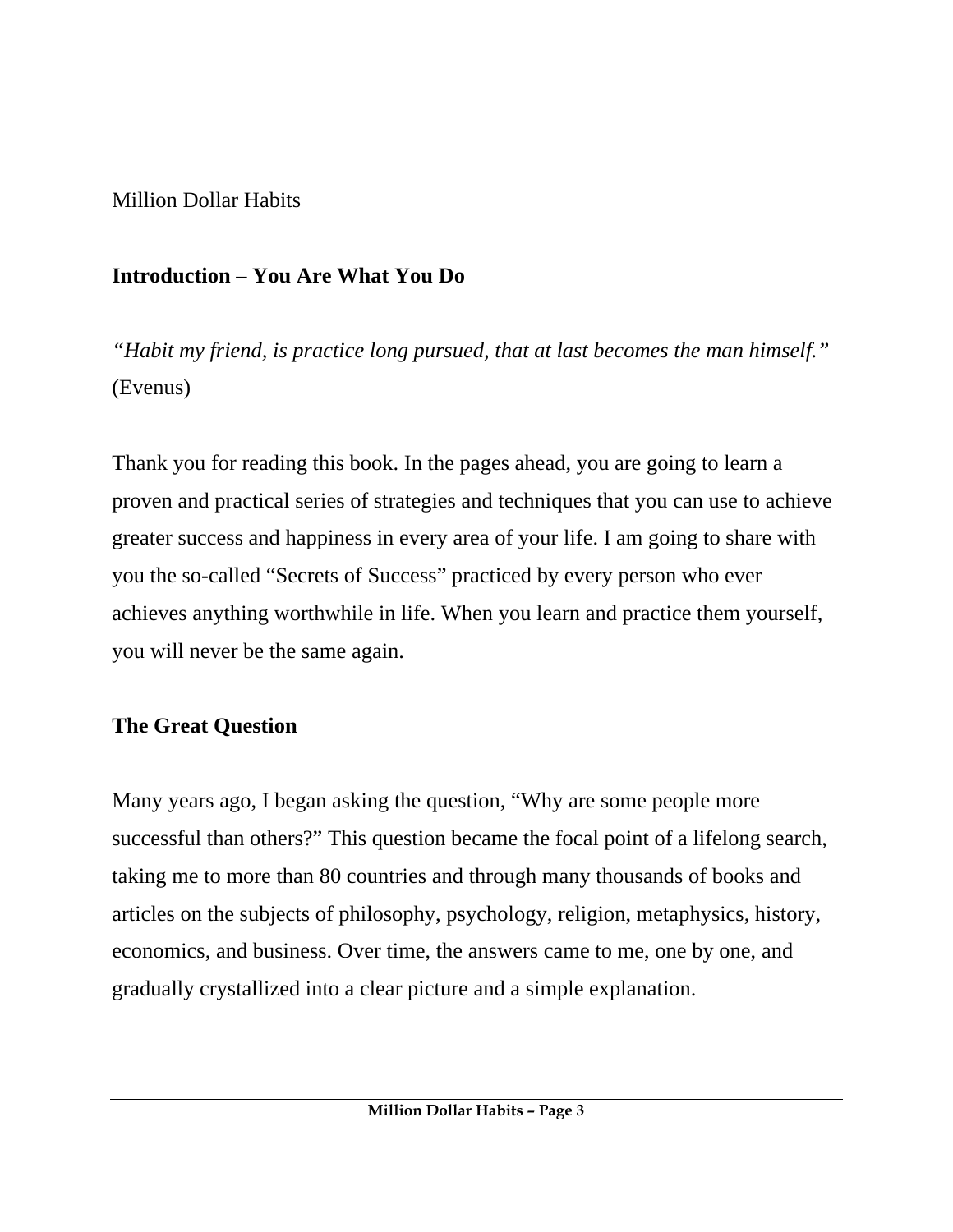Million Dollar Habits

## Introduction – You Are What You Do

*"Habit my friend, is practice long pursued, that at last becomes the man himself."* (Evenus)

Thank you for reading this book. In the pages ahead, you are going to learn a proven and practical series of strategies and techniques that you can use to achieve greater success and happiness in every area of your life. I am going to share with you the so-called "Secrets of Success" practiced by every person who ever achieves anything worthwhile in life. When you learn and practice them yourself, you will never be the same again.

## The Great Question

Many years ago, I began asking the question, "Why are some people more successful than others?" This question became the focal point of a lifelong search, taking me to more than 80 countries and through many thousands of books and articles on the subjects of philosophy, psychology, religion, metaphysics, history, economics, and business. Over time, the answers came to me, one by one, and gradually crystallized into a clear picture and a simple explanation.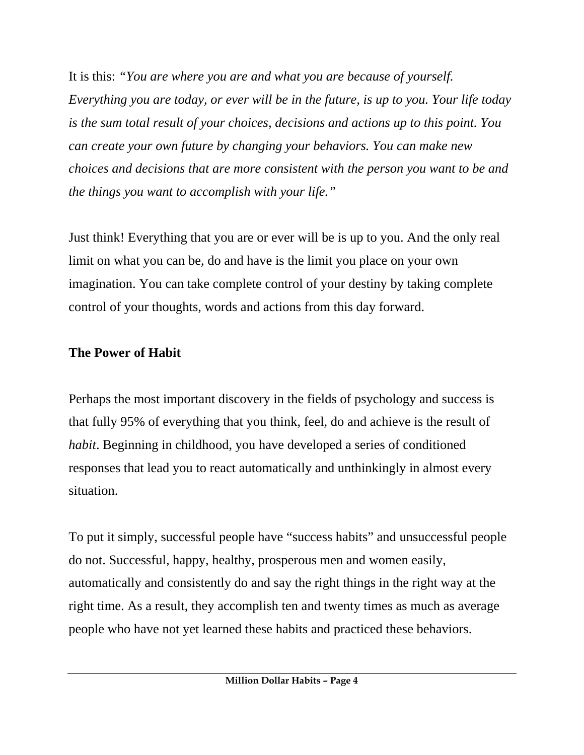It is this: *"You are where you are and what you are because of yourself. Everything you are today, or ever will be in the future, is up to you. Your life today is the sum total result of your choices, decisions and actions up to this point. You can create your own future by changing your behaviors. You can make new choices and decisions that are more consistent with the person you want to be and the things you want to accomplish with your life."*

Just think! Everything that you are or ever will be is up to you. And the only real limit on what you can be, do and have is the limit you place on your own imagination. You can take complete control of your destiny by taking complete control of your thoughts, words and actions from this day forward.

## The Power of Habit

Perhaps the most important discovery in the fields of psychology and success is that fully 95% of everything that you think, feel, do and achieve is the result of *habit*. Beginning in childhood, you have developed a series of conditioned responses that lead you to react automatically and unthinkingly in almost every situation.

To put it simply, successful people have "success habits" and unsuccessful people do not. Successful, happy, healthy, prosperous men and women easily, automatically and consistently do and say the right things in the right way at the right time. As a result, they accomplish ten and twenty times as much as average people who have not yet learned these habits and practiced these behaviors.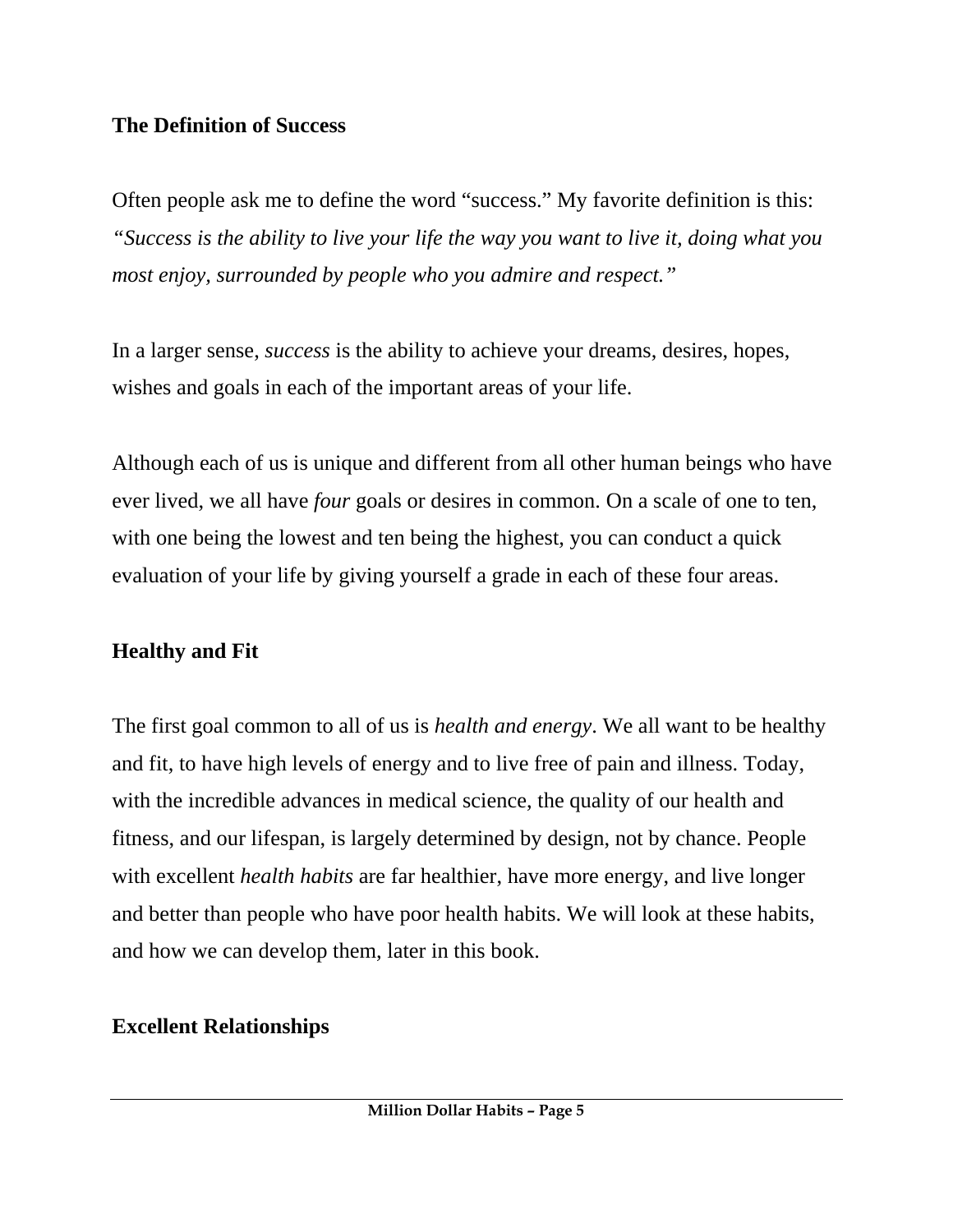## The Definition of Success

Often people ask me to define the word "success." My favorite definition is this: *"Success is the ability to live your life the way you want to live it, doing what you most enjoy, surrounded by people who you admire and respect."*

In a larger sense, *success* is the ability to achieve your dreams, desires, hopes, wishes and goals in each of the important areas of your life.

Although each of us is unique and different from all other human beings who have ever lived, we all have *four* goals or desires in common. On a scale of one to ten, with one being the lowest and ten being the highest, you can conduct a quick evaluation of your life by giving yourself a grade in each of these four areas.

## Healthy and Fit

The first goal common to all of us is *health and energy*. We all want to be healthy and fit, to have high levels of energy and to live free of pain and illness. Today, with the incredible advances in medical science, the quality of our health and fitness, and our lifespan, is largely determined by design, not by chance. People with excellent *health habits* are far healthier, have more energy, and live longer and better than people who have poor health habits. We will look at these habits, and how we can develop them, later in this book.

## Excellent Relationships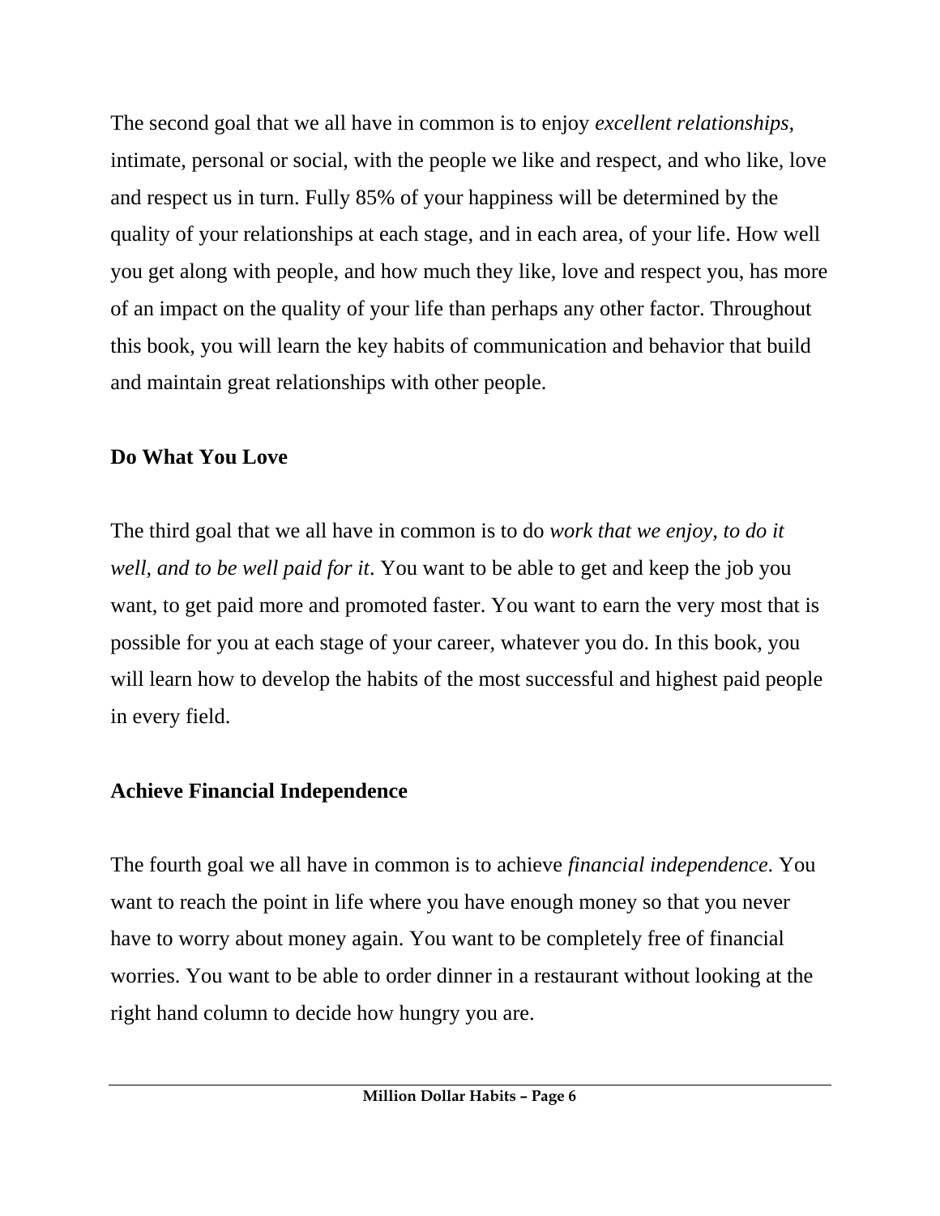The second goal that we all have in common is to enjoy *excellent relationships,* intimate, personal or social, with the people we like and respect, and who like, love and respect us in turn. Fully 85% of your happiness will be determined by the quality of your relationships at each stage, and in each area, of your life. How well you get along with people, and how much they like, love and respect you, has more of an impact on the quality of your life than perhaps any other factor. Throughout this book, you will learn the key habits of communication and behavior that build and maintain great relationships with other people.

## Do What You Love

The third goal that we all have in common is to do *work that we enjoy, to do it well, and to be well paid for it*. You want to be able to get and keep the job you want, to get paid more and promoted faster. You want to earn the very most that is possible for you at each stage of your career, whatever you do. In this book, you will learn how to develop the habits of the most successful and highest paid people in every field.

## Achieve Financial Independence

The fourth goal we all have in common is to achieve *financial independence*. You want to reach the point in life where you have enough money so that you never have to worry about money again. You want to be completely free of financial worries. You want to be able to order dinner in a restaurant without looking at the right hand column to decide how hungry you are.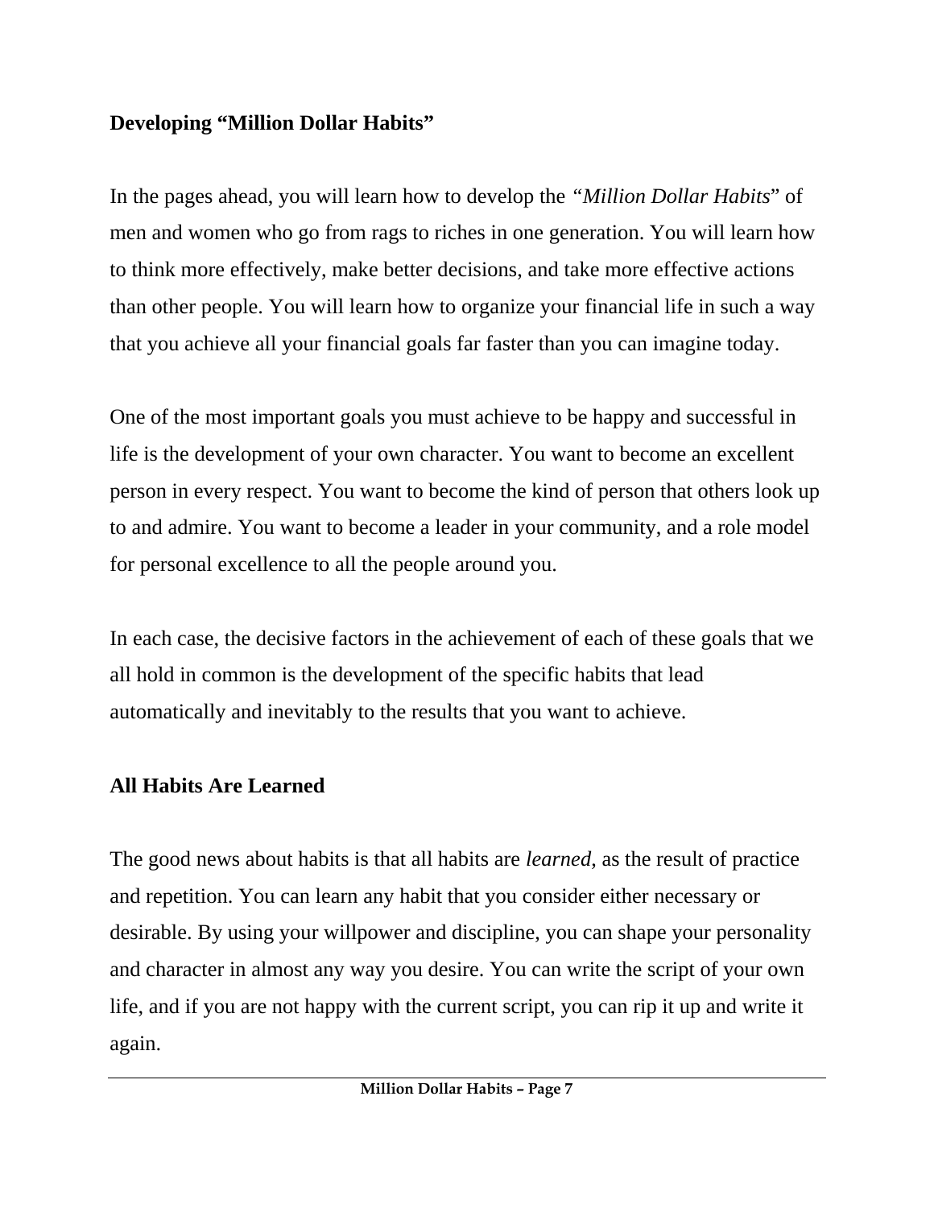**Developing "Million Dollar Habits"**

In the pages ahead, you will learn how to develop the *"Million Dollar Habits"* of men and women who go from rags to riches in one generation. You will learn how to think more effectively, make better decisions, and take more effective actions than other people. You will learn how to organize your financial life in such a way that you achieve all your financial goals far faster than you can imagine today.

One of the most important goals you must achieve to be happy and successful in life is the development of your own character. You want to become an excellent person in every respect. You want to become the kind of person that others look up to and admire. You want to become a leader in your community, and a role model for personal excellence to all the people around you.

In each case, the decisive factors in the achievement of each of these goals that we all hold in common is the development of the specific habits that lead automatically and inevitably to the results that you want to achieve.

**All Habits Are Learned**

The good news about habits is that all habits are *learned*, as the result of practice and repetition. You can learn any habit that you consider either necessary or desirable. By using your willpower and discipline, you can shape your personality and character in almost any way you desire. You can write the script of your own life, and if you are not happy with the current script, you can rip it up and write it again.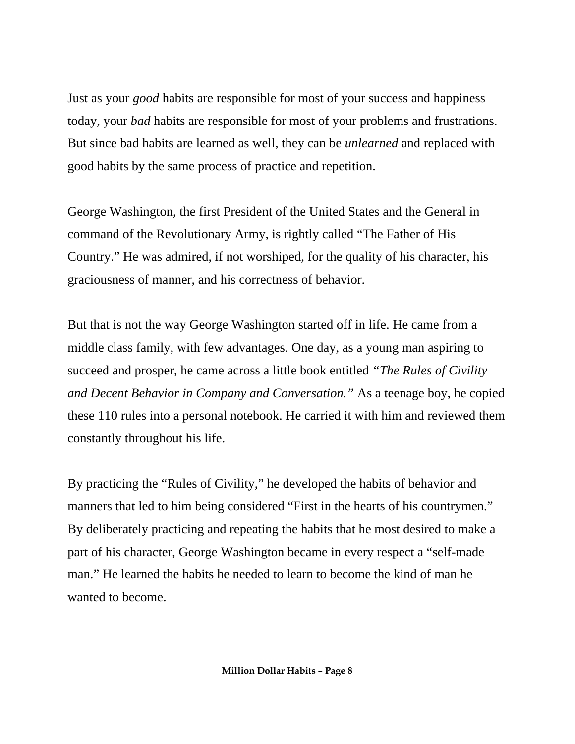Just as your *good* habits are responsible for most of your success and happiness today, your *bad* habits are responsible for most of your problems and frustrations. But since bad habits are learned as well, they can be *unlearned* and replaced with good habits by the same process of practice and repetition.

George Washington, the first President of the United States and the General in command of the Revolutionary Army, is rightly called "The Father of His Country." He was admired, if not worshiped, for the quality of his character, his graciousness of manner, and his correctness of behavior.

But that is not the way George Washington started off in life. He came from a middle class family, with few advantages. One day, as a young man aspiring to succeed and prosper, he came across a little book entitled *"The Rules of Civility and Decent Behavior in Company and Conversation."* As a teenage boy, he copied these 110 rules into a personal notebook. He carried it with him and reviewed them constantly throughout his life.

By practicing the "Rules of Civility," he developed the habits of behavior and manners that led to him being considered "First in the hearts of his countrymen." By deliberately practicing and repeating the habits that he most desired to make a part of his character, George Washington became in every respect a "self-made man." He learned the habits he needed to learn to become the kind of man he wanted to become.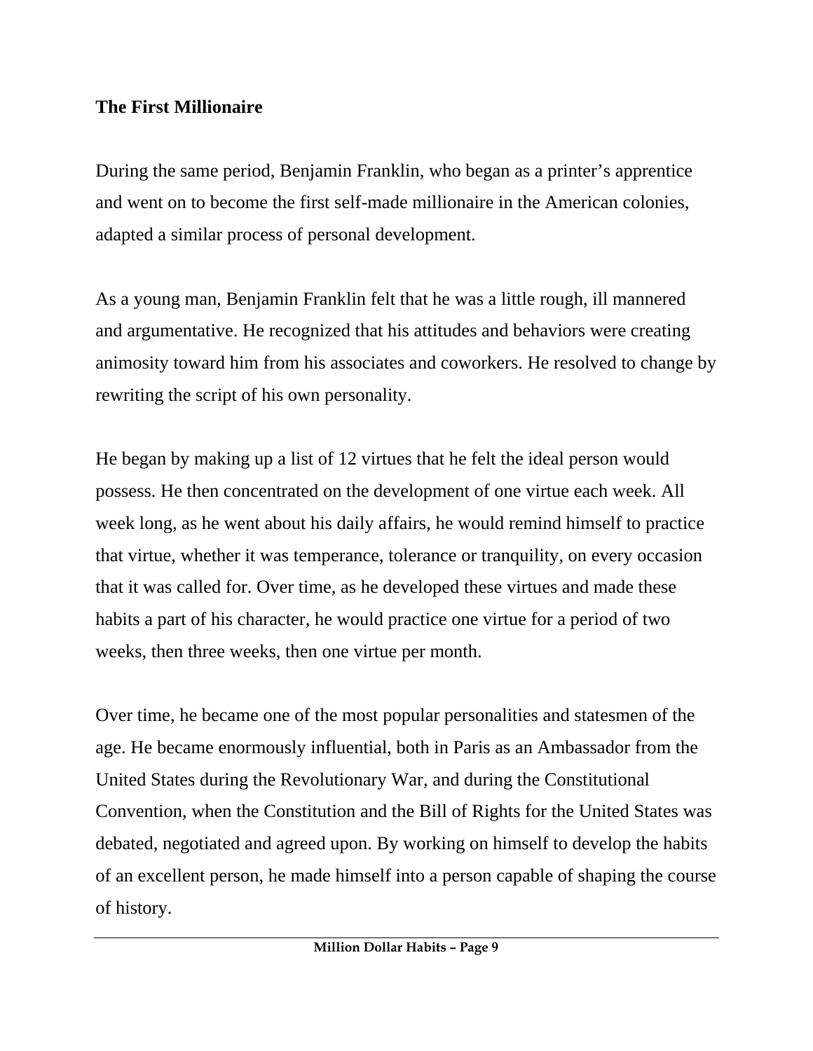**The First Millionaire**

During the same period, Benjamin Franklin, who began as a printer's apprentice and went on to become the first self-made millionaire in the American colonies, adapted a similar process of personal development.

As a young man, Benjamin Franklin felt that he was a little rough, ill mannered and argumentative. He recognized that his attitudes and behaviors were creating animosity toward him from his associates and coworkers. He resolved to change by rewriting the script of his own personality.

He began by making up a list of 12 virtues that he felt the ideal person would possess. He then concentrated on the development of one virtue each week. All week long, as he went about his daily affairs, he would remind himself to practice that virtue, whether it was temperance, tolerance or tranquility, on every occasion that it was called for. Over time, as he developed these virtues and made these habits a part of his character, he would practice one virtue for a period of two weeks, then three weeks, then one virtue per month.

Over time, he became one of the most popular personalities and statesmen of the age. He became enormously influential, both in Paris as an Ambassador from the United States during the Revolutionary War, and during the Constitutional Convention, when the Constitution and the Bill of Rights for the United States was debated, negotiated and agreed upon. By working on himself to develop the habits of an excellent person, he made himself into a person capable of shaping the course of history.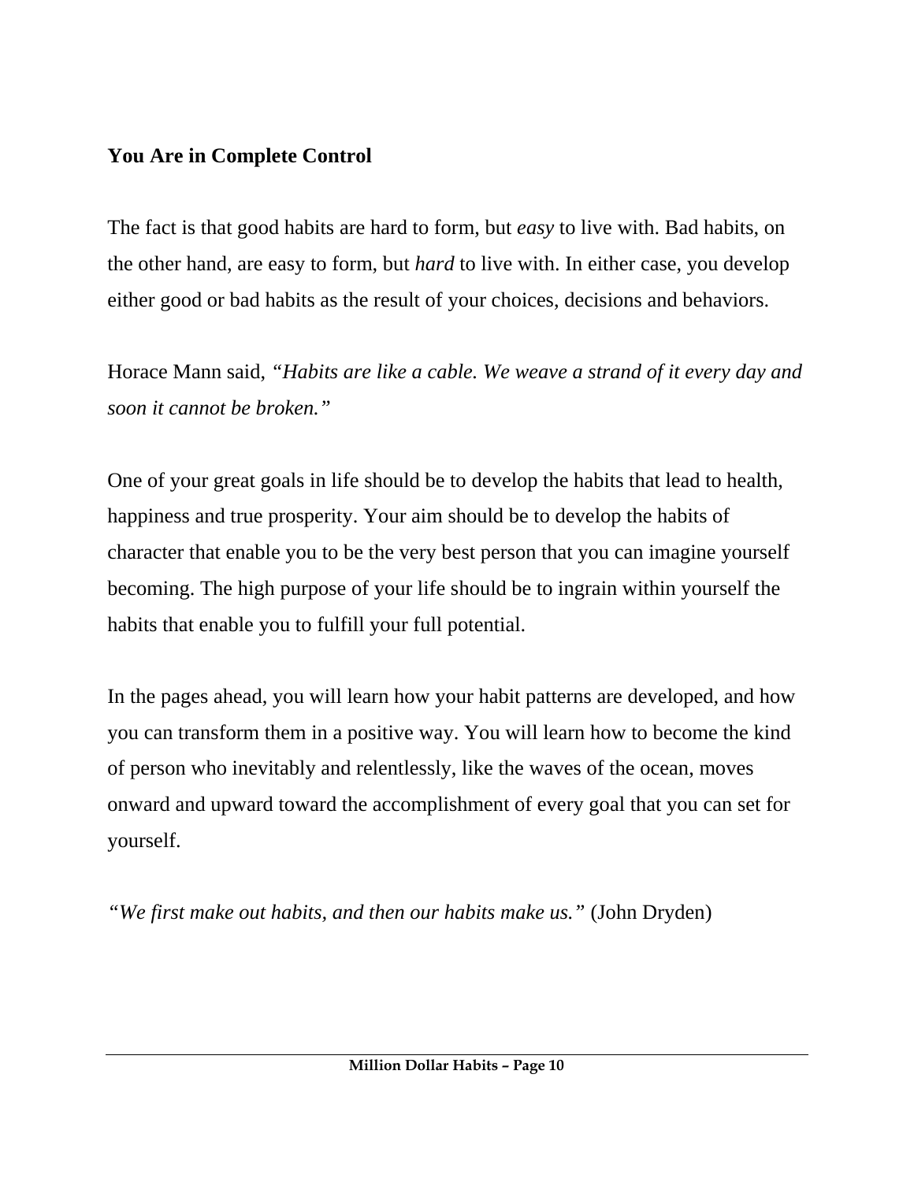## You Are in Complete Control

The fact is that good habits are hard to form, but *easy* to live with. Bad habits, on the other hand, are easy to form, but *hard* to live with. In either case, you develop either good or bad habits as the result of your choices, decisions and behaviors.

Horace Mann said, *"Habits are like a cable. We weave a strand of it every day and soon it cannot be broken."*

One of your great goals in life should be to develop the habits that lead to health, happiness and true prosperity. Your aim should be to develop the habits of character that enable you to be the very best person that you can imagine yourself becoming. The high purpose of your life should be to ingrain within yourself the habits that enable you to fulfill your full potential.

In the pages ahead, you will learn how your habit patterns are developed, and how you can transform them in a positive way. You will learn how to become the kind of person who inevitably and relentlessly, like the waves of the ocean, moves onward and upward toward the accomplishment of every goal that you can set for yourself.

*"We first make out habits, and then our habits make us."* (John Dryden)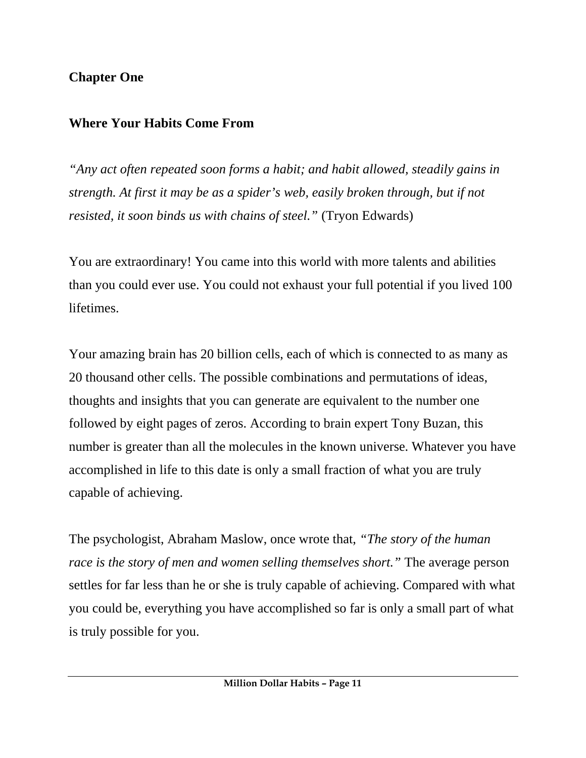## Chapter One

## Where Your Habits Come From

*"Any act often repeated soon forms a habit; and habit allowed, steadily gains in strength. At first it may be as a spider's web, easily broken through, but if not resisted, it soon binds us with chains of steel."* (Tryon Edwards)

You are extraordinary! You came into this world with more talents and abilities than you could ever use. You could not exhaust your full potential if you lived 100 lifetimes.

Your amazing brain has 20 billion cells, each of which is connected to as many as 20 thousand other cells. The possible combinations and permutations of ideas, thoughts and insights that you can generate are equivalent to the number one followed by eight pages of zeros. According to brain expert Tony Buzan, this number is greater than all the molecules in the known universe. Whatever you have accomplished in life to this date is only a small fraction of what you are truly capable of achieving.

The psychologist, Abraham Maslow, once wrote that, *"The story of the human race is the story of men and women selling themselves short."* The average person settles for far less than he or she is truly capable of achieving. Compared with what you could be, everything you have accomplished so far is only a small part of what is truly possible for you.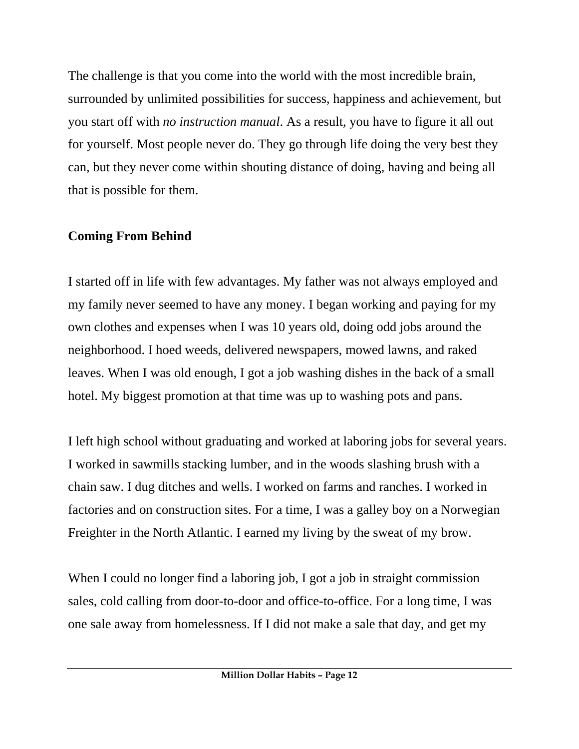The challenge is that you come into the world with the most incredible brain, surrounded by unlimited possibilities for success, happiness and achievement, but you start off with *no instruction manual*. As a result, you have to figure it all out for yourself. Most people never do. They go through life doing the very best they can, but they never come within shouting distance of doing, having and being all that is possible for them.

## Coming From Behind

I started off in life with few advantages. My father was not always employed and my family never seemed to have any money. I began working and paying for my own clothes and expenses when I was 10 years old, doing odd jobs around the neighborhood. I hoed weeds, delivered newspapers, mowed lawns, and raked leaves. When I was old enough, I got a job washing dishes in the back of a small hotel. My biggest promotion at that time was up to washing pots and pans.

I left high school without graduating and worked at laboring jobs for several years. I worked in sawmills stacking lumber, and in the woods slashing brush with a chain saw. I dug ditches and wells. I worked on farms and ranches. I worked in factories and on construction sites. For a time, I was a galley boy on a Norwegian Freighter in the North Atlantic. I earned my living by the sweat of my brow.

When I could no longer find a laboring job, I got a job in straight commission sales, cold calling from door-to-door and office-to-office. For a long time, I was one sale away from homelessness. If I did not make a sale that day, and get my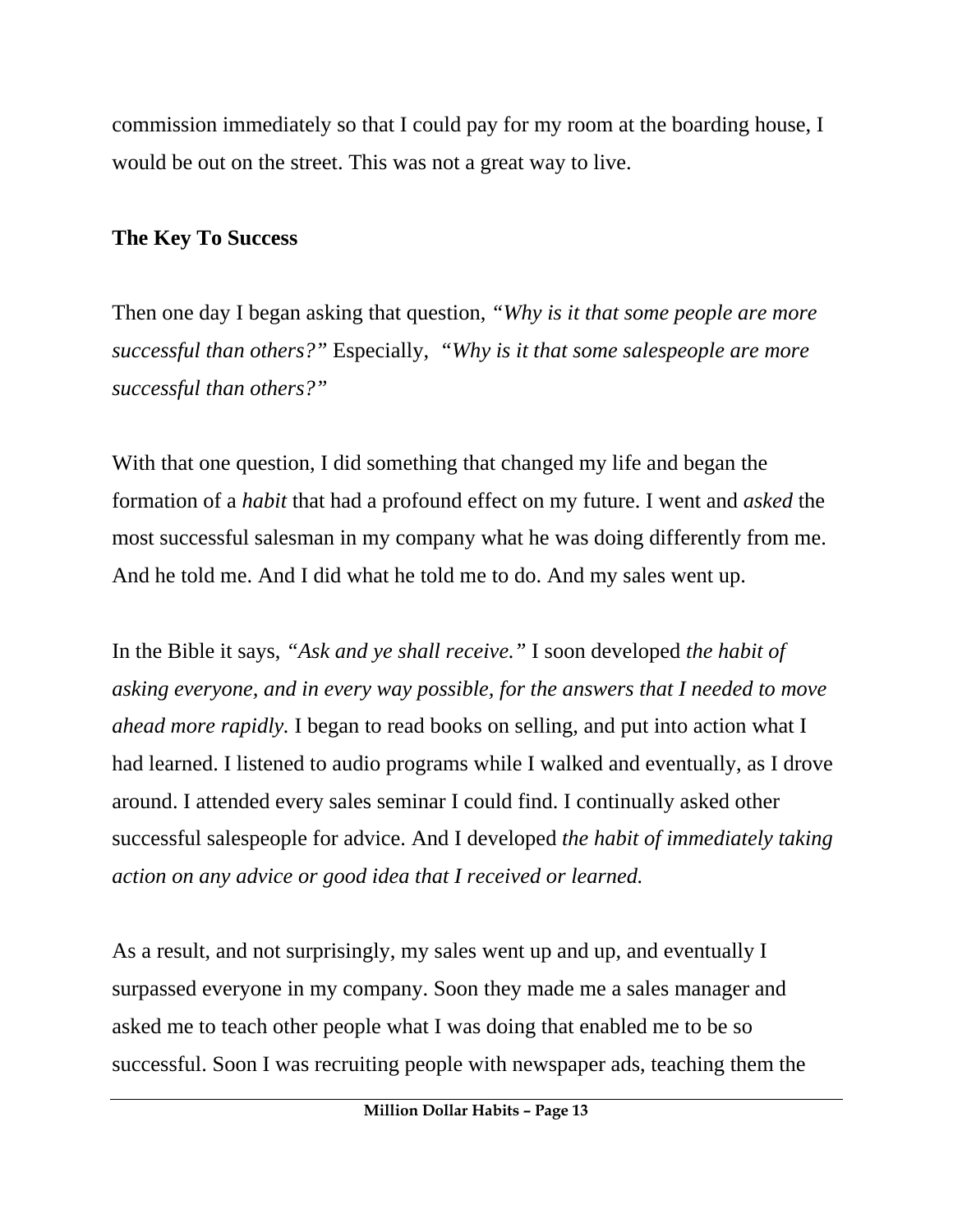commission immediately so that I could pay for my room at the boarding house, I would be out on the street. This was not a great way to live.

**The Key To Success**

Then one day I began asking that question, *"Why is it that some people are more successful than others?"* Especially, *"Why is it that some salespeople are more successful than others?"*

With that one question, I did something that changed my life and began the formation of a *habit* that had a profound effect on my future. I went and *asked* the most successful salesman in my company what he was doing differently from me. And he told me. And I did what he told me to do. And my sales went up.

In the Bible it says, *"Ask and ye shall receive."* I soon developed *the habit of asking everyone, and in every way possible, for the answers that I needed to move ahead more rapidly.* I began to read books on selling, and put into action what I had learned. I listened to audio programs while I walked and eventually, as I drove around. I attended every sales seminar I could find. I continually asked other successful salespeople for advice. And I developed *the habit of immediately taking action on any advice or good idea that I received or learned.*

As a result, and not surprisingly, my sales went up and up, and eventually I surpassed everyone in my company. Soon they made me a sales manager and asked me to teach other people what I was doing that enabled me to be so successful. Soon I was recruiting people with newspaper ads, teaching them the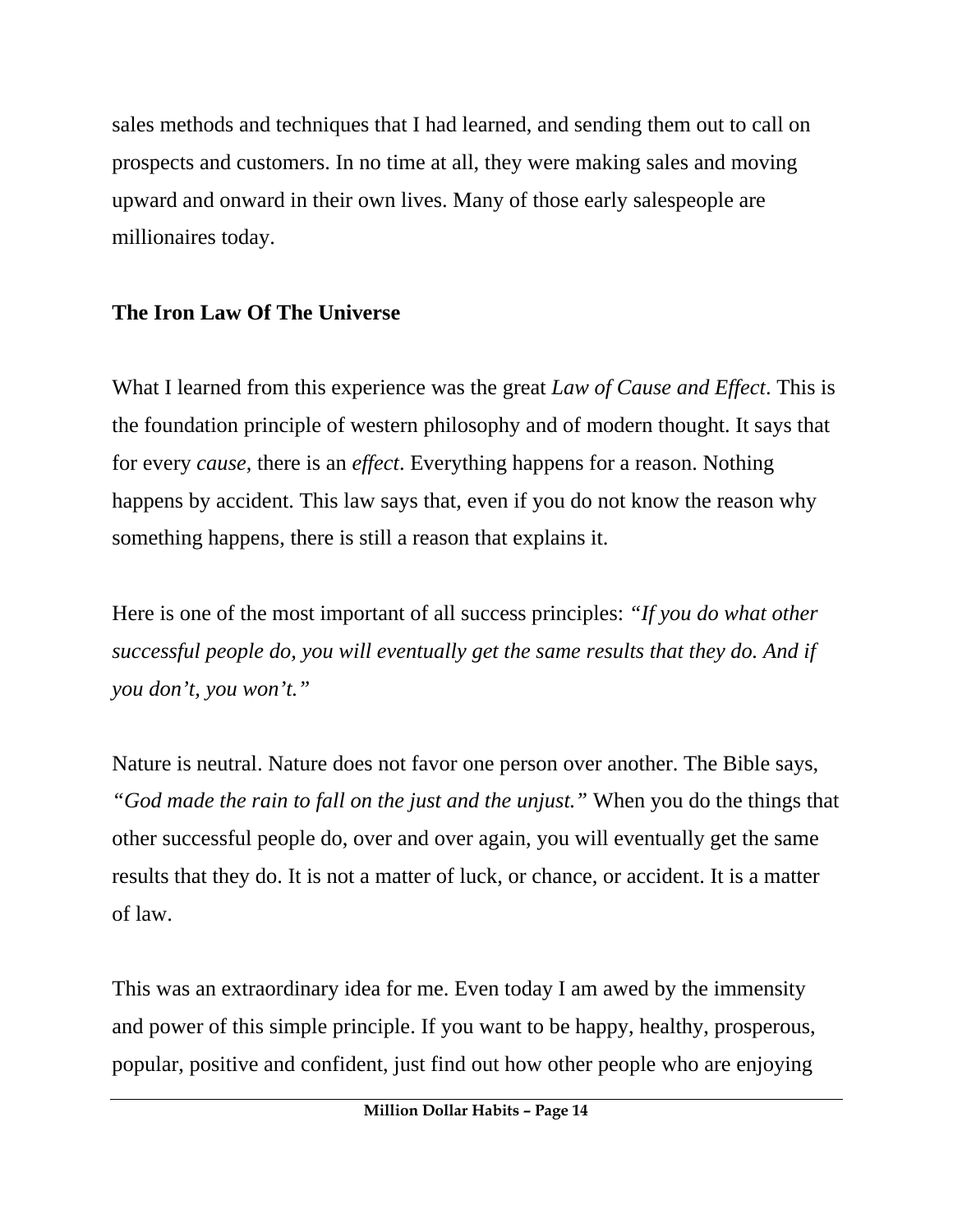sales methods and techniques that I had learned, and sending them out to call on prospects and customers. In no time at all, they were making sales and moving upward and onward in their own lives. Many of those early salespeople are millionaires today.

**The Iron Law Of The Universe**

What I learned from this experience was the great *Law of Cause and Effect*. This is the foundation principle of western philosophy and of modern thought. It says that for every *cause*, there is an *effect*. Everything happens for a reason. Nothing happens by accident. This law says that, even if you do not know the reason why something happens, there is still a reason that explains it.

Here is one of the most important of all success principles: *"If you do what other successful people do, you will eventually get the same results that they do. And if you don't, you won't."*

Nature is neutral. Nature does not favor one person over another. The Bible says, *"God made the rain to fall on the just and the unjust."* When you do the things that other successful people do, over and over again, you will eventually get the same results that they do. It is not a matter of luck, or chance, or accident. It is a matter of law.

This was an extraordinary idea for me. Even today I am awed by the immensity and power of this simple principle. If you want to be happy, healthy, prosperous, popular, positive and confident, just find out how other people who are enjoying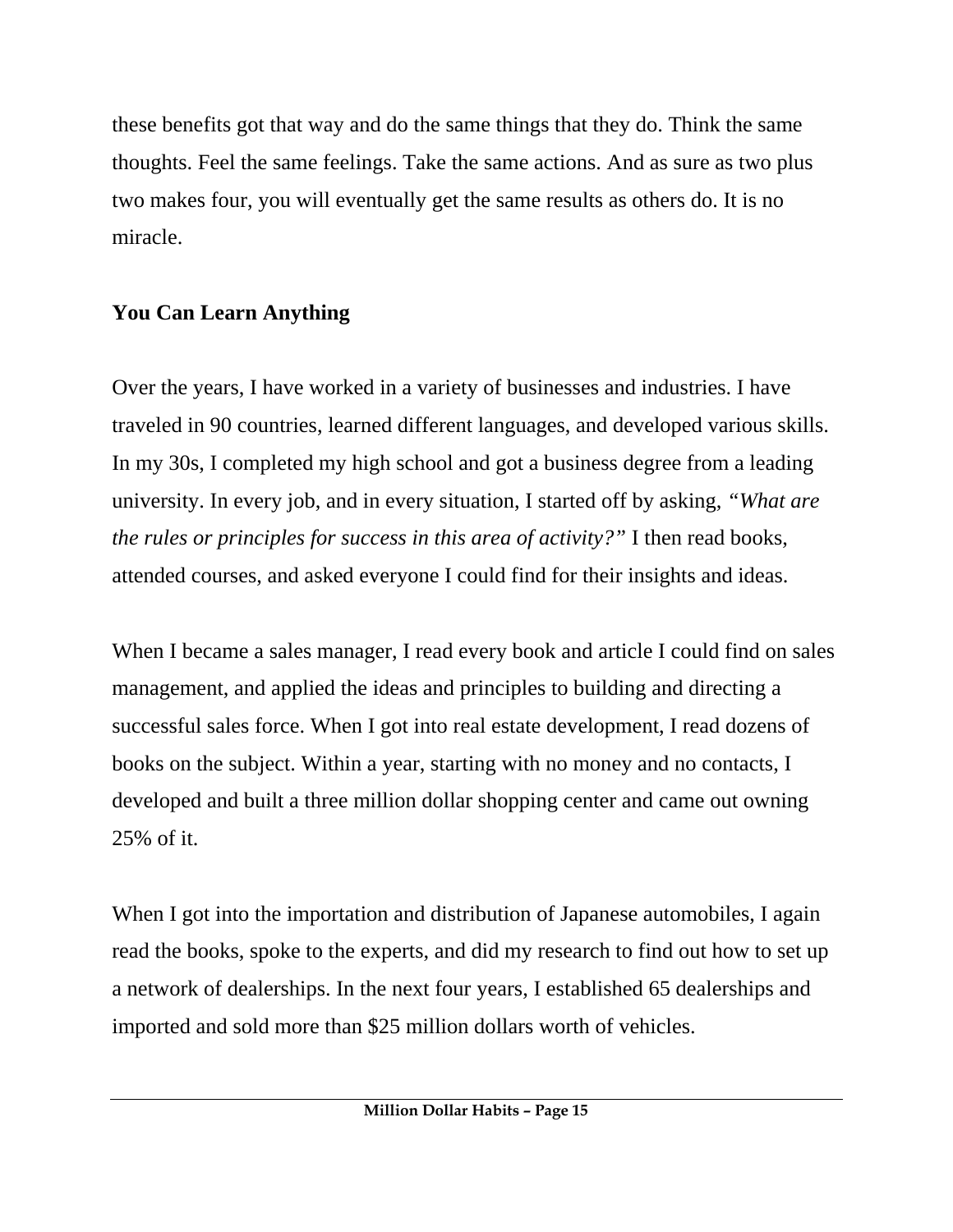these benefits got that way and do the same things that they do. Think the same thoughts. Feel the same feelings. Take the same actions. And as sure as two plus two makes four, you will eventually get the same results as others do. It is no miracle.

## You Can Learn Anything

Over the years, I have worked in a variety of businesses and industries. I have traveled in 90 countries, learned different languages, and developed various skills. In my 30s, I completed my high school and got a business degree from a leading university. In every job, and in every situation, I started off by asking, *"What are the rules or principles for success in this area of activity?"* I then read books, attended courses, and asked everyone I could find for their insights and ideas.

When I became a sales manager, I read every book and article I could find on sales management, and applied the ideas and principles to building and directing a successful sales force. When I got into real estate development, I read dozens of books on the subject. Within a year, starting with no money and no contacts, I developed and built a three million dollar shopping center and came out owning 25% of it.

When I got into the importation and distribution of Japanese automobiles, I again read the books, spoke to the experts, and did my research to find out how to set up a network of dealerships. In the next four years, I established 65 dealerships and imported and sold more than $25 million dollars worth of vehicles.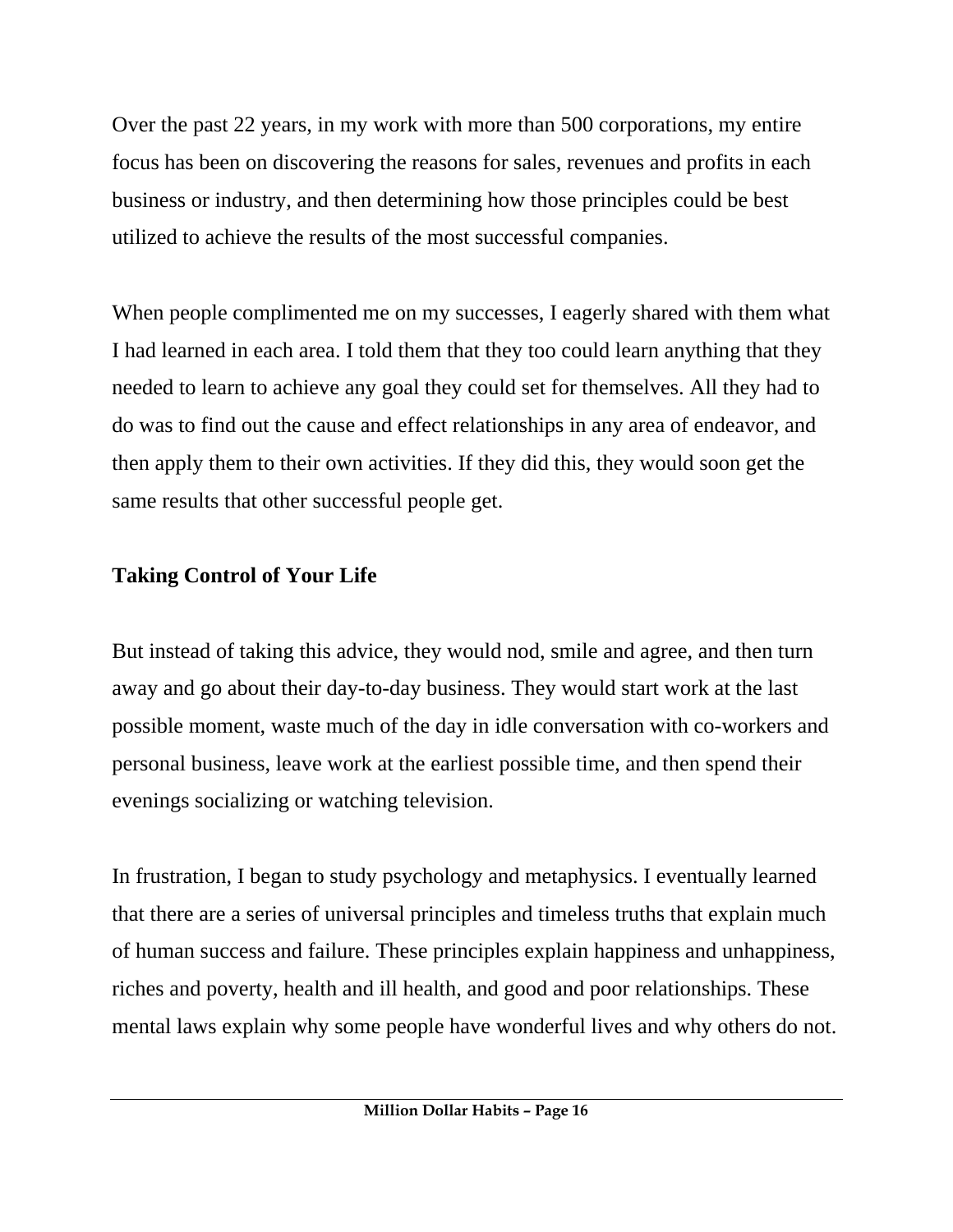Over the past 22 years, in my work with more than 500 corporations, my entire focus has been on discovering the reasons for sales, revenues and profits in each business or industry, and then determining how those principles could be best utilized to achieve the results of the most successful companies.

When people complimented me on my successes, I eagerly shared with them what I had learned in each area. I told them that they too could learn anything that they needed to learn to achieve any goal they could set for themselves. All they had to do was to find out the cause and effect relationships in any area of endeavor, and then apply them to their own activities. If they did this, they would soon get the same results that other successful people get.

## Taking Control of Your Life

But instead of taking this advice, they would nod, smile and agree, and then turn away and go about their day-to-day business. They would start work at the last possible moment, waste much of the day in idle conversation with co-workers and personal business, leave work at the earliest possible time, and then spend their evenings socializing or watching television.

In frustration, I began to study psychology and metaphysics. I eventually learned that there are a series of universal principles and timeless truths that explain much of human success and failure. These principles explain happiness and unhappiness, riches and poverty, health and ill health, and good and poor relationships. These mental laws explain why some people have wonderful lives and why others do not.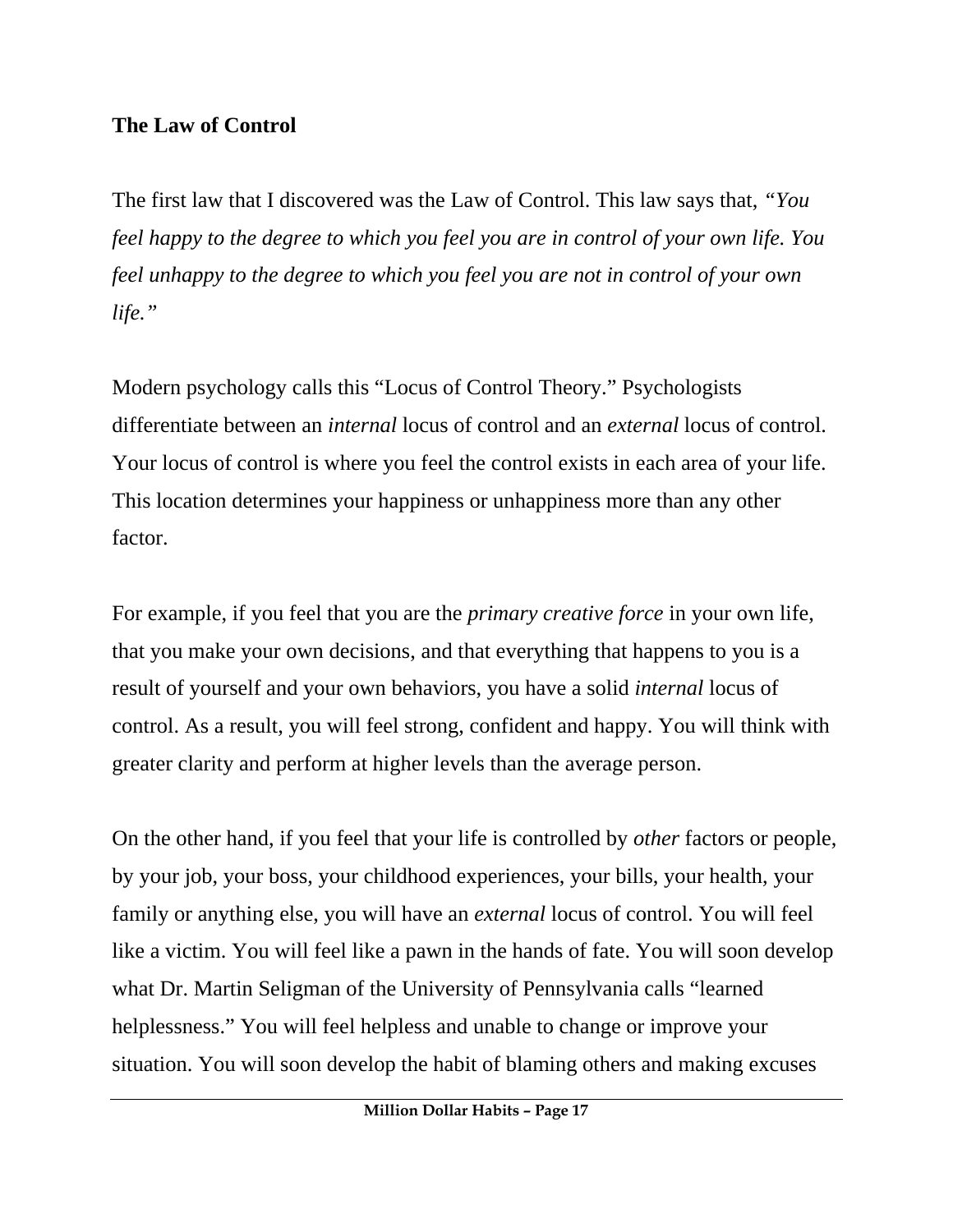**The Law of Control**

The first law that I discovered was the Law of Control. This law says that, *"You feel happy to the degree to which you feel you are in control of your own life. You feel unhappy to the degree to which you feel you are not in control of your own life."*

Modern psychology calls this "Locus of Control Theory." Psychologists differentiate between an *internal* locus of control and an *external* locus of control. Your locus of control is where you feel the control exists in each area of your life. This location determines your happiness or unhappiness more than any other factor.

For example, if you feel that you are the *primary creative force* in your own life, that you make your own decisions, and that everything that happens to you is a result of yourself and your own behaviors, you have a solid *internal* locus of control. As a result, you will feel strong, confident and happy. You will think with greater clarity and perform at higher levels than the average person.

On the other hand, if you feel that your life is controlled by *other* factors or people, by your job, your boss, your childhood experiences, your bills, your health, your family or anything else, you will have an *external* locus of control. You will feel like a victim. You will feel like a pawn in the hands of fate. You will soon develop what Dr. Martin Seligman of the University of Pennsylvania calls "learned helplessness." You will feel helpless and unable to change or improve your situation. You will soon develop the habit of blaming others and making excuses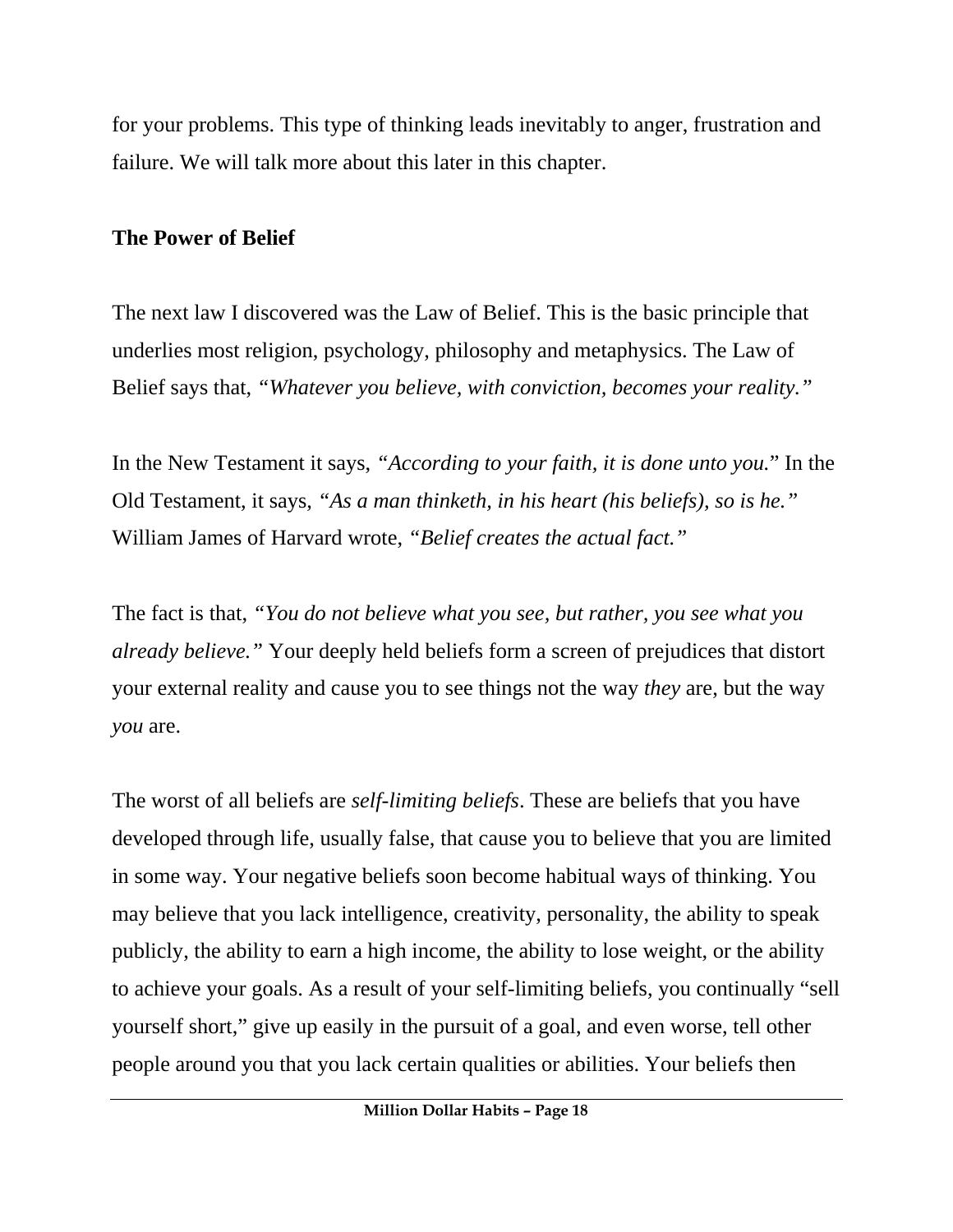for your problems. This type of thinking leads inevitably to anger, frustration and failure. We will talk more about this later in this chapter.

**The Power of Belief**

The next law I discovered was the Law of Belief. This is the basic principle that underlies most religion, psychology, philosophy and metaphysics. The Law of Belief says that, *"Whatever you believe, with conviction, becomes your reality."*

In the New Testament it says, *"According to your faith, it is done unto you."* In the Old Testament, it says, *"As a man thinketh, in his heart (his beliefs), so is he."* William James of Harvard wrote, *"Belief creates the actual fact."*

The fact is that, *"You do not believe what you see, but rather, you see what you already believe."* Your deeply held beliefs form a screen of prejudices that distort your external reality and cause you to see things not the way *they* are, but the way *you* are.

The worst of all beliefs are *self-limiting beliefs*. These are beliefs that you have developed through life, usually false, that cause you to believe that you are limited in some way. Your negative beliefs soon become habitual ways of thinking. You may believe that you lack intelligence, creativity, personality, the ability to speak publicly, the ability to earn a high income, the ability to lose weight, or the ability to achieve your goals. As a result of your self-limiting beliefs, you continually "sell yourself short," give up easily in the pursuit of a goal, and even worse, tell other people around you that you lack certain qualities or abilities. Your beliefs then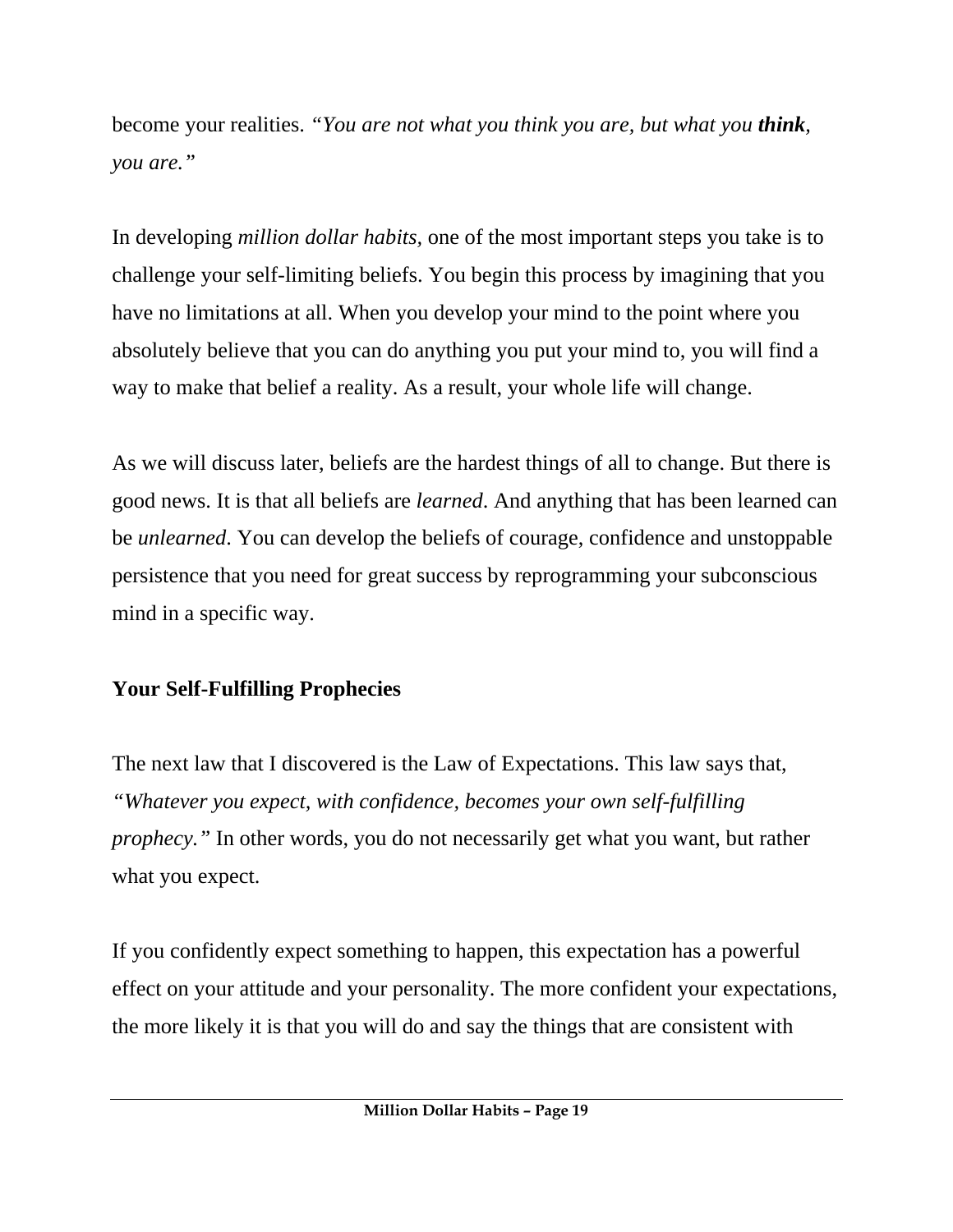become your realities. *"You are not what you think you are, but what you* ***think****, you are."*

In developing *million dollar habits,* one of the most important steps you take is to challenge your self-limiting beliefs. You begin this process by imagining that you have no limitations at all. When you develop your mind to the point where you absolutely believe that you can do anything you put your mind to, you will find a way to make that belief a reality. As a result, your whole life will change.

As we will discuss later, beliefs are the hardest things of all to change. But there is good news. It is that all beliefs are *learned*. And anything that has been learned can be *unlearned*. You can develop the beliefs of courage, confidence and unstoppable persistence that you need for great success by reprogramming your subconscious mind in a specific way.

**Your Self-Fulfilling Prophecies**

The next law that I discovered is the Law of Expectations. This law says that, *"Whatever you expect, with confidence, becomes your own self-fulfilling prophecy."* In other words, you do not necessarily get what you want, but rather what you expect.

If you confidently expect something to happen, this expectation has a powerful effect on your attitude and your personality. The more confident your expectations, the more likely it is that you will do and say the things that are consistent with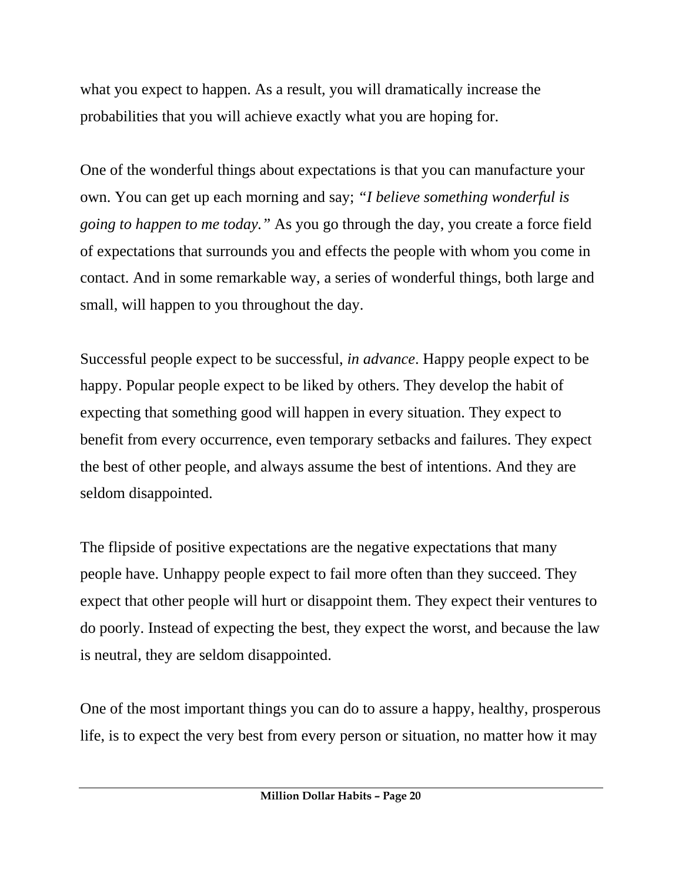what you expect to happen. As a result, you will dramatically increase the probabilities that you will achieve exactly what you are hoping for.

One of the wonderful things about expectations is that you can manufacture your own. You can get up each morning and say; *"I believe something wonderful is going to happen to me today."* As you go through the day, you create a force field of expectations that surrounds you and effects the people with whom you come in contact. And in some remarkable way, a series of wonderful things, both large and small, will happen to you throughout the day.

Successful people expect to be successful, *in advance*. Happy people expect to be happy. Popular people expect to be liked by others. They develop the habit of expecting that something good will happen in every situation. They expect to benefit from every occurrence, even temporary setbacks and failures. They expect the best of other people, and always assume the best of intentions. And they are seldom disappointed.

The flipside of positive expectations are the negative expectations that many people have. Unhappy people expect to fail more often than they succeed. They expect that other people will hurt or disappoint them. They expect their ventures to do poorly. Instead of expecting the best, they expect the worst, and because the law is neutral, they are seldom disappointed.

One of the most important things you can do to assure a happy, healthy, prosperous life, is to expect the very best from every person or situation, no matter how it may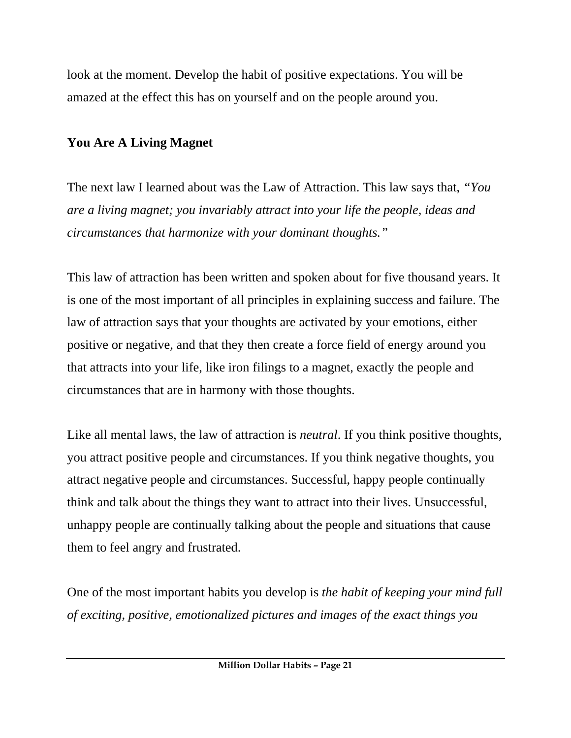look at the moment. Develop the habit of positive expectations. You will be amazed at the effect this has on yourself and on the people around you.

**You Are A Living Magnet**

The next law I learned about was the Law of Attraction. This law says that, *"You are a living magnet; you invariably attract into your life the people, ideas and circumstances that harmonize with your dominant thoughts."*

This law of attraction has been written and spoken about for five thousand years. It is one of the most important of all principles in explaining success and failure. The law of attraction says that your thoughts are activated by your emotions, either positive or negative, and that they then create a force field of energy around you that attracts into your life, like iron filings to a magnet, exactly the people and circumstances that are in harmony with those thoughts.

Like all mental laws, the law of attraction is *neutral*. If you think positive thoughts, you attract positive people and circumstances. If you think negative thoughts, you attract negative people and circumstances. Successful, happy people continually think and talk about the things they want to attract into their lives. Unsuccessful, unhappy people are continually talking about the people and situations that cause them to feel angry and frustrated.

One of the most important habits you develop is *the habit of keeping your mind full of exciting, positive, emotionalized pictures and images of the exact things you*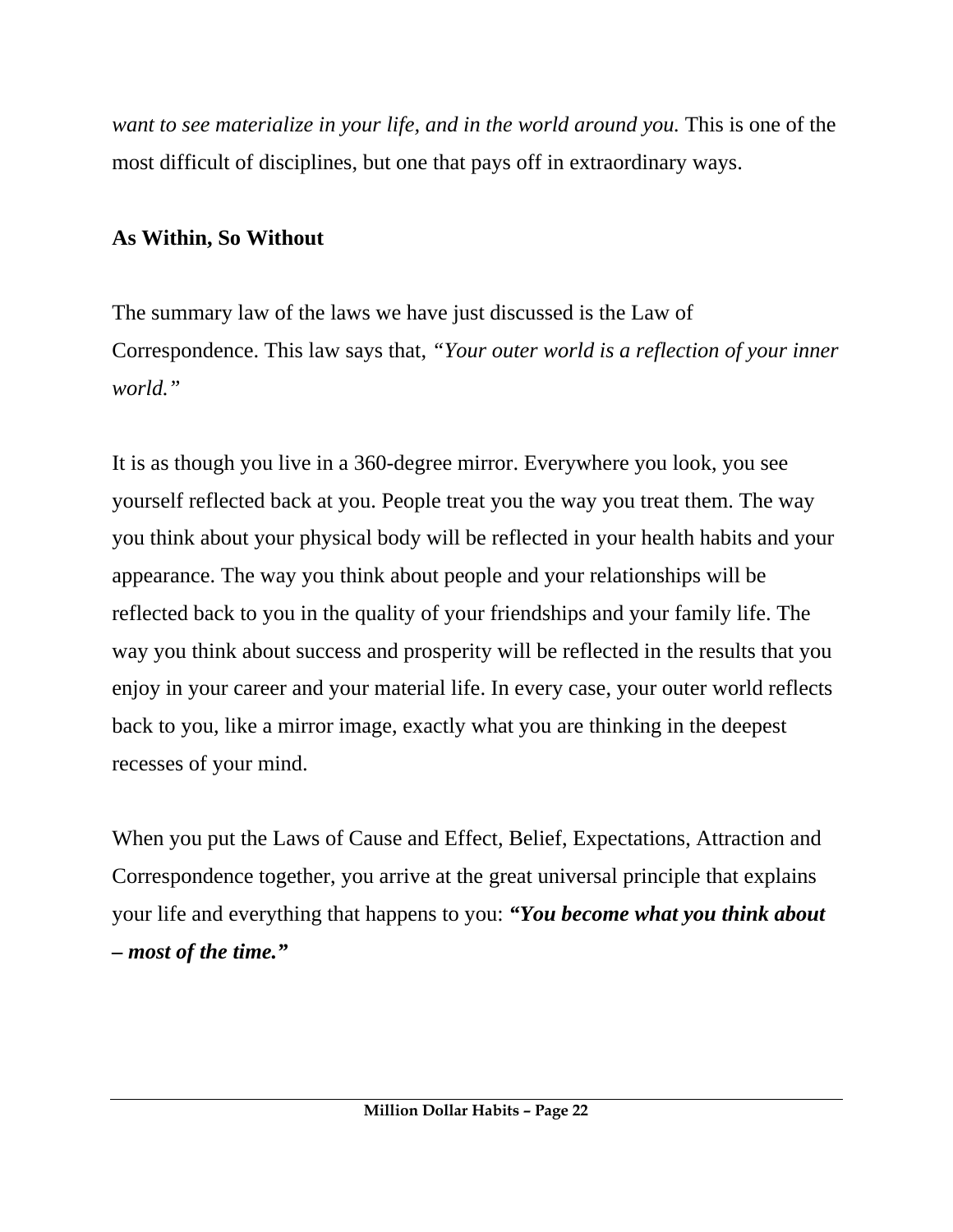*want to see materialize in your life, and in the world around you.* This is one of the most difficult of disciplines, but one that pays off in extraordinary ways.

**As Within, So Without**

The summary law of the laws we have just discussed is the Law of Correspondence. This law says that, *"Your outer world is a reflection of your inner world."*

It is as though you live in a 360-degree mirror. Everywhere you look, you see yourself reflected back at you. People treat you the way you treat them. The way you think about your physical body will be reflected in your health habits and your appearance. The way you think about people and your relationships will be reflected back to you in the quality of your friendships and your family life. The way you think about success and prosperity will be reflected in the results that you enjoy in your career and your material life. In every case, your outer world reflects back to you, like a mirror image, exactly what you are thinking in the deepest recesses of your mind.

When you put the Laws of Cause and Effect, Belief, Expectations, Attraction and Correspondence together, you arrive at the great universal principle that explains your life and everything that happens to you: ***"You become what you think about – most of the time."***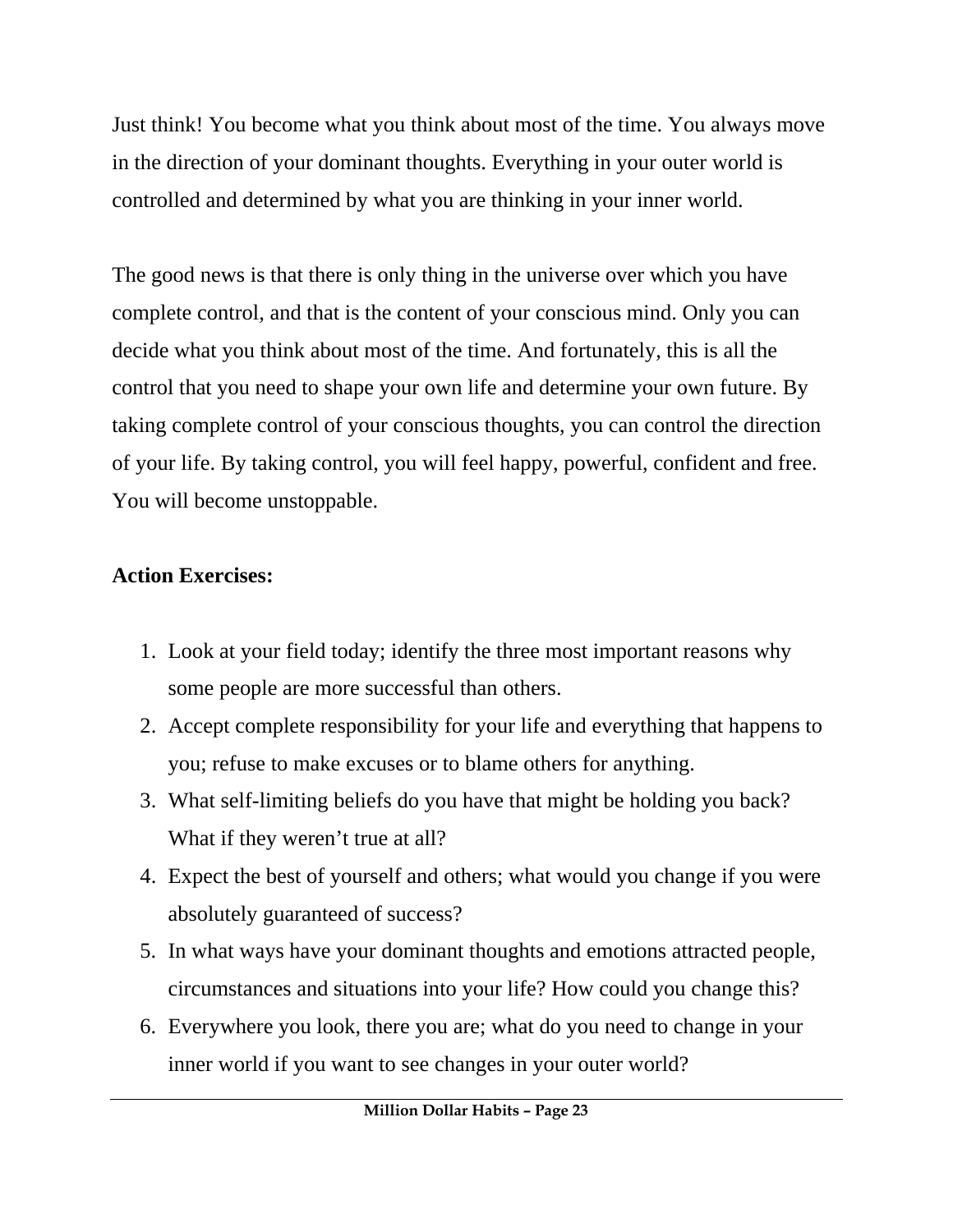Just think! You become what you think about most of the time. You always move in the direction of your dominant thoughts. Everything in your outer world is controlled and determined by what you are thinking in your inner world.

The good news is that there is only thing in the universe over which you have complete control, and that is the content of your conscious mind. Only you can decide what you think about most of the time. And fortunately, this is all the control that you need to shape your own life and determine your own future. By taking complete control of your conscious thoughts, you can control the direction of your life. By taking control, you will feel happy, powerful, confident and free. You will become unstoppable.

**Action Exercises:**

1. Look at your field today; identify the three most important reasons why some people are more successful than others.
2. Accept complete responsibility for your life and everything that happens to you; refuse to make excuses or to blame others for anything.
3. What self-limiting beliefs do you have that might be holding you back? What if they weren't true at all?
4. Expect the best of yourself and others; what would you change if you were absolutely guaranteed of success?
5. In what ways have your dominant thoughts and emotions attracted people, circumstances and situations into your life? How could you change this?
6. Everywhere you look, there you are; what do you need to change in your inner world if you want to see changes in your outer world?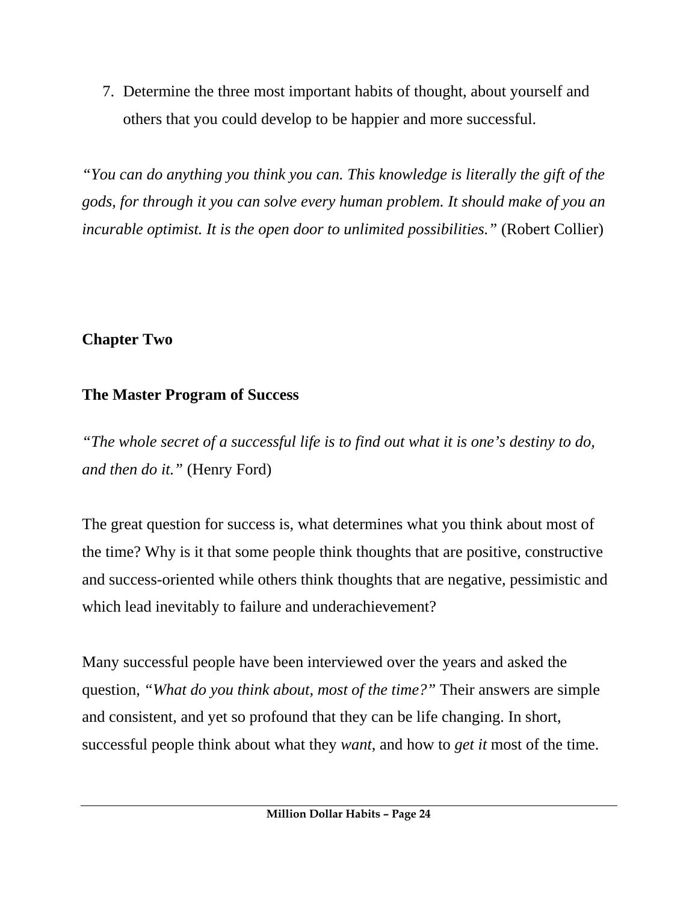7. Determine the three most important habits of thought, about yourself and others that you could develop to be happier and more successful.

*"You can do anything you think you can. This knowledge is literally the gift of the gods, for through it you can solve every human problem. It should make of you an incurable optimist. It is the open door to unlimited possibilities."* (Robert Collier)

## Chapter Two

## The Master Program of Success

*"The whole secret of a successful life is to find out what it is one's destiny to do, and then do it."* (Henry Ford)

The great question for success is, what determines what you think about most of the time? Why is it that some people think thoughts that are positive, constructive and success-oriented while others think thoughts that are negative, pessimistic and which lead inevitably to failure and underachievement?

Many successful people have been interviewed over the years and asked the question, *"What do you think about, most of the time?"* Their answers are simple and consistent, and yet so profound that they can be life changing. In short, successful people think about what they *want*, and how to *get it* most of the time.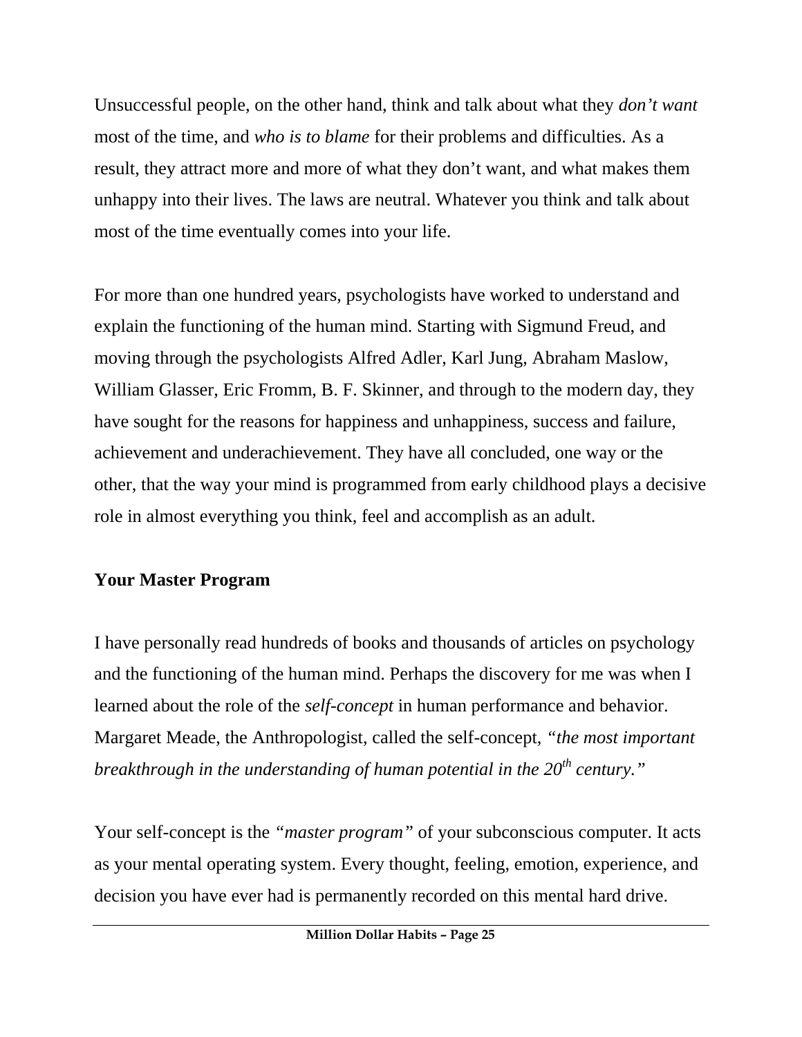Unsuccessful people, on the other hand, think and talk about what they *don't want* most of the time, and *who is to blame* for their problems and difficulties. As a result, they attract more and more of what they don't want, and what makes them unhappy into their lives. The laws are neutral. Whatever you think and talk about most of the time eventually comes into your life.

For more than one hundred years, psychologists have worked to understand and explain the functioning of the human mind. Starting with Sigmund Freud, and moving through the psychologists Alfred Adler, Karl Jung, Abraham Maslow, William Glasser, Eric Fromm, B. F. Skinner, and through to the modern day, they have sought for the reasons for happiness and unhappiness, success and failure, achievement and underachievement. They have all concluded, one way or the other, that the way your mind is programmed from early childhood plays a decisive role in almost everything you think, feel and accomplish as an adult.

## Your Master Program

I have personally read hundreds of books and thousands of articles on psychology and the functioning of the human mind. Perhaps the discovery for me was when I learned about the role of the *self-concept* in human performance and behavior. Margaret Meade, the Anthropologist, called the self-concept, *"the most important breakthrough in the understanding of human potential in the 20th century."*

Your self-concept is the *"master program"* of your subconscious computer. It acts as your mental operating system. Every thought, feeling, emotion, experience, and decision you have ever had is permanently recorded on this mental hard drive.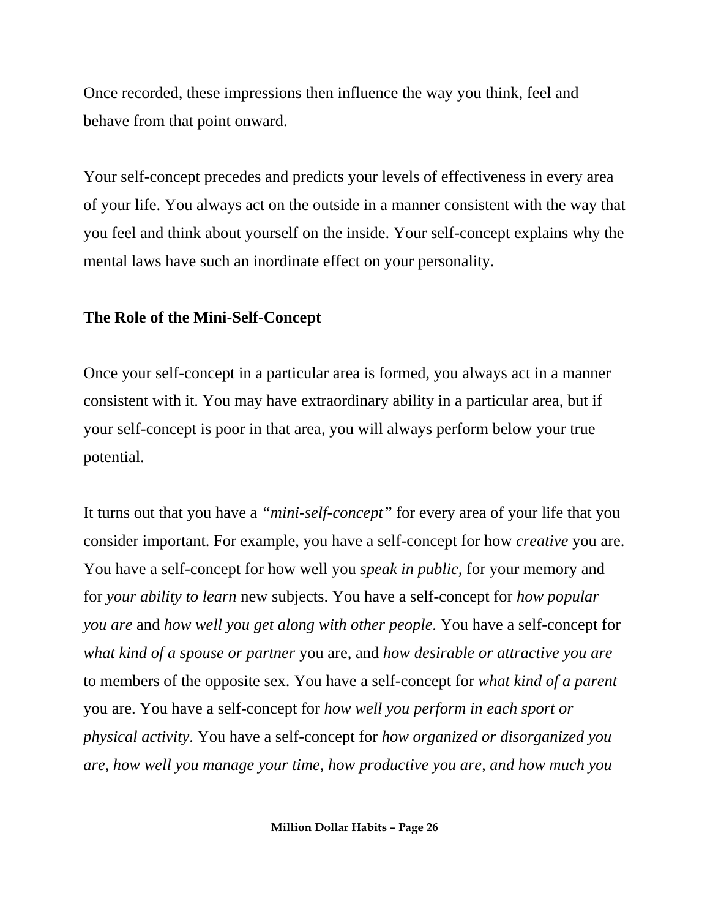Once recorded, these impressions then influence the way you think, feel and behave from that point onward.

Your self-concept precedes and predicts your levels of effectiveness in every area of your life. You always act on the outside in a manner consistent with the way that you feel and think about yourself on the inside. Your self-concept explains why the mental laws have such an inordinate effect on your personality.

**The Role of the Mini-Self-Concept**

Once your self-concept in a particular area is formed, you always act in a manner consistent with it. You may have extraordinary ability in a particular area, but if your self-concept is poor in that area, you will always perform below your true potential.

It turns out that you have a *"mini-self-concept"* for every area of your life that you consider important. For example, you have a self-concept for how *creative* you are. You have a self-concept for how well you *speak in public*, for your memory and for *your ability to learn* new subjects. You have a self-concept for *how popular you are* and *how well you get along with other people*. You have a self-concept for *what kind of a spouse or partner* you are, and *how desirable or attractive you are* to members of the opposite sex. You have a self-concept for *what kind of a parent* you are. You have a self-concept for *how well you perform in each sport or physical activity*. You have a self-concept for *how organized or disorganized you are*, *how well you manage your time, how productive you are, and how much you*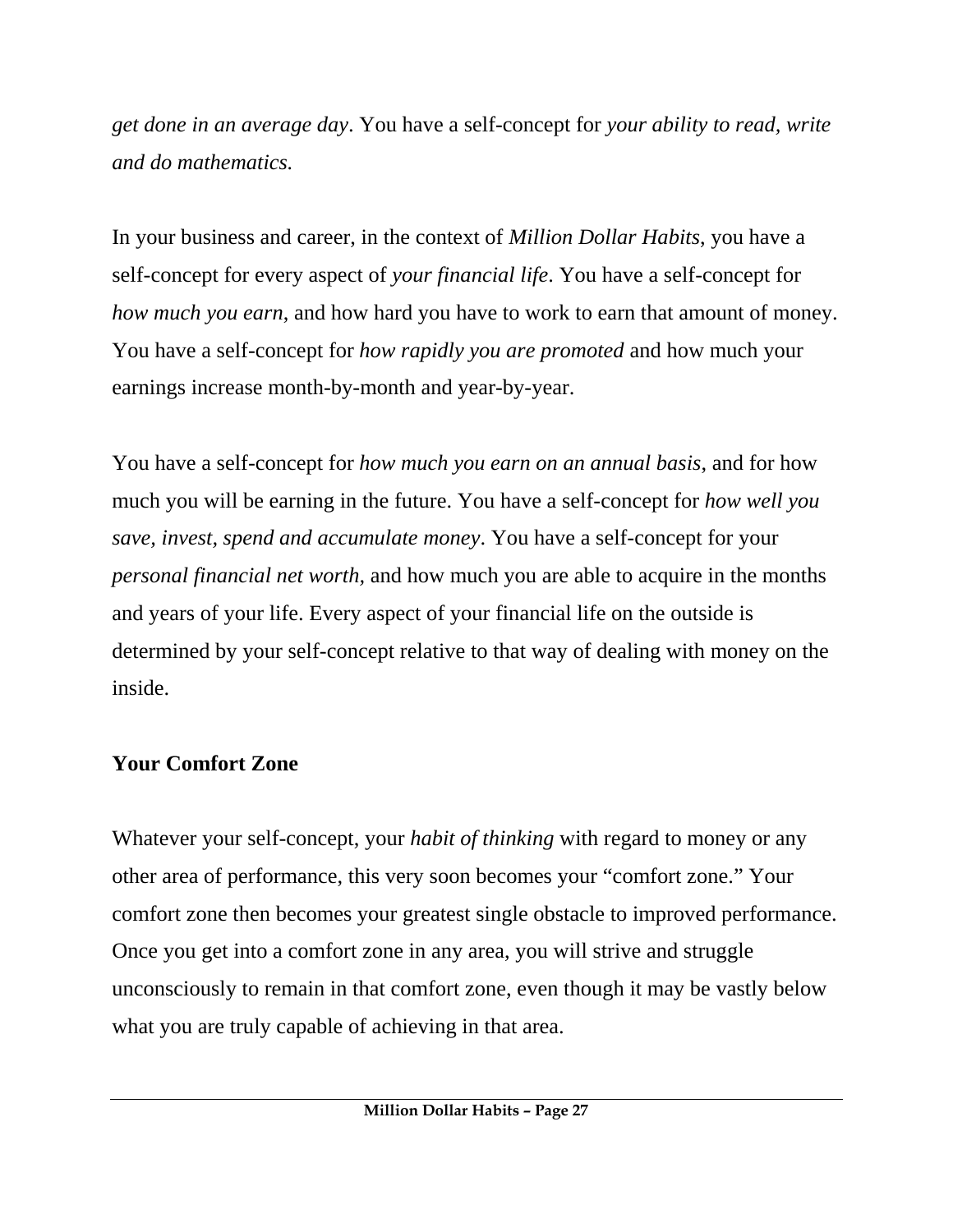*get done in an average day*. You have a self-concept for *your ability to read, write and do mathematics.*

In your business and career, in the context of *Million Dollar Habits*, you have a self-concept for every aspect of *your financial life*. You have a self-concept for *how much you earn*, and how hard you have to work to earn that amount of money. You have a self-concept for *how rapidly you are promoted* and how much your earnings increase month-by-month and year-by-year.

You have a self-concept for *how much you earn on an annual basis*, and for how much you will be earning in the future. You have a self-concept for *how well you save, invest, spend and accumulate money*. You have a self-concept for your *personal financial net worth,* and how much you are able to acquire in the months and years of your life. Every aspect of your financial life on the outside is determined by your self-concept relative to that way of dealing with money on the inside.

## Your Comfort Zone

Whatever your self-concept, your *habit of thinking* with regard to money or any other area of performance, this very soon becomes your "comfort zone." Your comfort zone then becomes your greatest single obstacle to improved performance. Once you get into a comfort zone in any area, you will strive and struggle unconsciously to remain in that comfort zone, even though it may be vastly below what you are truly capable of achieving in that area.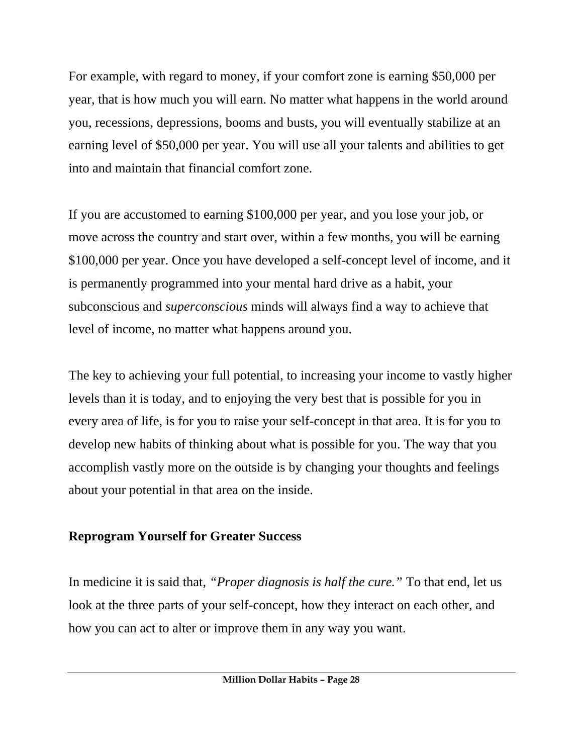For example, with regard to money, if your comfort zone is earning $50,000 per year, that is how much you will earn. No matter what happens in the world around you, recessions, depressions, booms and busts, you will eventually stabilize at an earning level of $50,000 per year. You will use all your talents and abilities to get into and maintain that financial comfort zone.

If you are accustomed to earning $100,000 per year, and you lose your job, or move across the country and start over, within a few months, you will be earning $100,000 per year. Once you have developed a self-concept level of income, and it is permanently programmed into your mental hard drive as a habit, your subconscious and *superconscious* minds will always find a way to achieve that level of income, no matter what happens around you.

The key to achieving your full potential, to increasing your income to vastly higher levels than it is today, and to enjoying the very best that is possible for you in every area of life, is for you to raise your self-concept in that area. It is for you to develop new habits of thinking about what is possible for you. The way that you accomplish vastly more on the outside is by changing your thoughts and feelings about your potential in that area on the inside.

## Reprogram Yourself for Greater Success

In medicine it is said that, *"Proper diagnosis is half the cure."* To that end, let us look at the three parts of your self-concept, how they interact on each other, and how you can act to alter or improve them in any way you want.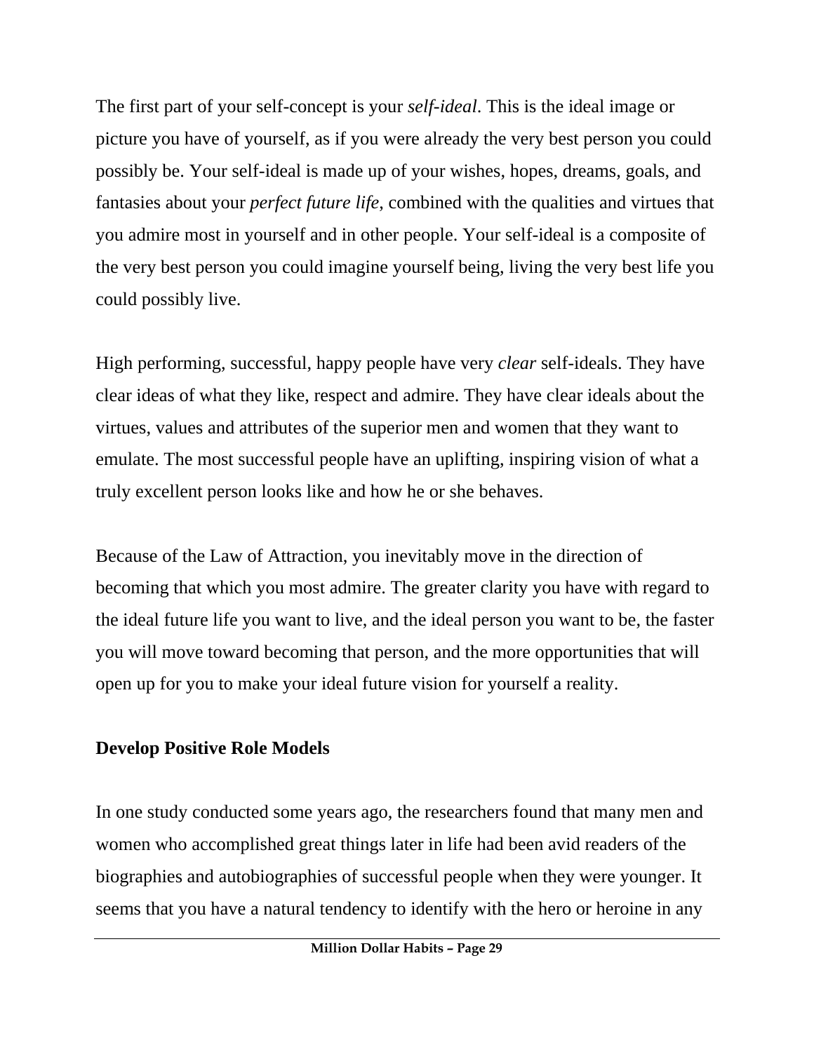The first part of your self-concept is your *self-ideal*. This is the ideal image or picture you have of yourself, as if you were already the very best person you could possibly be. Your self-ideal is made up of your wishes, hopes, dreams, goals, and fantasies about your *perfect future life*, combined with the qualities and virtues that you admire most in yourself and in other people. Your self-ideal is a composite of the very best person you could imagine yourself being, living the very best life you could possibly live.

High performing, successful, happy people have very *clear* self-ideals. They have clear ideas of what they like, respect and admire. They have clear ideals about the virtues, values and attributes of the superior men and women that they want to emulate. The most successful people have an uplifting, inspiring vision of what a truly excellent person looks like and how he or she behaves.

Because of the Law of Attraction, you inevitably move in the direction of becoming that which you most admire. The greater clarity you have with regard to the ideal future life you want to live, and the ideal person you want to be, the faster you will move toward becoming that person, and the more opportunities that will open up for you to make your ideal future vision for yourself a reality.

**Develop Positive Role Models**

In one study conducted some years ago, the researchers found that many men and women who accomplished great things later in life had been avid readers of the biographies and autobiographies of successful people when they were younger. It seems that you have a natural tendency to identify with the hero or heroine in any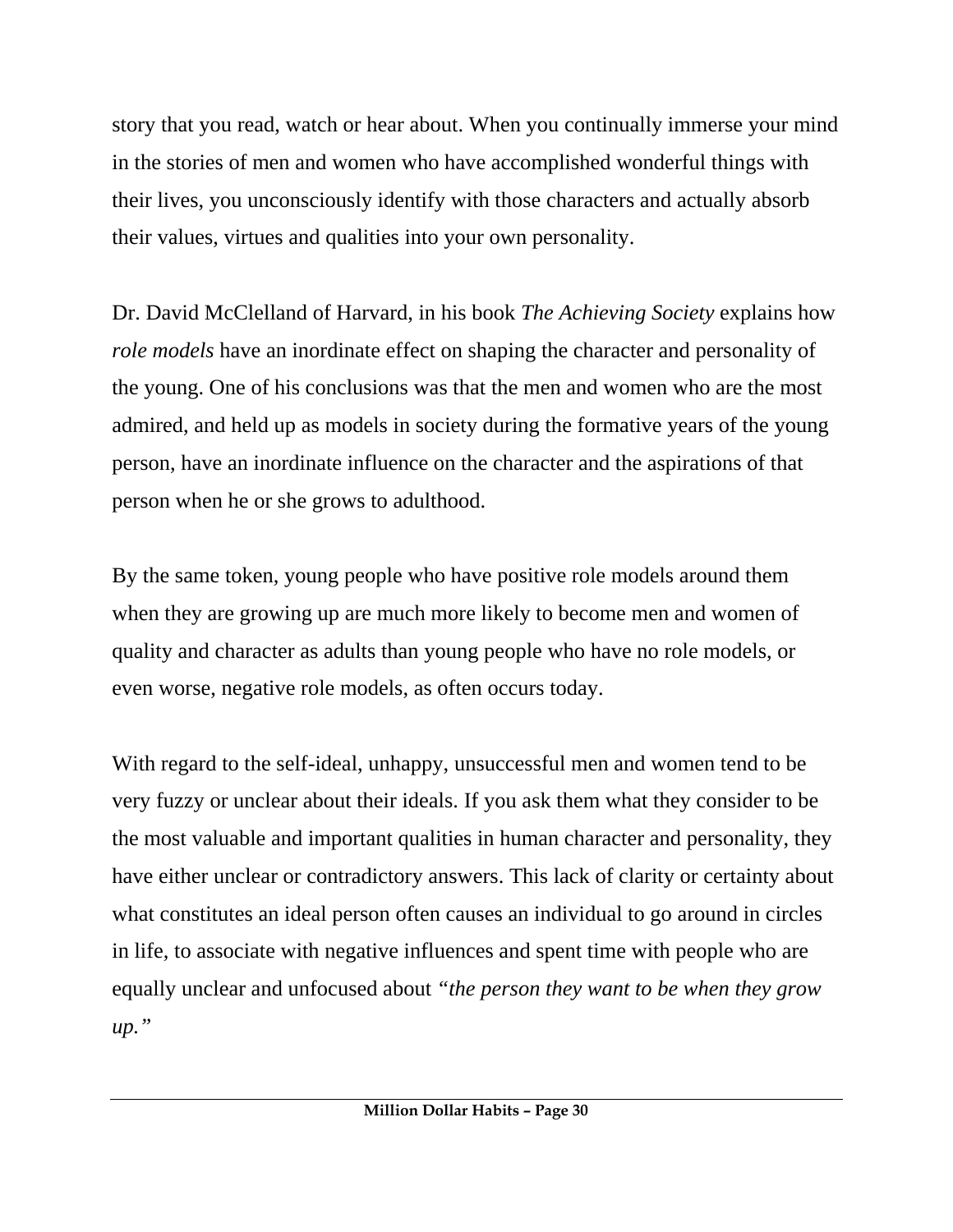story that you read, watch or hear about. When you continually immerse your mind in the stories of men and women who have accomplished wonderful things with their lives, you unconsciously identify with those characters and actually absorb their values, virtues and qualities into your own personality.

Dr. David McClelland of Harvard, in his book *The Achieving Society* explains how *role models* have an inordinate effect on shaping the character and personality of the young. One of his conclusions was that the men and women who are the most admired, and held up as models in society during the formative years of the young person, have an inordinate influence on the character and the aspirations of that person when he or she grows to adulthood.

By the same token, young people who have positive role models around them when they are growing up are much more likely to become men and women of quality and character as adults than young people who have no role models, or even worse, negative role models, as often occurs today.

With regard to the self-ideal, unhappy, unsuccessful men and women tend to be very fuzzy or unclear about their ideals. If you ask them what they consider to be the most valuable and important qualities in human character and personality, they have either unclear or contradictory answers. This lack of clarity or certainty about what constitutes an ideal person often causes an individual to go around in circles in life, to associate with negative influences and spent time with people who are equally unclear and unfocused about *"the person they want to be when they grow up."*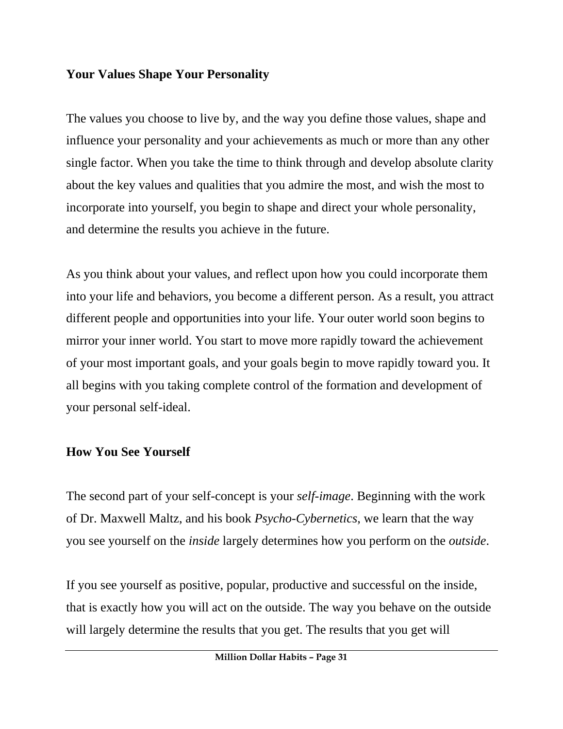## Your Values Shape Your Personality

The values you choose to live by, and the way you define those values, shape and influence your personality and your achievements as much or more than any other single factor. When you take the time to think through and develop absolute clarity about the key values and qualities that you admire the most, and wish the most to incorporate into yourself, you begin to shape and direct your whole personality, and determine the results you achieve in the future.

As you think about your values, and reflect upon how you could incorporate them into your life and behaviors, you become a different person. As a result, you attract different people and opportunities into your life. Your outer world soon begins to mirror your inner world. You start to move more rapidly toward the achievement of your most important goals, and your goals begin to move rapidly toward you. It all begins with you taking complete control of the formation and development of your personal self-ideal.

## How You See Yourself

The second part of your self-concept is your *self-image*. Beginning with the work of Dr. Maxwell Maltz, and his book *Psycho-Cybernetics*, we learn that the way you see yourself on the *inside* largely determines how you perform on the *outside*.

If you see yourself as positive, popular, productive and successful on the inside, that is exactly how you will act on the outside. The way you behave on the outside will largely determine the results that you get. The results that you get will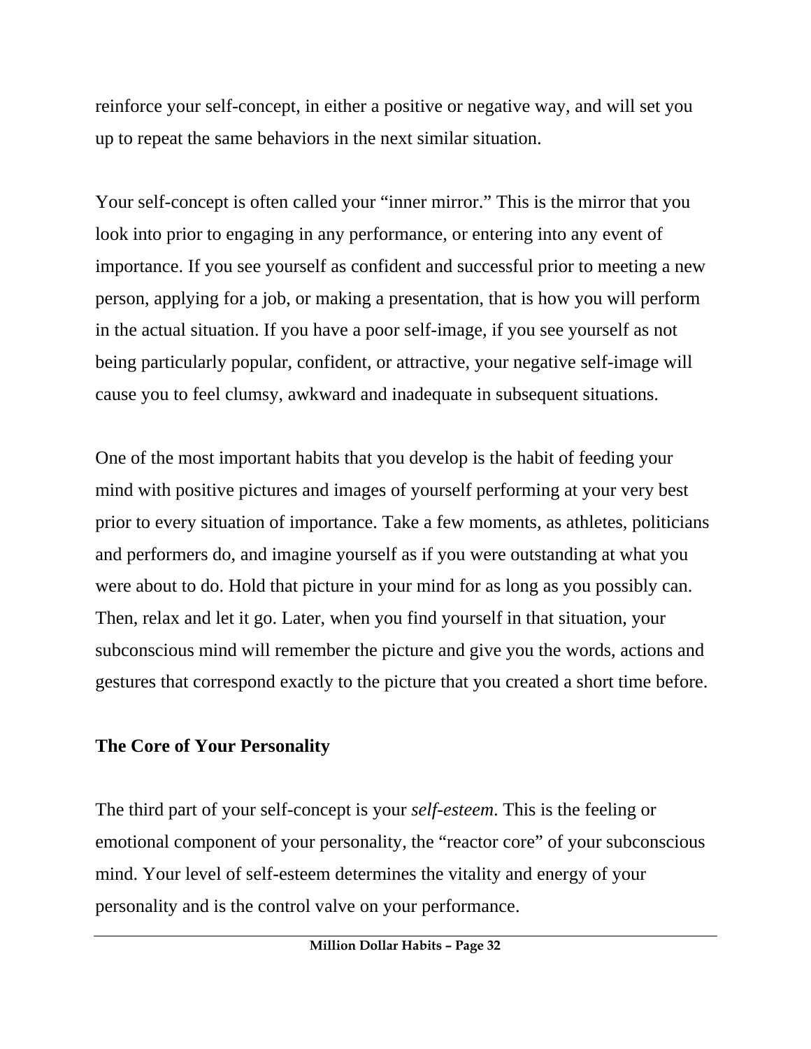reinforce your self-concept, in either a positive or negative way, and will set you up to repeat the same behaviors in the next similar situation.

Your self-concept is often called your "inner mirror." This is the mirror that you look into prior to engaging in any performance, or entering into any event of importance. If you see yourself as confident and successful prior to meeting a new person, applying for a job, or making a presentation, that is how you will perform in the actual situation. If you have a poor self-image, if you see yourself as not being particularly popular, confident, or attractive, your negative self-image will cause you to feel clumsy, awkward and inadequate in subsequent situations.

One of the most important habits that you develop is the habit of feeding your mind with positive pictures and images of yourself performing at your very best prior to every situation of importance. Take a few moments, as athletes, politicians and performers do, and imagine yourself as if you were outstanding at what you were about to do. Hold that picture in your mind for as long as you possibly can. Then, relax and let it go. Later, when you find yourself in that situation, your subconscious mind will remember the picture and give you the words, actions and gestures that correspond exactly to the picture that you created a short time before.

## The Core of Your Personality

The third part of your self-concept is your *self-esteem*. This is the feeling or emotional component of your personality, the "reactor core" of your subconscious mind. Your level of self-esteem determines the vitality and energy of your personality and is the control valve on your performance.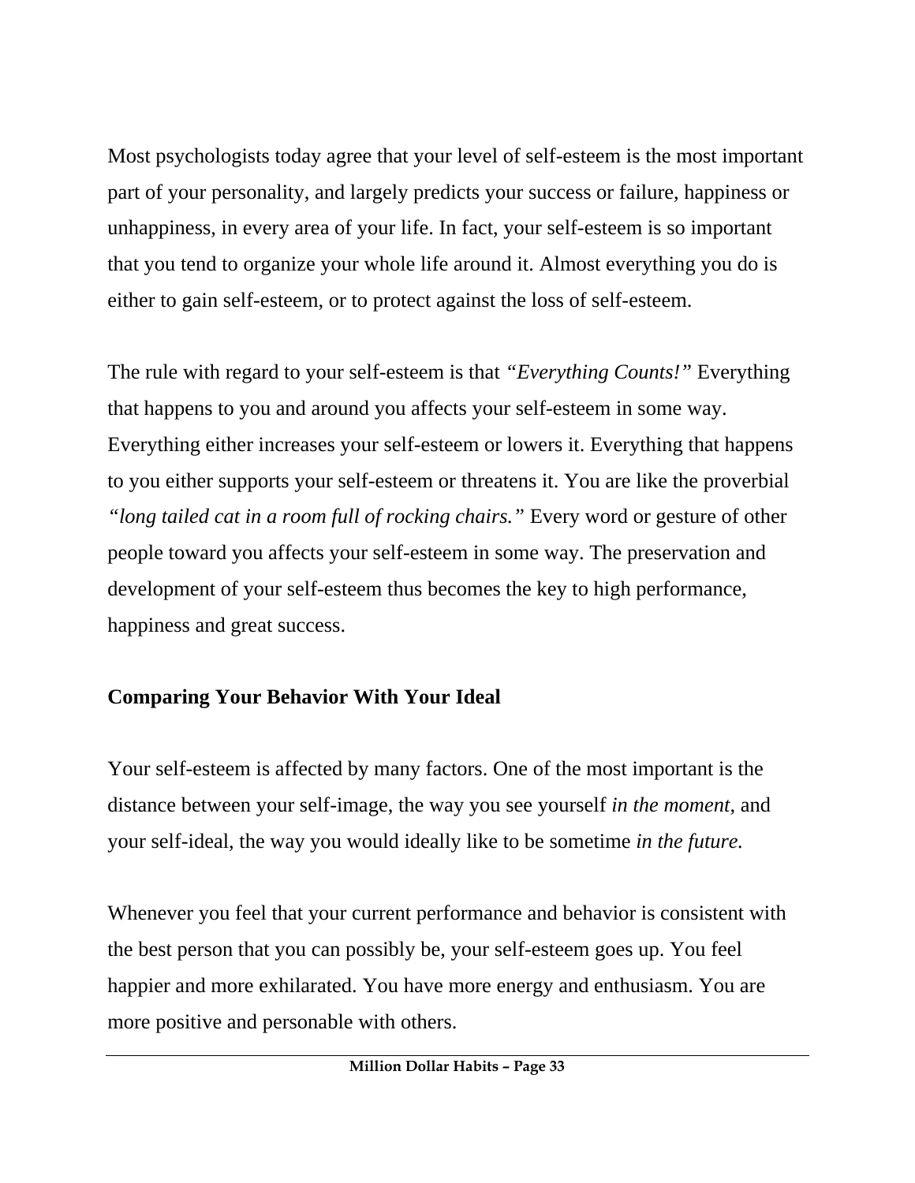Most psychologists today agree that your level of self-esteem is the most important part of your personality, and largely predicts your success or failure, happiness or unhappiness, in every area of your life. In fact, your self-esteem is so important that you tend to organize your whole life around it. Almost everything you do is either to gain self-esteem, or to protect against the loss of self-esteem.

The rule with regard to your self-esteem is that *"Everything Counts!"* Everything that happens to you and around you affects your self-esteem in some way. Everything either increases your self-esteem or lowers it. Everything that happens to you either supports your self-esteem or threatens it. You are like the proverbial *"long tailed cat in a room full of rocking chairs."* Every word or gesture of other people toward you affects your self-esteem in some way. The preservation and development of your self-esteem thus becomes the key to high performance, happiness and great success.

## Comparing Your Behavior With Your Ideal

Your self-esteem is affected by many factors. One of the most important is the distance between your self-image, the way you see yourself *in the moment*, and your self-ideal, the way you would ideally like to be sometime *in the future.*

Whenever you feel that your current performance and behavior is consistent with the best person that you can possibly be, your self-esteem goes up. You feel happier and more exhilarated. You have more energy and enthusiasm. You are more positive and personable with others.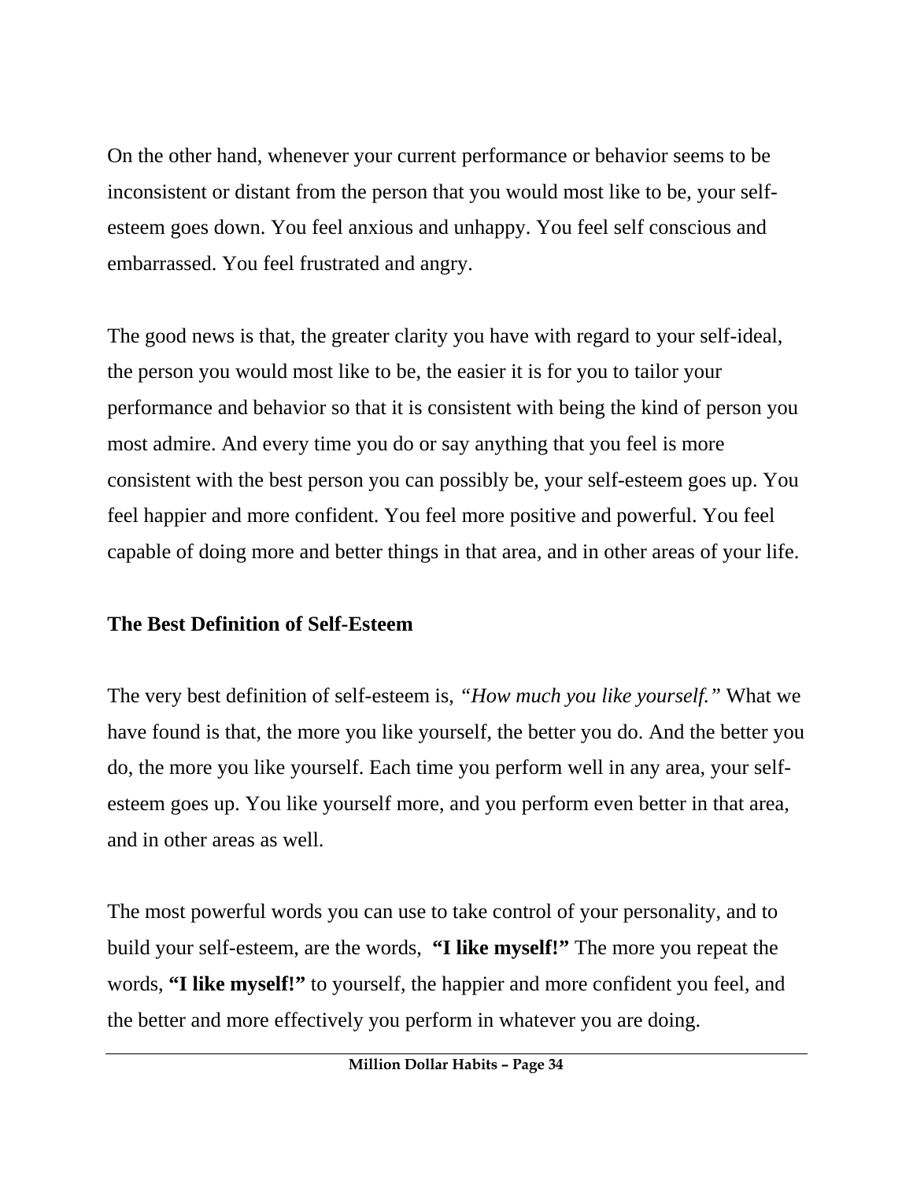On the other hand, whenever your current performance or behavior seems to be inconsistent or distant from the person that you would most like to be, your self-esteem goes down. You feel anxious and unhappy. You feel self conscious and embarrassed. You feel frustrated and angry.

The good news is that, the greater clarity you have with regard to your self-ideal, the person you would most like to be, the easier it is for you to tailor your performance and behavior so that it is consistent with being the kind of person you most admire. And every time you do or say anything that you feel is more consistent with the best person you can possibly be, your self-esteem goes up. You feel happier and more confident. You feel more positive and powerful. You feel capable of doing more and better things in that area, and in other areas of your life.

**The Best Definition of Self-Esteem**

The very best definition of self-esteem is, *"How much you like yourself."* What we have found is that, the more you like yourself, the better you do. And the better you do, the more you like yourself. Each time you perform well in any area, your self-esteem goes up. You like yourself more, and you perform even better in that area, and in other areas as well.

The most powerful words you can use to take control of your personality, and to build your self-esteem, are the words, **"I like myself!"** The more you repeat the words, **"I like myself!"** to yourself, the happier and more confident you feel, and the better and more effectively you perform in whatever you are doing.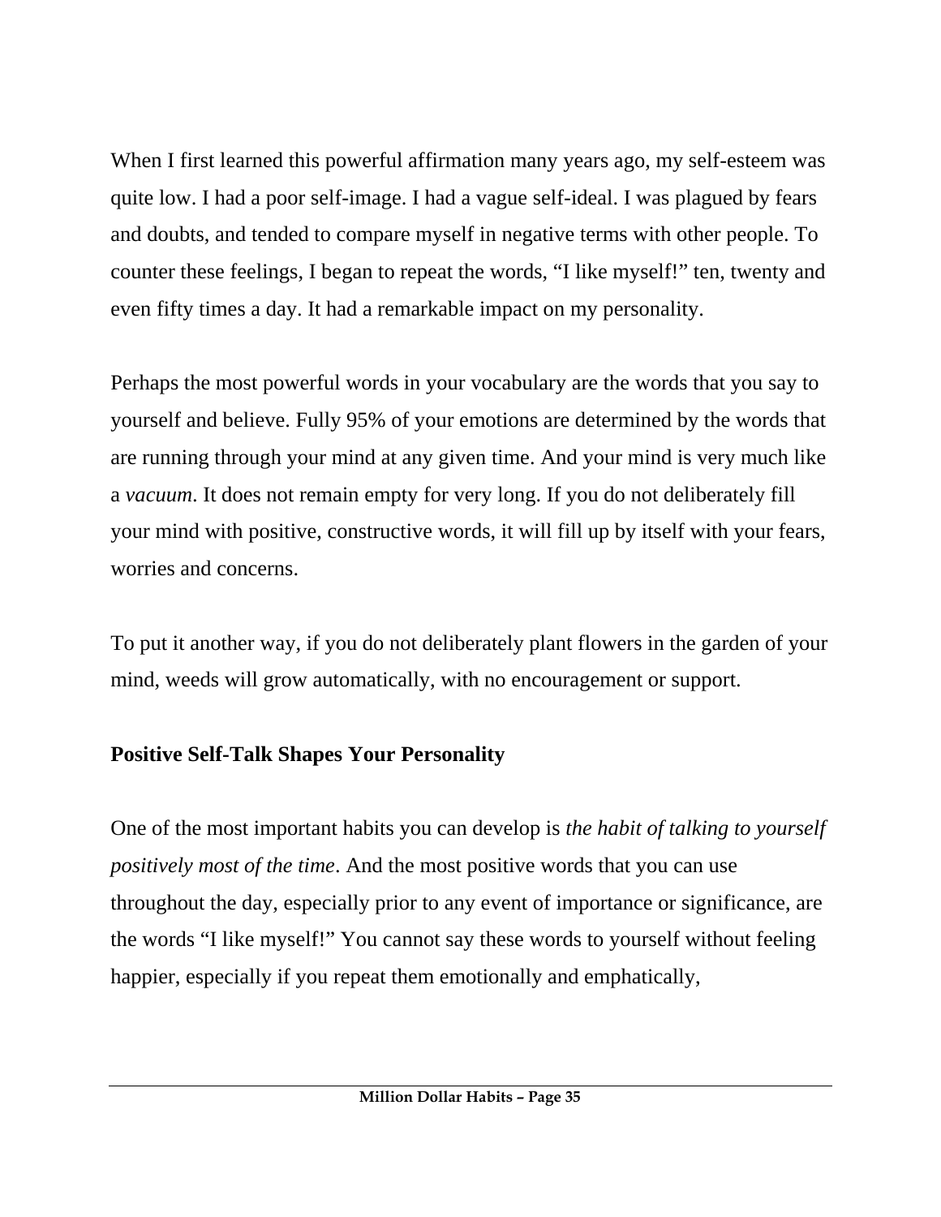When I first learned this powerful affirmation many years ago, my self-esteem was quite low. I had a poor self-image. I had a vague self-ideal. I was plagued by fears and doubts, and tended to compare myself in negative terms with other people. To counter these feelings, I began to repeat the words, "I like myself!" ten, twenty and even fifty times a day. It had a remarkable impact on my personality.

Perhaps the most powerful words in your vocabulary are the words that you say to yourself and believe. Fully 95% of your emotions are determined by the words that are running through your mind at any given time. And your mind is very much like a *vacuum*. It does not remain empty for very long. If you do not deliberately fill your mind with positive, constructive words, it will fill up by itself with your fears, worries and concerns.

To put it another way, if you do not deliberately plant flowers in the garden of your mind, weeds will grow automatically, with no encouragement or support.

**Positive Self-Talk Shapes Your Personality**

One of the most important habits you can develop is *the habit of talking to yourself positively most of the time*. And the most positive words that you can use throughout the day, especially prior to any event of importance or significance, are the words "I like myself!" You cannot say these words to yourself without feeling happier, especially if you repeat them emotionally and emphatically,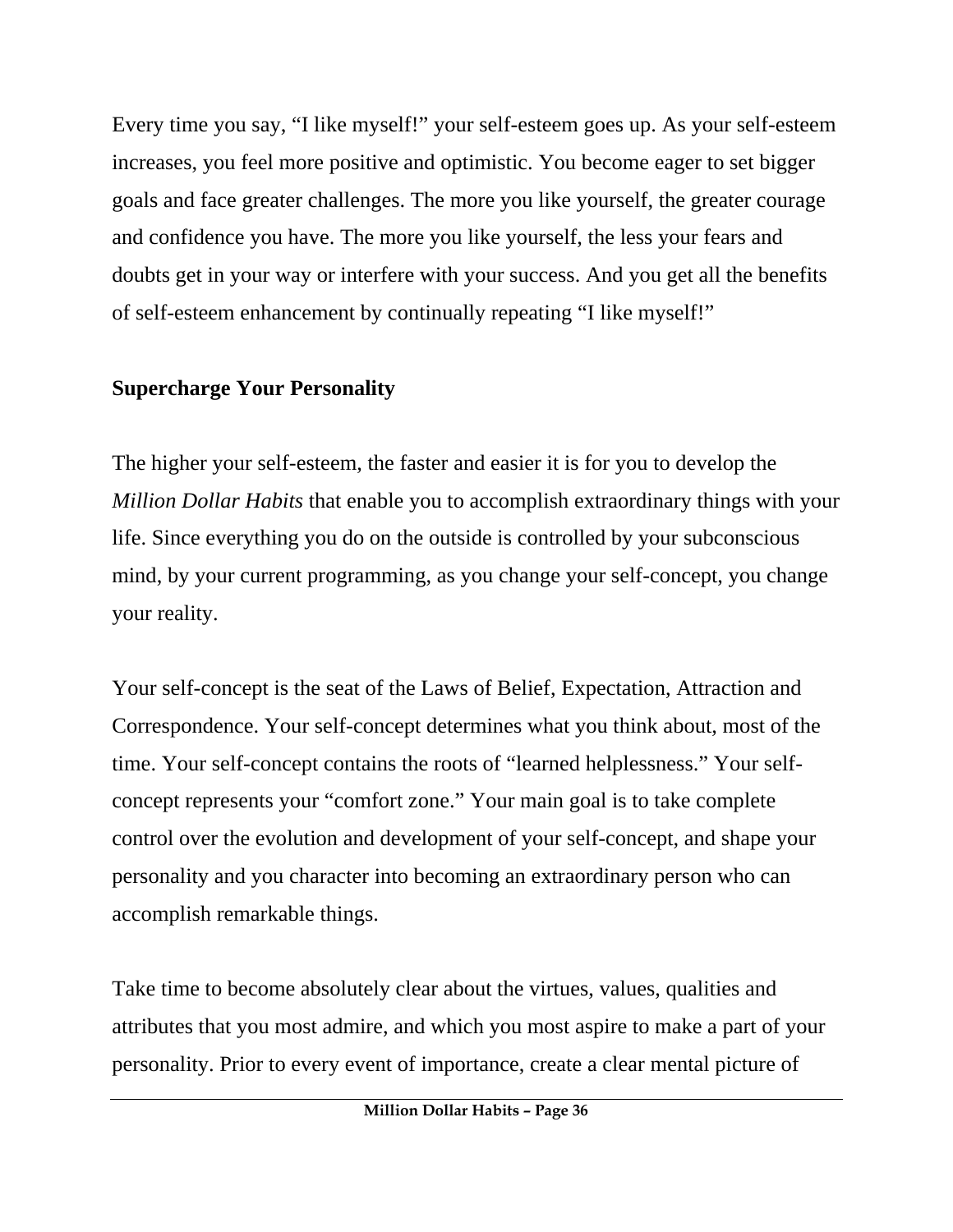Every time you say, "I like myself!" your self-esteem goes up. As your self-esteem increases, you feel more positive and optimistic. You become eager to set bigger goals and face greater challenges. The more you like yourself, the greater courage and confidence you have. The more you like yourself, the less your fears and doubts get in your way or interfere with your success. And you get all the benefits of self-esteem enhancement by continually repeating "I like myself!"

**Supercharge Your Personality**

The higher your self-esteem, the faster and easier it is for you to develop the *Million Dollar Habits* that enable you to accomplish extraordinary things with your life. Since everything you do on the outside is controlled by your subconscious mind, by your current programming, as you change your self-concept, you change your reality.

Your self-concept is the seat of the Laws of Belief, Expectation, Attraction and Correspondence. Your self-concept determines what you think about, most of the time. Your self-concept contains the roots of "learned helplessness." Your self-concept represents your "comfort zone." Your main goal is to take complete control over the evolution and development of your self-concept, and shape your personality and you character into becoming an extraordinary person who can accomplish remarkable things.

Take time to become absolutely clear about the virtues, values, qualities and attributes that you most admire, and which you most aspire to make a part of your personality. Prior to every event of importance, create a clear mental picture of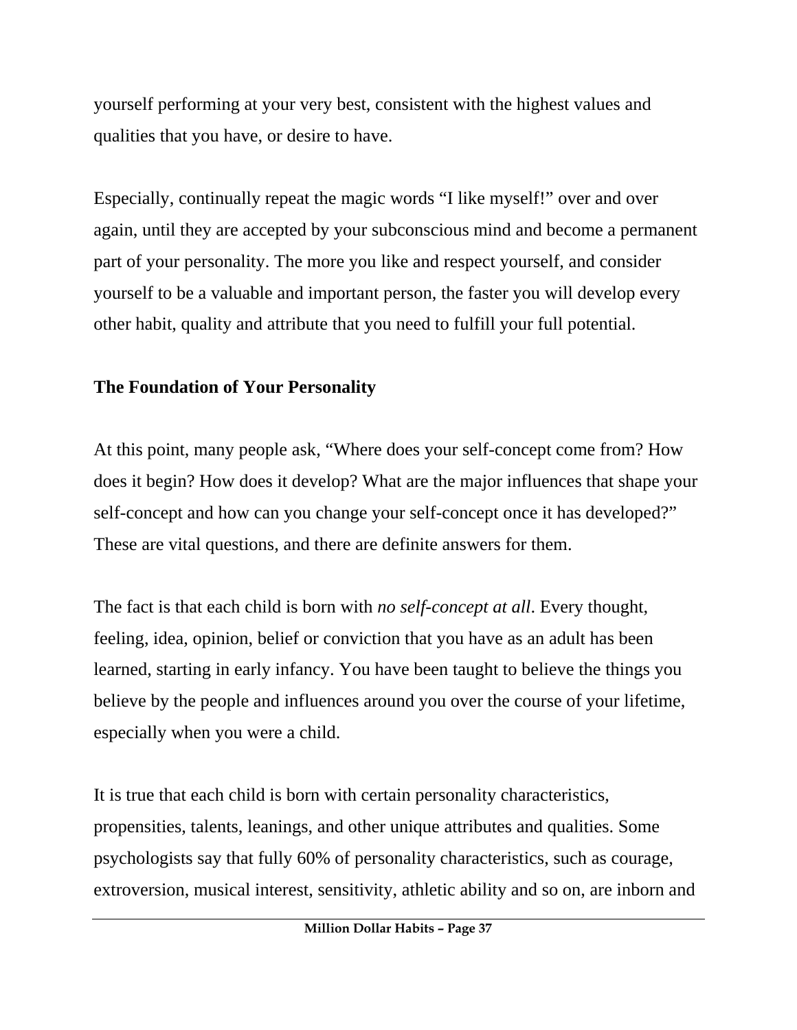yourself performing at your very best, consistent with the highest values and qualities that you have, or desire to have.

Especially, continually repeat the magic words "I like myself!" over and over again, until they are accepted by your subconscious mind and become a permanent part of your personality. The more you like and respect yourself, and consider yourself to be a valuable and important person, the faster you will develop every other habit, quality and attribute that you need to fulfill your full potential.

### The Foundation of Your Personality

At this point, many people ask, "Where does your self-concept come from? How does it begin? How does it develop? What are the major influences that shape your self-concept and how can you change your self-concept once it has developed?" These are vital questions, and there are definite answers for them.

The fact is that each child is born with *no self-concept at all*. Every thought, feeling, idea, opinion, belief or conviction that you have as an adult has been learned, starting in early infancy. You have been taught to believe the things you believe by the people and influences around you over the course of your lifetime, especially when you were a child.

It is true that each child is born with certain personality characteristics, propensities, talents, leanings, and other unique attributes and qualities. Some psychologists say that fully 60% of personality characteristics, such as courage, extroversion, musical interest, sensitivity, athletic ability and so on, are inborn and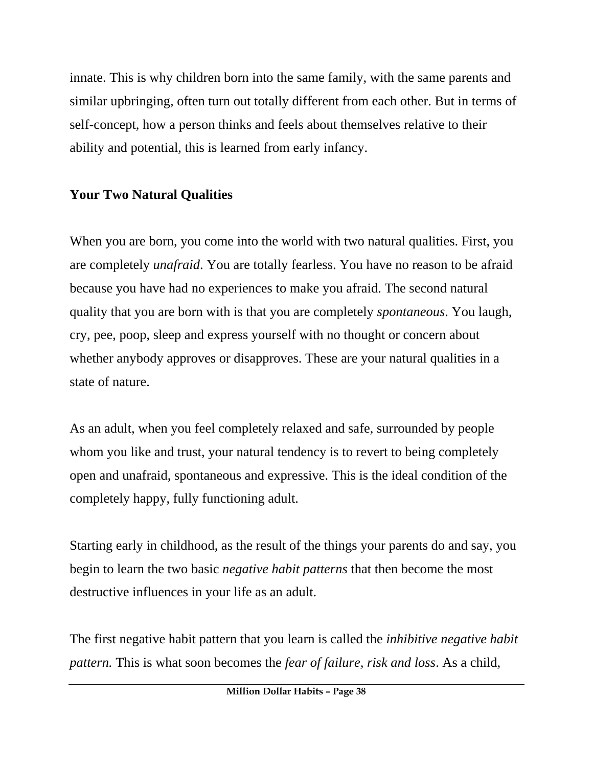innate. This is why children born into the same family, with the same parents and similar upbringing, often turn out totally different from each other. But in terms of self-concept, how a person thinks and feels about themselves relative to their ability and potential, this is learned from early infancy.

**Your Two Natural Qualities**

When you are born, you come into the world with two natural qualities. First, you are completely *unafraid*. You are totally fearless. You have no reason to be afraid because you have had no experiences to make you afraid. The second natural quality that you are born with is that you are completely *spontaneous*. You laugh, cry, pee, poop, sleep and express yourself with no thought or concern about whether anybody approves or disapproves. These are your natural qualities in a state of nature.

As an adult, when you feel completely relaxed and safe, surrounded by people whom you like and trust, your natural tendency is to revert to being completely open and unafraid, spontaneous and expressive. This is the ideal condition of the completely happy, fully functioning adult.

Starting early in childhood, as the result of the things your parents do and say, you begin to learn the two basic *negative habit patterns* that then become the most destructive influences in your life as an adult.

The first negative habit pattern that you learn is called the *inhibitive negative habit pattern.* This is what soon becomes the *fear of failure, risk and loss*. As a child,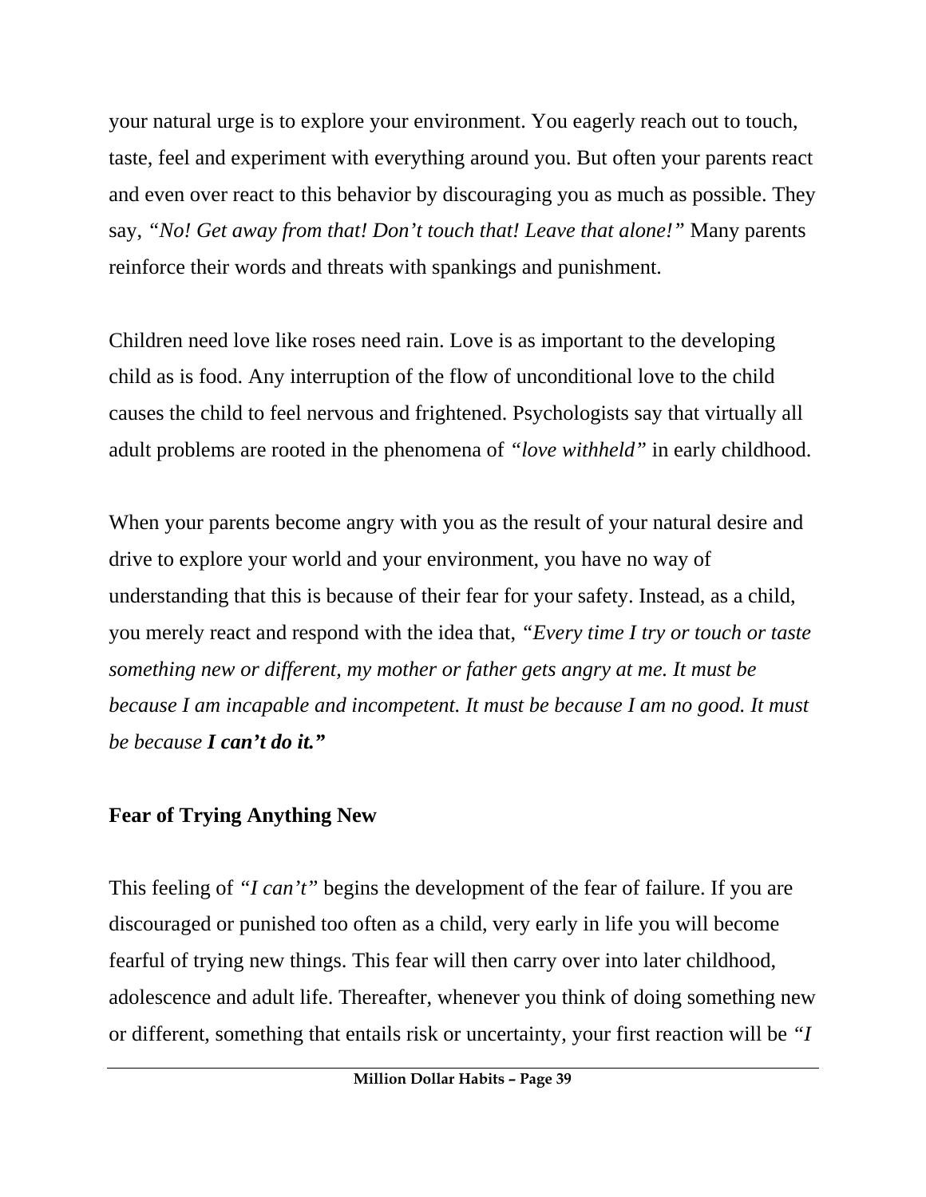your natural urge is to explore your environment. You eagerly reach out to touch, taste, feel and experiment with everything around you. But often your parents react and even over react to this behavior by discouraging you as much as possible. They say, *"No! Get away from that! Don't touch that! Leave that alone!"* Many parents reinforce their words and threats with spankings and punishment.

Children need love like roses need rain. Love is as important to the developing child as is food. Any interruption of the flow of unconditional love to the child causes the child to feel nervous and frightened. Psychologists say that virtually all adult problems are rooted in the phenomena of *"love withheld"* in early childhood.

When your parents become angry with you as the result of your natural desire and drive to explore your world and your environment, you have no way of understanding that this is because of their fear for your safety. Instead, as a child, you merely react and respond with the idea that, *"Every time I try or touch or taste something new or different, my mother or father gets angry at me. It must be because I am incapable and incompetent. It must be because I am no good. It must be because* ***I can't do it."***

## Fear of Trying Anything New

This feeling of *"I can't"* begins the development of the fear of failure. If you are discouraged or punished too often as a child, very early in life you will become fearful of trying new things. This fear will then carry over into later childhood, adolescence and adult life. Thereafter, whenever you think of doing something new or different, something that entails risk or uncertainty, your first reaction will be *"I*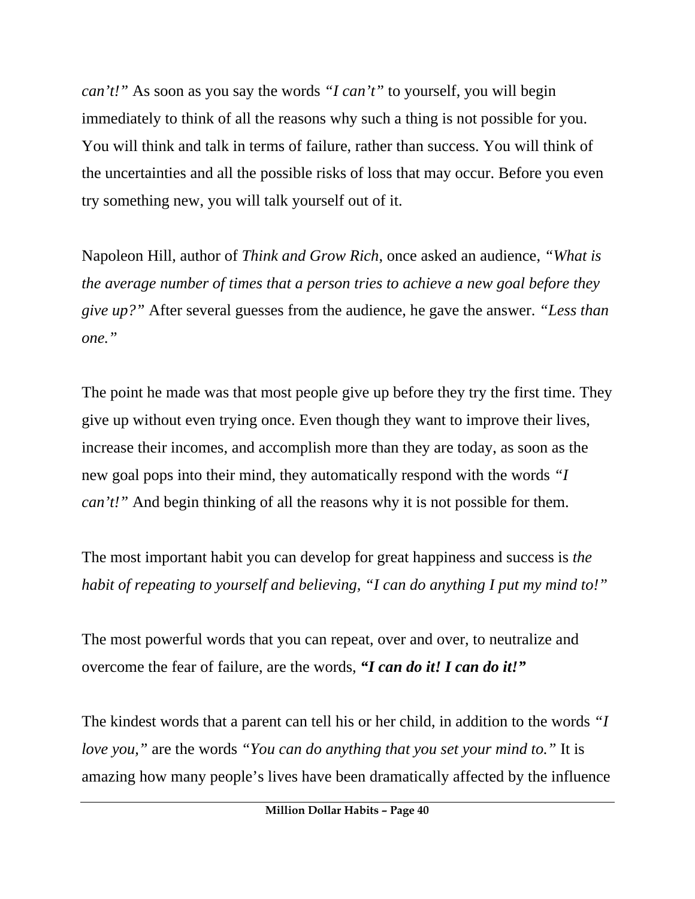*can't!"* As soon as you say the words *"I can't"* to yourself, you will begin immediately to think of all the reasons why such a thing is not possible for you. You will think and talk in terms of failure, rather than success. You will think of the uncertainties and all the possible risks of loss that may occur. Before you even try something new, you will talk yourself out of it.

Napoleon Hill, author of *Think and Grow Rich*, once asked an audience, *"What is the average number of times that a person tries to achieve a new goal before they give up?"* After several guesses from the audience, he gave the answer. *"Less than one."*

The point he made was that most people give up before they try the first time. They give up without even trying once. Even though they want to improve their lives, increase their incomes, and accomplish more than they are today, as soon as the new goal pops into their mind, they automatically respond with the words *"I can't!"* And begin thinking of all the reasons why it is not possible for them.

The most important habit you can develop for great happiness and success is *the habit of repeating to yourself and believing, "I can do anything I put my mind to!"*

The most powerful words that you can repeat, over and over, to neutralize and overcome the fear of failure, are the words, ***"I can do it! I can do it!"***

The kindest words that a parent can tell his or her child, in addition to the words *"I love you,"* are the words *"You can do anything that you set your mind to."* It is amazing how many people's lives have been dramatically affected by the influence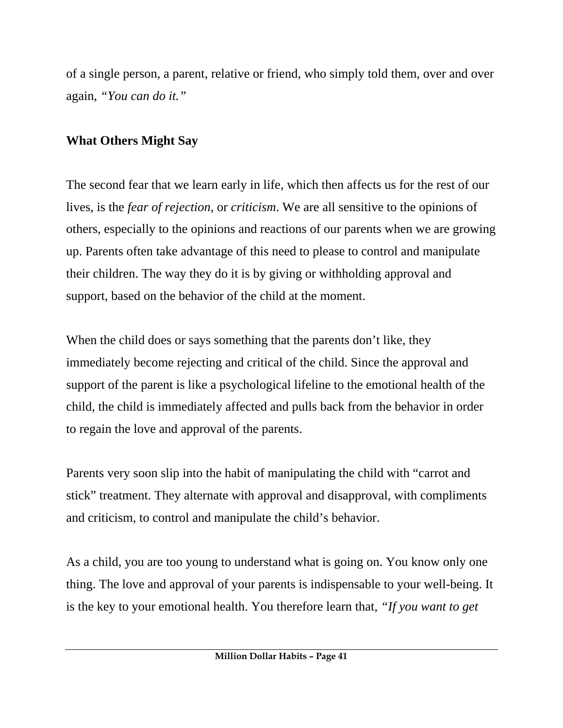of a single person, a parent, relative or friend, who simply told them, over and over again, *"You can do it."*

## What Others Might Say

The second fear that we learn early in life, which then affects us for the rest of our lives, is the *fear of rejection*, or *criticism*. We are all sensitive to the opinions of others, especially to the opinions and reactions of our parents when we are growing up. Parents often take advantage of this need to please to control and manipulate their children. The way they do it is by giving or withholding approval and support, based on the behavior of the child at the moment.

When the child does or says something that the parents don't like, they immediately become rejecting and critical of the child. Since the approval and support of the parent is like a psychological lifeline to the emotional health of the child, the child is immediately affected and pulls back from the behavior in order to regain the love and approval of the parents.

Parents very soon slip into the habit of manipulating the child with "carrot and stick" treatment. They alternate with approval and disapproval, with compliments and criticism, to control and manipulate the child's behavior.

As a child, you are too young to understand what is going on. You know only one thing. The love and approval of your parents is indispensable to your well-being. It is the key to your emotional health. You therefore learn that, *"If you want to get*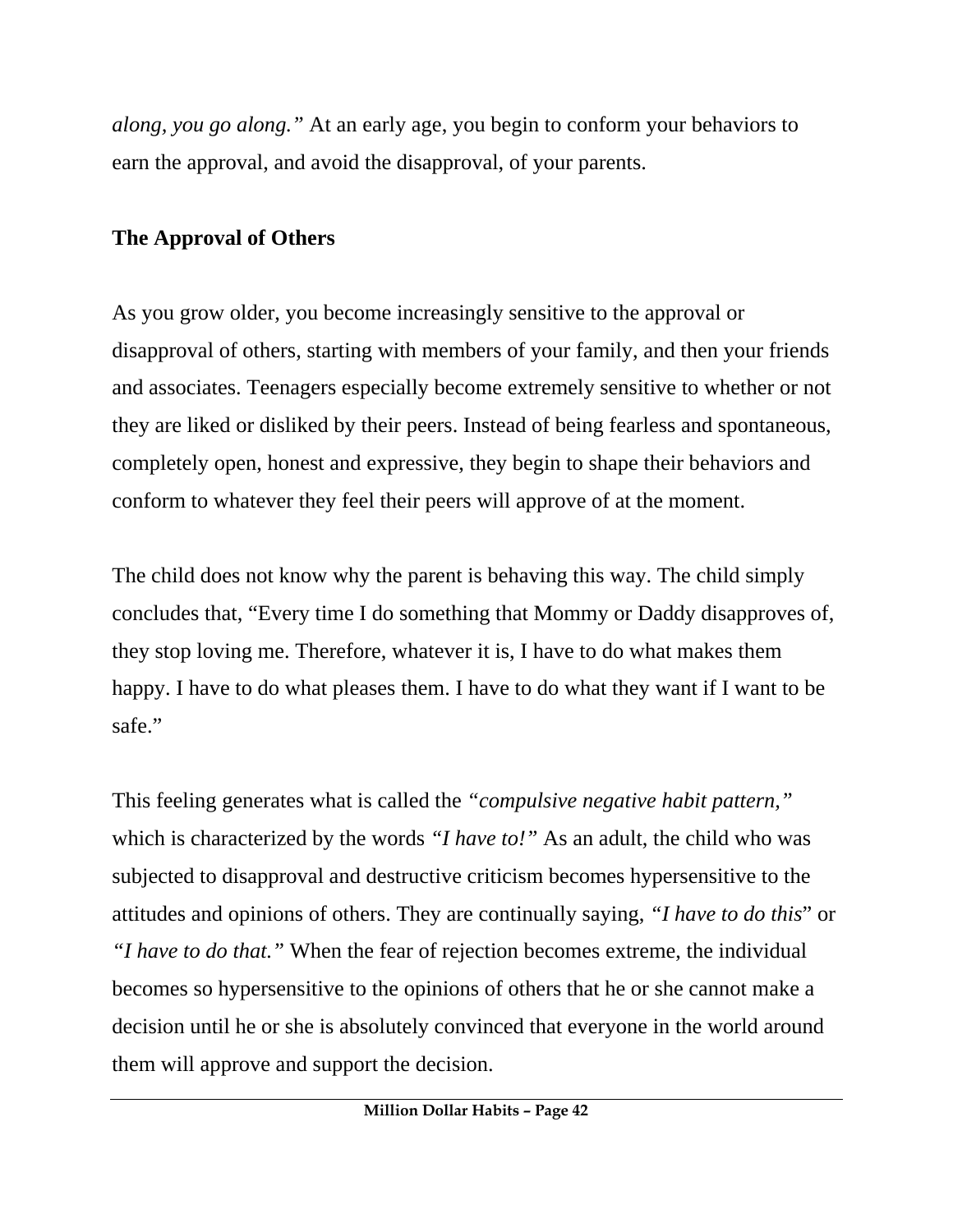*along, you go along."* At an early age, you begin to conform your behaviors to earn the approval, and avoid the disapproval, of your parents.

## The Approval of Others

As you grow older, you become increasingly sensitive to the approval or disapproval of others, starting with members of your family, and then your friends and associates. Teenagers especially become extremely sensitive to whether or not they are liked or disliked by their peers. Instead of being fearless and spontaneous, completely open, honest and expressive, they begin to shape their behaviors and conform to whatever they feel their peers will approve of at the moment.

The child does not know why the parent is behaving this way. The child simply concludes that, "Every time I do something that Mommy or Daddy disapproves of, they stop loving me. Therefore, whatever it is, I have to do what makes them happy. I have to do what pleases them. I have to do what they want if I want to be safe."

This feeling generates what is called the *"compulsive negative habit pattern,"* which is characterized by the words *"I have to!"* As an adult, the child who was subjected to disapproval and destructive criticism becomes hypersensitive to the attitudes and opinions of others. They are continually saying, *"I have to do this"* or *"I have to do that."* When the fear of rejection becomes extreme, the individual becomes so hypersensitive to the opinions of others that he or she cannot make a decision until he or she is absolutely convinced that everyone in the world around them will approve and support the decision.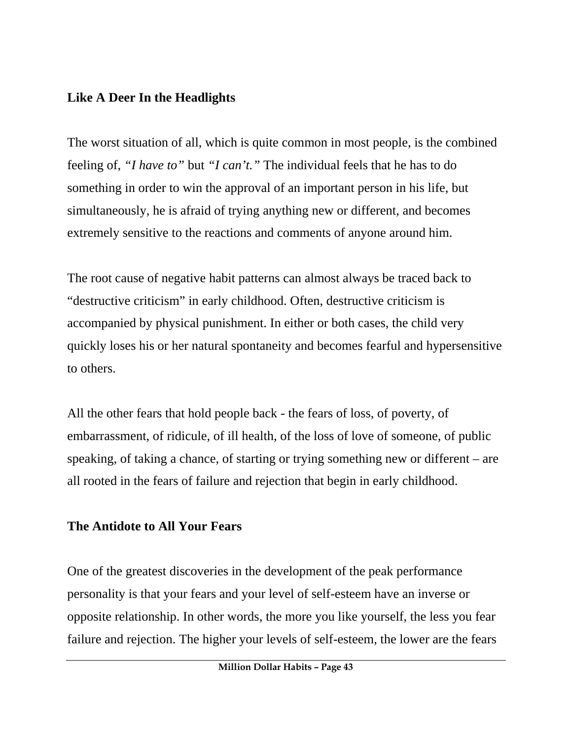## Like A Deer In the Headlights

The worst situation of all, which is quite common in most people, is the combined feeling of, *"I have to"* but *"I can't."* The individual feels that he has to do something in order to win the approval of an important person in his life, but simultaneously, he is afraid of trying anything new or different, and becomes extremely sensitive to the reactions and comments of anyone around him.

The root cause of negative habit patterns can almost always be traced back to "destructive criticism" in early childhood. Often, destructive criticism is accompanied by physical punishment. In either or both cases, the child very quickly loses his or her natural spontaneity and becomes fearful and hypersensitive to others.

All the other fears that hold people back - the fears of loss, of poverty, of embarrassment, of ridicule, of ill health, of the loss of love of someone, of public speaking, of taking a chance, of starting or trying something new or different – are all rooted in the fears of failure and rejection that begin in early childhood.

## The Antidote to All Your Fears

One of the greatest discoveries in the development of the peak performance personality is that your fears and your level of self-esteem have an inverse or opposite relationship. In other words, the more you like yourself, the less you fear failure and rejection. The higher your levels of self-esteem, the lower are the fears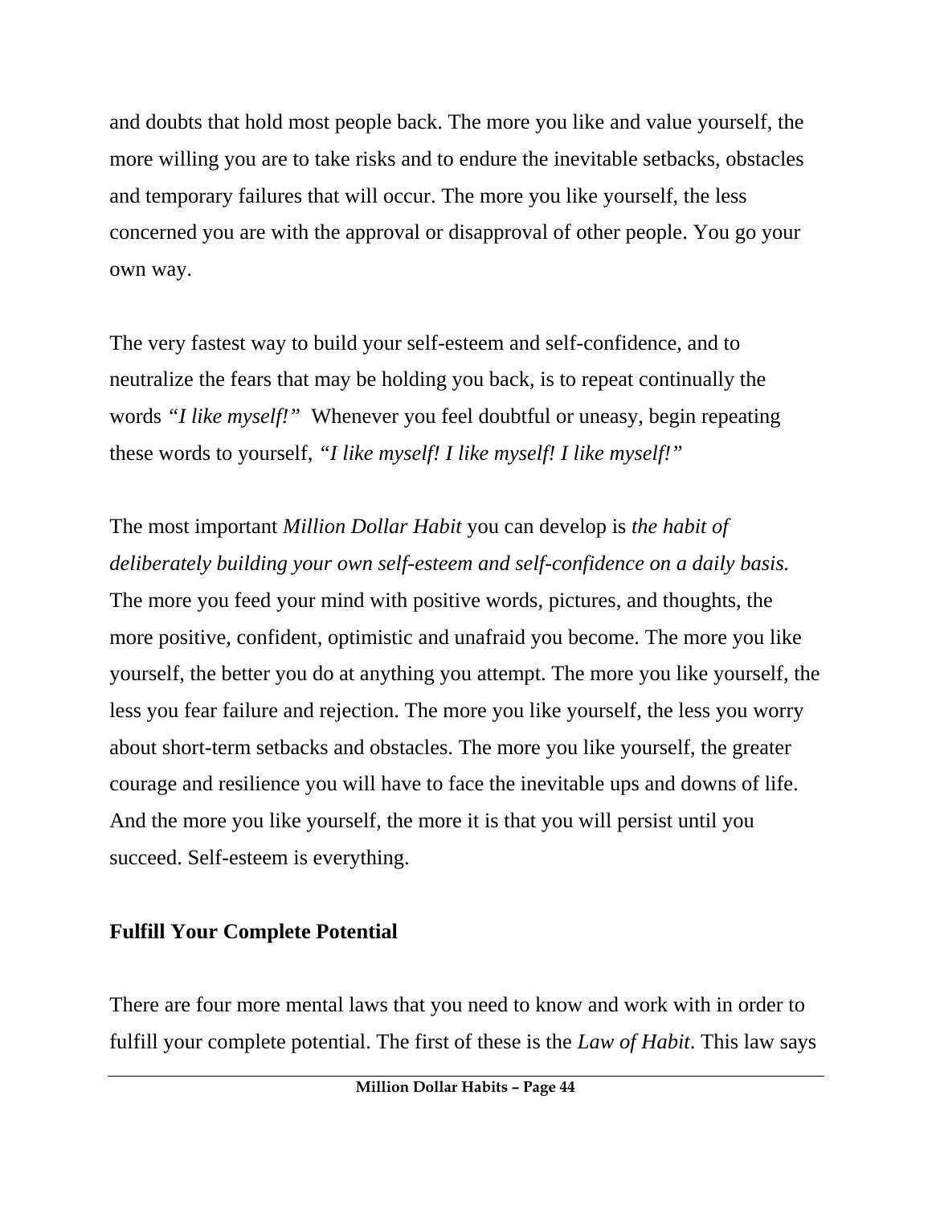and doubts that hold most people back. The more you like and value yourself, the more willing you are to take risks and to endure the inevitable setbacks, obstacles and temporary failures that will occur. The more you like yourself, the less concerned you are with the approval or disapproval of other people. You go your own way.

The very fastest way to build your self-esteem and self-confidence, and to neutralize the fears that may be holding you back, is to repeat continually the words *"I like myself!"* Whenever you feel doubtful or uneasy, begin repeating these words to yourself, *"I like myself! I like myself! I like myself!"*

The most important *Million Dollar Habit* you can develop is *the habit of deliberately building your own self-esteem and self-confidence on a daily basis.* The more you feed your mind with positive words, pictures, and thoughts, the more positive, confident, optimistic and unafraid you become. The more you like yourself, the better you do at anything you attempt. The more you like yourself, the less you fear failure and rejection. The more you like yourself, the less you worry about short-term setbacks and obstacles. The more you like yourself, the greater courage and resilience you will have to face the inevitable ups and downs of life. And the more you like yourself, the more it is that you will persist until you succeed. Self-esteem is everything.

**Fulfill Your Complete Potential**

There are four more mental laws that you need to know and work with in order to fulfill your complete potential. The first of these is the *Law of Habit*. This law says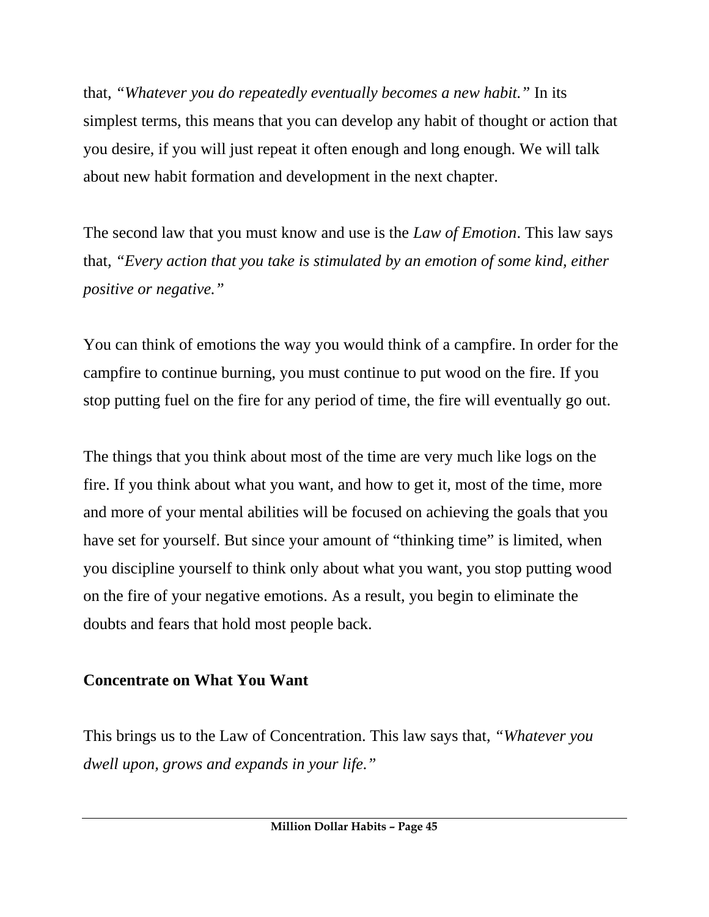that, *"Whatever you do repeatedly eventually becomes a new habit."* In its simplest terms, this means that you can develop any habit of thought or action that you desire, if you will just repeat it often enough and long enough. We will talk about new habit formation and development in the next chapter.

The second law that you must know and use is the *Law of Emotion*. This law says that, *"Every action that you take is stimulated by an emotion of some kind, either positive or negative."*

You can think of emotions the way you would think of a campfire. In order for the campfire to continue burning, you must continue to put wood on the fire. If you stop putting fuel on the fire for any period of time, the fire will eventually go out.

The things that you think about most of the time are very much like logs on the fire. If you think about what you want, and how to get it, most of the time, more and more of your mental abilities will be focused on achieving the goals that you have set for yourself. But since your amount of "thinking time" is limited, when you discipline yourself to think only about what you want, you stop putting wood on the fire of your negative emotions. As a result, you begin to eliminate the doubts and fears that hold most people back.

**Concentrate on What You Want**

This brings us to the Law of Concentration. This law says that, *"Whatever you dwell upon, grows and expands in your life."*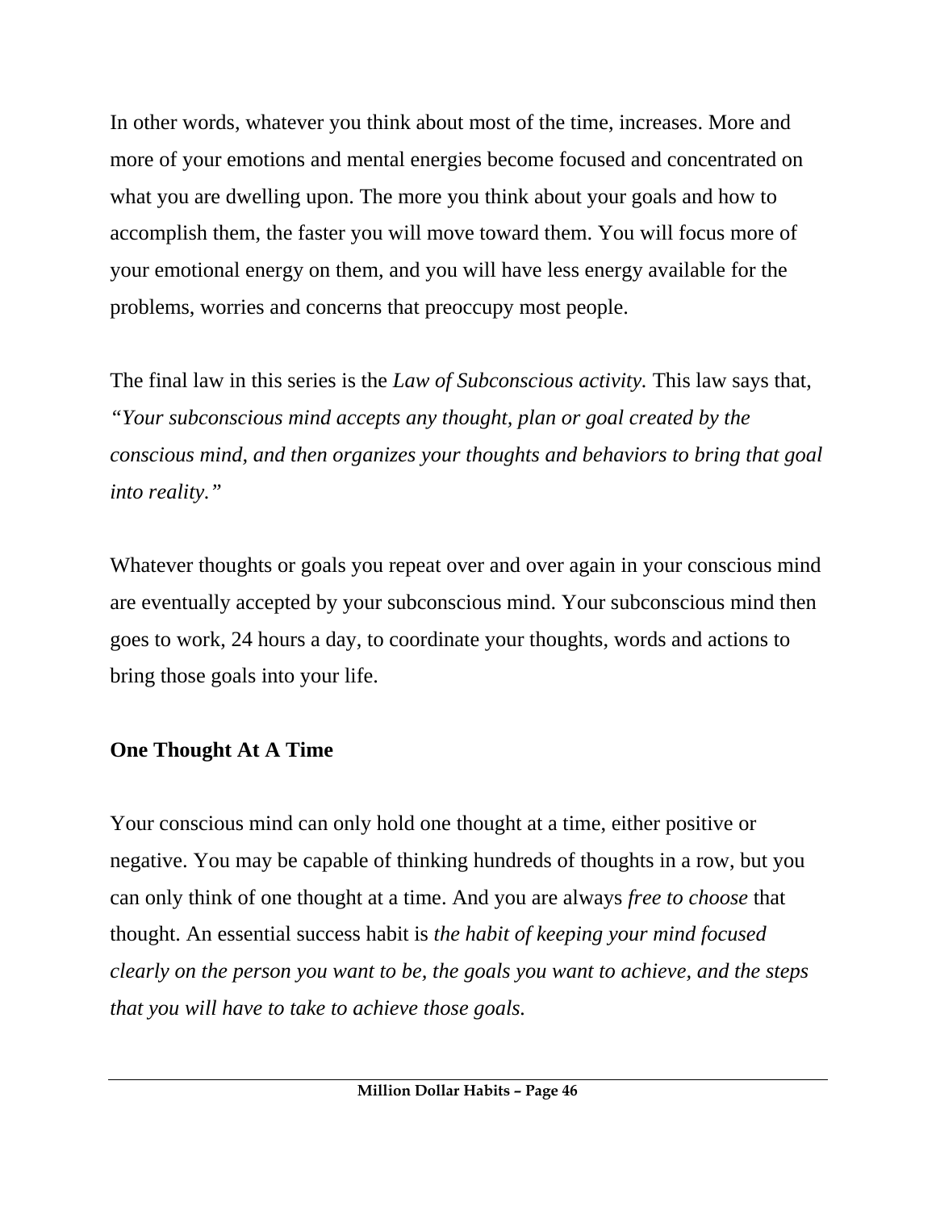In other words, whatever you think about most of the time, increases. More and more of your emotions and mental energies become focused and concentrated on what you are dwelling upon. The more you think about your goals and how to accomplish them, the faster you will move toward them. You will focus more of your emotional energy on them, and you will have less energy available for the problems, worries and concerns that preoccupy most people.

The final law in this series is the *Law of Subconscious activity.* This law says that, *"Your subconscious mind accepts any thought, plan or goal created by the conscious mind, and then organizes your thoughts and behaviors to bring that goal into reality."*

Whatever thoughts or goals you repeat over and over again in your conscious mind are eventually accepted by your subconscious mind. Your subconscious mind then goes to work, 24 hours a day, to coordinate your thoughts, words and actions to bring those goals into your life.

**One Thought At A Time**

Your conscious mind can only hold one thought at a time, either positive or negative. You may be capable of thinking hundreds of thoughts in a row, but you can only think of one thought at a time. And you are always *free to choose* that thought. An essential success habit is *the habit of keeping your mind focused clearly on the person you want to be, the goals you want to achieve, and the steps that you will have to take to achieve those goals.*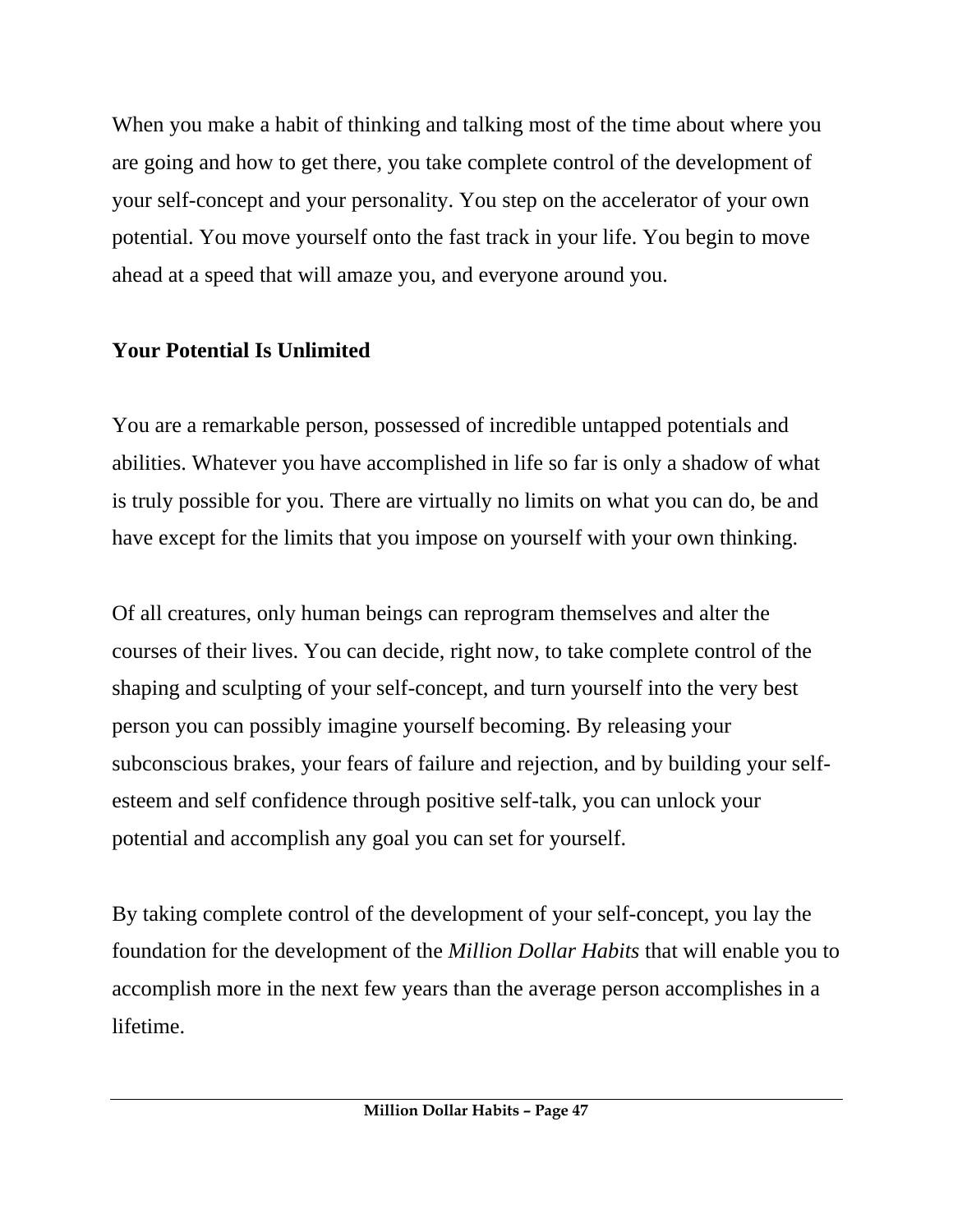When you make a habit of thinking and talking most of the time about where you are going and how to get there, you take complete control of the development of your self-concept and your personality. You step on the accelerator of your own potential. You move yourself onto the fast track in your life. You begin to move ahead at a speed that will amaze you, and everyone around you.

**Your Potential Is Unlimited**

You are a remarkable person, possessed of incredible untapped potentials and abilities. Whatever you have accomplished in life so far is only a shadow of what is truly possible for you. There are virtually no limits on what you can do, be and have except for the limits that you impose on yourself with your own thinking.

Of all creatures, only human beings can reprogram themselves and alter the courses of their lives. You can decide, right now, to take complete control of the shaping and sculpting of your self-concept, and turn yourself into the very best person you can possibly imagine yourself becoming. By releasing your subconscious brakes, your fears of failure and rejection, and by building your self-esteem and self confidence through positive self-talk, you can unlock your potential and accomplish any goal you can set for yourself.

By taking complete control of the development of your self-concept, you lay the foundation for the development of the *Million Dollar Habits* that will enable you to accomplish more in the next few years than the average person accomplishes in a lifetime.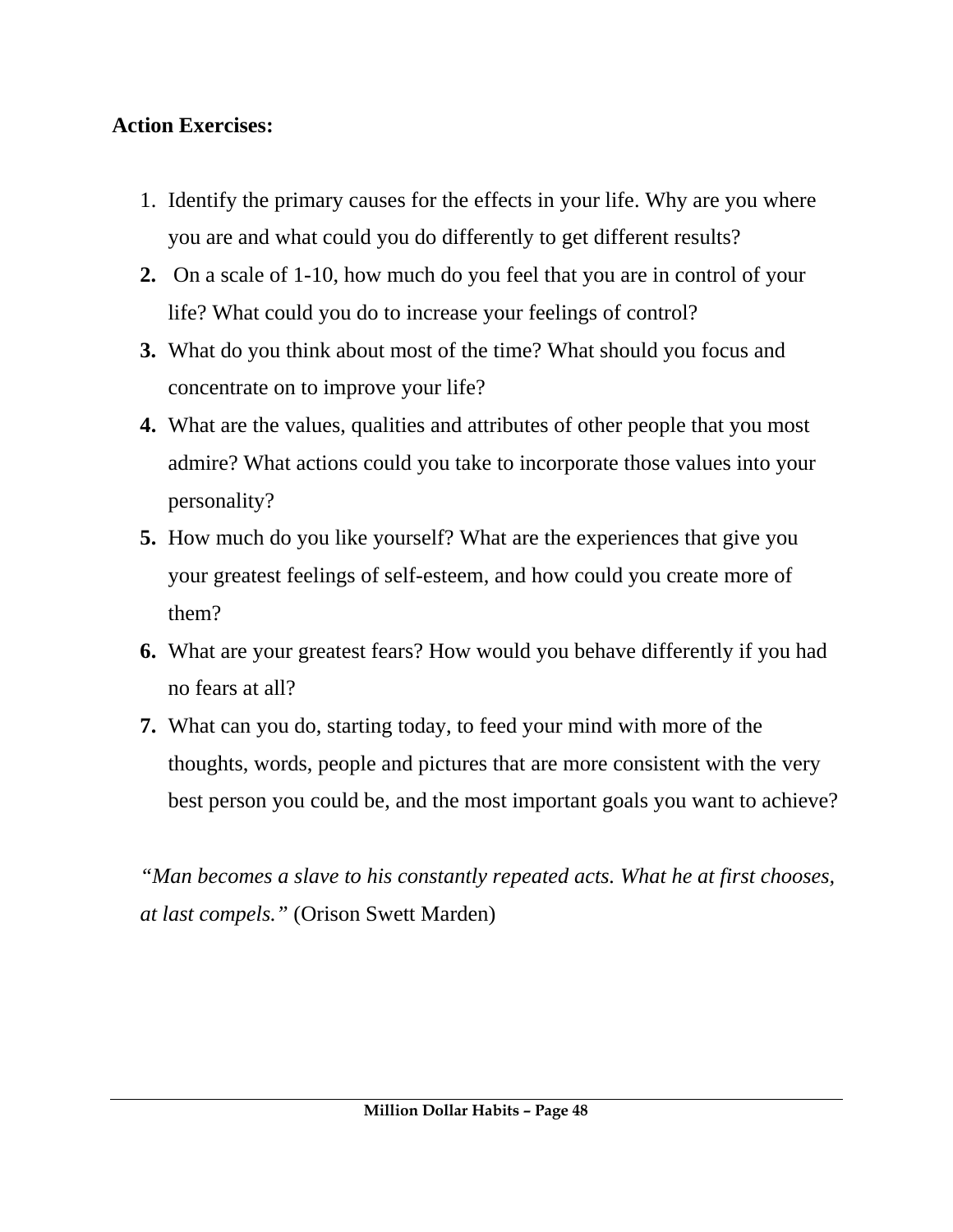**Action Exercises:**

1. Identify the primary causes for the effects in your life. Why are you where you are and what could you do differently to get different results?
2. On a scale of 1-10, how much do you feel that you are in control of your life? What could you do to increase your feelings of control?
3. What do you think about most of the time? What should you focus and concentrate on to improve your life?
4. What are the values, qualities and attributes of other people that you most admire? What actions could you take to incorporate those values into your personality?
5. How much do you like yourself? What are the experiences that give you your greatest feelings of self-esteem, and how could you create more of them?
6. What are your greatest fears? How would you behave differently if you had no fears at all?
7. What can you do, starting today, to feed your mind with more of the thoughts, words, people and pictures that are more consistent with the very best person you could be, and the most important goals you want to achieve?

*"Man becomes a slave to his constantly repeated acts. What he at first chooses, at last compels."* (Orison Swett Marden)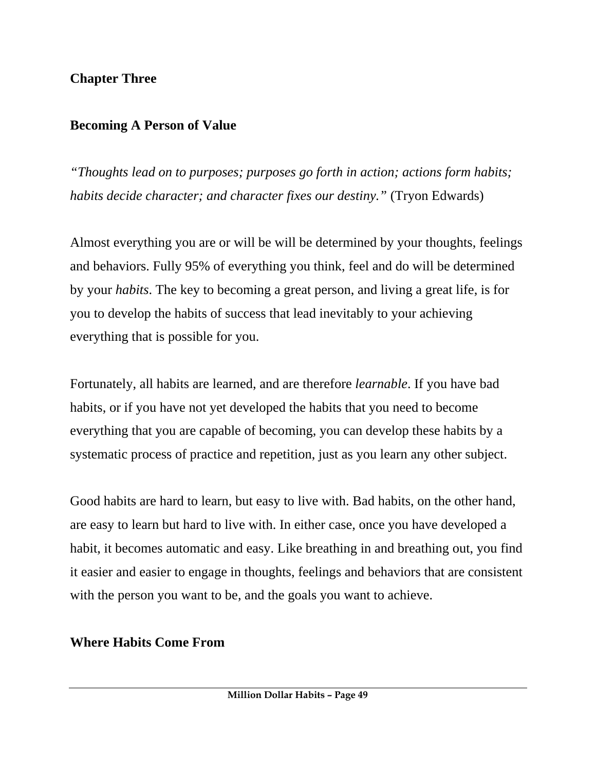# Chapter Three

## Becoming A Person of Value

*"Thoughts lead on to purposes; purposes go forth in action; actions form habits; habits decide character; and character fixes our destiny."* (Tryon Edwards)

Almost everything you are or will be will be determined by your thoughts, feelings and behaviors. Fully 95% of everything you think, feel and do will be determined by your *habits*. The key to becoming a great person, and living a great life, is for you to develop the habits of success that lead inevitably to your achieving everything that is possible for you.

Fortunately, all habits are learned, and are therefore *learnable*. If you have bad habits, or if you have not yet developed the habits that you need to become everything that you are capable of becoming, you can develop these habits by a systematic process of practice and repetition, just as you learn any other subject.

Good habits are hard to learn, but easy to live with. Bad habits, on the other hand, are easy to learn but hard to live with. In either case, once you have developed a habit, it becomes automatic and easy. Like breathing in and breathing out, you find it easier and easier to engage in thoughts, feelings and behaviors that are consistent with the person you want to be, and the goals you want to achieve.

## Where Habits Come From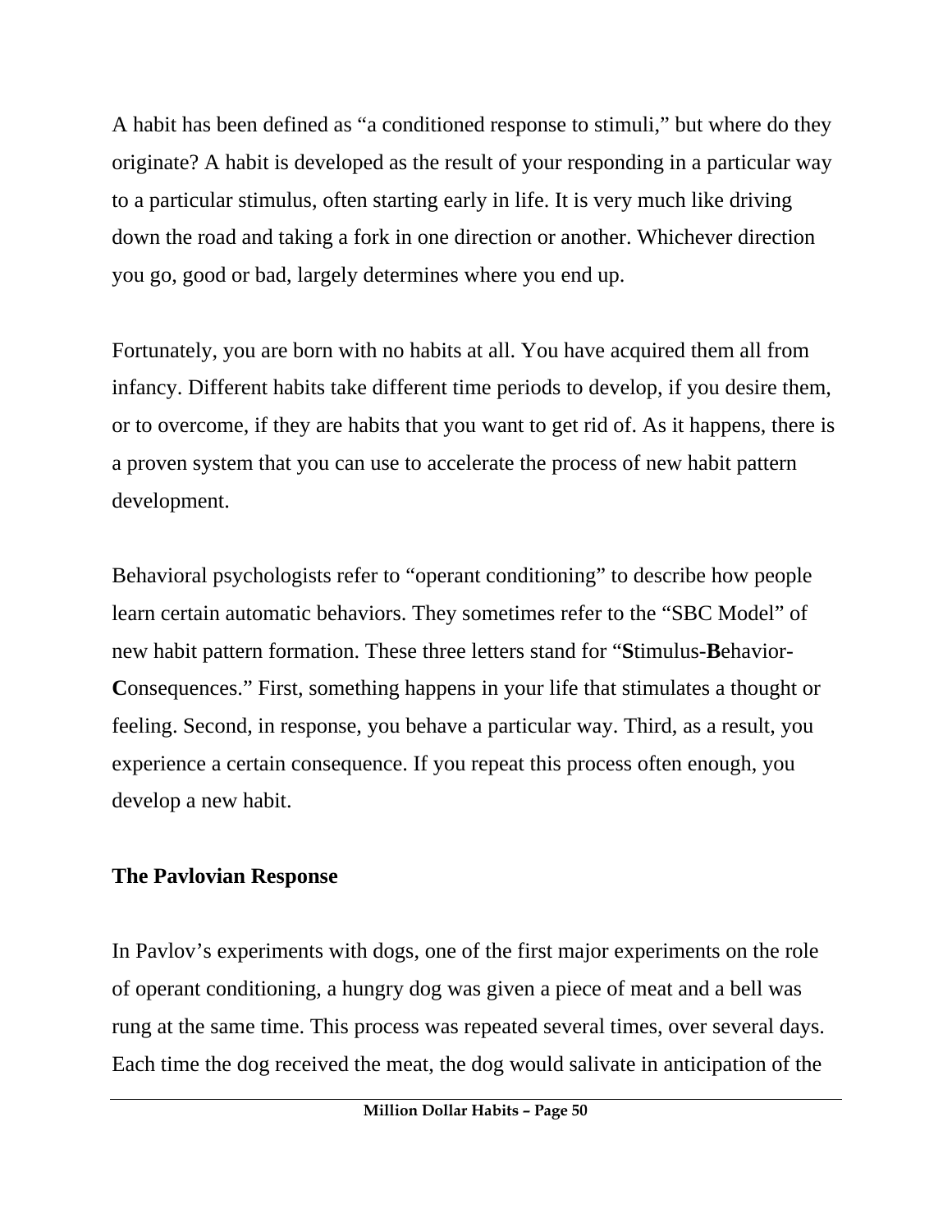A habit has been defined as "a conditioned response to stimuli," but where do they originate? A habit is developed as the result of your responding in a particular way to a particular stimulus, often starting early in life. It is very much like driving down the road and taking a fork in one direction or another. Whichever direction you go, good or bad, largely determines where you end up.

Fortunately, you are born with no habits at all. You have acquired them all from infancy. Different habits take different time periods to develop, if you desire them, or to overcome, if they are habits that you want to get rid of. As it happens, there is a proven system that you can use to accelerate the process of new habit pattern development.

Behavioral psychologists refer to "operant conditioning" to describe how people learn certain automatic behaviors. They sometimes refer to the "SBC Model" of new habit pattern formation. These three letters stand for "**S**timulus-**B**ehavior-**C**onsequences." First, something happens in your life that stimulates a thought or feeling. Second, in response, you behave a particular way. Third, as a result, you experience a certain consequence. If you repeat this process often enough, you develop a new habit.

## The Pavlovian Response

In Pavlov's experiments with dogs, one of the first major experiments on the role of operant conditioning, a hungry dog was given a piece of meat and a bell was rung at the same time. This process was repeated several times, over several days. Each time the dog received the meat, the dog would salivate in anticipation of the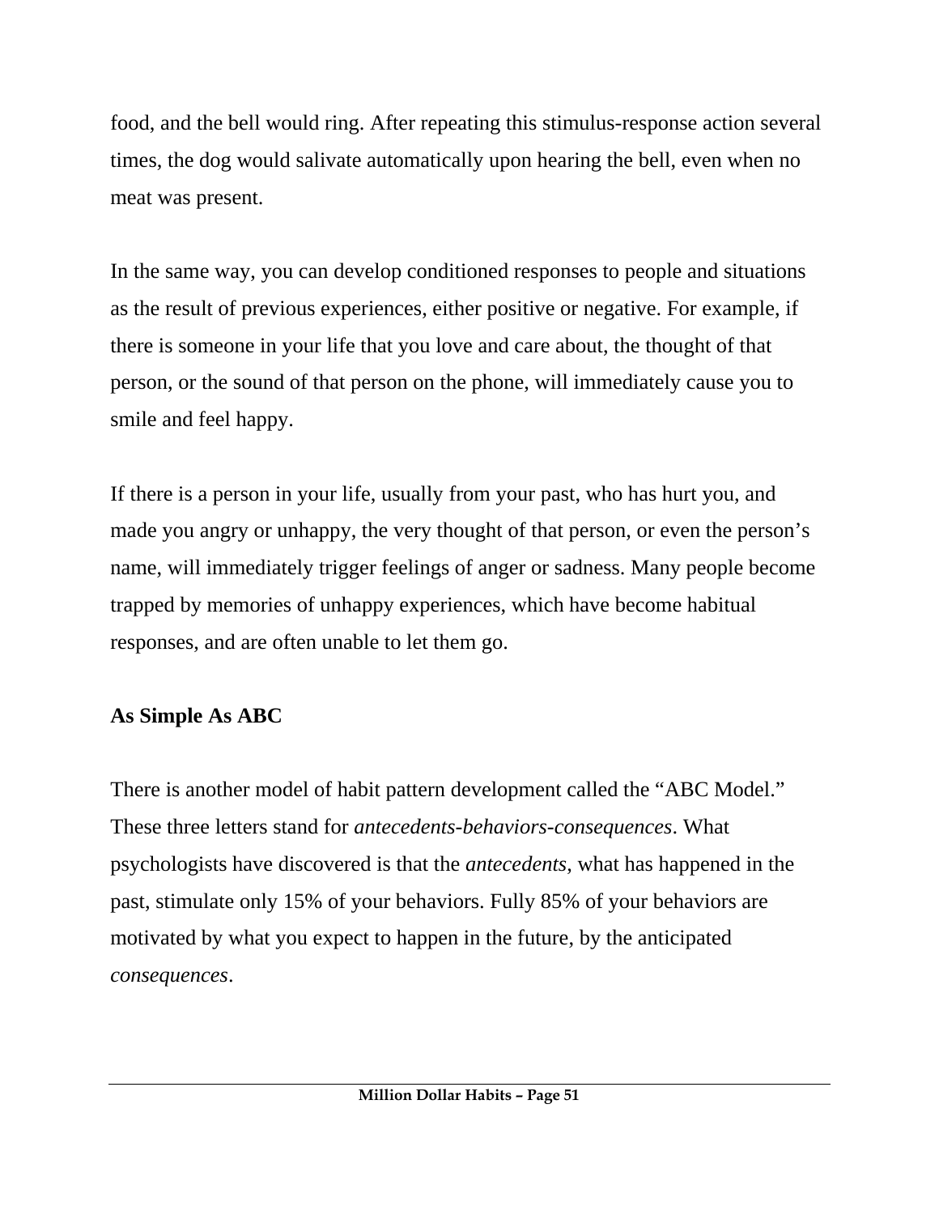food, and the bell would ring. After repeating this stimulus-response action several times, the dog would salivate automatically upon hearing the bell, even when no meat was present.

In the same way, you can develop conditioned responses to people and situations as the result of previous experiences, either positive or negative. For example, if there is someone in your life that you love and care about, the thought of that person, or the sound of that person on the phone, will immediately cause you to smile and feel happy.

If there is a person in your life, usually from your past, who has hurt you, and made you angry or unhappy, the very thought of that person, or even the person's name, will immediately trigger feelings of anger or sadness. Many people become trapped by memories of unhappy experiences, which have become habitual responses, and are often unable to let them go.

**As Simple As ABC**

There is another model of habit pattern development called the "ABC Model." These three letters stand for *antecedents-behaviors-consequences*. What psychologists have discovered is that the *antecedents*, what has happened in the past, stimulate only 15% of your behaviors. Fully 85% of your behaviors are motivated by what you expect to happen in the future, by the anticipated *consequences*.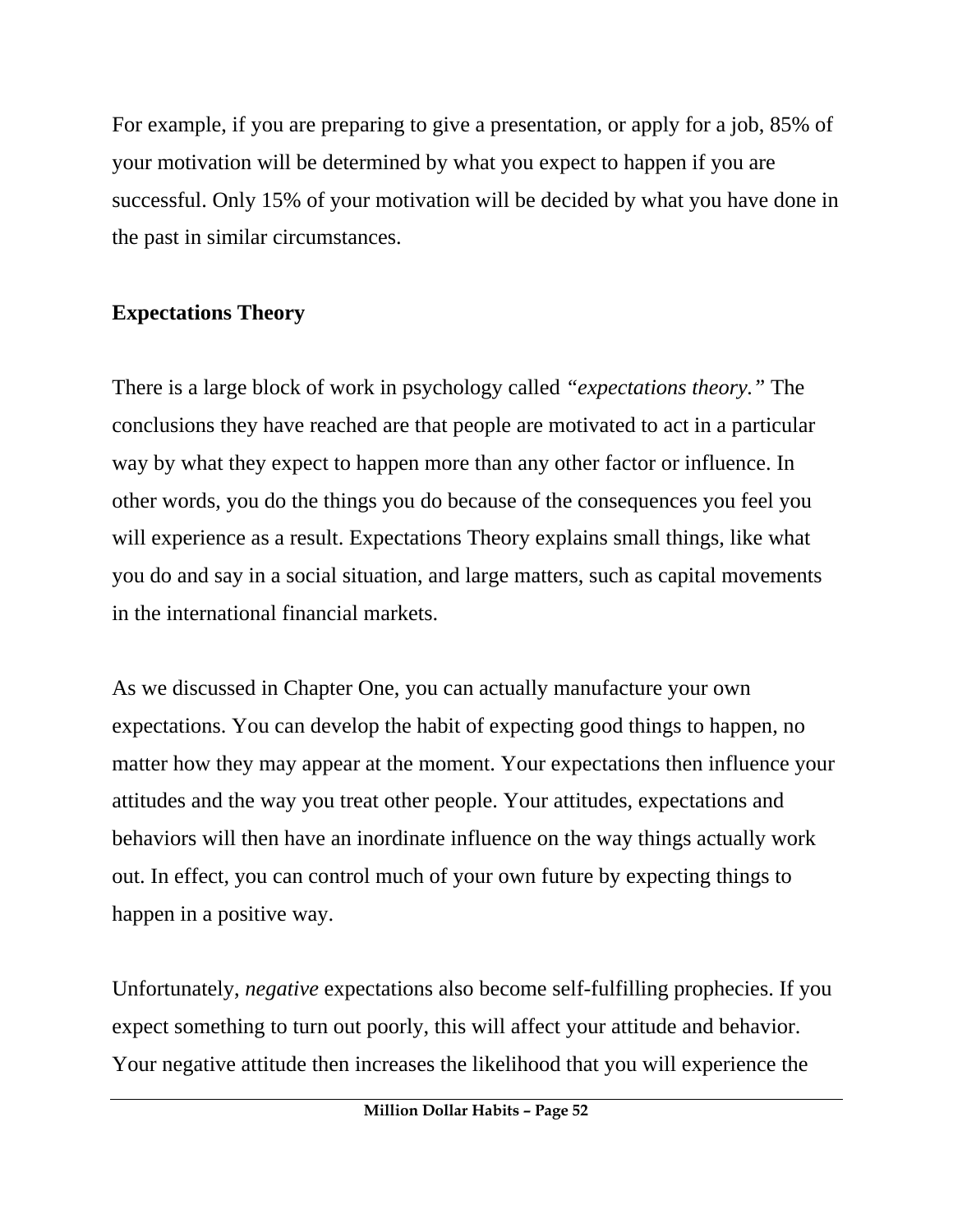For example, if you are preparing to give a presentation, or apply for a job, 85% of your motivation will be determined by what you expect to happen if you are successful. Only 15% of your motivation will be decided by what you have done in the past in similar circumstances.

**Expectations Theory**

There is a large block of work in psychology called *"expectations theory."* The conclusions they have reached are that people are motivated to act in a particular way by what they expect to happen more than any other factor or influence. In other words, you do the things you do because of the consequences you feel you will experience as a result. Expectations Theory explains small things, like what you do and say in a social situation, and large matters, such as capital movements in the international financial markets.

As we discussed in Chapter One, you can actually manufacture your own expectations. You can develop the habit of expecting good things to happen, no matter how they may appear at the moment. Your expectations then influence your attitudes and the way you treat other people. Your attitudes, expectations and behaviors will then have an inordinate influence on the way things actually work out. In effect, you can control much of your own future by expecting things to happen in a positive way.

Unfortunately, *negative* expectations also become self-fulfilling prophecies. If you expect something to turn out poorly, this will affect your attitude and behavior. Your negative attitude then increases the likelihood that you will experience the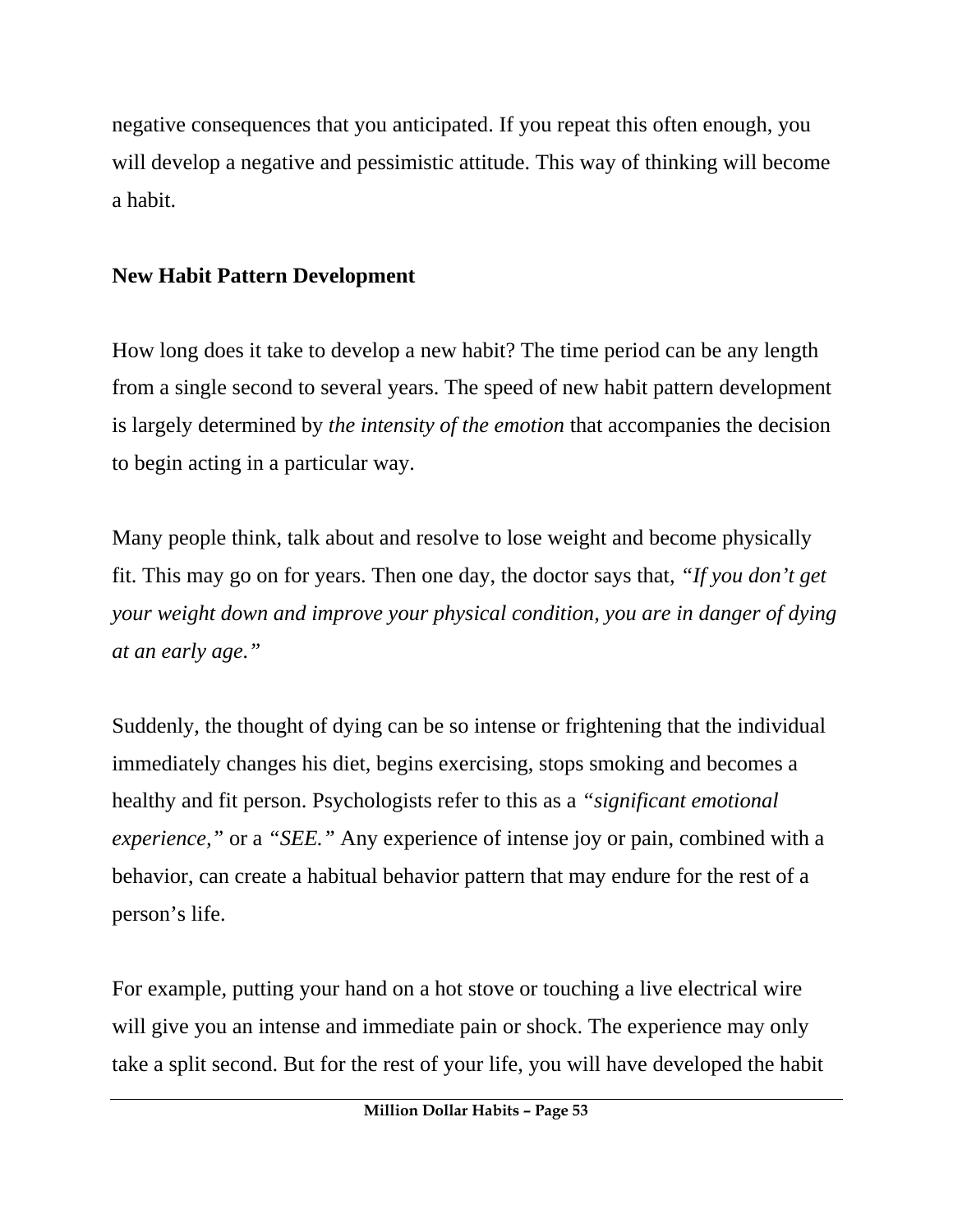negative consequences that you anticipated. If you repeat this often enough, you will develop a negative and pessimistic attitude. This way of thinking will become a habit.

**New Habit Pattern Development**

How long does it take to develop a new habit? The time period can be any length from a single second to several years. The speed of new habit pattern development is largely determined by *the intensity of the emotion* that accompanies the decision to begin acting in a particular way.

Many people think, talk about and resolve to lose weight and become physically fit. This may go on for years. Then one day, the doctor says that, *"If you don't get your weight down and improve your physical condition, you are in danger of dying at an early age."*

Suddenly, the thought of dying can be so intense or frightening that the individual immediately changes his diet, begins exercising, stops smoking and becomes a healthy and fit person. Psychologists refer to this as a *"significant emotional experience,"* or a *"SEE."* Any experience of intense joy or pain, combined with a behavior, can create a habitual behavior pattern that may endure for the rest of a person's life.

For example, putting your hand on a hot stove or touching a live electrical wire will give you an intense and immediate pain or shock. The experience may only take a split second. But for the rest of your life, you will have developed the habit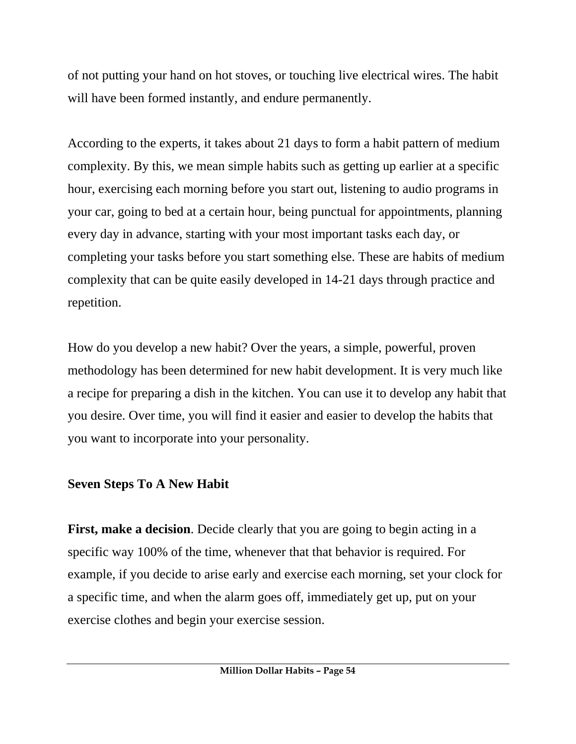of not putting your hand on hot stoves, or touching live electrical wires. The habit will have been formed instantly, and endure permanently.

According to the experts, it takes about 21 days to form a habit pattern of medium complexity. By this, we mean simple habits such as getting up earlier at a specific hour, exercising each morning before you start out, listening to audio programs in your car, going to bed at a certain hour, being punctual for appointments, planning every day in advance, starting with your most important tasks each day, or completing your tasks before you start something else. These are habits of medium complexity that can be quite easily developed in 14-21 days through practice and repetition.

How do you develop a new habit? Over the years, a simple, powerful, proven methodology has been determined for new habit development. It is very much like a recipe for preparing a dish in the kitchen. You can use it to develop any habit that you desire. Over time, you will find it easier and easier to develop the habits that you want to incorporate into your personality.

**Seven Steps To A New Habit**

**First, make a decision**. Decide clearly that you are going to begin acting in a specific way 100% of the time, whenever that that behavior is required. For example, if you decide to arise early and exercise each morning, set your clock for a specific time, and when the alarm goes off, immediately get up, put on your exercise clothes and begin your exercise session.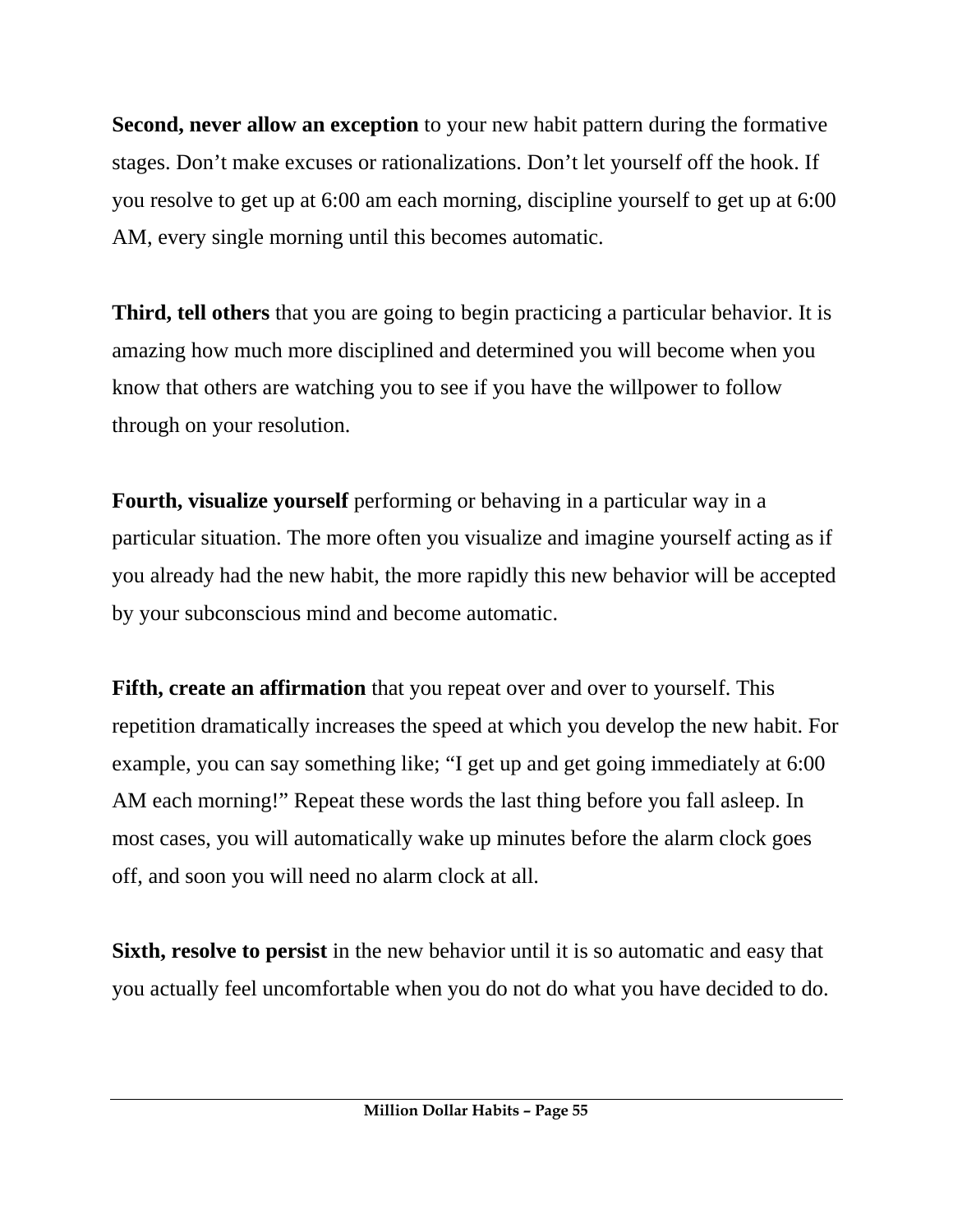**Second, never allow an exception** to your new habit pattern during the formative stages. Don't make excuses or rationalizations. Don't let yourself off the hook. If you resolve to get up at 6:00 am each morning, discipline yourself to get up at 6:00 AM, every single morning until this becomes automatic.

**Third, tell others** that you are going to begin practicing a particular behavior. It is amazing how much more disciplined and determined you will become when you know that others are watching you to see if you have the willpower to follow through on your resolution.

**Fourth, visualize yourself** performing or behaving in a particular way in a particular situation. The more often you visualize and imagine yourself acting as if you already had the new habit, the more rapidly this new behavior will be accepted by your subconscious mind and become automatic.

**Fifth, create an affirmation** that you repeat over and over to yourself. This repetition dramatically increases the speed at which you develop the new habit. For example, you can say something like; "I get up and get going immediately at 6:00 AM each morning!" Repeat these words the last thing before you fall asleep. In most cases, you will automatically wake up minutes before the alarm clock goes off, and soon you will need no alarm clock at all.

**Sixth, resolve to persist** in the new behavior until it is so automatic and easy that you actually feel uncomfortable when you do not do what you have decided to do.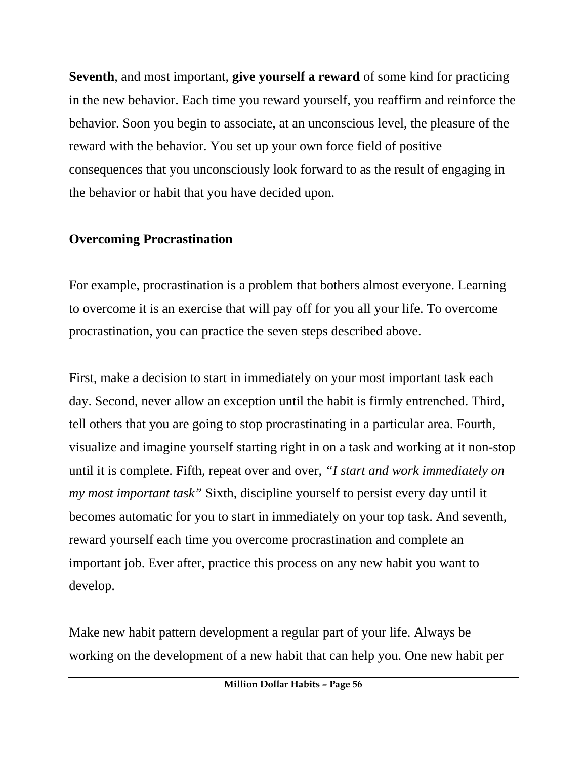**Seventh**, and most important, **give yourself a reward** of some kind for practicing in the new behavior. Each time you reward yourself, you reaffirm and reinforce the behavior. Soon you begin to associate, at an unconscious level, the pleasure of the reward with the behavior. You set up your own force field of positive consequences that you unconsciously look forward to as the result of engaging in the behavior or habit that you have decided upon.

**Overcoming Procrastination**

For example, procrastination is a problem that bothers almost everyone. Learning to overcome it is an exercise that will pay off for you all your life. To overcome procrastination, you can practice the seven steps described above.

First, make a decision to start in immediately on your most important task each day. Second, never allow an exception until the habit is firmly entrenched. Third, tell others that you are going to stop procrastinating in a particular area. Fourth, visualize and imagine yourself starting right in on a task and working at it non-stop until it is complete. Fifth, repeat over and over, *"I start and work immediately on my most important task"* Sixth, discipline yourself to persist every day until it becomes automatic for you to start in immediately on your top task. And seventh, reward yourself each time you overcome procrastination and complete an important job. Ever after, practice this process on any new habit you want to develop.

Make new habit pattern development a regular part of your life. Always be working on the development of a new habit that can help you. One new habit per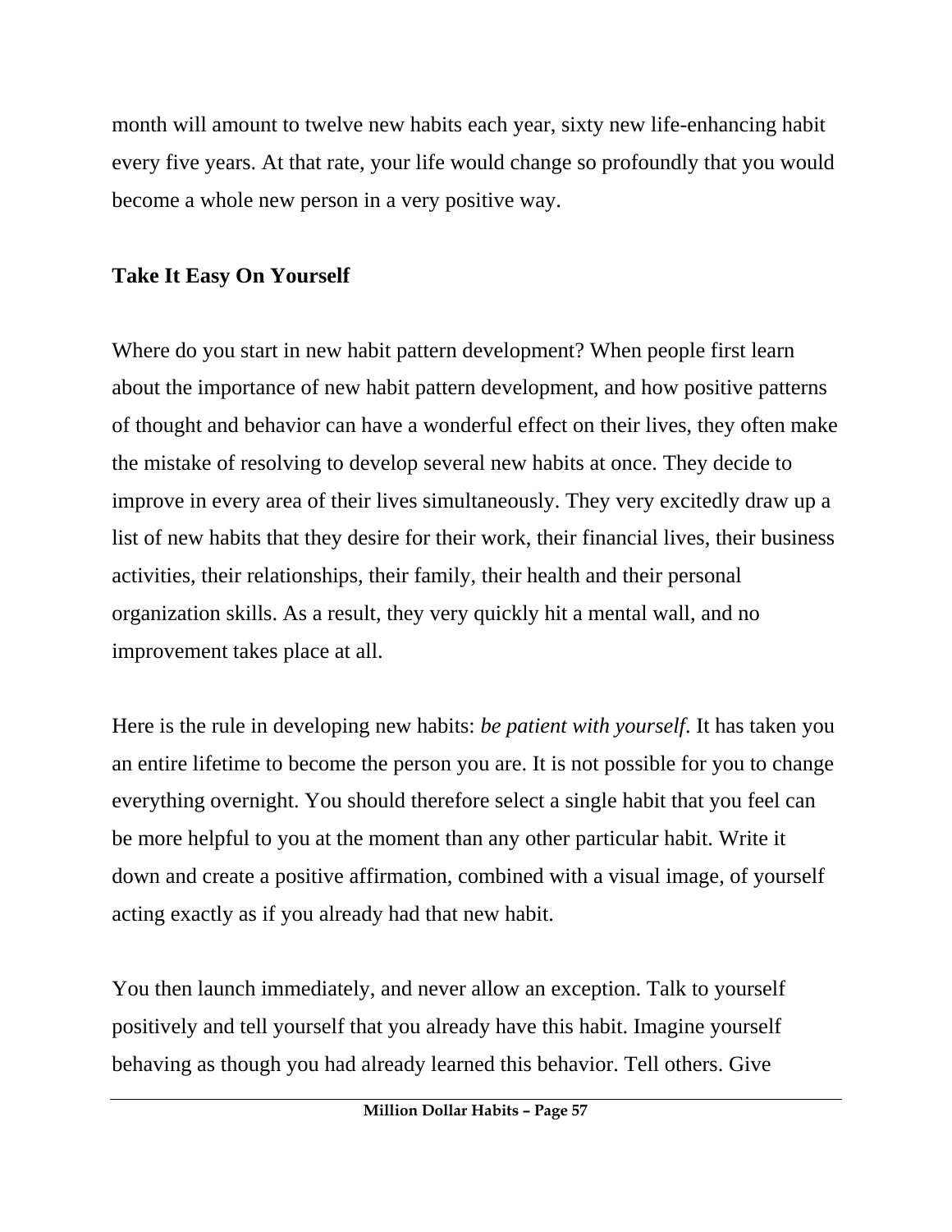month will amount to twelve new habits each year, sixty new life-enhancing habit every five years. At that rate, your life would change so profoundly that you would become a whole new person in a very positive way.

## Take It Easy On Yourself

Where do you start in new habit pattern development? When people first learn about the importance of new habit pattern development, and how positive patterns of thought and behavior can have a wonderful effect on their lives, they often make the mistake of resolving to develop several new habits at once. They decide to improve in every area of their lives simultaneously. They very excitedly draw up a list of new habits that they desire for their work, their financial lives, their business activities, their relationships, their family, their health and their personal organization skills. As a result, they very quickly hit a mental wall, and no improvement takes place at all.

Here is the rule in developing new habits: *be patient with yourself*. It has taken you an entire lifetime to become the person you are. It is not possible for you to change everything overnight. You should therefore select a single habit that you feel can be more helpful to you at the moment than any other particular habit. Write it down and create a positive affirmation, combined with a visual image, of yourself acting exactly as if you already had that new habit.

You then launch immediately, and never allow an exception. Talk to yourself positively and tell yourself that you already have this habit. Imagine yourself behaving as though you had already learned this behavior. Tell others. Give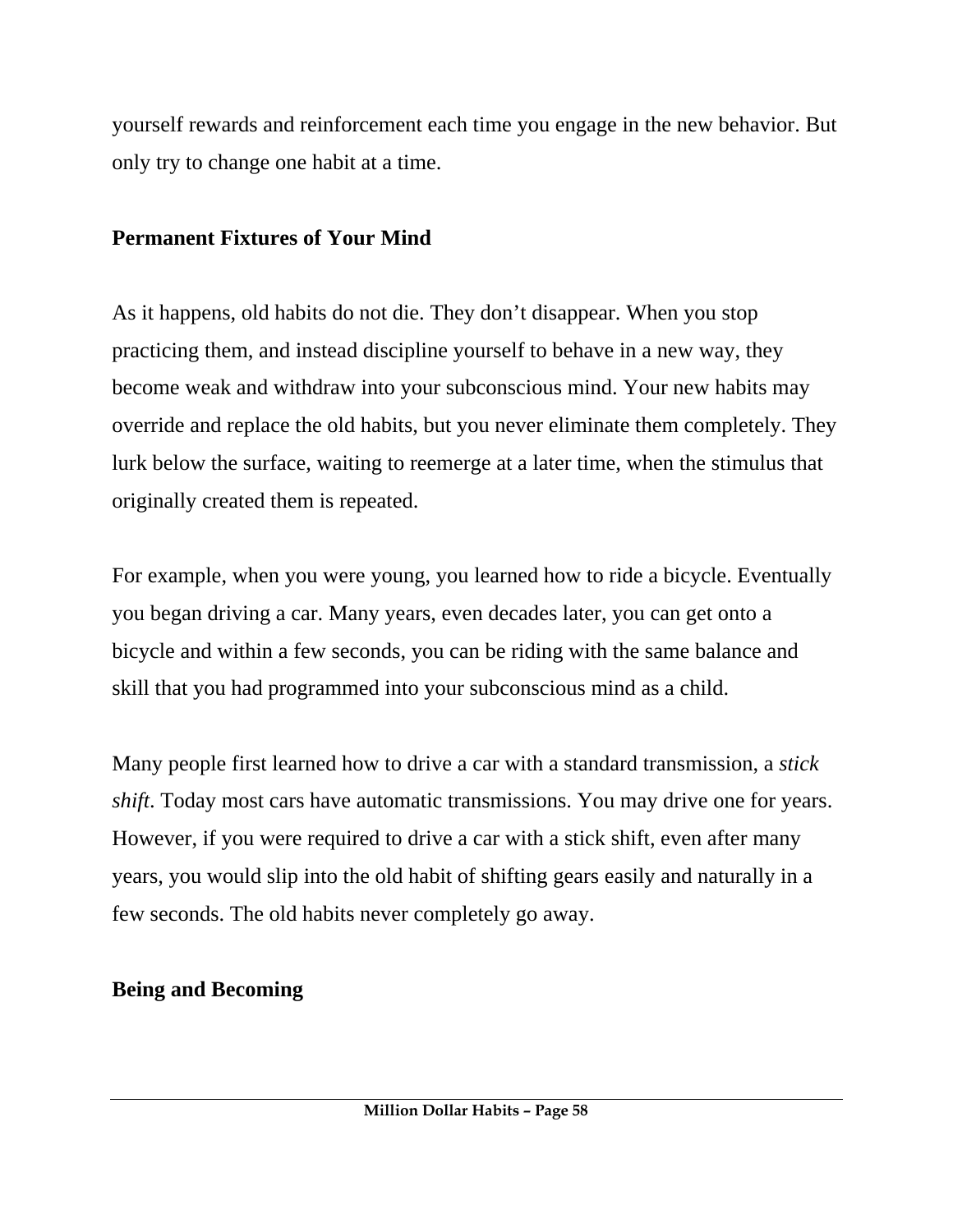yourself rewards and reinforcement each time you engage in the new behavior. But only try to change one habit at a time.

## Permanent Fixtures of Your Mind

As it happens, old habits do not die. They don't disappear. When you stop practicing them, and instead discipline yourself to behave in a new way, they become weak and withdraw into your subconscious mind. Your new habits may override and replace the old habits, but you never eliminate them completely. They lurk below the surface, waiting to reemerge at a later time, when the stimulus that originally created them is repeated.

For example, when you were young, you learned how to ride a bicycle. Eventually you began driving a car. Many years, even decades later, you can get onto a bicycle and within a few seconds, you can be riding with the same balance and skill that you had programmed into your subconscious mind as a child.

Many people first learned how to drive a car with a standard transmission, a *stick shift*. Today most cars have automatic transmissions. You may drive one for years. However, if you were required to drive a car with a stick shift, even after many years, you would slip into the old habit of shifting gears easily and naturally in a few seconds. The old habits never completely go away.

## Being and Becoming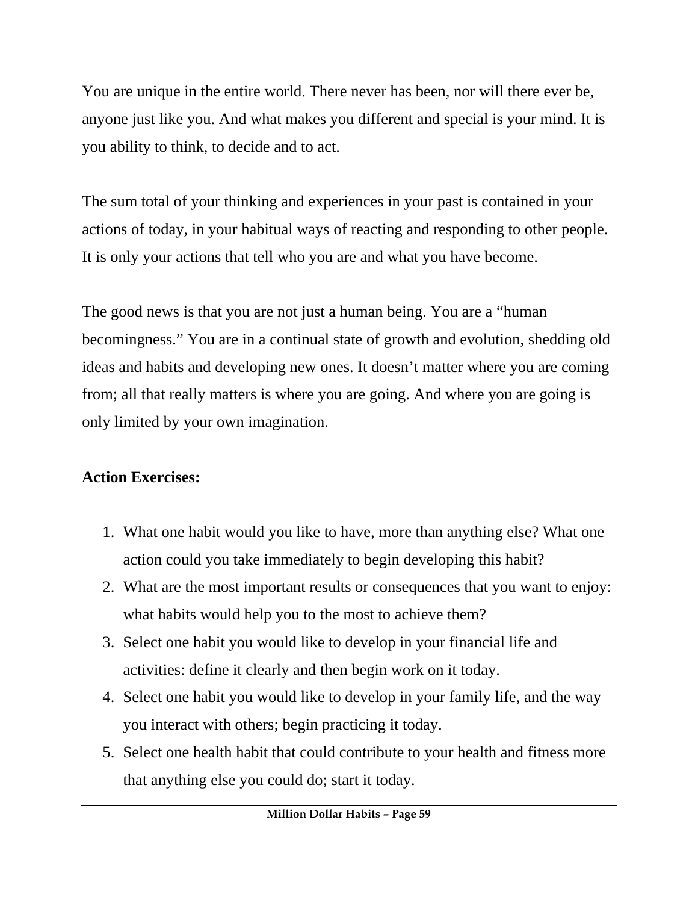You are unique in the entire world. There never has been, nor will there ever be, anyone just like you. And what makes you different and special is your mind. It is you ability to think, to decide and to act.

The sum total of your thinking and experiences in your past is contained in your actions of today, in your habitual ways of reacting and responding to other people. It is only your actions that tell who you are and what you have become.

The good news is that you are not just a human being. You are a "human becomingness." You are in a continual state of growth and evolution, shedding old ideas and habits and developing new ones. It doesn't matter where you are coming from; all that really matters is where you are going. And where you are going is only limited by your own imagination.

**Action Exercises:**

1. What one habit would you like to have, more than anything else? What one action could you take immediately to begin developing this habit?
2. What are the most important results or consequences that you want to enjoy: what habits would help you to the most to achieve them?
3. Select one habit you would like to develop in your financial life and activities: define it clearly and then begin work on it today.
4. Select one habit you would like to develop in your family life, and the way you interact with others; begin practicing it today.
5. Select one health habit that could contribute to your health and fitness more that anything else you could do; start it today.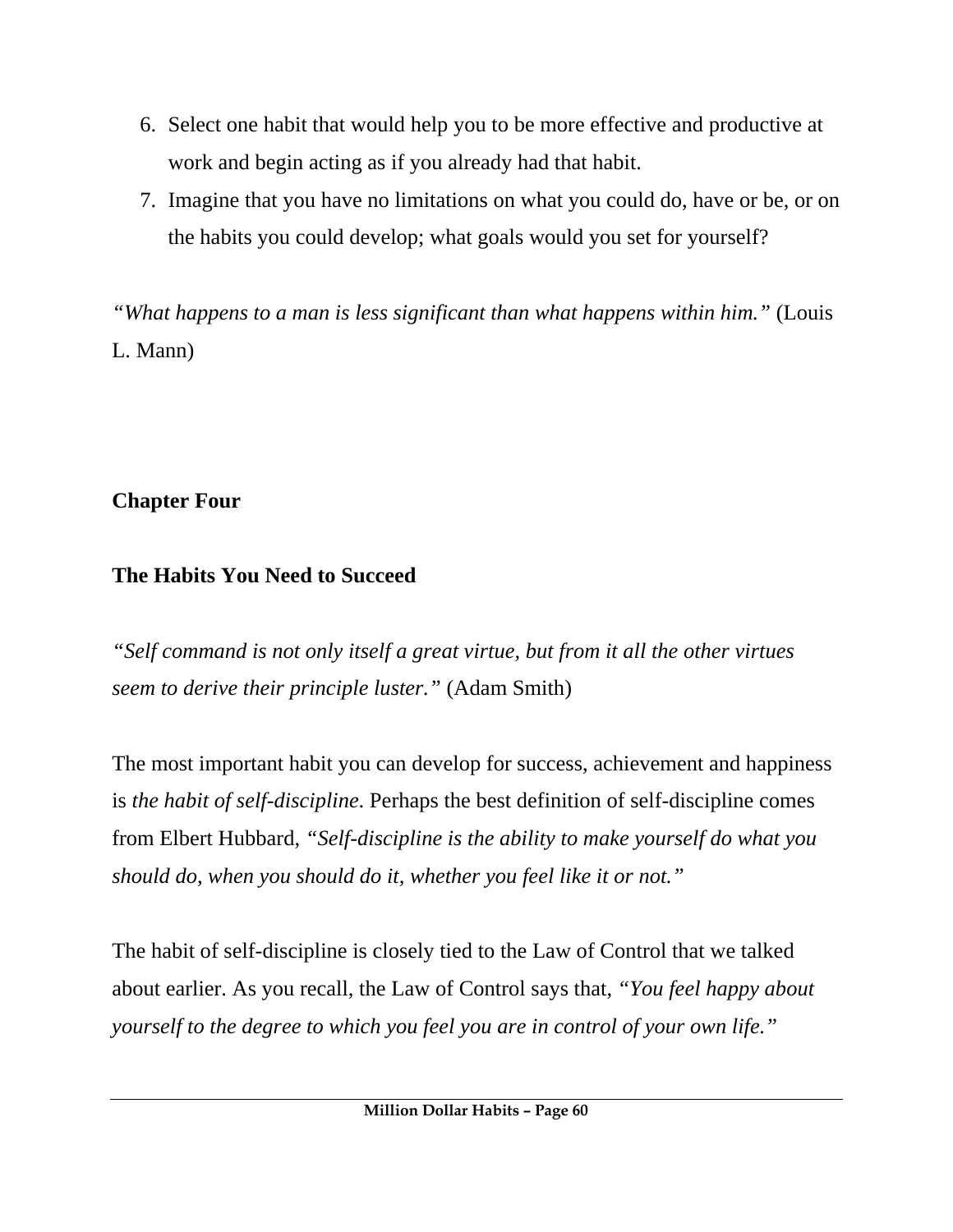6. Select one habit that would help you to be more effective and productive at work and begin acting as if you already had that habit.
7. Imagine that you have no limitations on what you could do, have or be, or on the habits you could develop; what goals would you set for yourself?

*"What happens to a man is less significant than what happens within him."* (Louis L. Mann)

## Chapter Four

## The Habits You Need to Succeed

*"Self command is not only itself a great virtue, but from it all the other virtues seem to derive their principle luster."* (Adam Smith)

The most important habit you can develop for success, achievement and happiness is *the habit of self-discipline*. Perhaps the best definition of self-discipline comes from Elbert Hubbard, *"Self-discipline is the ability to make yourself do what you should do, when you should do it, whether you feel like it or not."*

The habit of self-discipline is closely tied to the Law of Control that we talked about earlier. As you recall, the Law of Control says that, *"You feel happy about yourself to the degree to which you feel you are in control of your own life."*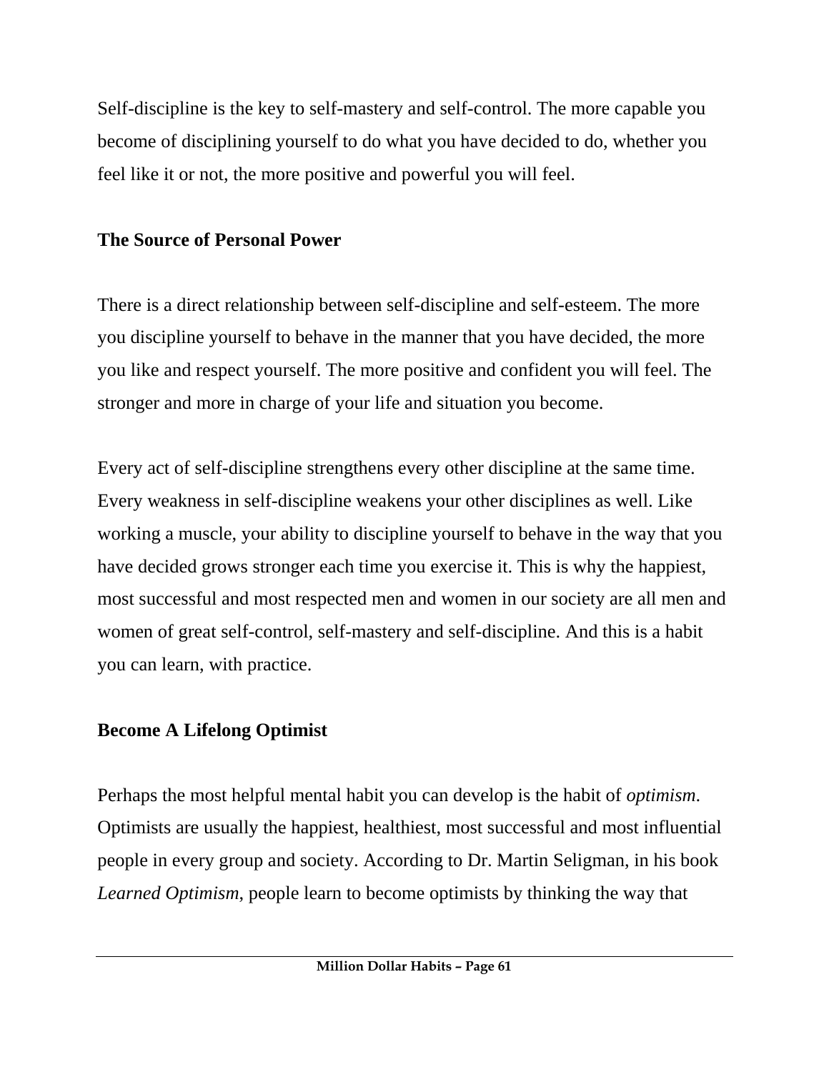Self-discipline is the key to self-mastery and self-control. The more capable you become of disciplining yourself to do what you have decided to do, whether you feel like it or not, the more positive and powerful you will feel.

## The Source of Personal Power

There is a direct relationship between self-discipline and self-esteem. The more you discipline yourself to behave in the manner that you have decided, the more you like and respect yourself. The more positive and confident you will feel. The stronger and more in charge of your life and situation you become.

Every act of self-discipline strengthens every other discipline at the same time. Every weakness in self-discipline weakens your other disciplines as well. Like working a muscle, your ability to discipline yourself to behave in the way that you have decided grows stronger each time you exercise it. This is why the happiest, most successful and most respected men and women in our society are all men and women of great self-control, self-mastery and self-discipline. And this is a habit you can learn, with practice.

## Become A Lifelong Optimist

Perhaps the most helpful mental habit you can develop is the habit of *optimism*. Optimists are usually the happiest, healthiest, most successful and most influential people in every group and society. According to Dr. Martin Seligman, in his book *Learned Optimism*, people learn to become optimists by thinking the way that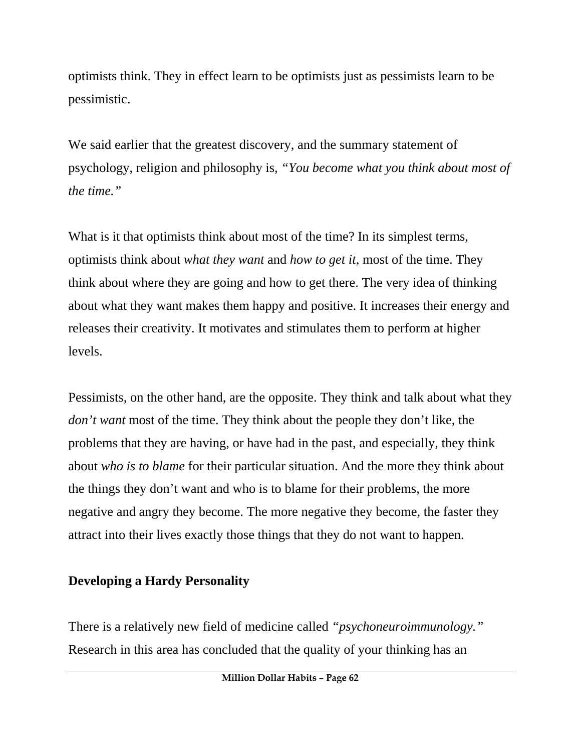optimists think. They in effect learn to be optimists just as pessimists learn to be pessimistic.

We said earlier that the greatest discovery, and the summary statement of psychology, religion and philosophy is, *"You become what you think about most of the time."*

What is it that optimists think about most of the time? In its simplest terms, optimists think about *what they want* and *how to get it*, most of the time. They think about where they are going and how to get there. The very idea of thinking about what they want makes them happy and positive. It increases their energy and releases their creativity. It motivates and stimulates them to perform at higher levels.

Pessimists, on the other hand, are the opposite. They think and talk about what they *don't want* most of the time. They think about the people they don't like, the problems that they are having, or have had in the past, and especially, they think about *who is to blame* for their particular situation. And the more they think about the things they don't want and who is to blame for their problems, the more negative and angry they become. The more negative they become, the faster they attract into their lives exactly those things that they do not want to happen.

**Developing a Hardy Personality**

There is a relatively new field of medicine called *"psychoneuroimmunology."* Research in this area has concluded that the quality of your thinking has an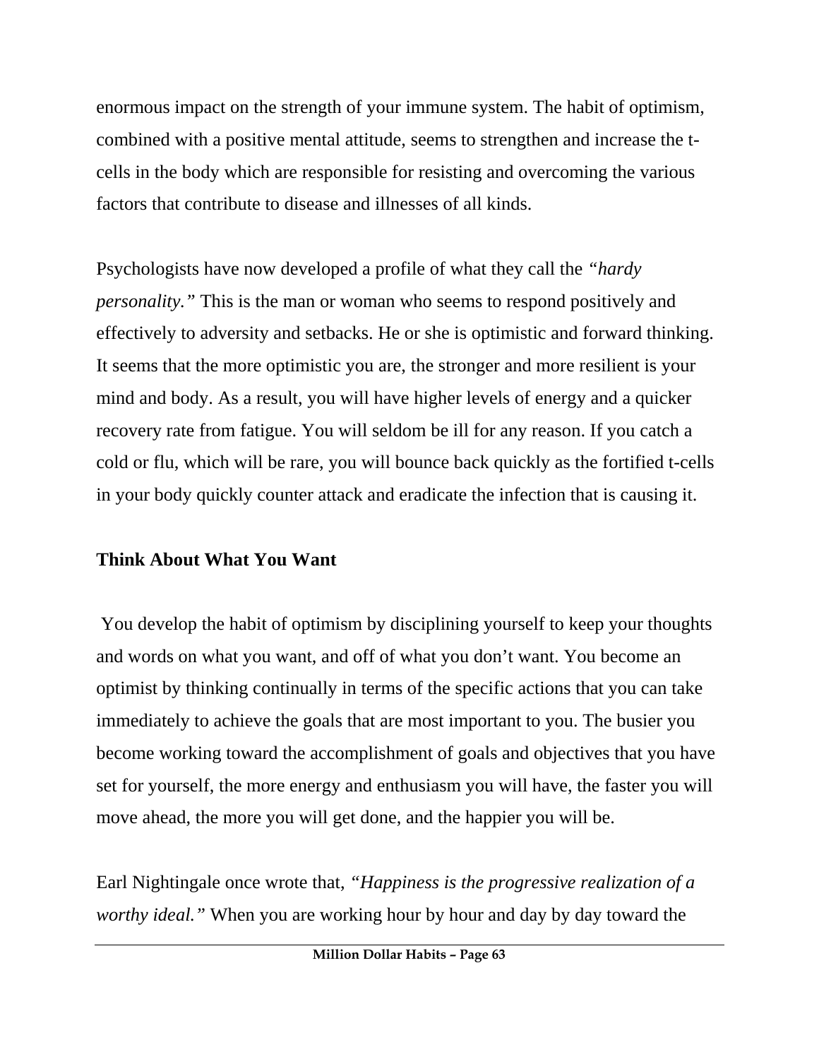enormous impact on the strength of your immune system. The habit of optimism, combined with a positive mental attitude, seems to strengthen and increase the t-cells in the body which are responsible for resisting and overcoming the various factors that contribute to disease and illnesses of all kinds.

Psychologists have now developed a profile of what they call the *"hardy personality."* This is the man or woman who seems to respond positively and effectively to adversity and setbacks. He or she is optimistic and forward thinking. It seems that the more optimistic you are, the stronger and more resilient is your mind and body. As a result, you will have higher levels of energy and a quicker recovery rate from fatigue. You will seldom be ill for any reason. If you catch a cold or flu, which will be rare, you will bounce back quickly as the fortified t-cells in your body quickly counter attack and eradicate the infection that is causing it.

### Think About What You Want

You develop the habit of optimism by disciplining yourself to keep your thoughts and words on what you want, and off of what you don't want. You become an optimist by thinking continually in terms of the specific actions that you can take immediately to achieve the goals that are most important to you. The busier you become working toward the accomplishment of goals and objectives that you have set for yourself, the more energy and enthusiasm you will have, the faster you will move ahead, the more you will get done, and the happier you will be.

Earl Nightingale once wrote that, *"Happiness is the progressive realization of a worthy ideal."* When you are working hour by hour and day by day toward the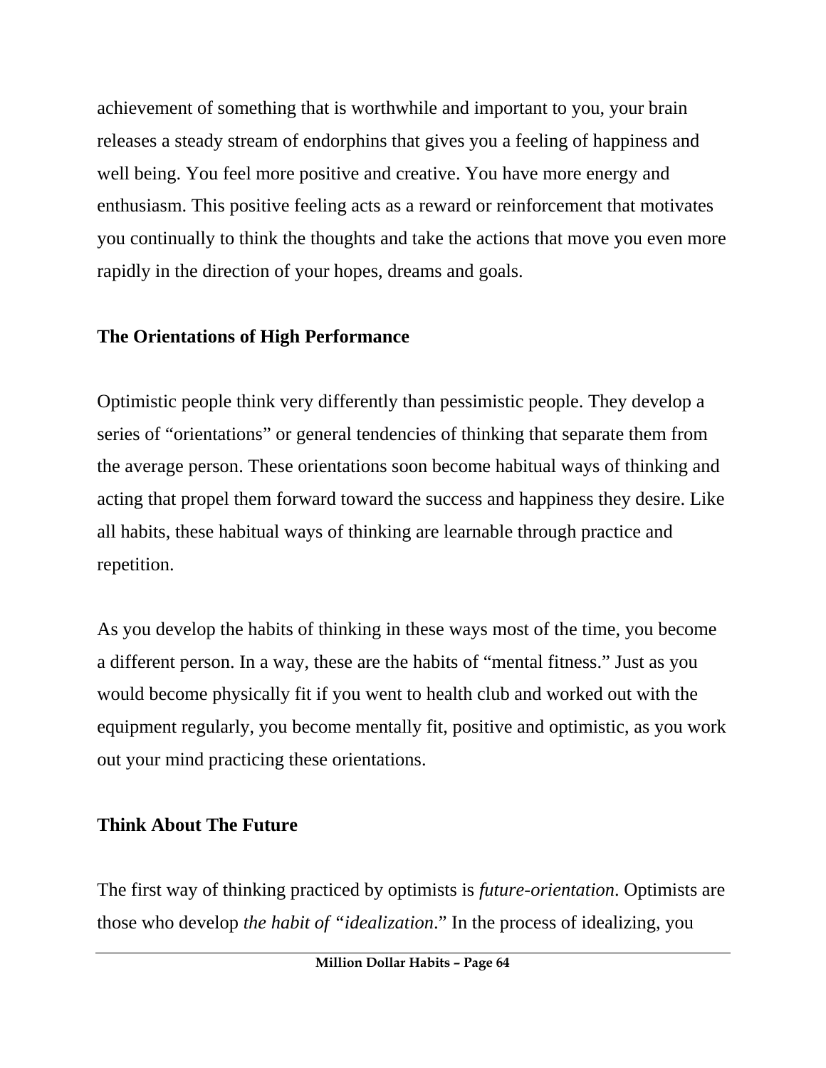achievement of something that is worthwhile and important to you, your brain releases a steady stream of endorphins that gives you a feeling of happiness and well being. You feel more positive and creative. You have more energy and enthusiasm. This positive feeling acts as a reward or reinforcement that motivates you continually to think the thoughts and take the actions that move you even more rapidly in the direction of your hopes, dreams and goals.

## The Orientations of High Performance

Optimistic people think very differently than pessimistic people. They develop a series of "orientations" or general tendencies of thinking that separate them from the average person. These orientations soon become habitual ways of thinking and acting that propel them forward toward the success and happiness they desire. Like all habits, these habitual ways of thinking are learnable through practice and repetition.

As you develop the habits of thinking in these ways most of the time, you become a different person. In a way, these are the habits of "mental fitness." Just as you would become physically fit if you went to health club and worked out with the equipment regularly, you become mentally fit, positive and optimistic, as you work out your mind practicing these orientations.

## Think About The Future

The first way of thinking practiced by optimists is *future-orientation*. Optimists are those who develop *the habit of "idealization*." In the process of idealizing, you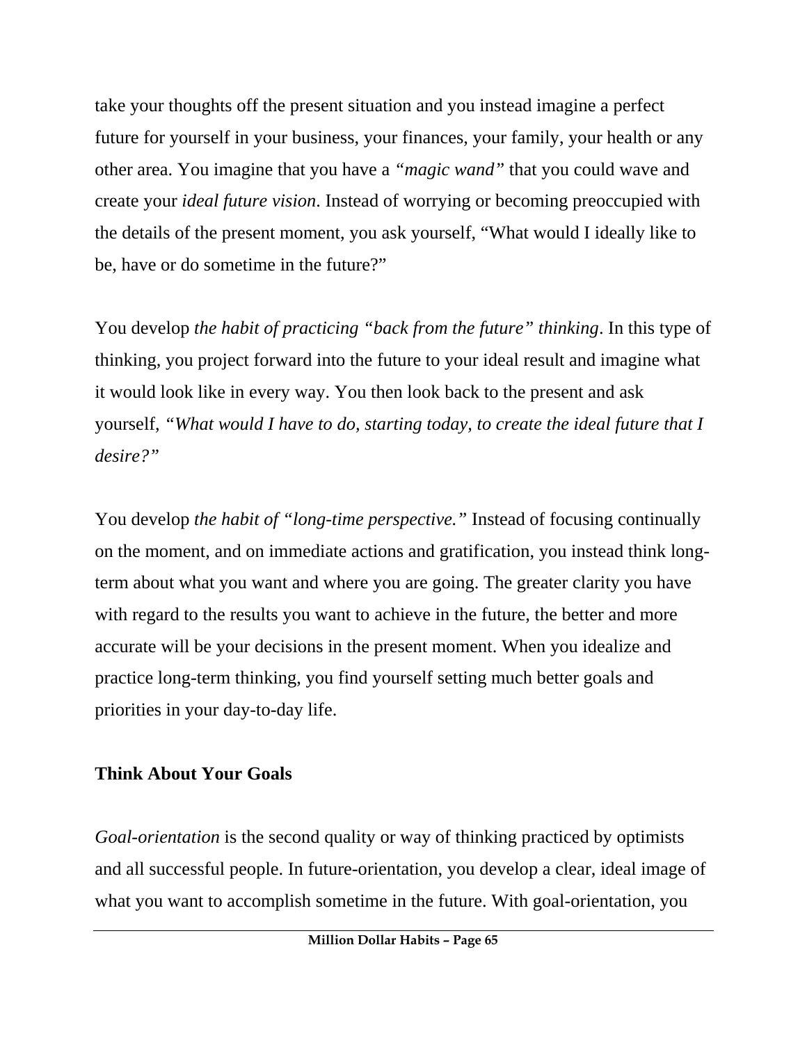take your thoughts off the present situation and you instead imagine a perfect future for yourself in your business, your finances, your family, your health or any other area. You imagine that you have a *"magic wand"* that you could wave and create your *ideal future vision*. Instead of worrying or becoming preoccupied with the details of the present moment, you ask yourself, "What would I ideally like to be, have or do sometime in the future?"

You develop *the habit of practicing "back from the future" thinking*. In this type of thinking, you project forward into the future to your ideal result and imagine what it would look like in every way. You then look back to the present and ask yourself, *"What would I have to do, starting today, to create the ideal future that I desire?"*

You develop *the habit of "long-time perspective."* Instead of focusing continually on the moment, and on immediate actions and gratification, you instead think long-term about what you want and where you are going. The greater clarity you have with regard to the results you want to achieve in the future, the better and more accurate will be your decisions in the present moment. When you idealize and practice long-term thinking, you find yourself setting much better goals and priorities in your day-to-day life.

**Think About Your Goals**

*Goal-orientation* is the second quality or way of thinking practiced by optimists and all successful people. In future-orientation, you develop a clear, ideal image of what you want to accomplish sometime in the future. With goal-orientation, you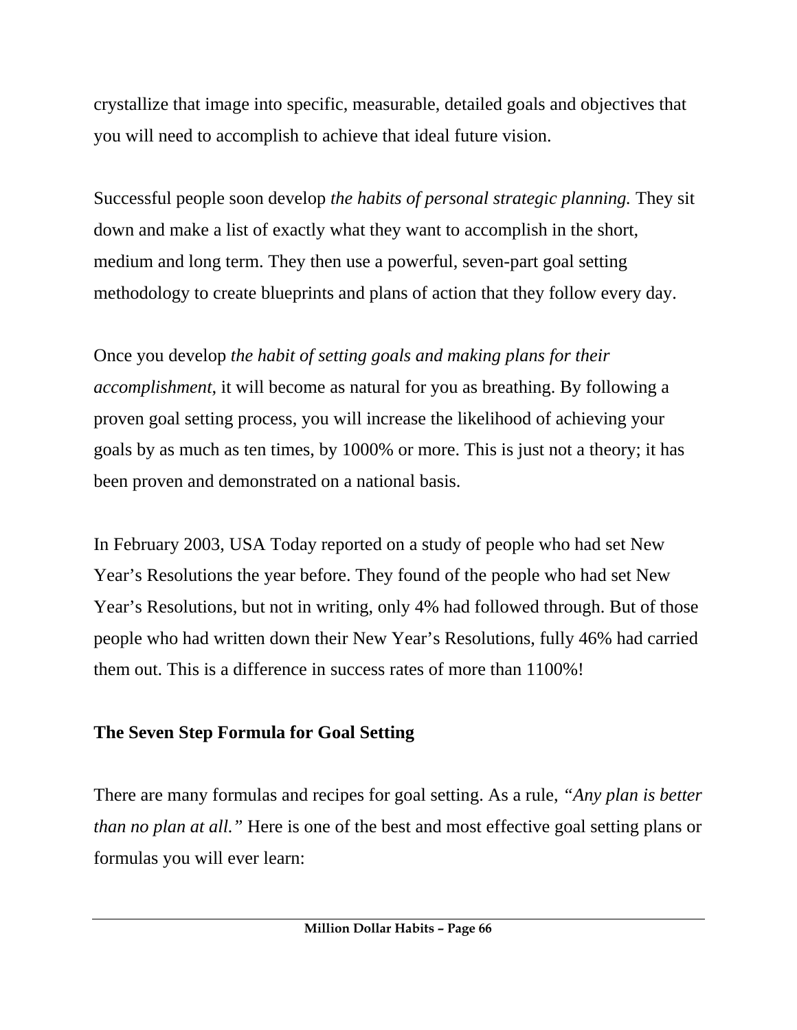crystallize that image into specific, measurable, detailed goals and objectives that you will need to accomplish to achieve that ideal future vision.

Successful people soon develop *the habits of personal strategic planning.* They sit down and make a list of exactly what they want to accomplish in the short, medium and long term. They then use a powerful, seven-part goal setting methodology to create blueprints and plans of action that they follow every day.

Once you develop *the habit of setting goals and making plans for their accomplishment*, it will become as natural for you as breathing. By following a proven goal setting process, you will increase the likelihood of achieving your goals by as much as ten times, by 1000% or more. This is just not a theory; it has been proven and demonstrated on a national basis.

In February 2003, USA Today reported on a study of people who had set New Year's Resolutions the year before. They found of the people who had set New Year's Resolutions, but not in writing, only 4% had followed through. But of those people who had written down their New Year's Resolutions, fully 46% had carried them out. This is a difference in success rates of more than 1100%!

## The Seven Step Formula for Goal Setting

There are many formulas and recipes for goal setting. As a rule, *"Any plan is better than no plan at all."* Here is one of the best and most effective goal setting plans or formulas you will ever learn: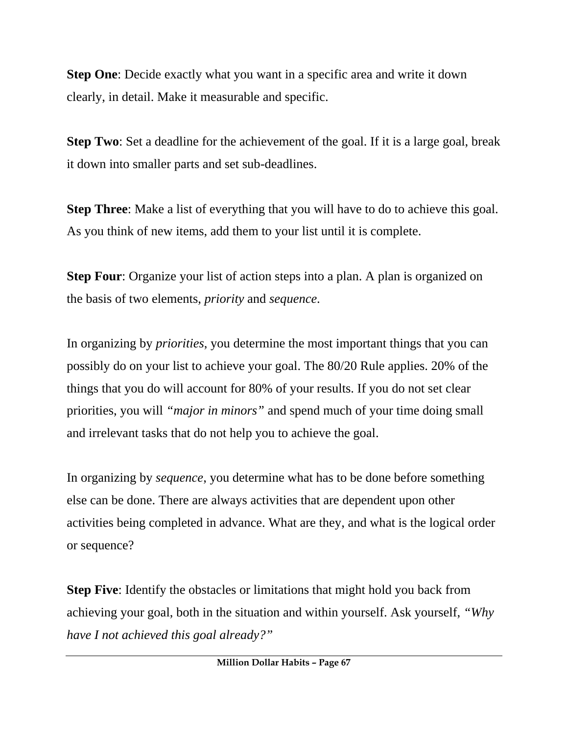**Step One**: Decide exactly what you want in a specific area and write it down clearly, in detail. Make it measurable and specific.

**Step Two**: Set a deadline for the achievement of the goal. If it is a large goal, break it down into smaller parts and set sub-deadlines.

**Step Three**: Make a list of everything that you will have to do to achieve this goal. As you think of new items, add them to your list until it is complete.

**Step Four**: Organize your list of action steps into a plan. A plan is organized on the basis of two elements, *priority* and *sequence.*

In organizing by *priorities,* you determine the most important things that you can possibly do on your list to achieve your goal. The 80/20 Rule applies. 20% of the things that you do will account for 80% of your results. If you do not set clear priorities, you will *"major in minors"* and spend much of your time doing small and irrelevant tasks that do not help you to achieve the goal.

In organizing by *sequence,* you determine what has to be done before something else can be done. There are always activities that are dependent upon other activities being completed in advance. What are they, and what is the logical order or sequence?

**Step Five**: Identify the obstacles or limitations that might hold you back from achieving your goal, both in the situation and within yourself. Ask yourself, *"Why have I not achieved this goal already?"*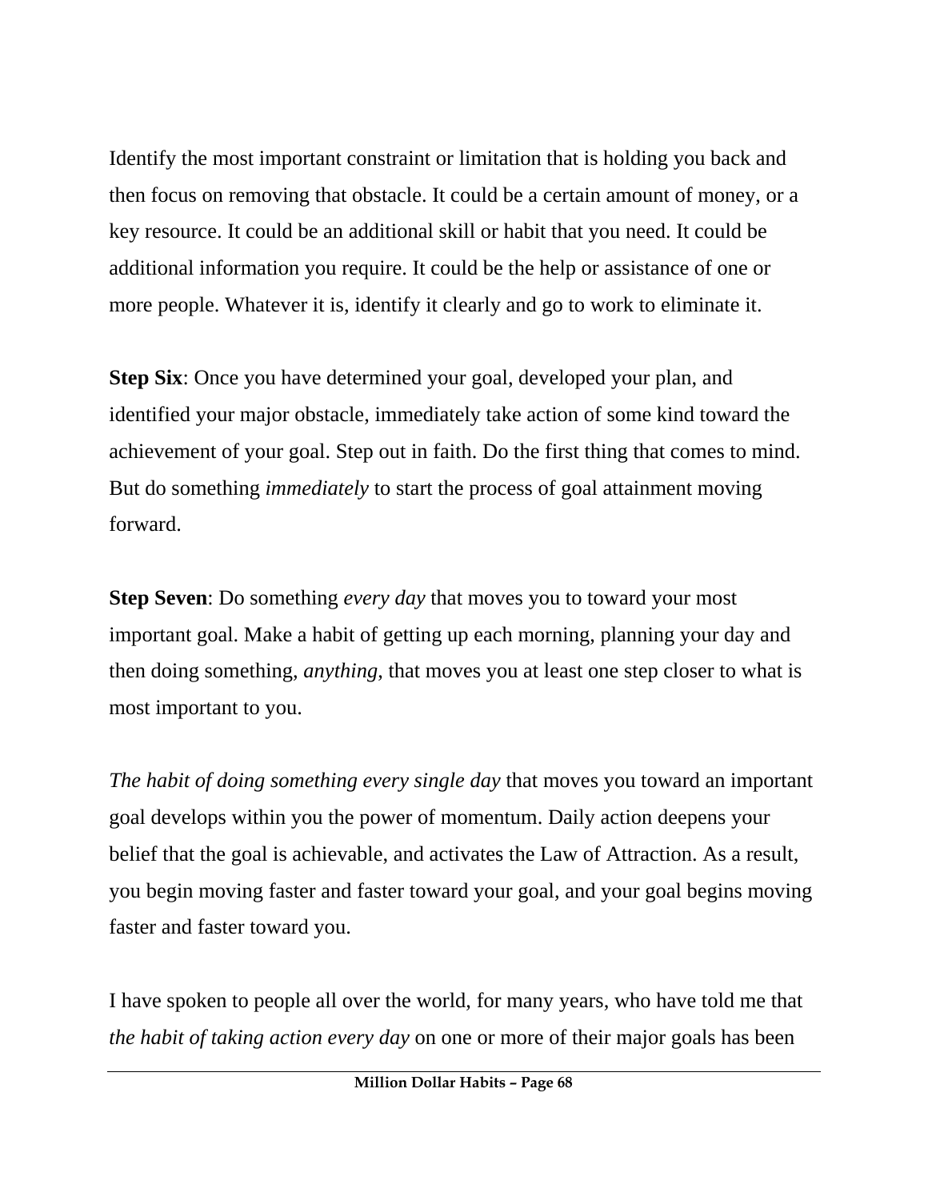Identify the most important constraint or limitation that is holding you back and then focus on removing that obstacle. It could be a certain amount of money, or a key resource. It could be an additional skill or habit that you need. It could be additional information you require. It could be the help or assistance of one or more people. Whatever it is, identify it clearly and go to work to eliminate it.

**Step Six**: Once you have determined your goal, developed your plan, and identified your major obstacle, immediately take action of some kind toward the achievement of your goal. Step out in faith. Do the first thing that comes to mind. But do something *immediately* to start the process of goal attainment moving forward.

**Step Seven**: Do something *every day* that moves you to toward your most important goal. Make a habit of getting up each morning, planning your day and then doing something, *anything,* that moves you at least one step closer to what is most important to you.

*The habit of doing something every single day* that moves you toward an important goal develops within you the power of momentum. Daily action deepens your belief that the goal is achievable, and activates the Law of Attraction. As a result, you begin moving faster and faster toward your goal, and your goal begins moving faster and faster toward you.

I have spoken to people all over the world, for many years, who have told me that *the habit of taking action every day* on one or more of their major goals has been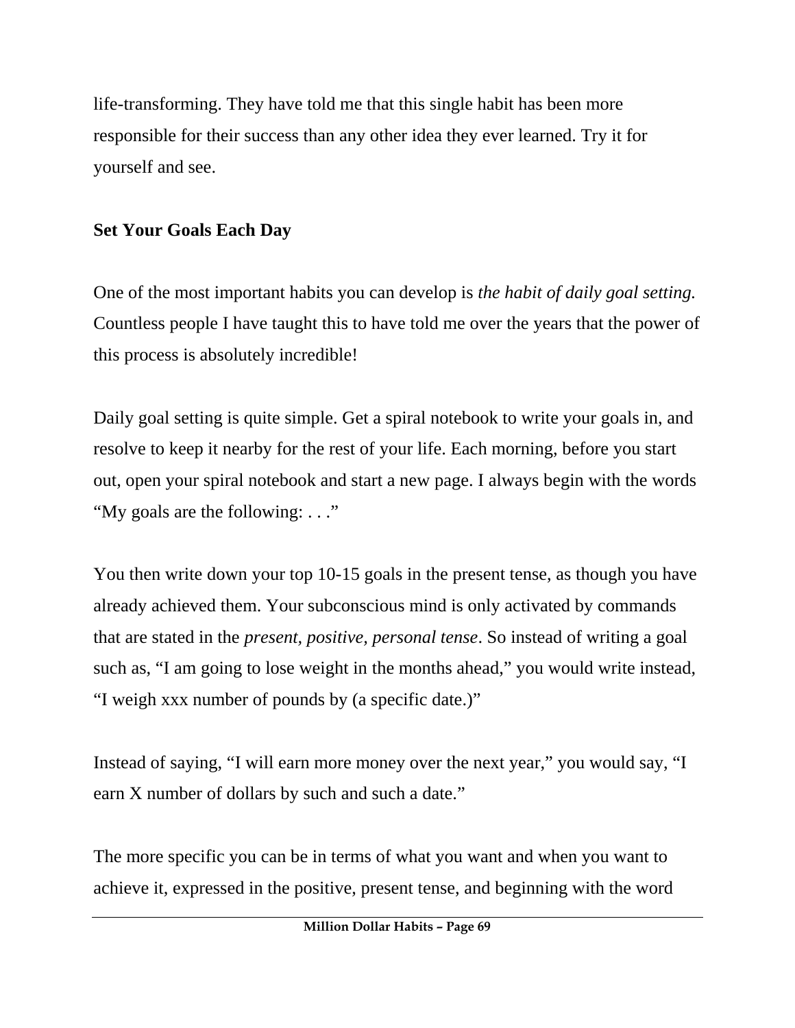life-transforming. They have told me that this single habit has been more responsible for their success than any other idea they ever learned. Try it for yourself and see.

**Set Your Goals Each Day**

One of the most important habits you can develop is *the habit of daily goal setting.* Countless people I have taught this to have told me over the years that the power of this process is absolutely incredible!

Daily goal setting is quite simple. Get a spiral notebook to write your goals in, and resolve to keep it nearby for the rest of your life. Each morning, before you start out, open your spiral notebook and start a new page. I always begin with the words "My goals are the following: . . ."

You then write down your top 10-15 goals in the present tense, as though you have already achieved them. Your subconscious mind is only activated by commands that are stated in the *present, positive, personal tense*. So instead of writing a goal such as, "I am going to lose weight in the months ahead," you would write instead, "I weigh xxx number of pounds by (a specific date.)"

Instead of saying, "I will earn more money over the next year," you would say, "I earn X number of dollars by such and such a date."

The more specific you can be in terms of what you want and when you want to achieve it, expressed in the positive, present tense, and beginning with the word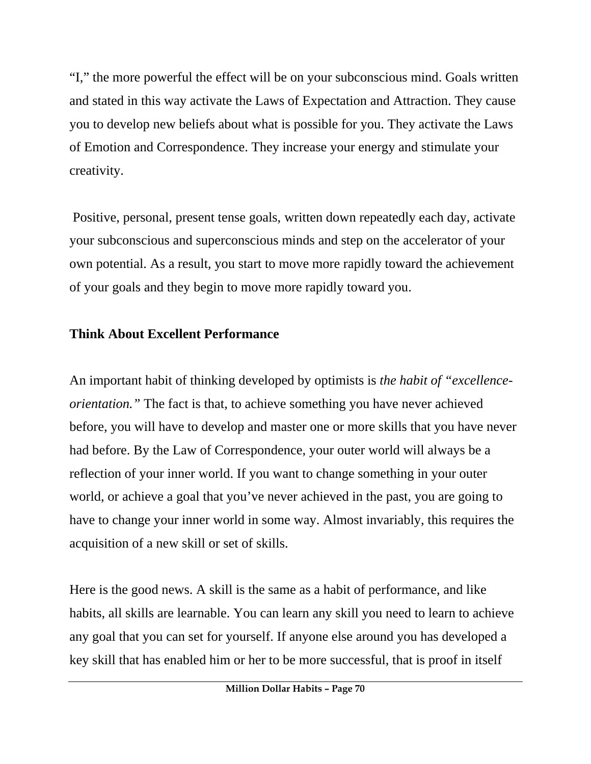"I," the more powerful the effect will be on your subconscious mind. Goals written and stated in this way activate the Laws of Expectation and Attraction. They cause you to develop new beliefs about what is possible for you. They activate the Laws of Emotion and Correspondence. They increase your energy and stimulate your creativity.

Positive, personal, present tense goals, written down repeatedly each day, activate your subconscious and superconscious minds and step on the accelerator of your own potential. As a result, you start to move more rapidly toward the achievement of your goals and they begin to move more rapidly toward you.

### Think About Excellent Performance

An important habit of thinking developed by optimists is *the habit of "excellence-orientation."* The fact is that, to achieve something you have never achieved before, you will have to develop and master one or more skills that you have never had before. By the Law of Correspondence, your outer world will always be a reflection of your inner world. If you want to change something in your outer world, or achieve a goal that you've never achieved in the past, you are going to have to change your inner world in some way. Almost invariably, this requires the acquisition of a new skill or set of skills.

Here is the good news. A skill is the same as a habit of performance, and like habits, all skills are learnable. You can learn any skill you need to learn to achieve any goal that you can set for yourself. If anyone else around you has developed a key skill that has enabled him or her to be more successful, that is proof in itself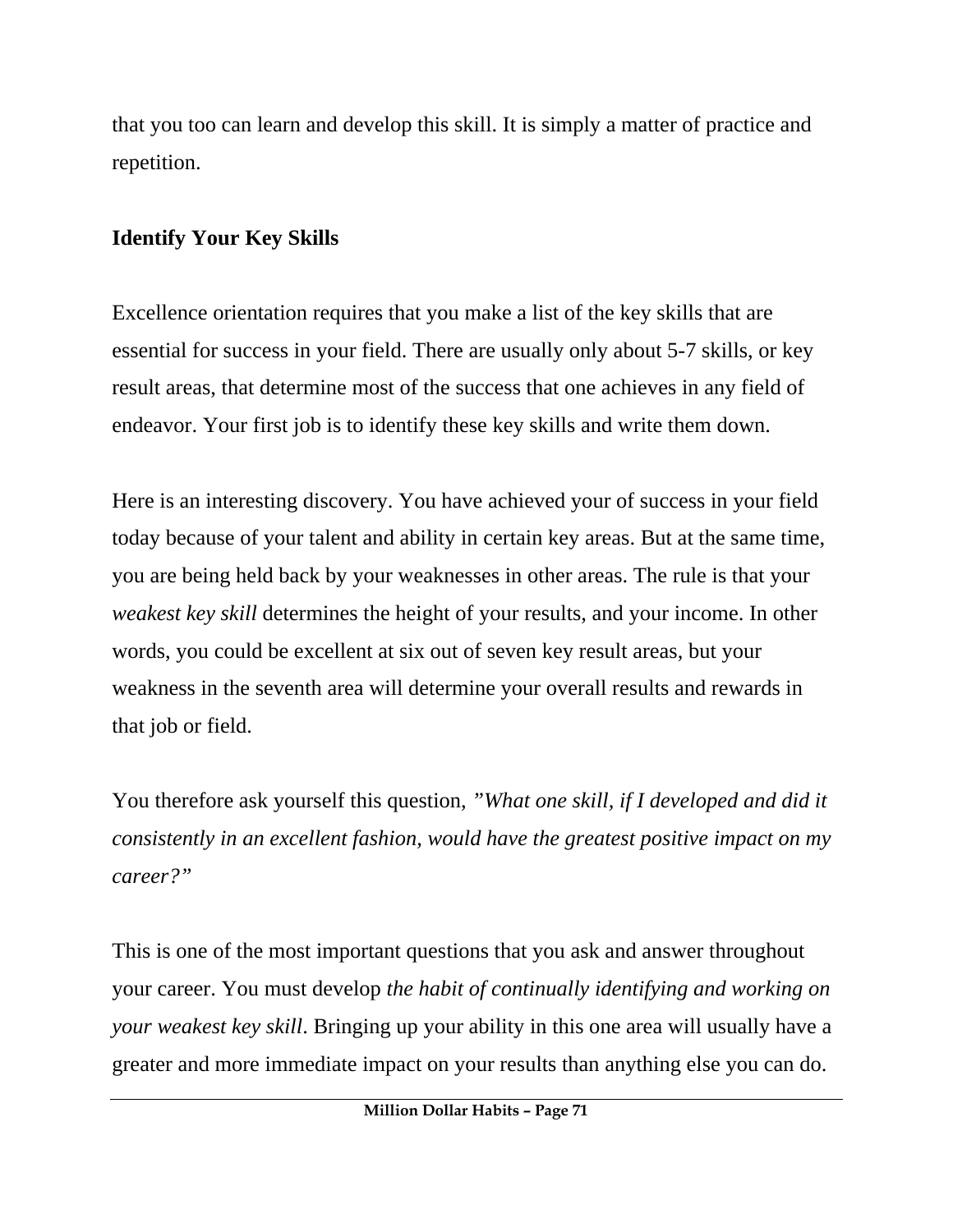that you too can learn and develop this skill. It is simply a matter of practice and repetition.

**Identify Your Key Skills**

Excellence orientation requires that you make a list of the key skills that are essential for success in your field. There are usually only about 5-7 skills, or key result areas, that determine most of the success that one achieves in any field of endeavor. Your first job is to identify these key skills and write them down.

Here is an interesting discovery. You have achieved your of success in your field today because of your talent and ability in certain key areas. But at the same time, you are being held back by your weaknesses in other areas. The rule is that your *weakest key skill* determines the height of your results, and your income. In other words, you could be excellent at six out of seven key result areas, but your weakness in the seventh area will determine your overall results and rewards in that job or field.

You therefore ask yourself this question, *"What one skill, if I developed and did it consistently in an excellent fashion, would have the greatest positive impact on my career?"*

This is one of the most important questions that you ask and answer throughout your career. You must develop *the habit of continually identifying and working on your weakest key skill*. Bringing up your ability in this one area will usually have a greater and more immediate impact on your results than anything else you can do.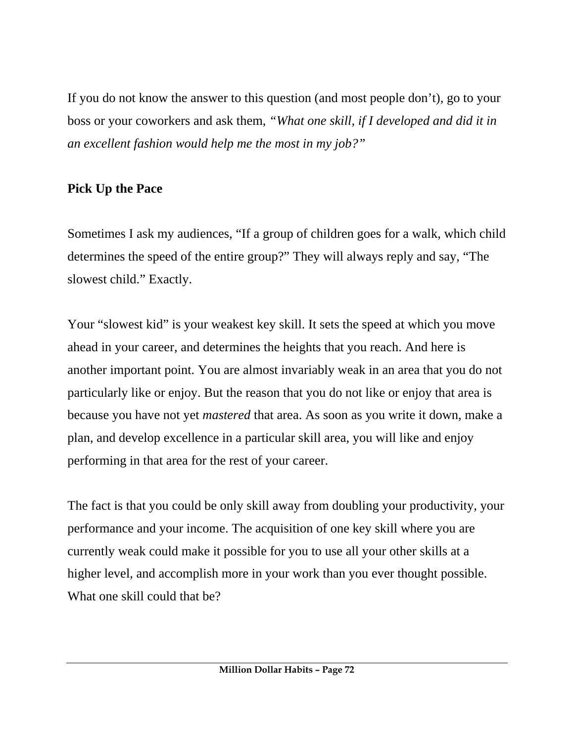If you do not know the answer to this question (and most people don't), go to your boss or your coworkers and ask them, *"What one skill, if I developed and did it in an excellent fashion would help me the most in my job?"*

**Pick Up the Pace**

Sometimes I ask my audiences, "If a group of children goes for a walk, which child determines the speed of the entire group?" They will always reply and say, "The slowest child." Exactly.

Your "slowest kid" is your weakest key skill. It sets the speed at which you move ahead in your career, and determines the heights that you reach. And here is another important point. You are almost invariably weak in an area that you do not particularly like or enjoy. But the reason that you do not like or enjoy that area is because you have not yet *mastered* that area. As soon as you write it down, make a plan, and develop excellence in a particular skill area, you will like and enjoy performing in that area for the rest of your career.

The fact is that you could be only skill away from doubling your productivity, your performance and your income. The acquisition of one key skill where you are currently weak could make it possible for you to use all your other skills at a higher level, and accomplish more in your work than you ever thought possible. What one skill could that be?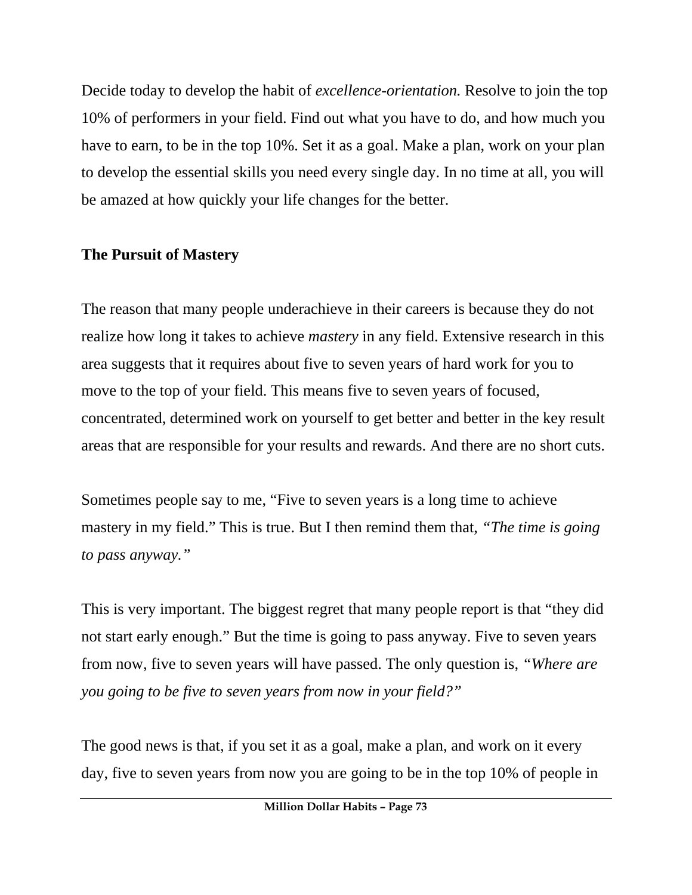Decide today to develop the habit of *excellence-orientation.* Resolve to join the top 10% of performers in your field. Find out what you have to do, and how much you have to earn, to be in the top 10%. Set it as a goal. Make a plan, work on your plan to develop the essential skills you need every single day. In no time at all, you will be amazed at how quickly your life changes for the better.

**The Pursuit of Mastery**

The reason that many people underachieve in their careers is because they do not realize how long it takes to achieve *mastery* in any field. Extensive research in this area suggests that it requires about five to seven years of hard work for you to move to the top of your field. This means five to seven years of focused, concentrated, determined work on yourself to get better and better in the key result areas that are responsible for your results and rewards. And there are no short cuts.

Sometimes people say to me, "Five to seven years is a long time to achieve mastery in my field." This is true. But I then remind them that, *"The time is going to pass anyway."*

This is very important. The biggest regret that many people report is that "they did not start early enough." But the time is going to pass anyway. Five to seven years from now, five to seven years will have passed. The only question is, *"Where are you going to be five to seven years from now in your field?"*

The good news is that, if you set it as a goal, make a plan, and work on it every day, five to seven years from now you are going to be in the top 10% of people in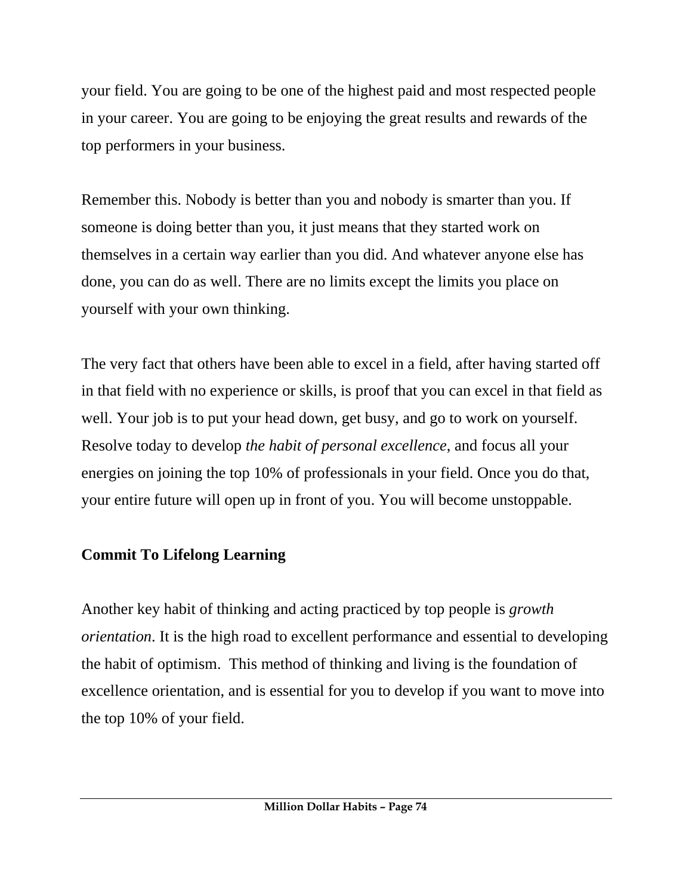your field. You are going to be one of the highest paid and most respected people in your career. You are going to be enjoying the great results and rewards of the top performers in your business.

Remember this. Nobody is better than you and nobody is smarter than you. If someone is doing better than you, it just means that they started work on themselves in a certain way earlier than you did. And whatever anyone else has done, you can do as well. There are no limits except the limits you place on yourself with your own thinking.

The very fact that others have been able to excel in a field, after having started off in that field with no experience or skills, is proof that you can excel in that field as well. Your job is to put your head down, get busy, and go to work on yourself. Resolve today to develop *the habit of personal excellence*, and focus all your energies on joining the top 10% of professionals in your field. Once you do that, your entire future will open up in front of you. You will become unstoppable.

**Commit To Lifelong Learning**

Another key habit of thinking and acting practiced by top people is *growth orientation*. It is the high road to excellent performance and essential to developing the habit of optimism. This method of thinking and living is the foundation of excellence orientation, and is essential for you to develop if you want to move into the top 10% of your field.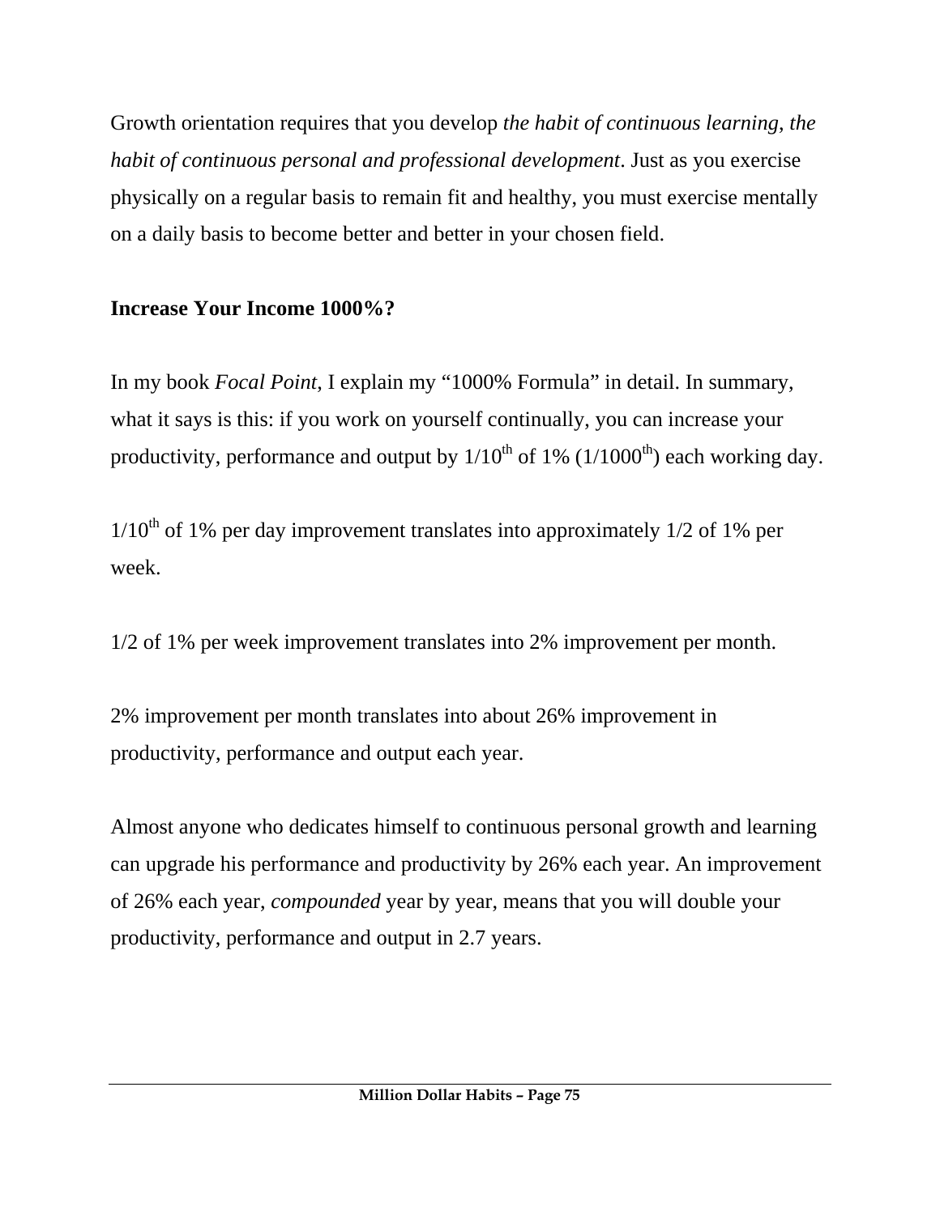Growth orientation requires that you develop *the habit of continuous learning, the habit of continuous personal and professional development*. Just as you exercise physically on a regular basis to remain fit and healthy, you must exercise mentally on a daily basis to become better and better in your chosen field.

**Increase Your Income 1000%?**

In my book *Focal Point*, I explain my “1000% Formula” in detail. In summary, what it says is this: if you work on yourself continually, you can increase your productivity, performance and output by $1/10^{th}$ of 1% ($1/1000^{th}$) each working day.

$1/10^{th}$ of 1% per day improvement translates into approximately 1/2 of 1% per week.

1/2 of 1% per week improvement translates into 2% improvement per month.

2% improvement per month translates into about 26% improvement in productivity, performance and output each year.

Almost anyone who dedicates himself to continuous personal growth and learning can upgrade his performance and productivity by 26% each year. An improvement of 26% each year, *compounded* year by year, means that you will double your productivity, performance and output in 2.7 years.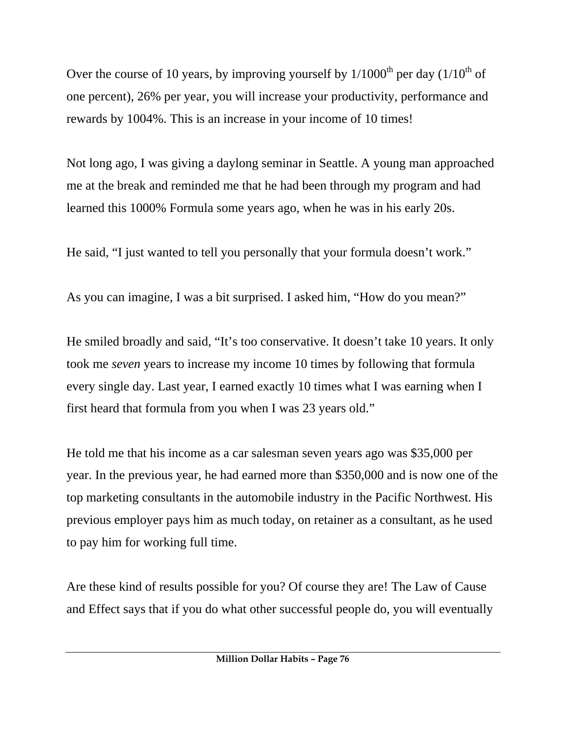Over the course of 10 years, by improving yourself by 1/1000th per day (1/10th of one percent), 26% per year, you will increase your productivity, performance and rewards by 1004%. This is an increase in your income of 10 times!

Not long ago, I was giving a daylong seminar in Seattle. A young man approached me at the break and reminded me that he had been through my program and had learned this 1000% Formula some years ago, when he was in his early 20s.

He said, "I just wanted to tell you personally that your formula doesn't work."

As you can imagine, I was a bit surprised. I asked him, "How do you mean?"

He smiled broadly and said, "It's too conservative. It doesn't take 10 years. It only took me *seven* years to increase my income 10 times by following that formula every single day. Last year, I earned exactly 10 times what I was earning when I first heard that formula from you when I was 23 years old."

He told me that his income as a car salesman seven years ago was $35,000 per year. In the previous year, he had earned more than $350,000 and is now one of the top marketing consultants in the automobile industry in the Pacific Northwest. His previous employer pays him as much today, on retainer as a consultant, as he used to pay him for working full time.

Are these kind of results possible for you? Of course they are! The Law of Cause and Effect says that if you do what other successful people do, you will eventually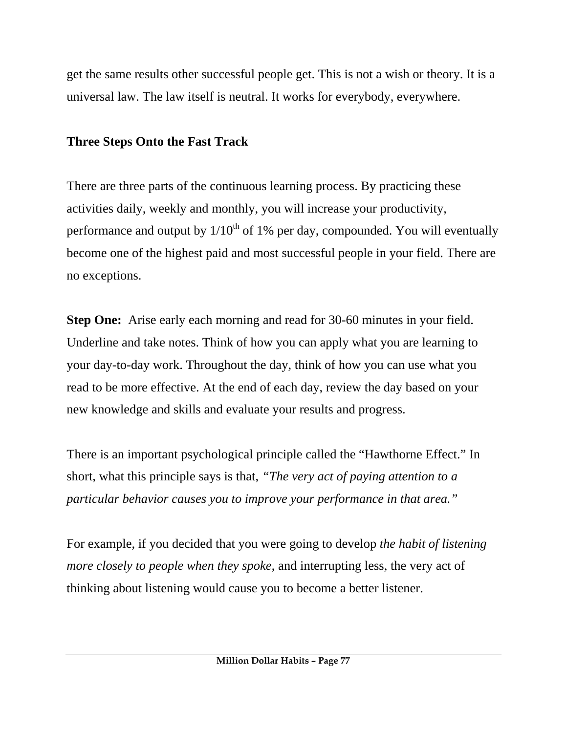get the same results other successful people get. This is not a wish or theory. It is a universal law. The law itself is neutral. It works for everybody, everywhere.

## Three Steps Onto the Fast Track

There are three parts of the continuous learning process. By practicing these activities daily, weekly and monthly, you will increase your productivity, performance and output by $1/10^{th}$ of 1% per day, compounded. You will eventually become one of the highest paid and most successful people in your field. There are no exceptions.

**Step One:** Arise early each morning and read for 30-60 minutes in your field. Underline and take notes. Think of how you can apply what you are learning to your day-to-day work. Throughout the day, think of how you can use what you read to be more effective. At the end of each day, review the day based on your new knowledge and skills and evaluate your results and progress.

There is an important psychological principle called the "Hawthorne Effect." In short, what this principle says is that, *"The very act of paying attention to a particular behavior causes you to improve your performance in that area."*

For example, if you decided that you were going to develop *the habit of listening more closely to people when they spoke,* and interrupting less, the very act of thinking about listening would cause you to become a better listener.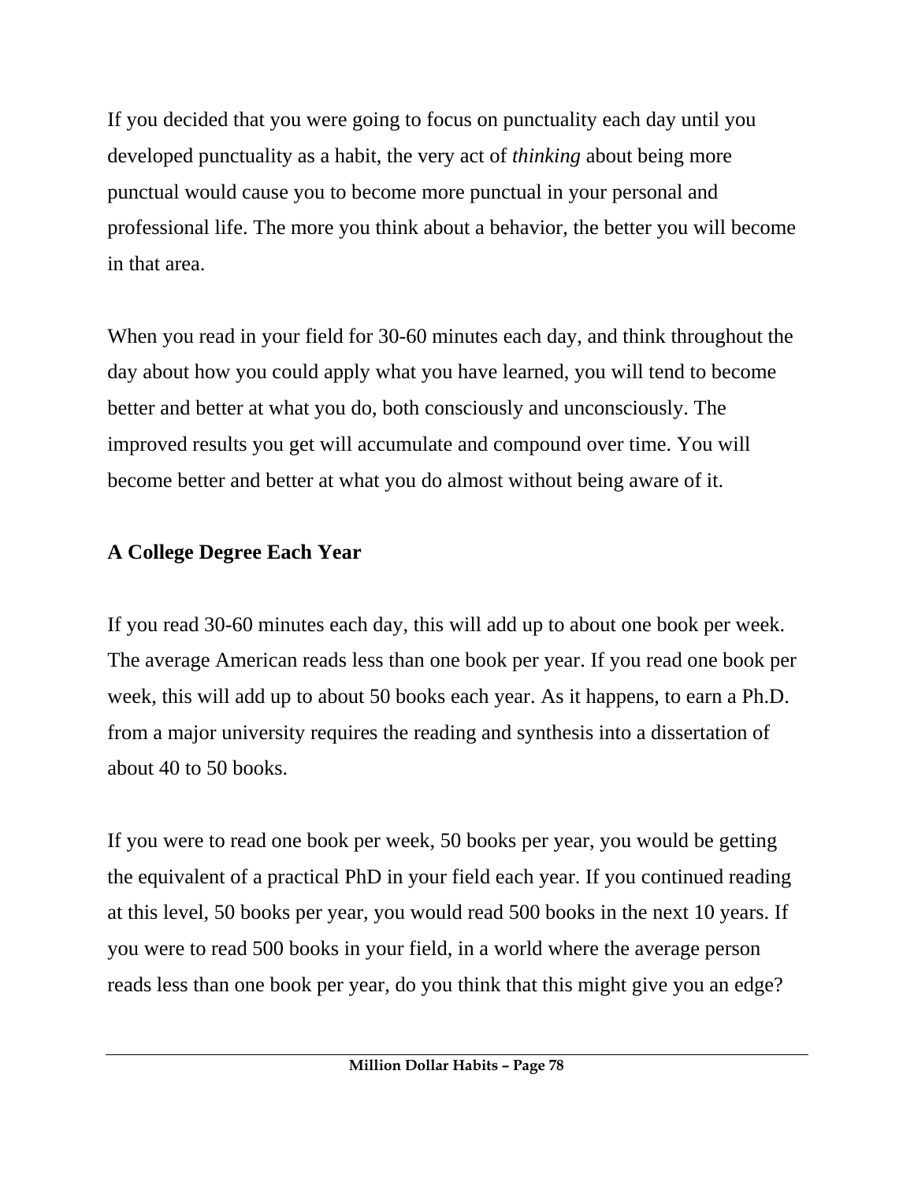If you decided that you were going to focus on punctuality each day until you developed punctuality as a habit, the very act of *thinking* about being more punctual would cause you to become more punctual in your personal and professional life. The more you think about a behavior, the better you will become in that area.

When you read in your field for 30-60 minutes each day, and think throughout the day about how you could apply what you have learned, you will tend to become better and better at what you do, both consciously and unconsciously. The improved results you get will accumulate and compound over time. You will become better and better at what you do almost without being aware of it.

## A College Degree Each Year

If you read 30-60 minutes each day, this will add up to about one book per week. The average American reads less than one book per year. If you read one book per week, this will add up to about 50 books each year. As it happens, to earn a Ph.D. from a major university requires the reading and synthesis into a dissertation of about 40 to 50 books.

If you were to read one book per week, 50 books per year, you would be getting the equivalent of a practical PhD in your field each year. If you continued reading at this level, 50 books per year, you would read 500 books in the next 10 years. If you were to read 500 books in your field, in a world where the average person reads less than one book per year, do you think that this might give you an edge?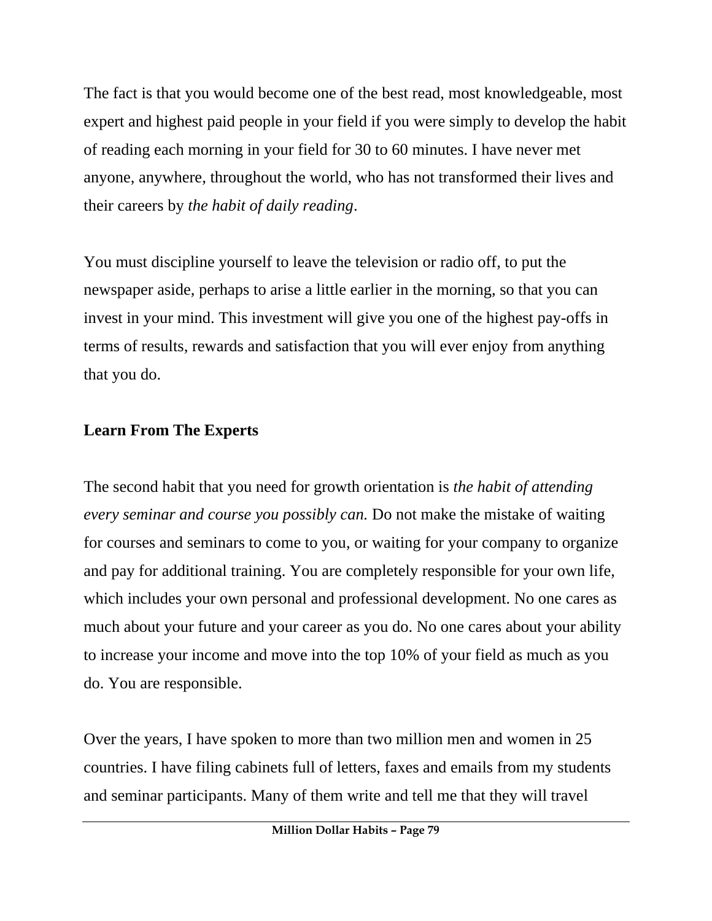The fact is that you would become one of the best read, most knowledgeable, most expert and highest paid people in your field if you were simply to develop the habit of reading each morning in your field for 30 to 60 minutes. I have never met anyone, anywhere, throughout the world, who has not transformed their lives and their careers by *the habit of daily reading*.

You must discipline yourself to leave the television or radio off, to put the newspaper aside, perhaps to arise a little earlier in the morning, so that you can invest in your mind. This investment will give you one of the highest pay-offs in terms of results, rewards and satisfaction that you will ever enjoy from anything that you do.

**Learn From The Experts**

The second habit that you need for growth orientation is *the habit of attending every seminar and course you possibly can.* Do not make the mistake of waiting for courses and seminars to come to you, or waiting for your company to organize and pay for additional training. You are completely responsible for your own life, which includes your own personal and professional development. No one cares as much about your future and your career as you do. No one cares about your ability to increase your income and move into the top 10% of your field as much as you do. You are responsible.

Over the years, I have spoken to more than two million men and women in 25 countries. I have filing cabinets full of letters, faxes and emails from my students and seminar participants. Many of them write and tell me that they will travel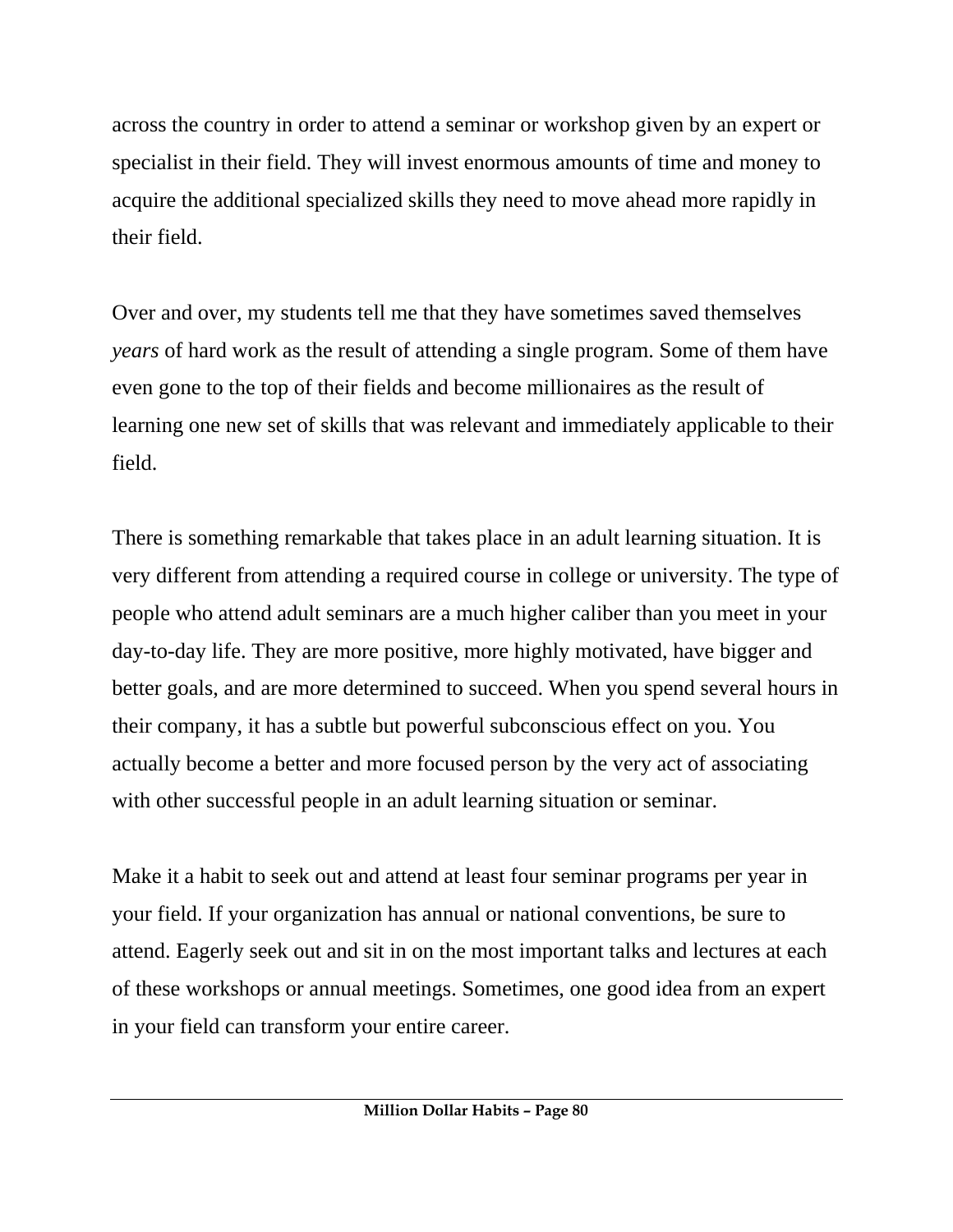across the country in order to attend a seminar or workshop given by an expert or specialist in their field. They will invest enormous amounts of time and money to acquire the additional specialized skills they need to move ahead more rapidly in their field.

Over and over, my students tell me that they have sometimes saved themselves *years* of hard work as the result of attending a single program. Some of them have even gone to the top of their fields and become millionaires as the result of learning one new set of skills that was relevant and immediately applicable to their field.

There is something remarkable that takes place in an adult learning situation. It is very different from attending a required course in college or university. The type of people who attend adult seminars are a much higher caliber than you meet in your day-to-day life. They are more positive, more highly motivated, have bigger and better goals, and are more determined to succeed. When you spend several hours in their company, it has a subtle but powerful subconscious effect on you. You actually become a better and more focused person by the very act of associating with other successful people in an adult learning situation or seminar.

Make it a habit to seek out and attend at least four seminar programs per year in your field. If your organization has annual or national conventions, be sure to attend. Eagerly seek out and sit in on the most important talks and lectures at each of these workshops or annual meetings. Sometimes, one good idea from an expert in your field can transform your entire career.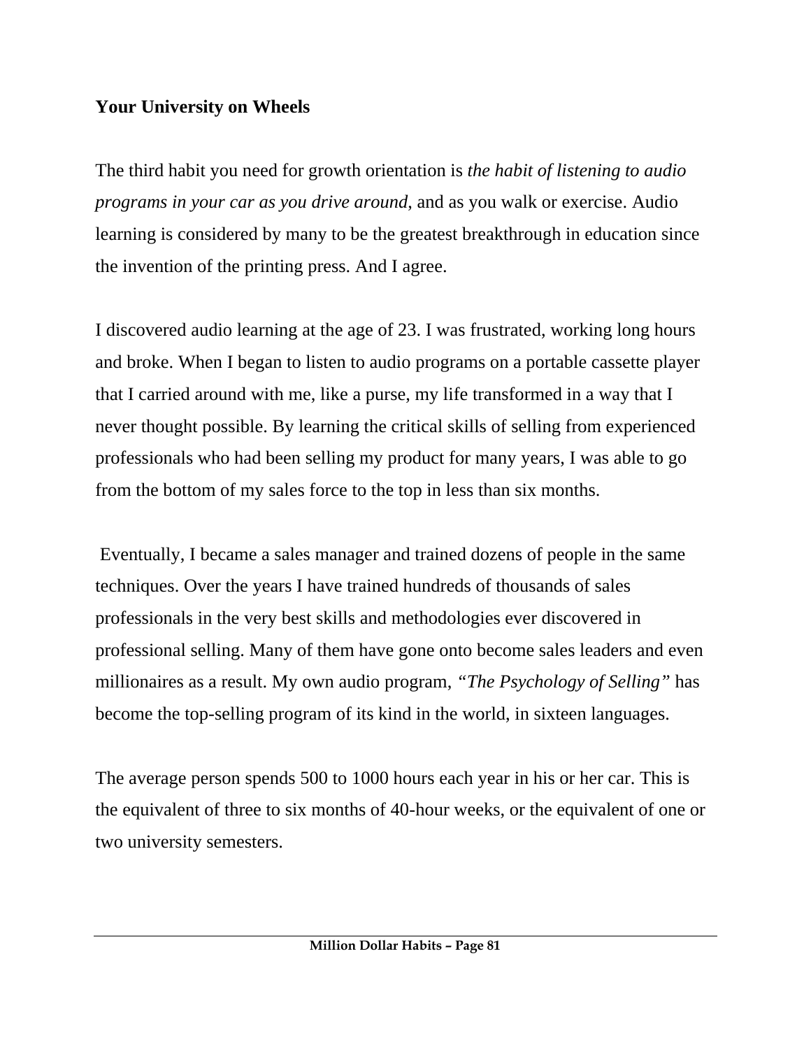**Your University on Wheels**

The third habit you need for growth orientation is *the habit of listening to audio programs in your car as you drive around*, and as you walk or exercise. Audio learning is considered by many to be the greatest breakthrough in education since the invention of the printing press. And I agree.

I discovered audio learning at the age of 23. I was frustrated, working long hours and broke. When I began to listen to audio programs on a portable cassette player that I carried around with me, like a purse, my life transformed in a way that I never thought possible. By learning the critical skills of selling from experienced professionals who had been selling my product for many years, I was able to go from the bottom of my sales force to the top in less than six months.

Eventually, I became a sales manager and trained dozens of people in the same techniques. Over the years I have trained hundreds of thousands of sales professionals in the very best skills and methodologies ever discovered in professional selling. Many of them have gone onto become sales leaders and even millionaires as a result. My own audio program, *"The Psychology of Selling"* has become the top-selling program of its kind in the world, in sixteen languages.

The average person spends 500 to 1000 hours each year in his or her car. This is the equivalent of three to six months of 40-hour weeks, or the equivalent of one or two university semesters.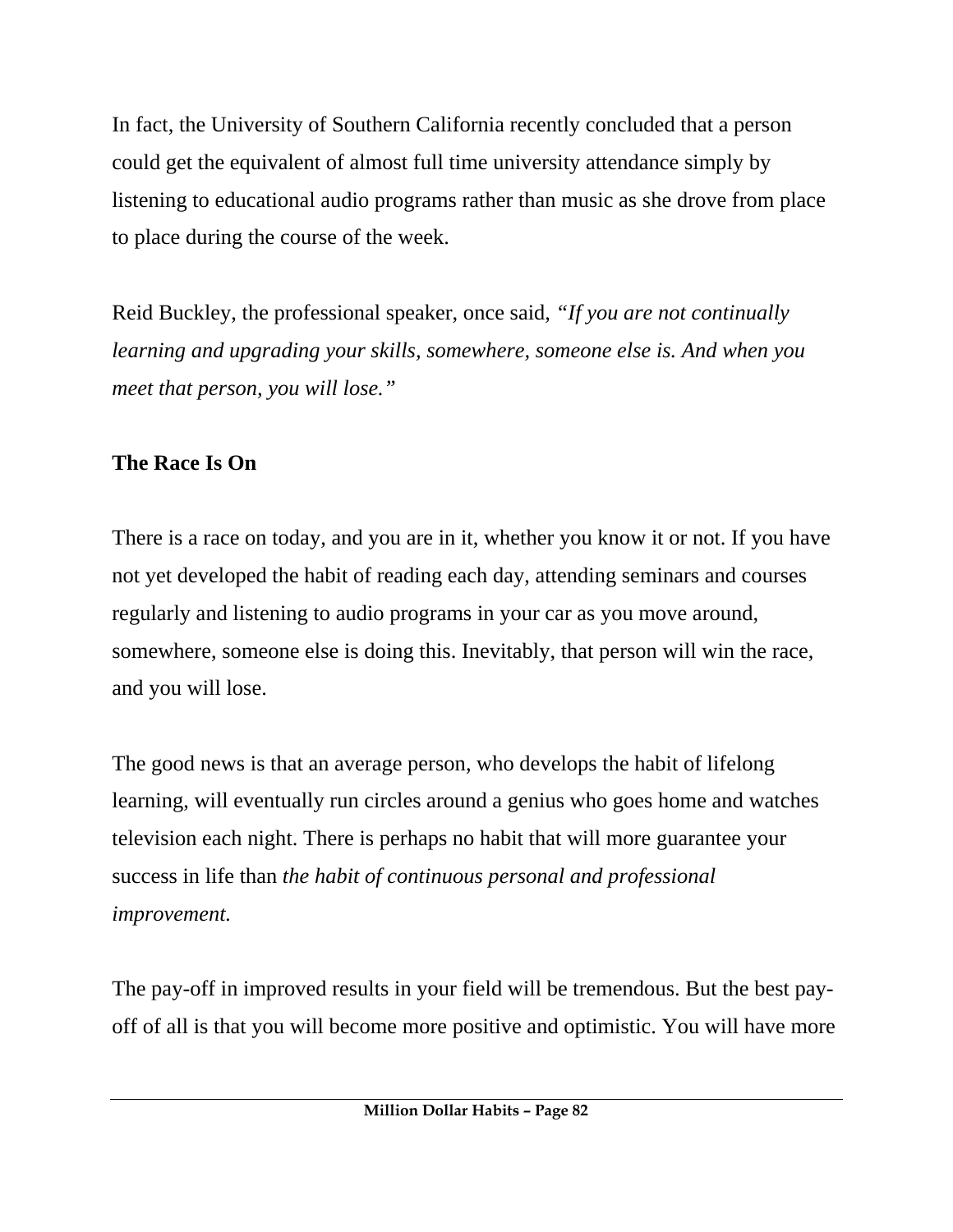In fact, the University of Southern California recently concluded that a person could get the equivalent of almost full time university attendance simply by listening to educational audio programs rather than music as she drove from place to place during the course of the week.

Reid Buckley, the professional speaker, once said, *"If you are not continually learning and upgrading your skills, somewhere, someone else is. And when you meet that person, you will lose."*

**The Race Is On**

There is a race on today, and you are in it, whether you know it or not. If you have not yet developed the habit of reading each day, attending seminars and courses regularly and listening to audio programs in your car as you move around, somewhere, someone else is doing this. Inevitably, that person will win the race, and you will lose.

The good news is that an average person, who develops the habit of lifelong learning, will eventually run circles around a genius who goes home and watches television each night. There is perhaps no habit that will more guarantee your success in life than *the habit of continuous personal and professional improvement.*

The pay-off in improved results in your field will be tremendous. But the best pay-off of all is that you will become more positive and optimistic. You will have more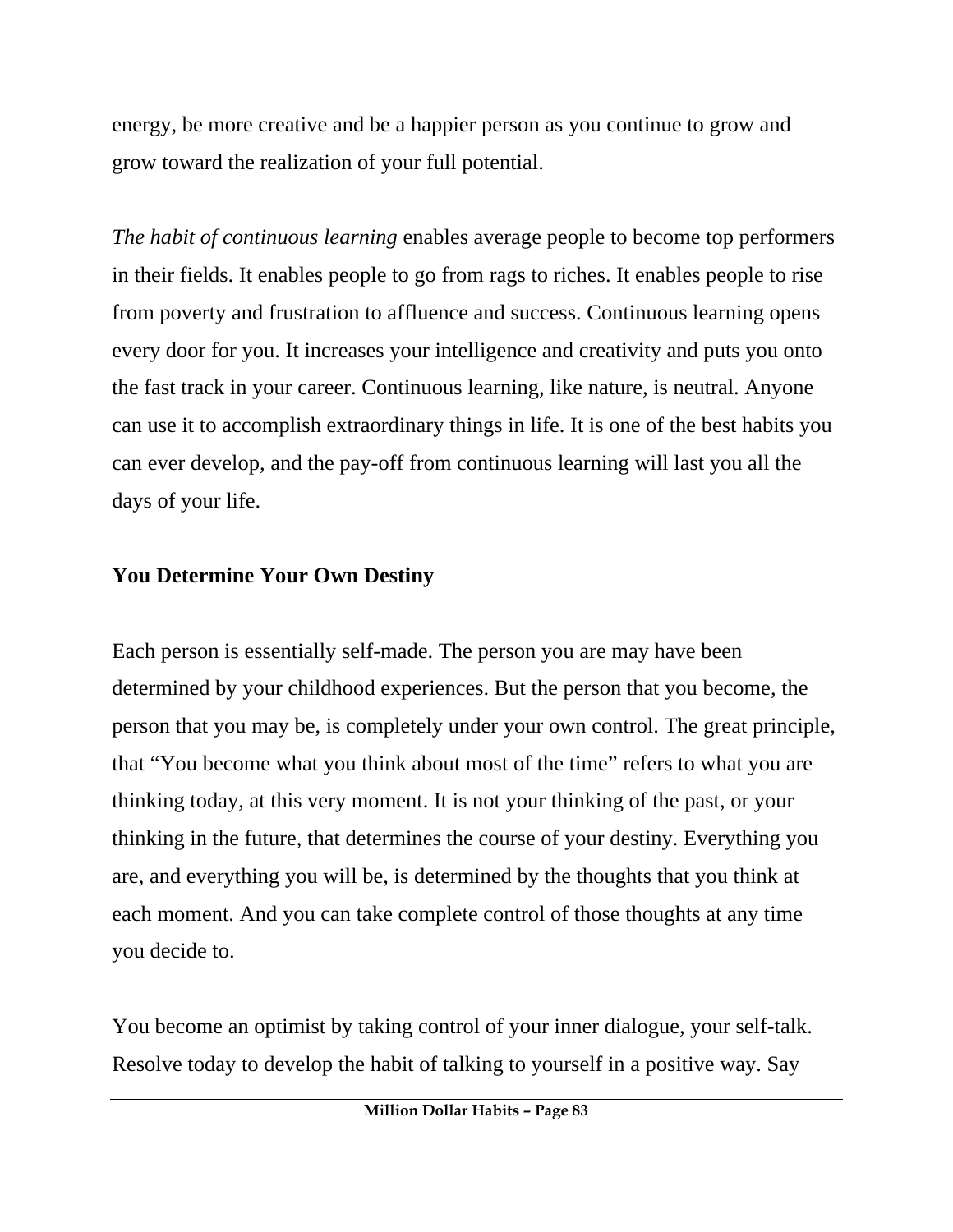energy, be more creative and be a happier person as you continue to grow and grow toward the realization of your full potential.

*The habit of continuous learning* enables average people to become top performers in their fields. It enables people to go from rags to riches. It enables people to rise from poverty and frustration to affluence and success. Continuous learning opens every door for you. It increases your intelligence and creativity and puts you onto the fast track in your career. Continuous learning, like nature, is neutral. Anyone can use it to accomplish extraordinary things in life. It is one of the best habits you can ever develop, and the pay-off from continuous learning will last you all the days of your life.

## You Determine Your Own Destiny

Each person is essentially self-made. The person you are may have been determined by your childhood experiences. But the person that you become, the person that you may be, is completely under your own control. The great principle, that "You become what you think about most of the time" refers to what you are thinking today, at this very moment. It is not your thinking of the past, or your thinking in the future, that determines the course of your destiny. Everything you are, and everything you will be, is determined by the thoughts that you think at each moment. And you can take complete control of those thoughts at any time you decide to.

You become an optimist by taking control of your inner dialogue, your self-talk. Resolve today to develop the habit of talking to yourself in a positive way. Say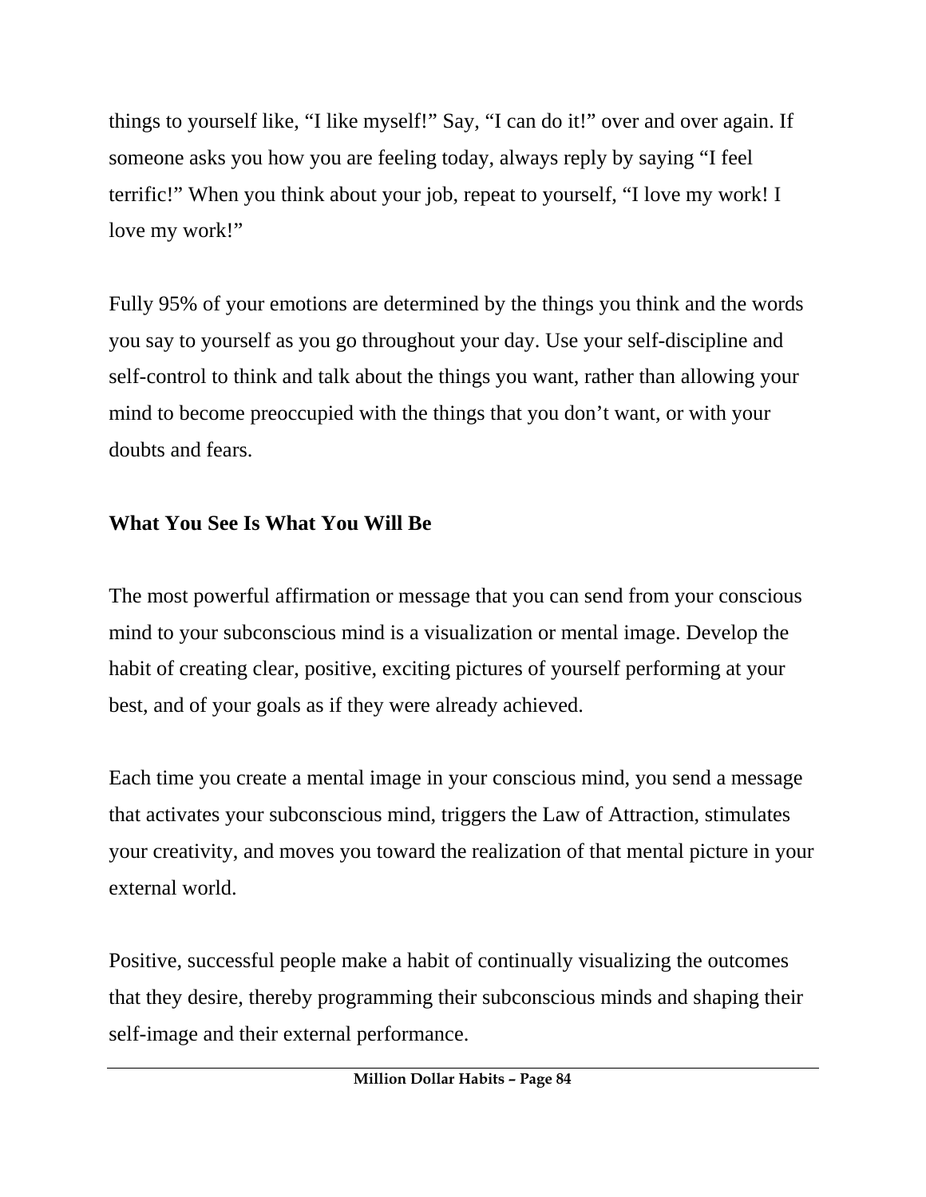things to yourself like, "I like myself!" Say, "I can do it!" over and over again. If someone asks you how you are feeling today, always reply by saying "I feel terrific!" When you think about your job, repeat to yourself, "I love my work! I love my work!"

Fully 95% of your emotions are determined by the things you think and the words you say to yourself as you go throughout your day. Use your self-discipline and self-control to think and talk about the things you want, rather than allowing your mind to become preoccupied with the things that you don't want, or with your doubts and fears.

**What You See Is What You Will Be**

The most powerful affirmation or message that you can send from your conscious mind to your subconscious mind is a visualization or mental image. Develop the habit of creating clear, positive, exciting pictures of yourself performing at your best, and of your goals as if they were already achieved.

Each time you create a mental image in your conscious mind, you send a message that activates your subconscious mind, triggers the Law of Attraction, stimulates your creativity, and moves you toward the realization of that mental picture in your external world.

Positive, successful people make a habit of continually visualizing the outcomes that they desire, thereby programming their subconscious minds and shaping their self-image and their external performance.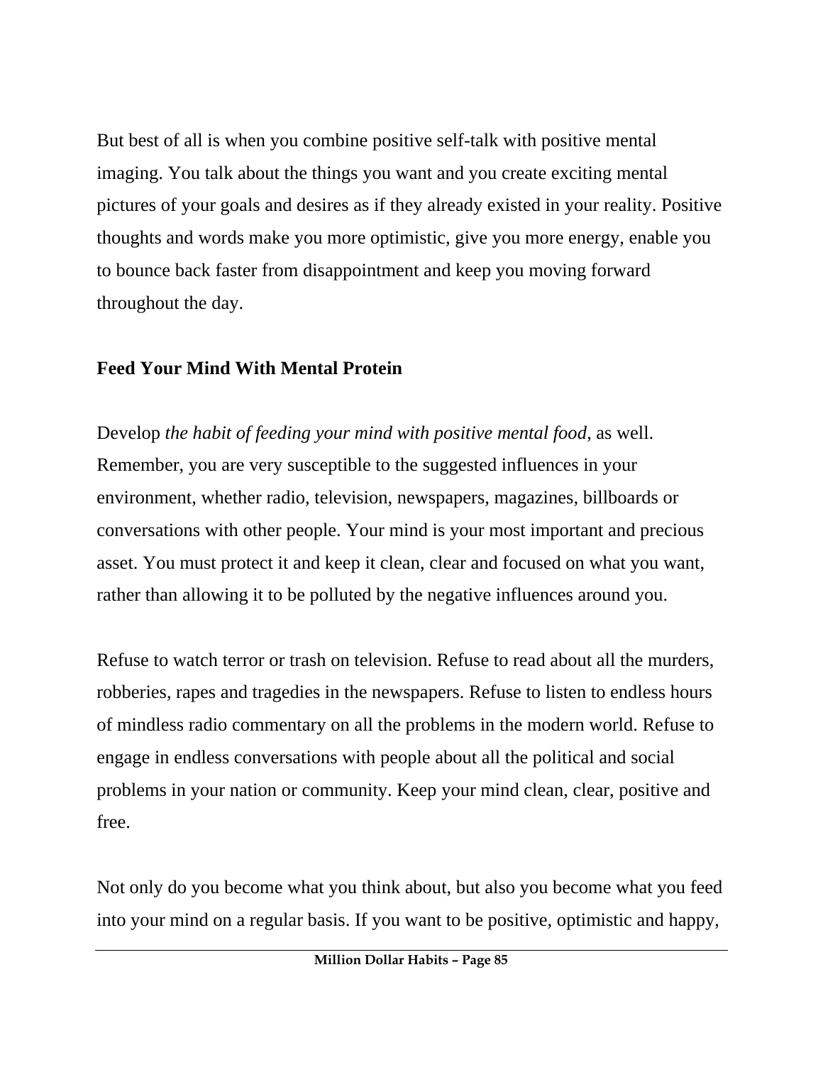But best of all is when you combine positive self-talk with positive mental imaging. You talk about the things you want and you create exciting mental pictures of your goals and desires as if they already existed in your reality. Positive thoughts and words make you more optimistic, give you more energy, enable you to bounce back faster from disappointment and keep you moving forward throughout the day.

**Feed Your Mind With Mental Protein**

Develop *the habit of feeding your mind with positive mental food*, as well. Remember, you are very susceptible to the suggested influences in your environment, whether radio, television, newspapers, magazines, billboards or conversations with other people. Your mind is your most important and precious asset. You must protect it and keep it clean, clear and focused on what you want, rather than allowing it to be polluted by the negative influences around you.

Refuse to watch terror or trash on television. Refuse to read about all the murders, robberies, rapes and tragedies in the newspapers. Refuse to listen to endless hours of mindless radio commentary on all the problems in the modern world. Refuse to engage in endless conversations with people about all the political and social problems in your nation or community. Keep your mind clean, clear, positive and free.

Not only do you become what you think about, but also you become what you feed into your mind on a regular basis. If you want to be positive, optimistic and happy,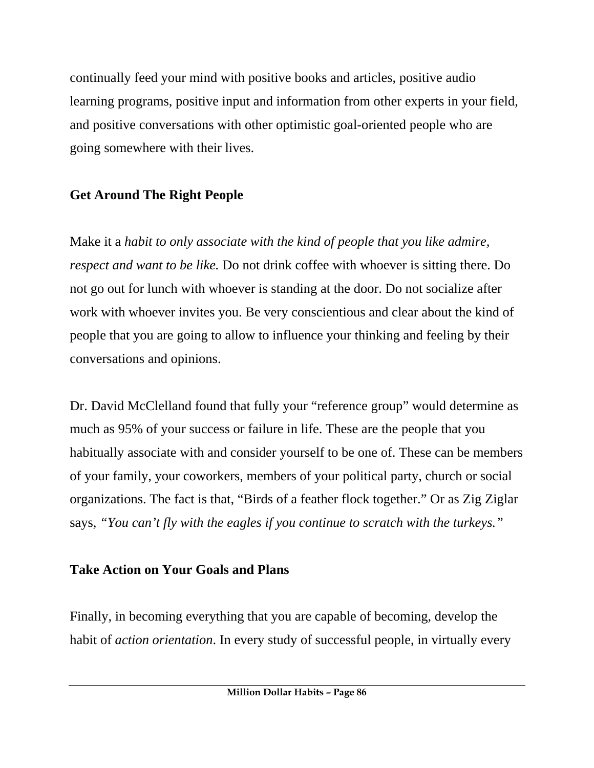continually feed your mind with positive books and articles, positive audio learning programs, positive input and information from other experts in your field, and positive conversations with other optimistic goal-oriented people who are going somewhere with their lives.

## Get Around The Right People

Make it a *habit to only associate with the kind of people that you like admire, respect and want to be like.* Do not drink coffee with whoever is sitting there. Do not go out for lunch with whoever is standing at the door. Do not socialize after work with whoever invites you. Be very conscientious and clear about the kind of people that you are going to allow to influence your thinking and feeling by their conversations and opinions.

Dr. David McClelland found that fully your "reference group" would determine as much as 95% of your success or failure in life. These are the people that you habitually associate with and consider yourself to be one of. These can be members of your family, your coworkers, members of your political party, church or social organizations. The fact is that, "Birds of a feather flock together." Or as Zig Ziglar says, *"You can't fly with the eagles if you continue to scratch with the turkeys."*

## Take Action on Your Goals and Plans

Finally, in becoming everything that you are capable of becoming, develop the habit of *action orientation*. In every study of successful people, in virtually every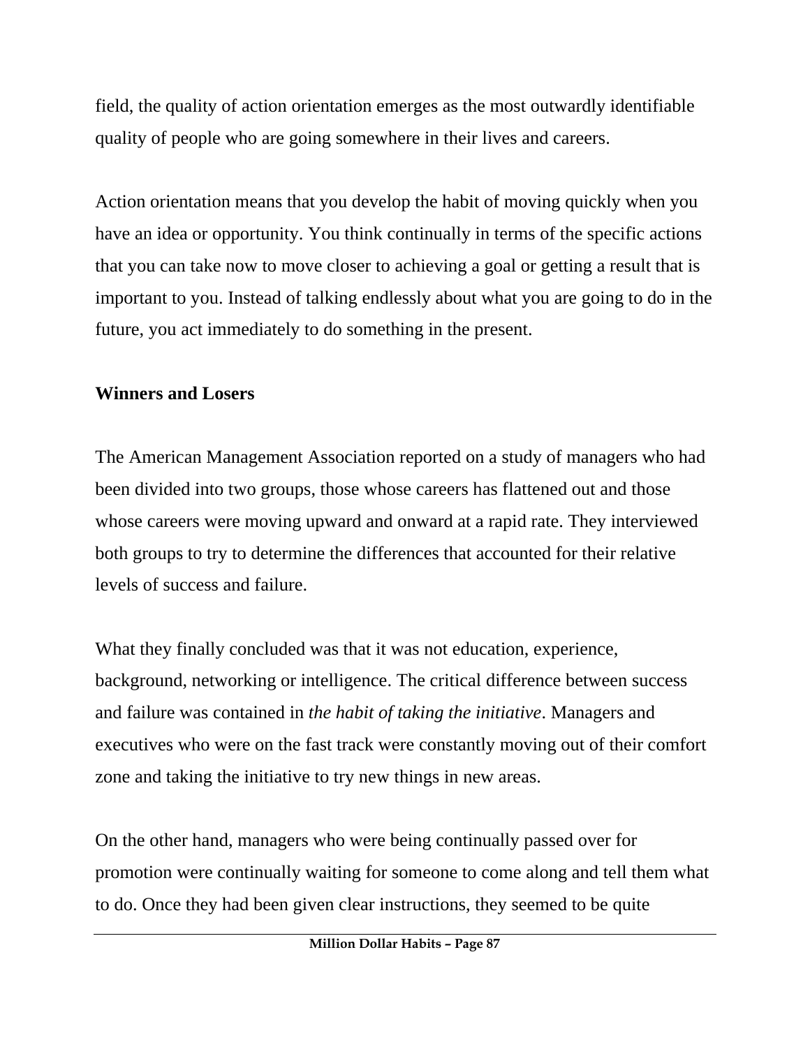field, the quality of action orientation emerges as the most outwardly identifiable quality of people who are going somewhere in their lives and careers.

Action orientation means that you develop the habit of moving quickly when you have an idea or opportunity. You think continually in terms of the specific actions that you can take now to move closer to achieving a goal or getting a result that is important to you. Instead of talking endlessly about what you are going to do in the future, you act immediately to do something in the present.

**Winners and Losers**

The American Management Association reported on a study of managers who had been divided into two groups, those whose careers has flattened out and those whose careers were moving upward and onward at a rapid rate. They interviewed both groups to try to determine the differences that accounted for their relative levels of success and failure.

What they finally concluded was that it was not education, experience, background, networking or intelligence. The critical difference between success and failure was contained in *the habit of taking the initiative*. Managers and executives who were on the fast track were constantly moving out of their comfort zone and taking the initiative to try new things in new areas.

On the other hand, managers who were being continually passed over for promotion were continually waiting for someone to come along and tell them what to do. Once they had been given clear instructions, they seemed to be quite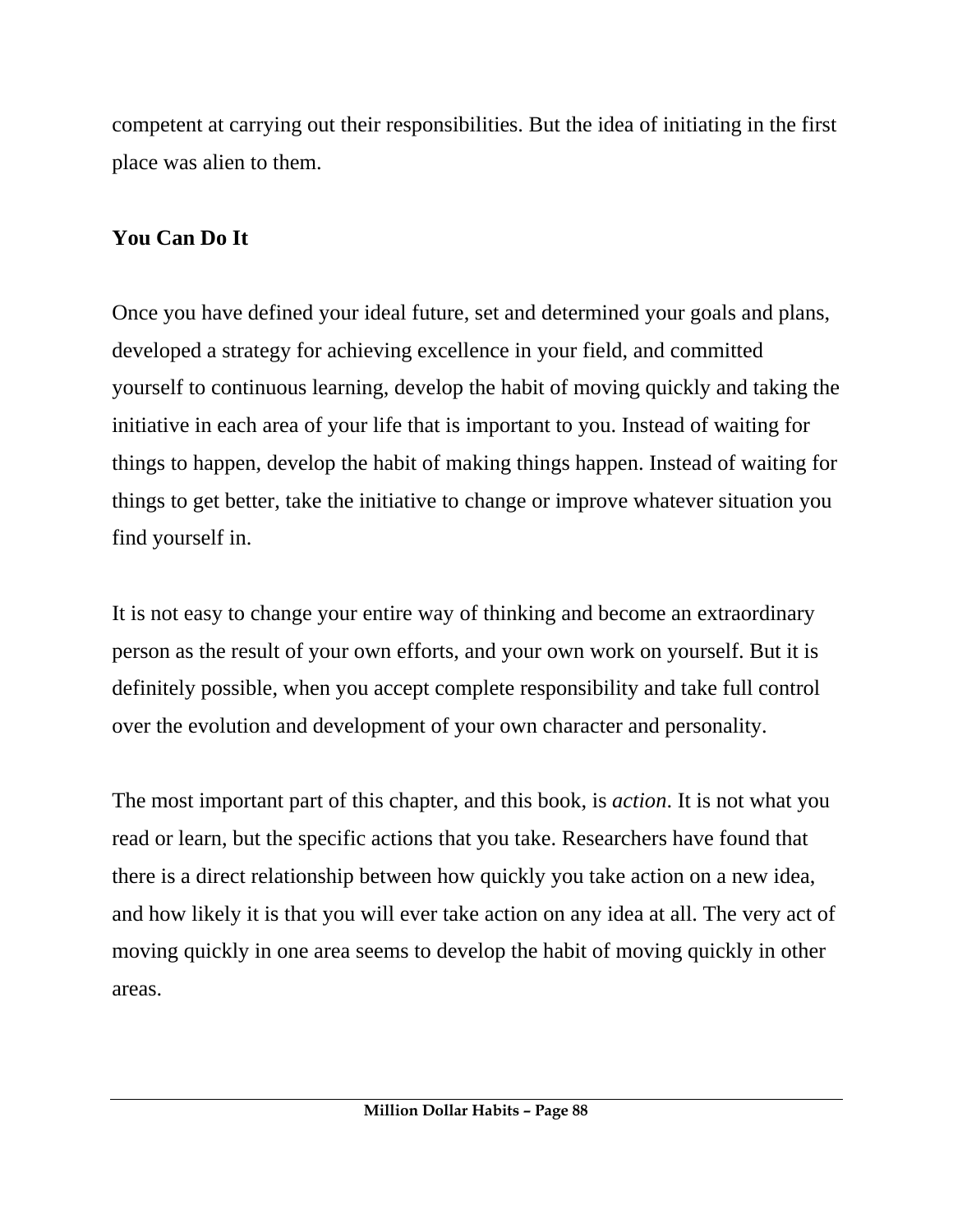competent at carrying out their responsibilities. But the idea of initiating in the first place was alien to them.

## You Can Do It

Once you have defined your ideal future, set and determined your goals and plans, developed a strategy for achieving excellence in your field, and committed yourself to continuous learning, develop the habit of moving quickly and taking the initiative in each area of your life that is important to you. Instead of waiting for things to happen, develop the habit of making things happen. Instead of waiting for things to get better, take the initiative to change or improve whatever situation you find yourself in.

It is not easy to change your entire way of thinking and become an extraordinary person as the result of your own efforts, and your own work on yourself. But it is definitely possible, when you accept complete responsibility and take full control over the evolution and development of your own character and personality.

The most important part of this chapter, and this book, is *action*. It is not what you read or learn, but the specific actions that you take. Researchers have found that there is a direct relationship between how quickly you take action on a new idea, and how likely it is that you will ever take action on any idea at all. The very act of moving quickly in one area seems to develop the habit of moving quickly in other areas.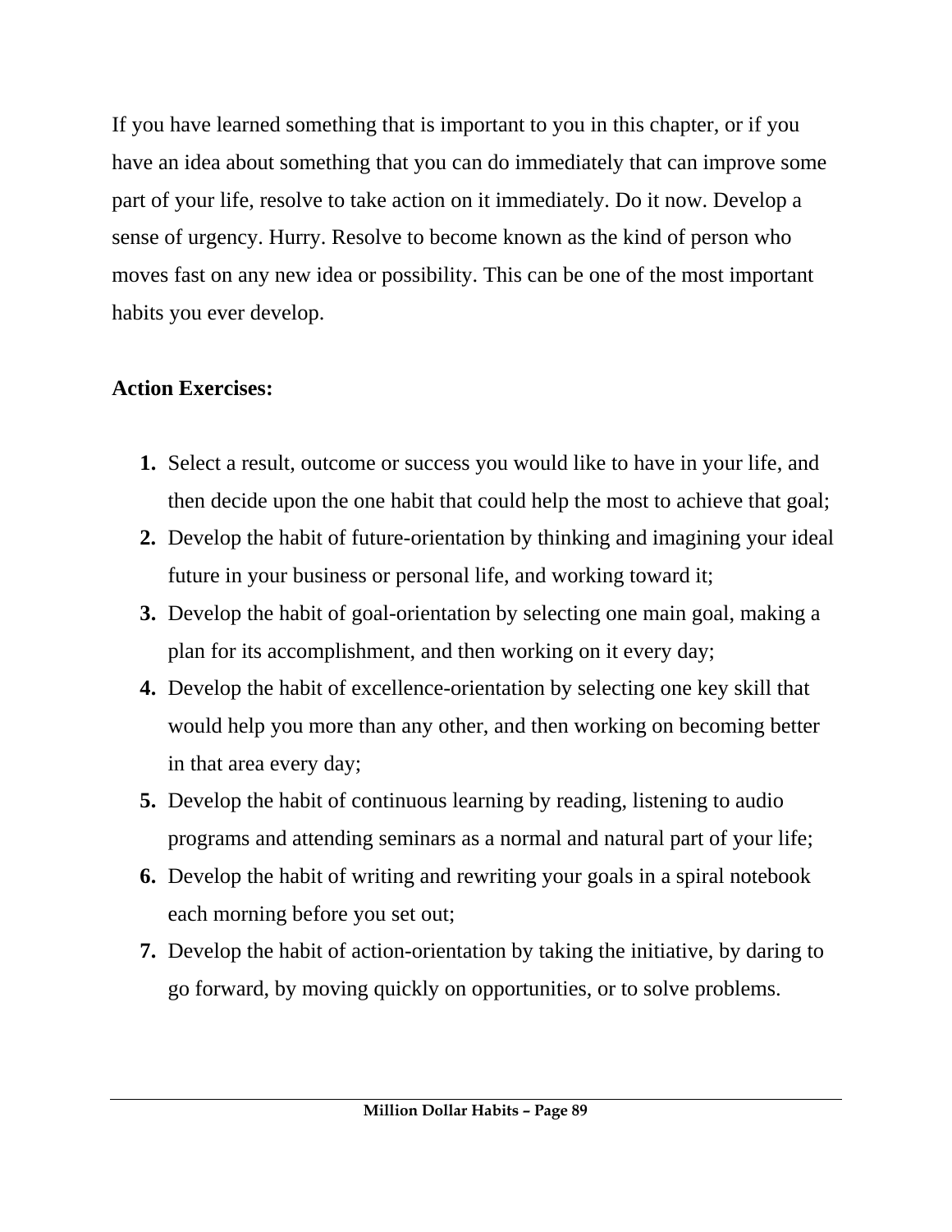If you have learned something that is important to you in this chapter, or if you have an idea about something that you can do immediately that can improve some part of your life, resolve to take action on it immediately. Do it now. Develop a sense of urgency. Hurry. Resolve to become known as the kind of person who moves fast on any new idea or possibility. This can be one of the most important habits you ever develop.

**Action Exercises:**

1. Select a result, outcome or success you would like to have in your life, and then decide upon the one habit that could help the most to achieve that goal;
2. Develop the habit of future-orientation by thinking and imagining your ideal future in your business or personal life, and working toward it;
3. Develop the habit of goal-orientation by selecting one main goal, making a plan for its accomplishment, and then working on it every day;
4. Develop the habit of excellence-orientation by selecting one key skill that would help you more than any other, and then working on becoming better in that area every day;
5. Develop the habit of continuous learning by reading, listening to audio programs and attending seminars as a normal and natural part of your life;
6. Develop the habit of writing and rewriting your goals in a spiral notebook each morning before you set out;
7. Develop the habit of action-orientation by taking the initiative, by daring to go forward, by moving quickly on opportunities, or to solve problems.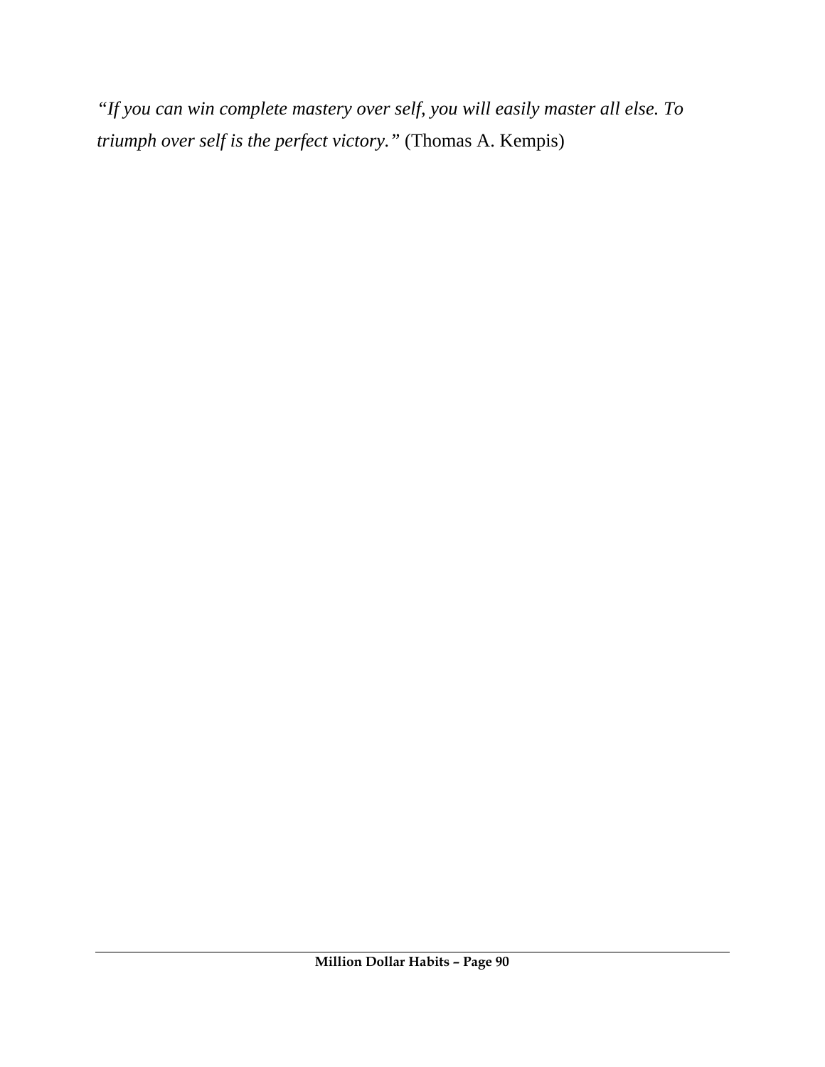*"If you can win complete mastery over self, you will easily master all else. To triumph over self is the perfect victory."* (Thomas A. Kempis)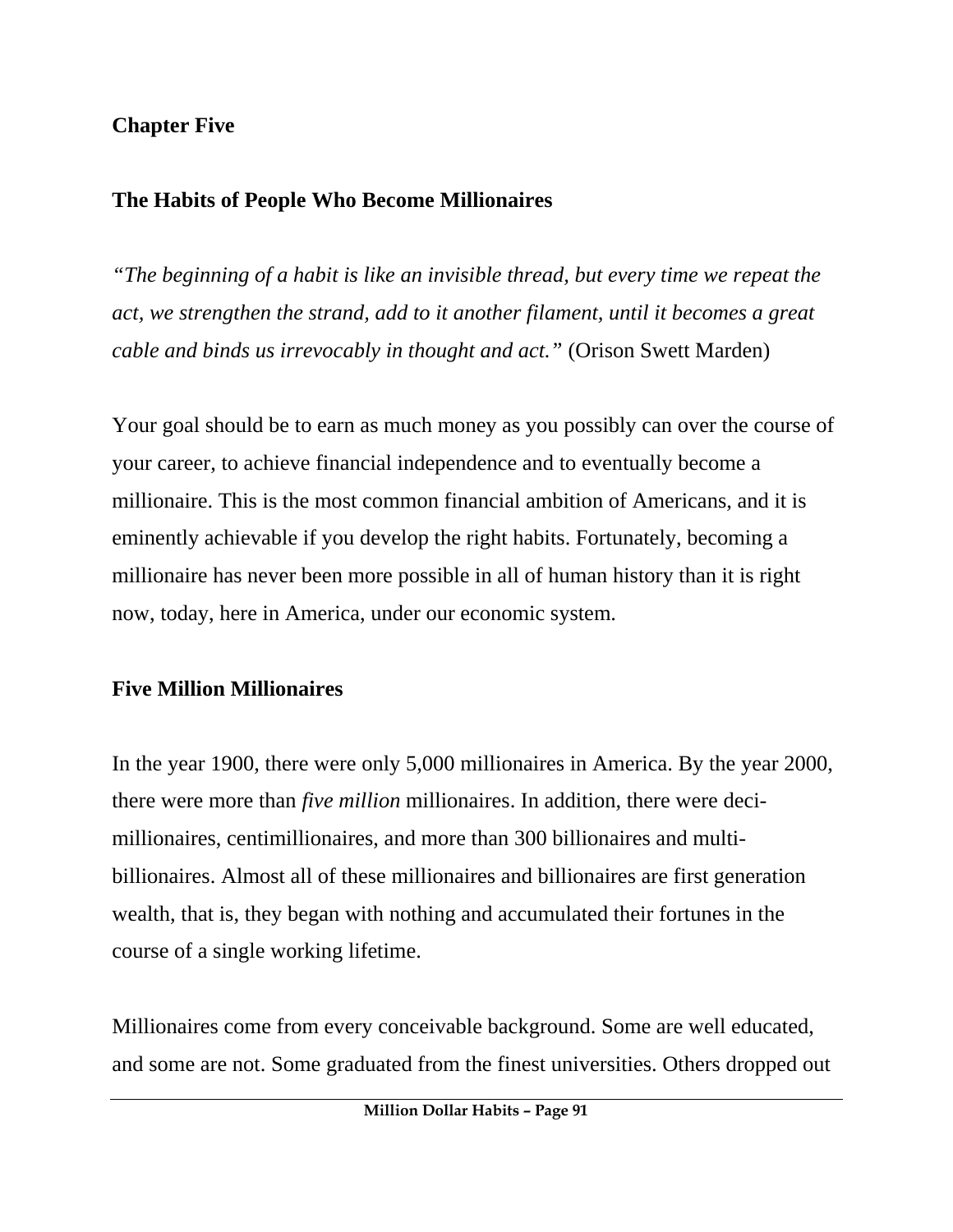## Chapter Five

## The Habits of People Who Become Millionaires

*"The beginning of a habit is like an invisible thread, but every time we repeat the act, we strengthen the strand, add to it another filament, until it becomes a great cable and binds us irrevocably in thought and act."* (Orison Swett Marden)

Your goal should be to earn as much money as you possibly can over the course of your career, to achieve financial independence and to eventually become a millionaire. This is the most common financial ambition of Americans, and it is eminently achievable if you develop the right habits. Fortunately, becoming a millionaire has never been more possible in all of human history than it is right now, today, here in America, under our economic system.

### Five Million Millionaires

In the year 1900, there were only 5,000 millionaires in America. By the year 2000, there were more than *five million* millionaires. In addition, there were deci-millionaires, centimillionaires, and more than 300 billionaires and multi-billionaires. Almost all of these millionaires and billionaires are first generation wealth, that is, they began with nothing and accumulated their fortunes in the course of a single working lifetime.

Millionaires come from every conceivable background. Some are well educated, and some are not. Some graduated from the finest universities. Others dropped out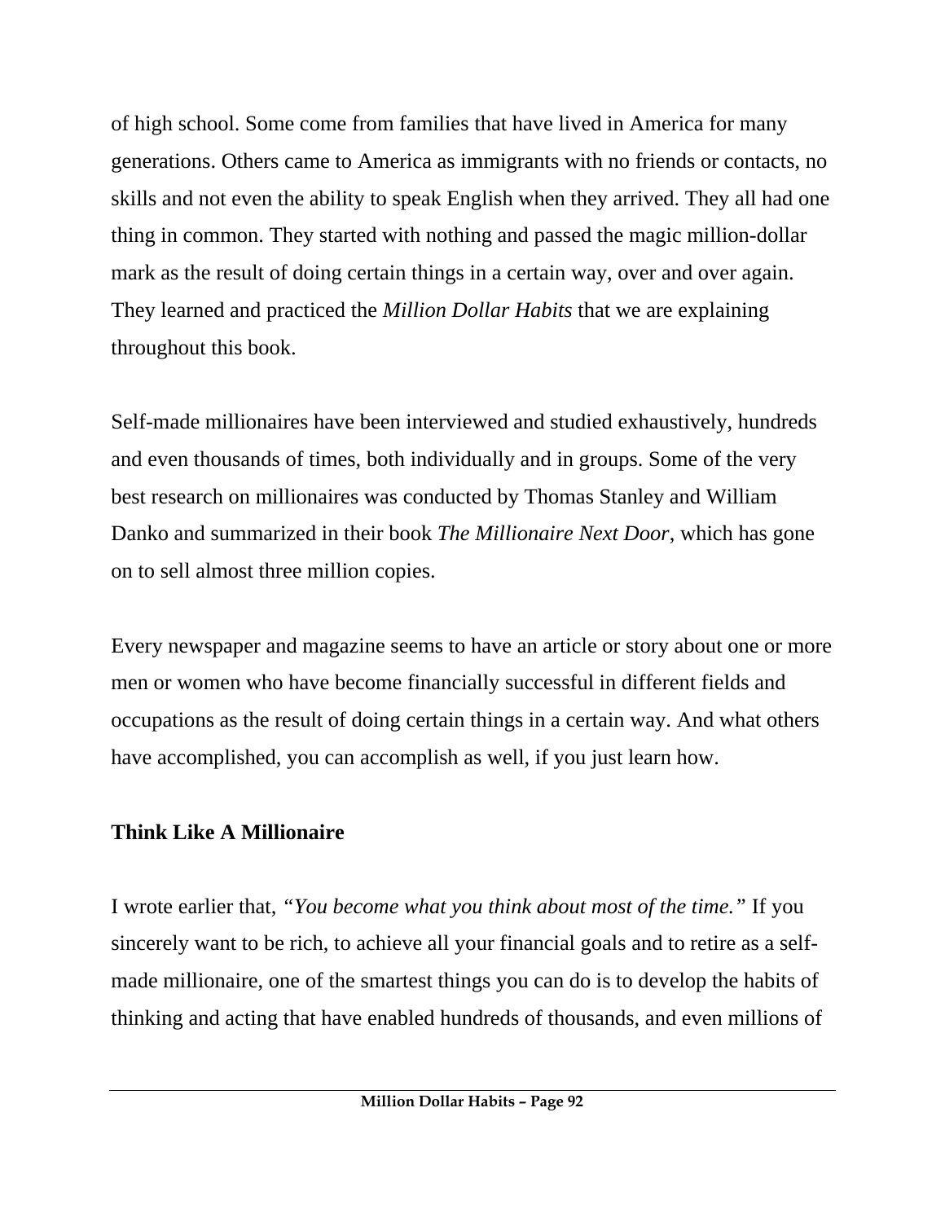of high school. Some come from families that have lived in America for many generations. Others came to America as immigrants with no friends or contacts, no skills and not even the ability to speak English when they arrived. They all had one thing in common. They started with nothing and passed the magic million-dollar mark as the result of doing certain things in a certain way, over and over again. They learned and practiced the *Million Dollar Habits* that we are explaining throughout this book.

Self-made millionaires have been interviewed and studied exhaustively, hundreds and even thousands of times, both individually and in groups. Some of the very best research on millionaires was conducted by Thomas Stanley and William Danko and summarized in their book *The Millionaire Next Door*, which has gone on to sell almost three million copies.

Every newspaper and magazine seems to have an article or story about one or more men or women who have become financially successful in different fields and occupations as the result of doing certain things in a certain way. And what others have accomplished, you can accomplish as well, if you just learn how.

**Think Like A Millionaire**

I wrote earlier that, *"You become what you think about most of the time."* If you sincerely want to be rich, to achieve all your financial goals and to retire as a self-made millionaire, one of the smartest things you can do is to develop the habits of thinking and acting that have enabled hundreds of thousands, and even millions of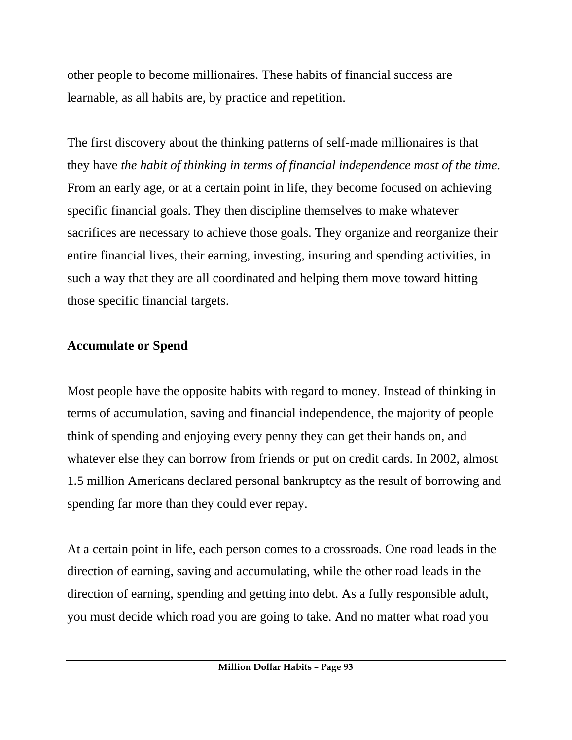other people to become millionaires. These habits of financial success are learnable, as all habits are, by practice and repetition.

The first discovery about the thinking patterns of self-made millionaires is that they have *the habit of thinking in terms of financial independence most of the time.* From an early age, or at a certain point in life, they become focused on achieving specific financial goals. They then discipline themselves to make whatever sacrifices are necessary to achieve those goals. They organize and reorganize their entire financial lives, their earning, investing, insuring and spending activities, in such a way that they are all coordinated and helping them move toward hitting those specific financial targets.

**Accumulate or Spend**

Most people have the opposite habits with regard to money. Instead of thinking in terms of accumulation, saving and financial independence, the majority of people think of spending and enjoying every penny they can get their hands on, and whatever else they can borrow from friends or put on credit cards. In 2002, almost 1.5 million Americans declared personal bankruptcy as the result of borrowing and spending far more than they could ever repay.

At a certain point in life, each person comes to a crossroads. One road leads in the direction of earning, saving and accumulating, while the other road leads in the direction of earning, spending and getting into debt. As a fully responsible adult, you must decide which road you are going to take. And no matter what road you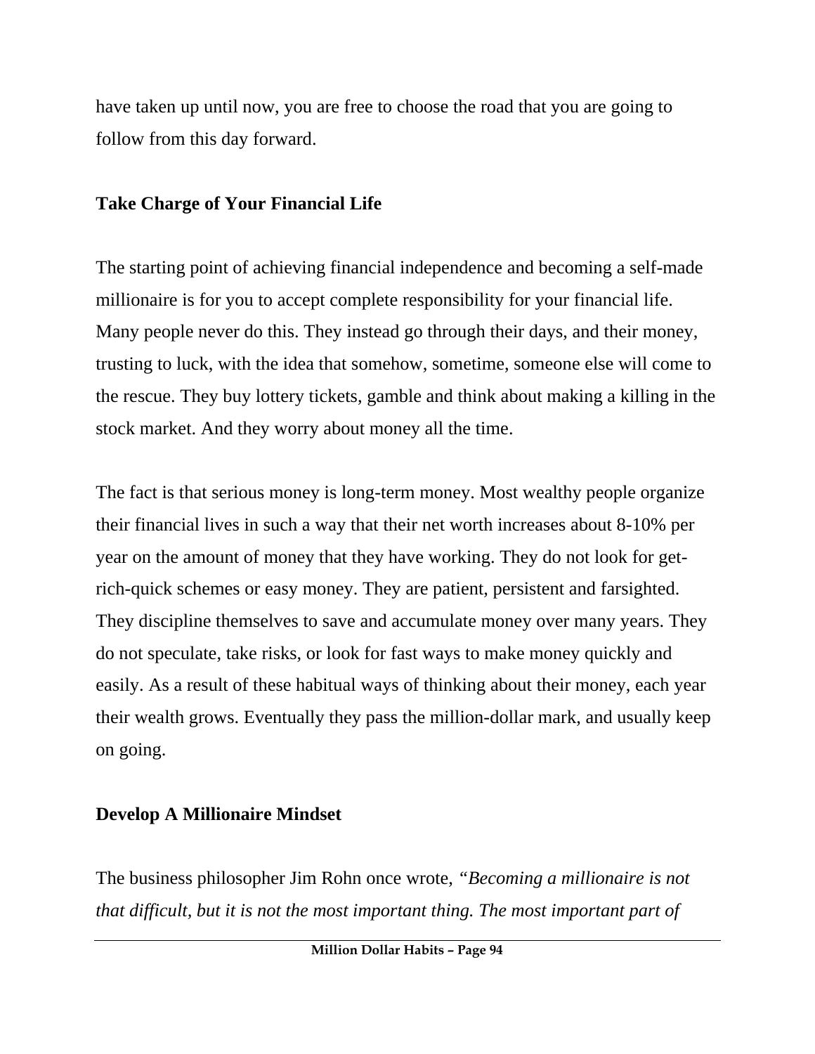have taken up until now, you are free to choose the road that you are going to follow from this day forward.

## Take Charge of Your Financial Life

The starting point of achieving financial independence and becoming a self-made millionaire is for you to accept complete responsibility for your financial life. Many people never do this. They instead go through their days, and their money, trusting to luck, with the idea that somehow, sometime, someone else will come to the rescue. They buy lottery tickets, gamble and think about making a killing in the stock market. And they worry about money all the time.

The fact is that serious money is long-term money. Most wealthy people organize their financial lives in such a way that their net worth increases about 8-10% per year on the amount of money that they have working. They do not look for get-rich-quick schemes or easy money. They are patient, persistent and farsighted. They discipline themselves to save and accumulate money over many years. They do not speculate, take risks, or look for fast ways to make money quickly and easily. As a result of these habitual ways of thinking about their money, each year their wealth grows. Eventually they pass the million-dollar mark, and usually keep on going.

## Develop A Millionaire Mindset

The business philosopher Jim Rohn once wrote, *"Becoming a millionaire is not that difficult, but it is not the most important thing. The most important part of*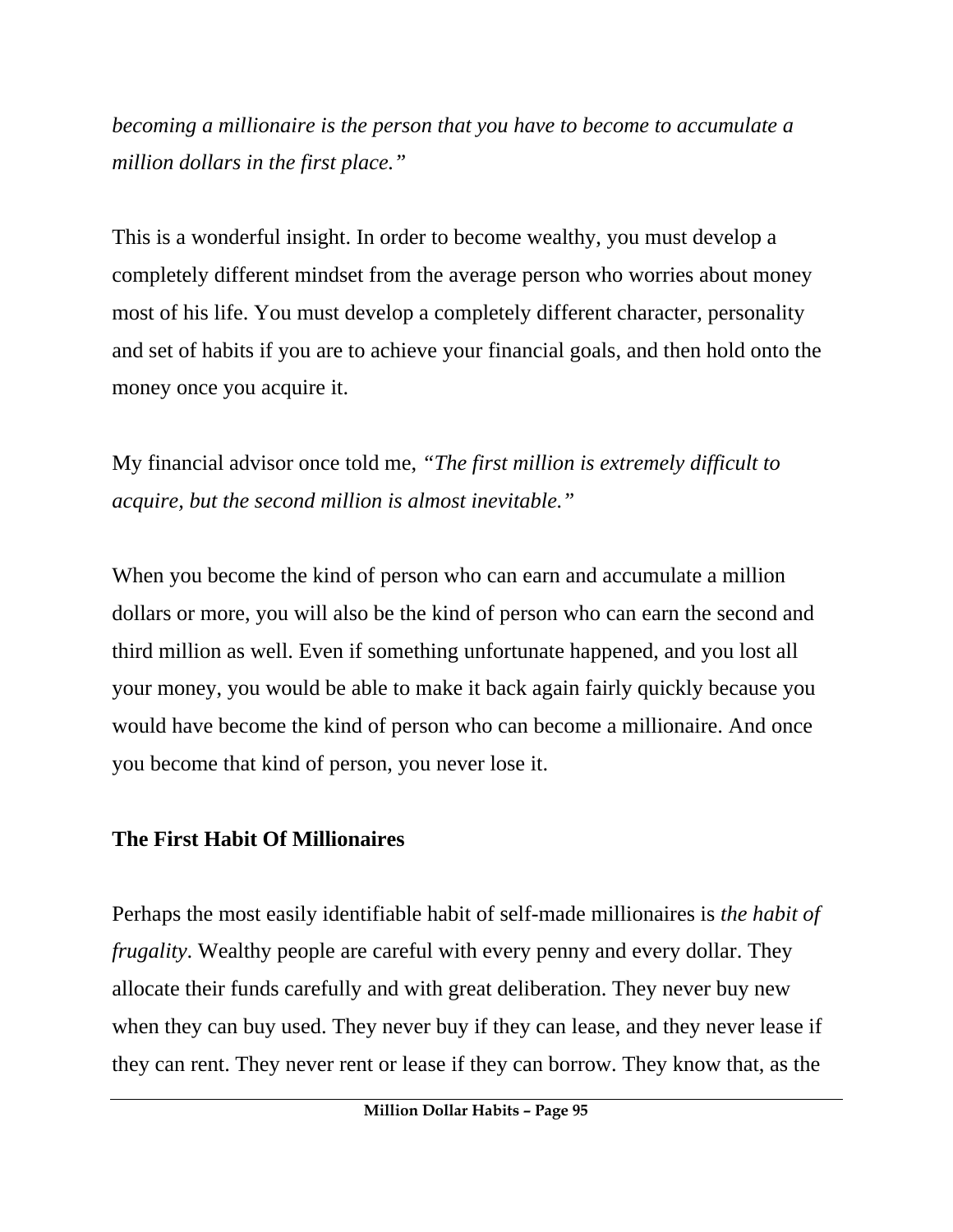*becoming a millionaire is the person that you have to become to accumulate a million dollars in the first place."*

This is a wonderful insight. In order to become wealthy, you must develop a completely different mindset from the average person who worries about money most of his life. You must develop a completely different character, personality and set of habits if you are to achieve your financial goals, and then hold onto the money once you acquire it.

My financial advisor once told me, *"The first million is extremely difficult to acquire, but the second million is almost inevitable."*

When you become the kind of person who can earn and accumulate a million dollars or more, you will also be the kind of person who can earn the second and third million as well. Even if something unfortunate happened, and you lost all your money, you would be able to make it back again fairly quickly because you would have become the kind of person who can become a millionaire. And once you become that kind of person, you never lose it.

**The First Habit Of Millionaires**

Perhaps the most easily identifiable habit of self-made millionaires is *the habit of frugality*. Wealthy people are careful with every penny and every dollar. They allocate their funds carefully and with great deliberation. They never buy new when they can buy used. They never buy if they can lease, and they never lease if they can rent. They never rent or lease if they can borrow. They know that, as the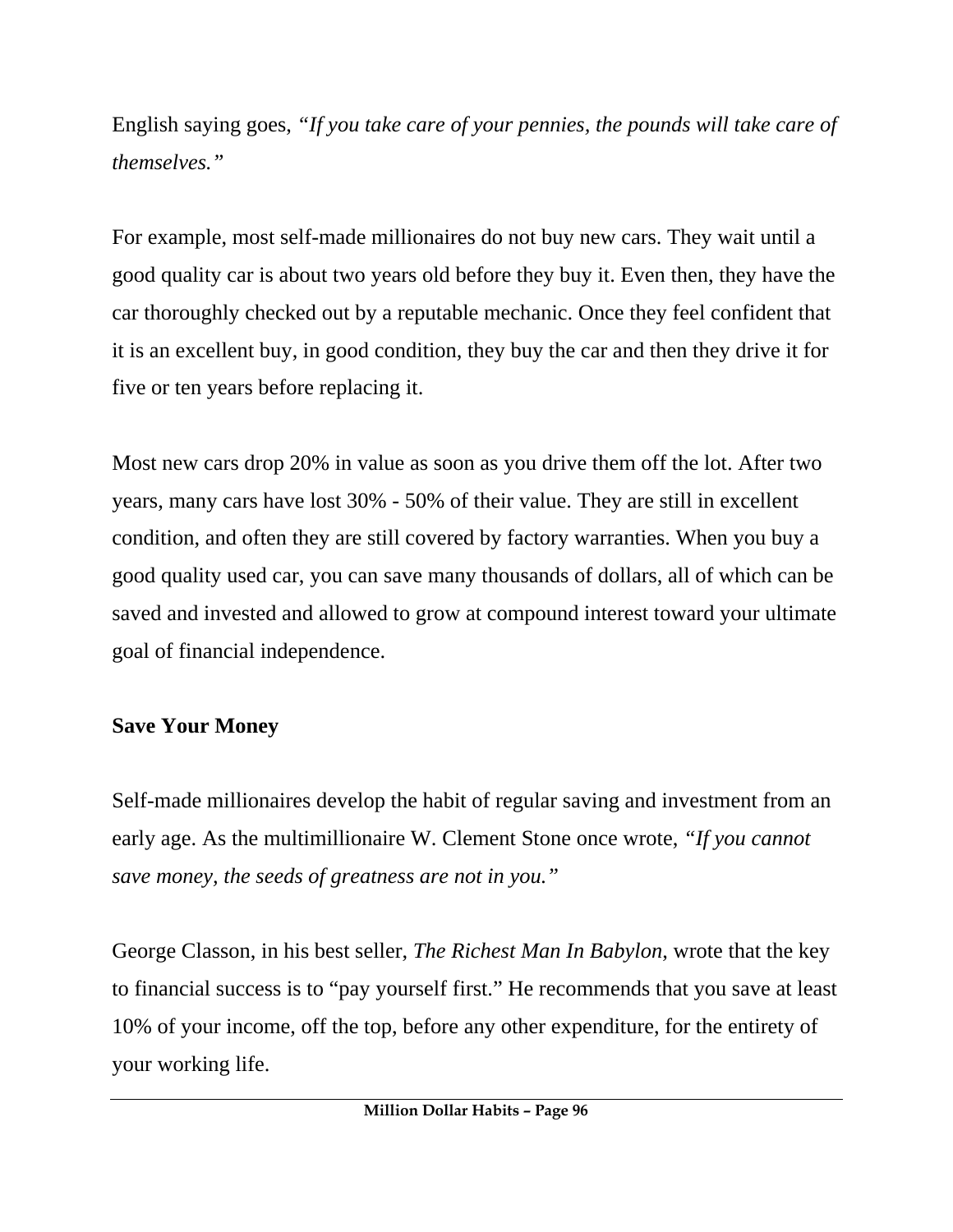English saying goes, *"If you take care of your pennies, the pounds will take care of themselves."*

For example, most self-made millionaires do not buy new cars. They wait until a good quality car is about two years old before they buy it. Even then, they have the car thoroughly checked out by a reputable mechanic. Once they feel confident that it is an excellent buy, in good condition, they buy the car and then they drive it for five or ten years before replacing it.

Most new cars drop 20% in value as soon as you drive them off the lot. After two years, many cars have lost 30% - 50% of their value. They are still in excellent condition, and often they are still covered by factory warranties. When you buy a good quality used car, you can save many thousands of dollars, all of which can be saved and invested and allowed to grow at compound interest toward your ultimate goal of financial independence.

**Save Your Money**

Self-made millionaires develop the habit of regular saving and investment from an early age. As the multimillionaire W. Clement Stone once wrote, *"If you cannot save money, the seeds of greatness are not in you."*

George Classon, in his best seller, *The Richest Man In Babylon*, wrote that the key to financial success is to "pay yourself first." He recommends that you save at least 10% of your income, off the top, before any other expenditure, for the entirety of your working life.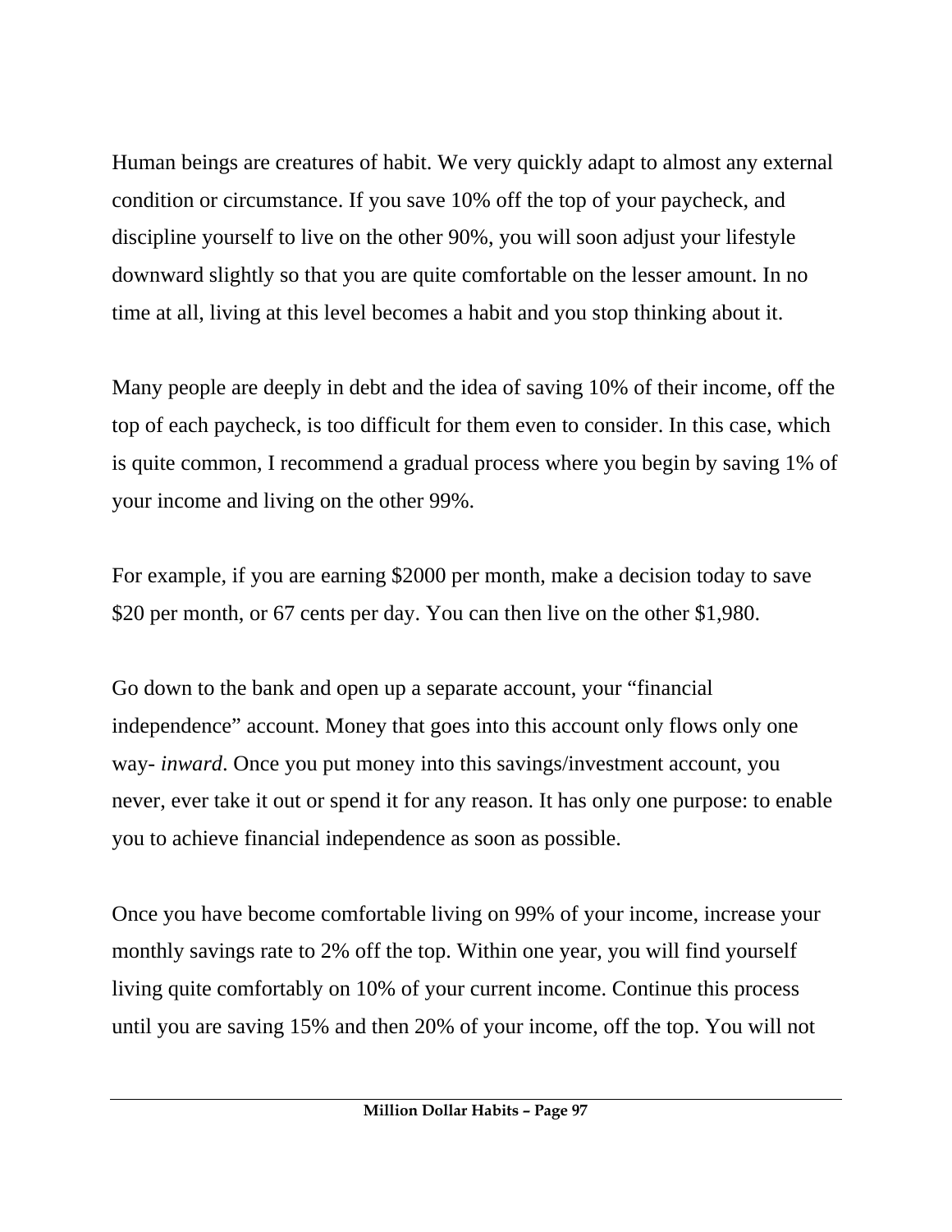Human beings are creatures of habit. We very quickly adapt to almost any external condition or circumstance. If you save 10% off the top of your paycheck, and discipline yourself to live on the other 90%, you will soon adjust your lifestyle downward slightly so that you are quite comfortable on the lesser amount. In no time at all, living at this level becomes a habit and you stop thinking about it.

Many people are deeply in debt and the idea of saving 10% of their income, off the top of each paycheck, is too difficult for them even to consider. In this case, which is quite common, I recommend a gradual process where you begin by saving 1% of your income and living on the other 99%.

For example, if you are earning $2000 per month, make a decision today to save $20 per month, or 67 cents per day. You can then live on the other $1,980.

Go down to the bank and open up a separate account, your "financial independence" account. Money that goes into this account only flows only one way- *inward*. Once you put money into this savings/investment account, you never, ever take it out or spend it for any reason. It has only one purpose: to enable you to achieve financial independence as soon as possible.

Once you have become comfortable living on 99% of your income, increase your monthly savings rate to 2% off the top. Within one year, you will find yourself living quite comfortably on 10% of your current income. Continue this process until you are saving 15% and then 20% of your income, off the top. You will not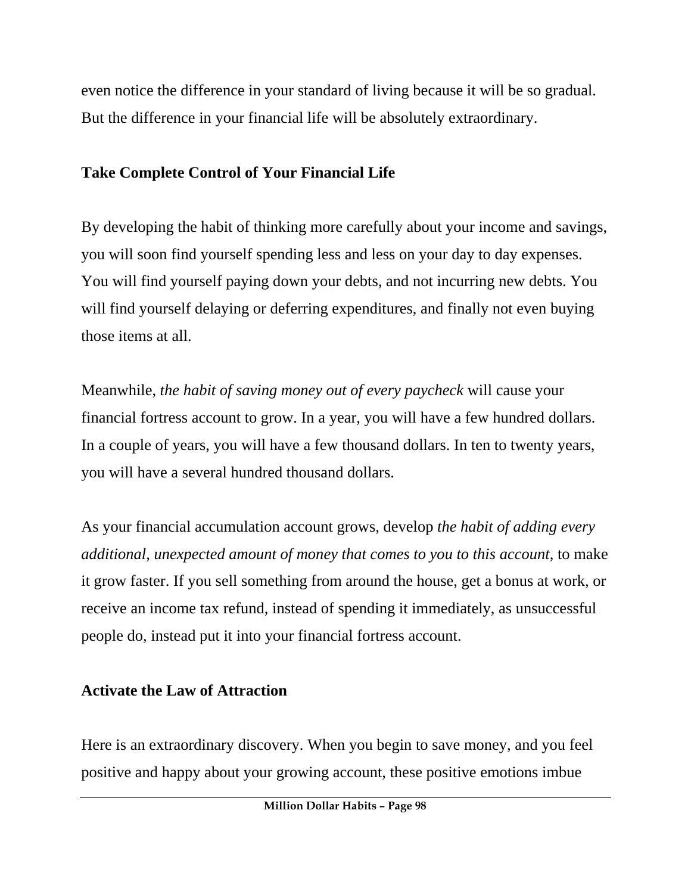even notice the difference in your standard of living because it will be so gradual. But the difference in your financial life will be absolutely extraordinary.

**Take Complete Control of Your Financial Life**

By developing the habit of thinking more carefully about your income and savings, you will soon find yourself spending less and less on your day to day expenses. You will find yourself paying down your debts, and not incurring new debts. You will find yourself delaying or deferring expenditures, and finally not even buying those items at all.

Meanwhile, *the habit of saving money out of every paycheck* will cause your financial fortress account to grow. In a year, you will have a few hundred dollars. In a couple of years, you will have a few thousand dollars. In ten to twenty years, you will have a several hundred thousand dollars.

As your financial accumulation account grows, develop *the habit of adding every additional, unexpected amount of money that comes to you to this account*, to make it grow faster. If you sell something from around the house, get a bonus at work, or receive an income tax refund, instead of spending it immediately, as unsuccessful people do, instead put it into your financial fortress account.

**Activate the Law of Attraction**

Here is an extraordinary discovery. When you begin to save money, and you feel positive and happy about your growing account, these positive emotions imbue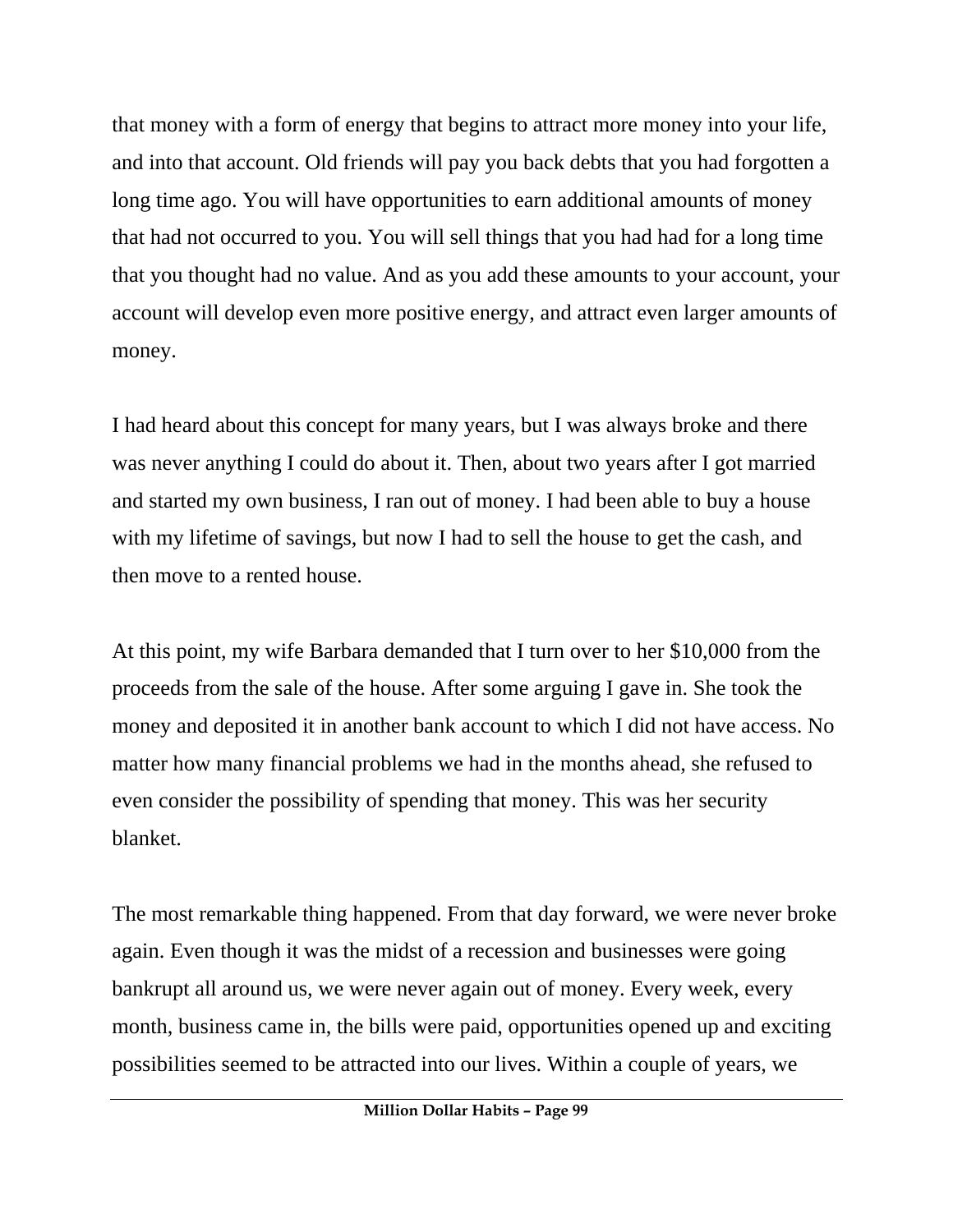that money with a form of energy that begins to attract more money into your life, and into that account. Old friends will pay you back debts that you had forgotten a long time ago. You will have opportunities to earn additional amounts of money that had not occurred to you. You will sell things that you had had for a long time that you thought had no value. And as you add these amounts to your account, your account will develop even more positive energy, and attract even larger amounts of money.

I had heard about this concept for many years, but I was always broke and there was never anything I could do about it. Then, about two years after I got married and started my own business, I ran out of money. I had been able to buy a house with my lifetime of savings, but now I had to sell the house to get the cash, and then move to a rented house.

At this point, my wife Barbara demanded that I turn over to her $10,000 from the proceeds from the sale of the house. After some arguing I gave in. She took the money and deposited it in another bank account to which I did not have access. No matter how many financial problems we had in the months ahead, she refused to even consider the possibility of spending that money. This was her security blanket.

The most remarkable thing happened. From that day forward, we were never broke again. Even though it was the midst of a recession and businesses were going bankrupt all around us, we were never again out of money. Every week, every month, business came in, the bills were paid, opportunities opened up and exciting possibilities seemed to be attracted into our lives. Within a couple of years, we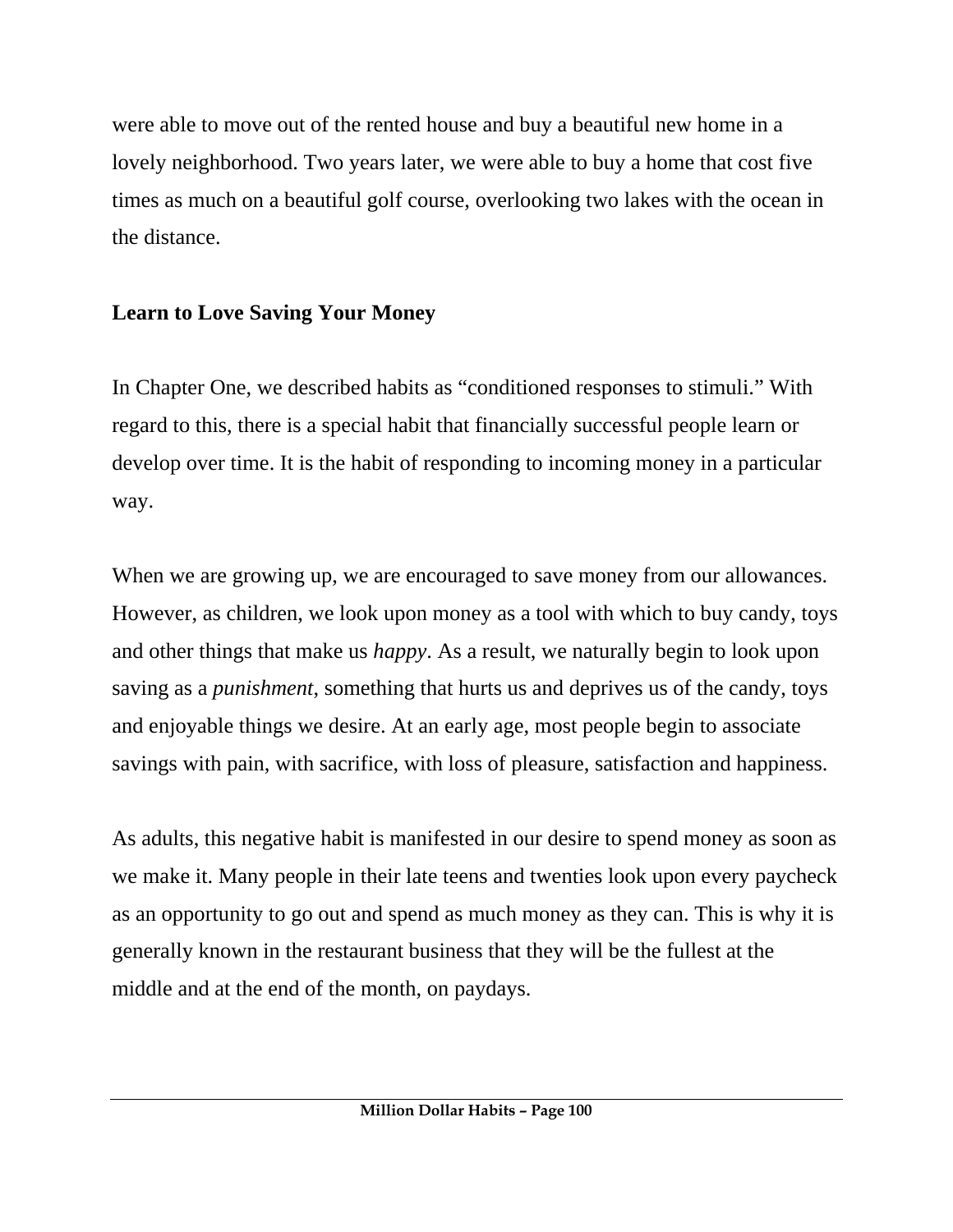were able to move out of the rented house and buy a beautiful new home in a lovely neighborhood. Two years later, we were able to buy a home that cost five times as much on a beautiful golf course, overlooking two lakes with the ocean in the distance.

## Learn to Love Saving Your Money

In Chapter One, we described habits as "conditioned responses to stimuli." With regard to this, there is a special habit that financially successful people learn or develop over time. It is the habit of responding to incoming money in a particular way.

When we are growing up, we are encouraged to save money from our allowances. However, as children, we look upon money as a tool with which to buy candy, toys and other things that make us *happy*. As a result, we naturally begin to look upon saving as a *punishment*, something that hurts us and deprives us of the candy, toys and enjoyable things we desire. At an early age, most people begin to associate savings with pain, with sacrifice, with loss of pleasure, satisfaction and happiness.

As adults, this negative habit is manifested in our desire to spend money as soon as we make it. Many people in their late teens and twenties look upon every paycheck as an opportunity to go out and spend as much money as they can. This is why it is generally known in the restaurant business that they will be the fullest at the middle and at the end of the month, on paydays.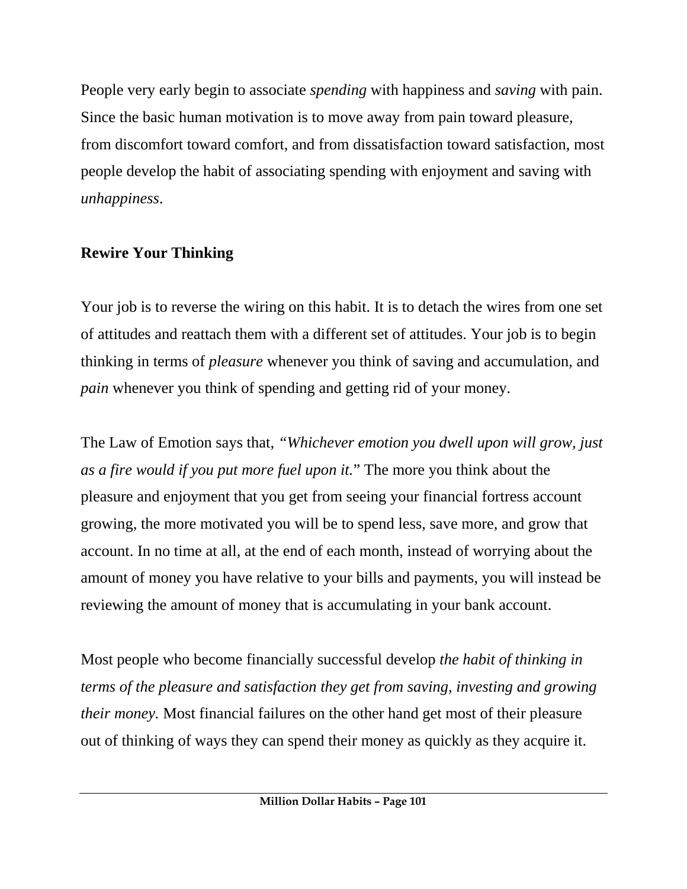People very early begin to associate *spending* with happiness and *saving* with pain. Since the basic human motivation is to move away from pain toward pleasure, from discomfort toward comfort, and from dissatisfaction toward satisfaction, most people develop the habit of associating spending with enjoyment and saving with *unhappiness*.

**Rewire Your Thinking**

Your job is to reverse the wiring on this habit. It is to detach the wires from one set of attitudes and reattach them with a different set of attitudes. Your job is to begin thinking in terms of *pleasure* whenever you think of saving and accumulation, and *pain* whenever you think of spending and getting rid of your money.

The Law of Emotion says that, *"Whichever emotion you dwell upon will grow, just as a fire would if you put more fuel upon it."* The more you think about the pleasure and enjoyment that you get from seeing your financial fortress account growing, the more motivated you will be to spend less, save more, and grow that account. In no time at all, at the end of each month, instead of worrying about the amount of money you have relative to your bills and payments, you will instead be reviewing the amount of money that is accumulating in your bank account.

Most people who become financially successful develop *the habit of thinking in terms of the pleasure and satisfaction they get from saving, investing and growing their money.* Most financial failures on the other hand get most of their pleasure out of thinking of ways they can spend their money as quickly as they acquire it.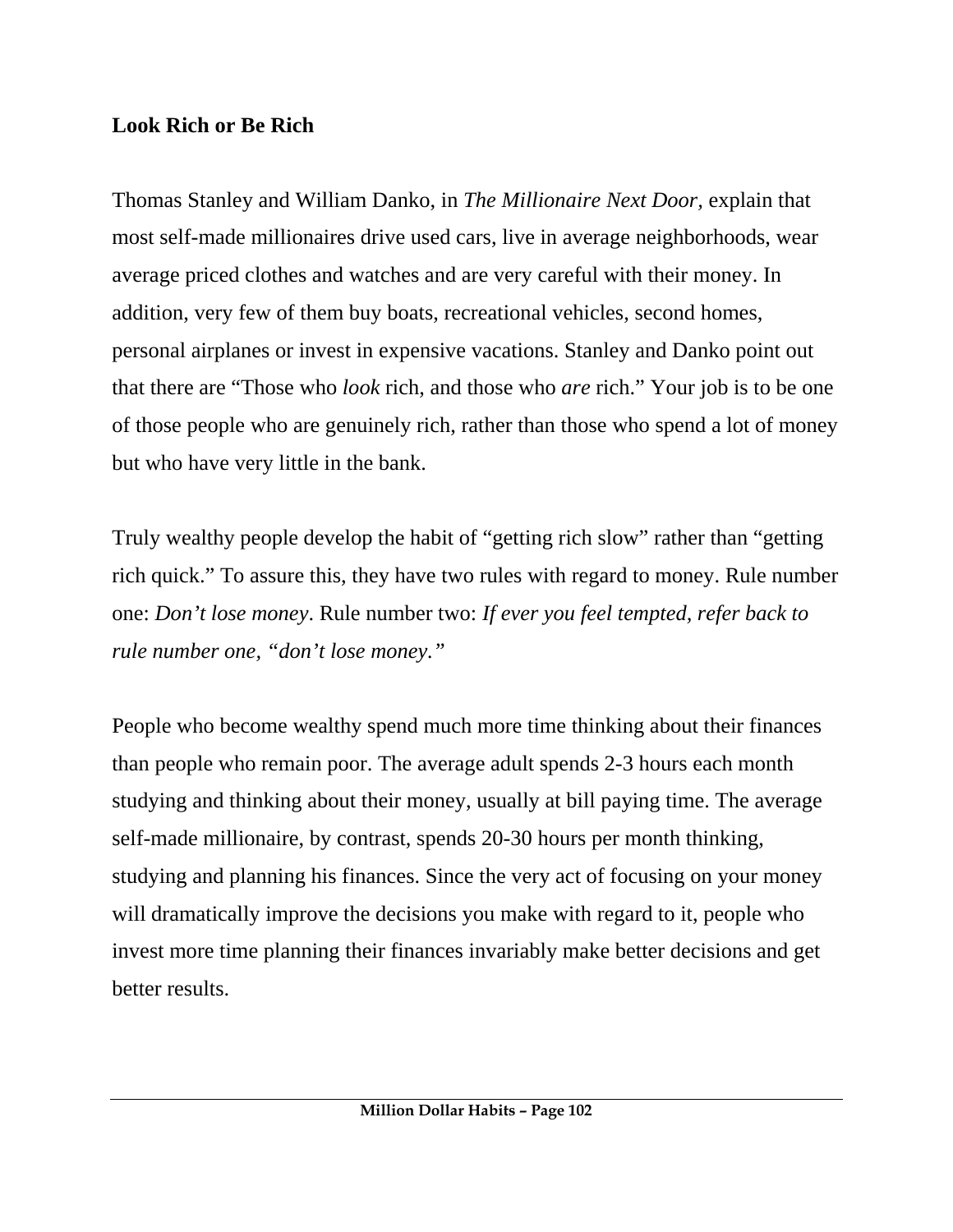**Look Rich or Be Rich**

Thomas Stanley and William Danko, in *The Millionaire Next Door,* explain that most self-made millionaires drive used cars, live in average neighborhoods, wear average priced clothes and watches and are very careful with their money. In addition, very few of them buy boats, recreational vehicles, second homes, personal airplanes or invest in expensive vacations. Stanley and Danko point out that there are "Those who *look* rich, and those who *are* rich." Your job is to be one of those people who are genuinely rich, rather than those who spend a lot of money but who have very little in the bank.

Truly wealthy people develop the habit of "getting rich slow" rather than "getting rich quick." To assure this, they have two rules with regard to money. Rule number one: *Don't lose money*. Rule number two: *If ever you feel tempted, refer back to rule number one, "don't lose money."*

People who become wealthy spend much more time thinking about their finances than people who remain poor. The average adult spends 2-3 hours each month studying and thinking about their money, usually at bill paying time. The average self-made millionaire, by contrast, spends 20-30 hours per month thinking, studying and planning his finances. Since the very act of focusing on your money will dramatically improve the decisions you make with regard to it, people who invest more time planning their finances invariably make better decisions and get better results.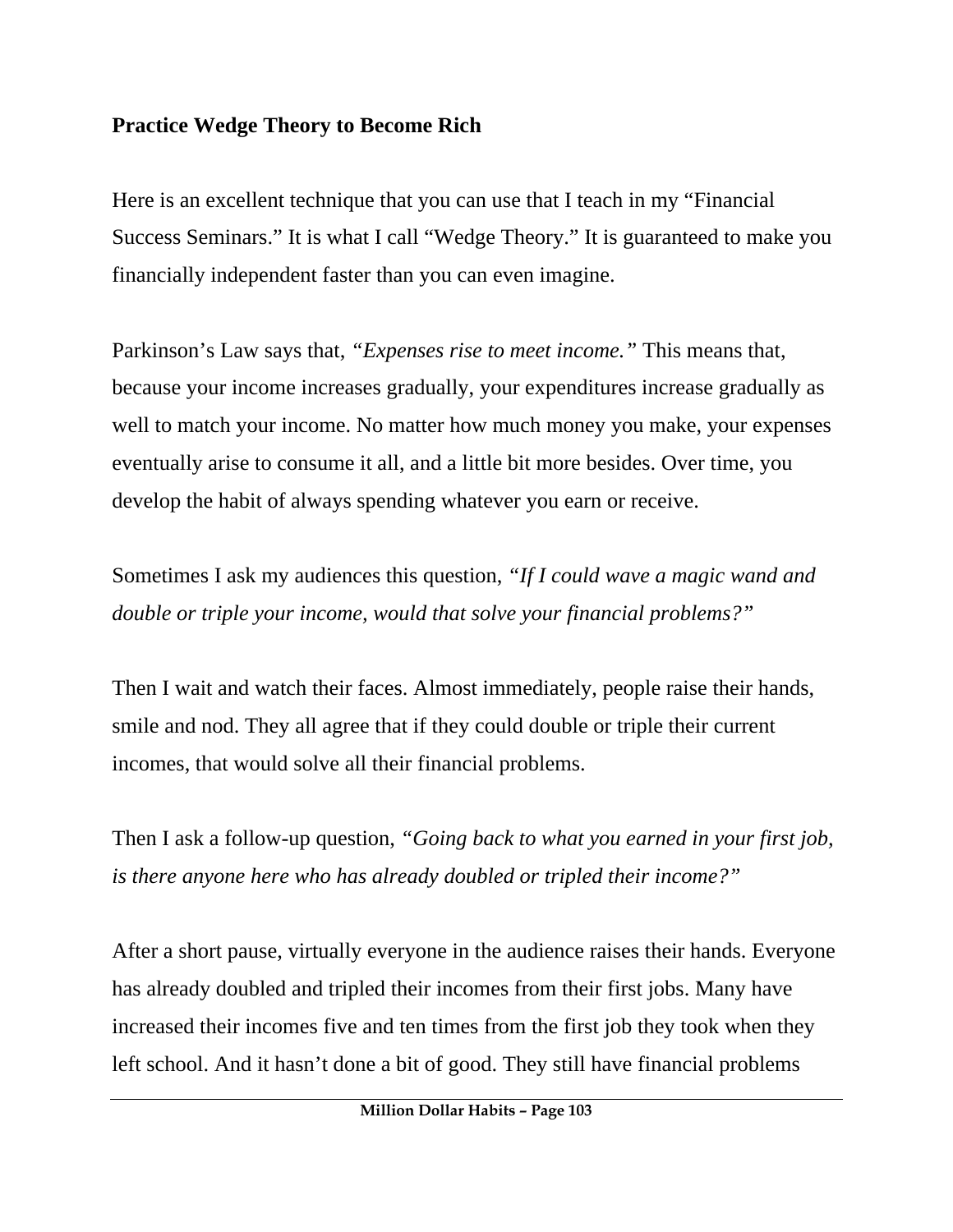**Practice Wedge Theory to Become Rich**

Here is an excellent technique that you can use that I teach in my "Financial Success Seminars." It is what I call "Wedge Theory." It is guaranteed to make you financially independent faster than you can even imagine.

Parkinson's Law says that, *"Expenses rise to meet income."* This means that, because your income increases gradually, your expenditures increase gradually as well to match your income. No matter how much money you make, your expenses eventually arise to consume it all, and a little bit more besides. Over time, you develop the habit of always spending whatever you earn or receive.

Sometimes I ask my audiences this question, *"If I could wave a magic wand and double or triple your income, would that solve your financial problems?"*

Then I wait and watch their faces. Almost immediately, people raise their hands, smile and nod. They all agree that if they could double or triple their current incomes, that would solve all their financial problems.

Then I ask a follow-up question, *"Going back to what you earned in your first job, is there anyone here who has already doubled or tripled their income?"*

After a short pause, virtually everyone in the audience raises their hands. Everyone has already doubled and tripled their incomes from their first jobs. Many have increased their incomes five and ten times from the first job they took when they left school. And it hasn't done a bit of good. They still have financial problems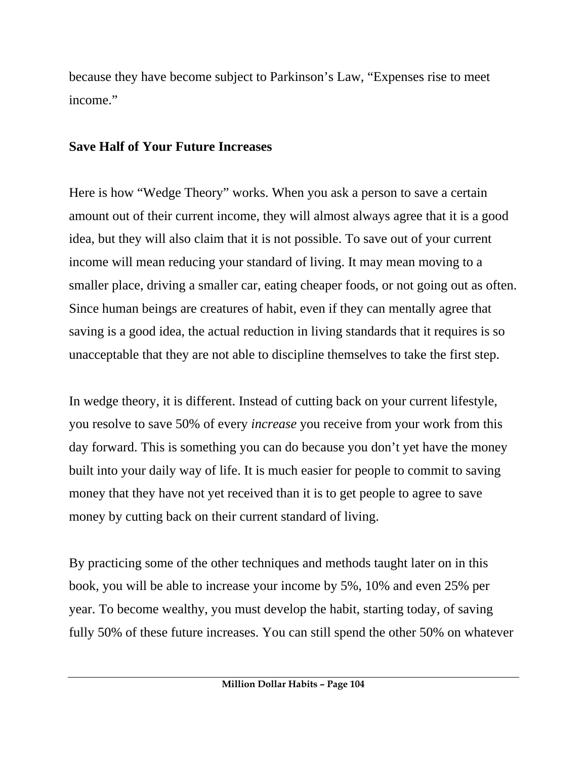because they have become subject to Parkinson's Law, "Expenses rise to meet income."

**Save Half of Your Future Increases**

Here is how "Wedge Theory" works. When you ask a person to save a certain amount out of their current income, they will almost always agree that it is a good idea, but they will also claim that it is not possible. To save out of your current income will mean reducing your standard of living. It may mean moving to a smaller place, driving a smaller car, eating cheaper foods, or not going out as often. Since human beings are creatures of habit, even if they can mentally agree that saving is a good idea, the actual reduction in living standards that it requires is so unacceptable that they are not able to discipline themselves to take the first step.

In wedge theory, it is different. Instead of cutting back on your current lifestyle, you resolve to save 50% of every *increase* you receive from your work from this day forward. This is something you can do because you don't yet have the money built into your daily way of life. It is much easier for people to commit to saving money that they have not yet received than it is to get people to agree to save money by cutting back on their current standard of living.

By practicing some of the other techniques and methods taught later on in this book, you will be able to increase your income by 5%, 10% and even 25% per year. To become wealthy, you must develop the habit, starting today, of saving fully 50% of these future increases. You can still spend the other 50% on whatever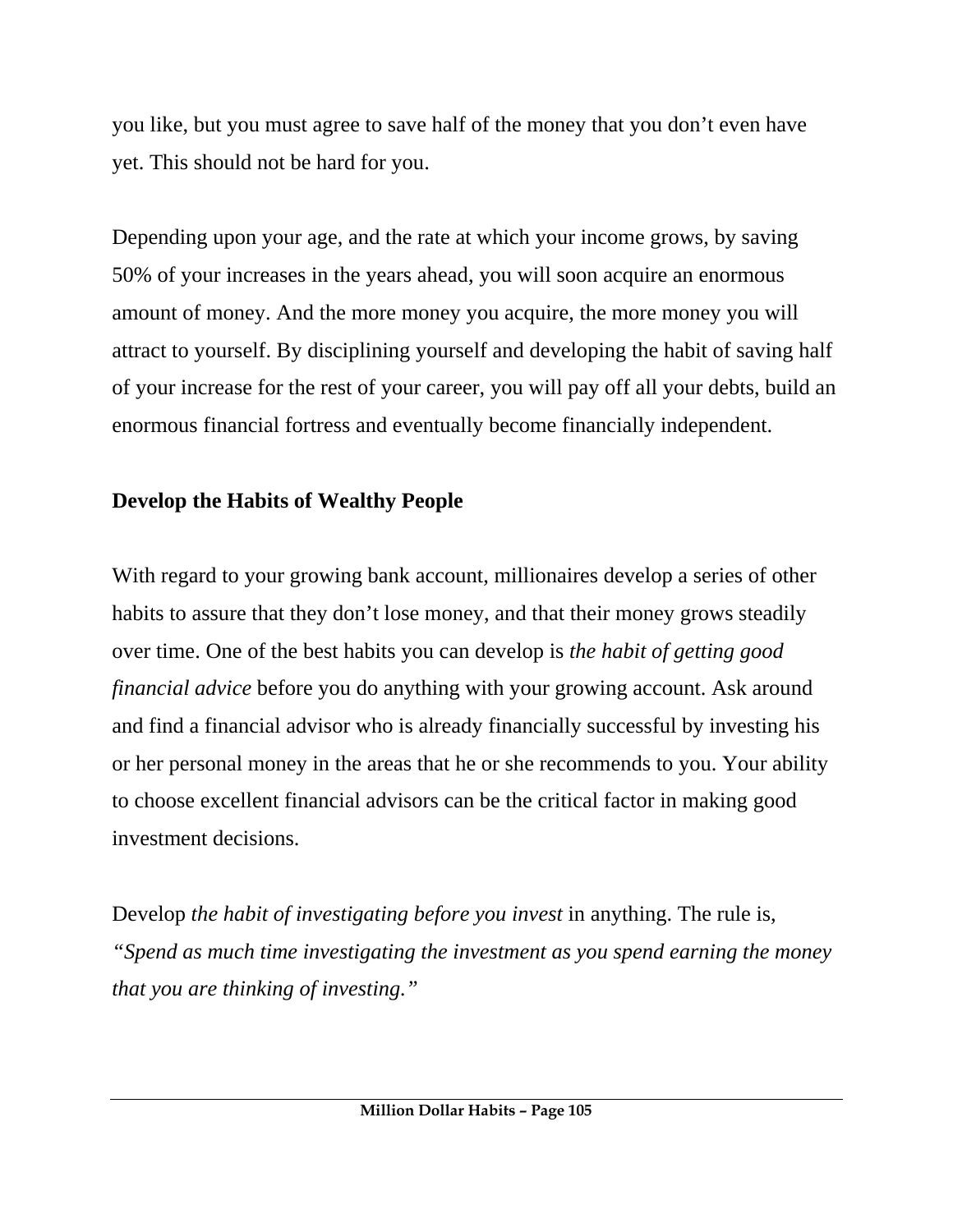you like, but you must agree to save half of the money that you don't even have yet. This should not be hard for you.

Depending upon your age, and the rate at which your income grows, by saving 50% of your increases in the years ahead, you will soon acquire an enormous amount of money. And the more money you acquire, the more money you will attract to yourself. By disciplining yourself and developing the habit of saving half of your increase for the rest of your career, you will pay off all your debts, build an enormous financial fortress and eventually become financially independent.

**Develop the Habits of Wealthy People**

With regard to your growing bank account, millionaires develop a series of other habits to assure that they don't lose money, and that their money grows steadily over time. One of the best habits you can develop is *the habit of getting good financial advice* before you do anything with your growing account. Ask around and find a financial advisor who is already financially successful by investing his or her personal money in the areas that he or she recommends to you. Your ability to choose excellent financial advisors can be the critical factor in making good investment decisions.

Develop *the habit of investigating before you invest* in anything. The rule is, *"Spend as much time investigating the investment as you spend earning the money that you are thinking of investing."*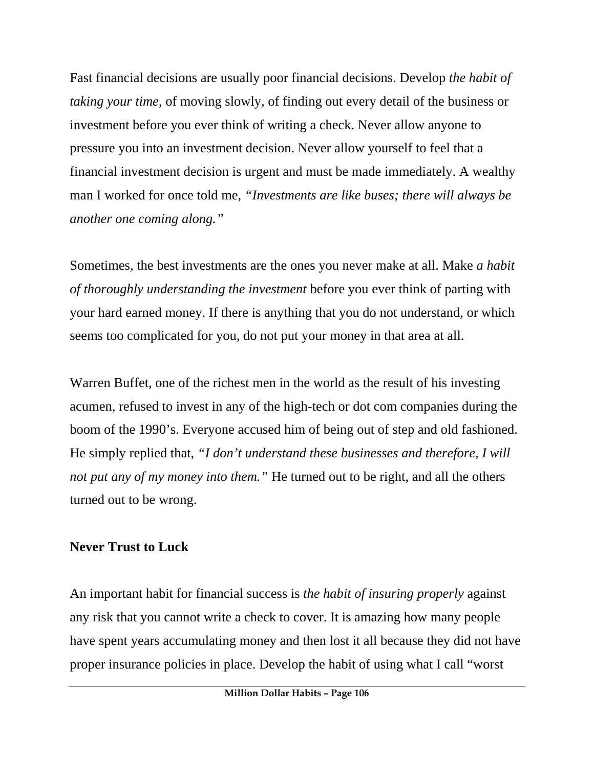Fast financial decisions are usually poor financial decisions. Develop *the habit of taking your time,* of moving slowly, of finding out every detail of the business or investment before you ever think of writing a check. Never allow anyone to pressure you into an investment decision. Never allow yourself to feel that a financial investment decision is urgent and must be made immediately. A wealthy man I worked for once told me, *"Investments are like buses; there will always be another one coming along."*

Sometimes, the best investments are the ones you never make at all. Make *a habit of thoroughly understanding the investment* before you ever think of parting with your hard earned money. If there is anything that you do not understand, or which seems too complicated for you, do not put your money in that area at all.

Warren Buffet, one of the richest men in the world as the result of his investing acumen, refused to invest in any of the high-tech or dot com companies during the boom of the 1990's. Everyone accused him of being out of step and old fashioned. He simply replied that, *"I don't understand these businesses and therefore, I will not put any of my money into them."* He turned out to be right, and all the others turned out to be wrong.

**Never Trust to Luck**

An important habit for financial success is *the habit of insuring properly* against any risk that you cannot write a check to cover. It is amazing how many people have spent years accumulating money and then lost it all because they did not have proper insurance policies in place. Develop the habit of using what I call "worst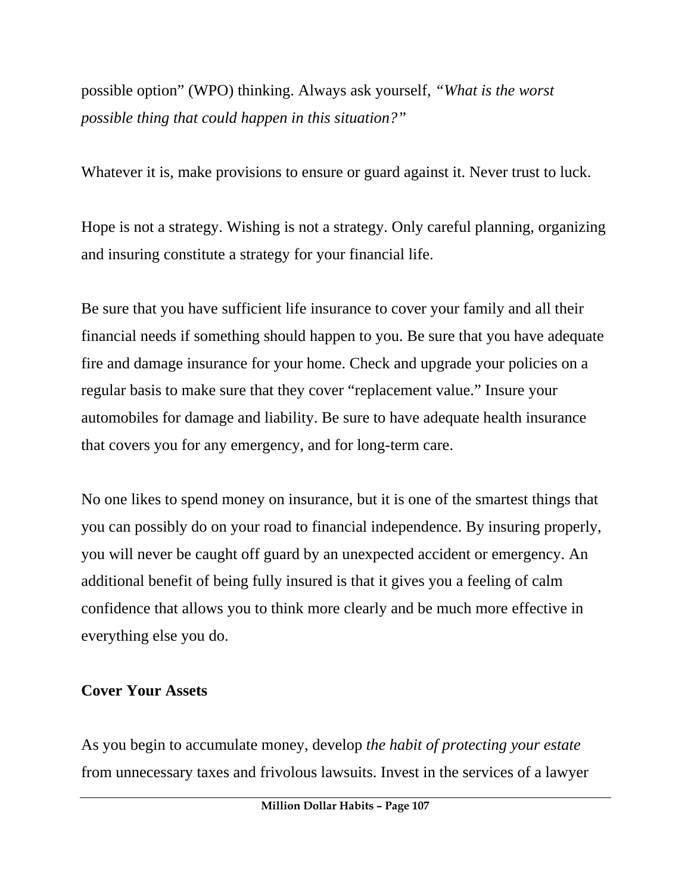possible option" (WPO) thinking. Always ask yourself, *"What is the worst possible thing that could happen in this situation?"*

Whatever it is, make provisions to ensure or guard against it. Never trust to luck.

Hope is not a strategy. Wishing is not a strategy. Only careful planning, organizing and insuring constitute a strategy for your financial life.

Be sure that you have sufficient life insurance to cover your family and all their financial needs if something should happen to you. Be sure that you have adequate fire and damage insurance for your home. Check and upgrade your policies on a regular basis to make sure that they cover "replacement value." Insure your automobiles for damage and liability. Be sure to have adequate health insurance that covers you for any emergency, and for long-term care.

No one likes to spend money on insurance, but it is one of the smartest things that you can possibly do on your road to financial independence. By insuring properly, you will never be caught off guard by an unexpected accident or emergency. An additional benefit of being fully insured is that it gives you a feeling of calm confidence that allows you to think more clearly and be much more effective in everything else you do.

**Cover Your Assets**

As you begin to accumulate money, develop *the habit of protecting your estate* from unnecessary taxes and frivolous lawsuits. Invest in the services of a lawyer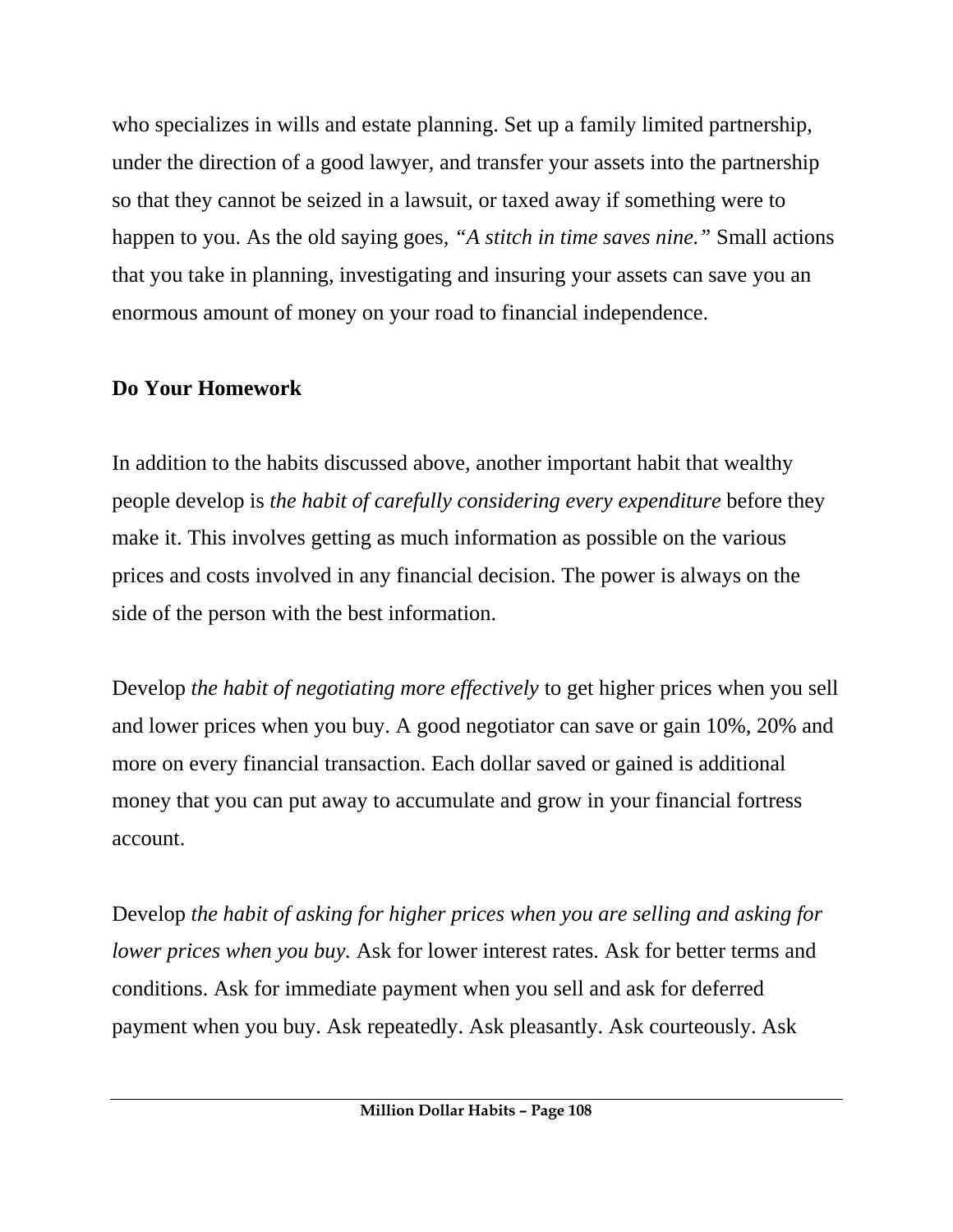who specializes in wills and estate planning. Set up a family limited partnership, under the direction of a good lawyer, and transfer your assets into the partnership so that they cannot be seized in a lawsuit, or taxed away if something were to happen to you. As the old saying goes, *"A stitch in time saves nine."* Small actions that you take in planning, investigating and insuring your assets can save you an enormous amount of money on your road to financial independence.

**Do Your Homework**

In addition to the habits discussed above, another important habit that wealthy people develop is *the habit of carefully considering every expenditure* before they make it. This involves getting as much information as possible on the various prices and costs involved in any financial decision. The power is always on the side of the person with the best information.

Develop *the habit of negotiating more effectively* to get higher prices when you sell and lower prices when you buy. A good negotiator can save or gain 10%, 20% and more on every financial transaction. Each dollar saved or gained is additional money that you can put away to accumulate and grow in your financial fortress account.

Develop *the habit of asking for higher prices when you are selling and asking for lower prices when you buy.* Ask for lower interest rates. Ask for better terms and conditions. Ask for immediate payment when you sell and ask for deferred payment when you buy. Ask repeatedly. Ask pleasantly. Ask courteously. Ask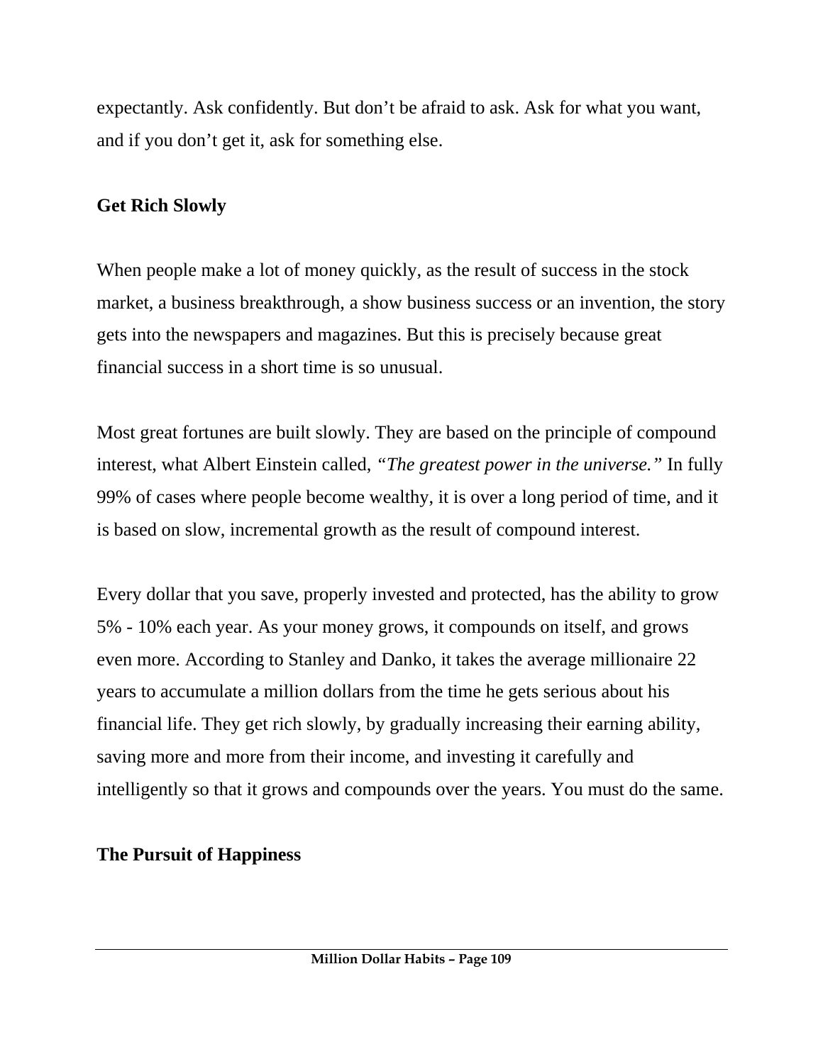expectantly. Ask confidently. But don't be afraid to ask. Ask for what you want, and if you don't get it, ask for something else.

## Get Rich Slowly

When people make a lot of money quickly, as the result of success in the stock market, a business breakthrough, a show business success or an invention, the story gets into the newspapers and magazines. But this is precisely because great financial success in a short time is so unusual.

Most great fortunes are built slowly. They are based on the principle of compound interest, what Albert Einstein called, *"The greatest power in the universe."* In fully 99% of cases where people become wealthy, it is over a long period of time, and it is based on slow, incremental growth as the result of compound interest.

Every dollar that you save, properly invested and protected, has the ability to grow 5% - 10% each year. As your money grows, it compounds on itself, and grows even more. According to Stanley and Danko, it takes the average millionaire 22 years to accumulate a million dollars from the time he gets serious about his financial life. They get rich slowly, by gradually increasing their earning ability, saving more and more from their income, and investing it carefully and intelligently so that it grows and compounds over the years. You must do the same.

## The Pursuit of Happiness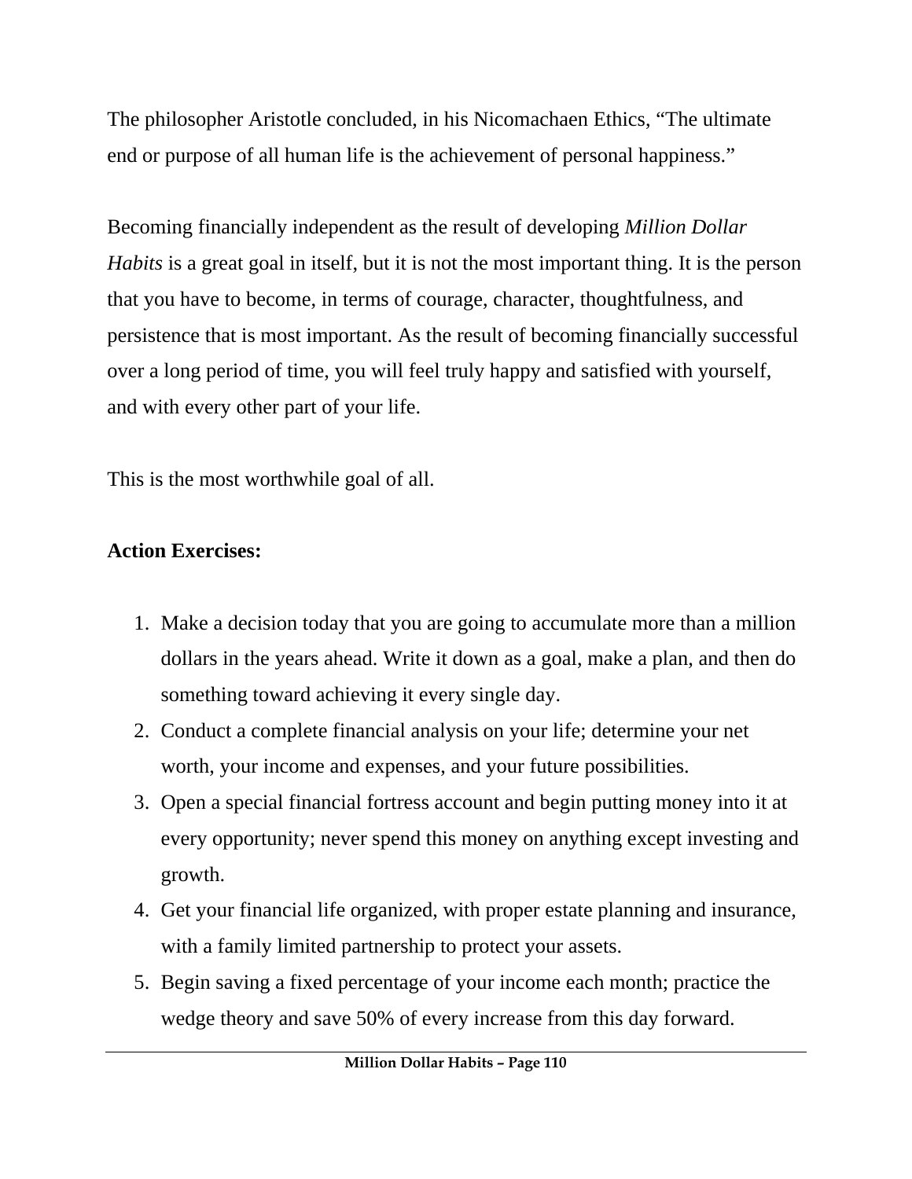The philosopher Aristotle concluded, in his Nicomachaen Ethics, “The ultimate end or purpose of all human life is the achievement of personal happiness.”

Becoming financially independent as the result of developing *Million Dollar Habits* is a great goal in itself, but it is not the most important thing. It is the person that you have to become, in terms of courage, character, thoughtfulness, and persistence that is most important. As the result of becoming financially successful over a long period of time, you will feel truly happy and satisfied with yourself, and with every other part of your life.

This is the most worthwhile goal of all.

**Action Exercises:**

1. Make a decision today that you are going to accumulate more than a million dollars in the years ahead. Write it down as a goal, make a plan, and then do something toward achieving it every single day.
2. Conduct a complete financial analysis on your life; determine your net worth, your income and expenses, and your future possibilities.
3. Open a special financial fortress account and begin putting money into it at every opportunity; never spend this money on anything except investing and growth.
4. Get your financial life organized, with proper estate planning and insurance, with a family limited partnership to protect your assets.
5. Begin saving a fixed percentage of your income each month; practice the wedge theory and save 50% of every increase from this day forward.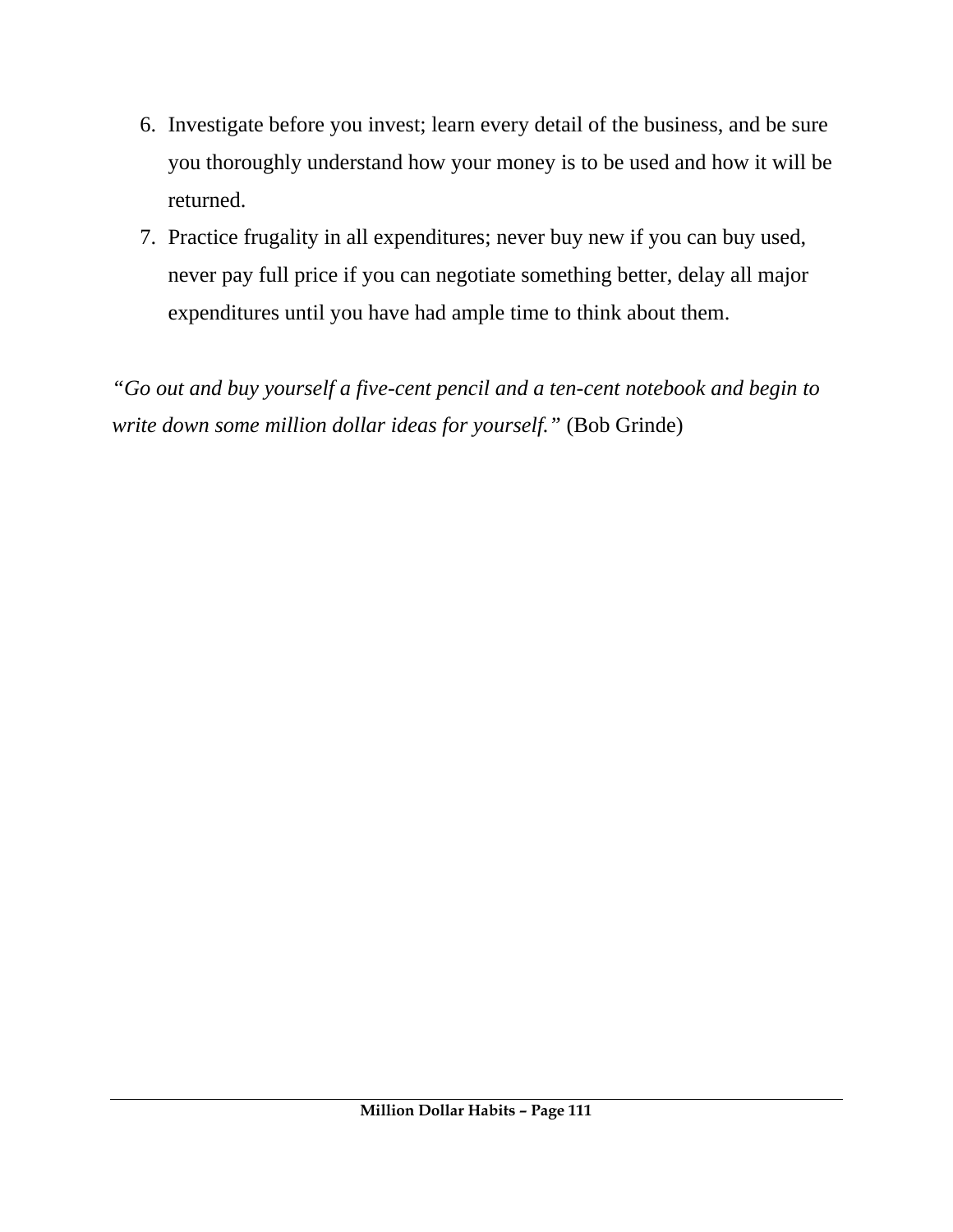6. Investigate before you invest; learn every detail of the business, and be sure you thoroughly understand how your money is to be used and how it will be returned.
7. Practice frugality in all expenditures; never buy new if you can buy used, never pay full price if you can negotiate something better, delay all major expenditures until you have had ample time to think about them.

*"Go out and buy yourself a five-cent pencil and a ten-cent notebook and begin to write down some million dollar ideas for yourself."* (Bob Grinde)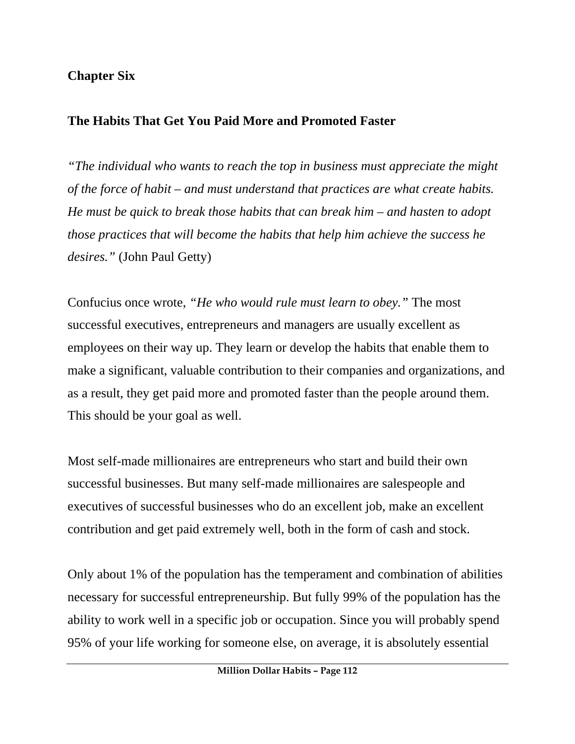**Chapter Six**

## The Habits That Get You Paid More and Promoted Faster

*"The individual who wants to reach the top in business must appreciate the might of the force of habit – and must understand that practices are what create habits. He must be quick to break those habits that can break him – and hasten to adopt those practices that will become the habits that help him achieve the success he desires."* (John Paul Getty)

Confucius once wrote, *"He who would rule must learn to obey."* The most successful executives, entrepreneurs and managers are usually excellent as employees on their way up. They learn or develop the habits that enable them to make a significant, valuable contribution to their companies and organizations, and as a result, they get paid more and promoted faster than the people around them. This should be your goal as well.

Most self-made millionaires are entrepreneurs who start and build their own successful businesses. But many self-made millionaires are salespeople and executives of successful businesses who do an excellent job, make an excellent contribution and get paid extremely well, both in the form of cash and stock.

Only about 1% of the population has the temperament and combination of abilities necessary for successful entrepreneurship. But fully 99% of the population has the ability to work well in a specific job or occupation. Since you will probably spend 95% of your life working for someone else, on average, it is absolutely essential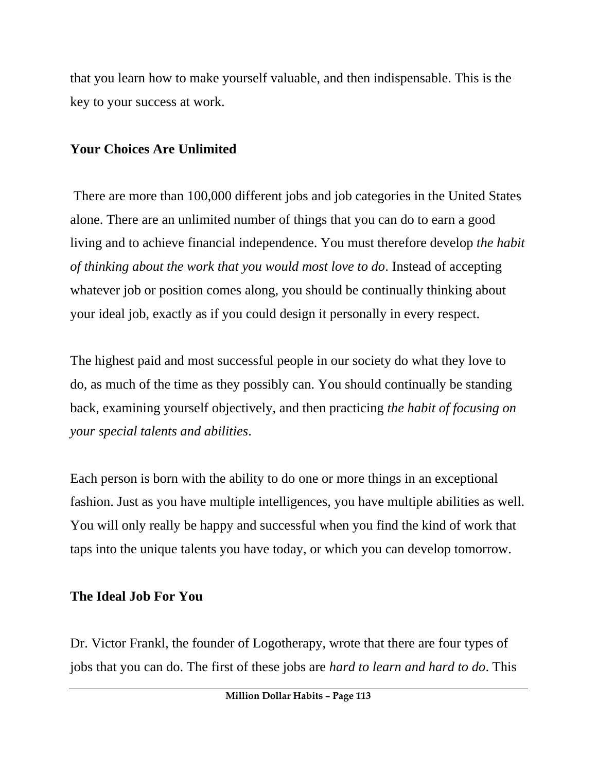that you learn how to make yourself valuable, and then indispensable. This is the key to your success at work.

## Your Choices Are Unlimited

There are more than 100,000 different jobs and job categories in the United States alone. There are an unlimited number of things that you can do to earn a good living and to achieve financial independence. You must therefore develop *the habit of thinking about the work that you would most love to do*. Instead of accepting whatever job or position comes along, you should be continually thinking about your ideal job, exactly as if you could design it personally in every respect.

The highest paid and most successful people in our society do what they love to do, as much of the time as they possibly can. You should continually be standing back, examining yourself objectively, and then practicing *the habit of focusing on your special talents and abilities*.

Each person is born with the ability to do one or more things in an exceptional fashion. Just as you have multiple intelligences, you have multiple abilities as well. You will only really be happy and successful when you find the kind of work that taps into the unique talents you have today, or which you can develop tomorrow.

## The Ideal Job For You

Dr. Victor Frankl, the founder of Logotherapy, wrote that there are four types of jobs that you can do. The first of these jobs are *hard to learn and hard to do*. This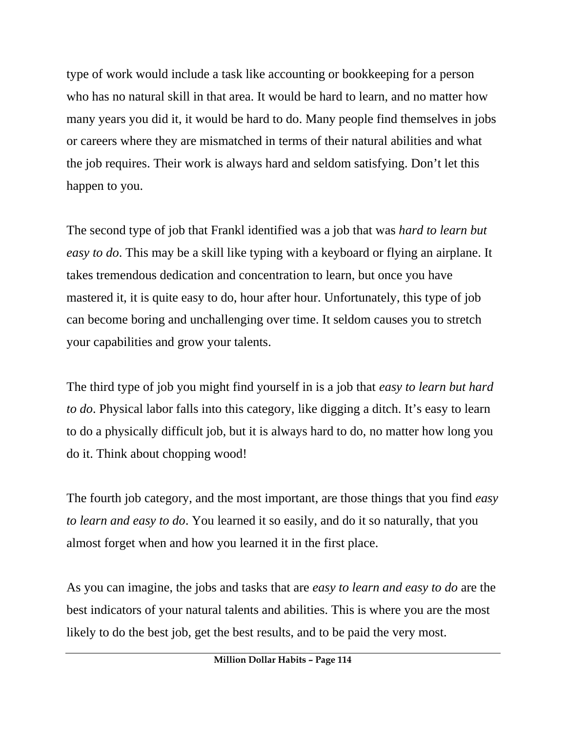type of work would include a task like accounting or bookkeeping for a person who has no natural skill in that area. It would be hard to learn, and no matter how many years you did it, it would be hard to do. Many people find themselves in jobs or careers where they are mismatched in terms of their natural abilities and what the job requires. Their work is always hard and seldom satisfying. Don't let this happen to you.

The second type of job that Frankl identified was a job that was *hard to learn but easy to do*. This may be a skill like typing with a keyboard or flying an airplane. It takes tremendous dedication and concentration to learn, but once you have mastered it, it is quite easy to do, hour after hour. Unfortunately, this type of job can become boring and unchallenging over time. It seldom causes you to stretch your capabilities and grow your talents.

The third type of job you might find yourself in is a job that *easy to learn but hard to do*. Physical labor falls into this category, like digging a ditch. It's easy to learn to do a physically difficult job, but it is always hard to do, no matter how long you do it. Think about chopping wood!

The fourth job category, and the most important, are those things that you find *easy to learn and easy to do*. You learned it so easily, and do it so naturally, that you almost forget when and how you learned it in the first place.

As you can imagine, the jobs and tasks that are *easy to learn and easy to do* are the best indicators of your natural talents and abilities. This is where you are the most likely to do the best job, get the best results, and to be paid the very most.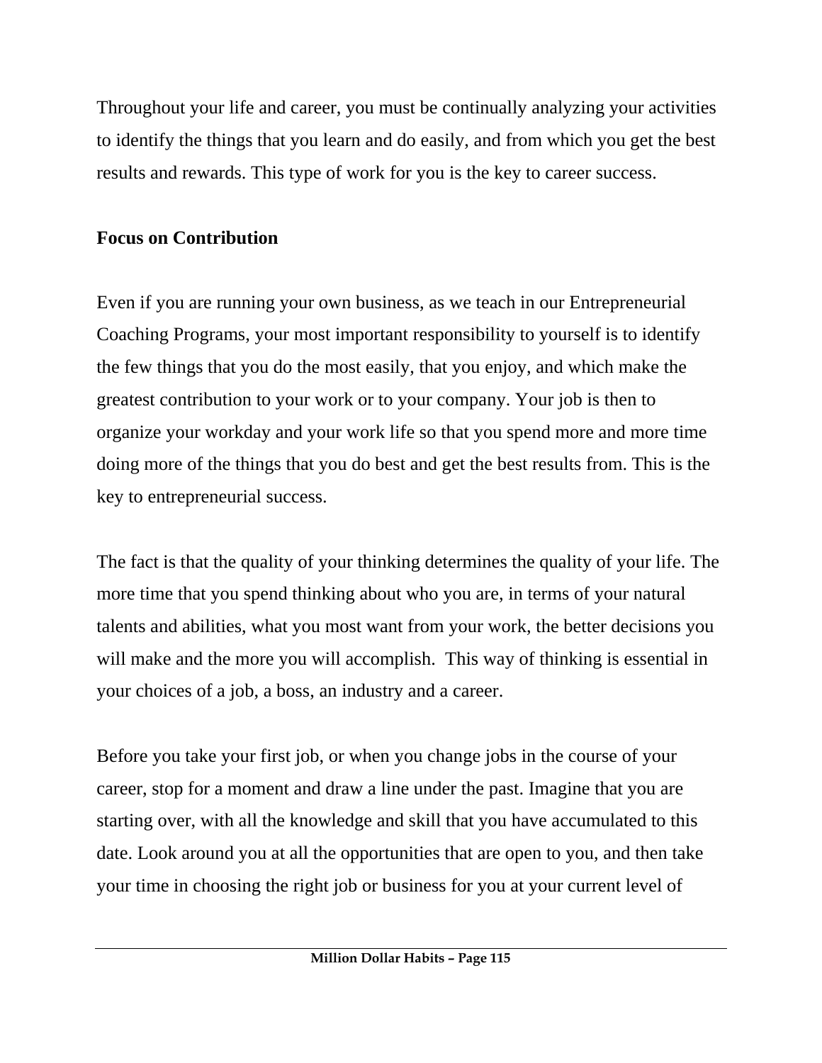Throughout your life and career, you must be continually analyzing your activities to identify the things that you learn and do easily, and from which you get the best results and rewards. This type of work for you is the key to career success.

**Focus on Contribution**

Even if you are running your own business, as we teach in our Entrepreneurial Coaching Programs, your most important responsibility to yourself is to identify the few things that you do the most easily, that you enjoy, and which make the greatest contribution to your work or to your company. Your job is then to organize your workday and your work life so that you spend more and more time doing more of the things that you do best and get the best results from. This is the key to entrepreneurial success.

The fact is that the quality of your thinking determines the quality of your life. The more time that you spend thinking about who you are, in terms of your natural talents and abilities, what you most want from your work, the better decisions you will make and the more you will accomplish. This way of thinking is essential in your choices of a job, a boss, an industry and a career.

Before you take your first job, or when you change jobs in the course of your career, stop for a moment and draw a line under the past. Imagine that you are starting over, with all the knowledge and skill that you have accumulated to this date. Look around you at all the opportunities that are open to you, and then take your time in choosing the right job or business for you at your current level of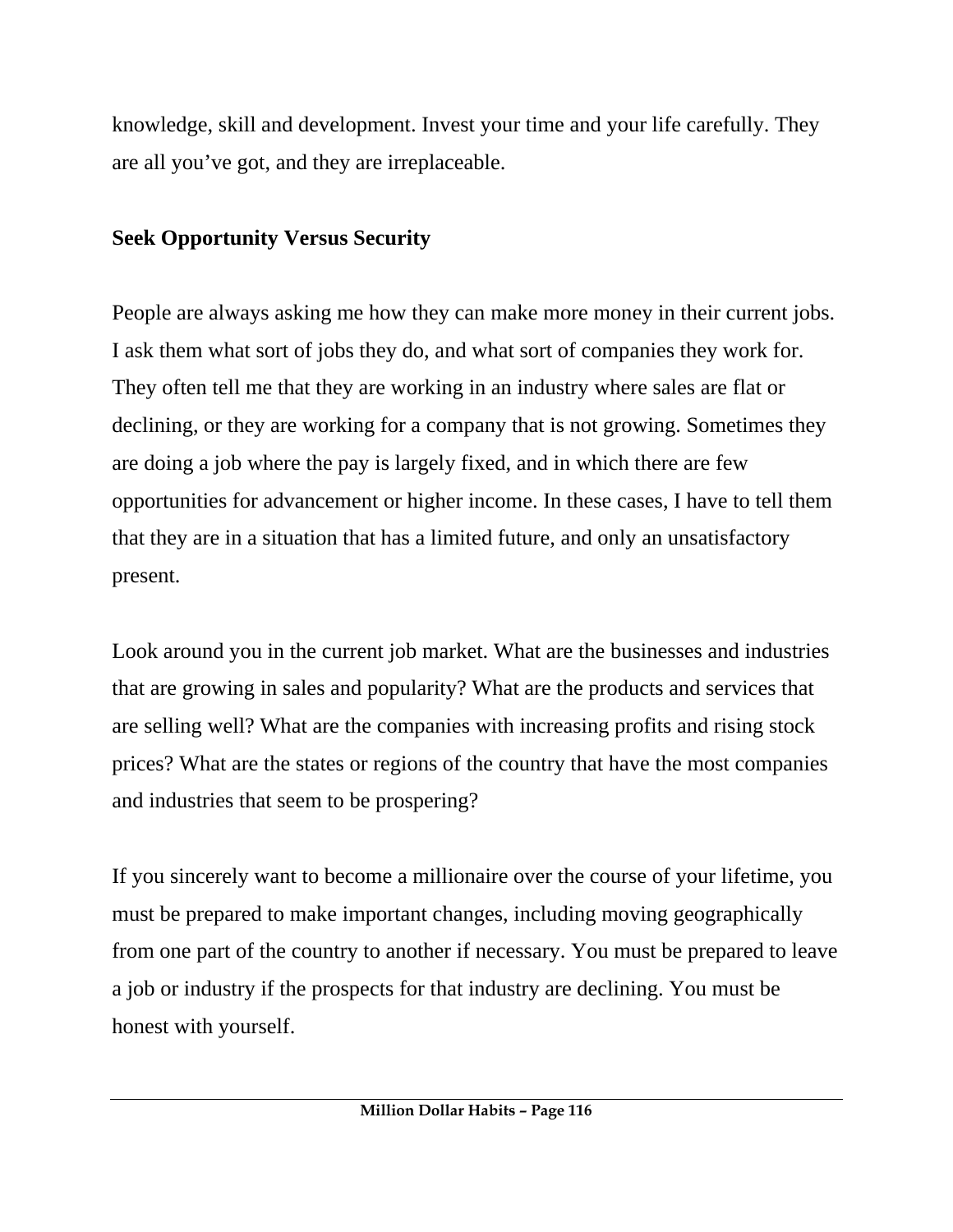knowledge, skill and development. Invest your time and your life carefully. They are all you've got, and they are irreplaceable.

**Seek Opportunity Versus Security**

People are always asking me how they can make more money in their current jobs. I ask them what sort of jobs they do, and what sort of companies they work for. They often tell me that they are working in an industry where sales are flat or declining, or they are working for a company that is not growing. Sometimes they are doing a job where the pay is largely fixed, and in which there are few opportunities for advancement or higher income. In these cases, I have to tell them that they are in a situation that has a limited future, and only an unsatisfactory present.

Look around you in the current job market. What are the businesses and industries that are growing in sales and popularity? What are the products and services that are selling well? What are the companies with increasing profits and rising stock prices? What are the states or regions of the country that have the most companies and industries that seem to be prospering?

If you sincerely want to become a millionaire over the course of your lifetime, you must be prepared to make important changes, including moving geographically from one part of the country to another if necessary. You must be prepared to leave a job or industry if the prospects for that industry are declining. You must be honest with yourself.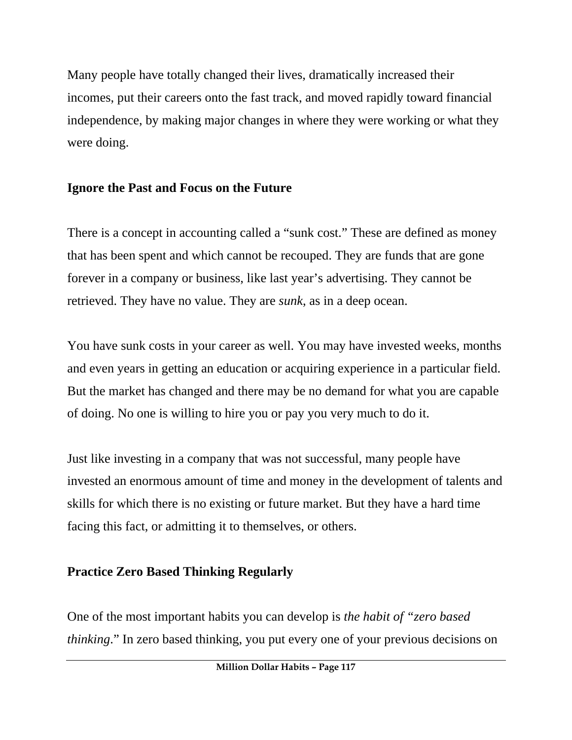Many people have totally changed their lives, dramatically increased their incomes, put their careers onto the fast track, and moved rapidly toward financial independence, by making major changes in where they were working or what they were doing.

## Ignore the Past and Focus on the Future

There is a concept in accounting called a "sunk cost." These are defined as money that has been spent and which cannot be recouped. They are funds that are gone forever in a company or business, like last year's advertising. They cannot be retrieved. They have no value. They are *sunk*, as in a deep ocean.

You have sunk costs in your career as well. You may have invested weeks, months and even years in getting an education or acquiring experience in a particular field. But the market has changed and there may be no demand for what you are capable of doing. No one is willing to hire you or pay you very much to do it.

Just like investing in a company that was not successful, many people have invested an enormous amount of time and money in the development of talents and skills for which there is no existing or future market. But they have a hard time facing this fact, or admitting it to themselves, or others.

## Practice Zero Based Thinking Regularly

One of the most important habits you can develop is *the habit of "zero based thinking*." In zero based thinking, you put every one of your previous decisions on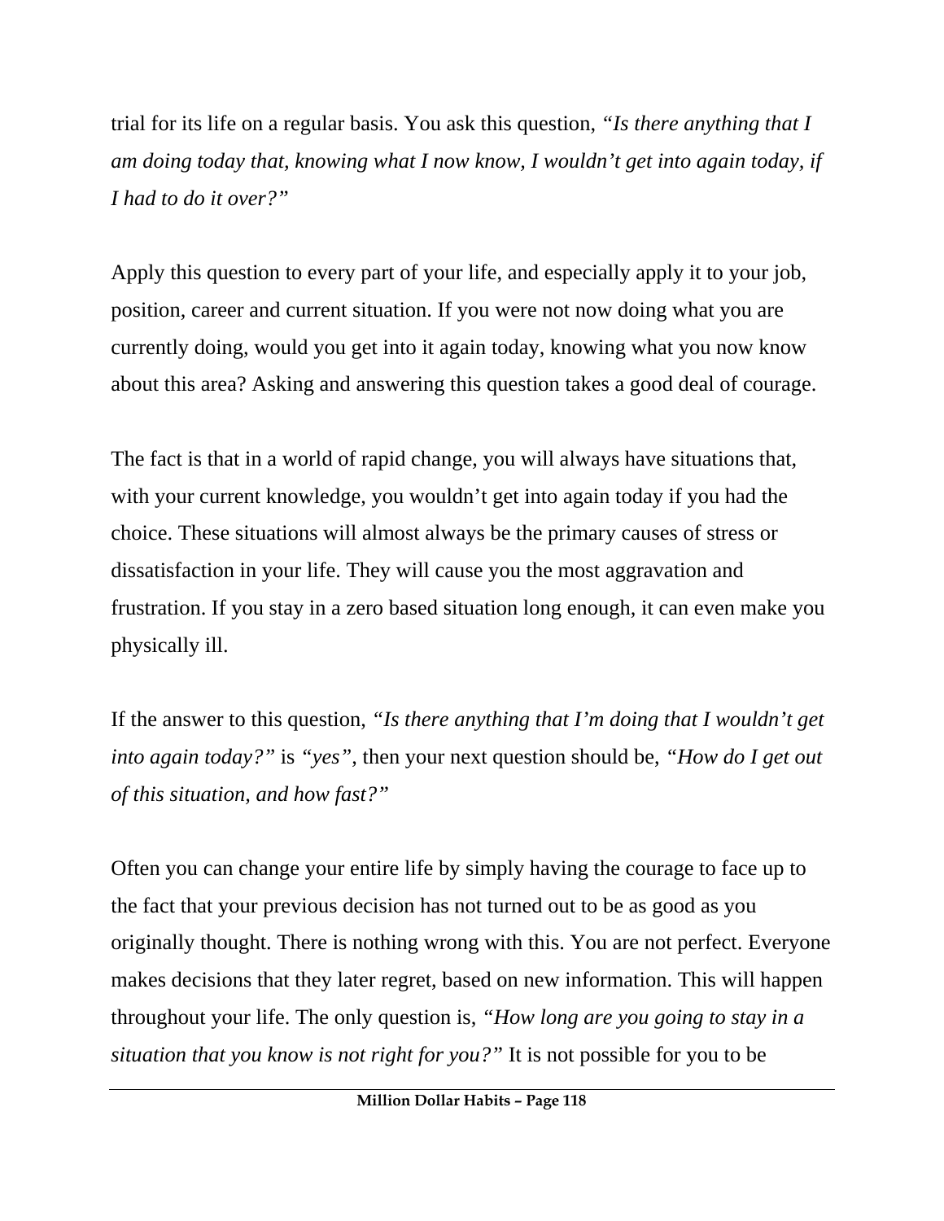trial for its life on a regular basis. You ask this question, *"Is there anything that I am doing today that, knowing what I now know, I wouldn't get into again today, if I had to do it over?"*

Apply this question to every part of your life, and especially apply it to your job, position, career and current situation. If you were not now doing what you are currently doing, would you get into it again today, knowing what you now know about this area? Asking and answering this question takes a good deal of courage.

The fact is that in a world of rapid change, you will always have situations that, with your current knowledge, you wouldn't get into again today if you had the choice. These situations will almost always be the primary causes of stress or dissatisfaction in your life. They will cause you the most aggravation and frustration. If you stay in a zero based situation long enough, it can even make you physically ill.

If the answer to this question, *"Is there anything that I'm doing that I wouldn't get into again today?"* is *"yes"*, then your next question should be, *"How do I get out of this situation, and how fast?"*

Often you can change your entire life by simply having the courage to face up to the fact that your previous decision has not turned out to be as good as you originally thought. There is nothing wrong with this. You are not perfect. Everyone makes decisions that they later regret, based on new information. This will happen throughout your life. The only question is, *"How long are you going to stay in a situation that you know is not right for you?"* It is not possible for you to be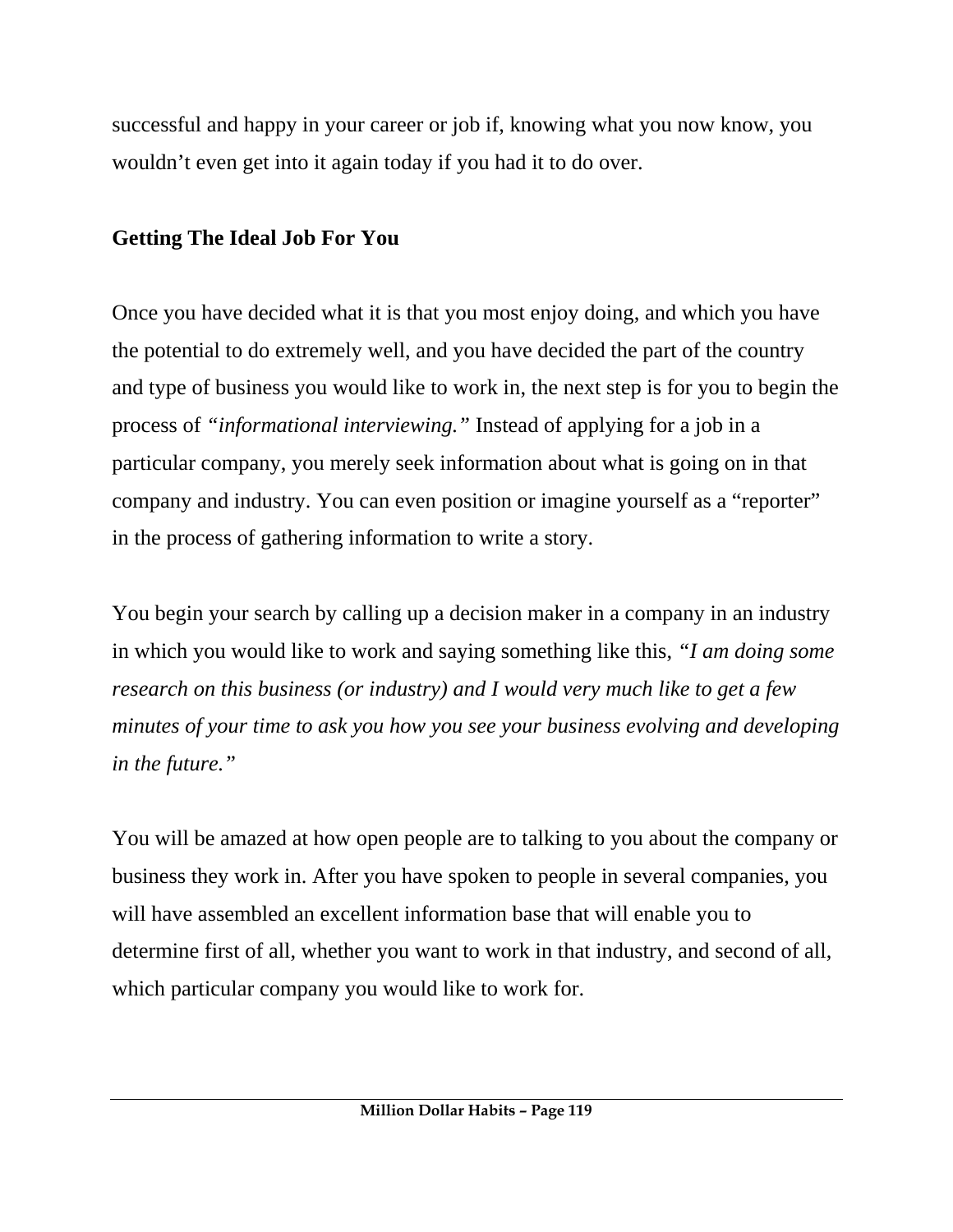successful and happy in your career or job if, knowing what you now know, you wouldn't even get into it again today if you had it to do over.

## Getting The Ideal Job For You

Once you have decided what it is that you most enjoy doing, and which you have the potential to do extremely well, and you have decided the part of the country and type of business you would like to work in, the next step is for you to begin the process of *"informational interviewing."* Instead of applying for a job in a particular company, you merely seek information about what is going on in that company and industry. You can even position or imagine yourself as a "reporter" in the process of gathering information to write a story.

You begin your search by calling up a decision maker in a company in an industry in which you would like to work and saying something like this, *"I am doing some research on this business (or industry) and I would very much like to get a few minutes of your time to ask you how you see your business evolving and developing in the future."*

You will be amazed at how open people are to talking to you about the company or business they work in. After you have spoken to people in several companies, you will have assembled an excellent information base that will enable you to determine first of all, whether you want to work in that industry, and second of all, which particular company you would like to work for.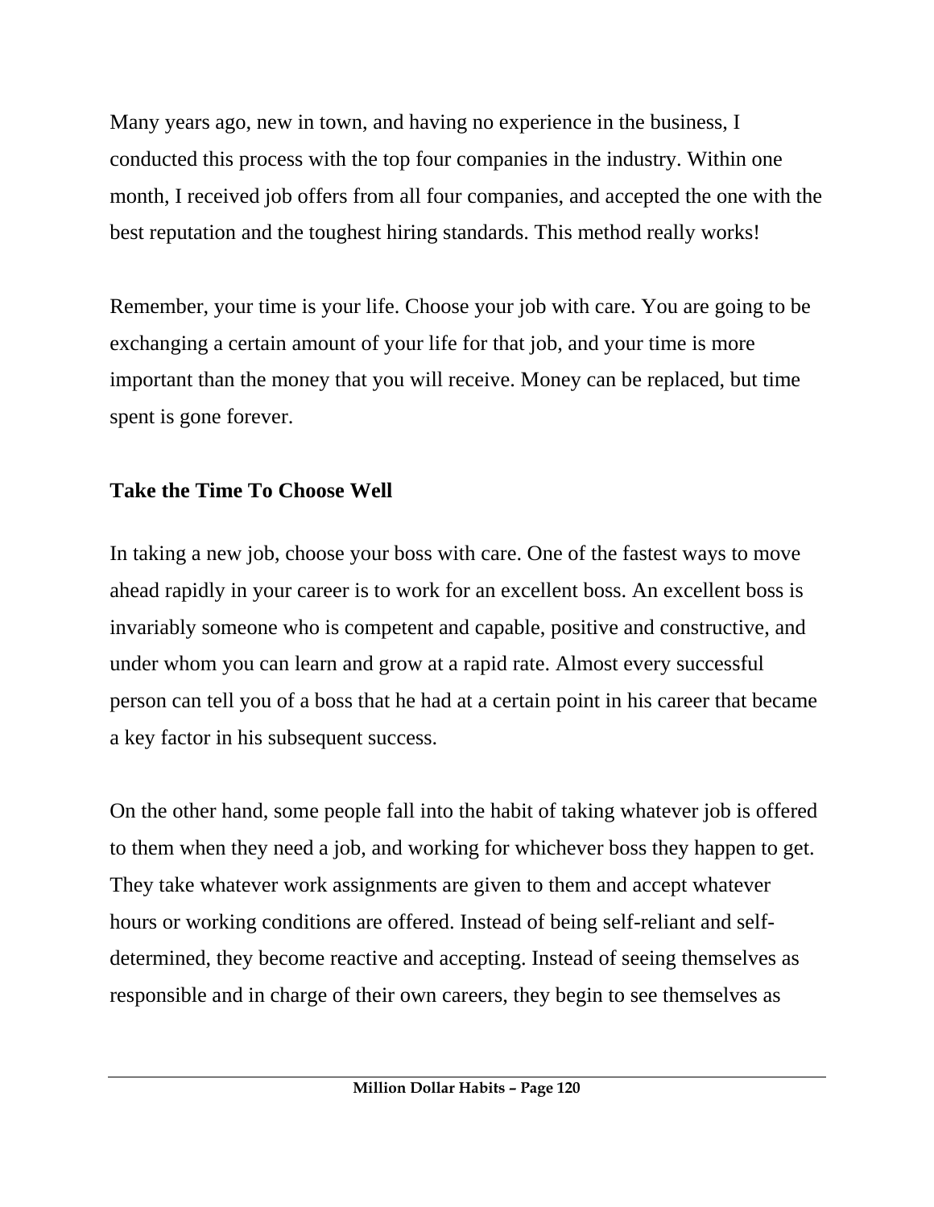Many years ago, new in town, and having no experience in the business, I conducted this process with the top four companies in the industry. Within one month, I received job offers from all four companies, and accepted the one with the best reputation and the toughest hiring standards. This method really works!

Remember, your time is your life. Choose your job with care. You are going to be exchanging a certain amount of your life for that job, and your time is more important than the money that you will receive. Money can be replaced, but time spent is gone forever.

**Take the Time To Choose Well**

In taking a new job, choose your boss with care. One of the fastest ways to move ahead rapidly in your career is to work for an excellent boss. An excellent boss is invariably someone who is competent and capable, positive and constructive, and under whom you can learn and grow at a rapid rate. Almost every successful person can tell you of a boss that he had at a certain point in his career that became a key factor in his subsequent success.

On the other hand, some people fall into the habit of taking whatever job is offered to them when they need a job, and working for whichever boss they happen to get. They take whatever work assignments are given to them and accept whatever hours or working conditions are offered. Instead of being self-reliant and self-determined, they become reactive and accepting. Instead of seeing themselves as responsible and in charge of their own careers, they begin to see themselves as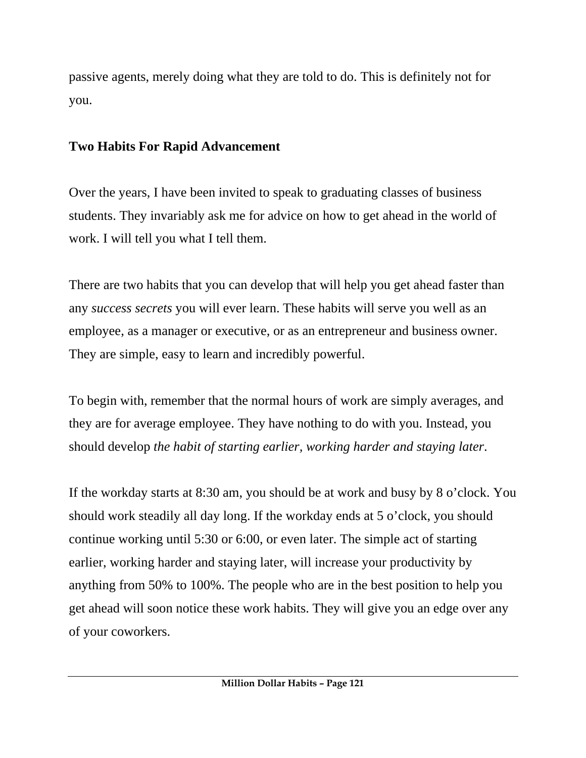passive agents, merely doing what they are told to do. This is definitely not for you.

## Two Habits For Rapid Advancement

Over the years, I have been invited to speak to graduating classes of business students. They invariably ask me for advice on how to get ahead in the world of work. I will tell you what I tell them.

There are two habits that you can develop that will help you get ahead faster than any *success secrets* you will ever learn. These habits will serve you well as an employee, as a manager or executive, or as an entrepreneur and business owner. They are simple, easy to learn and incredibly powerful.

To begin with, remember that the normal hours of work are simply averages, and they are for average employee. They have nothing to do with you. Instead, you should develop *the habit of starting earlier, working harder and staying later*.

If the workday starts at 8:30 am, you should be at work and busy by 8 o'clock. You should work steadily all day long. If the workday ends at 5 o'clock, you should continue working until 5:30 or 6:00, or even later. The simple act of starting earlier, working harder and staying later, will increase your productivity by anything from 50% to 100%. The people who are in the best position to help you get ahead will soon notice these work habits. They will give you an edge over any of your coworkers.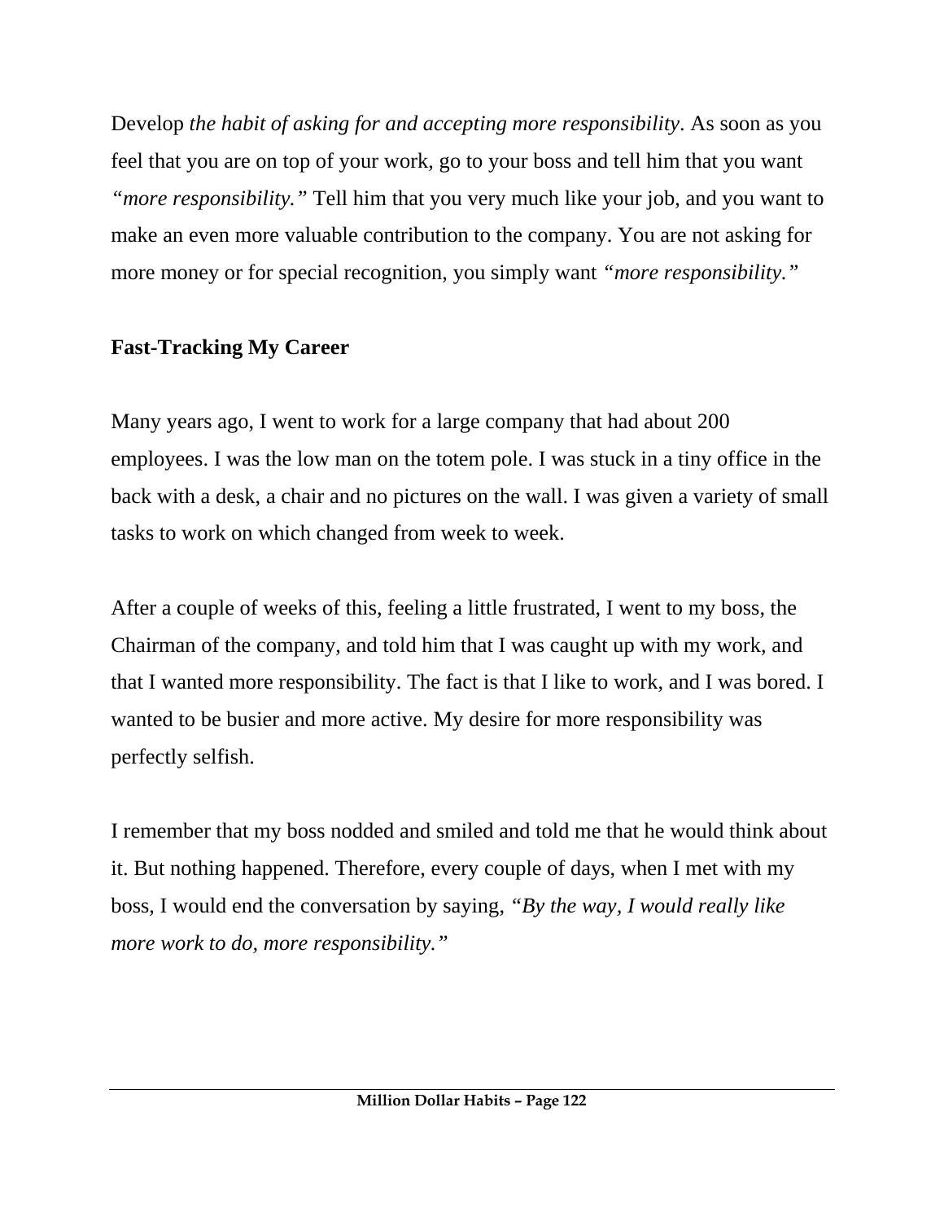Develop *the habit of asking for and accepting more responsibility*. As soon as you feel that you are on top of your work, go to your boss and tell him that you want *"more responsibility."* Tell him that you very much like your job, and you want to make an even more valuable contribution to the company. You are not asking for more money or for special recognition, you simply want *"more responsibility."*

**Fast-Tracking My Career**

Many years ago, I went to work for a large company that had about 200 employees. I was the low man on the totem pole. I was stuck in a tiny office in the back with a desk, a chair and no pictures on the wall. I was given a variety of small tasks to work on which changed from week to week.

After a couple of weeks of this, feeling a little frustrated, I went to my boss, the Chairman of the company, and told him that I was caught up with my work, and that I wanted more responsibility. The fact is that I like to work, and I was bored. I wanted to be busier and more active. My desire for more responsibility was perfectly selfish.

I remember that my boss nodded and smiled and told me that he would think about it. But nothing happened. Therefore, every couple of days, when I met with my boss, I would end the conversation by saying, *"By the way, I would really like more work to do, more responsibility."*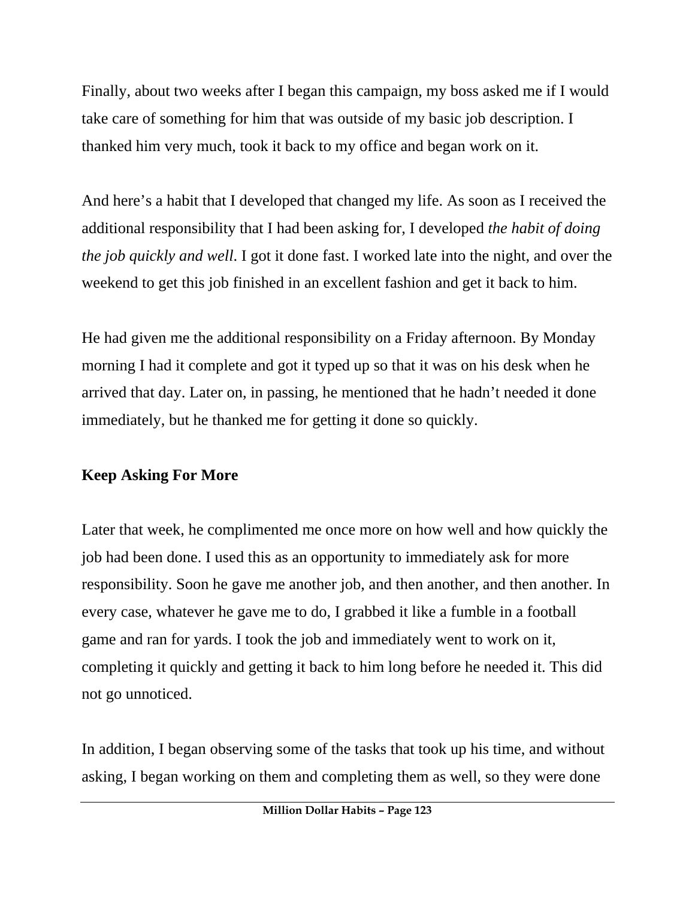Finally, about two weeks after I began this campaign, my boss asked me if I would take care of something for him that was outside of my basic job description. I thanked him very much, took it back to my office and began work on it.

And here's a habit that I developed that changed my life. As soon as I received the additional responsibility that I had been asking for, I developed *the habit of doing the job quickly and well*. I got it done fast. I worked late into the night, and over the weekend to get this job finished in an excellent fashion and get it back to him.

He had given me the additional responsibility on a Friday afternoon. By Monday morning I had it complete and got it typed up so that it was on his desk when he arrived that day. Later on, in passing, he mentioned that he hadn't needed it done immediately, but he thanked me for getting it done so quickly.

**Keep Asking For More**

Later that week, he complimented me once more on how well and how quickly the job had been done. I used this as an opportunity to immediately ask for more responsibility. Soon he gave me another job, and then another, and then another. In every case, whatever he gave me to do, I grabbed it like a fumble in a football game and ran for yards. I took the job and immediately went to work on it, completing it quickly and getting it back to him long before he needed it. This did not go unnoticed.

In addition, I began observing some of the tasks that took up his time, and without asking, I began working on them and completing them as well, so they were done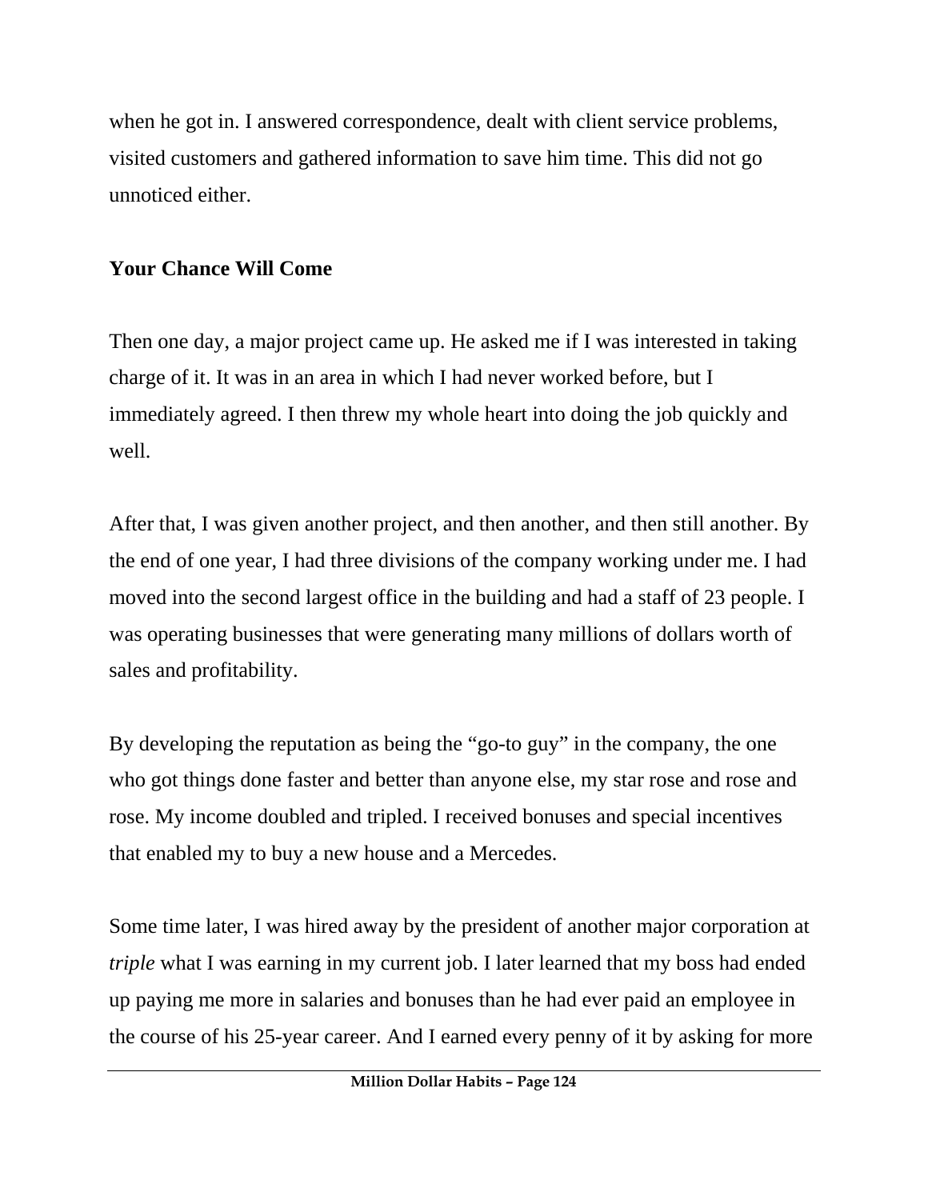when he got in. I answered correspondence, dealt with client service problems, visited customers and gathered information to save him time. This did not go unnoticed either.

**Your Chance Will Come**

Then one day, a major project came up. He asked me if I was interested in taking charge of it. It was in an area in which I had never worked before, but I immediately agreed. I then threw my whole heart into doing the job quickly and well.

After that, I was given another project, and then another, and then still another. By the end of one year, I had three divisions of the company working under me. I had moved into the second largest office in the building and had a staff of 23 people. I was operating businesses that were generating many millions of dollars worth of sales and profitability.

By developing the reputation as being the "go-to guy" in the company, the one who got things done faster and better than anyone else, my star rose and rose and rose. My income doubled and tripled. I received bonuses and special incentives that enabled my to buy a new house and a Mercedes.

Some time later, I was hired away by the president of another major corporation at *triple* what I was earning in my current job. I later learned that my boss had ended up paying me more in salaries and bonuses than he had ever paid an employee in the course of his 25-year career. And I earned every penny of it by asking for more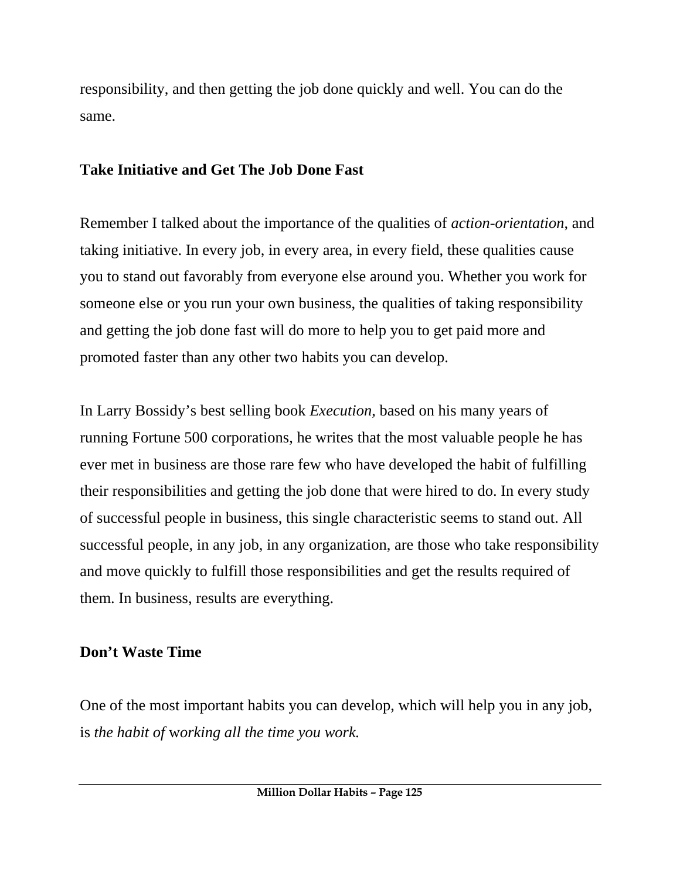responsibility, and then getting the job done quickly and well. You can do the same.

**Take Initiative and Get The Job Done Fast**

Remember I talked about the importance of the qualities of *action-orientation*, and taking initiative. In every job, in every area, in every field, these qualities cause you to stand out favorably from everyone else around you. Whether you work for someone else or you run your own business, the qualities of taking responsibility and getting the job done fast will do more to help you to get paid more and promoted faster than any other two habits you can develop.

In Larry Bossidy's best selling book *Execution*, based on his many years of running Fortune 500 corporations, he writes that the most valuable people he has ever met in business are those rare few who have developed the habit of fulfilling their responsibilities and getting the job done that were hired to do. In every study of successful people in business, this single characteristic seems to stand out. All successful people, in any job, in any organization, are those who take responsibility and move quickly to fulfill those responsibilities and get the results required of them. In business, results are everything.

**Don't Waste Time**

One of the most important habits you can develop, which will help you in any job, is *the habit of* w*orking all the time you work.*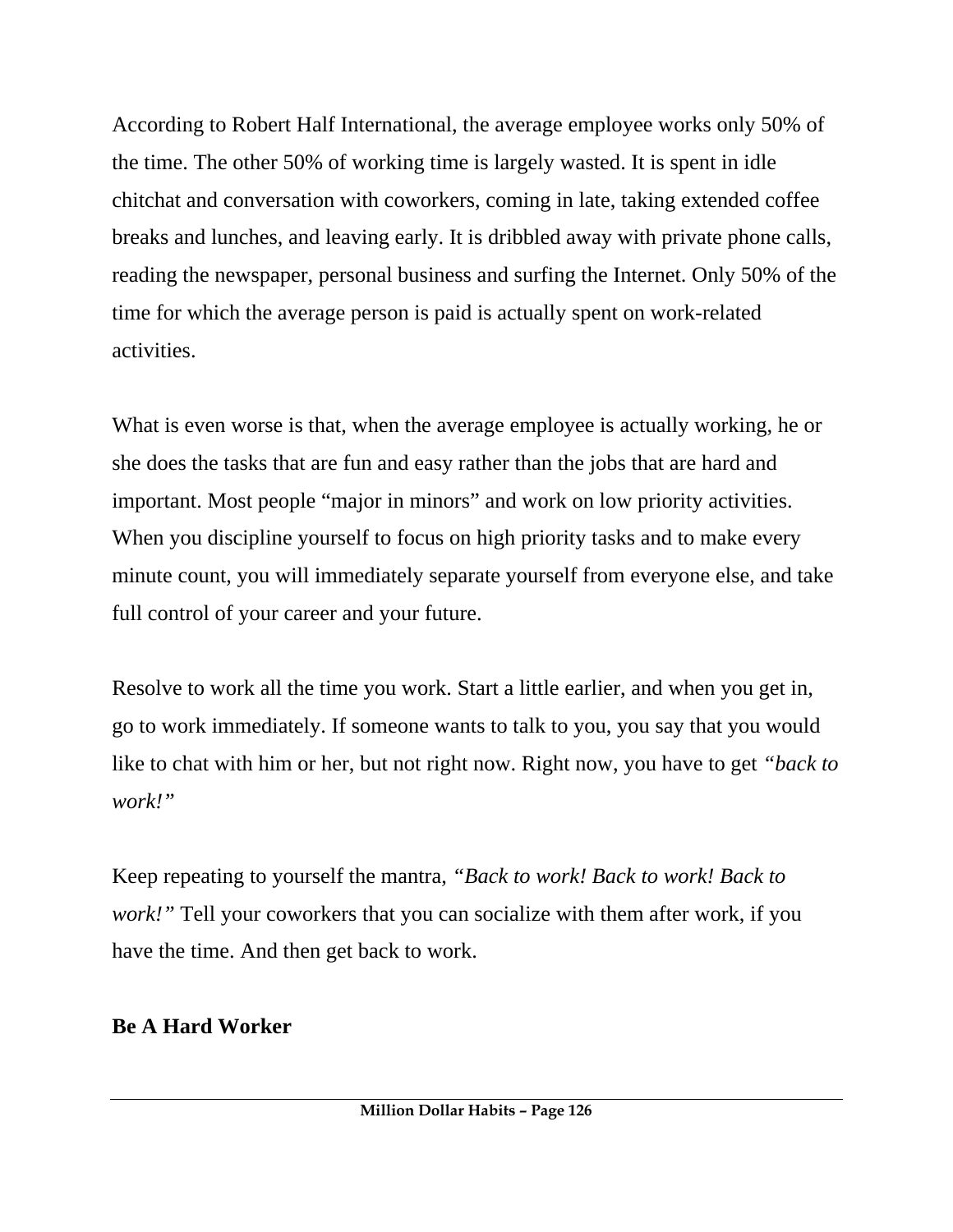According to Robert Half International, the average employee works only 50% of the time. The other 50% of working time is largely wasted. It is spent in idle chitchat and conversation with coworkers, coming in late, taking extended coffee breaks and lunches, and leaving early. It is dribbled away with private phone calls, reading the newspaper, personal business and surfing the Internet. Only 50% of the time for which the average person is paid is actually spent on work-related activities.

What is even worse is that, when the average employee is actually working, he or she does the tasks that are fun and easy rather than the jobs that are hard and important. Most people "major in minors" and work on low priority activities. When you discipline yourself to focus on high priority tasks and to make every minute count, you will immediately separate yourself from everyone else, and take full control of your career and your future.

Resolve to work all the time you work. Start a little earlier, and when you get in, go to work immediately. If someone wants to talk to you, you say that you would like to chat with him or her, but not right now. Right now, you have to get *"back to work!"*

Keep repeating to yourself the mantra, *"Back to work! Back to work! Back to work!"* Tell your coworkers that you can socialize with them after work, if you have the time. And then get back to work.

**Be A Hard Worker**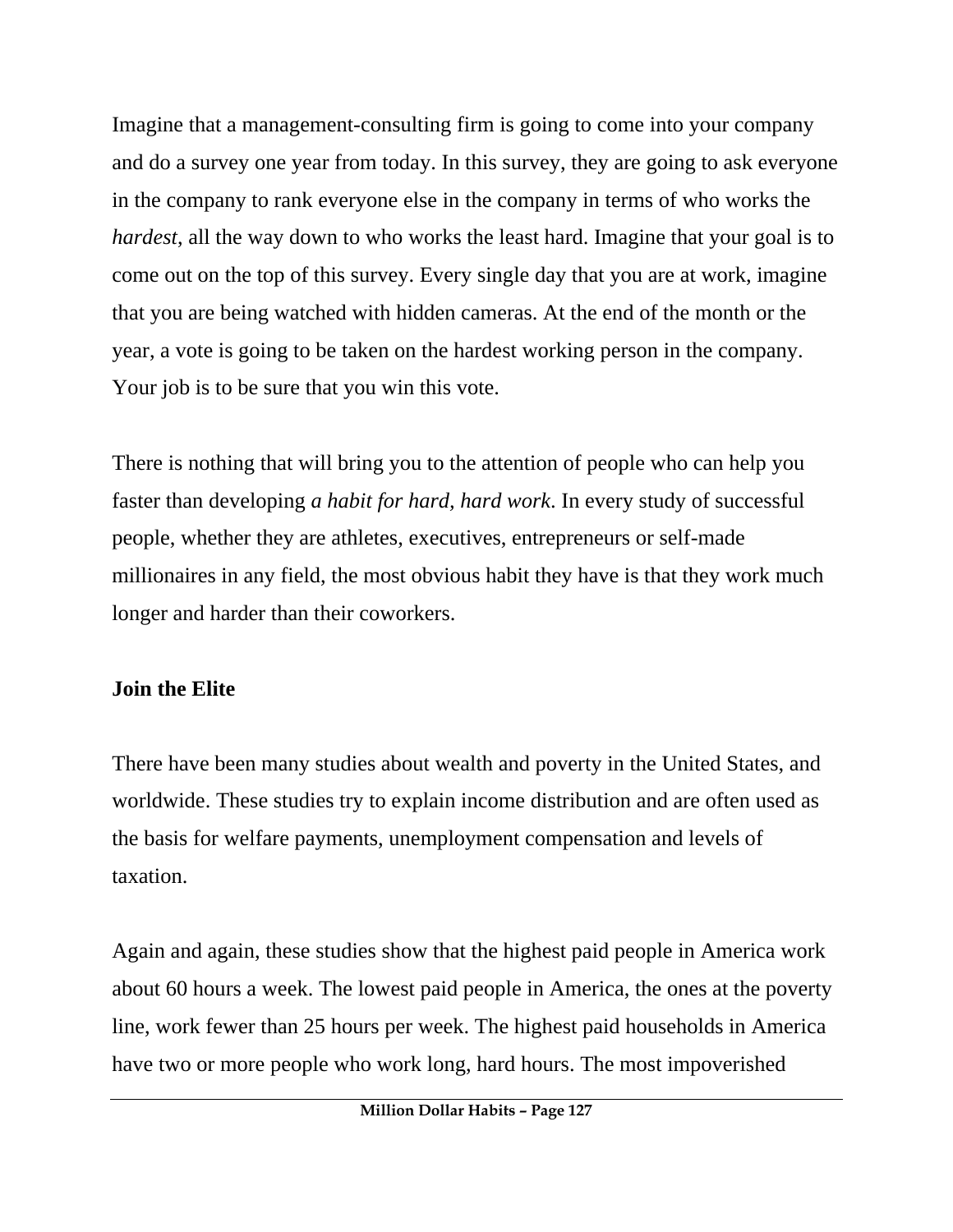Imagine that a management-consulting firm is going to come into your company and do a survey one year from today. In this survey, they are going to ask everyone in the company to rank everyone else in the company in terms of who works the *hardest,* all the way down to who works the least hard. Imagine that your goal is to come out on the top of this survey. Every single day that you are at work, imagine that you are being watched with hidden cameras. At the end of the month or the year, a vote is going to be taken on the hardest working person in the company. Your job is to be sure that you win this vote.

There is nothing that will bring you to the attention of people who can help you faster than developing *a habit for hard, hard work*. In every study of successful people, whether they are athletes, executives, entrepreneurs or self-made millionaires in any field, the most obvious habit they have is that they work much longer and harder than their coworkers.

**Join the Elite**

There have been many studies about wealth and poverty in the United States, and worldwide. These studies try to explain income distribution and are often used as the basis for welfare payments, unemployment compensation and levels of taxation.

Again and again, these studies show that the highest paid people in America work about 60 hours a week. The lowest paid people in America, the ones at the poverty line, work fewer than 25 hours per week. The highest paid households in America have two or more people who work long, hard hours. The most impoverished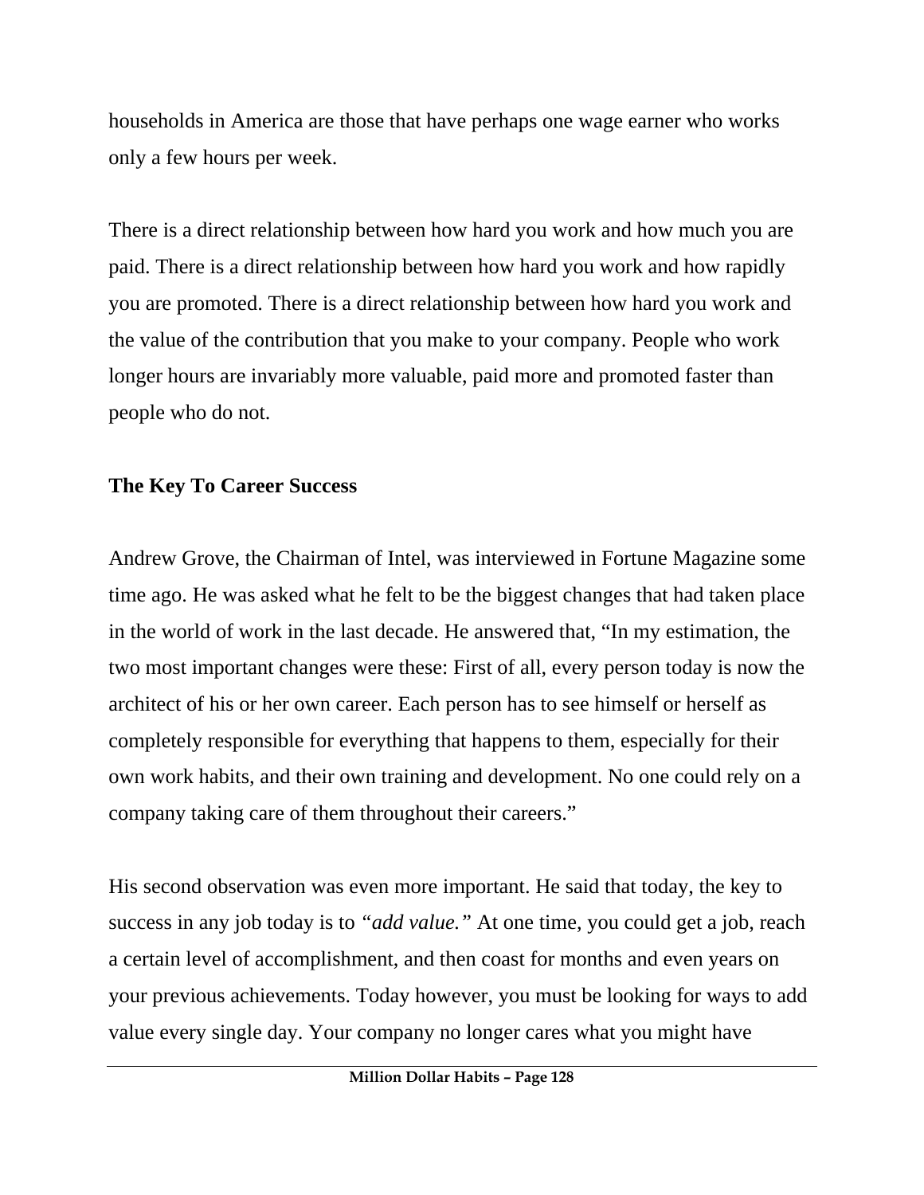households in America are those that have perhaps one wage earner who works only a few hours per week.

There is a direct relationship between how hard you work and how much you are paid. There is a direct relationship between how hard you work and how rapidly you are promoted. There is a direct relationship between how hard you work and the value of the contribution that you make to your company. People who work longer hours are invariably more valuable, paid more and promoted faster than people who do not.

**The Key To Career Success**

Andrew Grove, the Chairman of Intel, was interviewed in Fortune Magazine some time ago. He was asked what he felt to be the biggest changes that had taken place in the world of work in the last decade. He answered that, "In my estimation, the two most important changes were these: First of all, every person today is now the architect of his or her own career. Each person has to see himself or herself as completely responsible for everything that happens to them, especially for their own work habits, and their own training and development. No one could rely on a company taking care of them throughout their careers."

His second observation was even more important. He said that today, the key to success in any job today is to *"add value."* At one time, you could get a job, reach a certain level of accomplishment, and then coast for months and even years on your previous achievements. Today however, you must be looking for ways to add value every single day. Your company no longer cares what you might have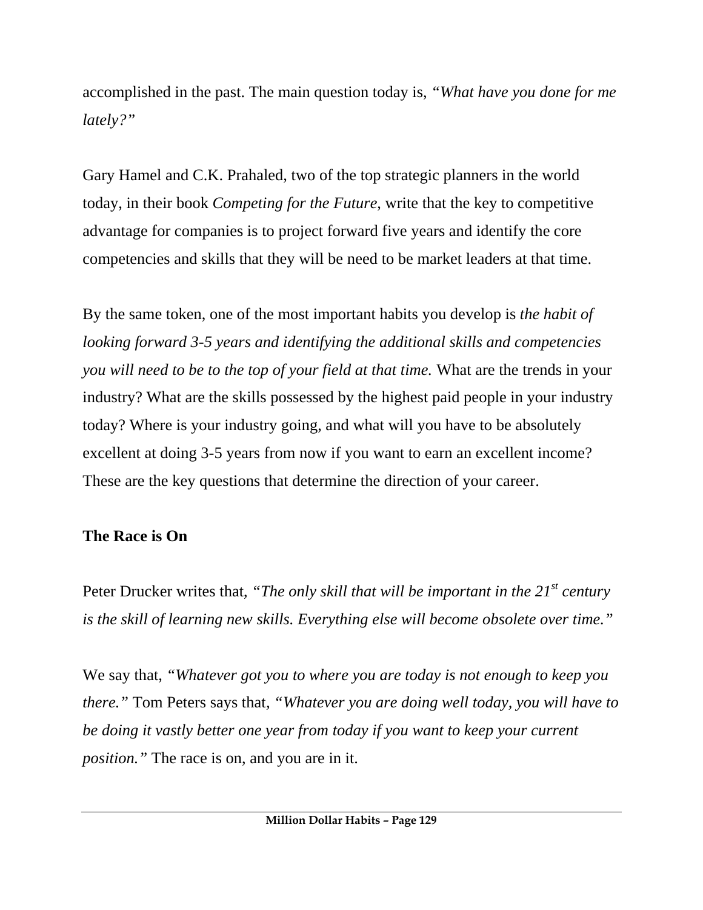accomplished in the past. The main question today is, *"What have you done for me lately?"*

Gary Hamel and C.K. Prahaled, two of the top strategic planners in the world today, in their book *Competing for the Future,* write that the key to competitive advantage for companies is to project forward five years and identify the core competencies and skills that they will be need to be market leaders at that time.

By the same token, one of the most important habits you develop is *the habit of looking forward 3-5 years and identifying the additional skills and competencies you will need to be to the top of your field at that time.* What are the trends in your industry? What are the skills possessed by the highest paid people in your industry today? Where is your industry going, and what will you have to be absolutely excellent at doing 3-5 years from now if you want to earn an excellent income? These are the key questions that determine the direction of your career.

**The Race is On**

Peter Drucker writes that, *"The only skill that will be important in the 21st century is the skill of learning new skills. Everything else will become obsolete over time."*

We say that, *"Whatever got you to where you are today is not enough to keep you there."* Tom Peters says that, *"Whatever you are doing well today, you will have to be doing it vastly better one year from today if you want to keep your current position."* The race is on, and you are in it.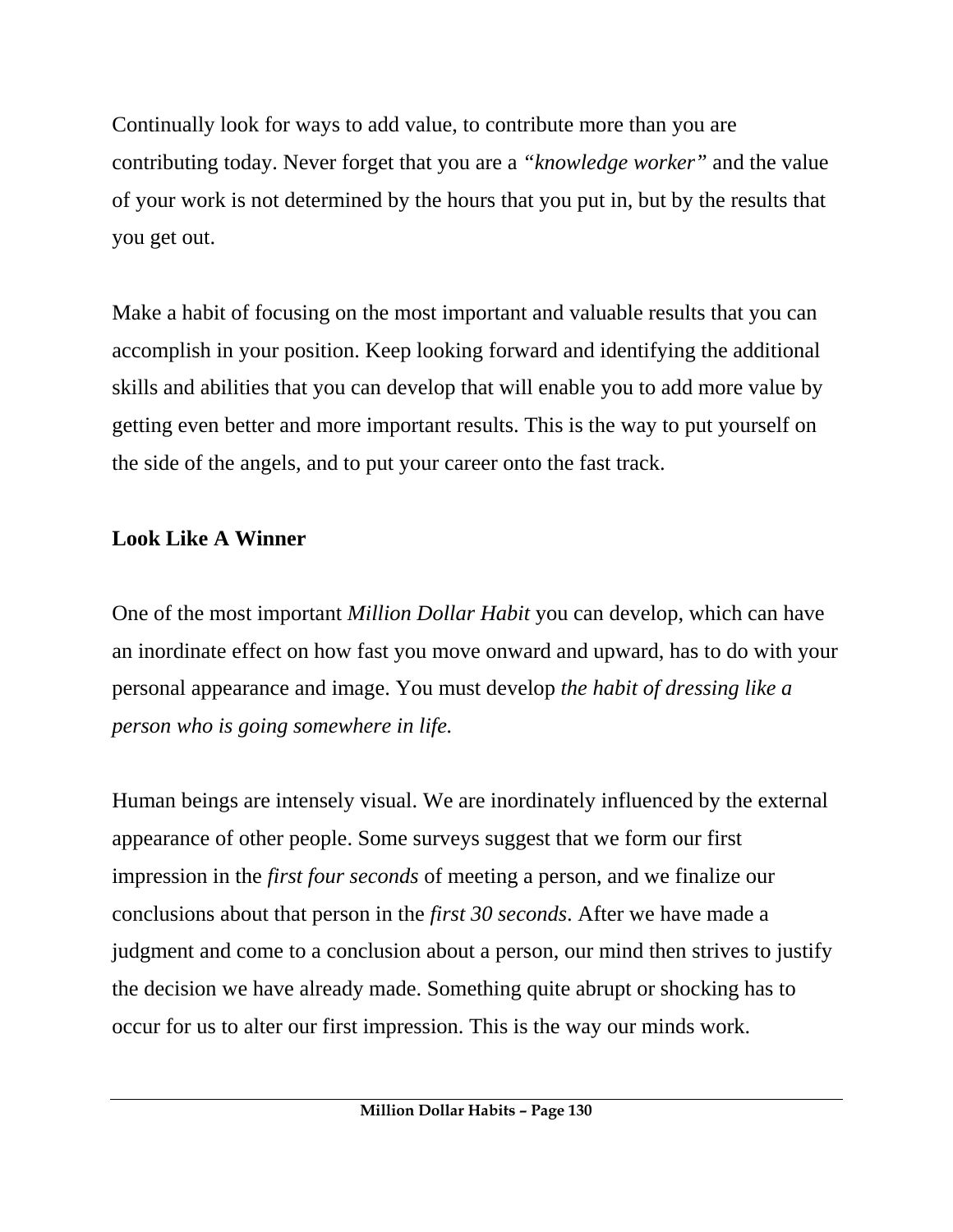Continually look for ways to add value, to contribute more than you are contributing today. Never forget that you are a *"knowledge worker"* and the value of your work is not determined by the hours that you put in, but by the results that you get out.

Make a habit of focusing on the most important and valuable results that you can accomplish in your position. Keep looking forward and identifying the additional skills and abilities that you can develop that will enable you to add more value by getting even better and more important results. This is the way to put yourself on the side of the angels, and to put your career onto the fast track.

**Look Like A Winner**

One of the most important *Million Dollar Habit* you can develop, which can have an inordinate effect on how fast you move onward and upward, has to do with your personal appearance and image. You must develop *the habit of dressing like a person who is going somewhere in life.*

Human beings are intensely visual. We are inordinately influenced by the external appearance of other people. Some surveys suggest that we form our first impression in the *first four seconds* of meeting a person, and we finalize our conclusions about that person in the *first 30 seconds*. After we have made a judgment and come to a conclusion about a person, our mind then strives to justify the decision we have already made. Something quite abrupt or shocking has to occur for us to alter our first impression. This is the way our minds work.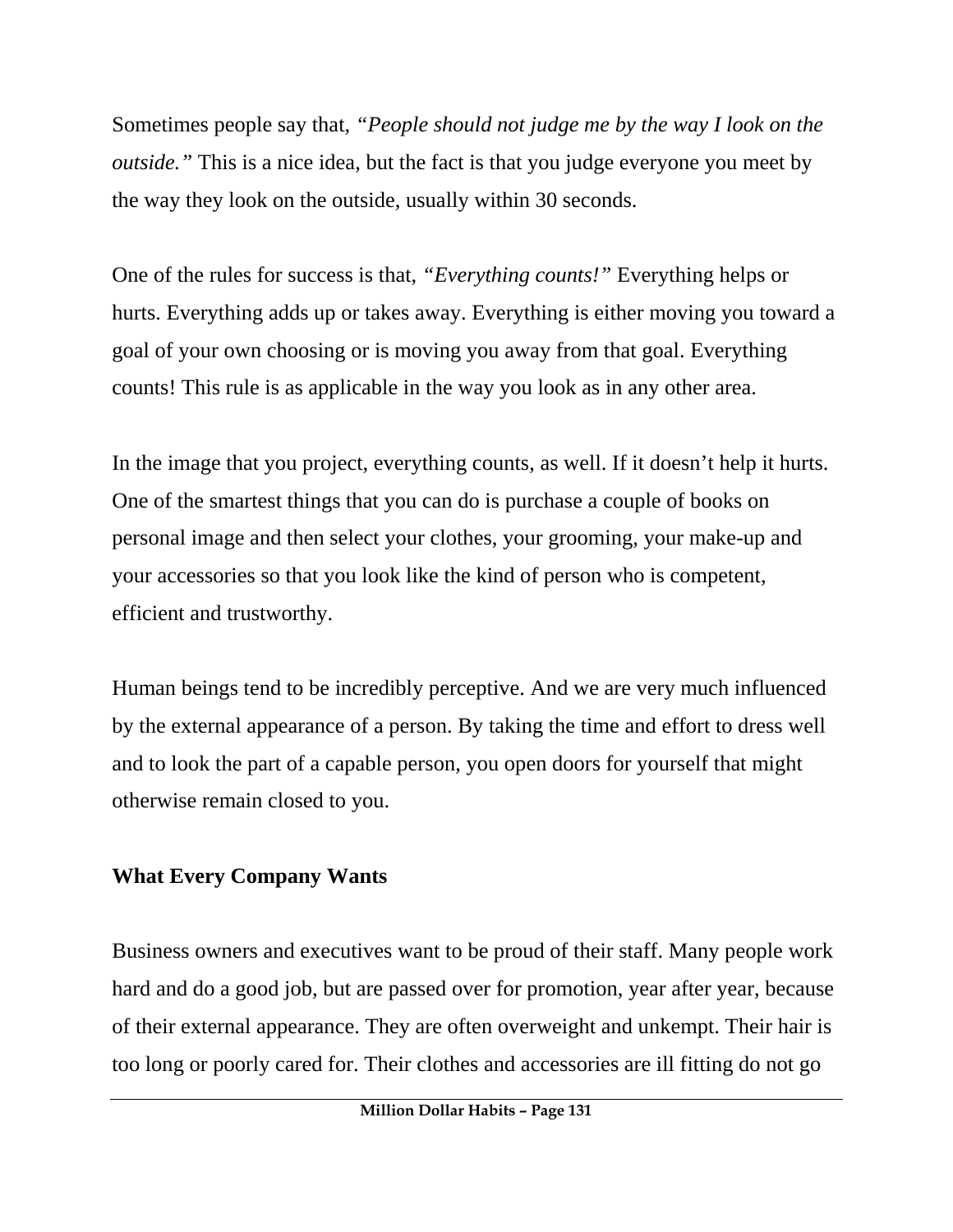Sometimes people say that, *"People should not judge me by the way I look on the outside."* This is a nice idea, but the fact is that you judge everyone you meet by the way they look on the outside, usually within 30 seconds.

One of the rules for success is that, *"Everything counts!"* Everything helps or hurts. Everything adds up or takes away. Everything is either moving you toward a goal of your own choosing or is moving you away from that goal. Everything counts! This rule is as applicable in the way you look as in any other area.

In the image that you project, everything counts, as well. If it doesn't help it hurts. One of the smartest things that you can do is purchase a couple of books on personal image and then select your clothes, your grooming, your make-up and your accessories so that you look like the kind of person who is competent, efficient and trustworthy.

Human beings tend to be incredibly perceptive. And we are very much influenced by the external appearance of a person. By taking the time and effort to dress well and to look the part of a capable person, you open doors for yourself that might otherwise remain closed to you.

## What Every Company Wants

Business owners and executives want to be proud of their staff. Many people work hard and do a good job, but are passed over for promotion, year after year, because of their external appearance. They are often overweight and unkempt. Their hair is too long or poorly cared for. Their clothes and accessories are ill fitting do not go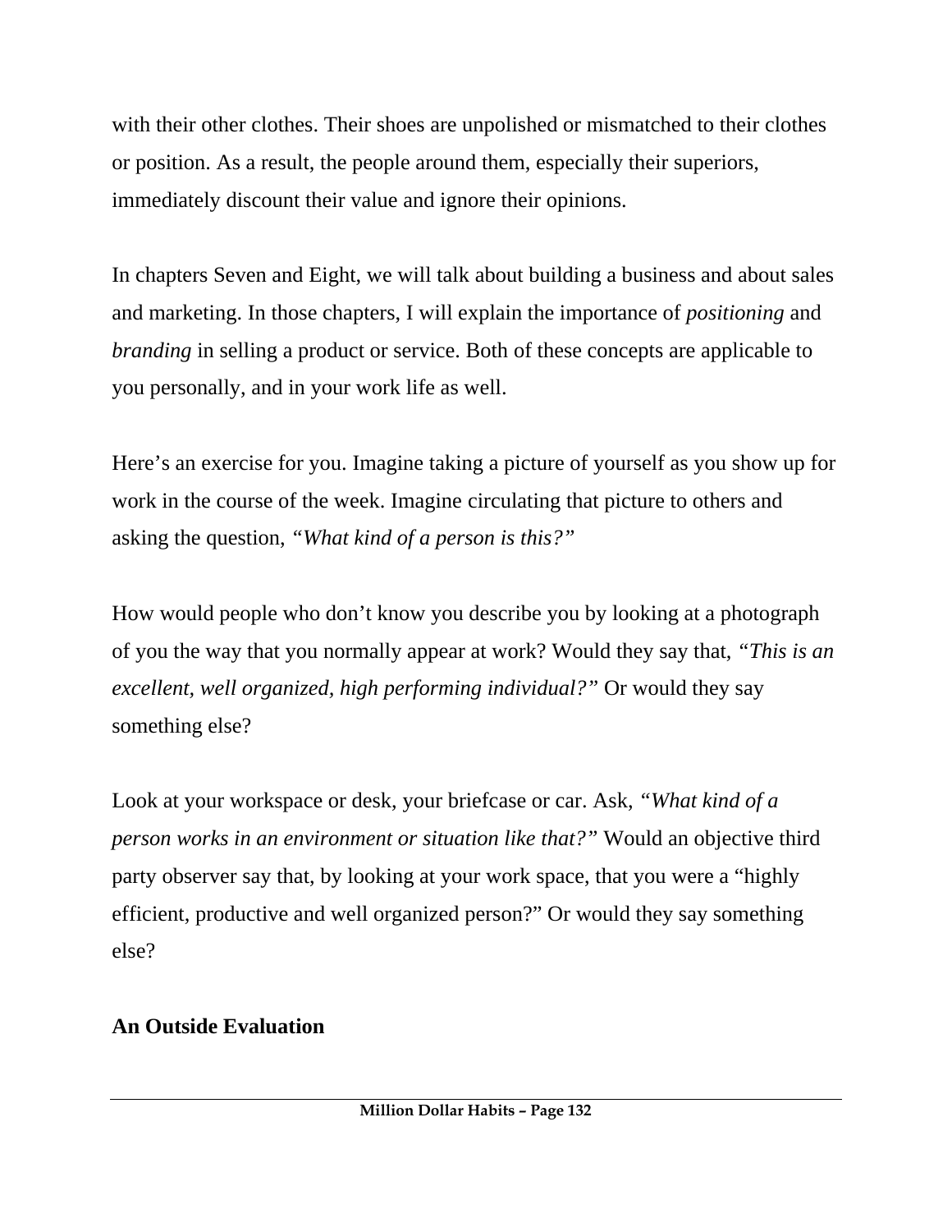with their other clothes. Their shoes are unpolished or mismatched to their clothes or position. As a result, the people around them, especially their superiors, immediately discount their value and ignore their opinions.

In chapters Seven and Eight, we will talk about building a business and about sales and marketing. In those chapters, I will explain the importance of *positioning* and *branding* in selling a product or service. Both of these concepts are applicable to you personally, and in your work life as well.

Here's an exercise for you. Imagine taking a picture of yourself as you show up for work in the course of the week. Imagine circulating that picture to others and asking the question, *"What kind of a person is this?"*

How would people who don't know you describe you by looking at a photograph of you the way that you normally appear at work? Would they say that, *"This is an excellent, well organized, high performing individual?"* Or would they say something else?

Look at your workspace or desk, your briefcase or car. Ask, *"What kind of a person works in an environment or situation like that?"* Would an objective third party observer say that, by looking at your work space, that you were a "highly efficient, productive and well organized person?" Or would they say something else?

**An Outside Evaluation**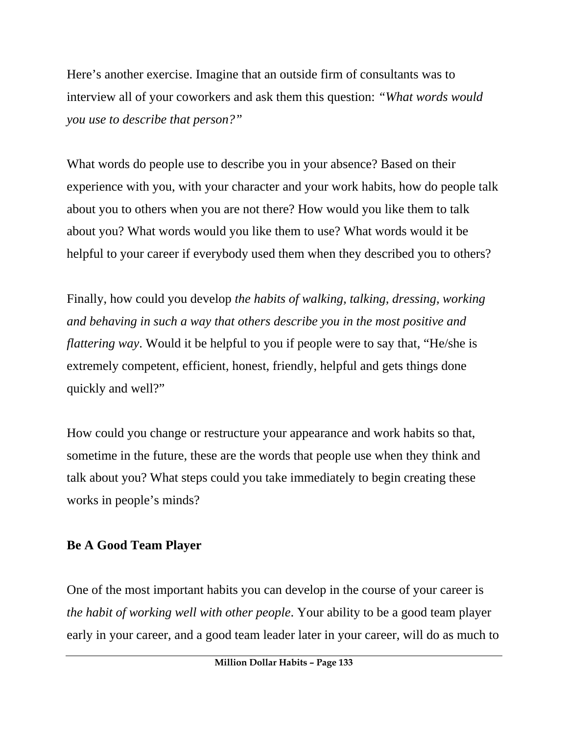Here's another exercise. Imagine that an outside firm of consultants was to interview all of your coworkers and ask them this question: *"What words would you use to describe that person?"*

What words do people use to describe you in your absence? Based on their experience with you, with your character and your work habits, how do people talk about you to others when you are not there? How would you like them to talk about you? What words would you like them to use? What words would it be helpful to your career if everybody used them when they described you to others?

Finally, how could you develop *the habits of walking, talking, dressing, working and behaving in such a way that others describe you in the most positive and flattering way*. Would it be helpful to you if people were to say that, "He/she is extremely competent, efficient, honest, friendly, helpful and gets things done quickly and well?"

How could you change or restructure your appearance and work habits so that, sometime in the future, these are the words that people use when they think and talk about you? What steps could you take immediately to begin creating these works in people's minds?

**Be A Good Team Player**

One of the most important habits you can develop in the course of your career is *the habit of working well with other people*. Your ability to be a good team player early in your career, and a good team leader later in your career, will do as much to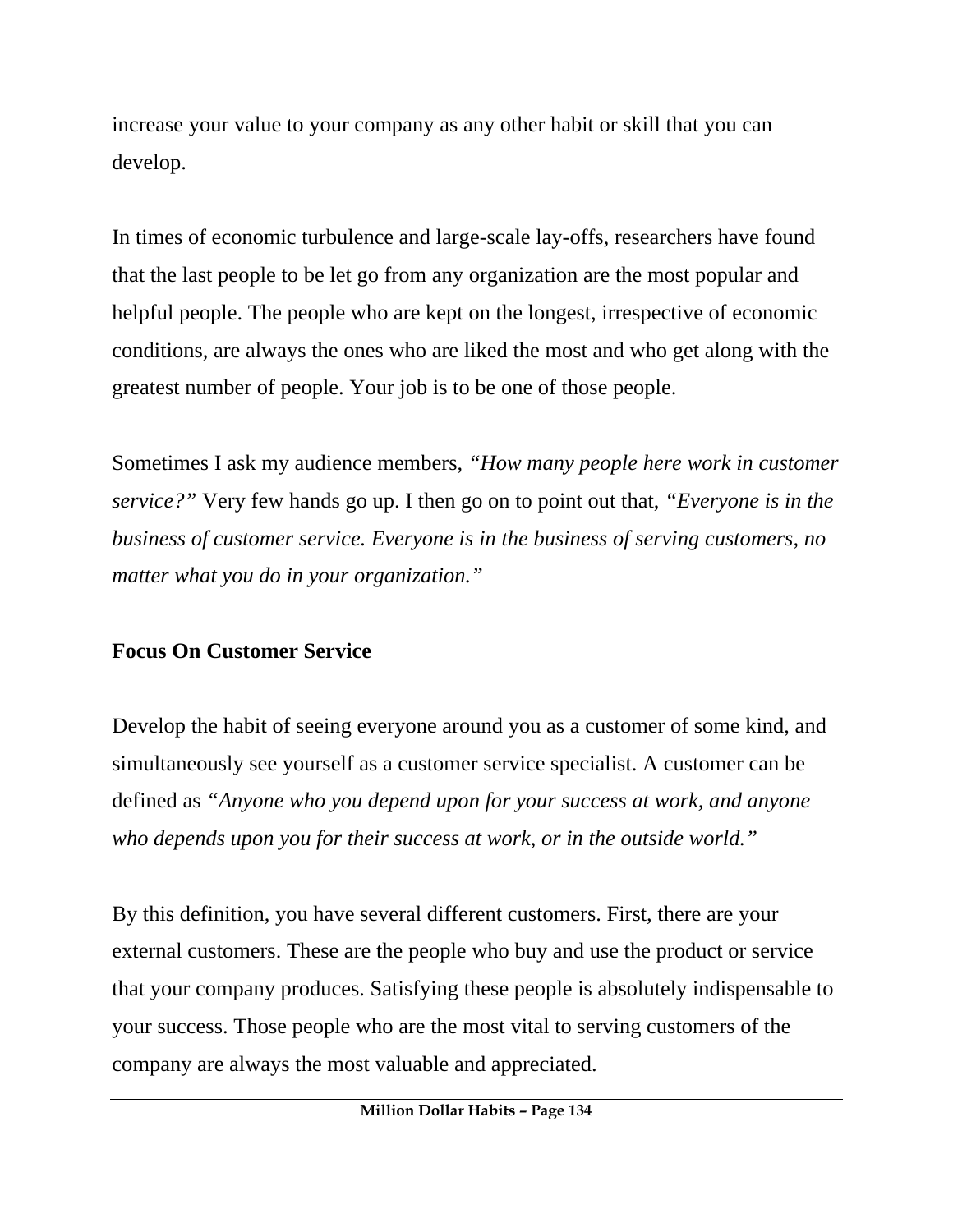increase your value to your company as any other habit or skill that you can develop.

In times of economic turbulence and large-scale lay-offs, researchers have found that the last people to be let go from any organization are the most popular and helpful people. The people who are kept on the longest, irrespective of economic conditions, are always the ones who are liked the most and who get along with the greatest number of people. Your job is to be one of those people.

Sometimes I ask my audience members, *"How many people here work in customer service?"* Very few hands go up. I then go on to point out that, *"Everyone is in the business of customer service. Everyone is in the business of serving customers, no matter what you do in your organization."*

**Focus On Customer Service**

Develop the habit of seeing everyone around you as a customer of some kind, and simultaneously see yourself as a customer service specialist. A customer can be defined as *"Anyone who you depend upon for your success at work, and anyone who depends upon you for their success at work, or in the outside world."*

By this definition, you have several different customers. First, there are your external customers. These are the people who buy and use the product or service that your company produces. Satisfying these people is absolutely indispensable to your success. Those people who are the most vital to serving customers of the company are always the most valuable and appreciated.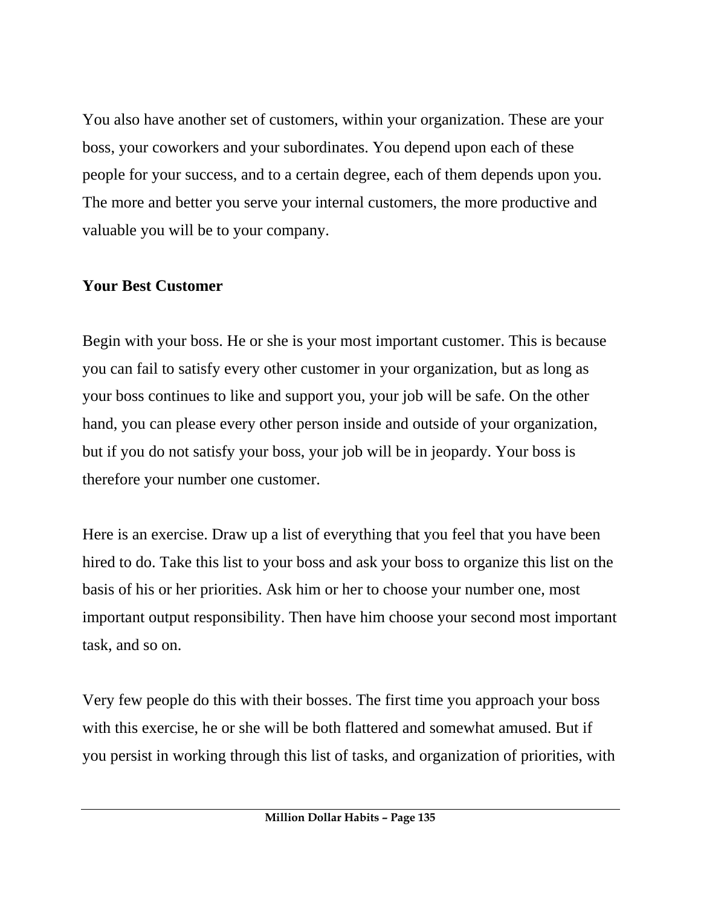You also have another set of customers, within your organization. These are your boss, your coworkers and your subordinates. You depend upon each of these people for your success, and to a certain degree, each of them depends upon you. The more and better you serve your internal customers, the more productive and valuable you will be to your company.

**Your Best Customer**

Begin with your boss. He or she is your most important customer. This is because you can fail to satisfy every other customer in your organization, but as long as your boss continues to like and support you, your job will be safe. On the other hand, you can please every other person inside and outside of your organization, but if you do not satisfy your boss, your job will be in jeopardy. Your boss is therefore your number one customer.

Here is an exercise. Draw up a list of everything that you feel that you have been hired to do. Take this list to your boss and ask your boss to organize this list on the basis of his or her priorities. Ask him or her to choose your number one, most important output responsibility. Then have him choose your second most important task, and so on.

Very few people do this with their bosses. The first time you approach your boss with this exercise, he or she will be both flattered and somewhat amused. But if you persist in working through this list of tasks, and organization of priorities, with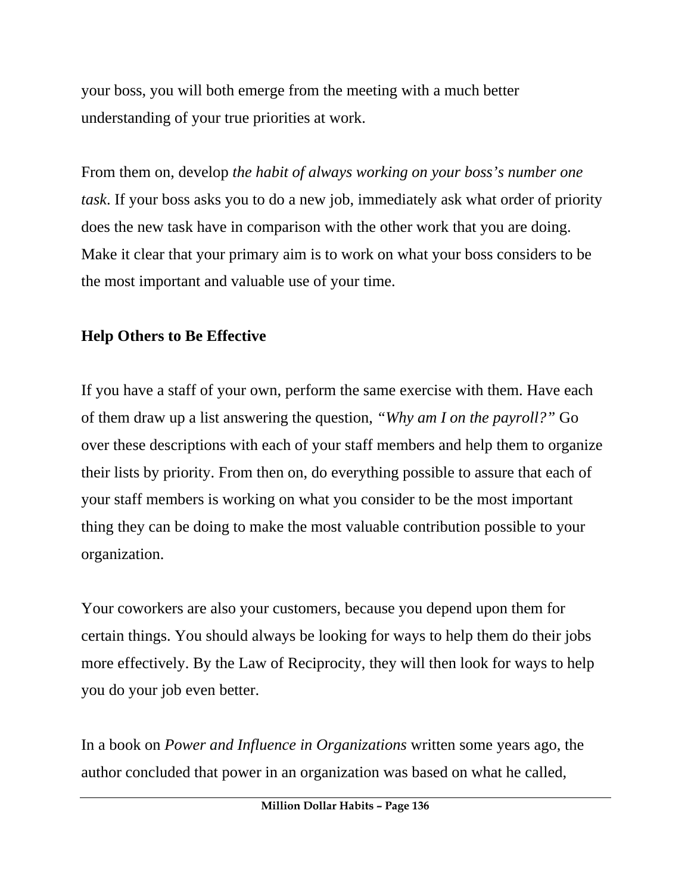your boss, you will both emerge from the meeting with a much better understanding of your true priorities at work.

From them on, develop *the habit of always working on your boss's number one task*. If your boss asks you to do a new job, immediately ask what order of priority does the new task have in comparison with the other work that you are doing. Make it clear that your primary aim is to work on what your boss considers to be the most important and valuable use of your time.

**Help Others to Be Effective**

If you have a staff of your own, perform the same exercise with them. Have each of them draw up a list answering the question, *"Why am I on the payroll?"* Go over these descriptions with each of your staff members and help them to organize their lists by priority. From then on, do everything possible to assure that each of your staff members is working on what you consider to be the most important thing they can be doing to make the most valuable contribution possible to your organization.

Your coworkers are also your customers, because you depend upon them for certain things. You should always be looking for ways to help them do their jobs more effectively. By the Law of Reciprocity, they will then look for ways to help you do your job even better.

In a book on *Power and Influence in Organizations* written some years ago, the author concluded that power in an organization was based on what he called,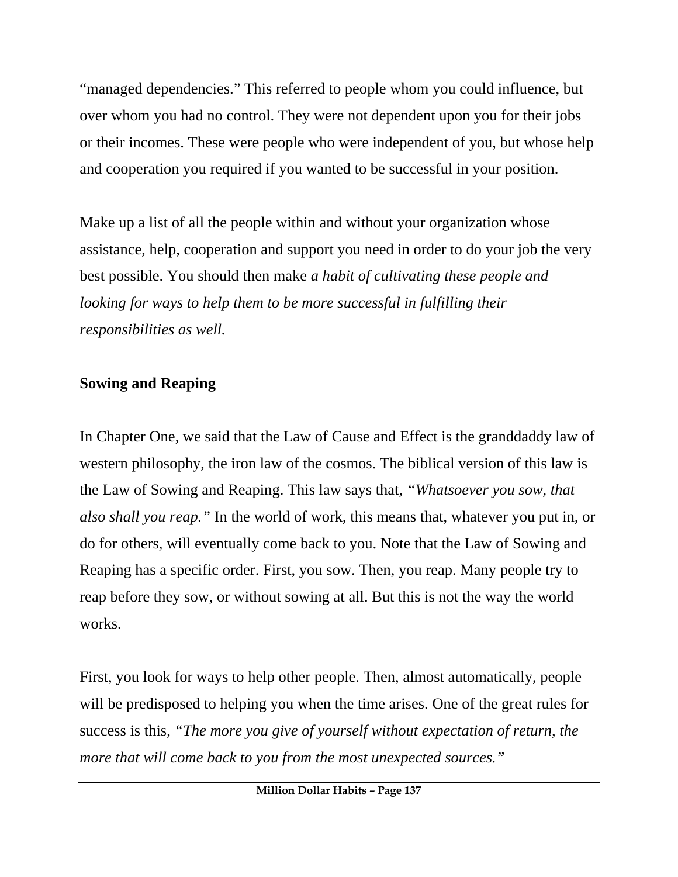"managed dependencies." This referred to people whom you could influence, but over whom you had no control. They were not dependent upon you for their jobs or their incomes. These were people who were independent of you, but whose help and cooperation you required if you wanted to be successful in your position.

Make up a list of all the people within and without your organization whose assistance, help, cooperation and support you need in order to do your job the very best possible. You should then make *a habit of cultivating these people and looking for ways to help them to be more successful in fulfilling their responsibilities as well.*

**Sowing and Reaping**

In Chapter One, we said that the Law of Cause and Effect is the granddaddy law of western philosophy, the iron law of the cosmos. The biblical version of this law is the Law of Sowing and Reaping. This law says that, *"Whatsoever you sow, that also shall you reap."* In the world of work, this means that, whatever you put in, or do for others, will eventually come back to you. Note that the Law of Sowing and Reaping has a specific order. First, you sow. Then, you reap. Many people try to reap before they sow, or without sowing at all. But this is not the way the world works.

First, you look for ways to help other people. Then, almost automatically, people will be predisposed to helping you when the time arises. One of the great rules for success is this, *"The more you give of yourself without expectation of return, the more that will come back to you from the most unexpected sources."*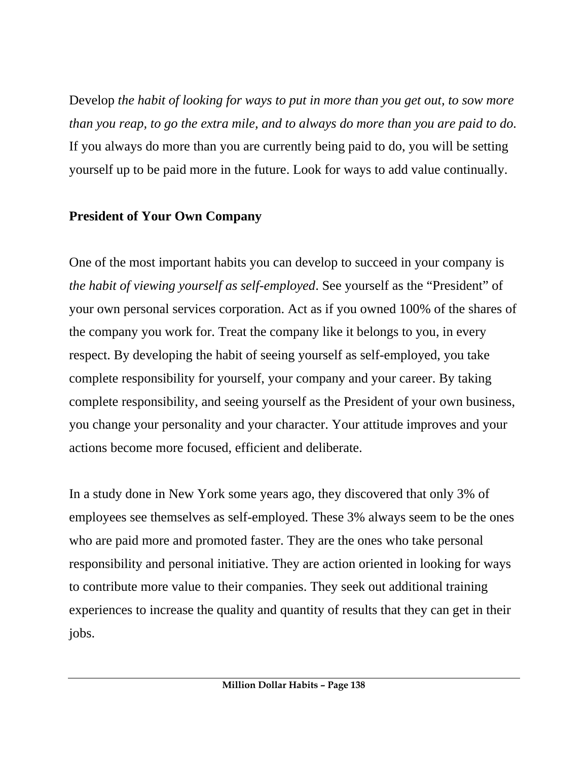Develop *the habit of looking for ways to put in more than you get out, to sow more than you reap, to go the extra mile, and to always do more than you are paid to do.* If you always do more than you are currently being paid to do, you will be setting yourself up to be paid more in the future. Look for ways to add value continually.

## President of Your Own Company

One of the most important habits you can develop to succeed in your company is *the habit of viewing yourself as self-employed*. See yourself as the "President" of your own personal services corporation. Act as if you owned 100% of the shares of the company you work for. Treat the company like it belongs to you, in every respect. By developing the habit of seeing yourself as self-employed, you take complete responsibility for yourself, your company and your career. By taking complete responsibility, and seeing yourself as the President of your own business, you change your personality and your character. Your attitude improves and your actions become more focused, efficient and deliberate.

In a study done in New York some years ago, they discovered that only 3% of employees see themselves as self-employed. These 3% always seem to be the ones who are paid more and promoted faster. They are the ones who take personal responsibility and personal initiative. They are action oriented in looking for ways to contribute more value to their companies. They seek out additional training experiences to increase the quality and quantity of results that they can get in their jobs.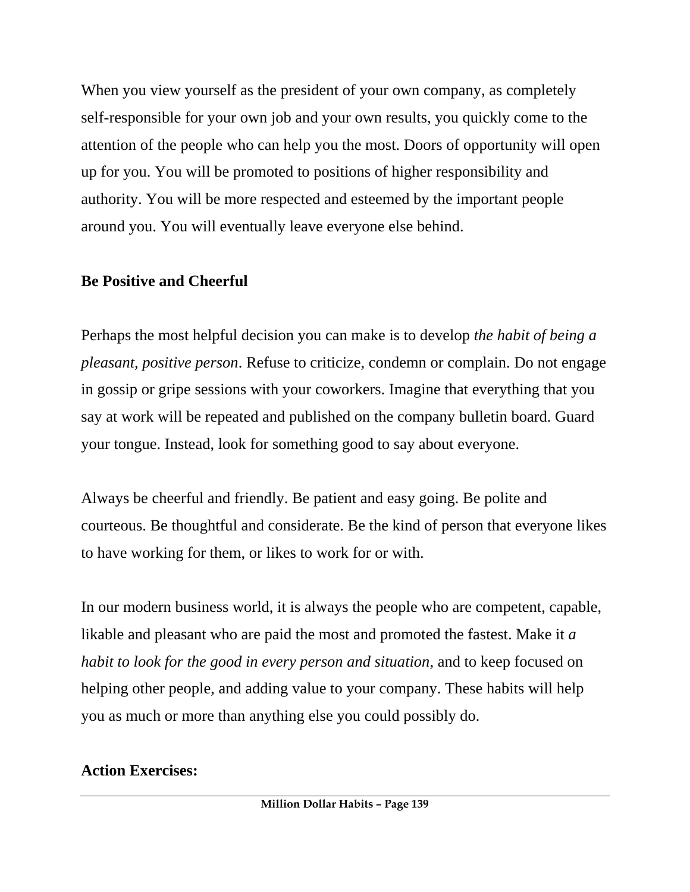When you view yourself as the president of your own company, as completely self-responsible for your own job and your own results, you quickly come to the attention of the people who can help you the most. Doors of opportunity will open up for you. You will be promoted to positions of higher responsibility and authority. You will be more respected and esteemed by the important people around you. You will eventually leave everyone else behind.

**Be Positive and Cheerful**

Perhaps the most helpful decision you can make is to develop *the habit of being a pleasant, positive person*. Refuse to criticize, condemn or complain. Do not engage in gossip or gripe sessions with your coworkers. Imagine that everything that you say at work will be repeated and published on the company bulletin board. Guard your tongue. Instead, look for something good to say about everyone.

Always be cheerful and friendly. Be patient and easy going. Be polite and courteous. Be thoughtful and considerate. Be the kind of person that everyone likes to have working for them, or likes to work for or with.

In our modern business world, it is always the people who are competent, capable, likable and pleasant who are paid the most and promoted the fastest. Make it *a habit to look for the good in every person and situation*, and to keep focused on helping other people, and adding value to your company. These habits will help you as much or more than anything else you could possibly do.

**Action Exercises:**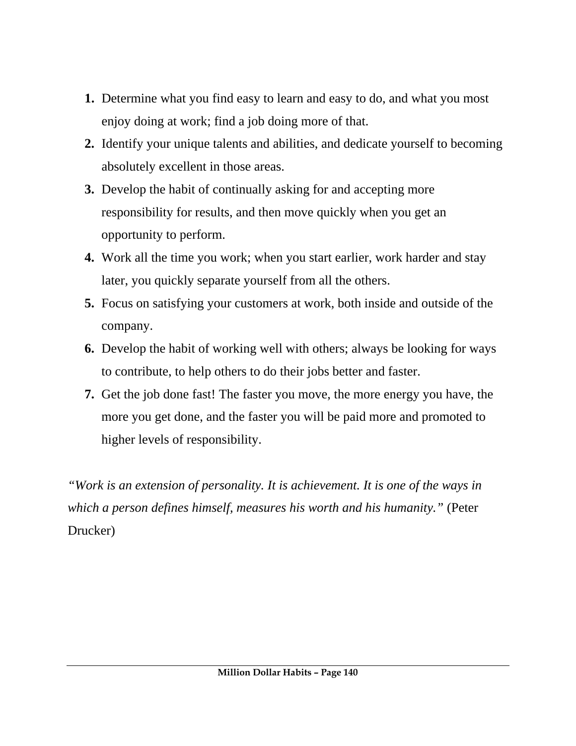1. Determine what you find easy to learn and easy to do, and what you most enjoy doing at work; find a job doing more of that.
2. Identify your unique talents and abilities, and dedicate yourself to becoming absolutely excellent in those areas.
3. Develop the habit of continually asking for and accepting more responsibility for results, and then move quickly when you get an opportunity to perform.
4. Work all the time you work; when you start earlier, work harder and stay later, you quickly separate yourself from all the others.
5. Focus on satisfying your customers at work, both inside and outside of the company.
6. Develop the habit of working well with others; always be looking for ways to contribute, to help others to do their jobs better and faster.
7. Get the job done fast! The faster you move, the more energy you have, the more you get done, and the faster you will be paid more and promoted to higher levels of responsibility.

*"Work is an extension of personality. It is achievement. It is one of the ways in which a person defines himself, measures his worth and his humanity."* (Peter Drucker)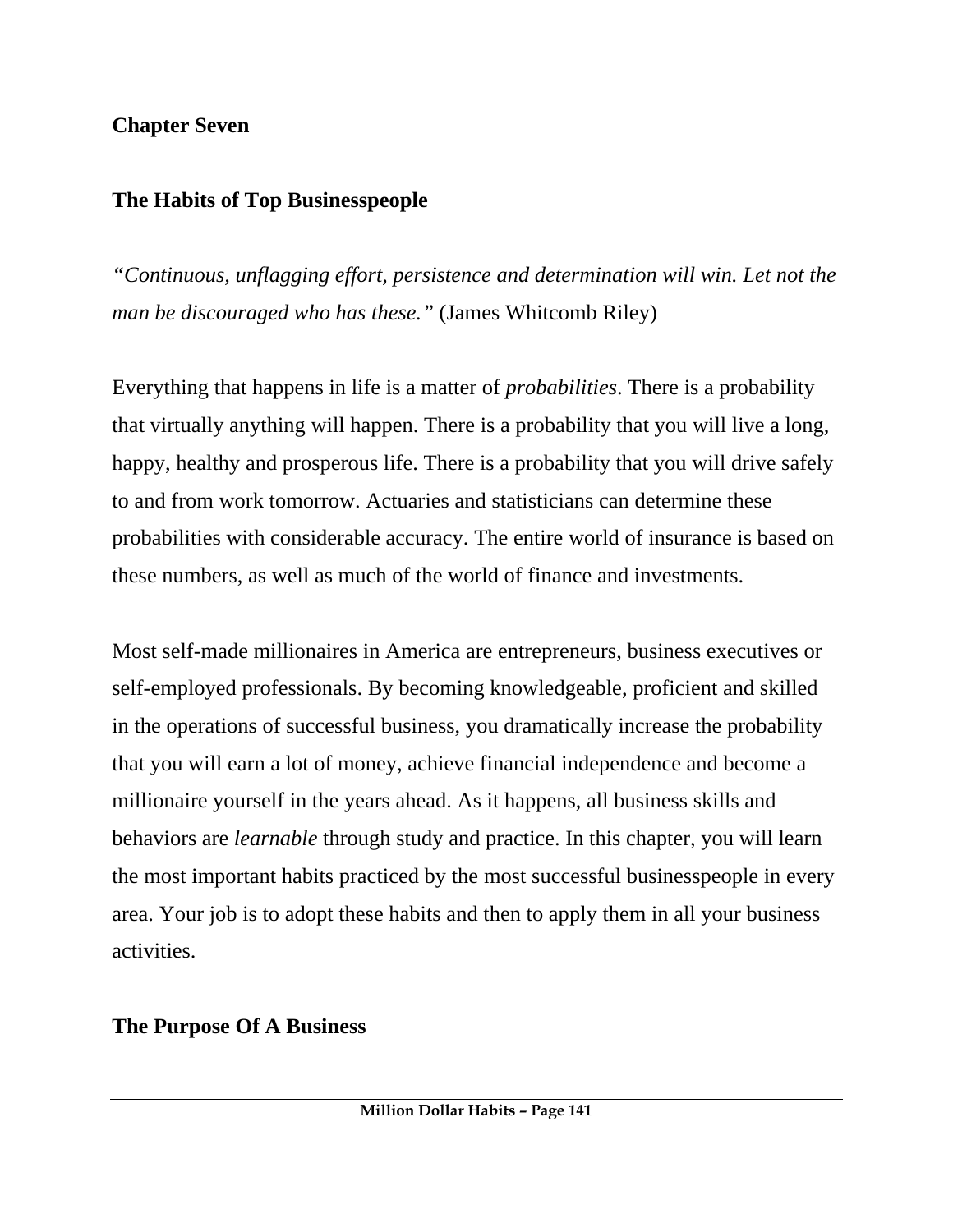# Chapter Seven

## The Habits of Top Businesspeople

*"Continuous, unflagging effort, persistence and determination will win. Let not the man be discouraged who has these."* (James Whitcomb Riley)

Everything that happens in life is a matter of *probabilities*. There is a probability that virtually anything will happen. There is a probability that you will live a long, happy, healthy and prosperous life. There is a probability that you will drive safely to and from work tomorrow. Actuaries and statisticians can determine these probabilities with considerable accuracy. The entire world of insurance is based on these numbers, as well as much of the world of finance and investments.

Most self-made millionaires in America are entrepreneurs, business executives or self-employed professionals. By becoming knowledgeable, proficient and skilled in the operations of successful business, you dramatically increase the probability that you will earn a lot of money, achieve financial independence and become a millionaire yourself in the years ahead. As it happens, all business skills and behaviors are *learnable* through study and practice. In this chapter, you will learn the most important habits practiced by the most successful businesspeople in every area. Your job is to adopt these habits and then to apply them in all your business activities.

### The Purpose Of A Business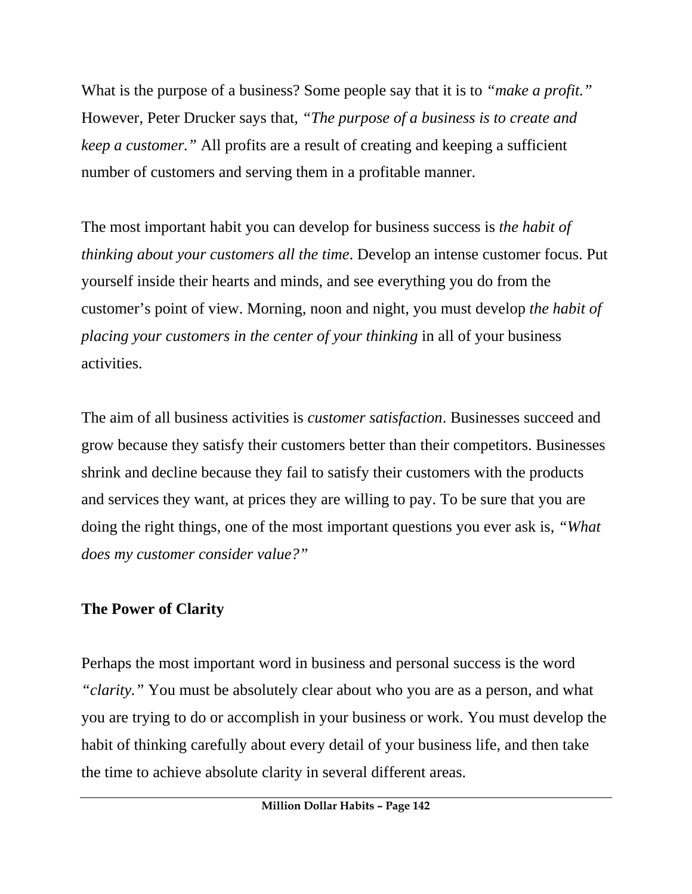What is the purpose of a business? Some people say that it is to *"make a profit."* However, Peter Drucker says that, *"The purpose of a business is to create and keep a customer."* All profits are a result of creating and keeping a sufficient number of customers and serving them in a profitable manner.

The most important habit you can develop for business success is *the habit of thinking about your customers all the time*. Develop an intense customer focus. Put yourself inside their hearts and minds, and see everything you do from the customer's point of view. Morning, noon and night, you must develop *the habit of placing your customers in the center of your thinking* in all of your business activities.

The aim of all business activities is *customer satisfaction*. Businesses succeed and grow because they satisfy their customers better than their competitors. Businesses shrink and decline because they fail to satisfy their customers with the products and services they want, at prices they are willing to pay. To be sure that you are doing the right things, one of the most important questions you ever ask is, *"What does my customer consider value?"*

**The Power of Clarity**

Perhaps the most important word in business and personal success is the word *"clarity."* You must be absolutely clear about who you are as a person, and what you are trying to do or accomplish in your business or work. You must develop the habit of thinking carefully about every detail of your business life, and then take the time to achieve absolute clarity in several different areas.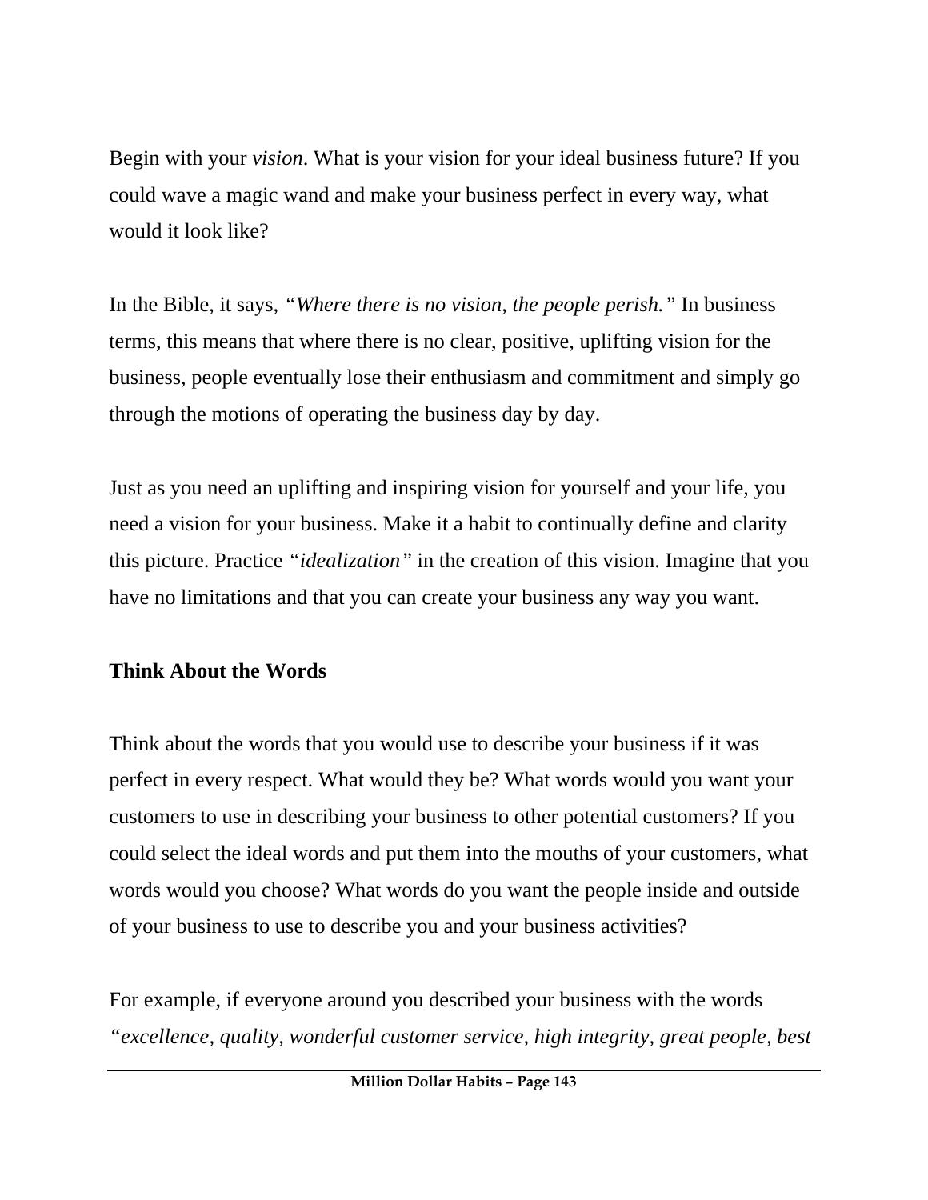Begin with your *vision*. What is your vision for your ideal business future? If you could wave a magic wand and make your business perfect in every way, what would it look like?

In the Bible, it says, *"Where there is no vision, the people perish."* In business terms, this means that where there is no clear, positive, uplifting vision for the business, people eventually lose their enthusiasm and commitment and simply go through the motions of operating the business day by day.

Just as you need an uplifting and inspiring vision for yourself and your life, you need a vision for your business. Make it a habit to continually define and clarity this picture. Practice *"idealization"* in the creation of this vision. Imagine that you have no limitations and that you can create your business any way you want.

**Think About the Words**

Think about the words that you would use to describe your business if it was perfect in every respect. What would they be? What words would you want your customers to use in describing your business to other potential customers? If you could select the ideal words and put them into the mouths of your customers, what words would you choose? What words do you want the people inside and outside of your business to use to describe you and your business activities?

For example, if everyone around you described your business with the words *"excellence, quality, wonderful customer service, high integrity, great people, best*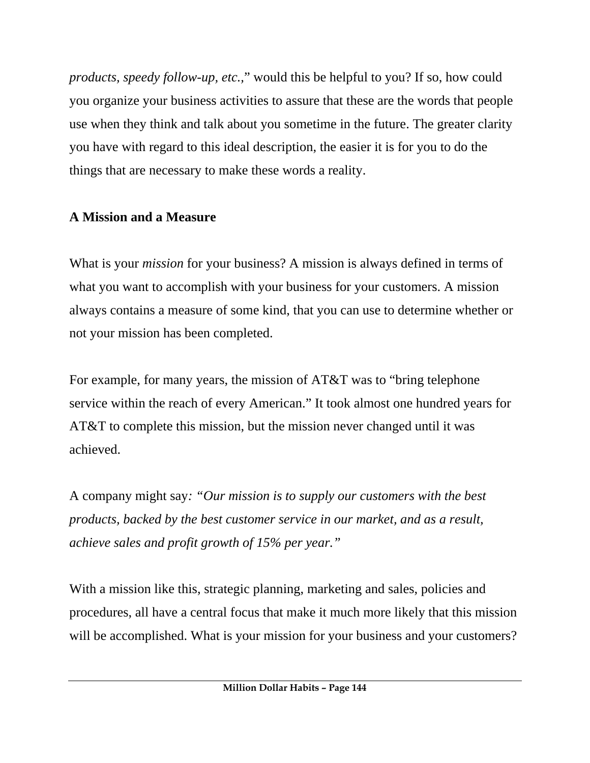*products, speedy follow-up, etc.,*" would this be helpful to you? If so, how could you organize your business activities to assure that these are the words that people use when they think and talk about you sometime in the future. The greater clarity you have with regard to this ideal description, the easier it is for you to do the things that are necessary to make these words a reality.

**A Mission and a Measure**

What is your *mission* for your business? A mission is always defined in terms of what you want to accomplish with your business for your customers. A mission always contains a measure of some kind, that you can use to determine whether or not your mission has been completed.

For example, for many years, the mission of AT&T was to "bring telephone service within the reach of every American." It took almost one hundred years for AT&T to complete this mission, but the mission never changed until it was achieved.

A company might say*: "Our mission is to supply our customers with the best products, backed by the best customer service in our market, and as a result, achieve sales and profit growth of 15% per year."*

With a mission like this, strategic planning, marketing and sales, policies and procedures, all have a central focus that make it much more likely that this mission will be accomplished. What is your mission for your business and your customers?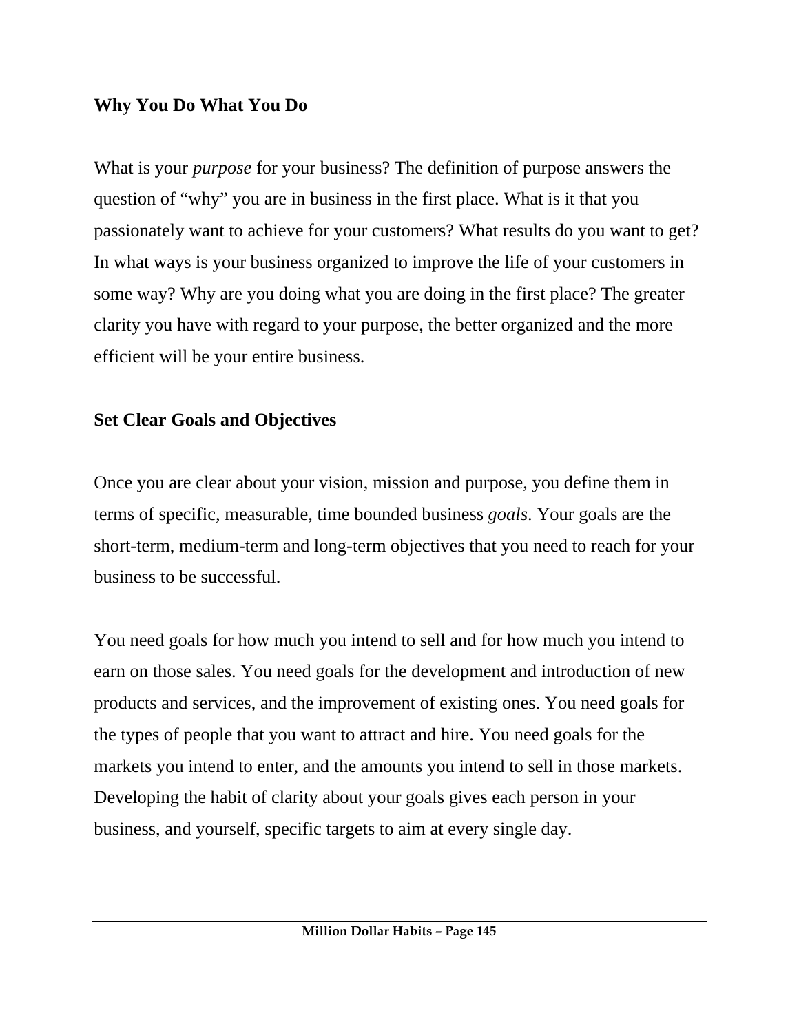**Why You Do What You Do**

What is your *purpose* for your business? The definition of purpose answers the question of "why" you are in business in the first place. What is it that you passionately want to achieve for your customers? What results do you want to get? In what ways is your business organized to improve the life of your customers in some way? Why are you doing what you are doing in the first place? The greater clarity you have with regard to your purpose, the better organized and the more efficient will be your entire business.

**Set Clear Goals and Objectives**

Once you are clear about your vision, mission and purpose, you define them in terms of specific, measurable, time bounded business *goals*. Your goals are the short-term, medium-term and long-term objectives that you need to reach for your business to be successful.

You need goals for how much you intend to sell and for how much you intend to earn on those sales. You need goals for the development and introduction of new products and services, and the improvement of existing ones. You need goals for the types of people that you want to attract and hire. You need goals for the markets you intend to enter, and the amounts you intend to sell in those markets. Developing the habit of clarity about your goals gives each person in your business, and yourself, specific targets to aim at every single day.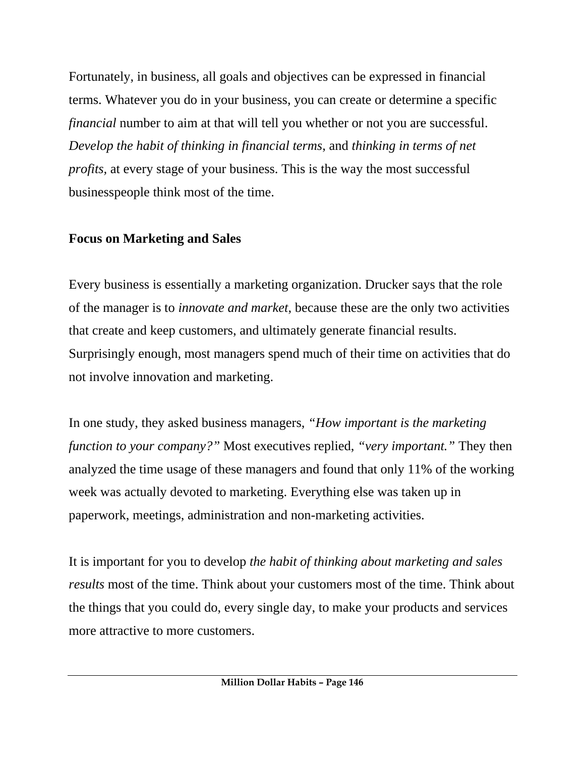Fortunately, in business, all goals and objectives can be expressed in financial terms. Whatever you do in your business, you can create or determine a specific *financial* number to aim at that will tell you whether or not you are successful. *Develop the habit of thinking in financial terms,* and *thinking in terms of net profits,* at every stage of your business. This is the way the most successful businesspeople think most of the time.

**Focus on Marketing and Sales**

Every business is essentially a marketing organization. Drucker says that the role of the manager is to *innovate and market,* because these are the only two activities that create and keep customers, and ultimately generate financial results. Surprisingly enough, most managers spend much of their time on activities that do not involve innovation and marketing.

In one study, they asked business managers, *"How important is the marketing function to your company?"* Most executives replied, *"very important."* They then analyzed the time usage of these managers and found that only 11% of the working week was actually devoted to marketing. Everything else was taken up in paperwork, meetings, administration and non-marketing activities.

It is important for you to develop *the habit of thinking about marketing and sales results* most of the time. Think about your customers most of the time. Think about the things that you could do, every single day, to make your products and services more attractive to more customers.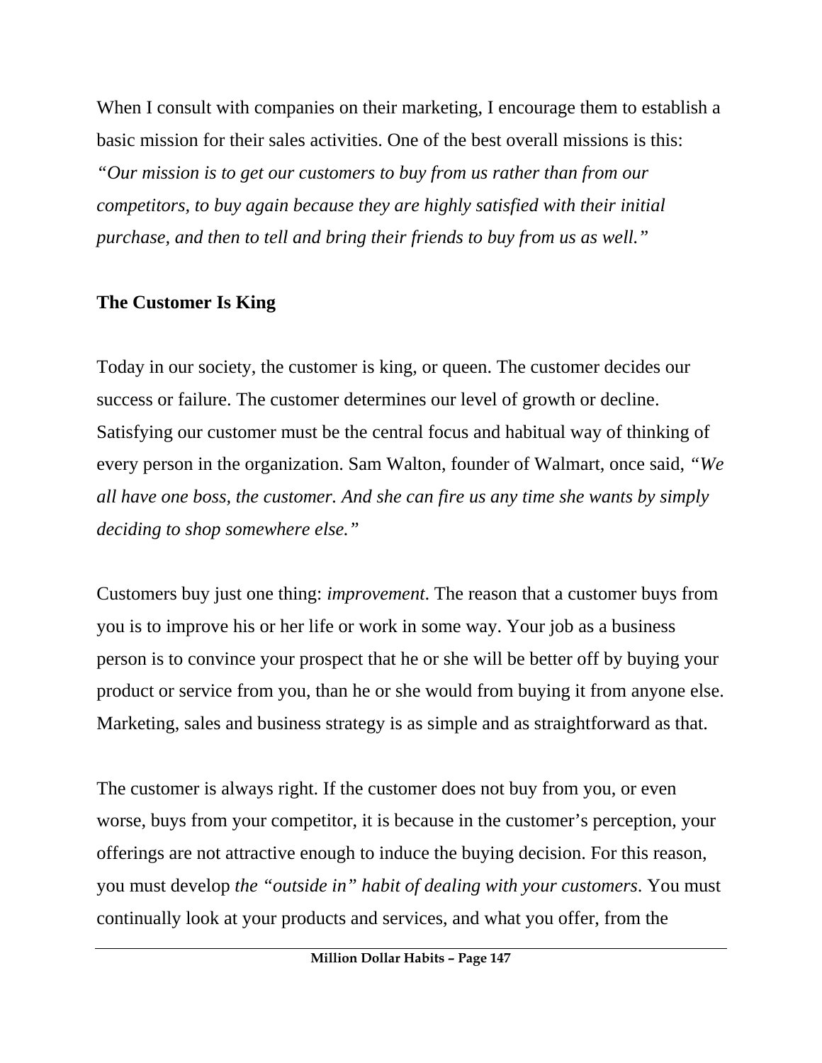When I consult with companies on their marketing, I encourage them to establish a basic mission for their sales activities. One of the best overall missions is this: *"Our mission is to get our customers to buy from us rather than from our competitors, to buy again because they are highly satisfied with their initial purchase, and then to tell and bring their friends to buy from us as well."*

**The Customer Is King**

Today in our society, the customer is king, or queen. The customer decides our success or failure. The customer determines our level of growth or decline. Satisfying our customer must be the central focus and habitual way of thinking of every person in the organization. Sam Walton, founder of Walmart, once said, *"We all have one boss, the customer. And she can fire us any time she wants by simply deciding to shop somewhere else."*

Customers buy just one thing: *improvement*. The reason that a customer buys from you is to improve his or her life or work in some way. Your job as a business person is to convince your prospect that he or she will be better off by buying your product or service from you, than he or she would from buying it from anyone else. Marketing, sales and business strategy is as simple and as straightforward as that.

The customer is always right. If the customer does not buy from you, or even worse, buys from your competitor, it is because in the customer's perception, your offerings are not attractive enough to induce the buying decision. For this reason, you must develop *the "outside in" habit of dealing with your customers*. You must continually look at your products and services, and what you offer, from the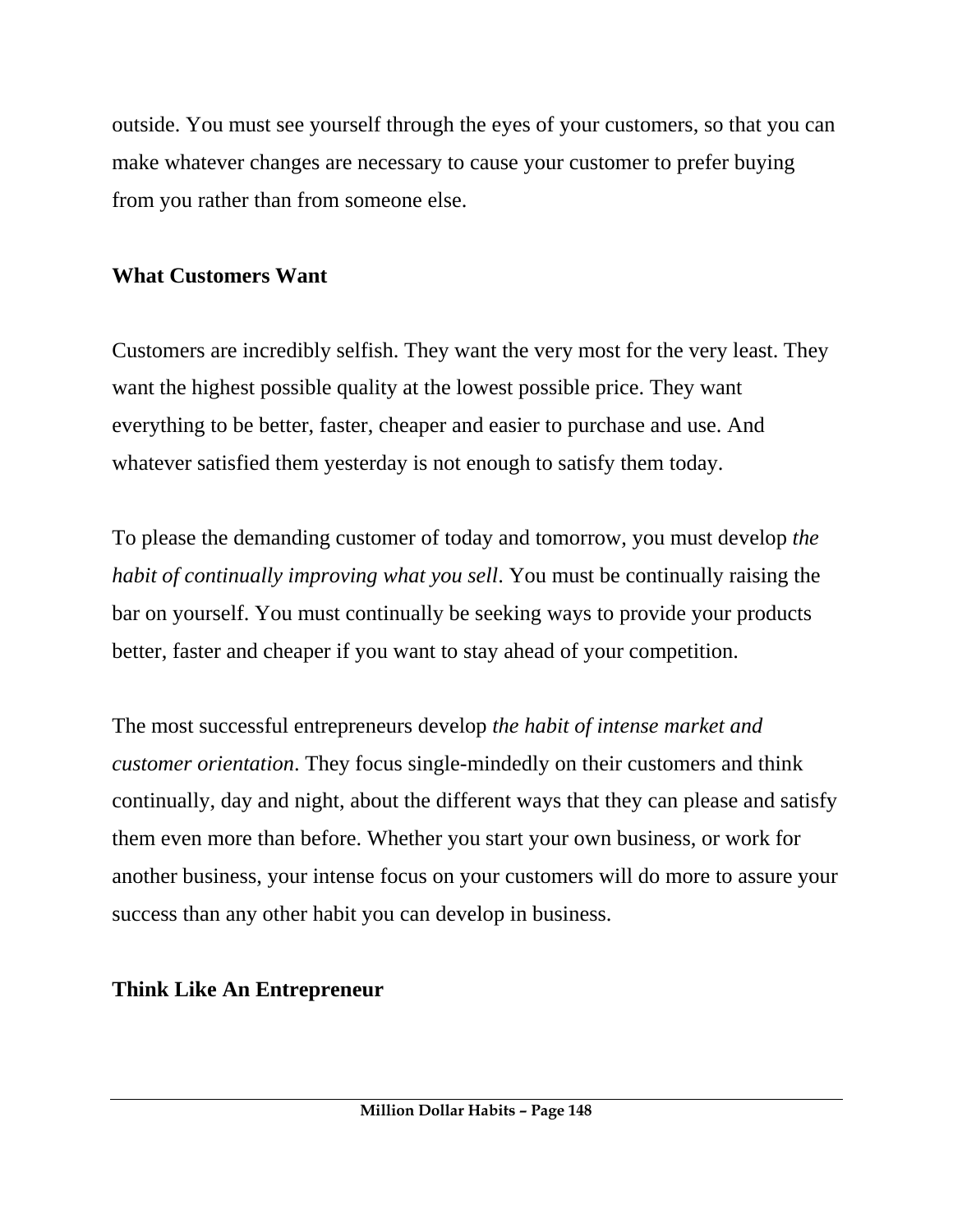outside. You must see yourself through the eyes of your customers, so that you can make whatever changes are necessary to cause your customer to prefer buying from you rather than from someone else.

## What Customers Want

Customers are incredibly selfish. They want the very most for the very least. They want the highest possible quality at the lowest possible price. They want everything to be better, faster, cheaper and easier to purchase and use. And whatever satisfied them yesterday is not enough to satisfy them today.

To please the demanding customer of today and tomorrow, you must develop *the habit of continually improving what you sell*. You must be continually raising the bar on yourself. You must continually be seeking ways to provide your products better, faster and cheaper if you want to stay ahead of your competition.

The most successful entrepreneurs develop *the habit of intense market and customer orientation*. They focus single-mindedly on their customers and think continually, day and night, about the different ways that they can please and satisfy them even more than before. Whether you start your own business, or work for another business, your intense focus on your customers will do more to assure your success than any other habit you can develop in business.

## Think Like An Entrepreneur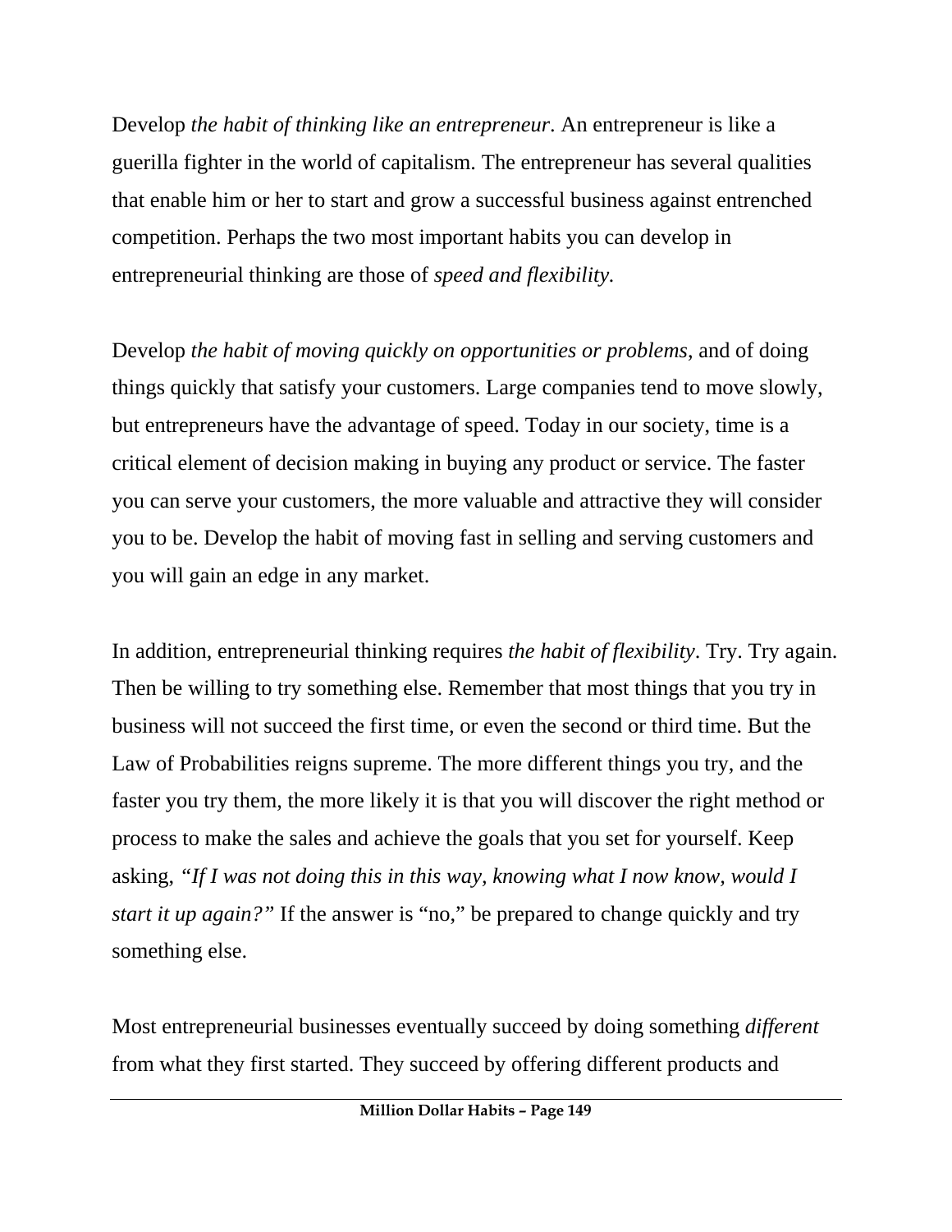Develop *the habit of thinking like an entrepreneur*. An entrepreneur is like a guerilla fighter in the world of capitalism. The entrepreneur has several qualities that enable him or her to start and grow a successful business against entrenched competition. Perhaps the two most important habits you can develop in entrepreneurial thinking are those of *speed and flexibility.*

Develop *the habit of moving quickly on opportunities or problems*, and of doing things quickly that satisfy your customers. Large companies tend to move slowly, but entrepreneurs have the advantage of speed. Today in our society, time is a critical element of decision making in buying any product or service. The faster you can serve your customers, the more valuable and attractive they will consider you to be. Develop the habit of moving fast in selling and serving customers and you will gain an edge in any market.

In addition, entrepreneurial thinking requires *the habit of flexibility*. Try. Try again. Then be willing to try something else. Remember that most things that you try in business will not succeed the first time, or even the second or third time. But the Law of Probabilities reigns supreme. The more different things you try, and the faster you try them, the more likely it is that you will discover the right method or process to make the sales and achieve the goals that you set for yourself. Keep asking, *"If I was not doing this in this way, knowing what I now know, would I start it up again?"* If the answer is "no," be prepared to change quickly and try something else.

Most entrepreneurial businesses eventually succeed by doing something *different* from what they first started. They succeed by offering different products and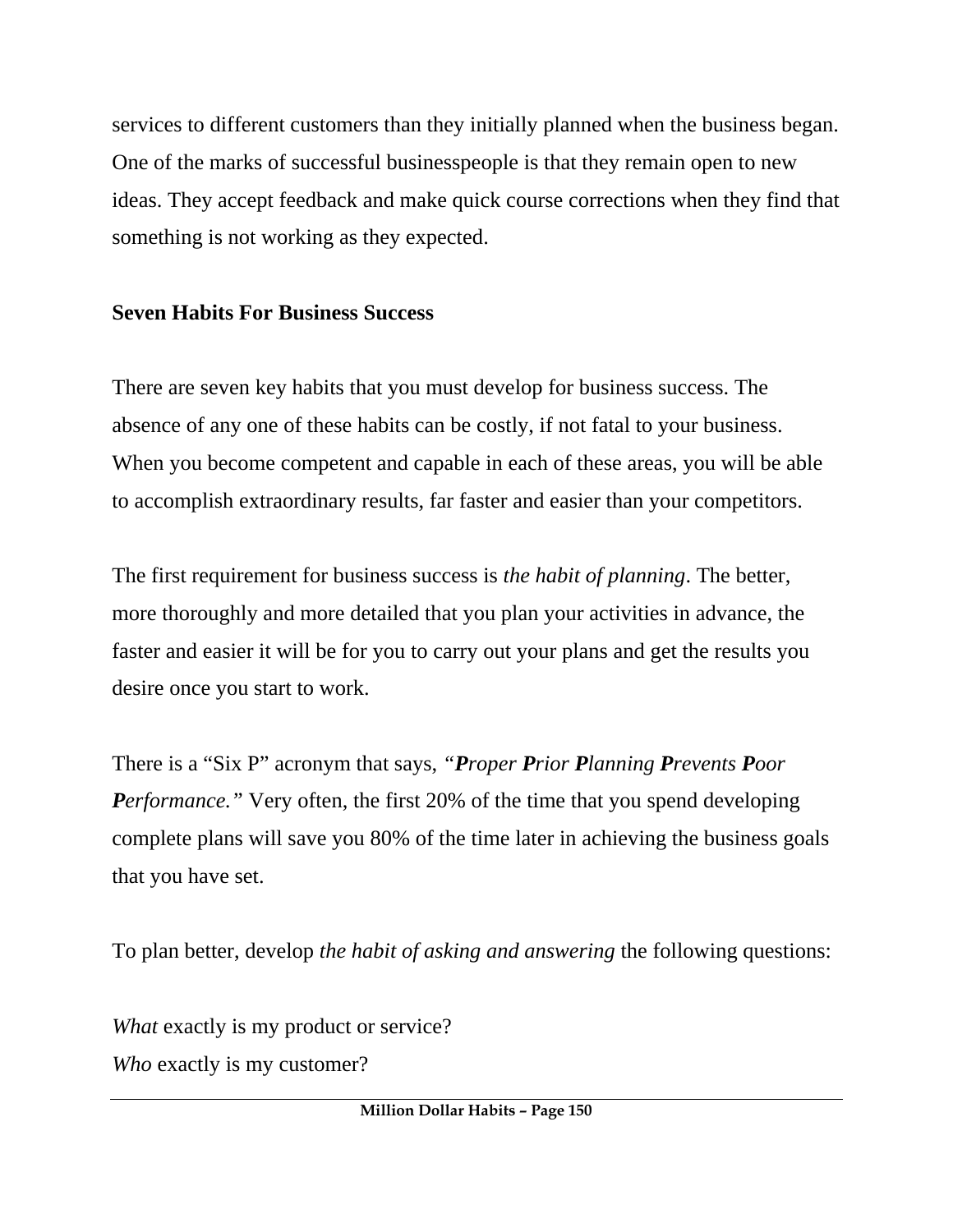services to different customers than they initially planned when the business began. One of the marks of successful businesspeople is that they remain open to new ideas. They accept feedback and make quick course corrections when they find that something is not working as they expected.

**Seven Habits For Business Success**

There are seven key habits that you must develop for business success. The absence of any one of these habits can be costly, if not fatal to your business. When you become competent and capable in each of these areas, you will be able to accomplish extraordinary results, far faster and easier than your competitors.

The first requirement for business success is *the habit of planning*. The better, more thoroughly and more detailed that you plan your activities in advance, the faster and easier it will be for you to carry out your plans and get the results you desire once you start to work.

There is a "Six P" acronym that says, *"**P**roper **P**rior **P**lanning **P**revents **P**oor **P**erformance."* Very often, the first 20% of the time that you spend developing complete plans will save you 80% of the time later in achieving the business goals that you have set.

To plan better, develop *the habit of asking and answering* the following questions:

*What* exactly is my product or service?
*Who* exactly is my customer?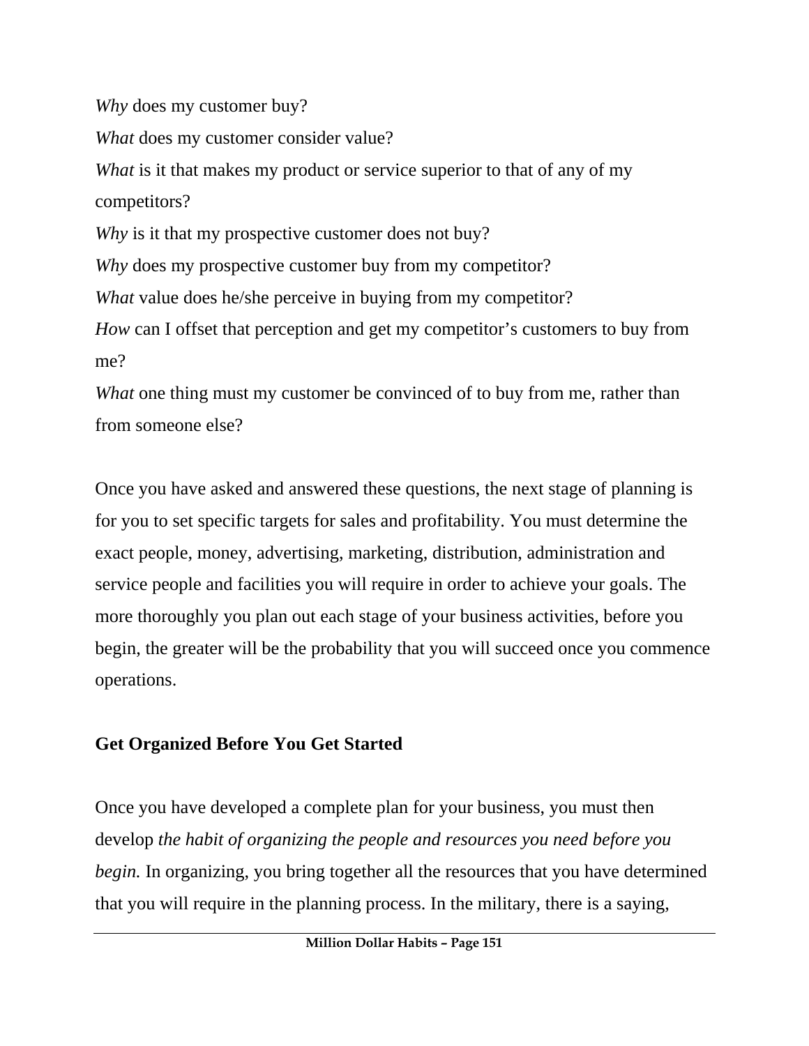*Why* does my customer buy?

*What* does my customer consider value?

*What* is it that makes my product or service superior to that of any of my competitors?

*Why* is it that my prospective customer does not buy?

*Why* does my prospective customer buy from my competitor?

*What* value does he/she perceive in buying from my competitor?

*How* can I offset that perception and get my competitor's customers to buy from me?

*What* one thing must my customer be convinced of to buy from me, rather than from someone else?

Once you have asked and answered these questions, the next stage of planning is for you to set specific targets for sales and profitability. You must determine the exact people, money, advertising, marketing, distribution, administration and service people and facilities you will require in order to achieve your goals. The more thoroughly you plan out each stage of your business activities, before you begin, the greater will be the probability that you will succeed once you commence operations.

## Get Organized Before You Get Started

Once you have developed a complete plan for your business, you must then develop *the habit of organizing the people and resources you need before you begin.* In organizing, you bring together all the resources that you have determined that you will require in the planning process. In the military, there is a saying,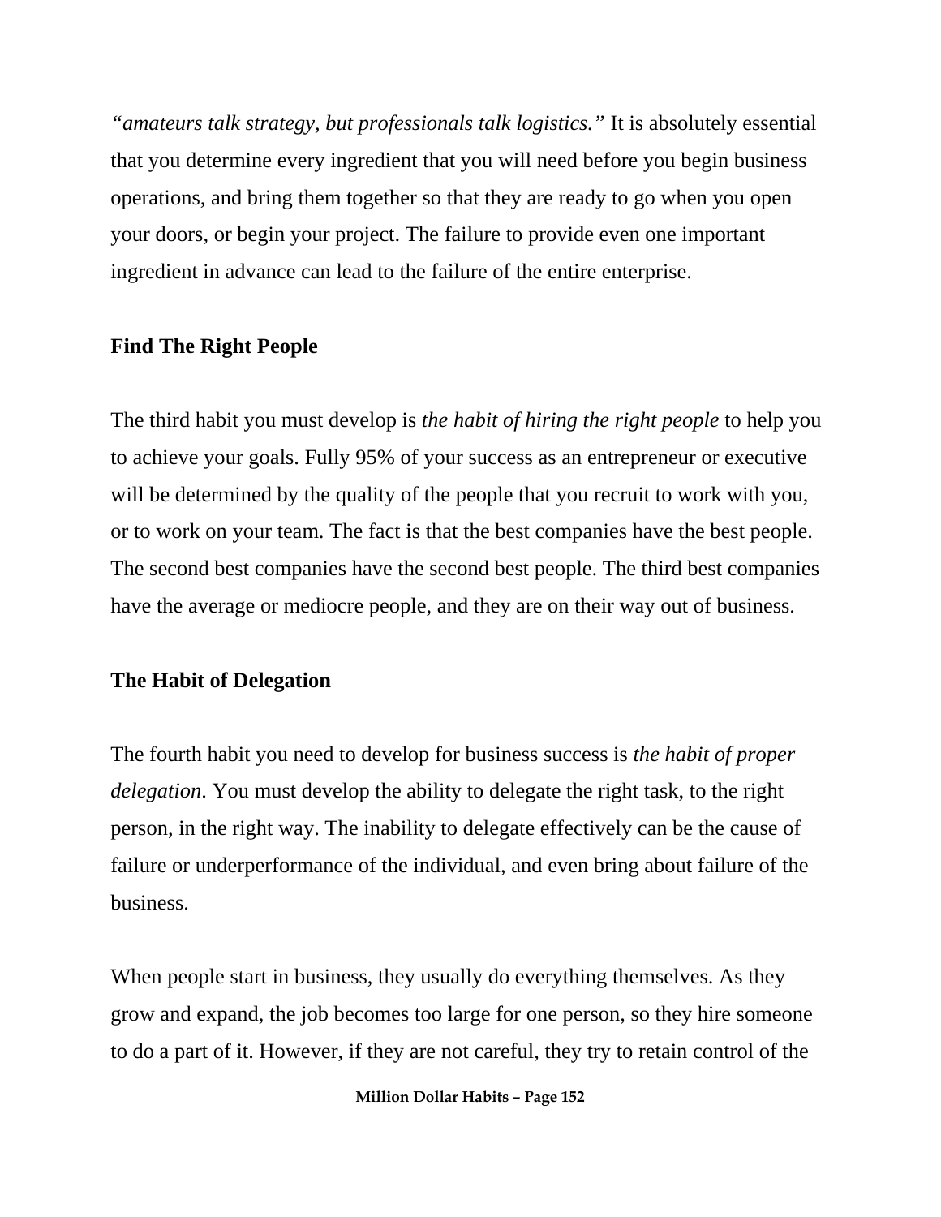*"amateurs talk strategy, but professionals talk logistics."* It is absolutely essential that you determine every ingredient that you will need before you begin business operations, and bring them together so that they are ready to go when you open your doors, or begin your project. The failure to provide even one important ingredient in advance can lead to the failure of the entire enterprise.

**Find The Right People**

The third habit you must develop is *the habit of hiring the right people* to help you to achieve your goals. Fully 95% of your success as an entrepreneur or executive will be determined by the quality of the people that you recruit to work with you, or to work on your team. The fact is that the best companies have the best people. The second best companies have the second best people. The third best companies have the average or mediocre people, and they are on their way out of business.

**The Habit of Delegation**

The fourth habit you need to develop for business success is *the habit of proper delegation*. You must develop the ability to delegate the right task, to the right person, in the right way. The inability to delegate effectively can be the cause of failure or underperformance of the individual, and even bring about failure of the business.

When people start in business, they usually do everything themselves. As they grow and expand, the job becomes too large for one person, so they hire someone to do a part of it. However, if they are not careful, they try to retain control of the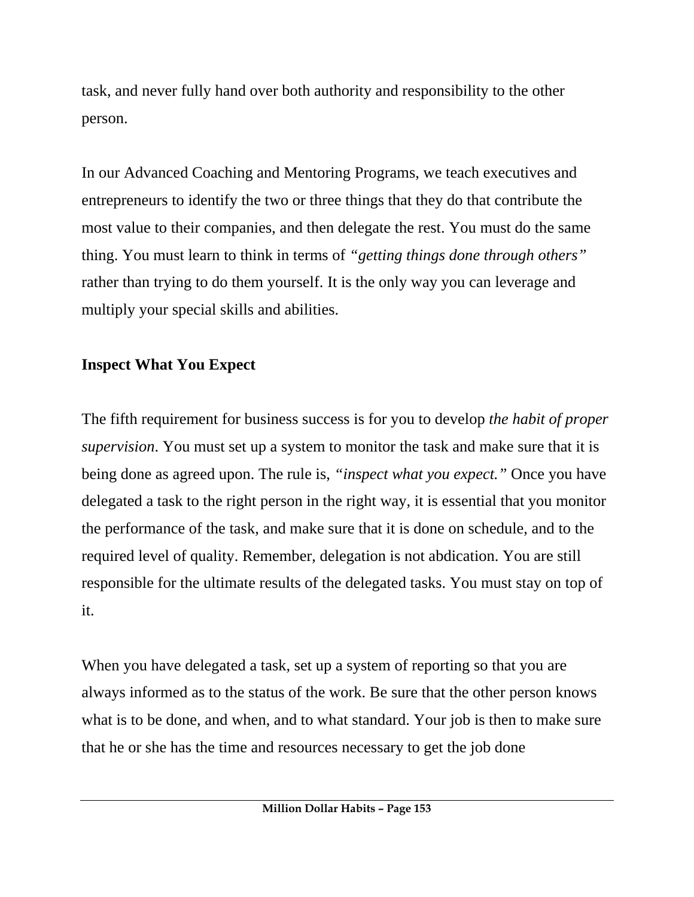task, and never fully hand over both authority and responsibility to the other person.

In our Advanced Coaching and Mentoring Programs, we teach executives and entrepreneurs to identify the two or three things that they do that contribute the most value to their companies, and then delegate the rest. You must do the same thing. You must learn to think in terms of *"getting things done through others"* rather than trying to do them yourself. It is the only way you can leverage and multiply your special skills and abilities.

**Inspect What You Expect**

The fifth requirement for business success is for you to develop *the habit of proper supervision*. You must set up a system to monitor the task and make sure that it is being done as agreed upon. The rule is, *"inspect what you expect."* Once you have delegated a task to the right person in the right way, it is essential that you monitor the performance of the task, and make sure that it is done on schedule, and to the required level of quality. Remember, delegation is not abdication. You are still responsible for the ultimate results of the delegated tasks. You must stay on top of it.

When you have delegated a task, set up a system of reporting so that you are always informed as to the status of the work. Be sure that the other person knows what is to be done, and when, and to what standard. Your job is then to make sure that he or she has the time and resources necessary to get the job done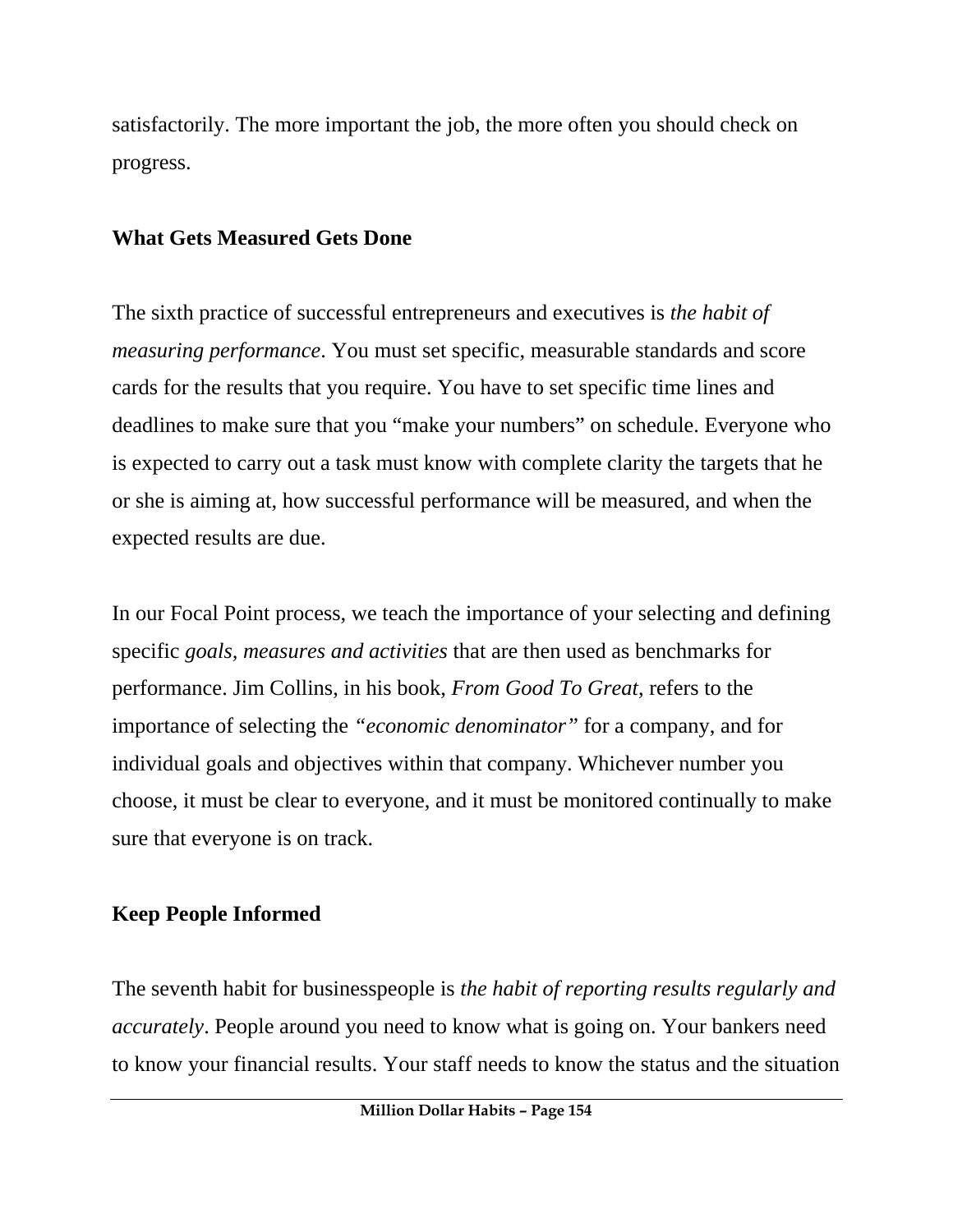satisfactorily. The more important the job, the more often you should check on progress.

## What Gets Measured Gets Done

The sixth practice of successful entrepreneurs and executives is *the habit of measuring performance*. You must set specific, measurable standards and score cards for the results that you require. You have to set specific time lines and deadlines to make sure that you "make your numbers" on schedule. Everyone who is expected to carry out a task must know with complete clarity the targets that he or she is aiming at, how successful performance will be measured, and when the expected results are due.

In our Focal Point process, we teach the importance of your selecting and defining specific *goals, measures and activities* that are then used as benchmarks for performance. Jim Collins, in his book, *From Good To Great*, refers to the importance of selecting the *"economic denominator"* for a company, and for individual goals and objectives within that company. Whichever number you choose, it must be clear to everyone, and it must be monitored continually to make sure that everyone is on track.

## Keep People Informed

The seventh habit for businesspeople is *the habit of reporting results regularly and accurately*. People around you need to know what is going on. Your bankers need to know your financial results. Your staff needs to know the status and the situation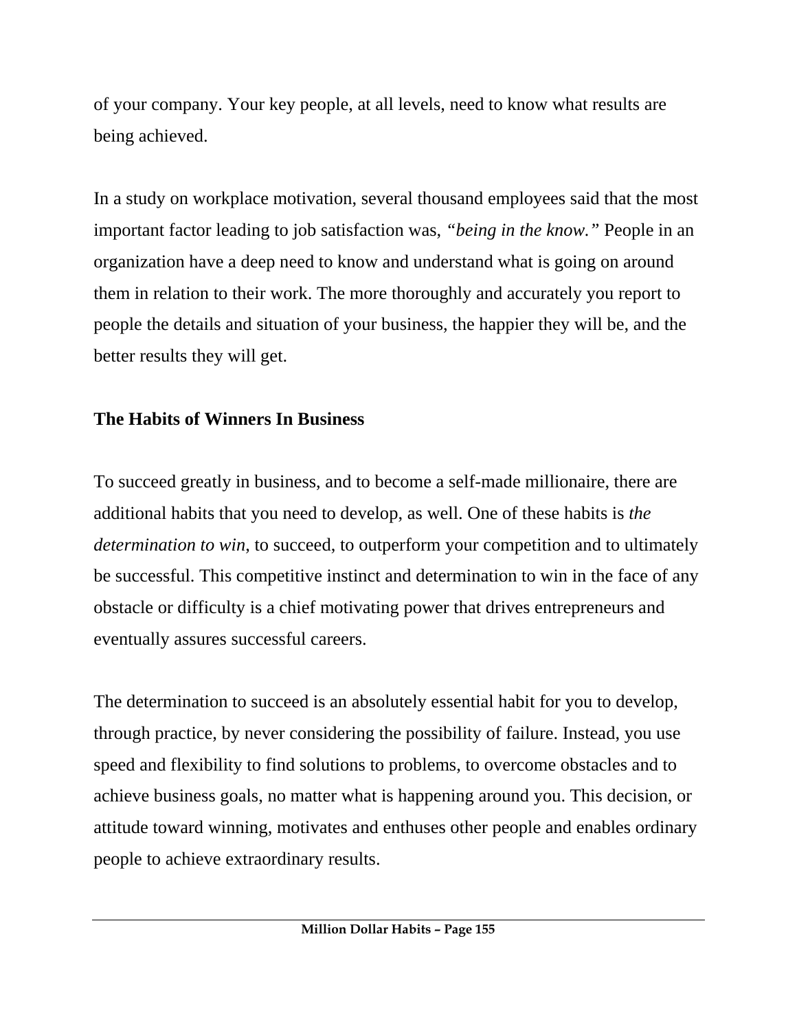of your company. Your key people, at all levels, need to know what results are being achieved.

In a study on workplace motivation, several thousand employees said that the most important factor leading to job satisfaction was, *"being in the know."* People in an organization have a deep need to know and understand what is going on around them in relation to their work. The more thoroughly and accurately you report to people the details and situation of your business, the happier they will be, and the better results they will get.

**The Habits of Winners In Business**

To succeed greatly in business, and to become a self-made millionaire, there are additional habits that you need to develop, as well. One of these habits is *the determination to win*, to succeed, to outperform your competition and to ultimately be successful. This competitive instinct and determination to win in the face of any obstacle or difficulty is a chief motivating power that drives entrepreneurs and eventually assures successful careers.

The determination to succeed is an absolutely essential habit for you to develop, through practice, by never considering the possibility of failure. Instead, you use speed and flexibility to find solutions to problems, to overcome obstacles and to achieve business goals, no matter what is happening around you. This decision, or attitude toward winning, motivates and enthuses other people and enables ordinary people to achieve extraordinary results.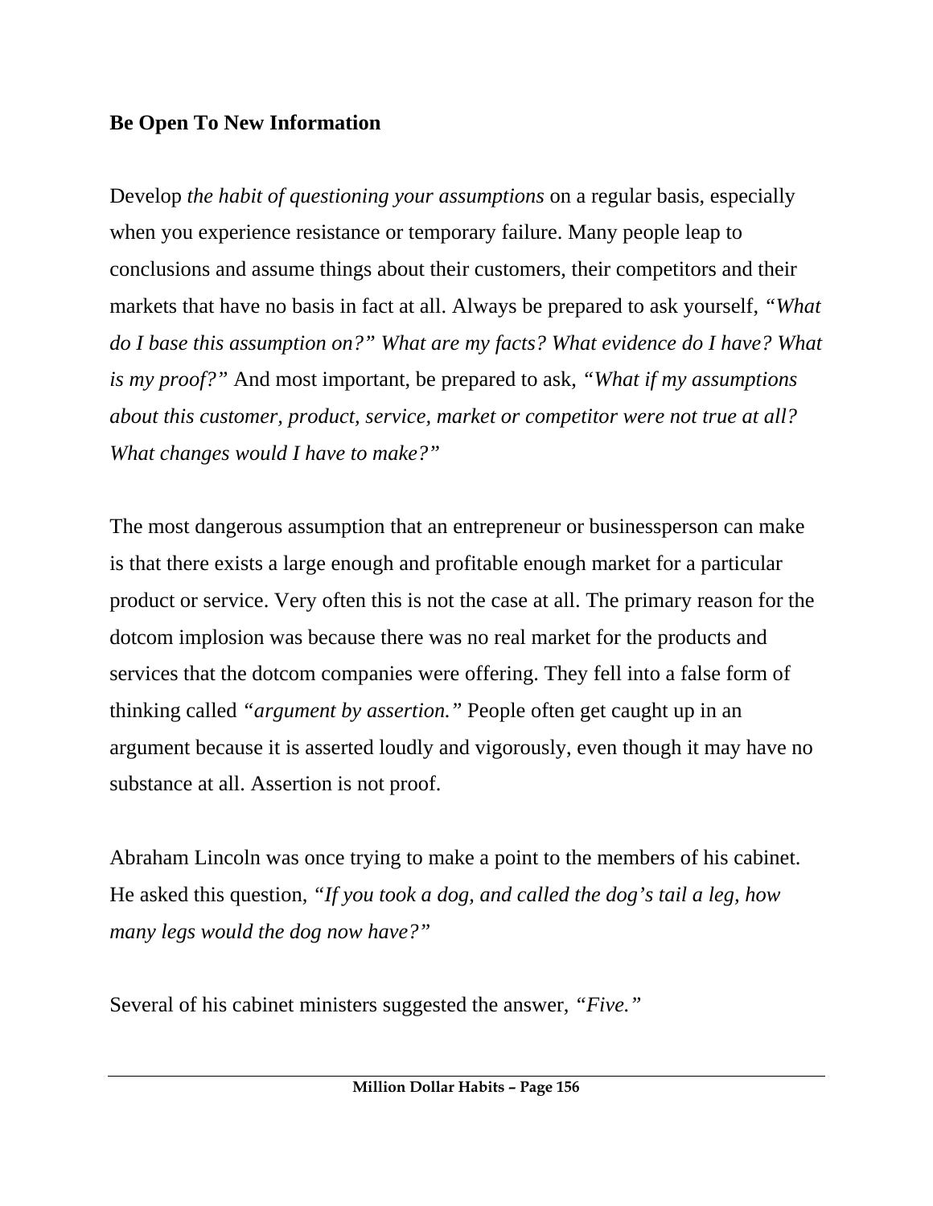**Be Open To New Information**

Develop *the habit of questioning your assumptions* on a regular basis, especially when you experience resistance or temporary failure. Many people leap to conclusions and assume things about their customers, their competitors and their markets that have no basis in fact at all. Always be prepared to ask yourself, *"What do I base this assumption on?" What are my facts? What evidence do I have? What is my proof?"* And most important, be prepared to ask, *"What if my assumptions about this customer, product, service, market or competitor were not true at all? What changes would I have to make?"*

The most dangerous assumption that an entrepreneur or businessperson can make is that there exists a large enough and profitable enough market for a particular product or service. Very often this is not the case at all. The primary reason for the dotcom implosion was because there was no real market for the products and services that the dotcom companies were offering. They fell into a false form of thinking called *"argument by assertion."* People often get caught up in an argument because it is asserted loudly and vigorously, even though it may have no substance at all. Assertion is not proof.

Abraham Lincoln was once trying to make a point to the members of his cabinet. He asked this question, *"If you took a dog, and called the dog's tail a leg, how many legs would the dog now have?"*

Several of his cabinet ministers suggested the answer, *"Five."*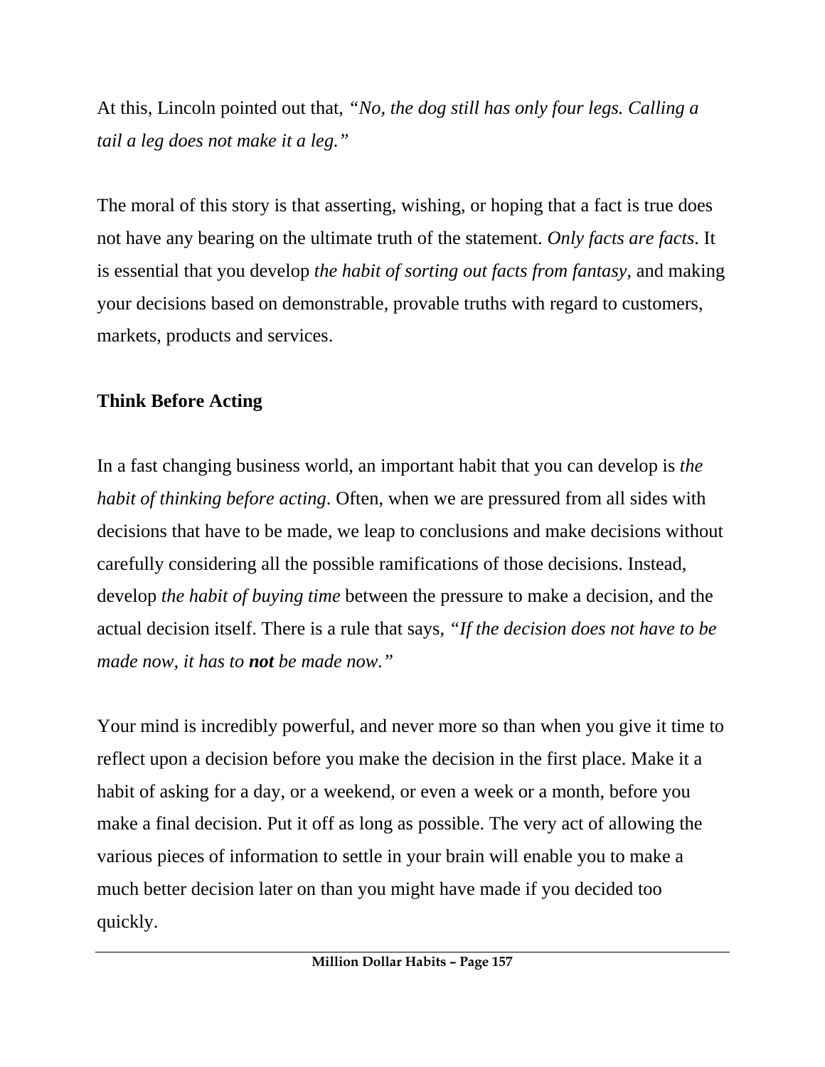At this, Lincoln pointed out that, *"No, the dog still has only four legs. Calling a tail a leg does not make it a leg."*

The moral of this story is that asserting, wishing, or hoping that a fact is true does not have any bearing on the ultimate truth of the statement. *Only facts are facts*. It is essential that you develop *the habit of sorting out facts from fantasy*, and making your decisions based on demonstrable, provable truths with regard to customers, markets, products and services.

## Think Before Acting

In a fast changing business world, an important habit that you can develop is *the habit of thinking before acting*. Often, when we are pressured from all sides with decisions that have to be made, we leap to conclusions and make decisions without carefully considering all the possible ramifications of those decisions. Instead, develop *the habit of buying time* between the pressure to make a decision, and the actual decision itself. There is a rule that says, *"If the decision does not have to be made now, it has to* ***not*** *be made now."*

Your mind is incredibly powerful, and never more so than when you give it time to reflect upon a decision before you make the decision in the first place. Make it a habit of asking for a day, or a weekend, or even a week or a month, before you make a final decision. Put it off as long as possible. The very act of allowing the various pieces of information to settle in your brain will enable you to make a much better decision later on than you might have made if you decided too quickly.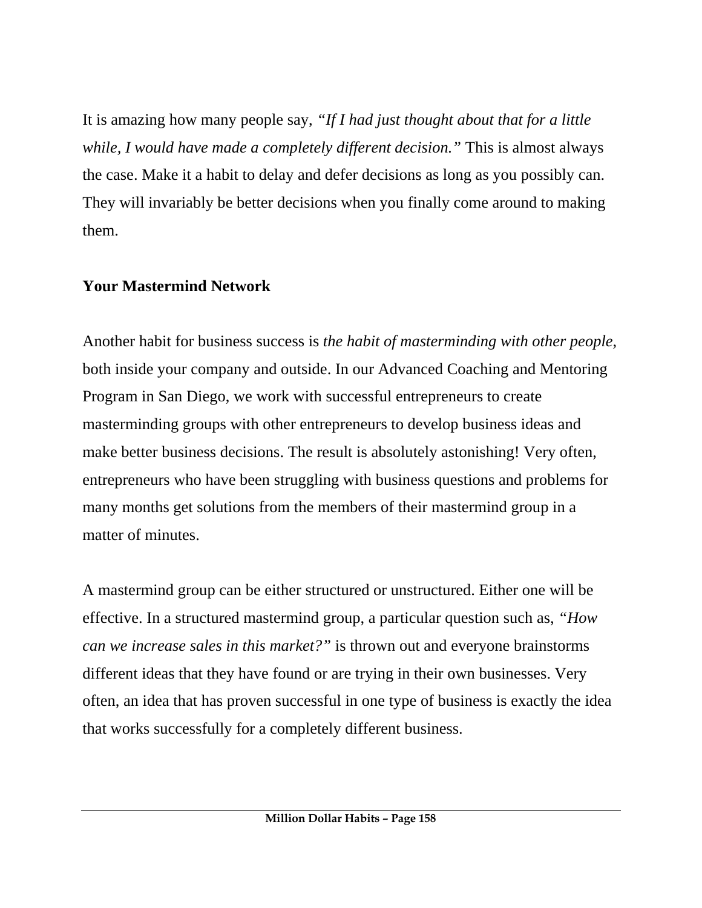It is amazing how many people say, *"If I had just thought about that for a little while, I would have made a completely different decision."* This is almost always the case. Make it a habit to delay and defer decisions as long as you possibly can. They will invariably be better decisions when you finally come around to making them.

**Your Mastermind Network**

Another habit for business success is *the habit of masterminding with other people*, both inside your company and outside. In our Advanced Coaching and Mentoring Program in San Diego, we work with successful entrepreneurs to create masterminding groups with other entrepreneurs to develop business ideas and make better business decisions. The result is absolutely astonishing! Very often, entrepreneurs who have been struggling with business questions and problems for many months get solutions from the members of their mastermind group in a matter of minutes.

A mastermind group can be either structured or unstructured. Either one will be effective. In a structured mastermind group, a particular question such as, *"How can we increase sales in this market?"* is thrown out and everyone brainstorms different ideas that they have found or are trying in their own businesses. Very often, an idea that has proven successful in one type of business is exactly the idea that works successfully for a completely different business.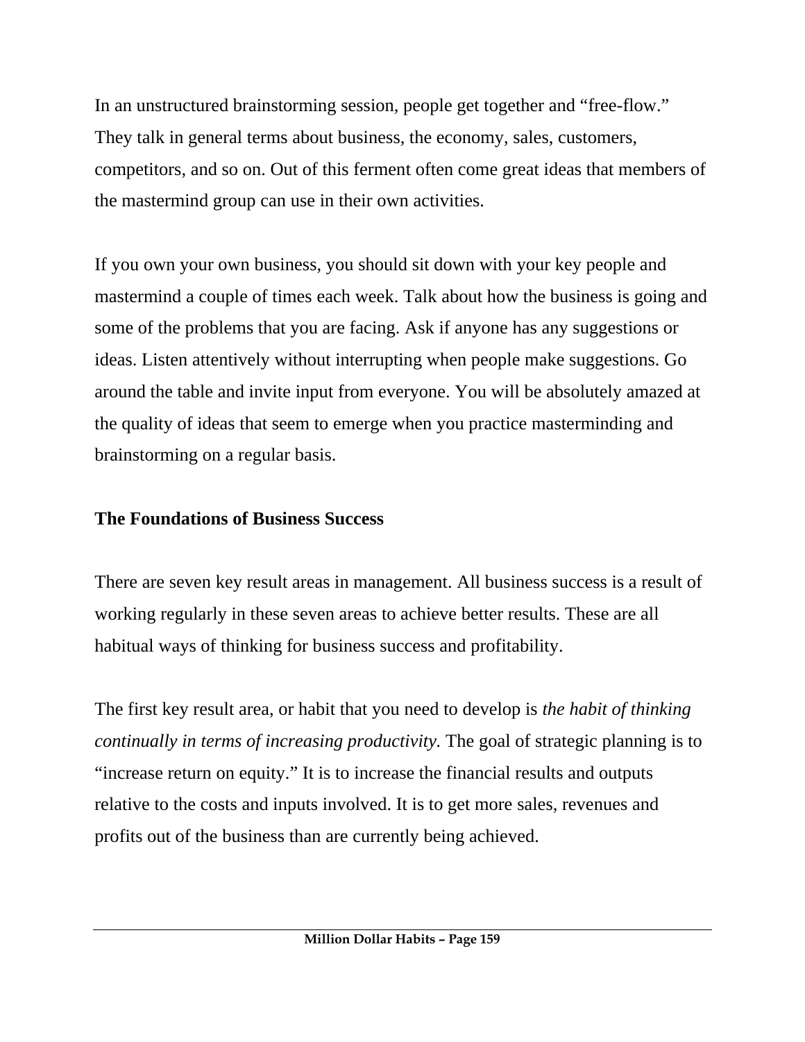In an unstructured brainstorming session, people get together and "free-flow." They talk in general terms about business, the economy, sales, customers, competitors, and so on. Out of this ferment often come great ideas that members of the mastermind group can use in their own activities.

If you own your own business, you should sit down with your key people and mastermind a couple of times each week. Talk about how the business is going and some of the problems that you are facing. Ask if anyone has any suggestions or ideas. Listen attentively without interrupting when people make suggestions. Go around the table and invite input from everyone. You will be absolutely amazed at the quality of ideas that seem to emerge when you practice masterminding and brainstorming on a regular basis.

## The Foundations of Business Success

There are seven key result areas in management. All business success is a result of working regularly in these seven areas to achieve better results. These are all habitual ways of thinking for business success and profitability.

The first key result area, or habit that you need to develop is *the habit of thinking continually in terms of increasing productivity.* The goal of strategic planning is to "increase return on equity." It is to increase the financial results and outputs relative to the costs and inputs involved. It is to get more sales, revenues and profits out of the business than are currently being achieved.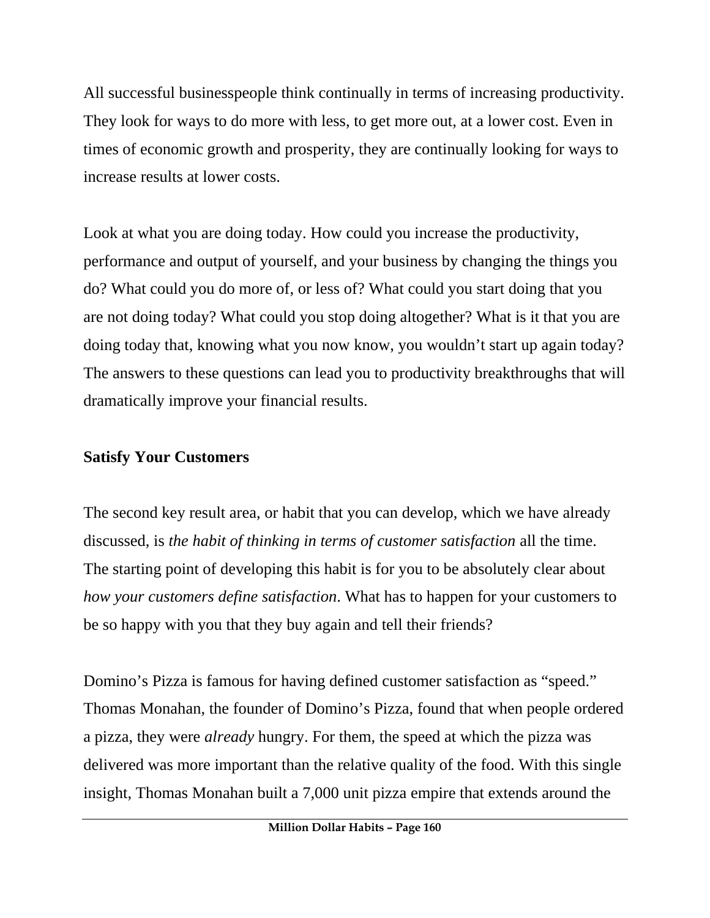All successful businesspeople think continually in terms of increasing productivity. They look for ways to do more with less, to get more out, at a lower cost. Even in times of economic growth and prosperity, they are continually looking for ways to increase results at lower costs.

Look at what you are doing today. How could you increase the productivity, performance and output of yourself, and your business by changing the things you do? What could you do more of, or less of? What could you start doing that you are not doing today? What could you stop doing altogether? What is it that you are doing today that, knowing what you now know, you wouldn't start up again today? The answers to these questions can lead you to productivity breakthroughs that will dramatically improve your financial results.

**Satisfy Your Customers**

The second key result area, or habit that you can develop, which we have already discussed, is *the habit of thinking in terms of customer satisfaction* all the time. The starting point of developing this habit is for you to be absolutely clear about *how your customers define satisfaction*. What has to happen for your customers to be so happy with you that they buy again and tell their friends?

Domino's Pizza is famous for having defined customer satisfaction as "speed." Thomas Monahan, the founder of Domino's Pizza, found that when people ordered a pizza, they were *already* hungry. For them, the speed at which the pizza was delivered was more important than the relative quality of the food. With this single insight, Thomas Monahan built a 7,000 unit pizza empire that extends around the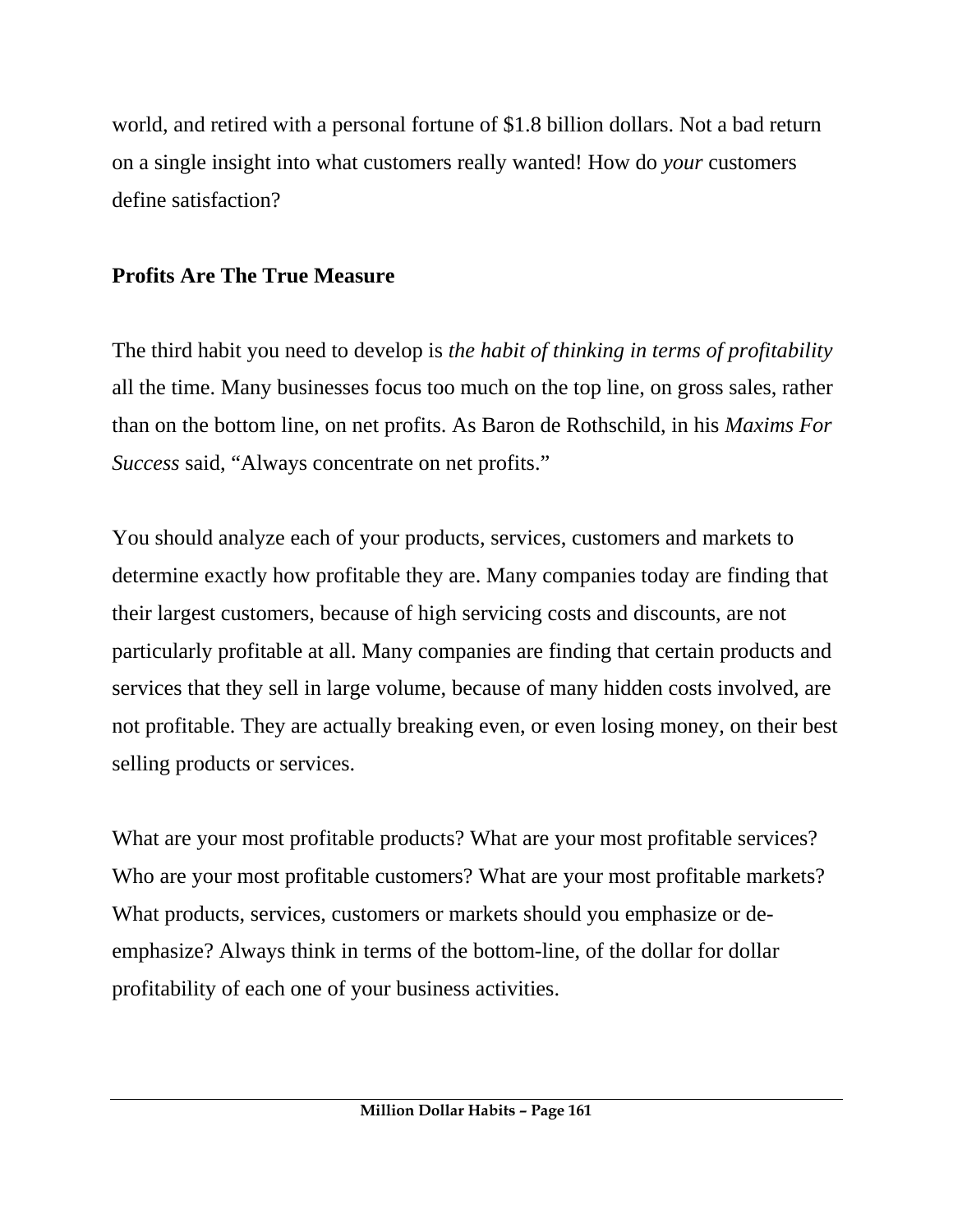world, and retired with a personal fortune of $1.8 billion dollars. Not a bad return on a single insight into what customers really wanted! How do *your* customers define satisfaction?

## Profits Are The True Measure

The third habit you need to develop is *the habit of thinking in terms of profitability* all the time. Many businesses focus too much on the top line, on gross sales, rather than on the bottom line, on net profits. As Baron de Rothschild, in his *Maxims For Success* said, "Always concentrate on net profits."

You should analyze each of your products, services, customers and markets to determine exactly how profitable they are. Many companies today are finding that their largest customers, because of high servicing costs and discounts, are not particularly profitable at all. Many companies are finding that certain products and services that they sell in large volume, because of many hidden costs involved, are not profitable. They are actually breaking even, or even losing money, on their best selling products or services.

What are your most profitable products? What are your most profitable services? Who are your most profitable customers? What are your most profitable markets? What products, services, customers or markets should you emphasize or de-emphasize? Always think in terms of the bottom-line, of the dollar for dollar profitability of each one of your business activities.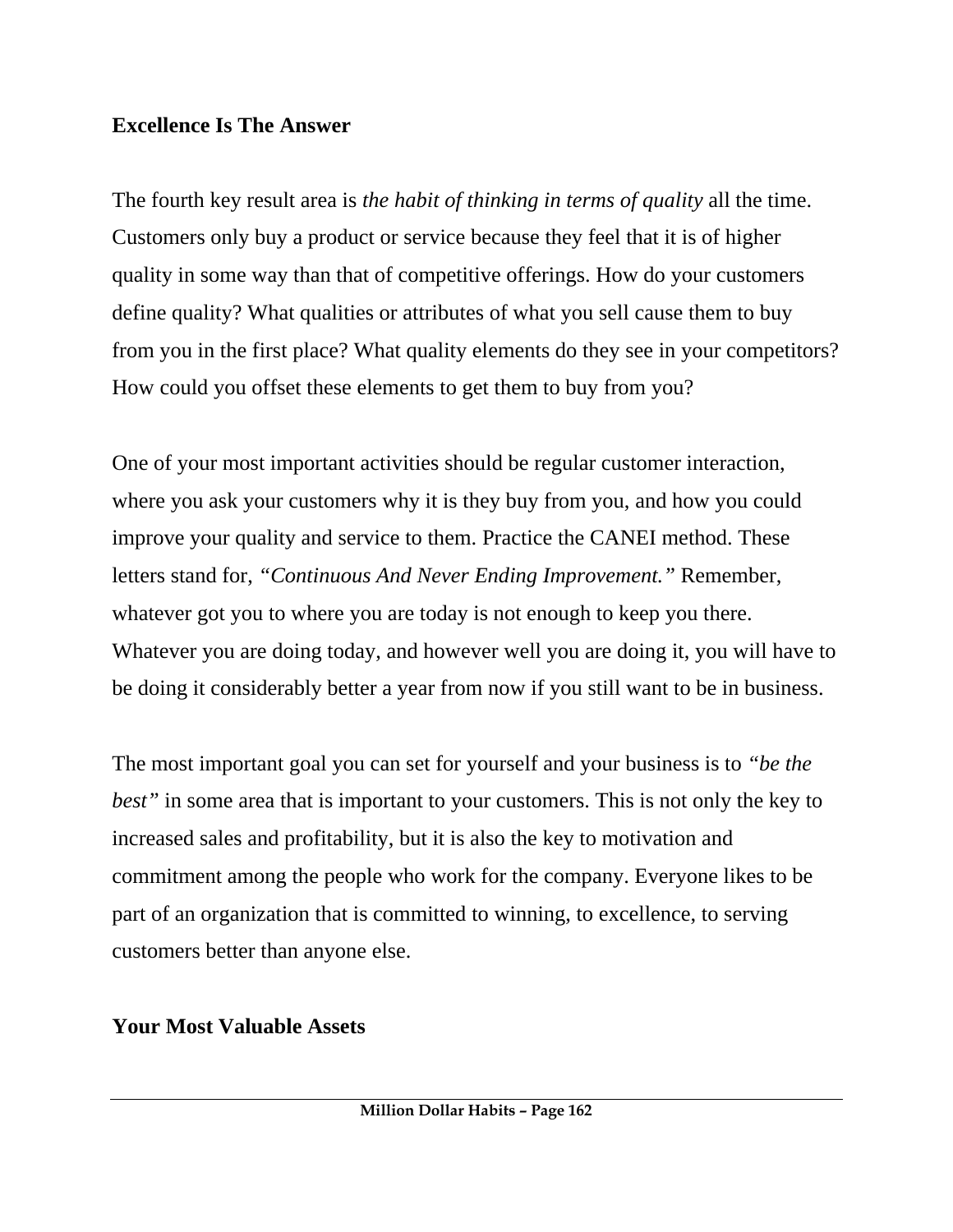**Excellence Is The Answer**

The fourth key result area is *the habit of thinking in terms of quality* all the time. Customers only buy a product or service because they feel that it is of higher quality in some way than that of competitive offerings. How do your customers define quality? What qualities or attributes of what you sell cause them to buy from you in the first place? What quality elements do they see in your competitors? How could you offset these elements to get them to buy from you?

One of your most important activities should be regular customer interaction, where you ask your customers why it is they buy from you, and how you could improve your quality and service to them. Practice the CANEI method. These letters stand for, *"Continuous And Never Ending Improvement."* Remember, whatever got you to where you are today is not enough to keep you there. Whatever you are doing today, and however well you are doing it, you will have to be doing it considerably better a year from now if you still want to be in business.

The most important goal you can set for yourself and your business is to *"be the best"* in some area that is important to your customers. This is not only the key to increased sales and profitability, but it is also the key to motivation and commitment among the people who work for the company. Everyone likes to be part of an organization that is committed to winning, to excellence, to serving customers better than anyone else.

**Your Most Valuable Assets**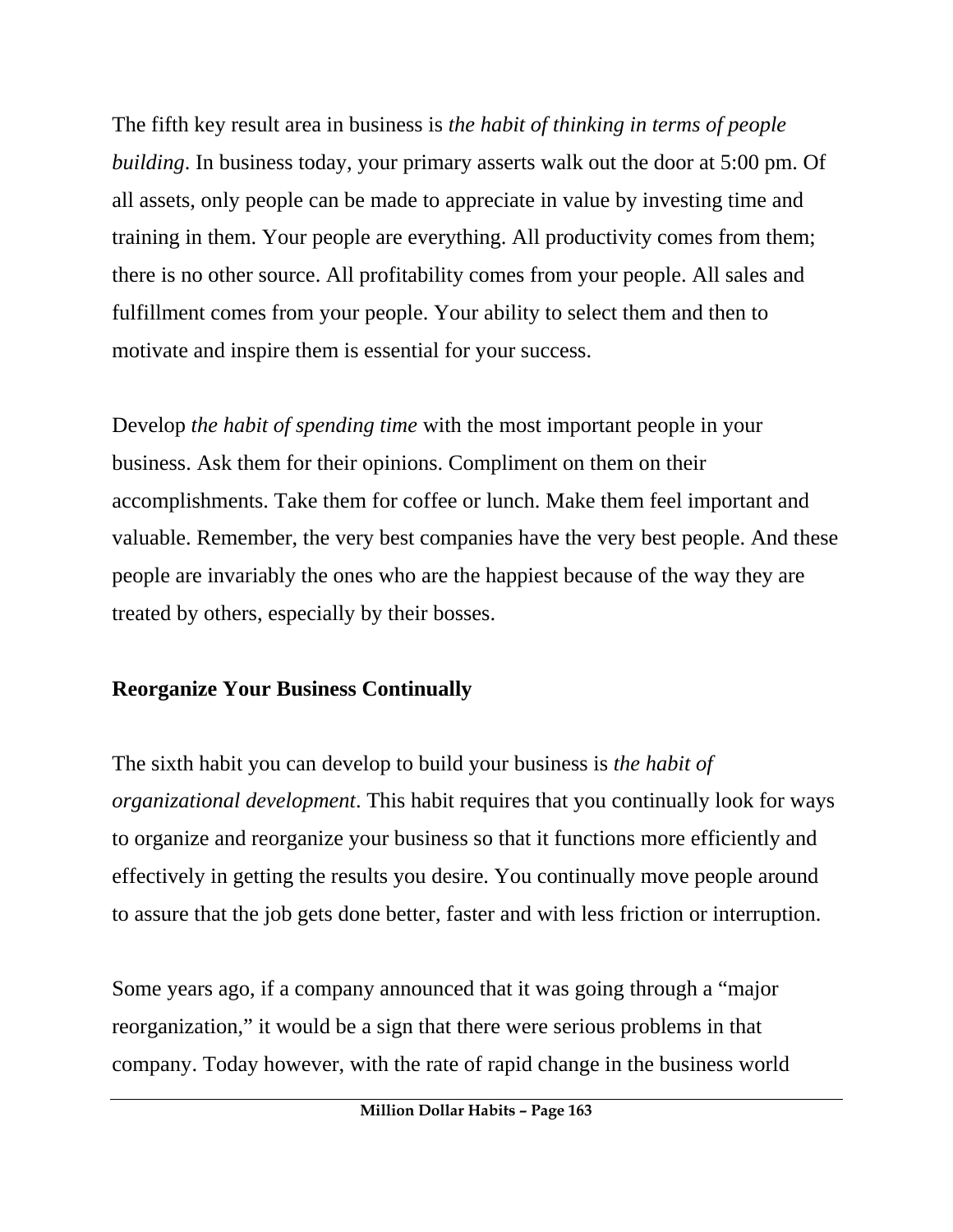The fifth key result area in business is *the habit of thinking in terms of people building*. In business today, your primary asserts walk out the door at 5:00 pm. Of all assets, only people can be made to appreciate in value by investing time and training in them. Your people are everything. All productivity comes from them; there is no other source. All profitability comes from your people. All sales and fulfillment comes from your people. Your ability to select them and then to motivate and inspire them is essential for your success.

Develop *the habit of spending time* with the most important people in your business. Ask them for their opinions. Compliment on them on their accomplishments. Take them for coffee or lunch. Make them feel important and valuable. Remember, the very best companies have the very best people. And these people are invariably the ones who are the happiest because of the way they are treated by others, especially by their bosses.

**Reorganize Your Business Continually**

The sixth habit you can develop to build your business is *the habit of organizational development*. This habit requires that you continually look for ways to organize and reorganize your business so that it functions more efficiently and effectively in getting the results you desire. You continually move people around to assure that the job gets done better, faster and with less friction or interruption.

Some years ago, if a company announced that it was going through a "major reorganization," it would be a sign that there were serious problems in that company. Today however, with the rate of rapid change in the business world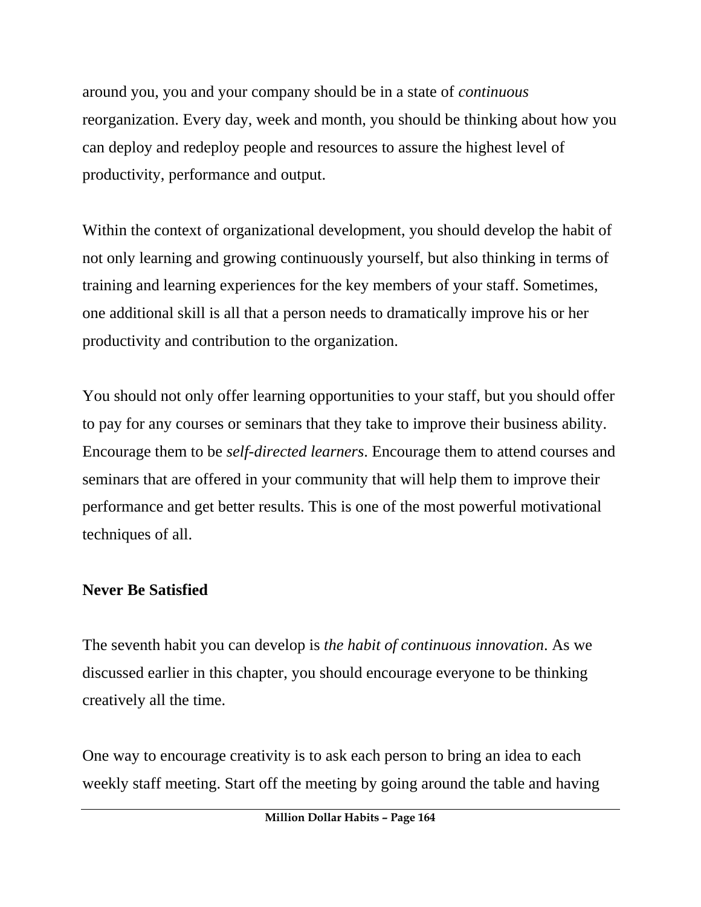around you, you and your company should be in a state of *continuous* reorganization. Every day, week and month, you should be thinking about how you can deploy and redeploy people and resources to assure the highest level of productivity, performance and output.

Within the context of organizational development, you should develop the habit of not only learning and growing continuously yourself, but also thinking in terms of training and learning experiences for the key members of your staff. Sometimes, one additional skill is all that a person needs to dramatically improve his or her productivity and contribution to the organization.

You should not only offer learning opportunities to your staff, but you should offer to pay for any courses or seminars that they take to improve their business ability. Encourage them to be *self-directed learners*. Encourage them to attend courses and seminars that are offered in your community that will help them to improve their performance and get better results. This is one of the most powerful motivational techniques of all.

**Never Be Satisfied**

The seventh habit you can develop is *the habit of continuous innovation*. As we discussed earlier in this chapter, you should encourage everyone to be thinking creatively all the time.

One way to encourage creativity is to ask each person to bring an idea to each weekly staff meeting. Start off the meeting by going around the table and having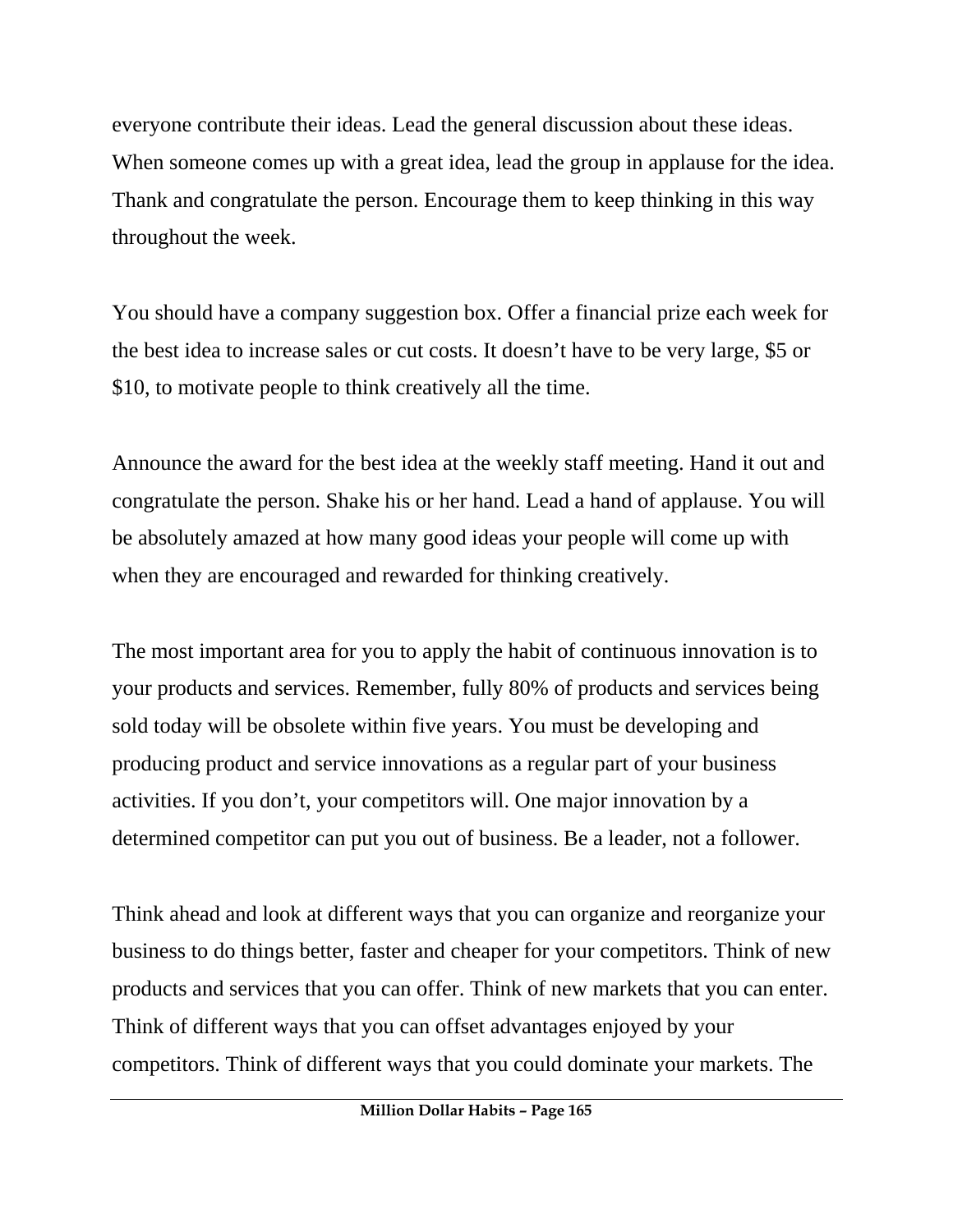everyone contribute their ideas. Lead the general discussion about these ideas. When someone comes up with a great idea, lead the group in applause for the idea. Thank and congratulate the person. Encourage them to keep thinking in this way throughout the week.

You should have a company suggestion box. Offer a financial prize each week for the best idea to increase sales or cut costs. It doesn't have to be very large, $5 or $10, to motivate people to think creatively all the time.

Announce the award for the best idea at the weekly staff meeting. Hand it out and congratulate the person. Shake his or her hand. Lead a hand of applause. You will be absolutely amazed at how many good ideas your people will come up with when they are encouraged and rewarded for thinking creatively.

The most important area for you to apply the habit of continuous innovation is to your products and services. Remember, fully 80% of products and services being sold today will be obsolete within five years. You must be developing and producing product and service innovations as a regular part of your business activities. If you don't, your competitors will. One major innovation by a determined competitor can put you out of business. Be a leader, not a follower.

Think ahead and look at different ways that you can organize and reorganize your business to do things better, faster and cheaper for your competitors. Think of new products and services that you can offer. Think of new markets that you can enter. Think of different ways that you can offset advantages enjoyed by your competitors. Think of different ways that you could dominate your markets. The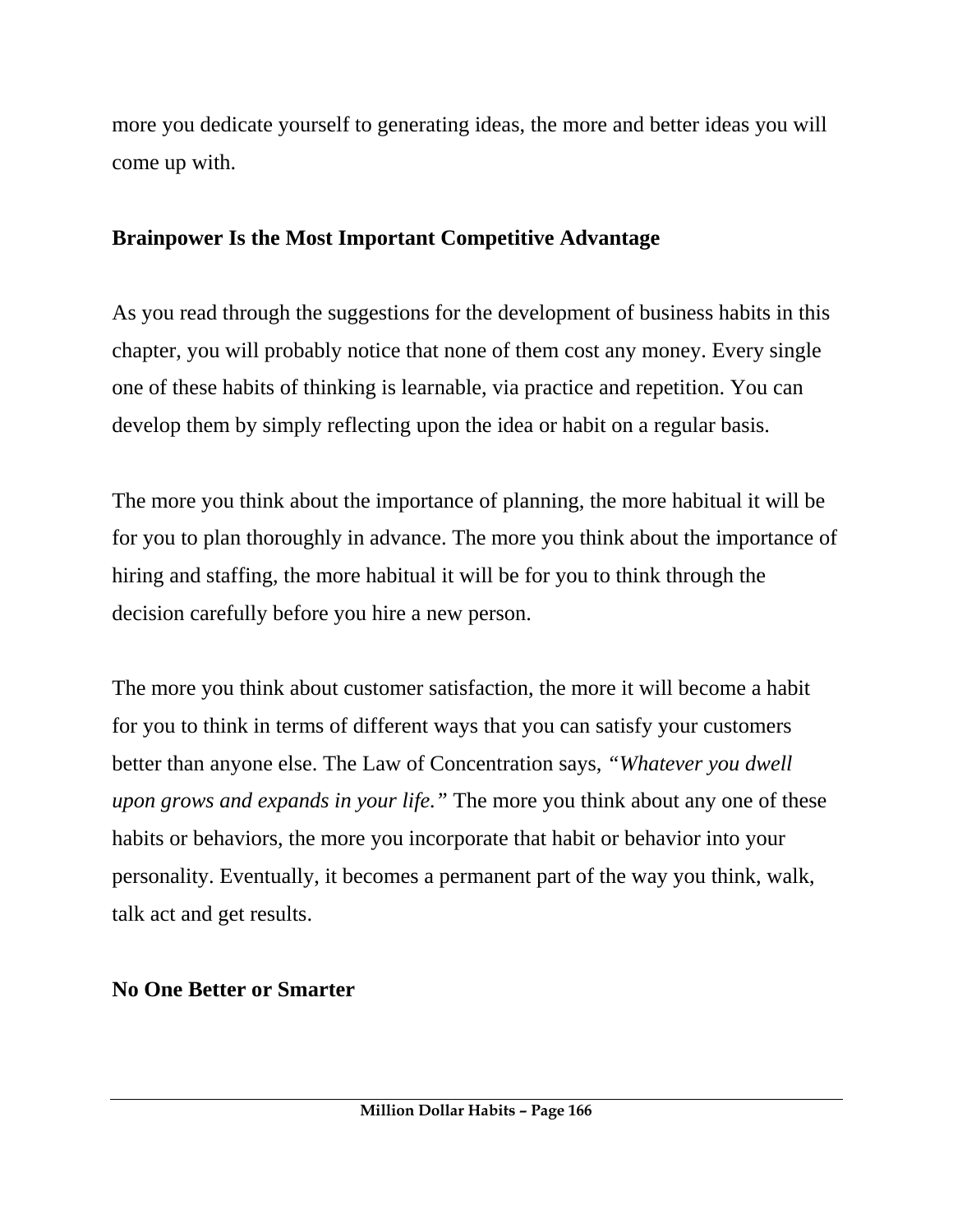more you dedicate yourself to generating ideas, the more and better ideas you will come up with.

**Brainpower Is the Most Important Competitive Advantage**

As you read through the suggestions for the development of business habits in this chapter, you will probably notice that none of them cost any money. Every single one of these habits of thinking is learnable, via practice and repetition. You can develop them by simply reflecting upon the idea or habit on a regular basis.

The more you think about the importance of planning, the more habitual it will be for you to plan thoroughly in advance. The more you think about the importance of hiring and staffing, the more habitual it will be for you to think through the decision carefully before you hire a new person.

The more you think about customer satisfaction, the more it will become a habit for you to think in terms of different ways that you can satisfy your customers better than anyone else. The Law of Concentration says, *"Whatever you dwell upon grows and expands in your life."* The more you think about any one of these habits or behaviors, the more you incorporate that habit or behavior into your personality. Eventually, it becomes a permanent part of the way you think, walk, talk act and get results.

**No One Better or Smarter**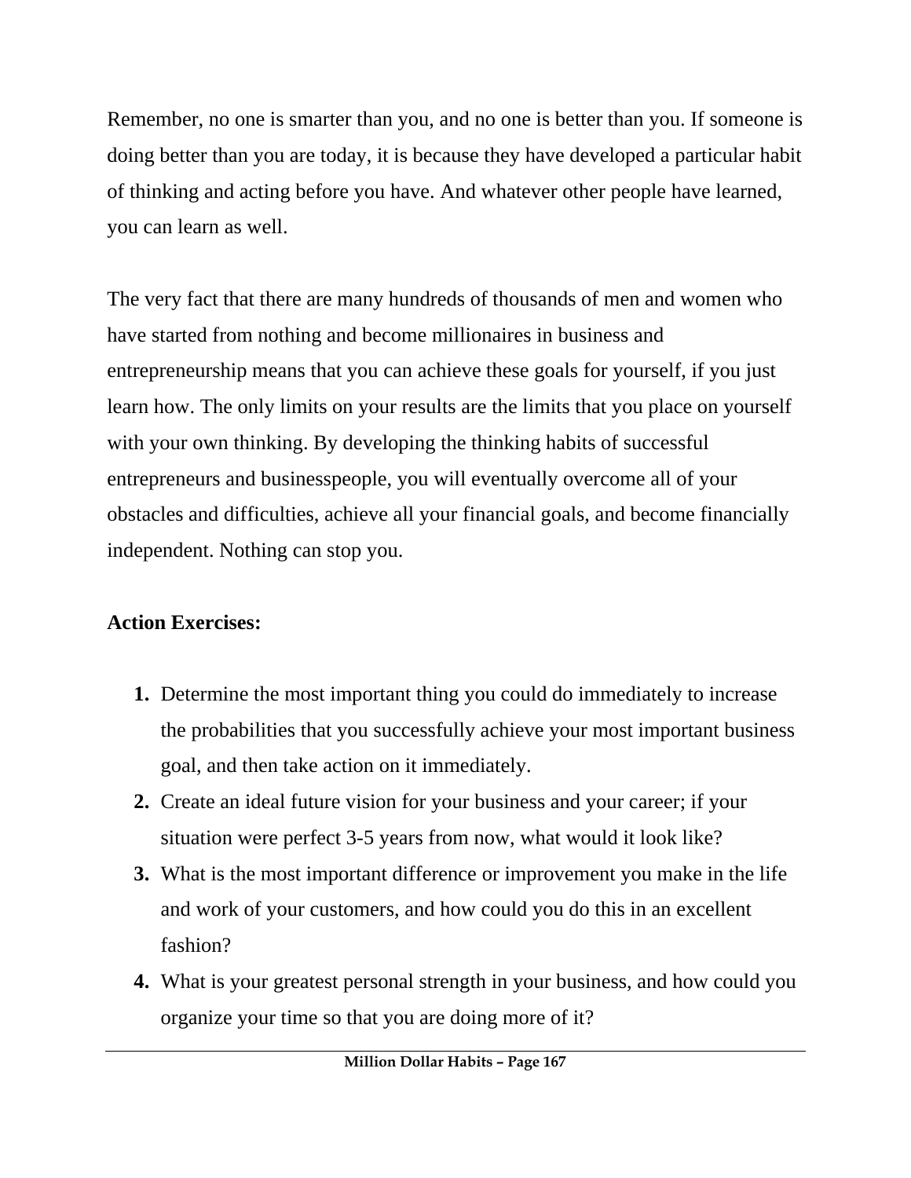Remember, no one is smarter than you, and no one is better than you. If someone is doing better than you are today, it is because they have developed a particular habit of thinking and acting before you have. And whatever other people have learned, you can learn as well.

The very fact that there are many hundreds of thousands of men and women who have started from nothing and become millionaires in business and entrepreneurship means that you can achieve these goals for yourself, if you just learn how. The only limits on your results are the limits that you place on yourself with your own thinking. By developing the thinking habits of successful entrepreneurs and businesspeople, you will eventually overcome all of your obstacles and difficulties, achieve all your financial goals, and become financially independent. Nothing can stop you.

**Action Exercises:**

1. Determine the most important thing you could do immediately to increase the probabilities that you successfully achieve your most important business goal, and then take action on it immediately.
2. Create an ideal future vision for your business and your career; if your situation were perfect 3-5 years from now, what would it look like?
3. What is the most important difference or improvement you make in the life and work of your customers, and how could you do this in an excellent fashion?
4. What is your greatest personal strength in your business, and how could you organize your time so that you are doing more of it?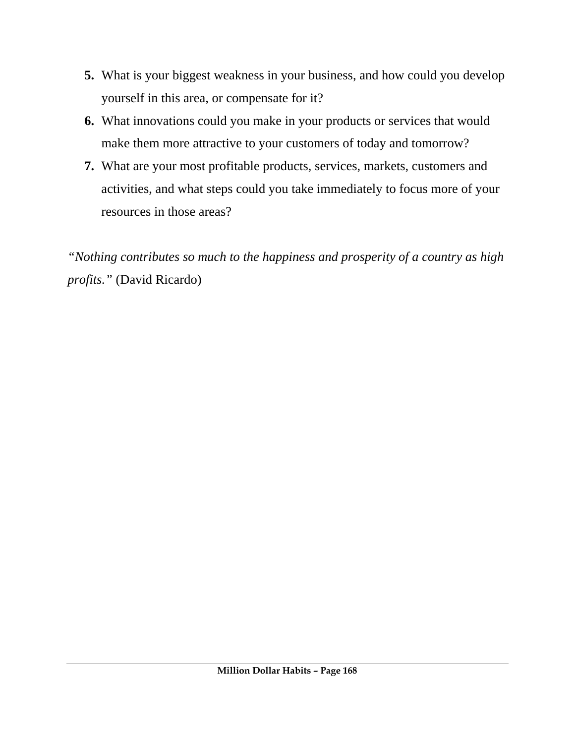5. What is your biggest weakness in your business, and how could you develop yourself in this area, or compensate for it?
6. What innovations could you make in your products or services that would make them more attractive to your customers of today and tomorrow?
7. What are your most profitable products, services, markets, customers and activities, and what steps could you take immediately to focus more of your resources in those areas?

*"Nothing contributes so much to the happiness and prosperity of a country as high profits."* (David Ricardo)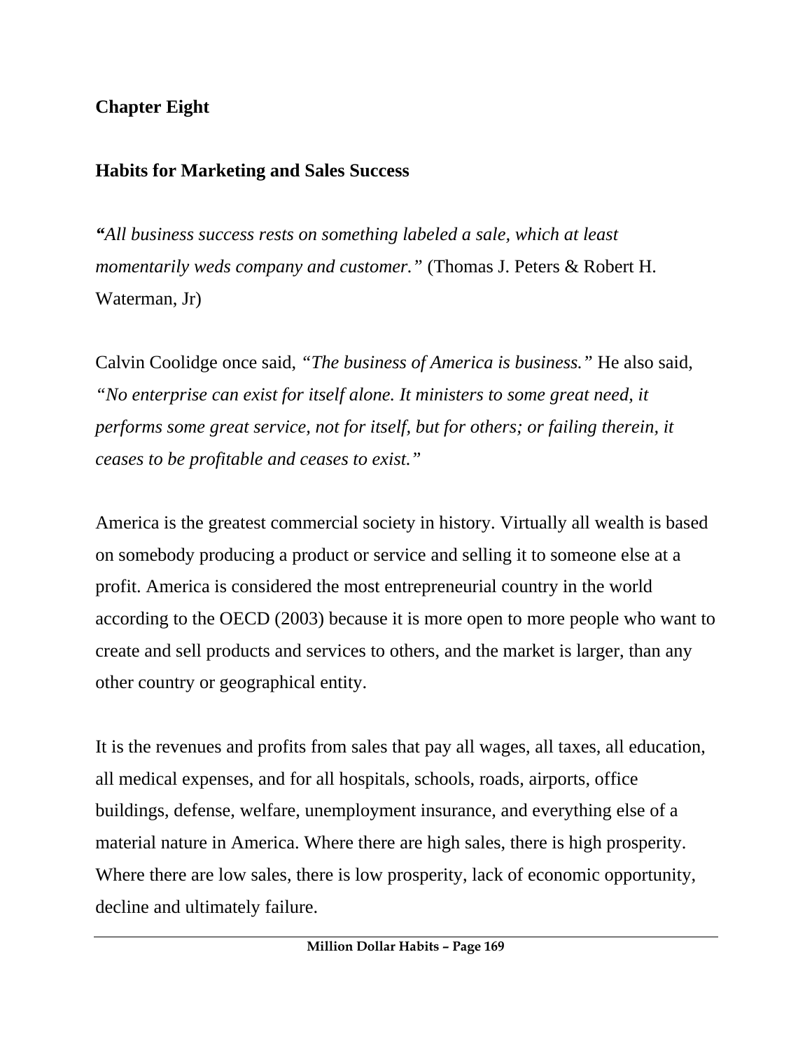## Chapter Eight

## Habits for Marketing and Sales Success

*"All business success rests on something labeled a sale, which at least momentarily weds company and customer."* (Thomas J. Peters & Robert H. Waterman, Jr)

Calvin Coolidge once said, *"The business of America is business."* He also said, *"No enterprise can exist for itself alone. It ministers to some great need, it performs some great service, not for itself, but for others; or failing therein, it ceases to be profitable and ceases to exist."*

America is the greatest commercial society in history. Virtually all wealth is based on somebody producing a product or service and selling it to someone else at a profit. America is considered the most entrepreneurial country in the world according to the OECD (2003) because it is more open to more people who want to create and sell products and services to others, and the market is larger, than any other country or geographical entity.

It is the revenues and profits from sales that pay all wages, all taxes, all education, all medical expenses, and for all hospitals, schools, roads, airports, office buildings, defense, welfare, unemployment insurance, and everything else of a material nature in America. Where there are high sales, there is high prosperity. Where there are low sales, there is low prosperity, lack of economic opportunity, decline and ultimately failure.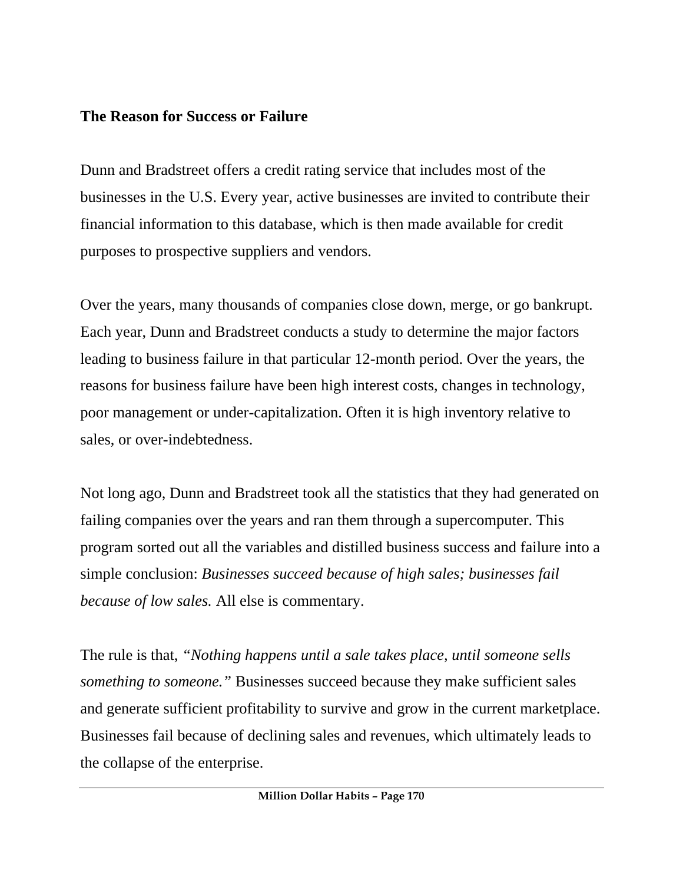**The Reason for Success or Failure**

Dunn and Bradstreet offers a credit rating service that includes most of the businesses in the U.S. Every year, active businesses are invited to contribute their financial information to this database, which is then made available for credit purposes to prospective suppliers and vendors.

Over the years, many thousands of companies close down, merge, or go bankrupt. Each year, Dunn and Bradstreet conducts a study to determine the major factors leading to business failure in that particular 12-month period. Over the years, the reasons for business failure have been high interest costs, changes in technology, poor management or under-capitalization. Often it is high inventory relative to sales, or over-indebtedness.

Not long ago, Dunn and Bradstreet took all the statistics that they had generated on failing companies over the years and ran them through a supercomputer. This program sorted out all the variables and distilled business success and failure into a simple conclusion: *Businesses succeed because of high sales; businesses fail because of low sales.* All else is commentary.

The rule is that, *"Nothing happens until a sale takes place, until someone sells something to someone."* Businesses succeed because they make sufficient sales and generate sufficient profitability to survive and grow in the current marketplace. Businesses fail because of declining sales and revenues, which ultimately leads to the collapse of the enterprise.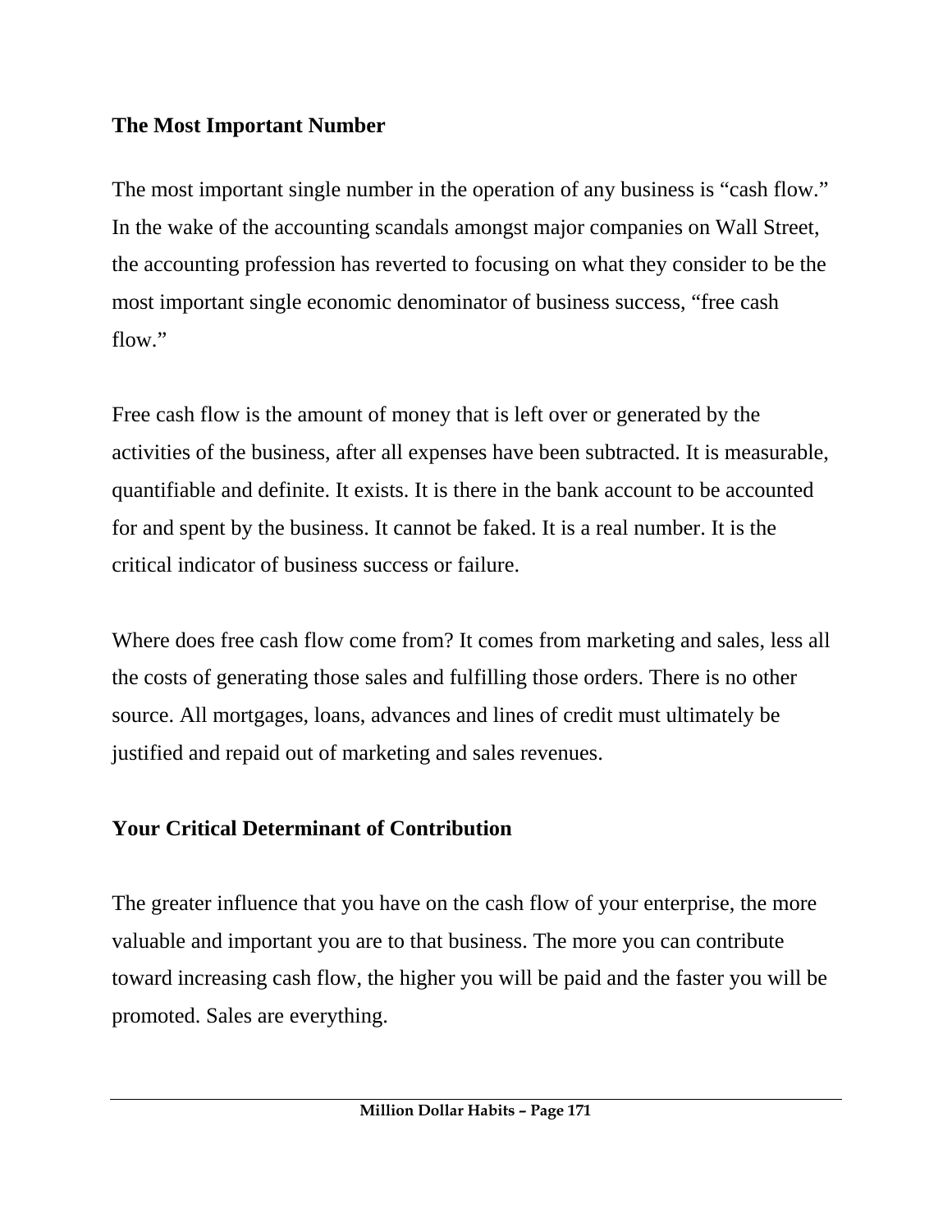## The Most Important Number

The most important single number in the operation of any business is "cash flow." In the wake of the accounting scandals amongst major companies on Wall Street, the accounting profession has reverted to focusing on what they consider to be the most important single economic denominator of business success, "free cash flow."

Free cash flow is the amount of money that is left over or generated by the activities of the business, after all expenses have been subtracted. It is measurable, quantifiable and definite. It exists. It is there in the bank account to be accounted for and spent by the business. It cannot be faked. It is a real number. It is the critical indicator of business success or failure.

Where does free cash flow come from? It comes from marketing and sales, less all the costs of generating those sales and fulfilling those orders. There is no other source. All mortgages, loans, advances and lines of credit must ultimately be justified and repaid out of marketing and sales revenues.

## Your Critical Determinant of Contribution

The greater influence that you have on the cash flow of your enterprise, the more valuable and important you are to that business. The more you can contribute toward increasing cash flow, the higher you will be paid and the faster you will be promoted. Sales are everything.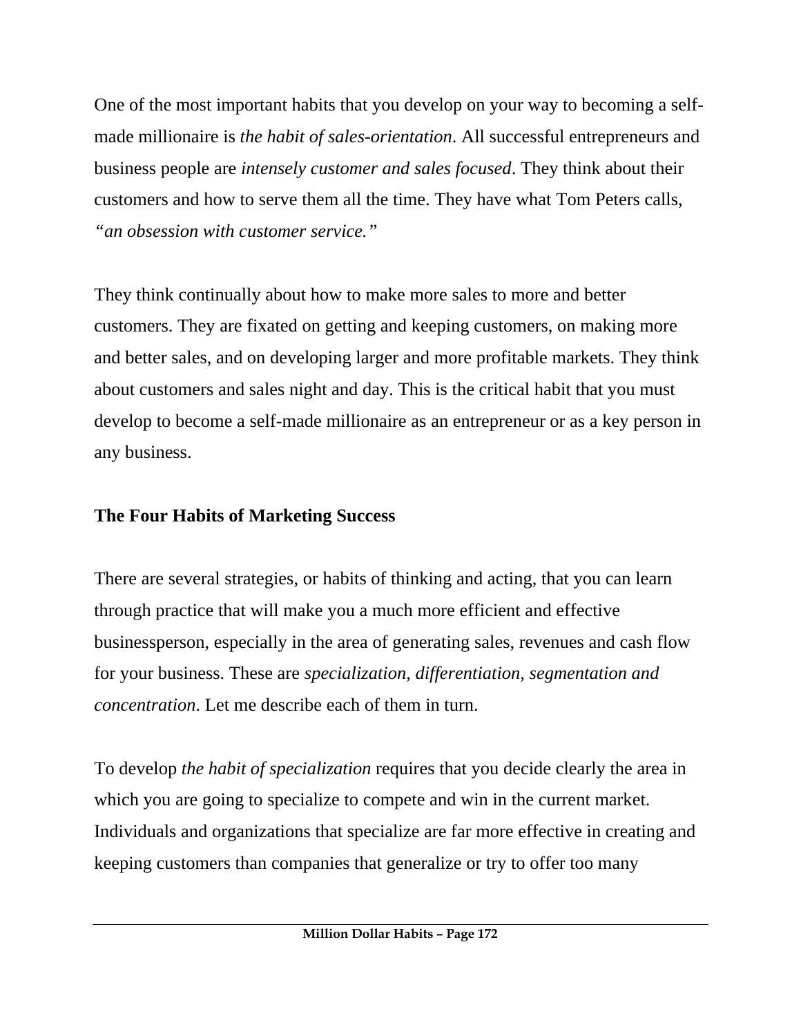One of the most important habits that you develop on your way to becoming a self-made millionaire is *the habit of sales-orientation*. All successful entrepreneurs and business people are *intensely customer and sales focused*. They think about their customers and how to serve them all the time. They have what Tom Peters calls, *"an obsession with customer service."*

They think continually about how to make more sales to more and better customers. They are fixated on getting and keeping customers, on making more and better sales, and on developing larger and more profitable markets. They think about customers and sales night and day. This is the critical habit that you must develop to become a self-made millionaire as an entrepreneur or as a key person in any business.

## The Four Habits of Marketing Success

There are several strategies, or habits of thinking and acting, that you can learn through practice that will make you a much more efficient and effective businessperson, especially in the area of generating sales, revenues and cash flow for your business. These are *specialization, differentiation, segmentation and concentration*. Let me describe each of them in turn.

To develop *the habit of specialization* requires that you decide clearly the area in which you are going to specialize to compete and win in the current market. Individuals and organizations that specialize are far more effective in creating and keeping customers than companies that generalize or try to offer too many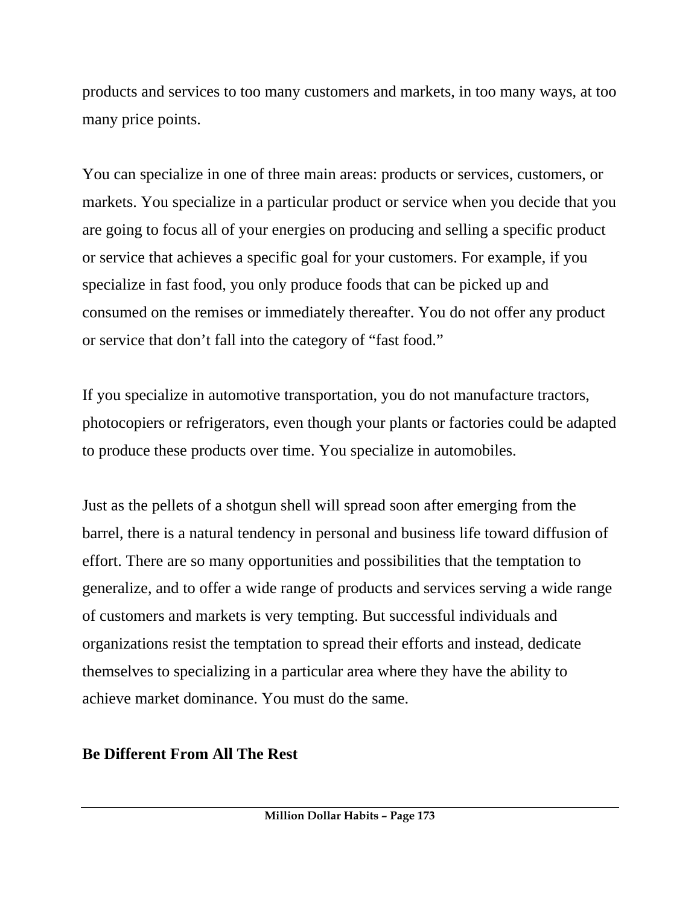products and services to too many customers and markets, in too many ways, at too many price points.

You can specialize in one of three main areas: products or services, customers, or markets. You specialize in a particular product or service when you decide that you are going to focus all of your energies on producing and selling a specific product or service that achieves a specific goal for your customers. For example, if you specialize in fast food, you only produce foods that can be picked up and consumed on the remises or immediately thereafter. You do not offer any product or service that don't fall into the category of "fast food."

If you specialize in automotive transportation, you do not manufacture tractors, photocopiers or refrigerators, even though your plants or factories could be adapted to produce these products over time. You specialize in automobiles.

Just as the pellets of a shotgun shell will spread soon after emerging from the barrel, there is a natural tendency in personal and business life toward diffusion of effort. There are so many opportunities and possibilities that the temptation to generalize, and to offer a wide range of products and services serving a wide range of customers and markets is very tempting. But successful individuals and organizations resist the temptation to spread their efforts and instead, dedicate themselves to specializing in a particular area where they have the ability to achieve market dominance. You must do the same.

**Be Different From All The Rest**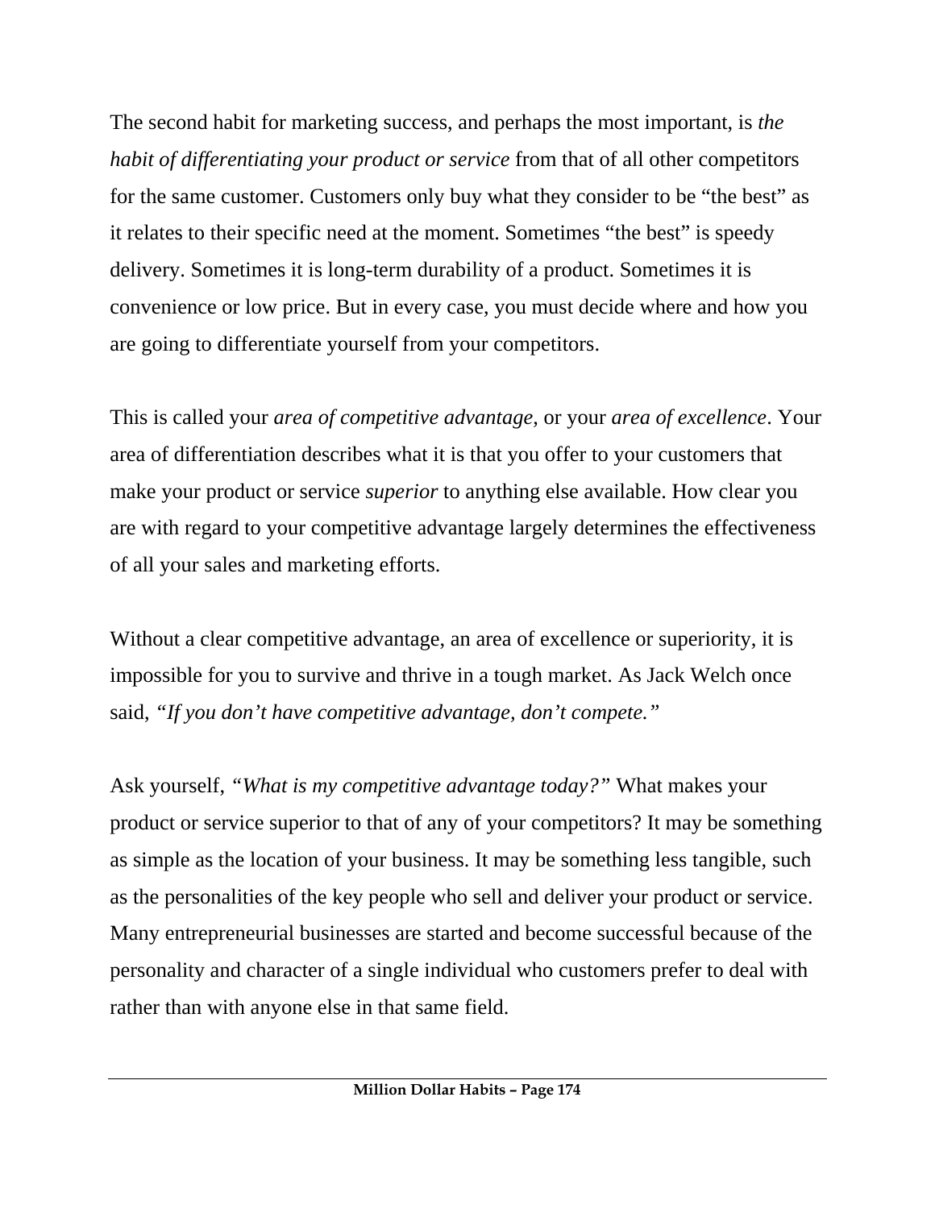The second habit for marketing success, and perhaps the most important, is *the habit of differentiating your product or service* from that of all other competitors for the same customer. Customers only buy what they consider to be "the best" as it relates to their specific need at the moment. Sometimes "the best" is speedy delivery. Sometimes it is long-term durability of a product. Sometimes it is convenience or low price. But in every case, you must decide where and how you are going to differentiate yourself from your competitors.

This is called your *area of competitive advantage*, or your *area of excellence*. Your area of differentiation describes what it is that you offer to your customers that make your product or service *superior* to anything else available. How clear you are with regard to your competitive advantage largely determines the effectiveness of all your sales and marketing efforts.

Without a clear competitive advantage, an area of excellence or superiority, it is impossible for you to survive and thrive in a tough market. As Jack Welch once said, *"If you don't have competitive advantage, don't compete."*

Ask yourself, *"What is my competitive advantage today?"* What makes your product or service superior to that of any of your competitors? It may be something as simple as the location of your business. It may be something less tangible, such as the personalities of the key people who sell and deliver your product or service. Many entrepreneurial businesses are started and become successful because of the personality and character of a single individual who customers prefer to deal with rather than with anyone else in that same field.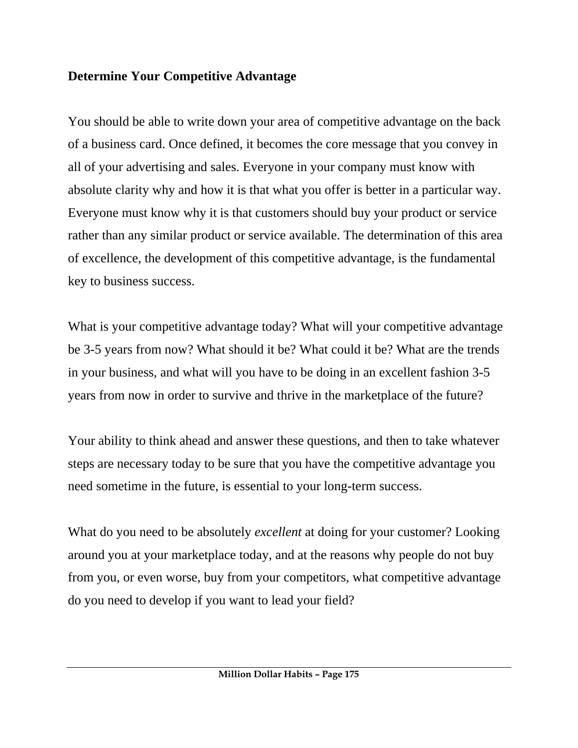## Determine Your Competitive Advantage

You should be able to write down your area of competitive advantage on the back of a business card. Once defined, it becomes the core message that you convey in all of your advertising and sales. Everyone in your company must know with absolute clarity why and how it is that what you offer is better in a particular way. Everyone must know why it is that customers should buy your product or service rather than any similar product or service available. The determination of this area of excellence, the development of this competitive advantage, is the fundamental key to business success.

What is your competitive advantage today? What will your competitive advantage be 3-5 years from now? What should it be? What could it be? What are the trends in your business, and what will you have to be doing in an excellent fashion 3-5 years from now in order to survive and thrive in the marketplace of the future?

Your ability to think ahead and answer these questions, and then to take whatever steps are necessary today to be sure that you have the competitive advantage you need sometime in the future, is essential to your long-term success.

What do you need to be absolutely *excellent* at doing for your customer? Looking around you at your marketplace today, and at the reasons why people do not buy from you, or even worse, buy from your competitors, what competitive advantage do you need to develop if you want to lead your field?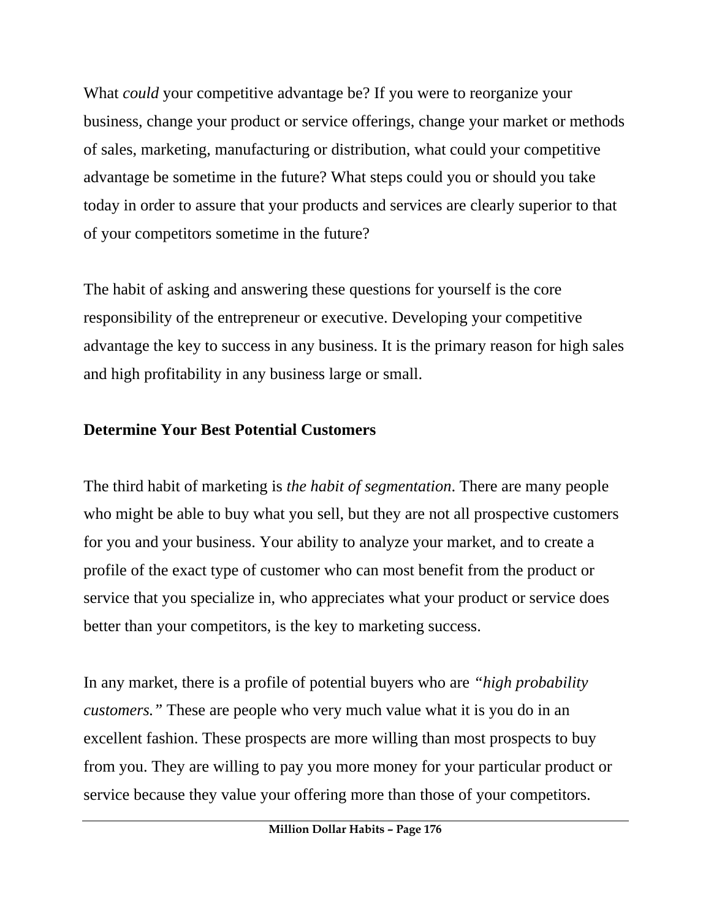What *could* your competitive advantage be? If you were to reorganize your business, change your product or service offerings, change your market or methods of sales, marketing, manufacturing or distribution, what could your competitive advantage be sometime in the future? What steps could you or should you take today in order to assure that your products and services are clearly superior to that of your competitors sometime in the future?

The habit of asking and answering these questions for yourself is the core responsibility of the entrepreneur or executive. Developing your competitive advantage the key to success in any business. It is the primary reason for high sales and high profitability in any business large or small.

## Determine Your Best Potential Customers

The third habit of marketing is *the habit of segmentation*. There are many people who might be able to buy what you sell, but they are not all prospective customers for you and your business. Your ability to analyze your market, and to create a profile of the exact type of customer who can most benefit from the product or service that you specialize in, who appreciates what your product or service does better than your competitors, is the key to marketing success.

In any market, there is a profile of potential buyers who are *"high probability customers."* These are people who very much value what it is you do in an excellent fashion. These prospects are more willing than most prospects to buy from you. They are willing to pay you more money for your particular product or service because they value your offering more than those of your competitors.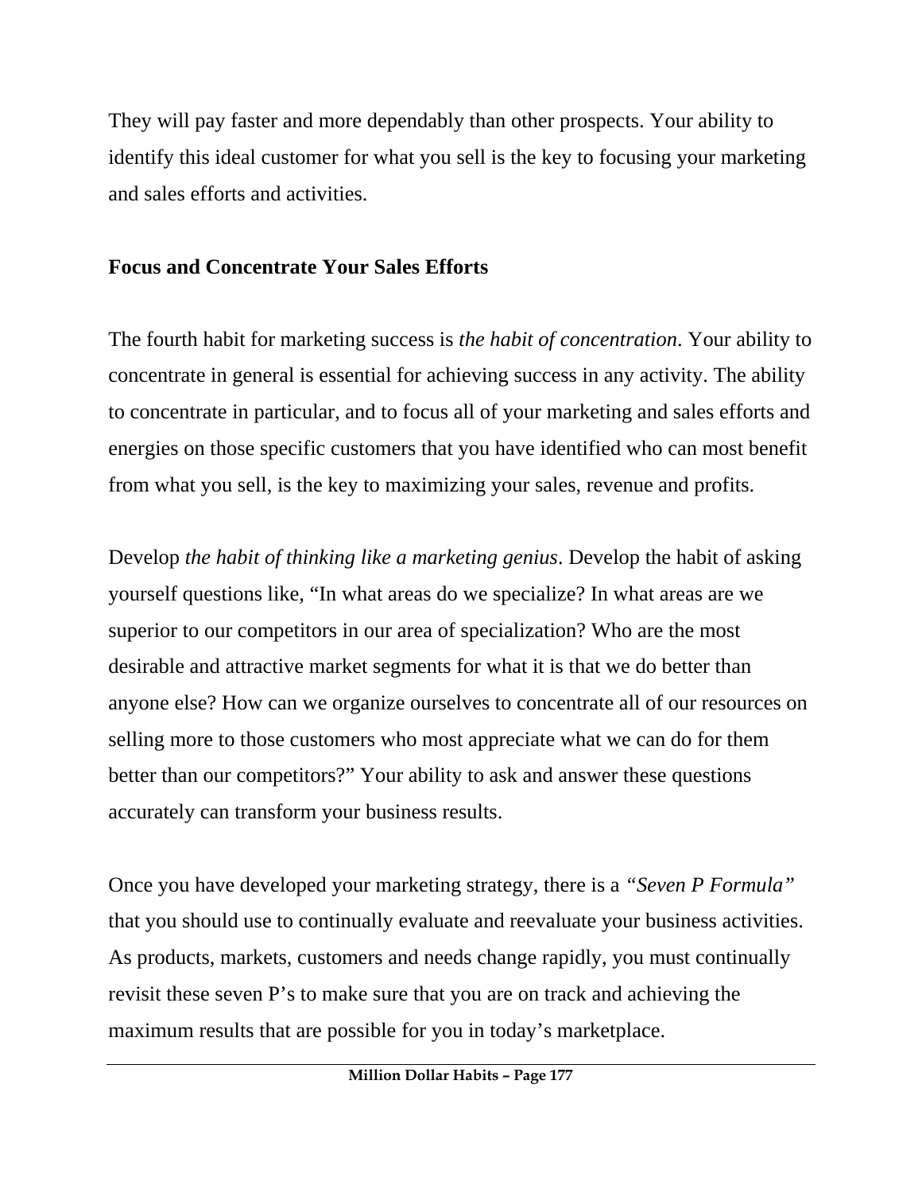They will pay faster and more dependably than other prospects. Your ability to identify this ideal customer for what you sell is the key to focusing your marketing and sales efforts and activities.

**Focus and Concentrate Your Sales Efforts**

The fourth habit for marketing success is *the habit of concentration*. Your ability to concentrate in general is essential for achieving success in any activity. The ability to concentrate in particular, and to focus all of your marketing and sales efforts and energies on those specific customers that you have identified who can most benefit from what you sell, is the key to maximizing your sales, revenue and profits.

Develop *the habit of thinking like a marketing genius*. Develop the habit of asking yourself questions like, "In what areas do we specialize? In what areas are we superior to our competitors in our area of specialization? Who are the most desirable and attractive market segments for what it is that we do better than anyone else? How can we organize ourselves to concentrate all of our resources on selling more to those customers who most appreciate what we can do for them better than our competitors?" Your ability to ask and answer these questions accurately can transform your business results.

Once you have developed your marketing strategy, there is a *"Seven P Formula"* that you should use to continually evaluate and reevaluate your business activities. As products, markets, customers and needs change rapidly, you must continually revisit these seven P's to make sure that you are on track and achieving the maximum results that are possible for you in today's marketplace.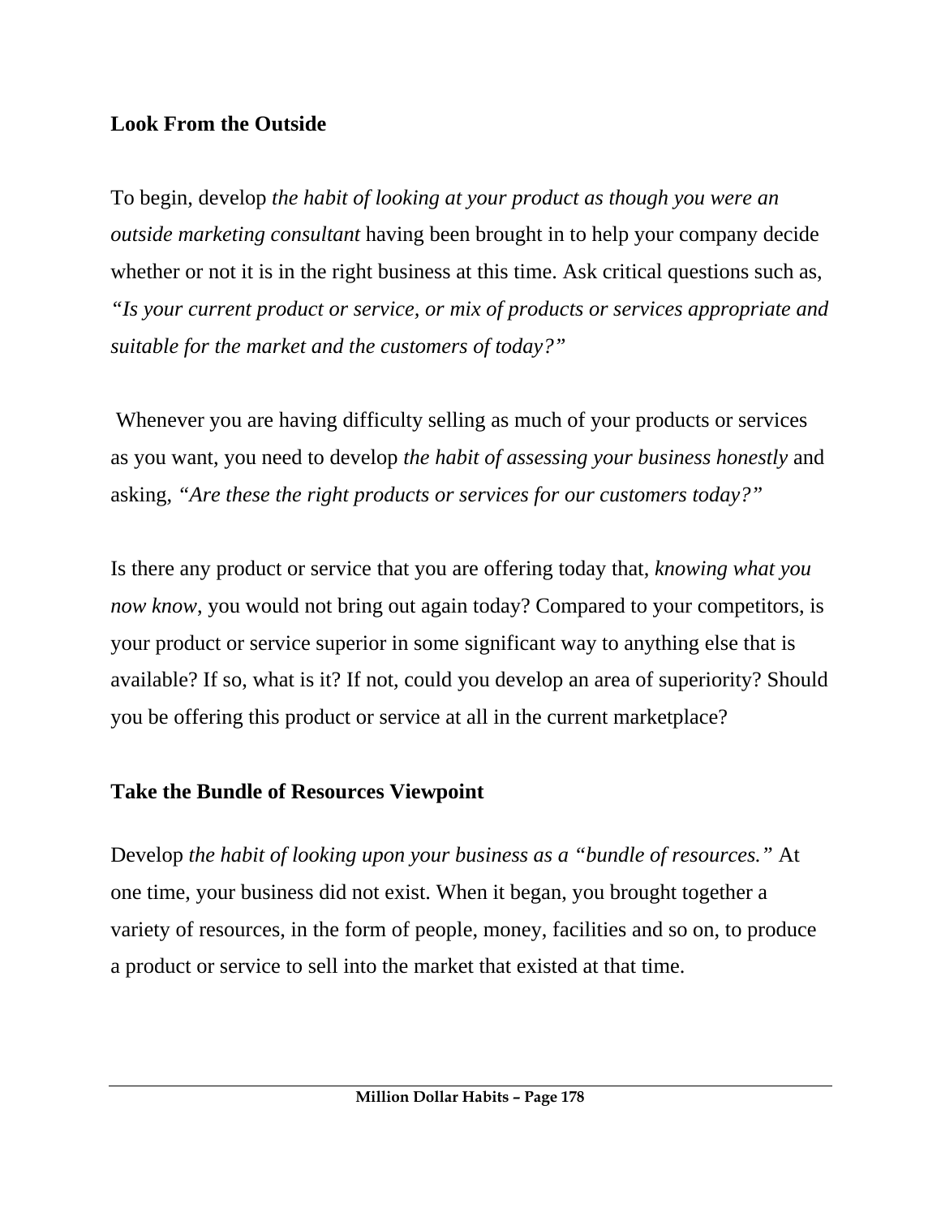**Look From the Outside**

To begin, develop *the habit of looking at your product as though you were an outside marketing consultant* having been brought in to help your company decide whether or not it is in the right business at this time. Ask critical questions such as, *"Is your current product or service, or mix of products or services appropriate and suitable for the market and the customers of today?"*

Whenever you are having difficulty selling as much of your products or services as you want, you need to develop *the habit of assessing your business honestly* and asking, *"Are these the right products or services for our customers today?"*

Is there any product or service that you are offering today that, *knowing what you now know*, you would not bring out again today? Compared to your competitors, is your product or service superior in some significant way to anything else that is available? If so, what is it? If not, could you develop an area of superiority? Should you be offering this product or service at all in the current marketplace?

**Take the Bundle of Resources Viewpoint**

Develop *the habit of looking upon your business as a "bundle of resources."* At one time, your business did not exist. When it began, you brought together a variety of resources, in the form of people, money, facilities and so on, to produce a product or service to sell into the market that existed at that time.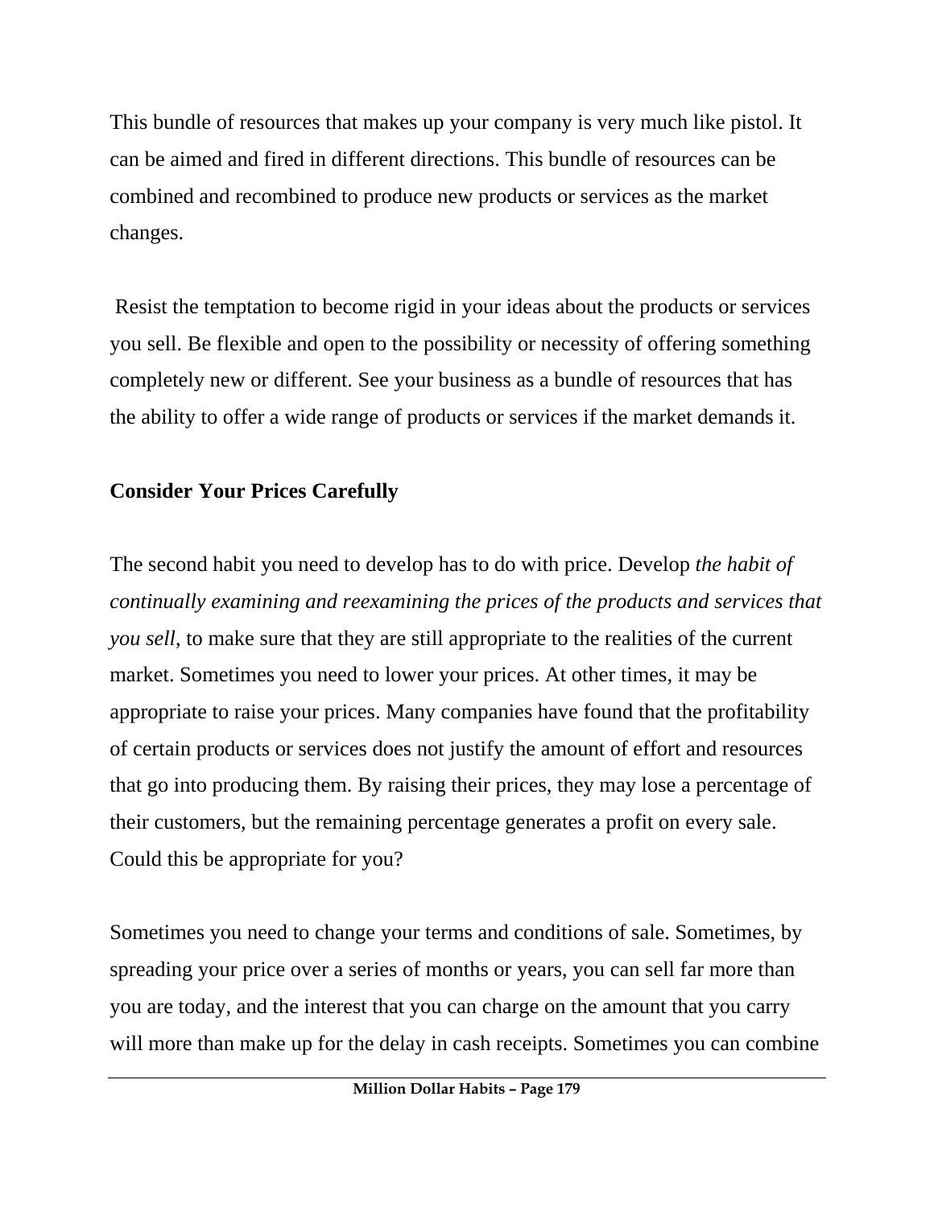This bundle of resources that makes up your company is very much like pistol. It can be aimed and fired in different directions. This bundle of resources can be combined and recombined to produce new products or services as the market changes.

Resist the temptation to become rigid in your ideas about the products or services you sell. Be flexible and open to the possibility or necessity of offering something completely new or different. See your business as a bundle of resources that has the ability to offer a wide range of products or services if the market demands it.

**Consider Your Prices Carefully**

The second habit you need to develop has to do with price. Develop *the habit of continually examining and reexamining the prices of the products and services that you sell*, to make sure that they are still appropriate to the realities of the current market. Sometimes you need to lower your prices. At other times, it may be appropriate to raise your prices. Many companies have found that the profitability of certain products or services does not justify the amount of effort and resources that go into producing them. By raising their prices, they may lose a percentage of their customers, but the remaining percentage generates a profit on every sale. Could this be appropriate for you?

Sometimes you need to change your terms and conditions of sale. Sometimes, by spreading your price over a series of months or years, you can sell far more than you are today, and the interest that you can charge on the amount that you carry will more than make up for the delay in cash receipts. Sometimes you can combine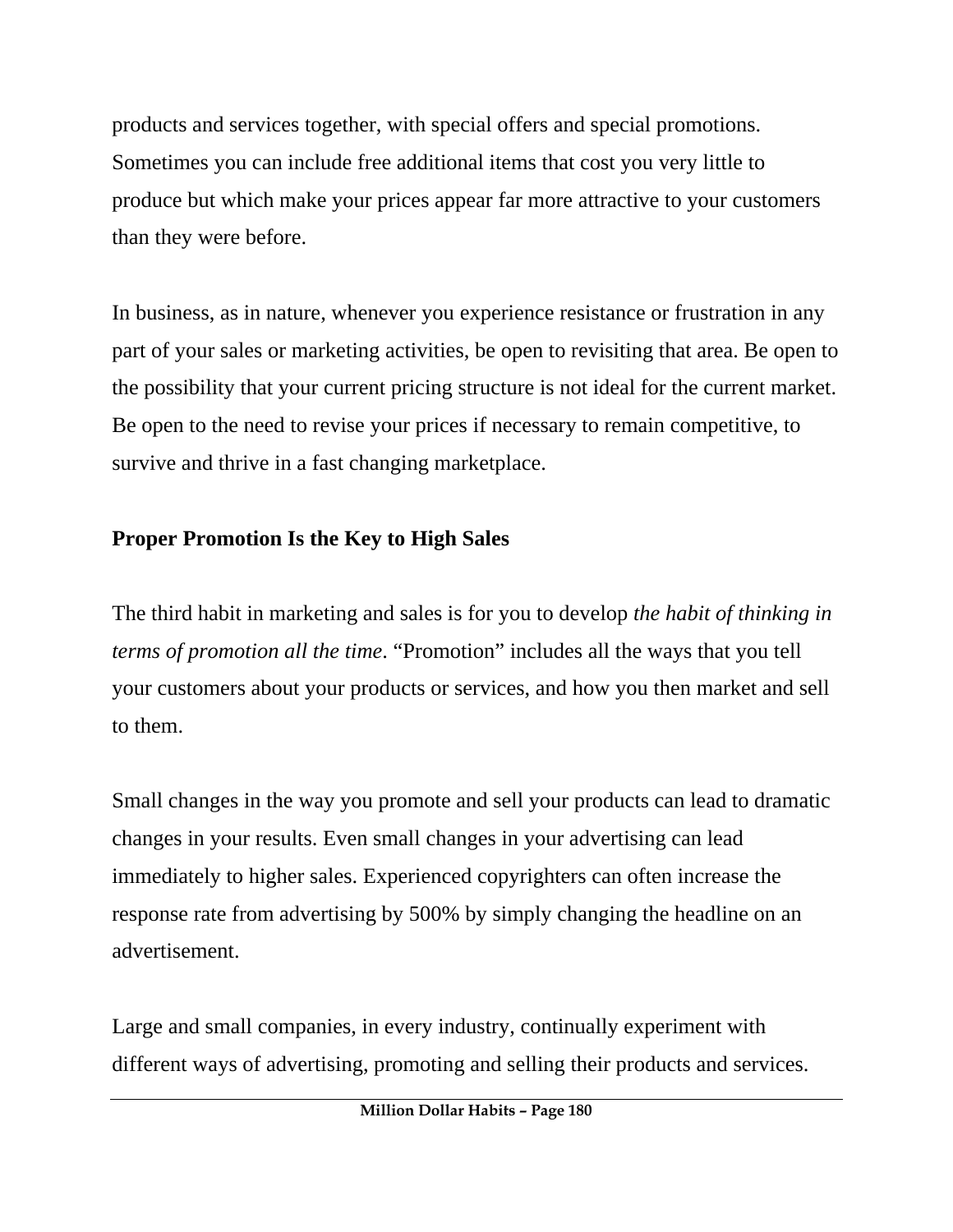products and services together, with special offers and special promotions. Sometimes you can include free additional items that cost you very little to produce but which make your prices appear far more attractive to your customers than they were before.

In business, as in nature, whenever you experience resistance or frustration in any part of your sales or marketing activities, be open to revisiting that area. Be open to the possibility that your current pricing structure is not ideal for the current market. Be open to the need to revise your prices if necessary to remain competitive, to survive and thrive in a fast changing marketplace.

## Proper Promotion Is the Key to High Sales

The third habit in marketing and sales is for you to develop *the habit of thinking in terms of promotion all the time*. "Promotion" includes all the ways that you tell your customers about your products or services, and how you then market and sell to them.

Small changes in the way you promote and sell your products can lead to dramatic changes in your results. Even small changes in your advertising can lead immediately to higher sales. Experienced copyrighters can often increase the response rate from advertising by 500% by simply changing the headline on an advertisement.

Large and small companies, in every industry, continually experiment with different ways of advertising, promoting and selling their products and services.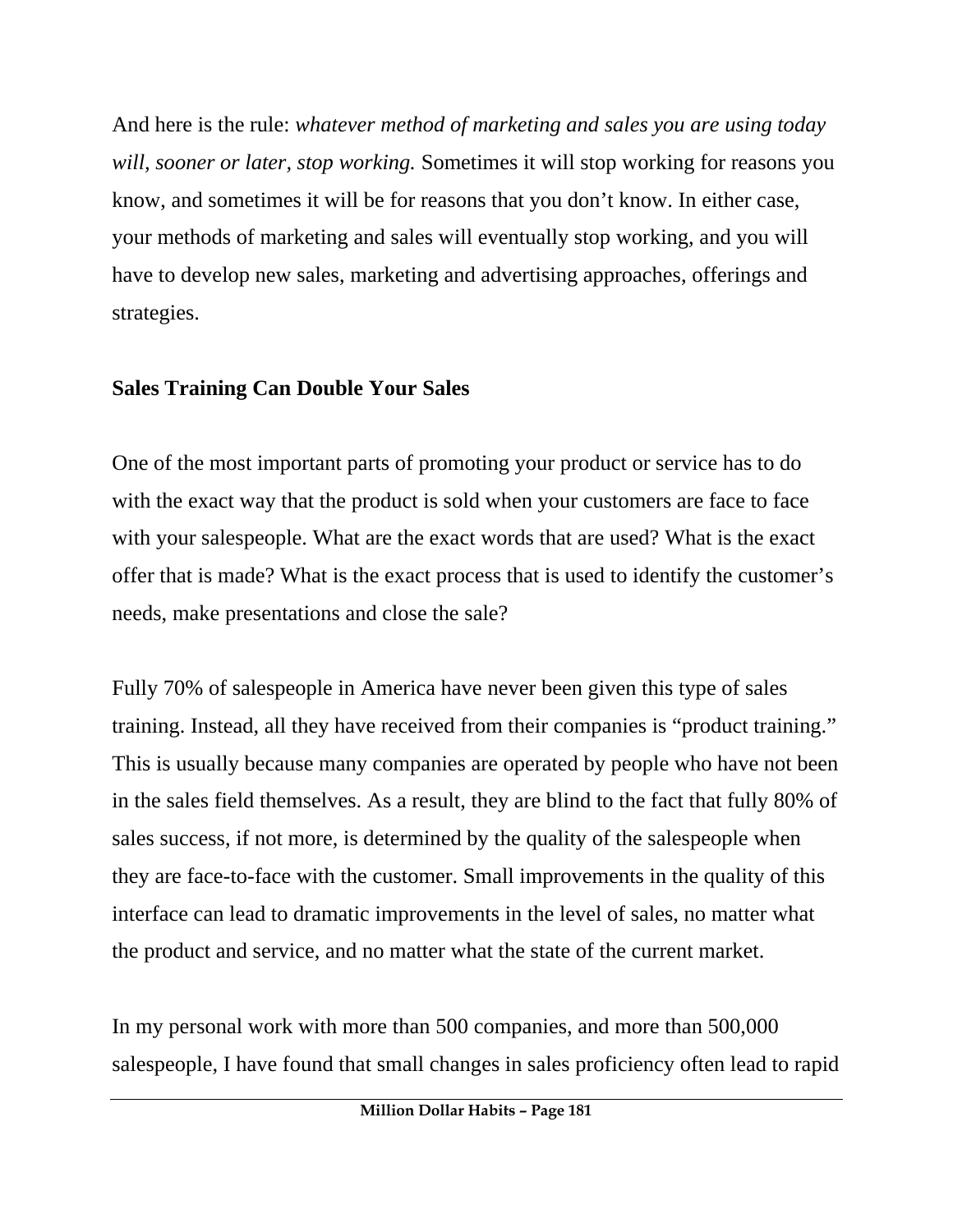And here is the rule: *whatever method of marketing and sales you are using today will, sooner or later, stop working.* Sometimes it will stop working for reasons you know, and sometimes it will be for reasons that you don't know. In either case, your methods of marketing and sales will eventually stop working, and you will have to develop new sales, marketing and advertising approaches, offerings and strategies.

**Sales Training Can Double Your Sales**

One of the most important parts of promoting your product or service has to do with the exact way that the product is sold when your customers are face to face with your salespeople. What are the exact words that are used? What is the exact offer that is made? What is the exact process that is used to identify the customer's needs, make presentations and close the sale?

Fully 70% of salespeople in America have never been given this type of sales training. Instead, all they have received from their companies is "product training." This is usually because many companies are operated by people who have not been in the sales field themselves. As a result, they are blind to the fact that fully 80% of sales success, if not more, is determined by the quality of the salespeople when they are face-to-face with the customer. Small improvements in the quality of this interface can lead to dramatic improvements in the level of sales, no matter what the product and service, and no matter what the state of the current market.

In my personal work with more than 500 companies, and more than 500,000 salespeople, I have found that small changes in sales proficiency often lead to rapid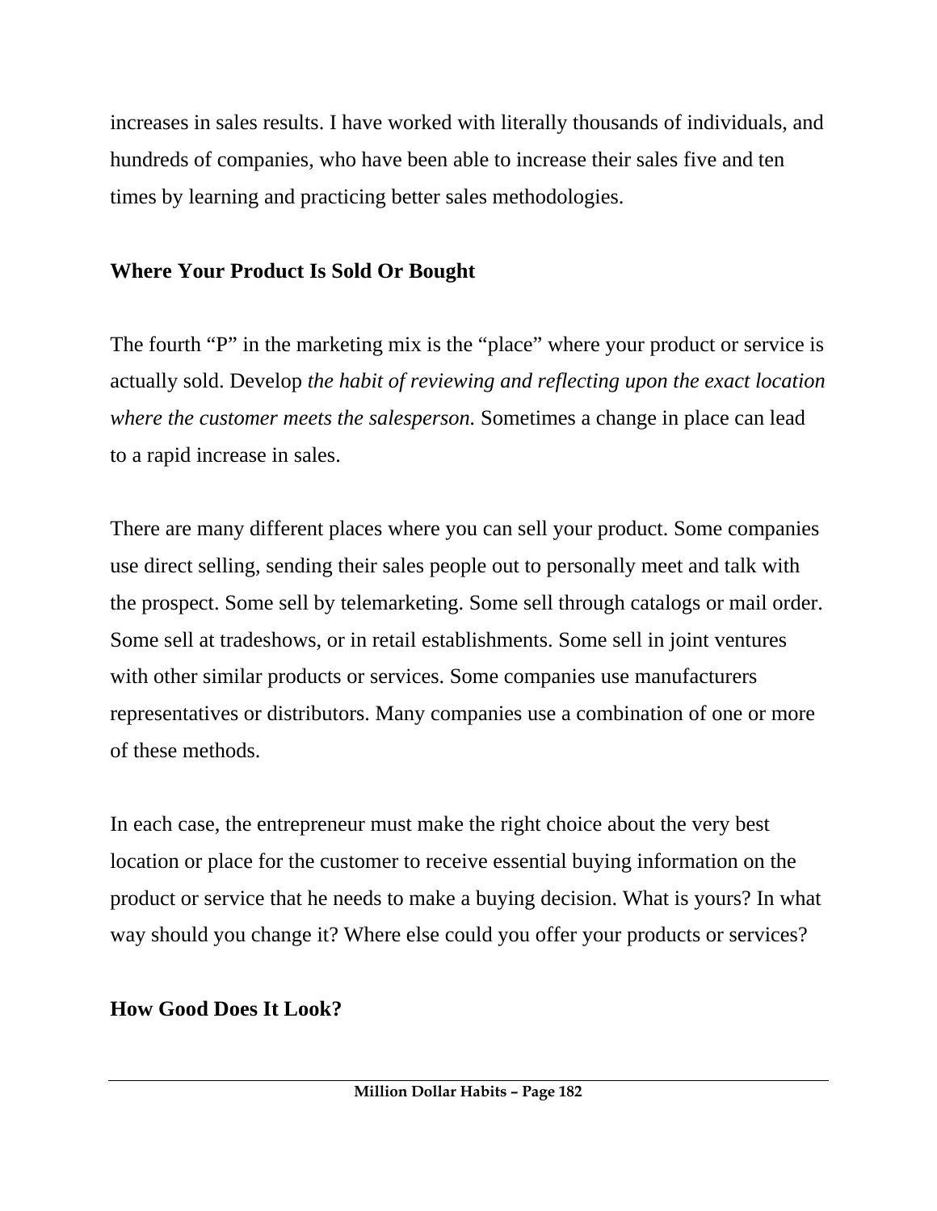increases in sales results. I have worked with literally thousands of individuals, and hundreds of companies, who have been able to increase their sales five and ten times by learning and practicing better sales methodologies.

## Where Your Product Is Sold Or Bought

The fourth "P" in the marketing mix is the "place" where your product or service is actually sold. Develop *the habit of reviewing and reflecting upon the exact location where the customer meets the salesperson.* Sometimes a change in place can lead to a rapid increase in sales.

There are many different places where you can sell your product. Some companies use direct selling, sending their sales people out to personally meet and talk with the prospect. Some sell by telemarketing. Some sell through catalogs or mail order. Some sell at tradeshows, or in retail establishments. Some sell in joint ventures with other similar products or services. Some companies use manufacturers representatives or distributors. Many companies use a combination of one or more of these methods.

In each case, the entrepreneur must make the right choice about the very best location or place for the customer to receive essential buying information on the product or service that he needs to make a buying decision. What is yours? In what way should you change it? Where else could you offer your products or services?

## How Good Does It Look?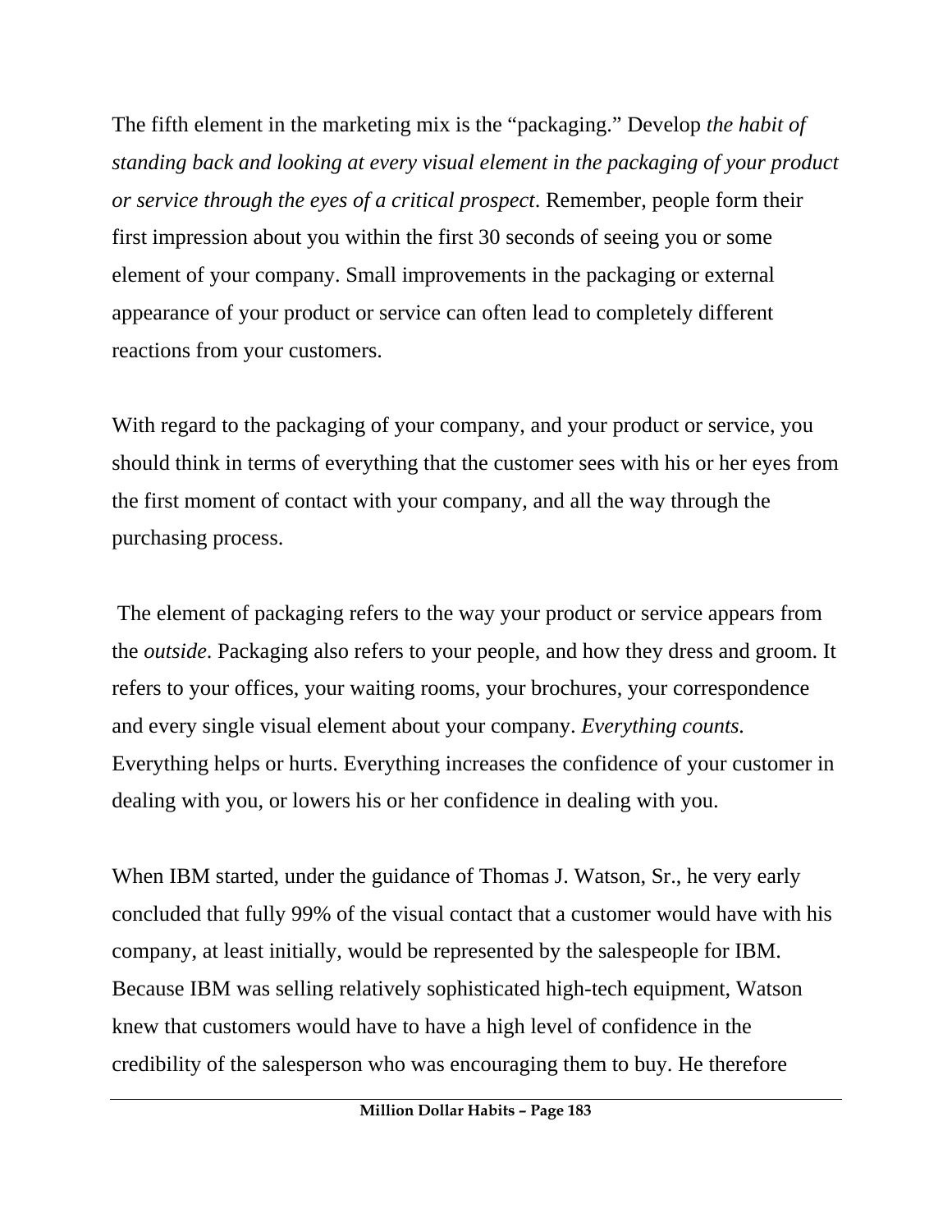The fifth element in the marketing mix is the "packaging." Develop *the habit of standing back and looking at every visual element in the packaging of your product or service through the eyes of a critical prospect*. Remember, people form their first impression about you within the first 30 seconds of seeing you or some element of your company. Small improvements in the packaging or external appearance of your product or service can often lead to completely different reactions from your customers.

With regard to the packaging of your company, and your product or service, you should think in terms of everything that the customer sees with his or her eyes from the first moment of contact with your company, and all the way through the purchasing process.

The element of packaging refers to the way your product or service appears from the *outside*. Packaging also refers to your people, and how they dress and groom. It refers to your offices, your waiting rooms, your brochures, your correspondence and every single visual element about your company. *Everything counts.* Everything helps or hurts. Everything increases the confidence of your customer in dealing with you, or lowers his or her confidence in dealing with you.

When IBM started, under the guidance of Thomas J. Watson, Sr., he very early concluded that fully 99% of the visual contact that a customer would have with his company, at least initially, would be represented by the salespeople for IBM. Because IBM was selling relatively sophisticated high-tech equipment, Watson knew that customers would have to have a high level of confidence in the credibility of the salesperson who was encouraging them to buy. He therefore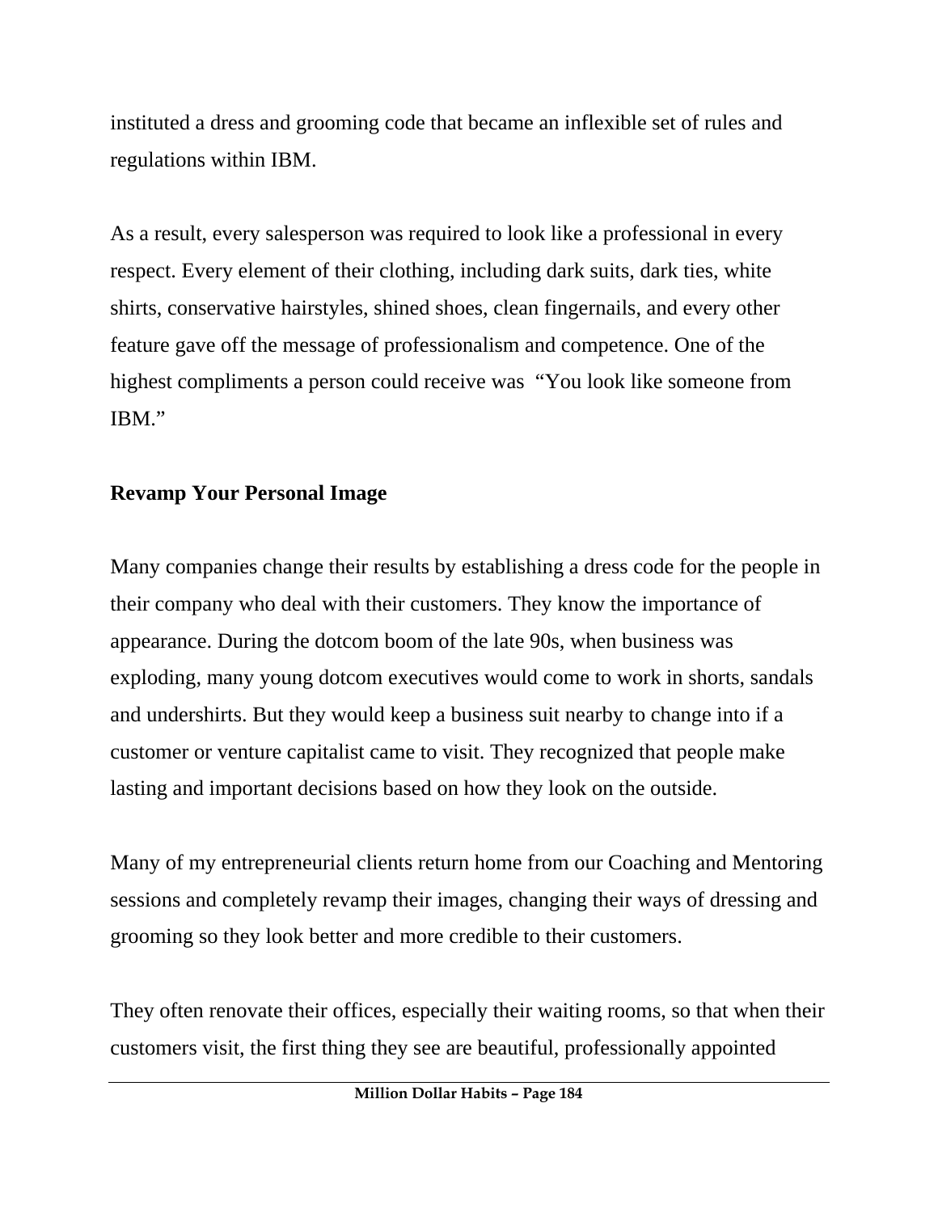instituted a dress and grooming code that became an inflexible set of rules and regulations within IBM.

As a result, every salesperson was required to look like a professional in every respect. Every element of their clothing, including dark suits, dark ties, white shirts, conservative hairstyles, shined shoes, clean fingernails, and every other feature gave off the message of professionalism and competence. One of the highest compliments a person could receive was "You look like someone from IBM."

**Revamp Your Personal Image**

Many companies change their results by establishing a dress code for the people in their company who deal with their customers. They know the importance of appearance. During the dotcom boom of the late 90s, when business was exploding, many young dotcom executives would come to work in shorts, sandals and undershirts. But they would keep a business suit nearby to change into if a customer or venture capitalist came to visit. They recognized that people make lasting and important decisions based on how they look on the outside.

Many of my entrepreneurial clients return home from our Coaching and Mentoring sessions and completely revamp their images, changing their ways of dressing and grooming so they look better and more credible to their customers.

They often renovate their offices, especially their waiting rooms, so that when their customers visit, the first thing they see are beautiful, professionally appointed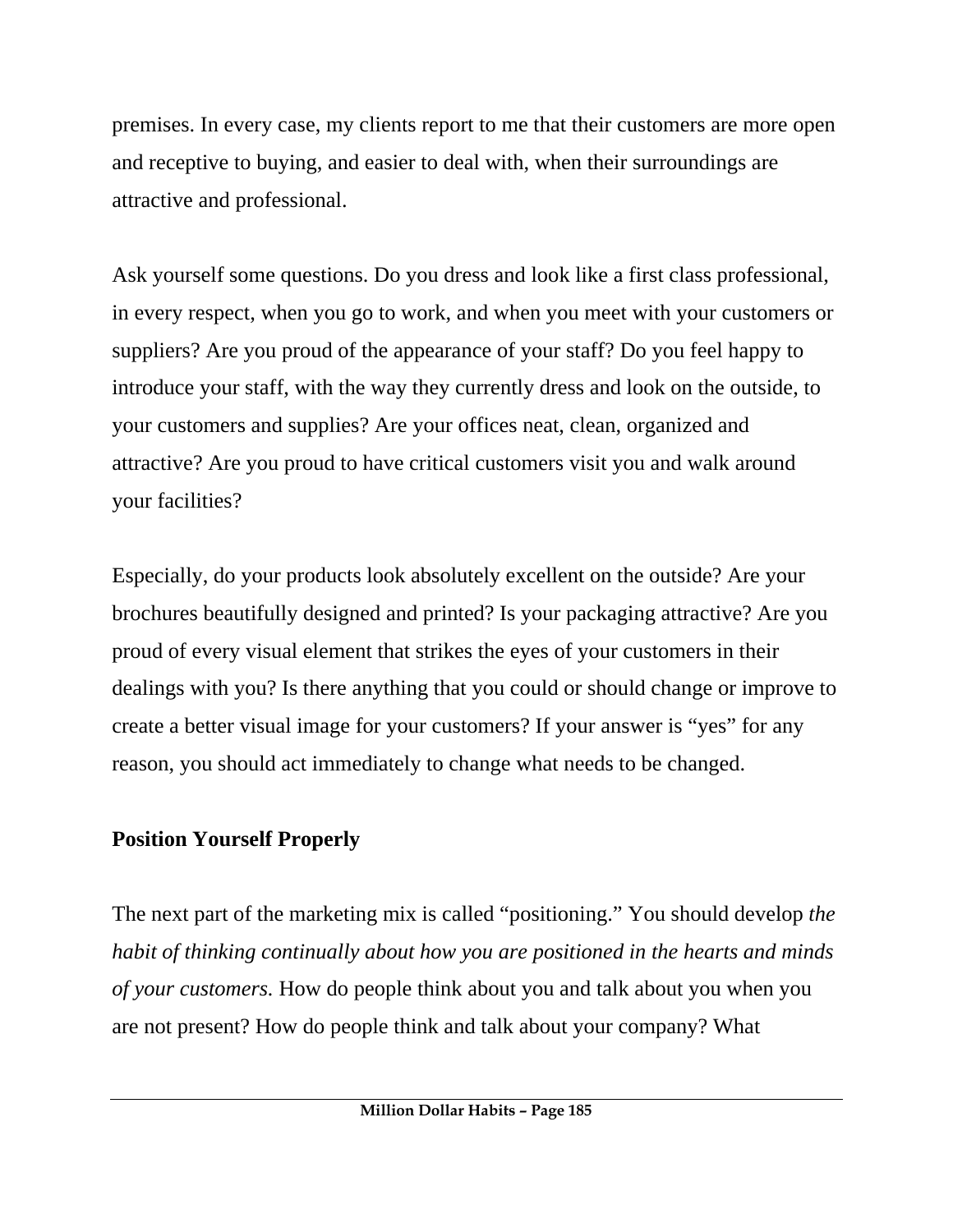premises. In every case, my clients report to me that their customers are more open and receptive to buying, and easier to deal with, when their surroundings are attractive and professional.

Ask yourself some questions. Do you dress and look like a first class professional, in every respect, when you go to work, and when you meet with your customers or suppliers? Are you proud of the appearance of your staff? Do you feel happy to introduce your staff, with the way they currently dress and look on the outside, to your customers and supplies? Are your offices neat, clean, organized and attractive? Are you proud to have critical customers visit you and walk around your facilities?

Especially, do your products look absolutely excellent on the outside? Are your brochures beautifully designed and printed? Is your packaging attractive? Are you proud of every visual element that strikes the eyes of your customers in their dealings with you? Is there anything that you could or should change or improve to create a better visual image for your customers? If your answer is "yes" for any reason, you should act immediately to change what needs to be changed.

**Position Yourself Properly**

The next part of the marketing mix is called "positioning." You should develop *the habit of thinking continually about how you are positioned in the hearts and minds of your customers.* How do people think about you and talk about you when you are not present? How do people think and talk about your company? What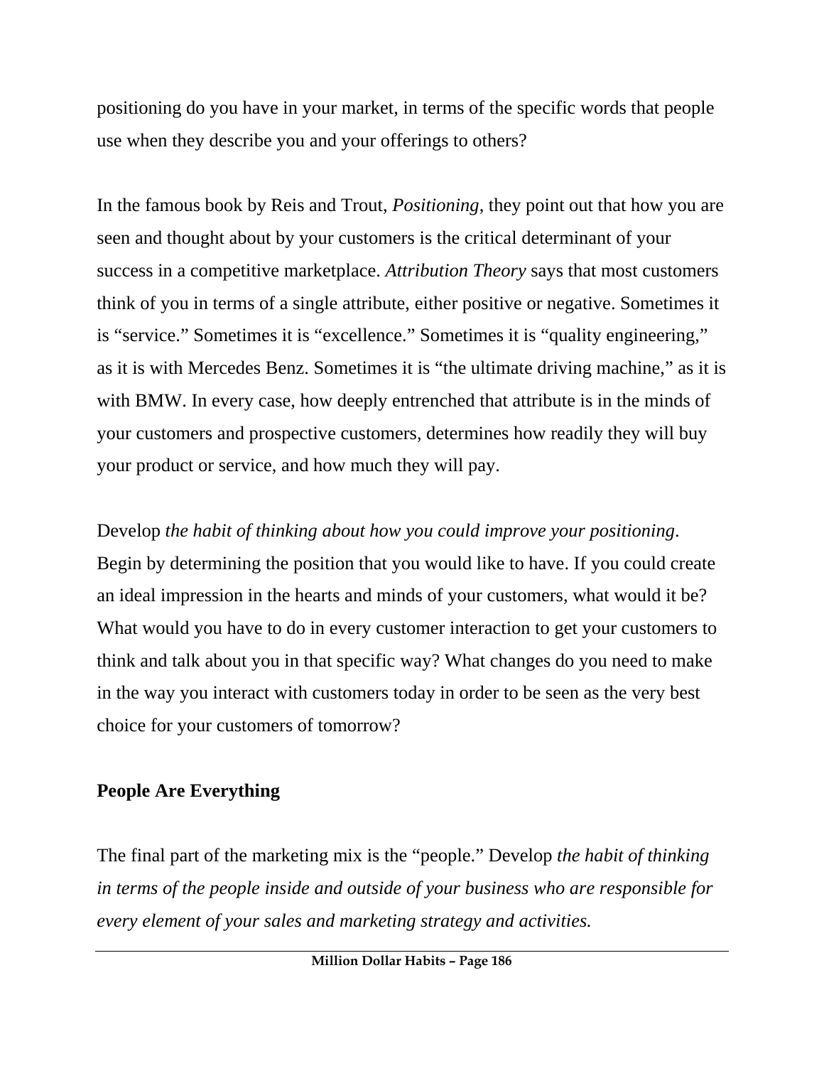positioning do you have in your market, in terms of the specific words that people use when they describe you and your offerings to others?

In the famous book by Reis and Trout, *Positioning*, they point out that how you are seen and thought about by your customers is the critical determinant of your success in a competitive marketplace. *Attribution Theory* says that most customers think of you in terms of a single attribute, either positive or negative. Sometimes it is "service." Sometimes it is "excellence." Sometimes it is "quality engineering," as it is with Mercedes Benz. Sometimes it is "the ultimate driving machine," as it is with BMW. In every case, how deeply entrenched that attribute is in the minds of your customers and prospective customers, determines how readily they will buy your product or service, and how much they will pay.

Develop *the habit of thinking about how you could improve your positioning*. Begin by determining the position that you would like to have. If you could create an ideal impression in the hearts and minds of your customers, what would it be? What would you have to do in every customer interaction to get your customers to think and talk about you in that specific way? What changes do you need to make in the way you interact with customers today in order to be seen as the very best choice for your customers of tomorrow?

## People Are Everything

The final part of the marketing mix is the "people." Develop *the habit of thinking in terms of the people inside and outside of your business who are responsible for every element of your sales and marketing strategy and activities.*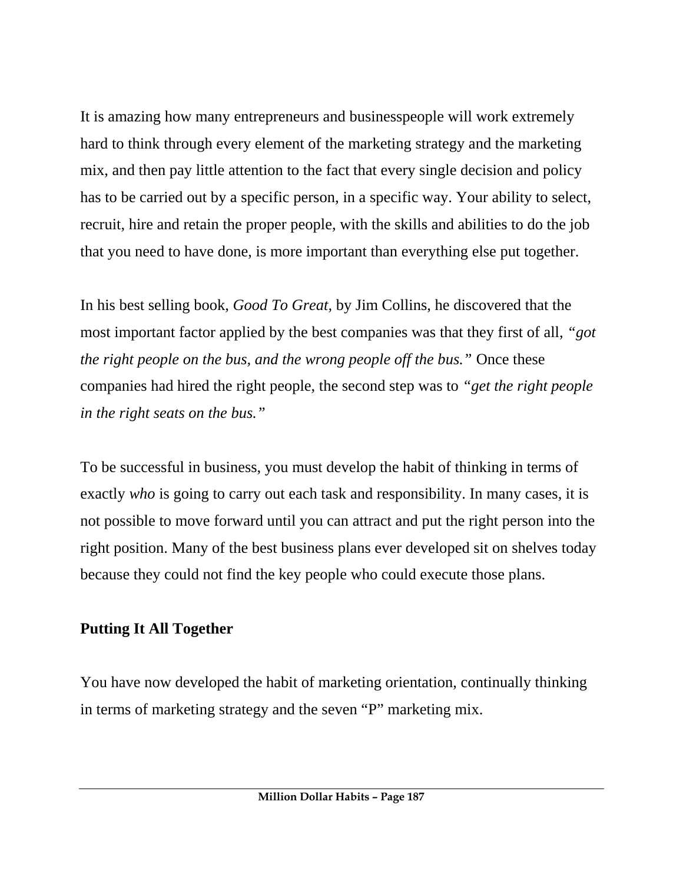It is amazing how many entrepreneurs and businesspeople will work extremely hard to think through every element of the marketing strategy and the marketing mix, and then pay little attention to the fact that every single decision and policy has to be carried out by a specific person, in a specific way. Your ability to select, recruit, hire and retain the proper people, with the skills and abilities to do the job that you need to have done, is more important than everything else put together.

In his best selling book, *Good To Great,* by Jim Collins, he discovered that the most important factor applied by the best companies was that they first of all, *"got the right people on the bus, and the wrong people off the bus."* Once these companies had hired the right people, the second step was to *"get the right people in the right seats on the bus."*

To be successful in business, you must develop the habit of thinking in terms of exactly *who* is going to carry out each task and responsibility. In many cases, it is not possible to move forward until you can attract and put the right person into the right position. Many of the best business plans ever developed sit on shelves today because they could not find the key people who could execute those plans.

**Putting It All Together**

You have now developed the habit of marketing orientation, continually thinking in terms of marketing strategy and the seven "P" marketing mix.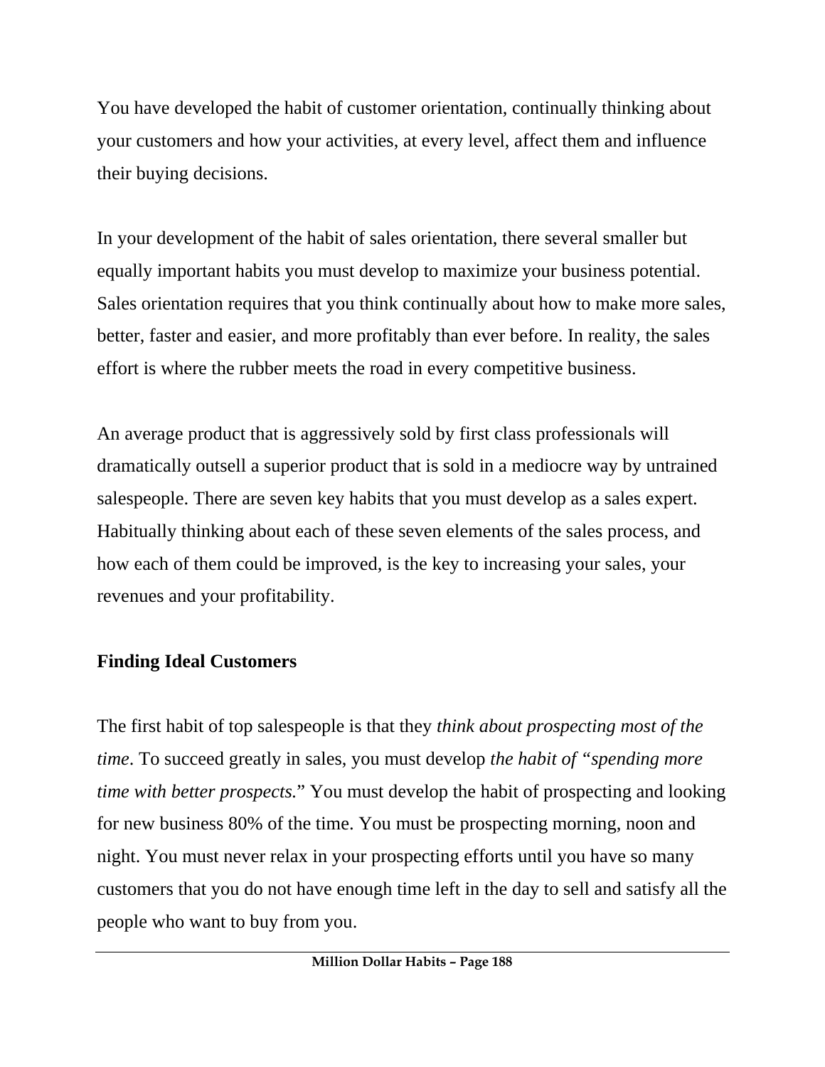You have developed the habit of customer orientation, continually thinking about your customers and how your activities, at every level, affect them and influence their buying decisions.

In your development of the habit of sales orientation, there several smaller but equally important habits you must develop to maximize your business potential. Sales orientation requires that you think continually about how to make more sales, better, faster and easier, and more profitably than ever before. In reality, the sales effort is where the rubber meets the road in every competitive business.

An average product that is aggressively sold by first class professionals will dramatically outsell a superior product that is sold in a mediocre way by untrained salespeople. There are seven key habits that you must develop as a sales expert. Habitually thinking about each of these seven elements of the sales process, and how each of them could be improved, is the key to increasing your sales, your revenues and your profitability.

**Finding Ideal Customers**

The first habit of top salespeople is that they *think about prospecting most of the time*. To succeed greatly in sales, you must develop *the habit of "spending more time with better prospects.*" You must develop the habit of prospecting and looking for new business 80% of the time. You must be prospecting morning, noon and night. You must never relax in your prospecting efforts until you have so many customers that you do not have enough time left in the day to sell and satisfy all the people who want to buy from you.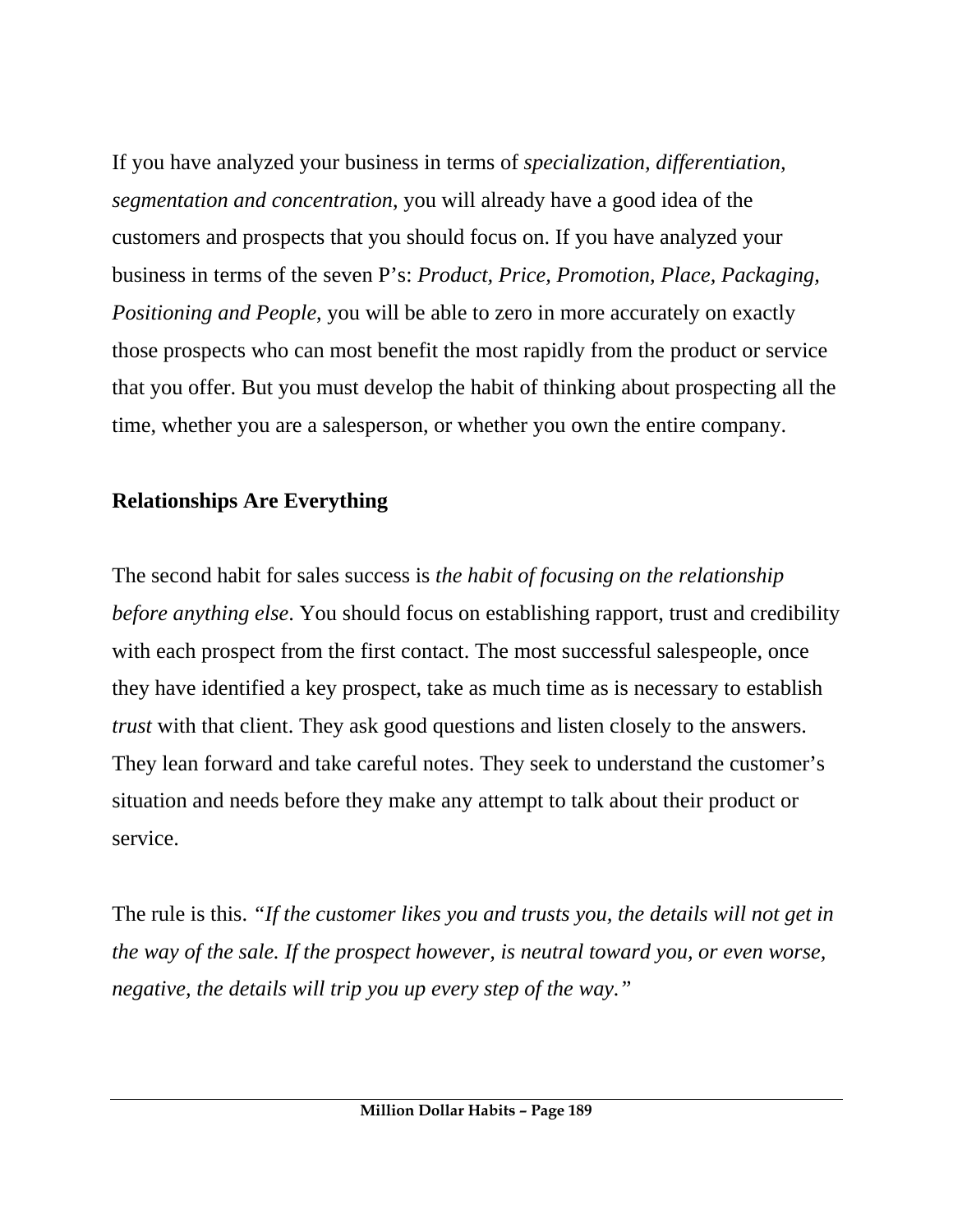If you have analyzed your business in terms of *specialization, differentiation, segmentation and concentration*, you will already have a good idea of the customers and prospects that you should focus on. If you have analyzed your business in terms of the seven P's: *Product, Price, Promotion, Place, Packaging, Positioning and People*, you will be able to zero in more accurately on exactly those prospects who can most benefit the most rapidly from the product or service that you offer. But you must develop the habit of thinking about prospecting all the time, whether you are a salesperson, or whether you own the entire company.

**Relationships Are Everything**

The second habit for sales success is *the habit of focusing on the relationship before anything else*. You should focus on establishing rapport, trust and credibility with each prospect from the first contact. The most successful salespeople, once they have identified a key prospect, take as much time as is necessary to establish *trust* with that client. They ask good questions and listen closely to the answers. They lean forward and take careful notes. They seek to understand the customer's situation and needs before they make any attempt to talk about their product or service.

The rule is this. *"If the customer likes you and trusts you, the details will not get in the way of the sale. If the prospect however, is neutral toward you, or even worse, negative, the details will trip you up every step of the way."*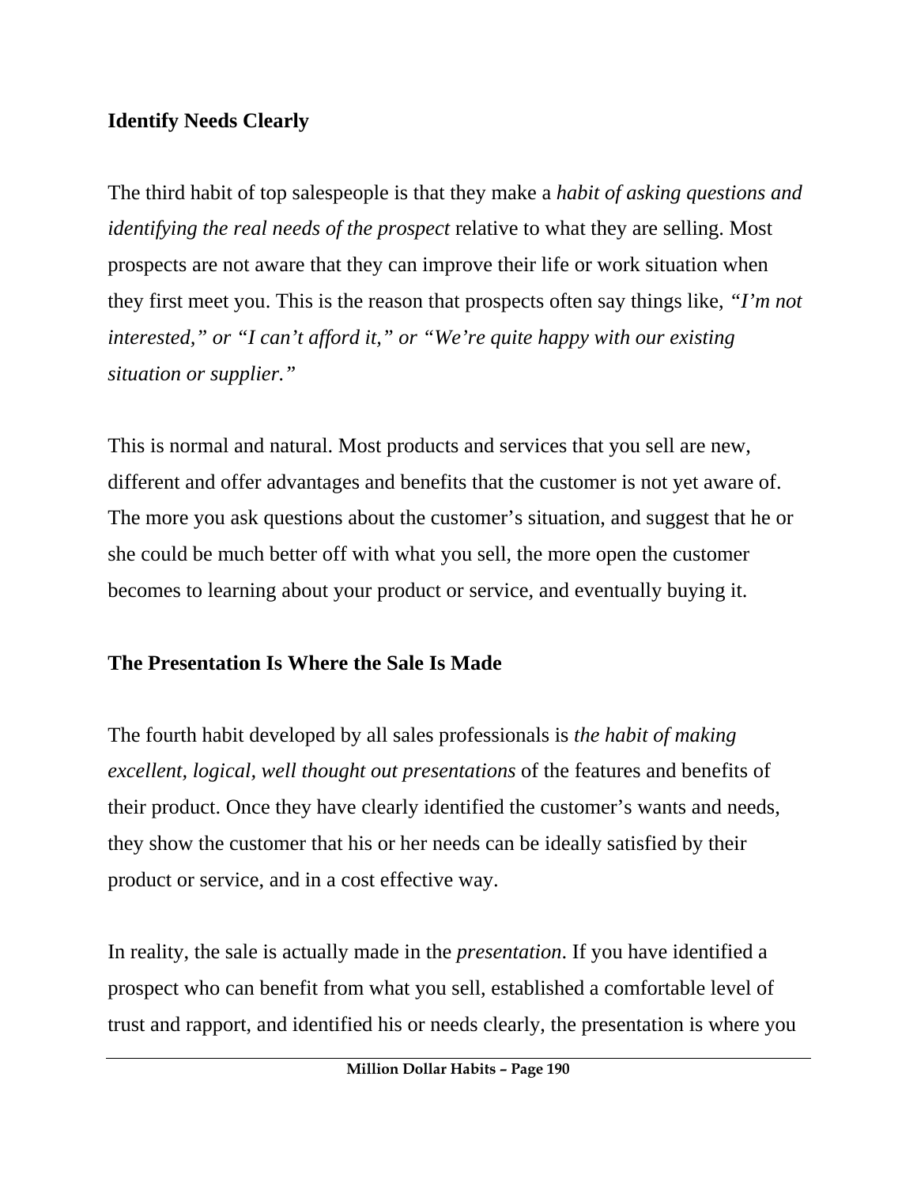**Identify Needs Clearly**

The third habit of top salespeople is that they make a *habit of asking questions and identifying the real needs of the prospect* relative to what they are selling. Most prospects are not aware that they can improve their life or work situation when they first meet you. This is the reason that prospects often say things like, *"I'm not interested," or "I can't afford it," or "We're quite happy with our existing situation or supplier."*

This is normal and natural. Most products and services that you sell are new, different and offer advantages and benefits that the customer is not yet aware of. The more you ask questions about the customer's situation, and suggest that he or she could be much better off with what you sell, the more open the customer becomes to learning about your product or service, and eventually buying it.

**The Presentation Is Where the Sale Is Made**

The fourth habit developed by all sales professionals is *the habit of making excellent, logical, well thought out presentations* of the features and benefits of their product. Once they have clearly identified the customer's wants and needs, they show the customer that his or her needs can be ideally satisfied by their product or service, and in a cost effective way.

In reality, the sale is actually made in the *presentation*. If you have identified a prospect who can benefit from what you sell, established a comfortable level of trust and rapport, and identified his or needs clearly, the presentation is where you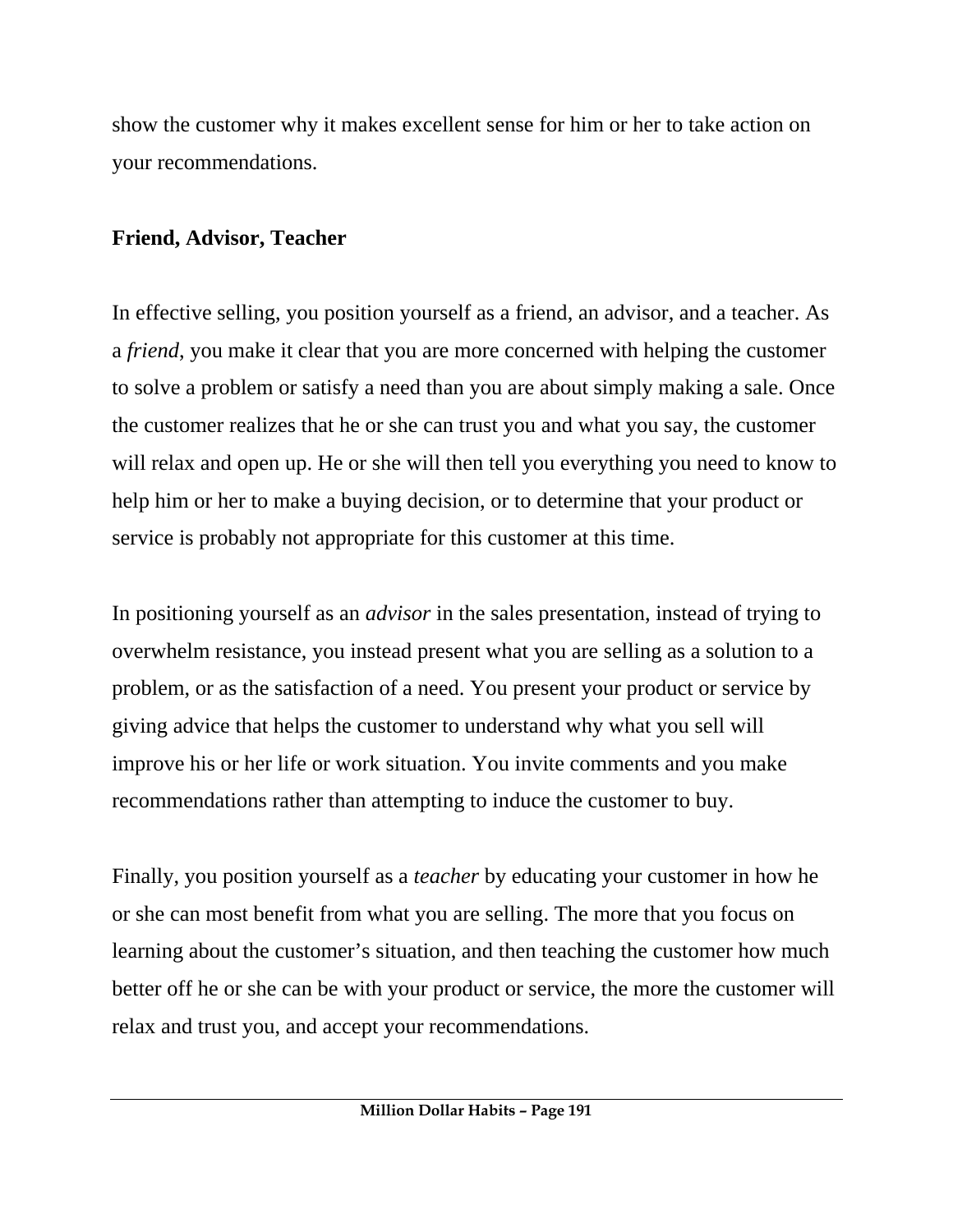show the customer why it makes excellent sense for him or her to take action on your recommendations.

**Friend, Advisor, Teacher**

In effective selling, you position yourself as a friend, an advisor, and a teacher. As a *friend*, you make it clear that you are more concerned with helping the customer to solve a problem or satisfy a need than you are about simply making a sale. Once the customer realizes that he or she can trust you and what you say, the customer will relax and open up. He or she will then tell you everything you need to know to help him or her to make a buying decision, or to determine that your product or service is probably not appropriate for this customer at this time.

In positioning yourself as an *advisor* in the sales presentation, instead of trying to overwhelm resistance, you instead present what you are selling as a solution to a problem, or as the satisfaction of a need. You present your product or service by giving advice that helps the customer to understand why what you sell will improve his or her life or work situation. You invite comments and you make recommendations rather than attempting to induce the customer to buy.

Finally, you position yourself as a *teacher* by educating your customer in how he or she can most benefit from what you are selling. The more that you focus on learning about the customer's situation, and then teaching the customer how much better off he or she can be with your product or service, the more the customer will relax and trust you, and accept your recommendations.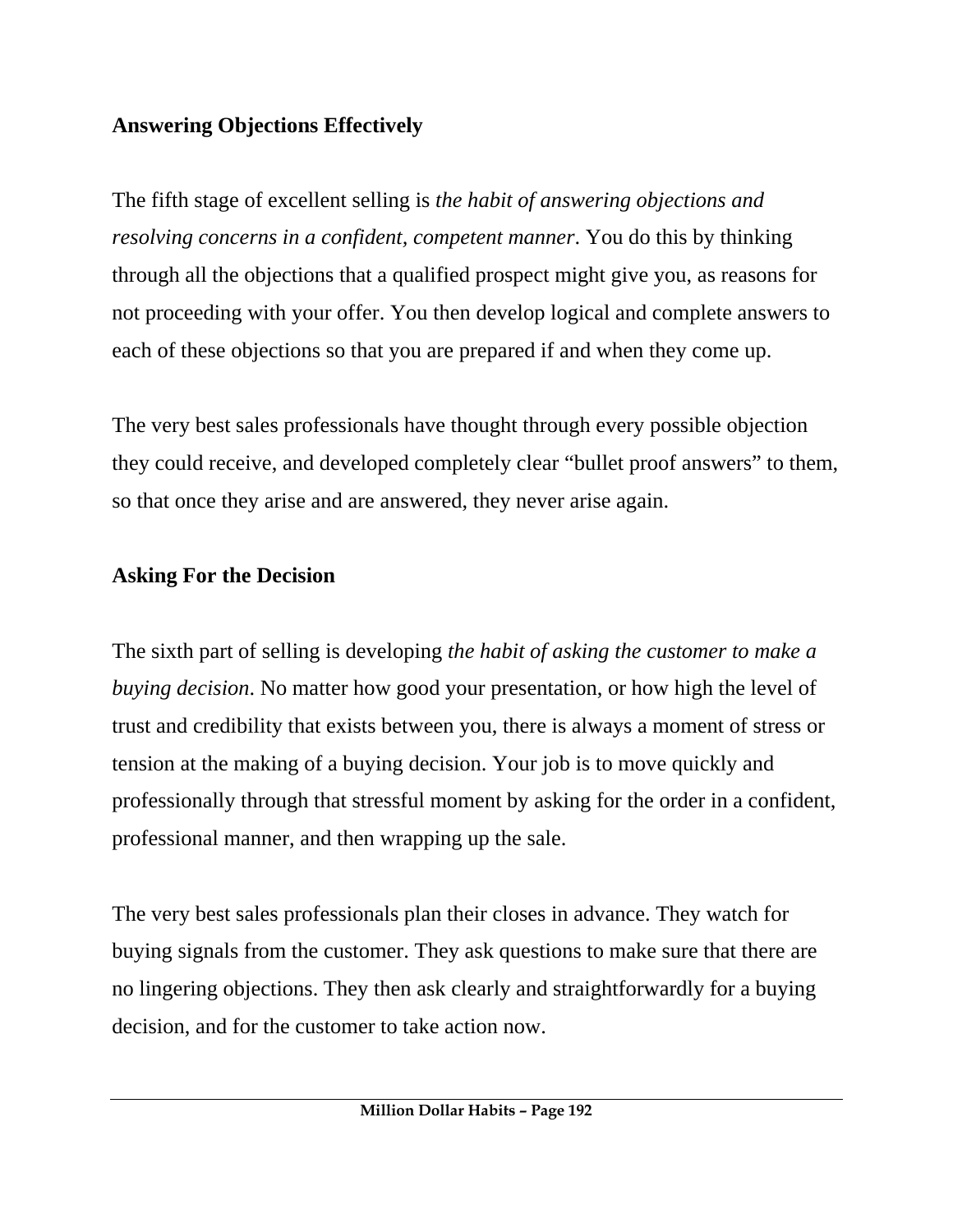## Answering Objections Effectively

The fifth stage of excellent selling is *the habit of answering objections and resolving concerns in a confident, competent manner*. You do this by thinking through all the objections that a qualified prospect might give you, as reasons for not proceeding with your offer. You then develop logical and complete answers to each of these objections so that you are prepared if and when they come up.

The very best sales professionals have thought through every possible objection they could receive, and developed completely clear "bullet proof answers" to them, so that once they arise and are answered, they never arise again.

## Asking For the Decision

The sixth part of selling is developing *the habit of asking the customer to make a buying decision*. No matter how good your presentation, or how high the level of trust and credibility that exists between you, there is always a moment of stress or tension at the making of a buying decision. Your job is to move quickly and professionally through that stressful moment by asking for the order in a confident, professional manner, and then wrapping up the sale.

The very best sales professionals plan their closes in advance. They watch for buying signals from the customer. They ask questions to make sure that there are no lingering objections. They then ask clearly and straightforwardly for a buying decision, and for the customer to take action now.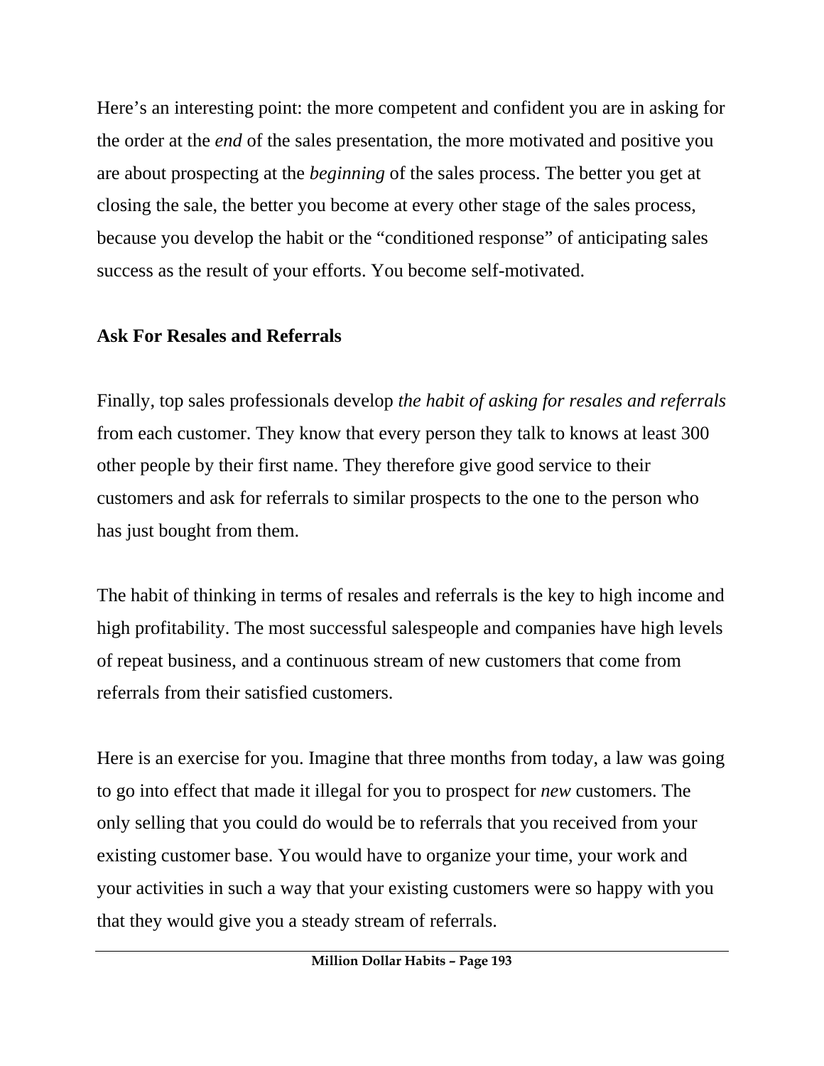Here's an interesting point: the more competent and confident you are in asking for the order at the *end* of the sales presentation, the more motivated and positive you are about prospecting at the *beginning* of the sales process. The better you get at closing the sale, the better you become at every other stage of the sales process, because you develop the habit or the "conditioned response" of anticipating sales success as the result of your efforts. You become self-motivated.

**Ask For Resales and Referrals**

Finally, top sales professionals develop *the habit of asking for resales and referrals* from each customer. They know that every person they talk to knows at least 300 other people by their first name. They therefore give good service to their customers and ask for referrals to similar prospects to the one to the person who has just bought from them.

The habit of thinking in terms of resales and referrals is the key to high income and high profitability. The most successful salespeople and companies have high levels of repeat business, and a continuous stream of new customers that come from referrals from their satisfied customers.

Here is an exercise for you. Imagine that three months from today, a law was going to go into effect that made it illegal for you to prospect for *new* customers. The only selling that you could do would be to referrals that you received from your existing customer base. You would have to organize your time, your work and your activities in such a way that your existing customers were so happy with you that they would give you a steady stream of referrals.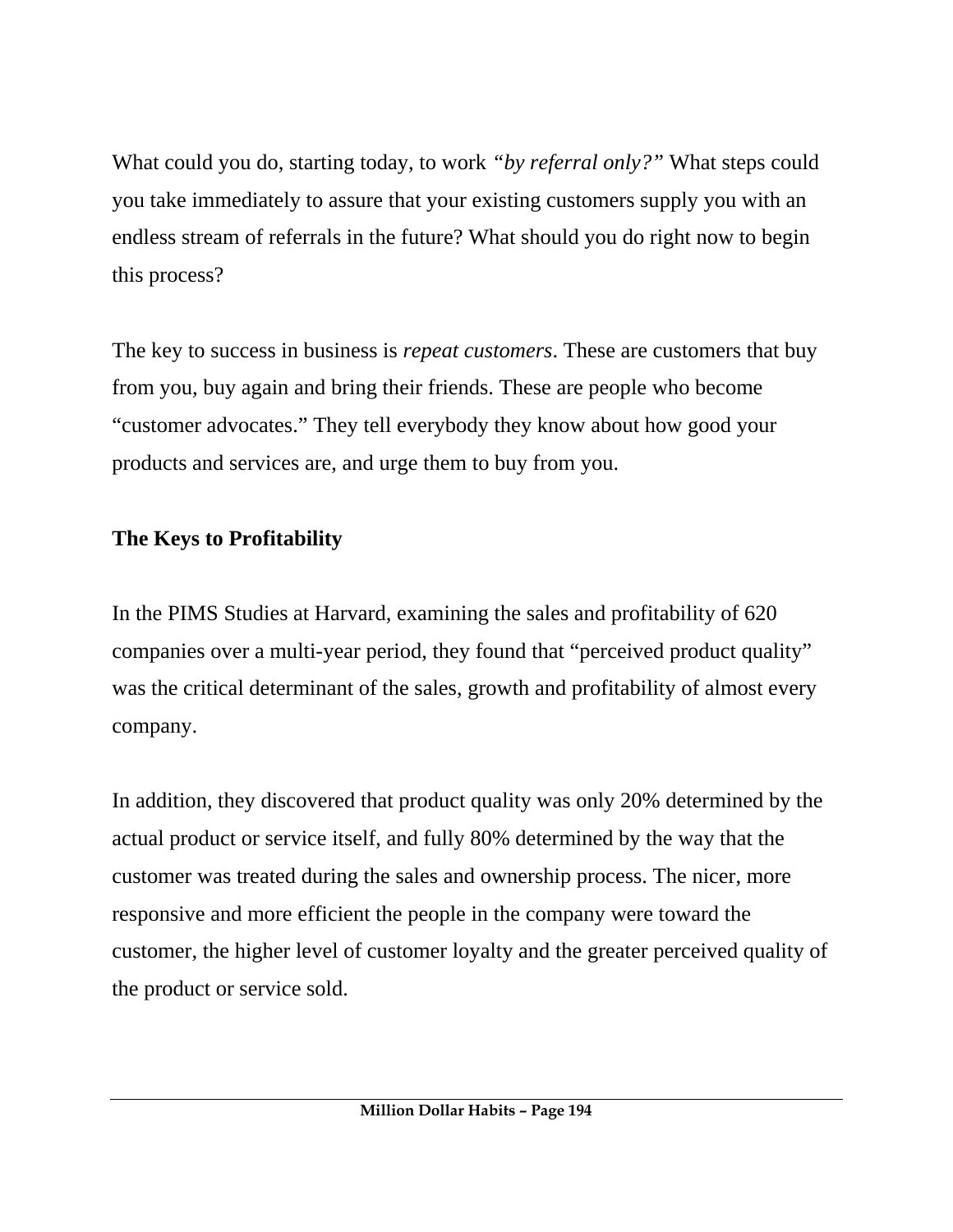What could you do, starting today, to work *"by referral only?"* What steps could you take immediately to assure that your existing customers supply you with an endless stream of referrals in the future? What should you do right now to begin this process?

The key to success in business is *repeat customers*. These are customers that buy from you, buy again and bring their friends. These are people who become "customer advocates." They tell everybody they know about how good your products and services are, and urge them to buy from you.

**The Keys to Profitability**

In the PIMS Studies at Harvard, examining the sales and profitability of 620 companies over a multi-year period, they found that "perceived product quality" was the critical determinant of the sales, growth and profitability of almost every company.

In addition, they discovered that product quality was only 20% determined by the actual product or service itself, and fully 80% determined by the way that the customer was treated during the sales and ownership process. The nicer, more responsive and more efficient the people in the company were toward the customer, the higher level of customer loyalty and the greater perceived quality of the product or service sold.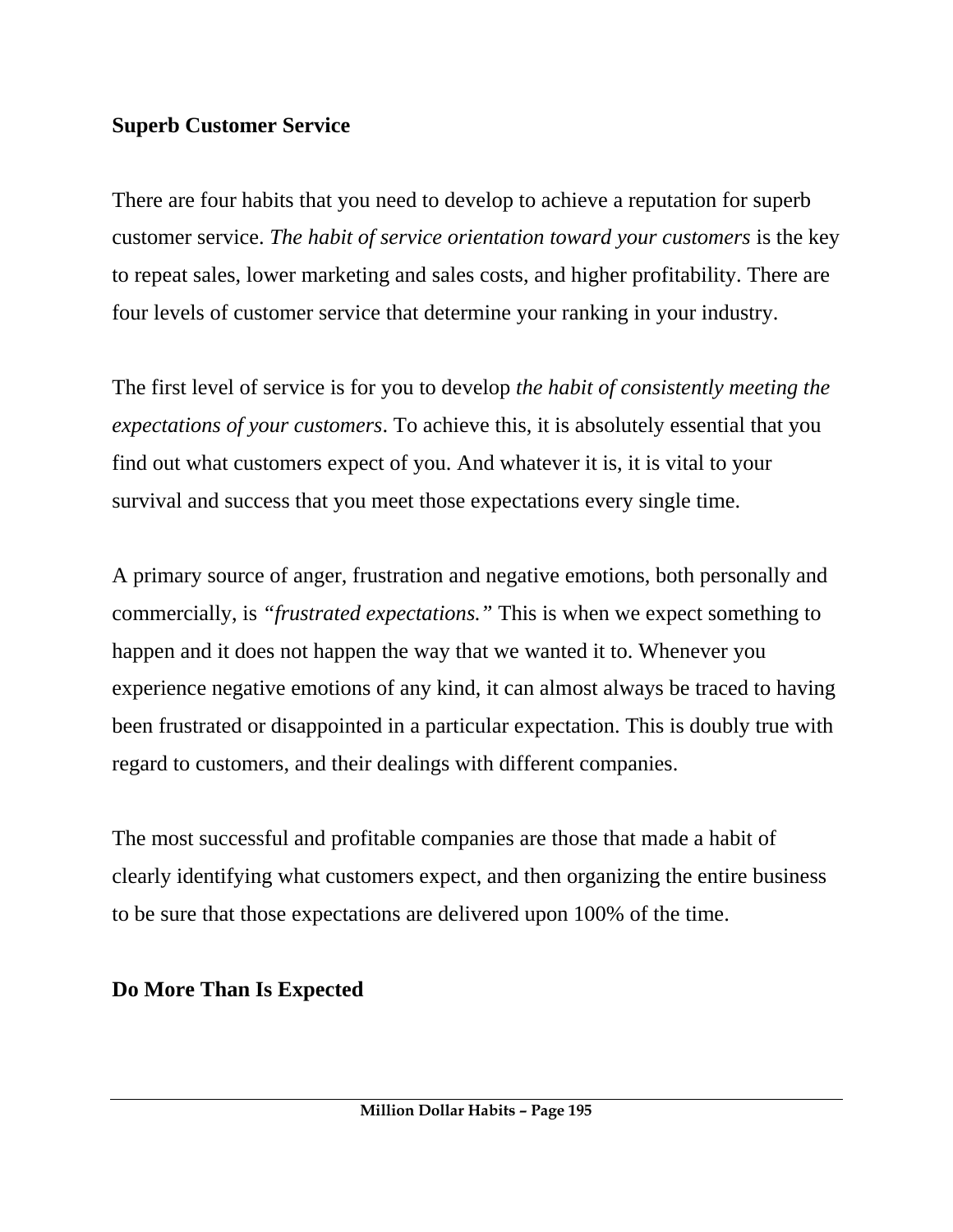**Superb Customer Service**

There are four habits that you need to develop to achieve a reputation for superb customer service. *The habit of service orientation toward your customers* is the key to repeat sales, lower marketing and sales costs, and higher profitability. There are four levels of customer service that determine your ranking in your industry.

The first level of service is for you to develop *the habit of consistently meeting the expectations of your customers*. To achieve this, it is absolutely essential that you find out what customers expect of you. And whatever it is, it is vital to your survival and success that you meet those expectations every single time.

A primary source of anger, frustration and negative emotions, both personally and commercially, is *"frustrated expectations."* This is when we expect something to happen and it does not happen the way that we wanted it to. Whenever you experience negative emotions of any kind, it can almost always be traced to having been frustrated or disappointed in a particular expectation. This is doubly true with regard to customers, and their dealings with different companies.

The most successful and profitable companies are those that made a habit of clearly identifying what customers expect, and then organizing the entire business to be sure that those expectations are delivered upon 100% of the time.

**Do More Than Is Expected**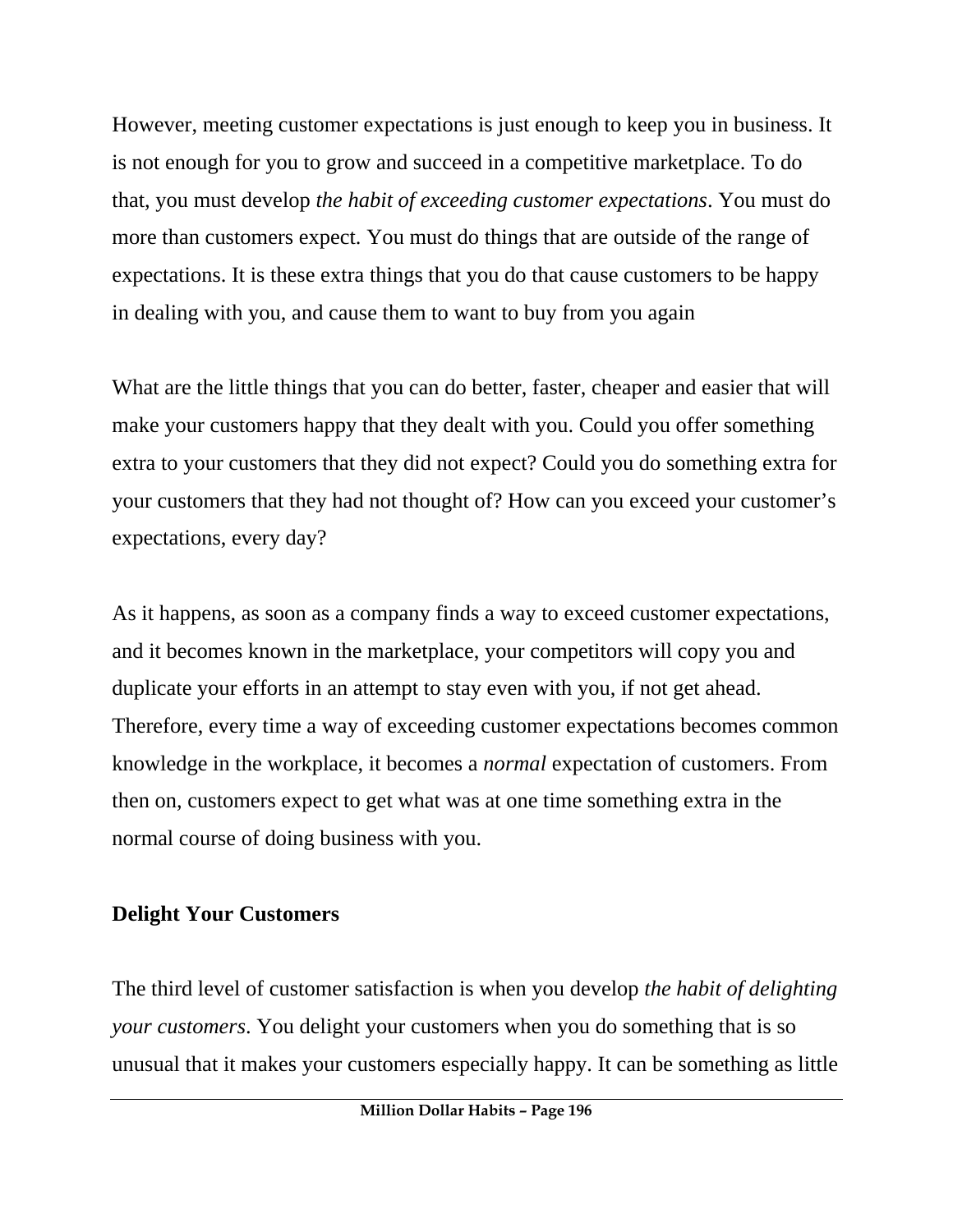However, meeting customer expectations is just enough to keep you in business. It is not enough for you to grow and succeed in a competitive marketplace. To do that, you must develop *the habit of exceeding customer expectations*. You must do more than customers expect. You must do things that are outside of the range of expectations. It is these extra things that you do that cause customers to be happy in dealing with you, and cause them to want to buy from you again

What are the little things that you can do better, faster, cheaper and easier that will make your customers happy that they dealt with you. Could you offer something extra to your customers that they did not expect? Could you do something extra for your customers that they had not thought of? How can you exceed your customer's expectations, every day?

As it happens, as soon as a company finds a way to exceed customer expectations, and it becomes known in the marketplace, your competitors will copy you and duplicate your efforts in an attempt to stay even with you, if not get ahead. Therefore, every time a way of exceeding customer expectations becomes common knowledge in the workplace, it becomes a *normal* expectation of customers. From then on, customers expect to get what was at one time something extra in the normal course of doing business with you.

**Delight Your Customers**

The third level of customer satisfaction is when you develop *the habit of delighting your customers*. You delight your customers when you do something that is so unusual that it makes your customers especially happy. It can be something as little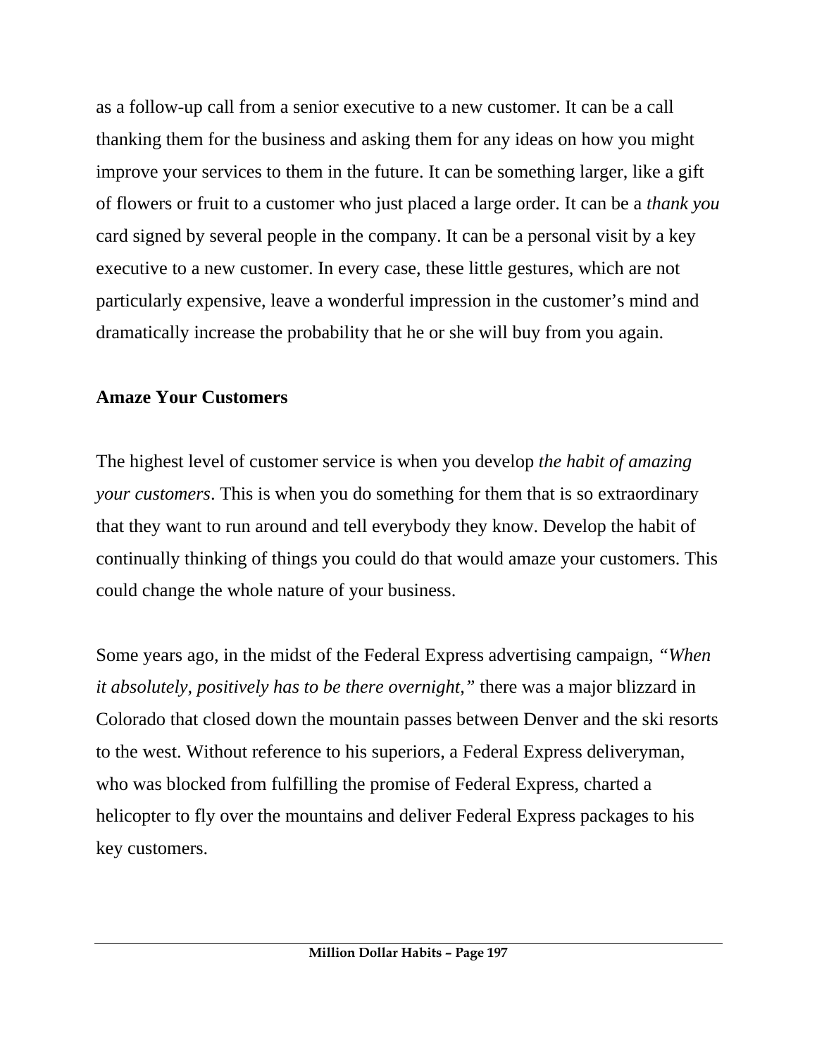as a follow-up call from a senior executive to a new customer. It can be a call thanking them for the business and asking them for any ideas on how you might improve your services to them in the future. It can be something larger, like a gift of flowers or fruit to a customer who just placed a large order. It can be a *thank you* card signed by several people in the company. It can be a personal visit by a key executive to a new customer. In every case, these little gestures, which are not particularly expensive, leave a wonderful impression in the customer's mind and dramatically increase the probability that he or she will buy from you again.

**Amaze Your Customers**

The highest level of customer service is when you develop *the habit of amazing your customers*. This is when you do something for them that is so extraordinary that they want to run around and tell everybody they know. Develop the habit of continually thinking of things you could do that would amaze your customers. This could change the whole nature of your business.

Some years ago, in the midst of the Federal Express advertising campaign, *"When it absolutely, positively has to be there overnight,"* there was a major blizzard in Colorado that closed down the mountain passes between Denver and the ski resorts to the west. Without reference to his superiors, a Federal Express deliveryman, who was blocked from fulfilling the promise of Federal Express, charted a helicopter to fly over the mountains and deliver Federal Express packages to his key customers.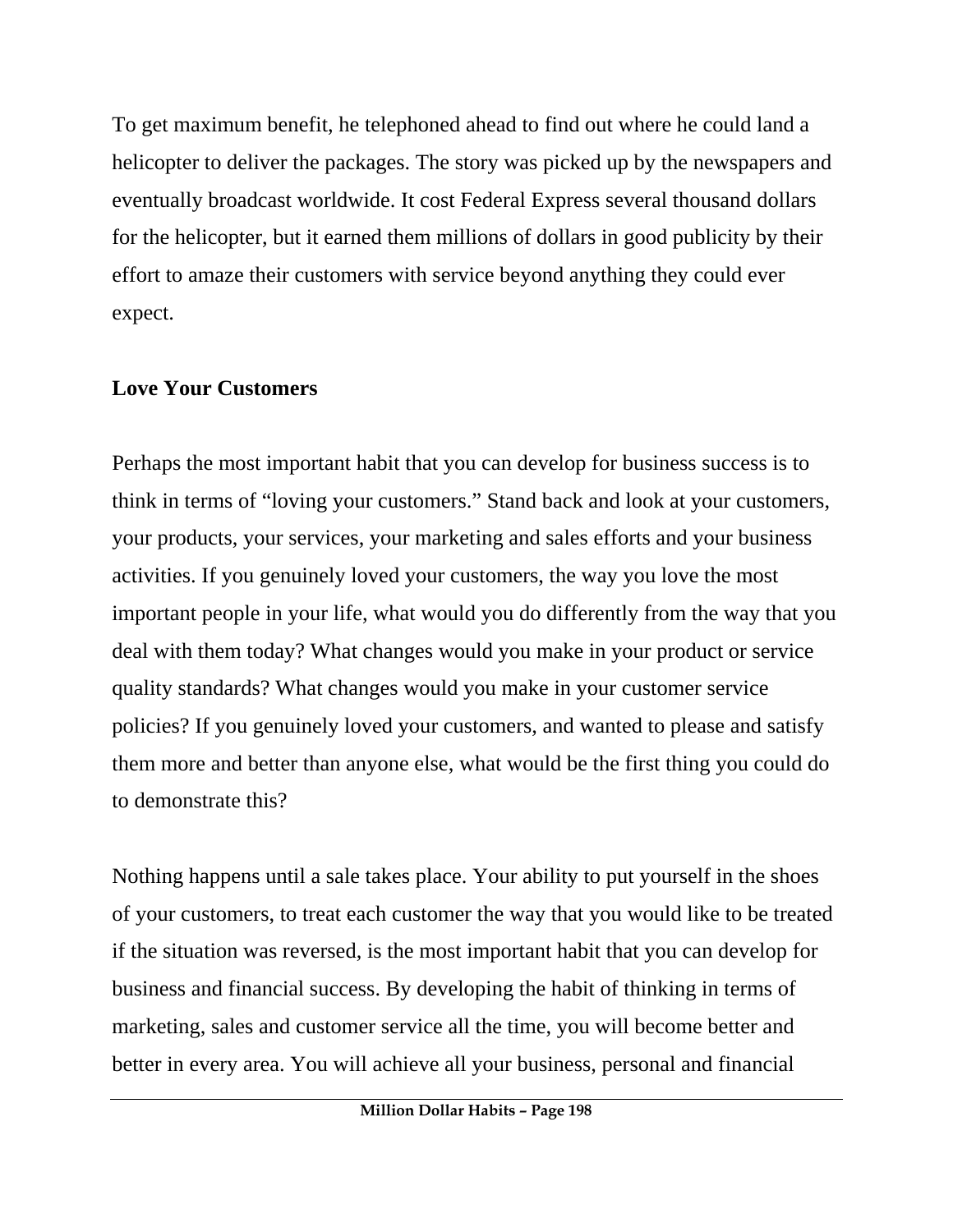To get maximum benefit, he telephoned ahead to find out where he could land a helicopter to deliver the packages. The story was picked up by the newspapers and eventually broadcast worldwide. It cost Federal Express several thousand dollars for the helicopter, but it earned them millions of dollars in good publicity by their effort to amaze their customers with service beyond anything they could ever expect.

## Love Your Customers

Perhaps the most important habit that you can develop for business success is to think in terms of "loving your customers." Stand back and look at your customers, your products, your services, your marketing and sales efforts and your business activities. If you genuinely loved your customers, the way you love the most important people in your life, what would you do differently from the way that you deal with them today? What changes would you make in your product or service quality standards? What changes would you make in your customer service policies? If you genuinely loved your customers, and wanted to please and satisfy them more and better than anyone else, what would be the first thing you could do to demonstrate this?

Nothing happens until a sale takes place. Your ability to put yourself in the shoes of your customers, to treat each customer the way that you would like to be treated if the situation was reversed, is the most important habit that you can develop for business and financial success. By developing the habit of thinking in terms of marketing, sales and customer service all the time, you will become better and better in every area. You will achieve all your business, personal and financial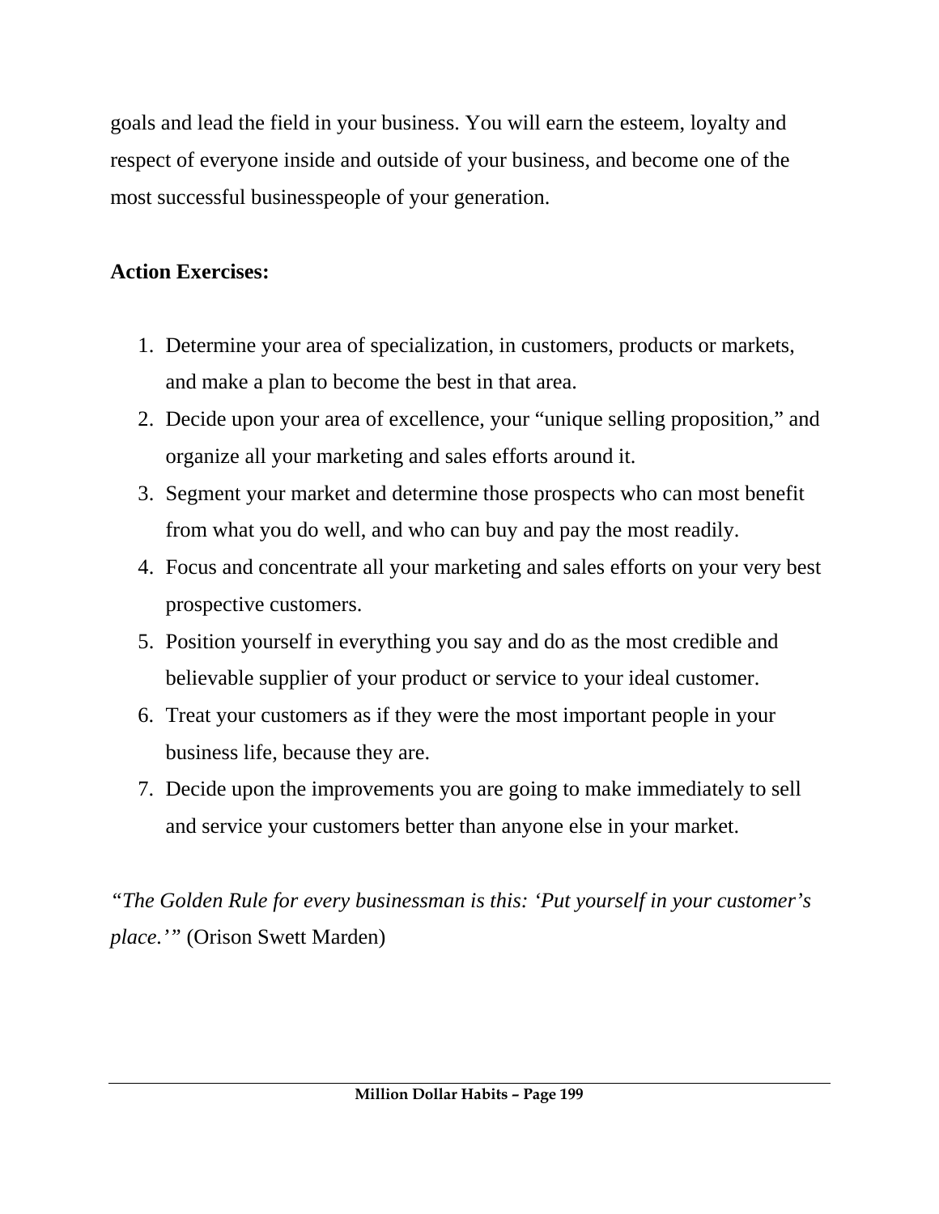goals and lead the field in your business. You will earn the esteem, loyalty and respect of everyone inside and outside of your business, and become one of the most successful businesspeople of your generation.

**Action Exercises:**

1. Determine your area of specialization, in customers, products or markets, and make a plan to become the best in that area.
2. Decide upon your area of excellence, your "unique selling proposition," and organize all your marketing and sales efforts around it.
3. Segment your market and determine those prospects who can most benefit from what you do well, and who can buy and pay the most readily.
4. Focus and concentrate all your marketing and sales efforts on your very best prospective customers.
5. Position yourself in everything you say and do as the most credible and believable supplier of your product or service to your ideal customer.
6. Treat your customers as if they were the most important people in your business life, because they are.
7. Decide upon the improvements you are going to make immediately to sell and service your customers better than anyone else in your market.

*"The Golden Rule for every businessman is this: 'Put yourself in your customer's place.'"* (Orison Swett Marden)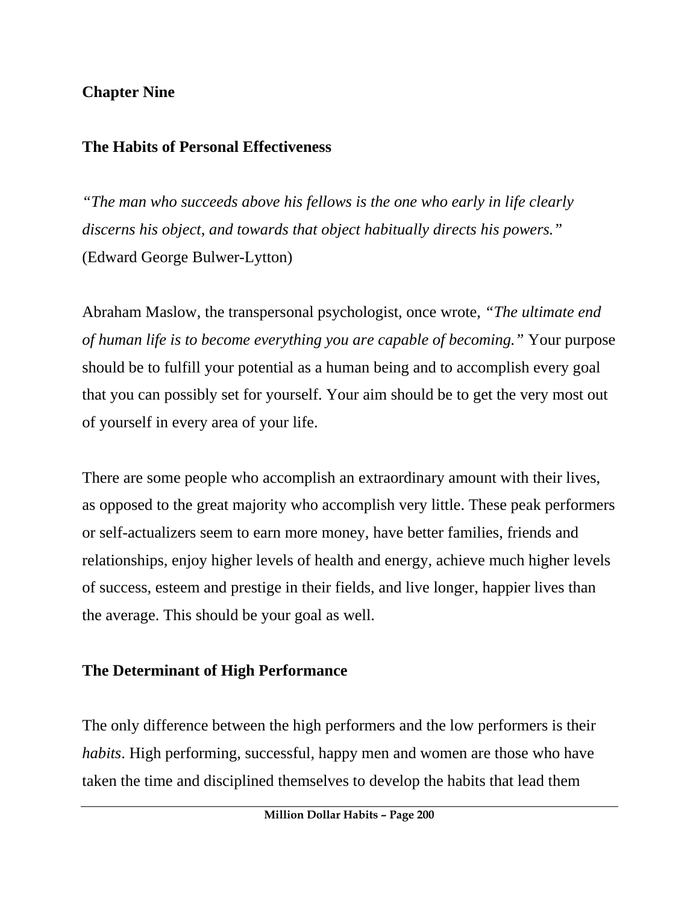# Chapter Nine

## The Habits of Personal Effectiveness

*"The man who succeeds above his fellows is the one who early in life clearly discerns his object, and towards that object habitually directs his powers."* (Edward George Bulwer-Lytton)

Abraham Maslow, the transpersonal psychologist, once wrote, *"The ultimate end of human life is to become everything you are capable of becoming."* Your purpose should be to fulfill your potential as a human being and to accomplish every goal that you can possibly set for yourself. Your aim should be to get the very most out of yourself in every area of your life.

There are some people who accomplish an extraordinary amount with their lives, as opposed to the great majority who accomplish very little. These peak performers or self-actualizers seem to earn more money, have better families, friends and relationships, enjoy higher levels of health and energy, achieve much higher levels of success, esteem and prestige in their fields, and live longer, happier lives than the average. This should be your goal as well.

## The Determinant of High Performance

The only difference between the high performers and the low performers is their *habits*. High performing, successful, happy men and women are those who have taken the time and disciplined themselves to develop the habits that lead them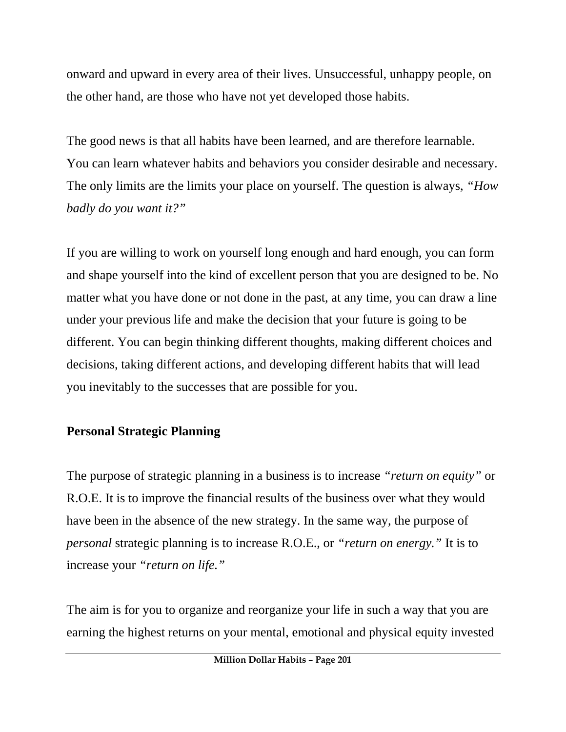onward and upward in every area of their lives. Unsuccessful, unhappy people, on the other hand, are those who have not yet developed those habits.

The good news is that all habits have been learned, and are therefore learnable. You can learn whatever habits and behaviors you consider desirable and necessary. The only limits are the limits your place on yourself. The question is always, *"How badly do you want it?"*

If you are willing to work on yourself long enough and hard enough, you can form and shape yourself into the kind of excellent person that you are designed to be. No matter what you have done or not done in the past, at any time, you can draw a line under your previous life and make the decision that your future is going to be different. You can begin thinking different thoughts, making different choices and decisions, taking different actions, and developing different habits that will lead you inevitably to the successes that are possible for you.

**Personal Strategic Planning**

The purpose of strategic planning in a business is to increase *"return on equity"* or R.O.E. It is to improve the financial results of the business over what they would have been in the absence of the new strategy. In the same way, the purpose of *personal* strategic planning is to increase R.O.E., or *"return on energy."* It is to increase your *"return on life."*

The aim is for you to organize and reorganize your life in such a way that you are earning the highest returns on your mental, emotional and physical equity invested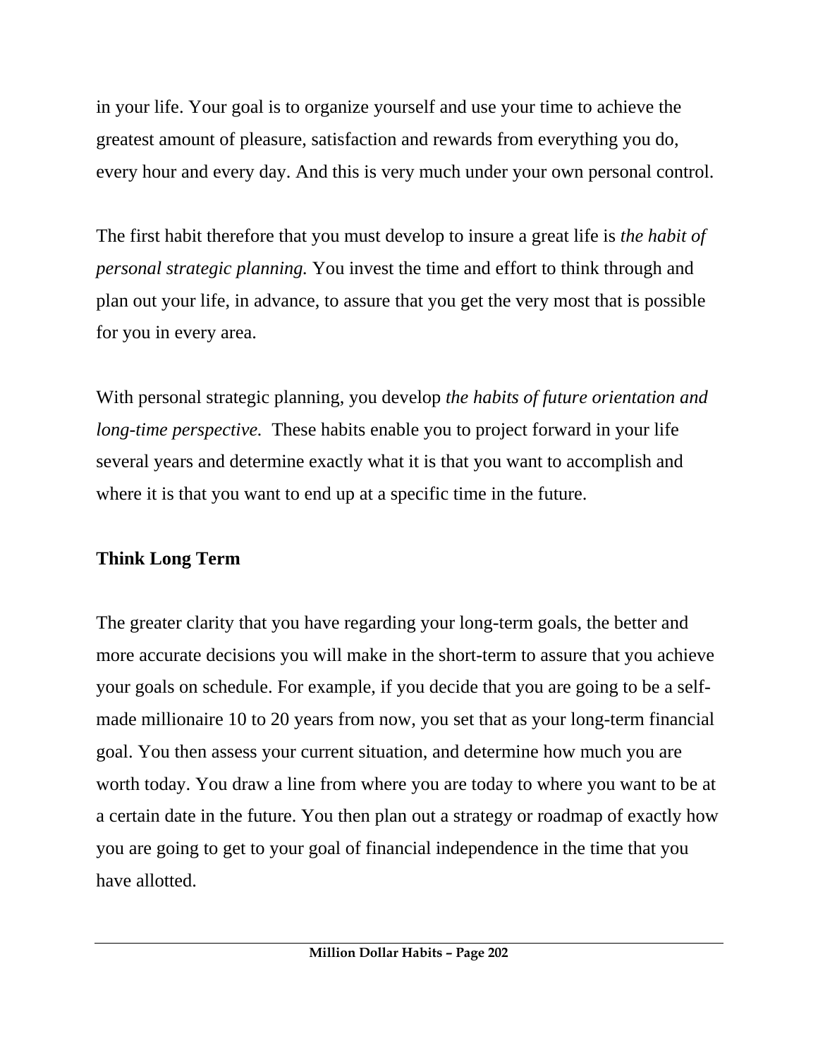in your life. Your goal is to organize yourself and use your time to achieve the greatest amount of pleasure, satisfaction and rewards from everything you do, every hour and every day. And this is very much under your own personal control.

The first habit therefore that you must develop to insure a great life is *the habit of personal strategic planning.* You invest the time and effort to think through and plan out your life, in advance, to assure that you get the very most that is possible for you in every area.

With personal strategic planning, you develop *the habits of future orientation and long-time perspective.* These habits enable you to project forward in your life several years and determine exactly what it is that you want to accomplish and where it is that you want to end up at a specific time in the future.

**Think Long Term**

The greater clarity that you have regarding your long-term goals, the better and more accurate decisions you will make in the short-term to assure that you achieve your goals on schedule. For example, if you decide that you are going to be a self-made millionaire 10 to 20 years from now, you set that as your long-term financial goal. You then assess your current situation, and determine how much you are worth today. You draw a line from where you are today to where you want to be at a certain date in the future. You then plan out a strategy or roadmap of exactly how you are going to get to your goal of financial independence in the time that you have allotted.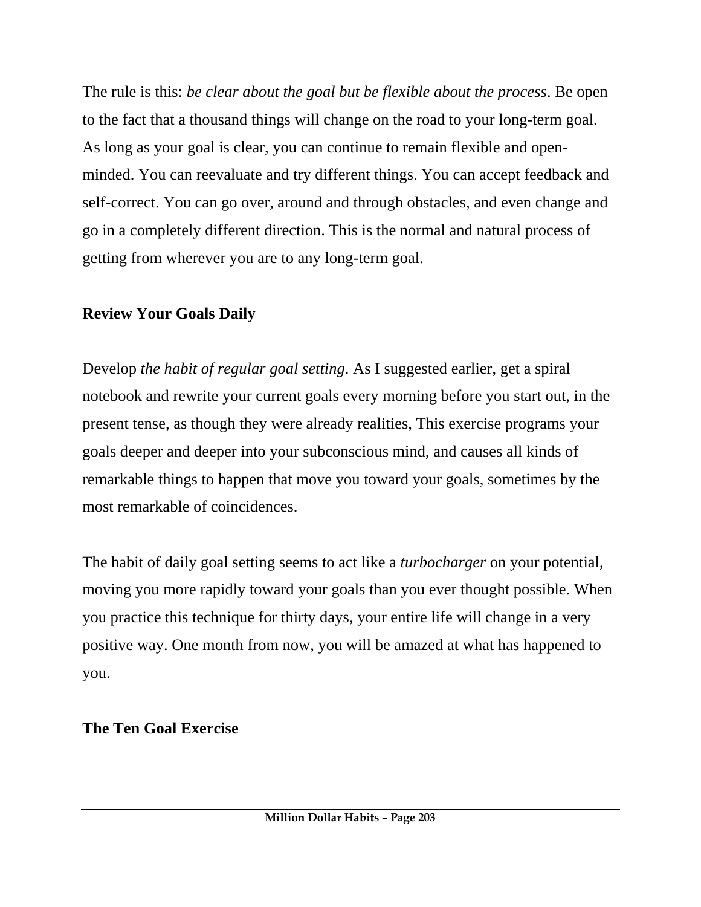The rule is this: *be clear about the goal but be flexible about the process*. Be open to the fact that a thousand things will change on the road to your long-term goal. As long as your goal is clear, you can continue to remain flexible and open-minded. You can reevaluate and try different things. You can accept feedback and self-correct. You can go over, around and through obstacles, and even change and go in a completely different direction. This is the normal and natural process of getting from wherever you are to any long-term goal.

**Review Your Goals Daily**

Develop *the habit of regular goal setting*. As I suggested earlier, get a spiral notebook and rewrite your current goals every morning before you start out, in the present tense, as though they were already realities, This exercise programs your goals deeper and deeper into your subconscious mind, and causes all kinds of remarkable things to happen that move you toward your goals, sometimes by the most remarkable of coincidences.

The habit of daily goal setting seems to act like a *turbocharger* on your potential, moving you more rapidly toward your goals than you ever thought possible. When you practice this technique for thirty days, your entire life will change in a very positive way. One month from now, you will be amazed at what has happened to you.

**The Ten Goal Exercise**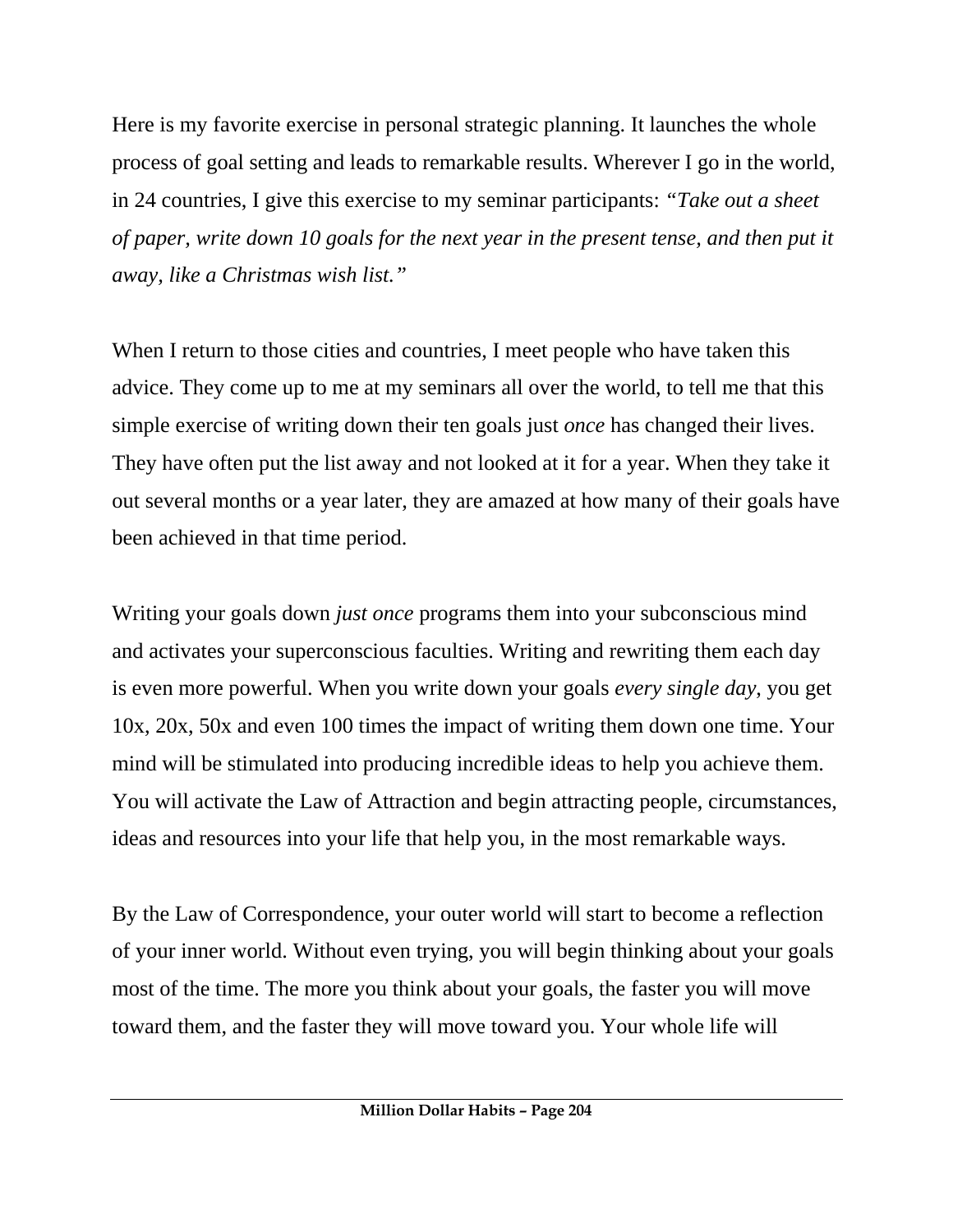Here is my favorite exercise in personal strategic planning. It launches the whole process of goal setting and leads to remarkable results. Wherever I go in the world, in 24 countries, I give this exercise to my seminar participants: *"Take out a sheet of paper, write down 10 goals for the next year in the present tense, and then put it away, like a Christmas wish list."*

When I return to those cities and countries, I meet people who have taken this advice. They come up to me at my seminars all over the world, to tell me that this simple exercise of writing down their ten goals just *once* has changed their lives. They have often put the list away and not looked at it for a year. When they take it out several months or a year later, they are amazed at how many of their goals have been achieved in that time period.

Writing your goals down *just once* programs them into your subconscious mind and activates your superconscious faculties. Writing and rewriting them each day is even more powerful. When you write down your goals *every single day,* you get 10x, 20x, 50x and even 100 times the impact of writing them down one time. Your mind will be stimulated into producing incredible ideas to help you achieve them. You will activate the Law of Attraction and begin attracting people, circumstances, ideas and resources into your life that help you, in the most remarkable ways.

By the Law of Correspondence, your outer world will start to become a reflection of your inner world. Without even trying, you will begin thinking about your goals most of the time. The more you think about your goals, the faster you will move toward them, and the faster they will move toward you. Your whole life will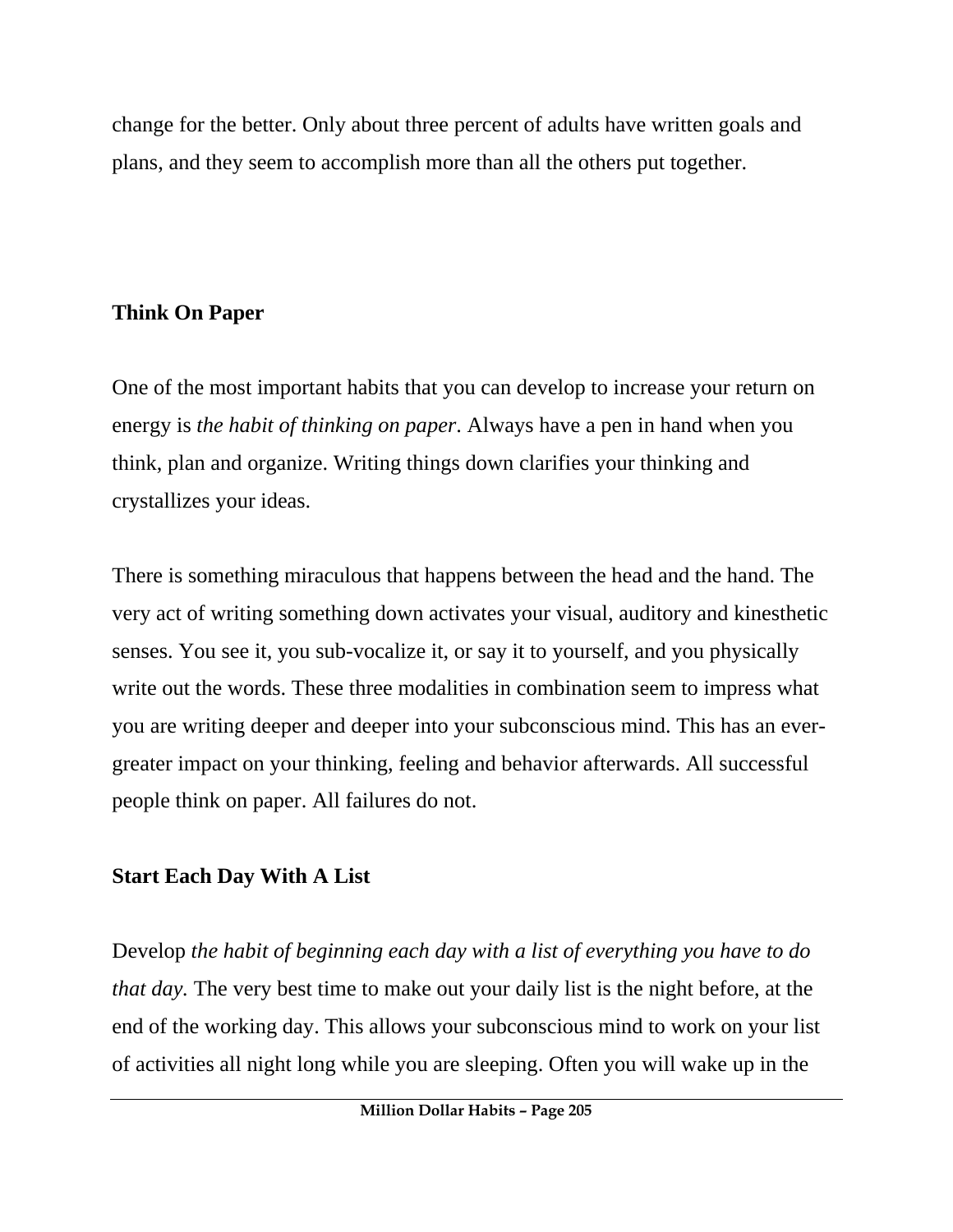change for the better. Only about three percent of adults have written goals and plans, and they seem to accomplish more than all the others put together.

## Think On Paper

One of the most important habits that you can develop to increase your return on energy is *the habit of thinking on paper*. Always have a pen in hand when you think, plan and organize. Writing things down clarifies your thinking and crystallizes your ideas.

There is something miraculous that happens between the head and the hand. The very act of writing something down activates your visual, auditory and kinesthetic senses. You see it, you sub-vocalize it, or say it to yourself, and you physically write out the words. These three modalities in combination seem to impress what you are writing deeper and deeper into your subconscious mind. This has an ever-greater impact on your thinking, feeling and behavior afterwards. All successful people think on paper. All failures do not.

## Start Each Day With A List

Develop *the habit of beginning each day with a list of everything you have to do that day.* The very best time to make out your daily list is the night before, at the end of the working day. This allows your subconscious mind to work on your list of activities all night long while you are sleeping. Often you will wake up in the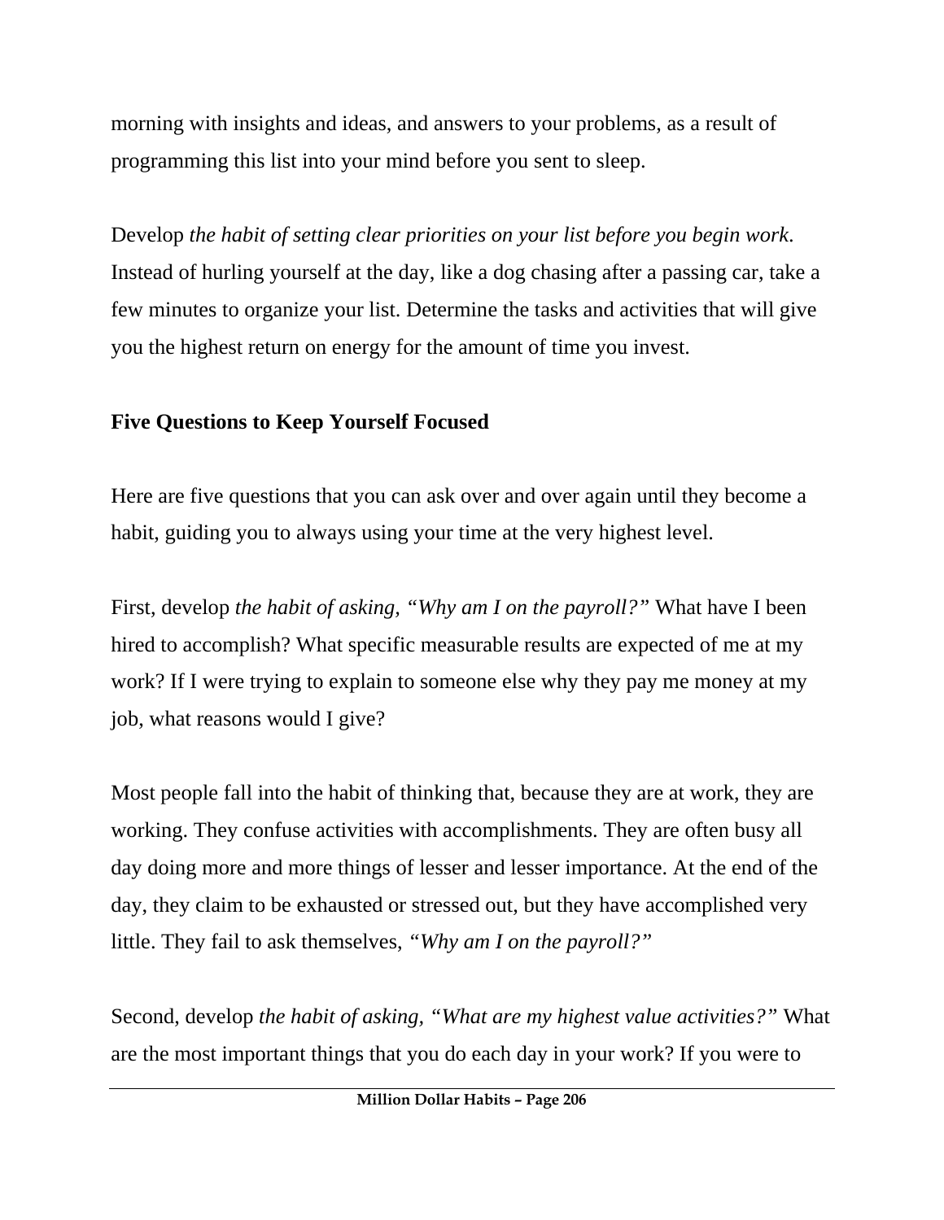morning with insights and ideas, and answers to your problems, as a result of programming this list into your mind before you sent to sleep.

Develop *the habit of setting clear priorities on your list before you begin work*. Instead of hurling yourself at the day, like a dog chasing after a passing car, take a few minutes to organize your list. Determine the tasks and activities that will give you the highest return on energy for the amount of time you invest.

**Five Questions to Keep Yourself Focused**

Here are five questions that you can ask over and over again until they become a habit, guiding you to always using your time at the very highest level.

First, develop *the habit of asking, "Why am I on the payroll?"* What have I been hired to accomplish? What specific measurable results are expected of me at my work? If I were trying to explain to someone else why they pay me money at my job, what reasons would I give?

Most people fall into the habit of thinking that, because they are at work, they are working. They confuse activities with accomplishments. They are often busy all day doing more and more things of lesser and lesser importance. At the end of the day, they claim to be exhausted or stressed out, but they have accomplished very little. They fail to ask themselves, *"Why am I on the payroll?"*

Second, develop *the habit of asking, "What are my highest value activities?"* What are the most important things that you do each day in your work? If you were to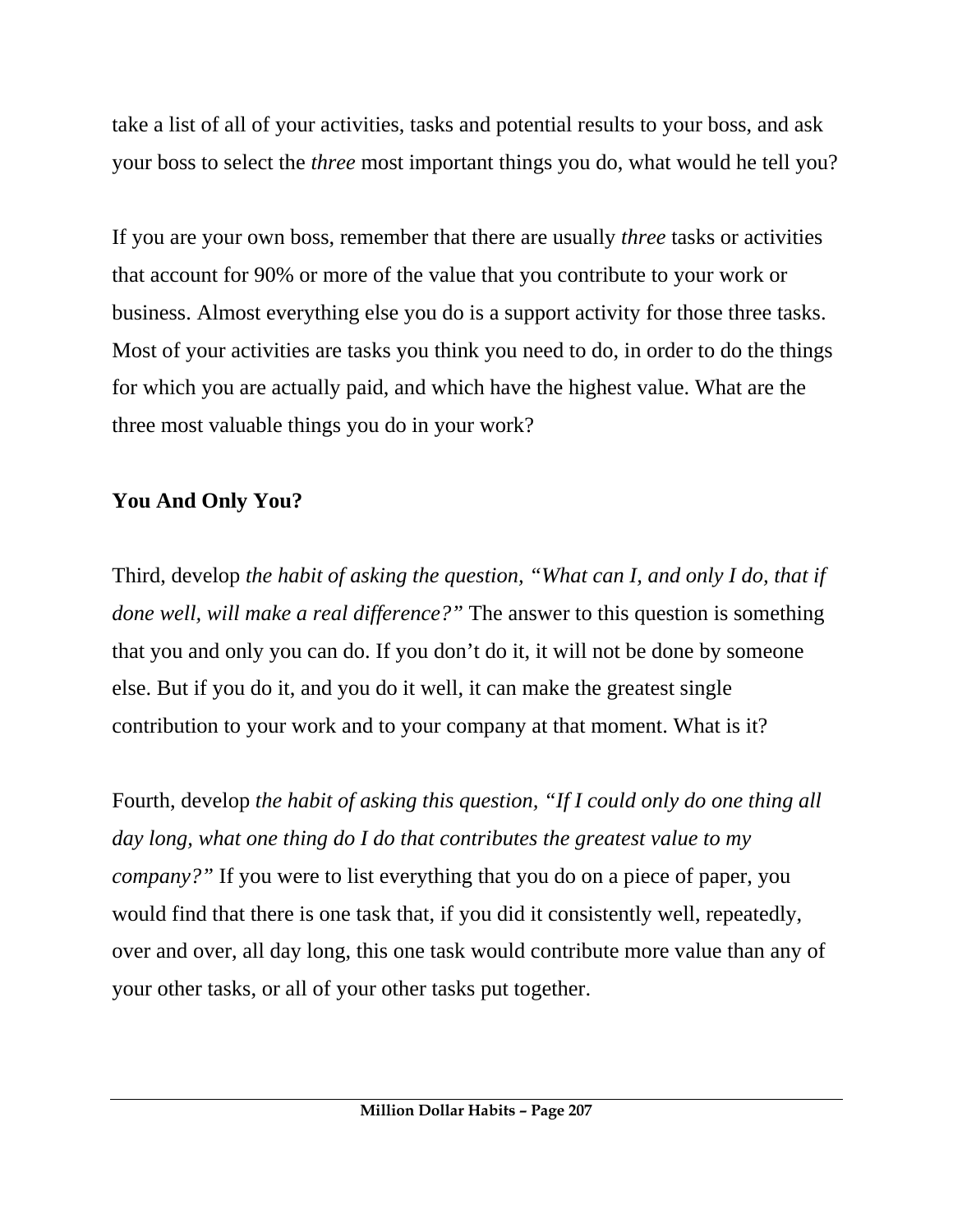take a list of all of your activities, tasks and potential results to your boss, and ask your boss to select the *three* most important things you do, what would he tell you?

If you are your own boss, remember that there are usually *three* tasks or activities that account for 90% or more of the value that you contribute to your work or business. Almost everything else you do is a support activity for those three tasks. Most of your activities are tasks you think you need to do, in order to do the things for which you are actually paid, and which have the highest value. What are the three most valuable things you do in your work?

**You And Only You?**

Third, develop *the habit of asking the question, "What can I, and only I do, that if done well, will make a real difference?"* The answer to this question is something that you and only you can do. If you don't do it, it will not be done by someone else. But if you do it, and you do it well, it can make the greatest single contribution to your work and to your company at that moment. What is it?

Fourth, develop *the habit of asking this question, "If I could only do one thing all day long, what one thing do I do that contributes the greatest value to my company?"* If you were to list everything that you do on a piece of paper, you would find that there is one task that, if you did it consistently well, repeatedly, over and over, all day long, this one task would contribute more value than any of your other tasks, or all of your other tasks put together.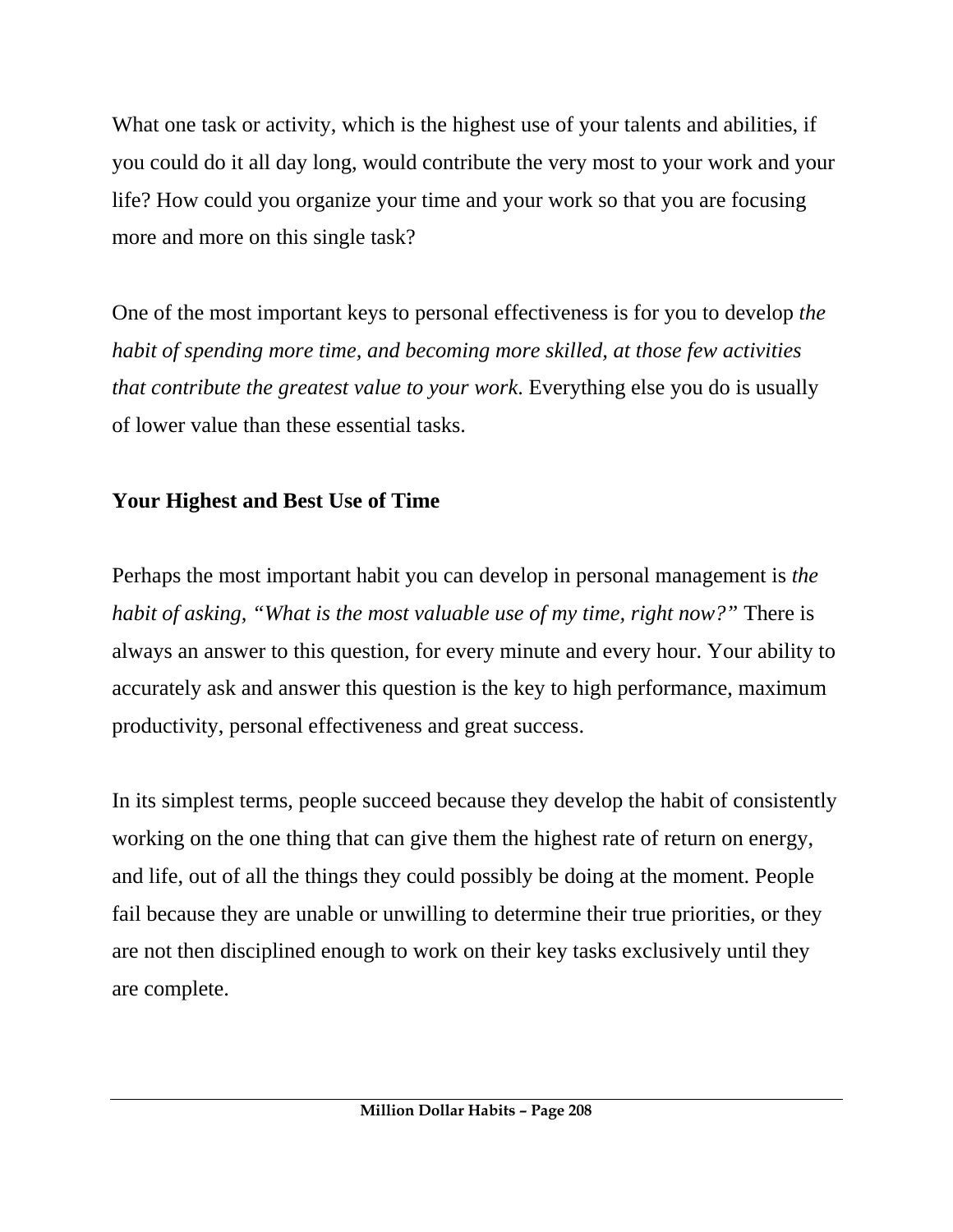What one task or activity, which is the highest use of your talents and abilities, if you could do it all day long, would contribute the very most to your work and your life? How could you organize your time and your work so that you are focusing more and more on this single task?

One of the most important keys to personal effectiveness is for you to develop *the habit of spending more time, and becoming more skilled, at those few activities that contribute the greatest value to your work*. Everything else you do is usually of lower value than these essential tasks.

**Your Highest and Best Use of Time**

Perhaps the most important habit you can develop in personal management is *the habit of asking, "What is the most valuable use of my time, right now?"* There is always an answer to this question, for every minute and every hour. Your ability to accurately ask and answer this question is the key to high performance, maximum productivity, personal effectiveness and great success.

In its simplest terms, people succeed because they develop the habit of consistently working on the one thing that can give them the highest rate of return on energy, and life, out of all the things they could possibly be doing at the moment. People fail because they are unable or unwilling to determine their true priorities, or they are not then disciplined enough to work on their key tasks exclusively until they are complete.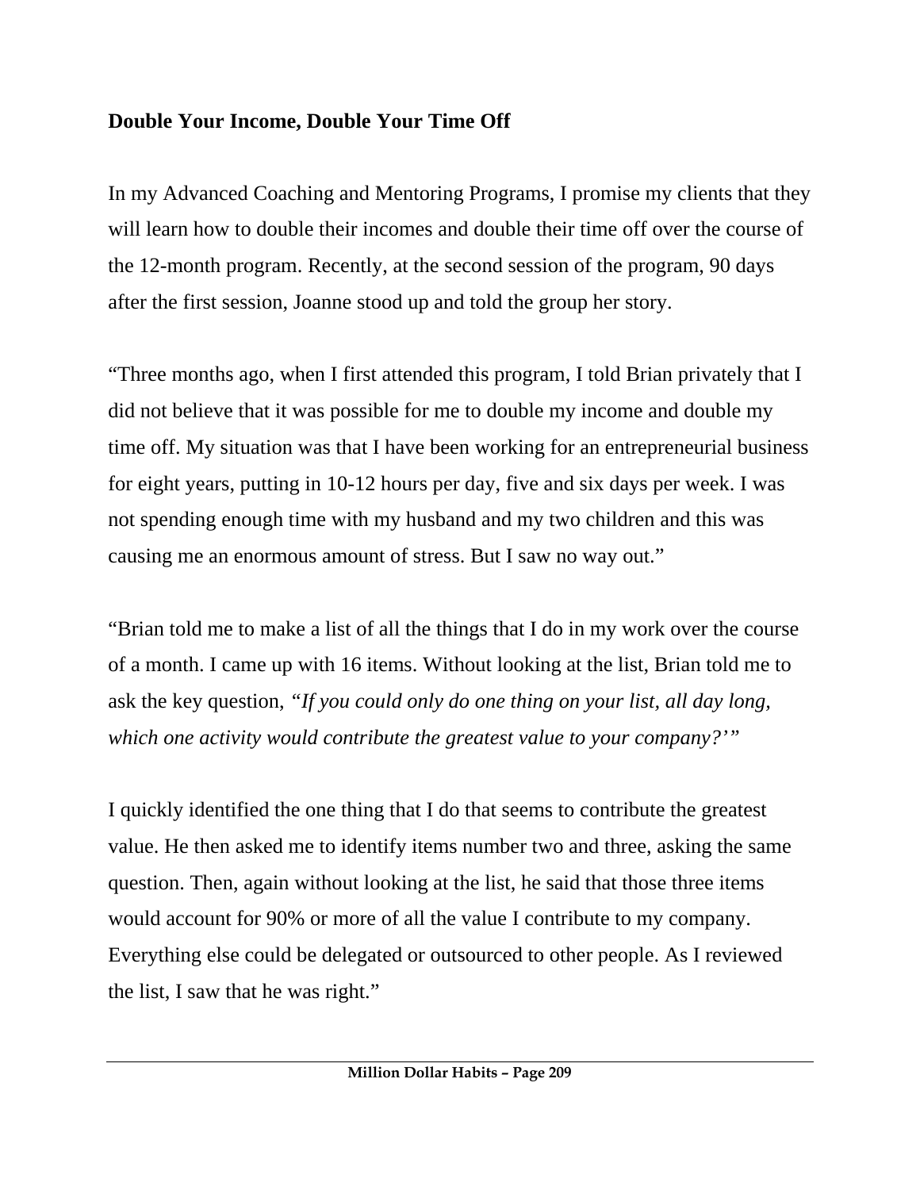**Double Your Income, Double Your Time Off**

In my Advanced Coaching and Mentoring Programs, I promise my clients that they will learn how to double their incomes and double their time off over the course of the 12-month program. Recently, at the second session of the program, 90 days after the first session, Joanne stood up and told the group her story.

"Three months ago, when I first attended this program, I told Brian privately that I did not believe that it was possible for me to double my income and double my time off. My situation was that I have been working for an entrepreneurial business for eight years, putting in 10-12 hours per day, five and six days per week. I was not spending enough time with my husband and my two children and this was causing me an enormous amount of stress. But I saw no way out."

"Brian told me to make a list of all the things that I do in my work over the course of a month. I came up with 16 items. Without looking at the list, Brian told me to ask the key question, *"If you could only do one thing on your list, all day long, which one activity would contribute the greatest value to your company?'"*

I quickly identified the one thing that I do that seems to contribute the greatest value. He then asked me to identify items number two and three, asking the same question. Then, again without looking at the list, he said that those three items would account for 90% or more of all the value I contribute to my company. Everything else could be delegated or outsourced to other people. As I reviewed the list, I saw that he was right."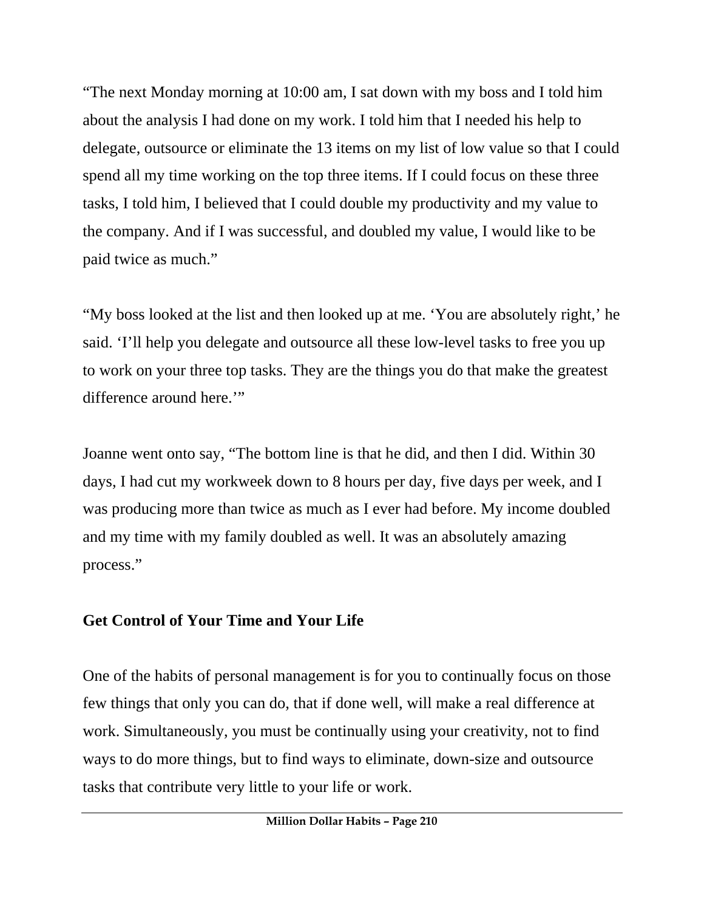"The next Monday morning at 10:00 am, I sat down with my boss and I told him about the analysis I had done on my work. I told him that I needed his help to delegate, outsource or eliminate the 13 items on my list of low value so that I could spend all my time working on the top three items. If I could focus on these three tasks, I told him, I believed that I could double my productivity and my value to the company. And if I was successful, and doubled my value, I would like to be paid twice as much."

"My boss looked at the list and then looked up at me. 'You are absolutely right,' he said. 'I'll help you delegate and outsource all these low-level tasks to free you up to work on your three top tasks. They are the things you do that make the greatest difference around here.'"

Joanne went onto say, "The bottom line is that he did, and then I did. Within 30 days, I had cut my workweek down to 8 hours per day, five days per week, and I was producing more than twice as much as I ever had before. My income doubled and my time with my family doubled as well. It was an absolutely amazing process."

**Get Control of Your Time and Your Life**

One of the habits of personal management is for you to continually focus on those few things that only you can do, that if done well, will make a real difference at work. Simultaneously, you must be continually using your creativity, not to find ways to do more things, but to find ways to eliminate, down-size and outsource tasks that contribute very little to your life or work.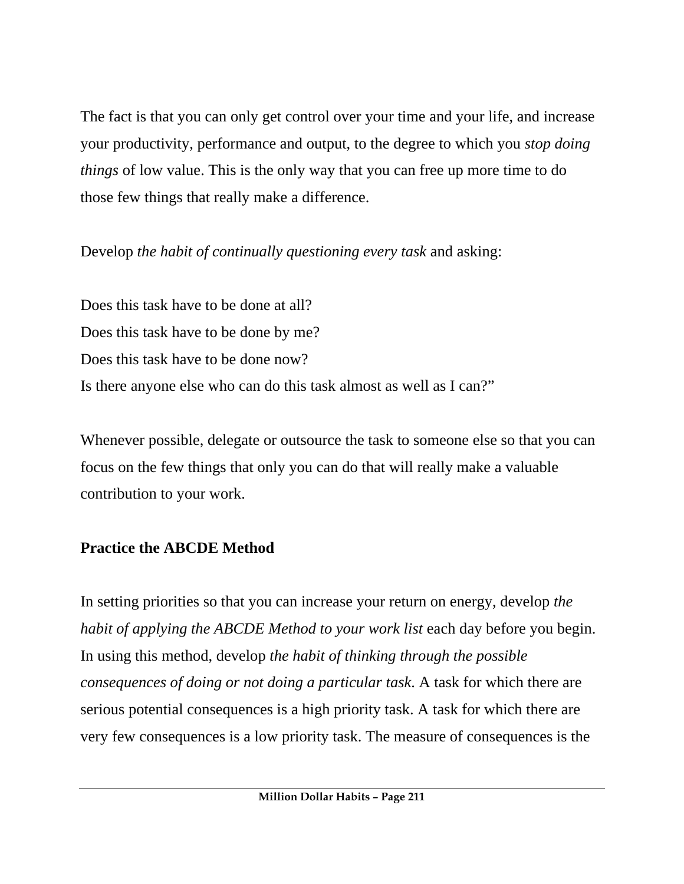The fact is that you can only get control over your time and your life, and increase your productivity, performance and output, to the degree to which you *stop doing things* of low value. This is the only way that you can free up more time to do those few things that really make a difference.

Develop *the habit of continually questioning every task* and asking:

Does this task have to be done at all?
Does this task have to be done by me?
Does this task have to be done now?
Is there anyone else who can do this task almost as well as I can?"

Whenever possible, delegate or outsource the task to someone else so that you can focus on the few things that only you can do that will really make a valuable contribution to your work.

**Practice the ABCDE Method**

In setting priorities so that you can increase your return on energy, develop *the habit of applying the ABCDE Method to your work list* each day before you begin. In using this method, develop *the habit of thinking through the possible consequences of doing or not doing a particular task.* A task for which there are serious potential consequences is a high priority task. A task for which there are very few consequences is a low priority task. The measure of consequences is the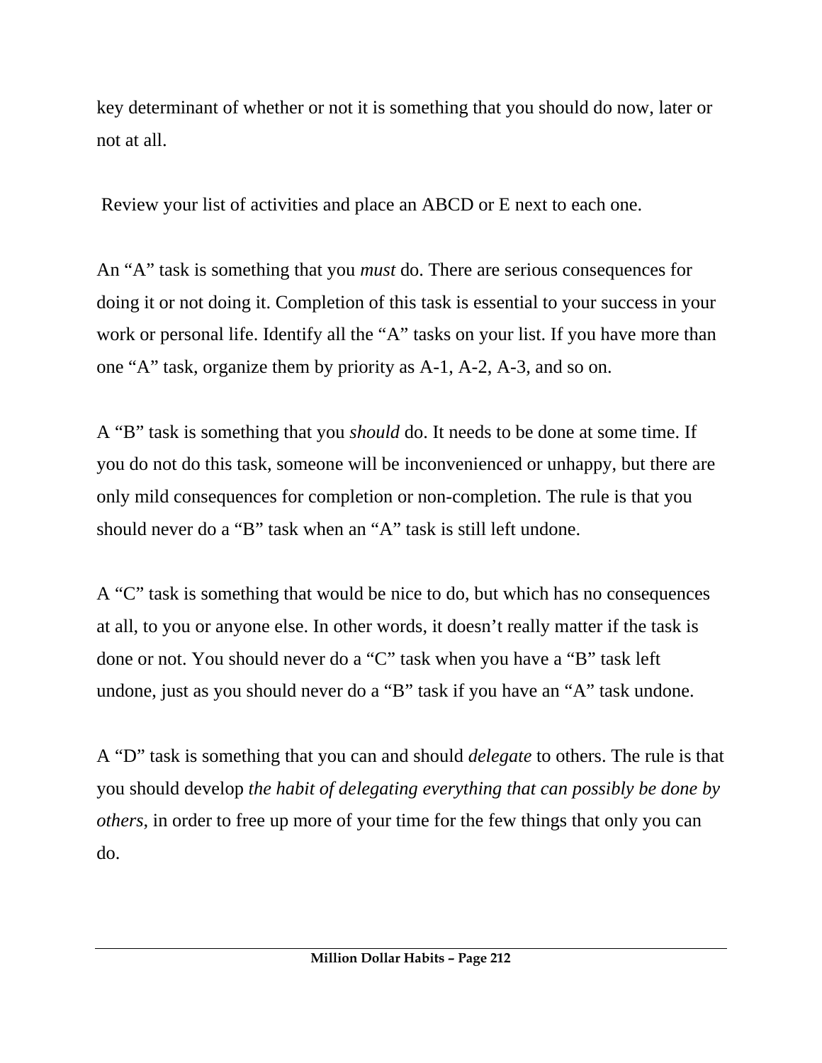key determinant of whether or not it is something that you should do now, later or not at all.

Review your list of activities and place an ABCD or E next to each one.

An “A” task is something that you *must* do. There are serious consequences for doing it or not doing it. Completion of this task is essential to your success in your work or personal life. Identify all the “A” tasks on your list. If you have more than one “A” task, organize them by priority as A-1, A-2, A-3, and so on.

A “B” task is something that you *should* do. It needs to be done at some time. If you do not do this task, someone will be inconvenienced or unhappy, but there are only mild consequences for completion or non-completion. The rule is that you should never do a “B” task when an “A” task is still left undone.

A “C” task is something that would be nice to do, but which has no consequences at all, to you or anyone else. In other words, it doesn’t really matter if the task is done or not. You should never do a “C” task when you have a “B” task left undone, just as you should never do a “B” task if you have an “A” task undone.

A “D” task is something that you can and should *delegate* to others. The rule is that you should develop *the habit of delegating everything that can possibly be done by others,* in order to free up more of your time for the few things that only you can do.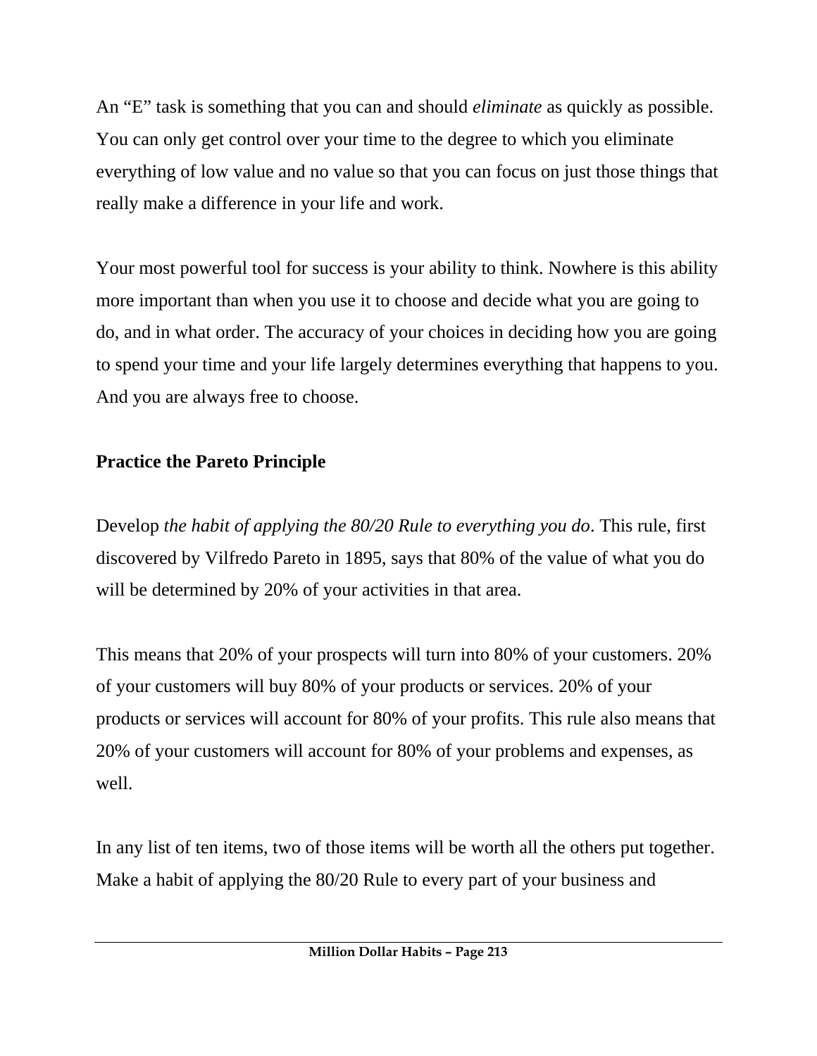An “E” task is something that you can and should *eliminate* as quickly as possible. You can only get control over your time to the degree to which you eliminate everything of low value and no value so that you can focus on just those things that really make a difference in your life and work.

Your most powerful tool for success is your ability to think. Nowhere is this ability more important than when you use it to choose and decide what you are going to do, and in what order. The accuracy of your choices in deciding how you are going to spend your time and your life largely determines everything that happens to you. And you are always free to choose.

**Practice the Pareto Principle**

Develop *the habit of applying the 80/20 Rule to everything you do*. This rule, first discovered by Vilfredo Pareto in 1895, says that 80% of the value of what you do will be determined by 20% of your activities in that area.

This means that 20% of your prospects will turn into 80% of your customers. 20% of your customers will buy 80% of your products or services. 20% of your products or services will account for 80% of your profits. This rule also means that 20% of your customers will account for 80% of your problems and expenses, as well.

In any list of ten items, two of those items will be worth all the others put together. Make a habit of applying the 80/20 Rule to every part of your business and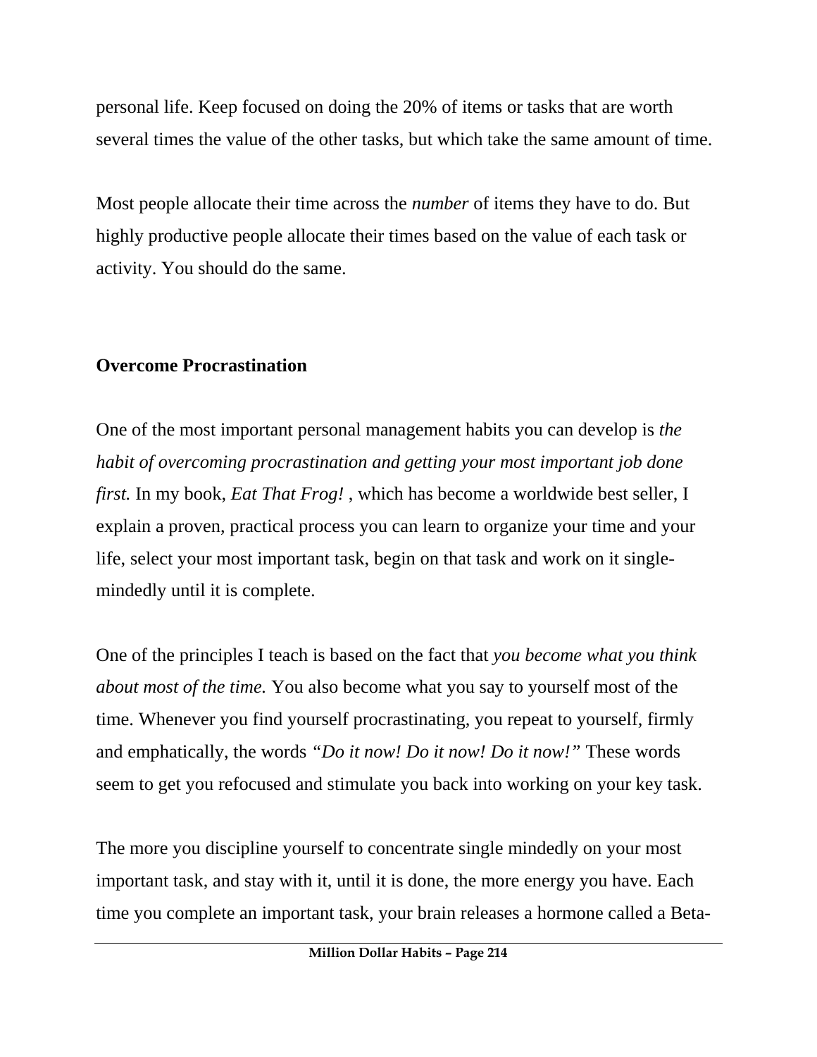personal life. Keep focused on doing the 20% of items or tasks that are worth several times the value of the other tasks, but which take the same amount of time.

Most people allocate their time across the *number* of items they have to do. But highly productive people allocate their times based on the value of each task or activity. You should do the same.

**Overcome Procrastination**

One of the most important personal management habits you can develop is *the habit of overcoming procrastination and getting your most important job done first.* In my book, *Eat That Frog!* , which has become a worldwide best seller, I explain a proven, practical process you can learn to organize your time and your life, select your most important task, begin on that task and work on it single-mindedly until it is complete.

One of the principles I teach is based on the fact that *you become what you think about most of the time.* You also become what you say to yourself most of the time. Whenever you find yourself procrastinating, you repeat to yourself, firmly and emphatically, the words *"Do it now! Do it now! Do it now!"* These words seem to get you refocused and stimulate you back into working on your key task.

The more you discipline yourself to concentrate single mindedly on your most important task, and stay with it, until it is done, the more energy you have. Each time you complete an important task, your brain releases a hormone called a Beta-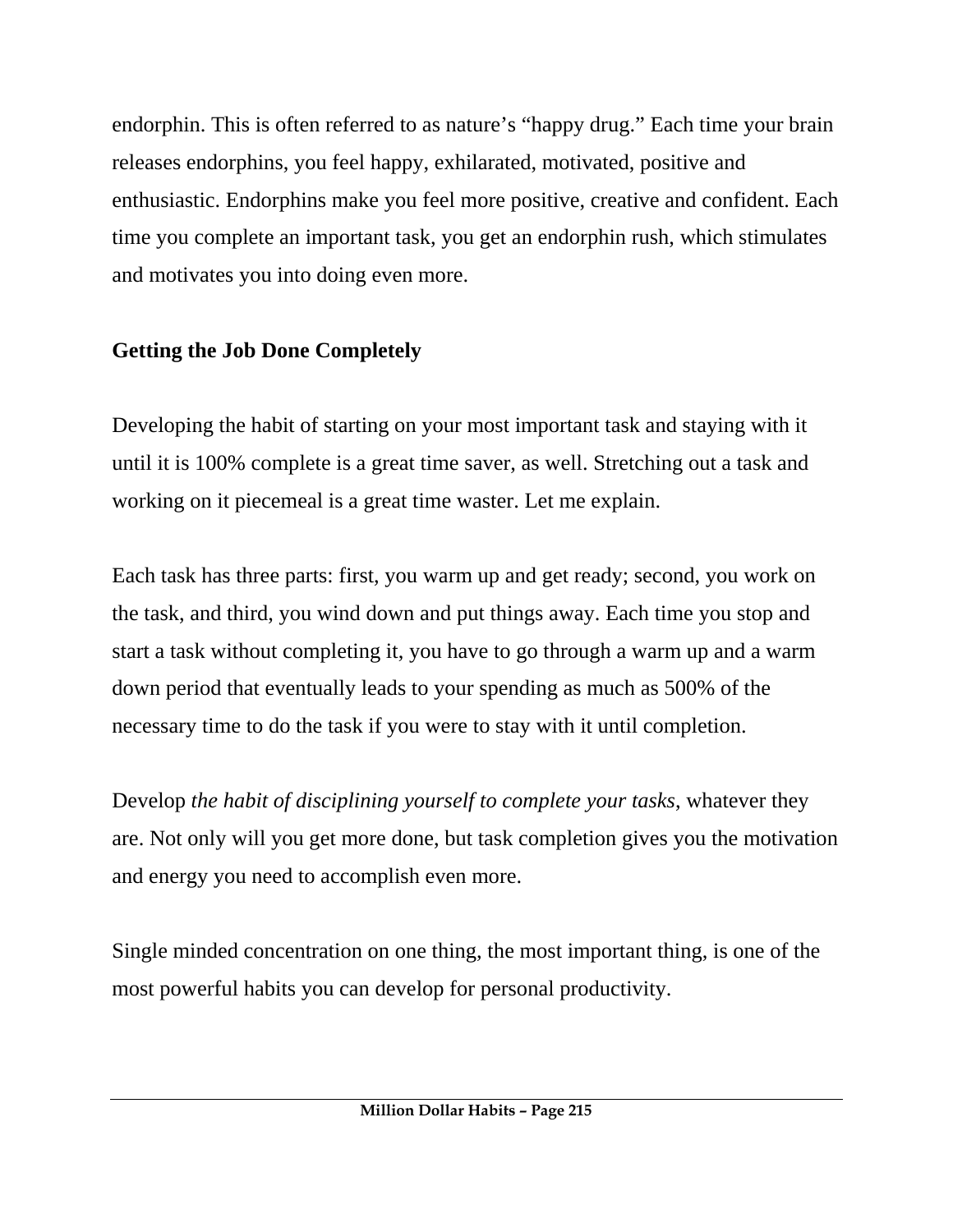endorphin. This is often referred to as nature's "happy drug." Each time your brain releases endorphins, you feel happy, exhilarated, motivated, positive and enthusiastic. Endorphins make you feel more positive, creative and confident. Each time you complete an important task, you get an endorphin rush, which stimulates and motivates you into doing even more.

**Getting the Job Done Completely**

Developing the habit of starting on your most important task and staying with it until it is 100% complete is a great time saver, as well. Stretching out a task and working on it piecemeal is a great time waster. Let me explain.

Each task has three parts: first, you warm up and get ready; second, you work on the task, and third, you wind down and put things away. Each time you stop and start a task without completing it, you have to go through a warm up and a warm down period that eventually leads to your spending as much as 500% of the necessary time to do the task if you were to stay with it until completion.

Develop *the habit of disciplining yourself to complete your tasks*, whatever they are. Not only will you get more done, but task completion gives you the motivation and energy you need to accomplish even more.

Single minded concentration on one thing, the most important thing, is one of the most powerful habits you can develop for personal productivity.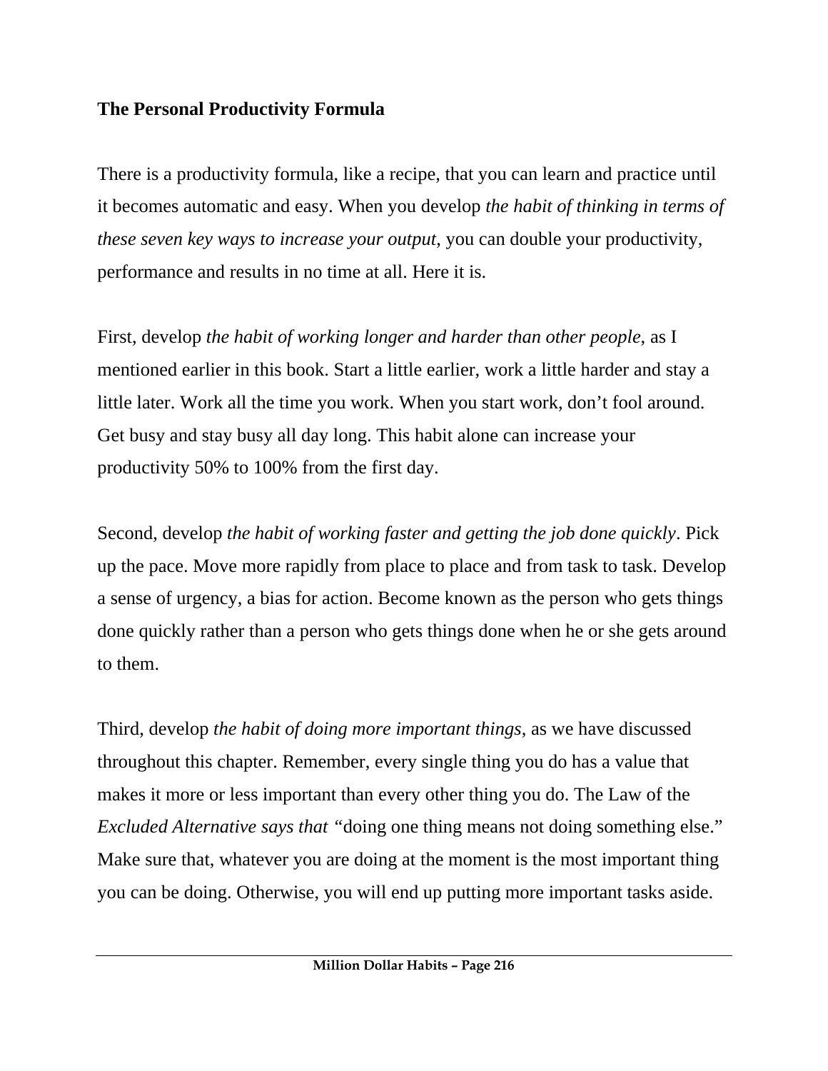**The Personal Productivity Formula**

There is a productivity formula, like a recipe, that you can learn and practice until it becomes automatic and easy. When you develop *the habit of thinking in terms of these seven key ways to increase your output,* you can double your productivity, performance and results in no time at all. Here it is.

First, develop *the habit of working longer and harder than other people*, as I mentioned earlier in this book. Start a little earlier, work a little harder and stay a little later. Work all the time you work. When you start work, don't fool around. Get busy and stay busy all day long. This habit alone can increase your productivity 50% to 100% from the first day.

Second, develop *the habit of working faster and getting the job done quickly*. Pick up the pace. Move more rapidly from place to place and from task to task. Develop a sense of urgency, a bias for action. Become known as the person who gets things done quickly rather than a person who gets things done when he or she gets around to them.

Third, develop *the habit of doing more important things*, as we have discussed throughout this chapter. Remember, every single thing you do has a value that makes it more or less important than every other thing you do. The Law of the *Excluded Alternative says that* "doing one thing means not doing something else." Make sure that, whatever you are doing at the moment is the most important thing you can be doing. Otherwise, you will end up putting more important tasks aside.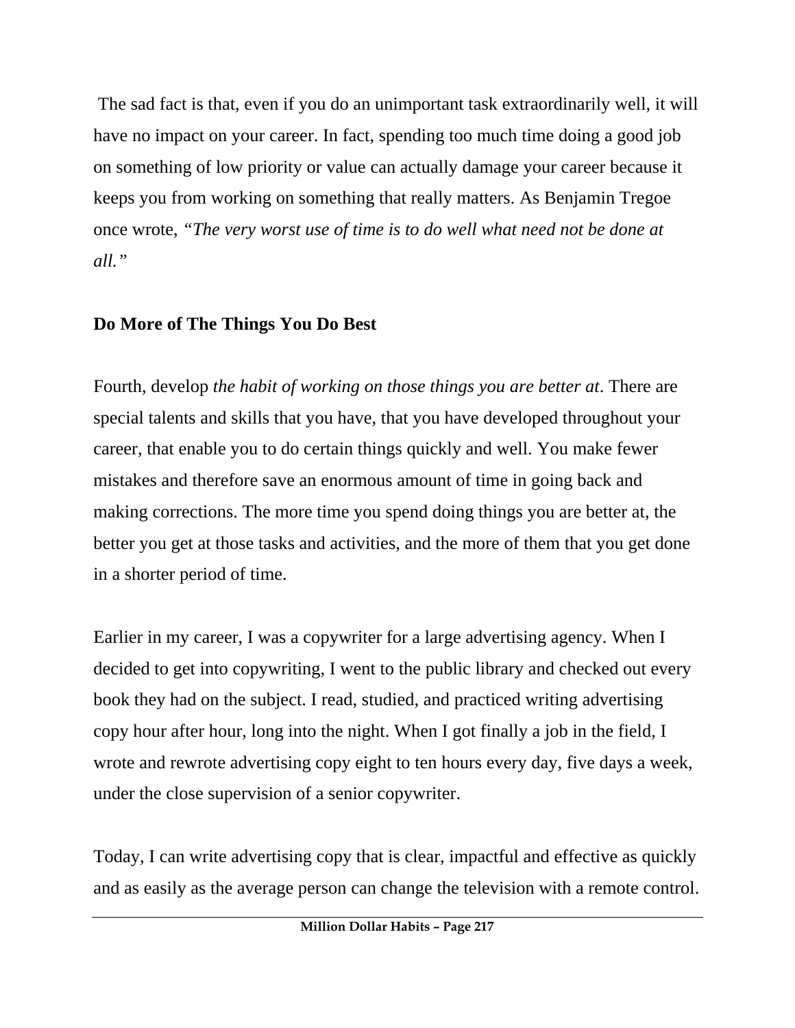The sad fact is that, even if you do an unimportant task extraordinarily well, it will have no impact on your career. In fact, spending too much time doing a good job on something of low priority or value can actually damage your career because it keeps you from working on something that really matters. As Benjamin Tregoe once wrote, *"The very worst use of time is to do well what need not be done at all."*

**Do More of The Things You Do Best**

Fourth, develop *the habit of working on those things you are better at*. There are special talents and skills that you have, that you have developed throughout your career, that enable you to do certain things quickly and well. You make fewer mistakes and therefore save an enormous amount of time in going back and making corrections. The more time you spend doing things you are better at, the better you get at those tasks and activities, and the more of them that you get done in a shorter period of time.

Earlier in my career, I was a copywriter for a large advertising agency. When I decided to get into copywriting, I went to the public library and checked out every book they had on the subject. I read, studied, and practiced writing advertising copy hour after hour, long into the night. When I got finally a job in the field, I wrote and rewrote advertising copy eight to ten hours every day, five days a week, under the close supervision of a senior copywriter.

Today, I can write advertising copy that is clear, impactful and effective as quickly and as easily as the average person can change the television with a remote control.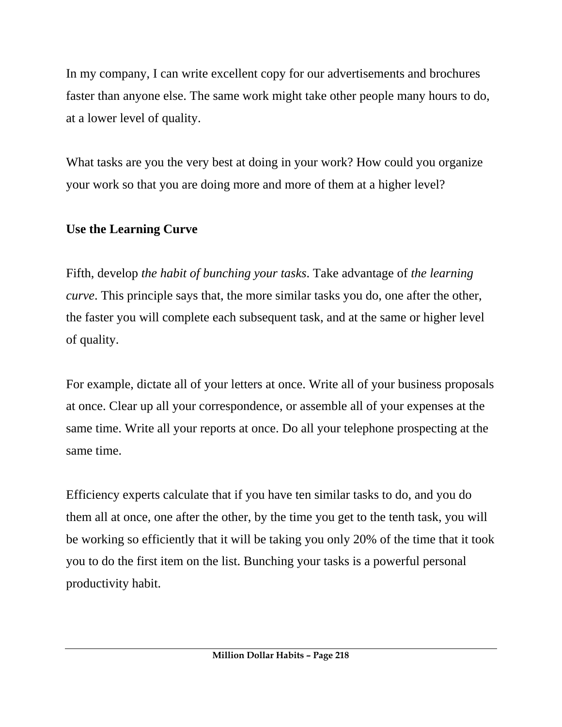In my company, I can write excellent copy for our advertisements and brochures faster than anyone else. The same work might take other people many hours to do, at a lower level of quality.

What tasks are you the very best at doing in your work? How could you organize your work so that you are doing more and more of them at a higher level?

**Use the Learning Curve**

Fifth, develop *the habit of bunching your tasks*. Take advantage of *the learning curve*. This principle says that, the more similar tasks you do, one after the other, the faster you will complete each subsequent task, and at the same or higher level of quality.

For example, dictate all of your letters at once. Write all of your business proposals at once. Clear up all your correspondence, or assemble all of your expenses at the same time. Write all your reports at once. Do all your telephone prospecting at the same time.

Efficiency experts calculate that if you have ten similar tasks to do, and you do them all at once, one after the other, by the time you get to the tenth task, you will be working so efficiently that it will be taking you only 20% of the time that it took you to do the first item on the list. Bunching your tasks is a powerful personal productivity habit.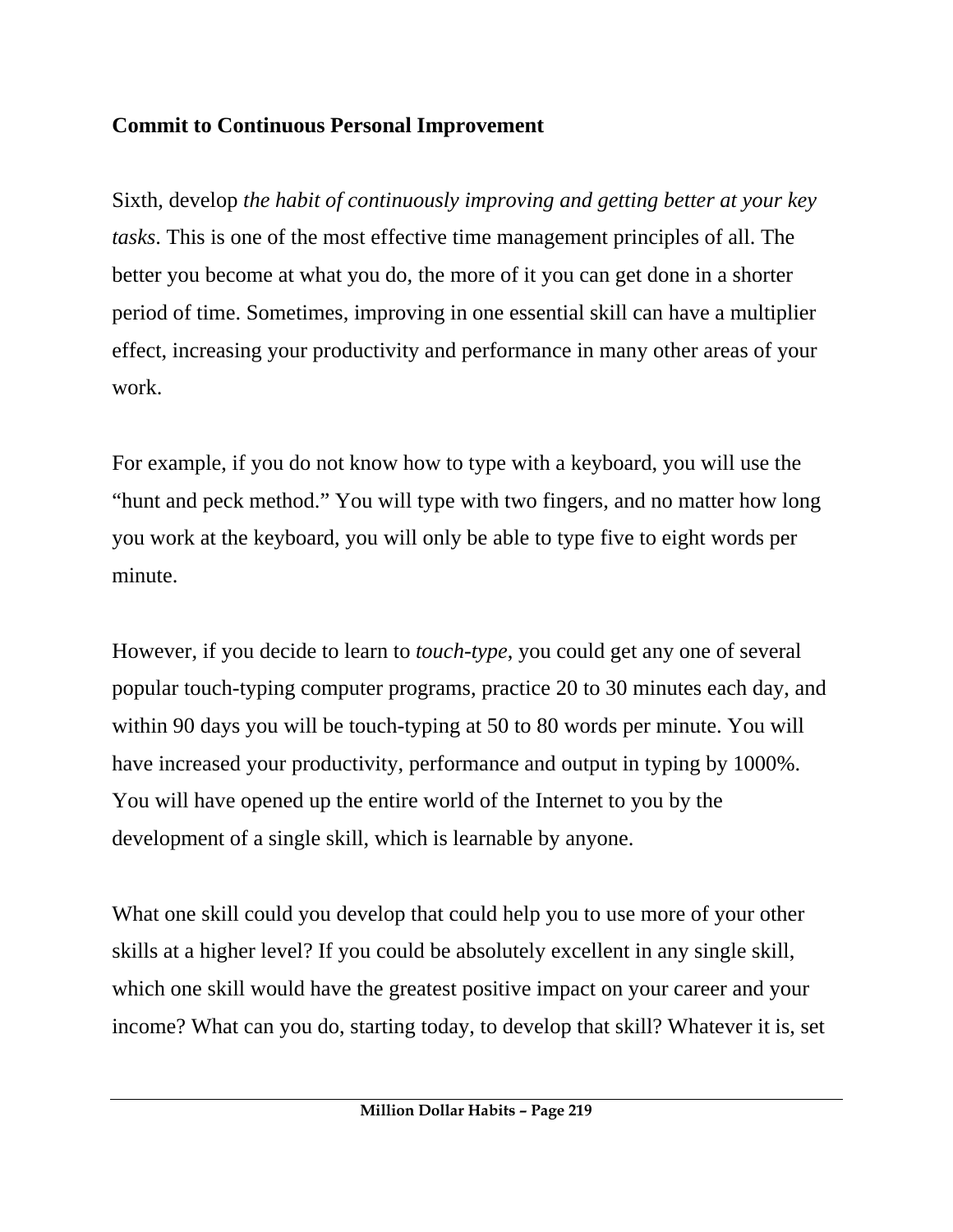## Commit to Continuous Personal Improvement

Sixth, develop *the habit of continuously improving and getting better at your key tasks*. This is one of the most effective time management principles of all. The better you become at what you do, the more of it you can get done in a shorter period of time. Sometimes, improving in one essential skill can have a multiplier effect, increasing your productivity and performance in many other areas of your work.

For example, if you do not know how to type with a keyboard, you will use the "hunt and peck method." You will type with two fingers, and no matter how long you work at the keyboard, you will only be able to type five to eight words per minute.

However, if you decide to learn to *touch-type*, you could get any one of several popular touch-typing computer programs, practice 20 to 30 minutes each day, and within 90 days you will be touch-typing at 50 to 80 words per minute. You will have increased your productivity, performance and output in typing by 1000%. You will have opened up the entire world of the Internet to you by the development of a single skill, which is learnable by anyone.

What one skill could you develop that could help you to use more of your other skills at a higher level? If you could be absolutely excellent in any single skill, which one skill would have the greatest positive impact on your career and your income? What can you do, starting today, to develop that skill? Whatever it is, set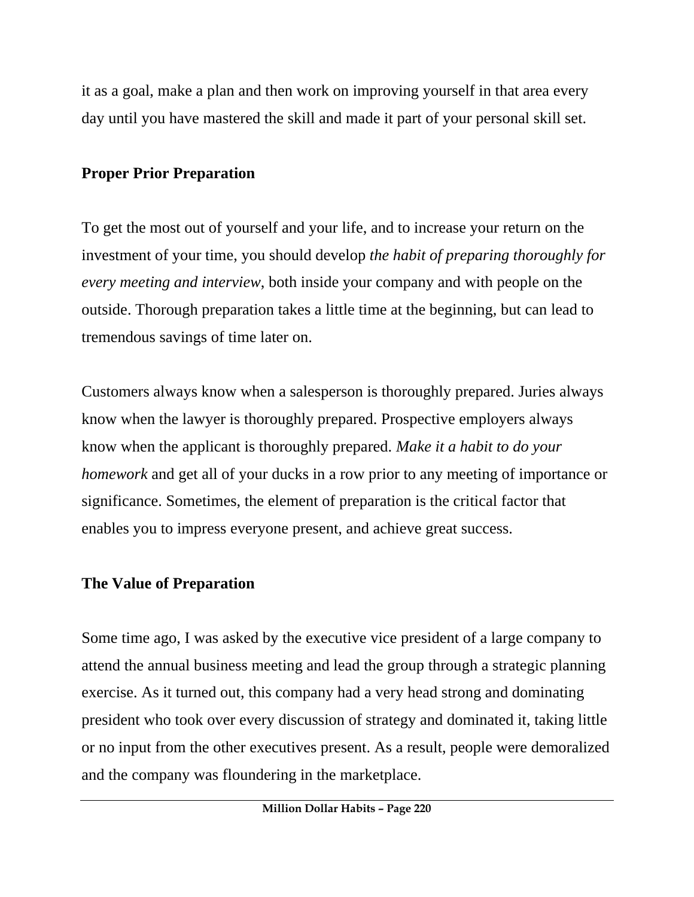it as a goal, make a plan and then work on improving yourself in that area every day until you have mastered the skill and made it part of your personal skill set.

## Proper Prior Preparation

To get the most out of yourself and your life, and to increase your return on the investment of your time, you should develop *the habit of preparing thoroughly for every meeting and interview*, both inside your company and with people on the outside. Thorough preparation takes a little time at the beginning, but can lead to tremendous savings of time later on.

Customers always know when a salesperson is thoroughly prepared. Juries always know when the lawyer is thoroughly prepared. Prospective employers always know when the applicant is thoroughly prepared. *Make it a habit to do your homework* and get all of your ducks in a row prior to any meeting of importance or significance. Sometimes, the element of preparation is the critical factor that enables you to impress everyone present, and achieve great success.

## The Value of Preparation

Some time ago, I was asked by the executive vice president of a large company to attend the annual business meeting and lead the group through a strategic planning exercise. As it turned out, this company had a very head strong and dominating president who took over every discussion of strategy and dominated it, taking little or no input from the other executives present. As a result, people were demoralized and the company was floundering in the marketplace.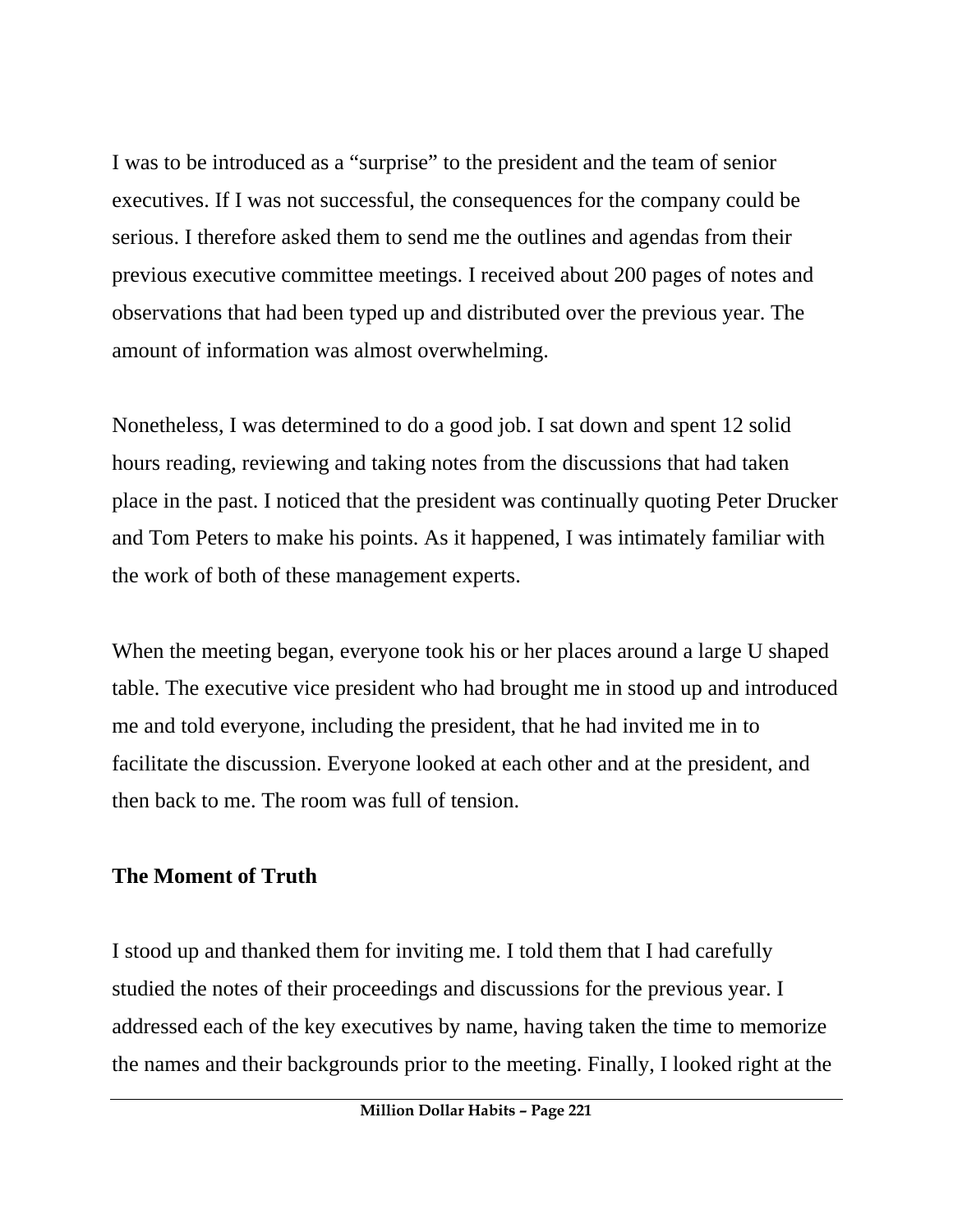I was to be introduced as a "surprise" to the president and the team of senior executives. If I was not successful, the consequences for the company could be serious. I therefore asked them to send me the outlines and agendas from their previous executive committee meetings. I received about 200 pages of notes and observations that had been typed up and distributed over the previous year. The amount of information was almost overwhelming.

Nonetheless, I was determined to do a good job. I sat down and spent 12 solid hours reading, reviewing and taking notes from the discussions that had taken place in the past. I noticed that the president was continually quoting Peter Drucker and Tom Peters to make his points. As it happened, I was intimately familiar with the work of both of these management experts.

When the meeting began, everyone took his or her places around a large U shaped table. The executive vice president who had brought me in stood up and introduced me and told everyone, including the president, that he had invited me in to facilitate the discussion. Everyone looked at each other and at the president, and then back to me. The room was full of tension.

## The Moment of Truth

I stood up and thanked them for inviting me. I told them that I had carefully studied the notes of their proceedings and discussions for the previous year. I addressed each of the key executives by name, having taken the time to memorize the names and their backgrounds prior to the meeting. Finally, I looked right at the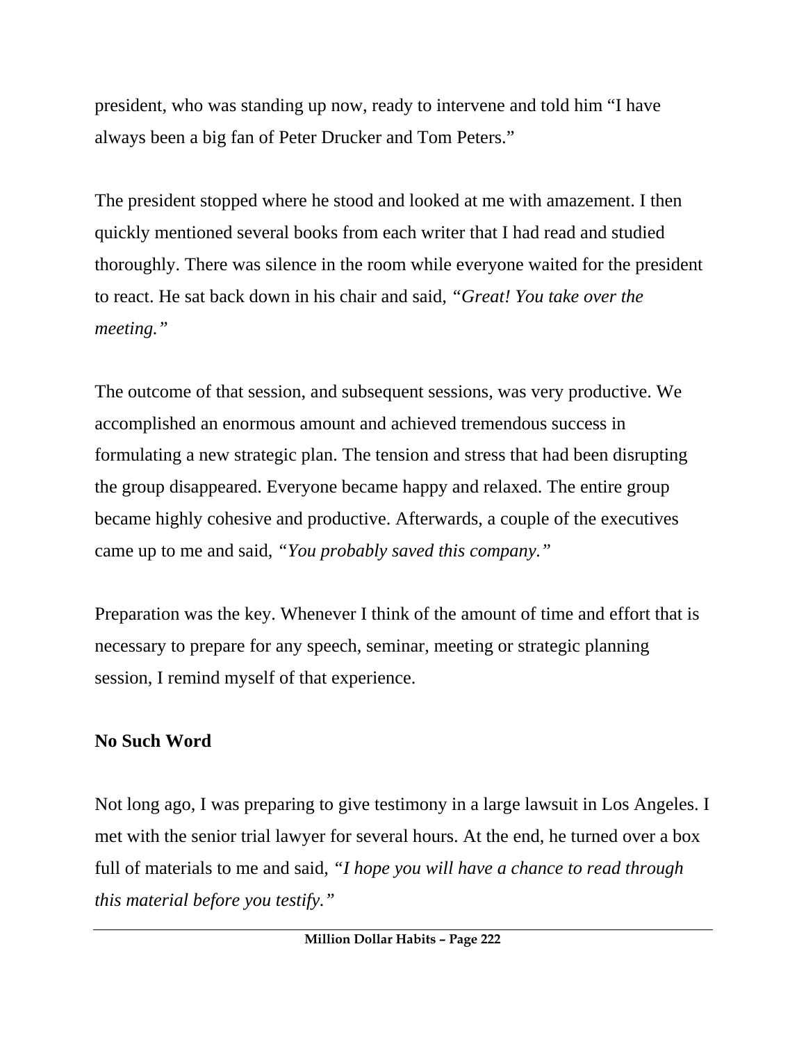president, who was standing up now, ready to intervene and told him "I have always been a big fan of Peter Drucker and Tom Peters."

The president stopped where he stood and looked at me with amazement. I then quickly mentioned several books from each writer that I had read and studied thoroughly. There was silence in the room while everyone waited for the president to react. He sat back down in his chair and said, *"Great! You take over the meeting."*

The outcome of that session, and subsequent sessions, was very productive. We accomplished an enormous amount and achieved tremendous success in formulating a new strategic plan. The tension and stress that had been disrupting the group disappeared. Everyone became happy and relaxed. The entire group became highly cohesive and productive. Afterwards, a couple of the executives came up to me and said, *"You probably saved this company."*

Preparation was the key. Whenever I think of the amount of time and effort that is necessary to prepare for any speech, seminar, meeting or strategic planning session, I remind myself of that experience.

**No Such Word**

Not long ago, I was preparing to give testimony in a large lawsuit in Los Angeles. I met with the senior trial lawyer for several hours. At the end, he turned over a box full of materials to me and said, *"I hope you will have a chance to read through this material before you testify."*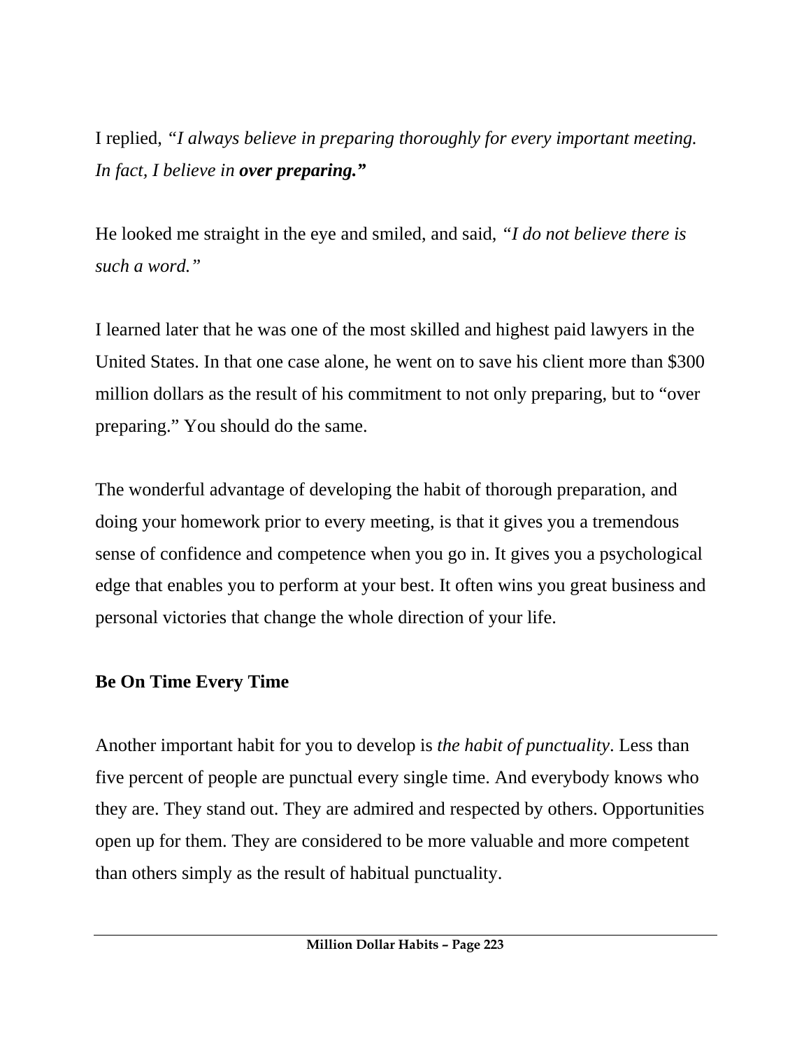I replied, *"I always believe in preparing thoroughly for every important meeting. In fact, I believe in* ***over preparing."***

He looked me straight in the eye and smiled, and said, *"I do not believe there is such a word."*

I learned later that he was one of the most skilled and highest paid lawyers in the United States. In that one case alone, he went on to save his client more than $300 million dollars as the result of his commitment to not only preparing, but to "over preparing." You should do the same.

The wonderful advantage of developing the habit of thorough preparation, and doing your homework prior to every meeting, is that it gives you a tremendous sense of confidence and competence when you go in. It gives you a psychological edge that enables you to perform at your best. It often wins you great business and personal victories that change the whole direction of your life.

**Be On Time Every Time**

Another important habit for you to develop is *the habit of punctuality*. Less than five percent of people are punctual every single time. And everybody knows who they are. They stand out. They are admired and respected by others. Opportunities open up for them. They are considered to be more valuable and more competent than others simply as the result of habitual punctuality.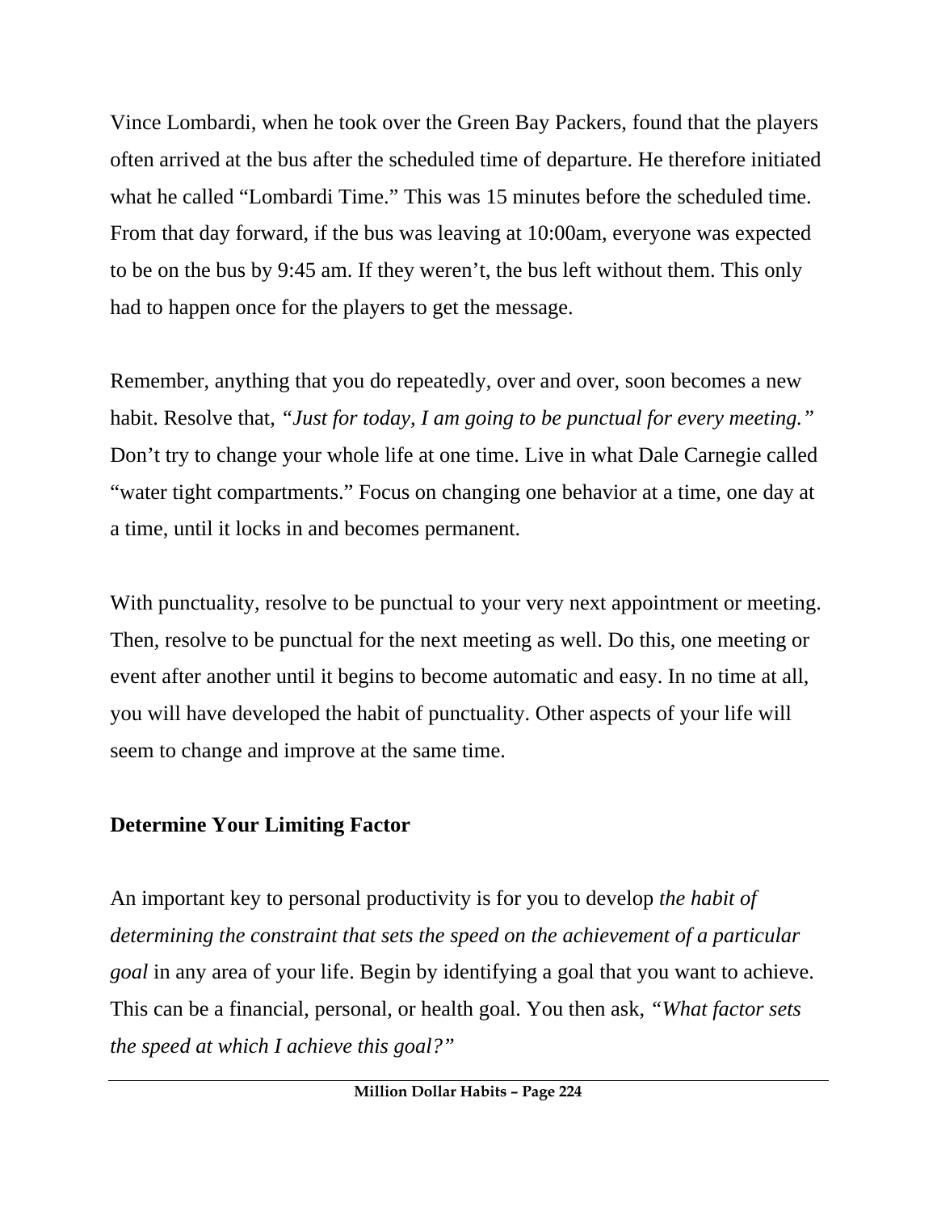Vince Lombardi, when he took over the Green Bay Packers, found that the players often arrived at the bus after the scheduled time of departure. He therefore initiated what he called "Lombardi Time." This was 15 minutes before the scheduled time. From that day forward, if the bus was leaving at 10:00am, everyone was expected to be on the bus by 9:45 am. If they weren't, the bus left without them. This only had to happen once for the players to get the message.

Remember, anything that you do repeatedly, over and over, soon becomes a new habit. Resolve that, *"Just for today, I am going to be punctual for every meeting."* Don't try to change your whole life at one time. Live in what Dale Carnegie called "water tight compartments." Focus on changing one behavior at a time, one day at a time, until it locks in and becomes permanent.

With punctuality, resolve to be punctual to your very next appointment or meeting. Then, resolve to be punctual for the next meeting as well. Do this, one meeting or event after another until it begins to become automatic and easy. In no time at all, you will have developed the habit of punctuality. Other aspects of your life will seem to change and improve at the same time.

**Determine Your Limiting Factor**

An important key to personal productivity is for you to develop *the habit of determining the constraint that sets the speed on the achievement of a particular goal* in any area of your life. Begin by identifying a goal that you want to achieve. This can be a financial, personal, or health goal. You then ask, *"What factor sets the speed at which I achieve this goal?"*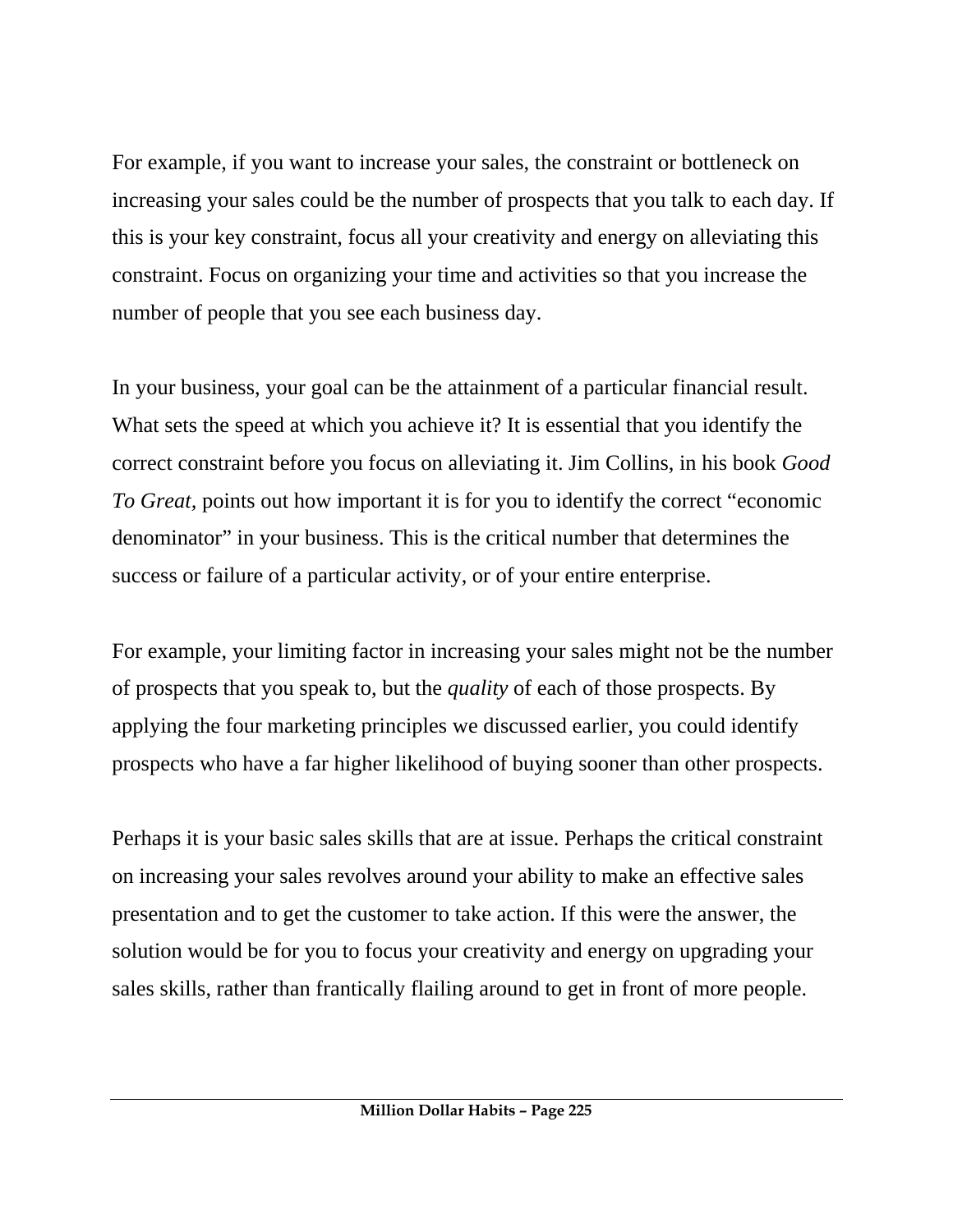For example, if you want to increase your sales, the constraint or bottleneck on increasing your sales could be the number of prospects that you talk to each day. If this is your key constraint, focus all your creativity and energy on alleviating this constraint. Focus on organizing your time and activities so that you increase the number of people that you see each business day.

In your business, your goal can be the attainment of a particular financial result. What sets the speed at which you achieve it? It is essential that you identify the correct constraint before you focus on alleviating it. Jim Collins, in his book *Good To Great,* points out how important it is for you to identify the correct "economic denominator" in your business. This is the critical number that determines the success or failure of a particular activity, or of your entire enterprise.

For example, your limiting factor in increasing your sales might not be the number of prospects that you speak to, but the *quality* of each of those prospects. By applying the four marketing principles we discussed earlier, you could identify prospects who have a far higher likelihood of buying sooner than other prospects.

Perhaps it is your basic sales skills that are at issue. Perhaps the critical constraint on increasing your sales revolves around your ability to make an effective sales presentation and to get the customer to take action. If this were the answer, the solution would be for you to focus your creativity and energy on upgrading your sales skills, rather than frantically flailing around to get in front of more people.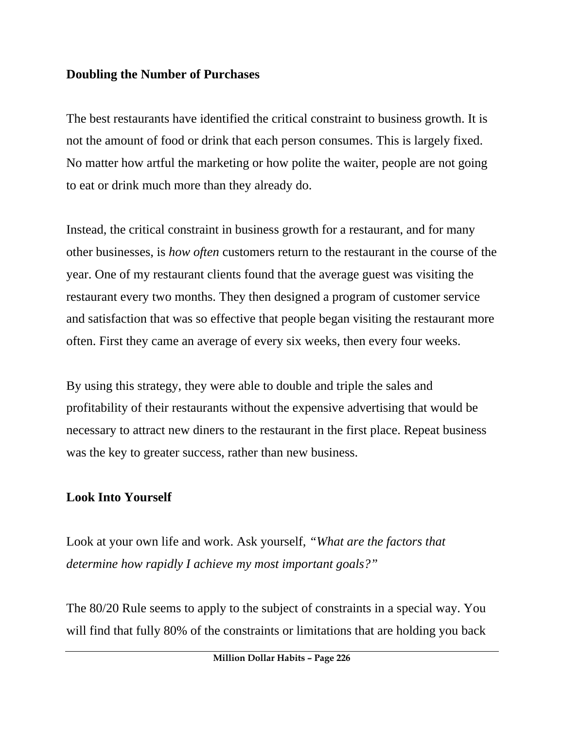## Doubling the Number of Purchases

The best restaurants have identified the critical constraint to business growth. It is not the amount of food or drink that each person consumes. This is largely fixed. No matter how artful the marketing or how polite the waiter, people are not going to eat or drink much more than they already do.

Instead, the critical constraint in business growth for a restaurant, and for many other businesses, is *how often* customers return to the restaurant in the course of the year. One of my restaurant clients found that the average guest was visiting the restaurant every two months. They then designed a program of customer service and satisfaction that was so effective that people began visiting the restaurant more often. First they came an average of every six weeks, then every four weeks.

By using this strategy, they were able to double and triple the sales and profitability of their restaurants without the expensive advertising that would be necessary to attract new diners to the restaurant in the first place. Repeat business was the key to greater success, rather than new business.

## Look Into Yourself

Look at your own life and work. Ask yourself, *"What are the factors that determine how rapidly I achieve my most important goals?"*

The 80/20 Rule seems to apply to the subject of constraints in a special way. You will find that fully 80% of the constraints or limitations that are holding you back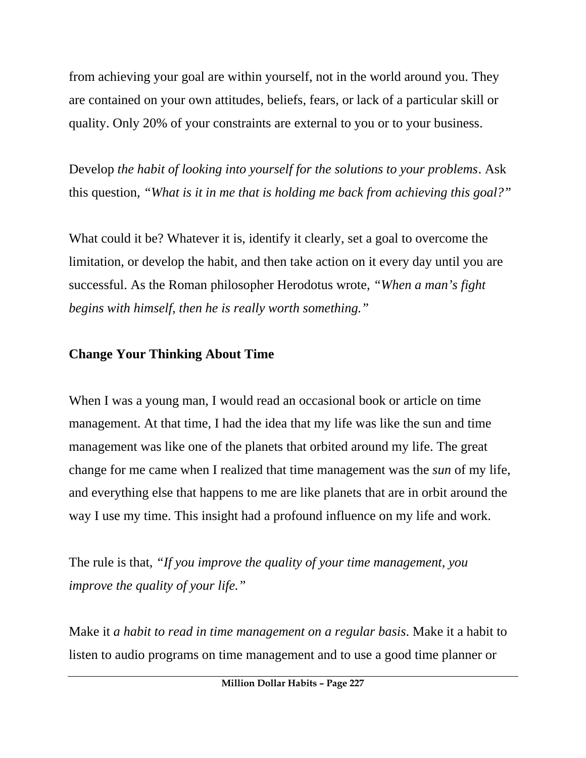from achieving your goal are within yourself, not in the world around you. They are contained on your own attitudes, beliefs, fears, or lack of a particular skill or quality. Only 20% of your constraints are external to you or to your business.

Develop *the habit of looking into yourself for the solutions to your problems*. Ask this question, *"What is it in me that is holding me back from achieving this goal?"*

What could it be? Whatever it is, identify it clearly, set a goal to overcome the limitation, or develop the habit, and then take action on it every day until you are successful. As the Roman philosopher Herodotus wrote, *"When a man's fight begins with himself, then he is really worth something."*

**Change Your Thinking About Time**

When I was a young man, I would read an occasional book or article on time management. At that time, I had the idea that my life was like the sun and time management was like one of the planets that orbited around my life. The great change for me came when I realized that time management was the *sun* of my life, and everything else that happens to me are like planets that are in orbit around the way I use my time. This insight had a profound influence on my life and work.

The rule is that, *"If you improve the quality of your time management, you improve the quality of your life."*

Make it *a habit to read in time management on a regular basis*. Make it a habit to listen to audio programs on time management and to use a good time planner or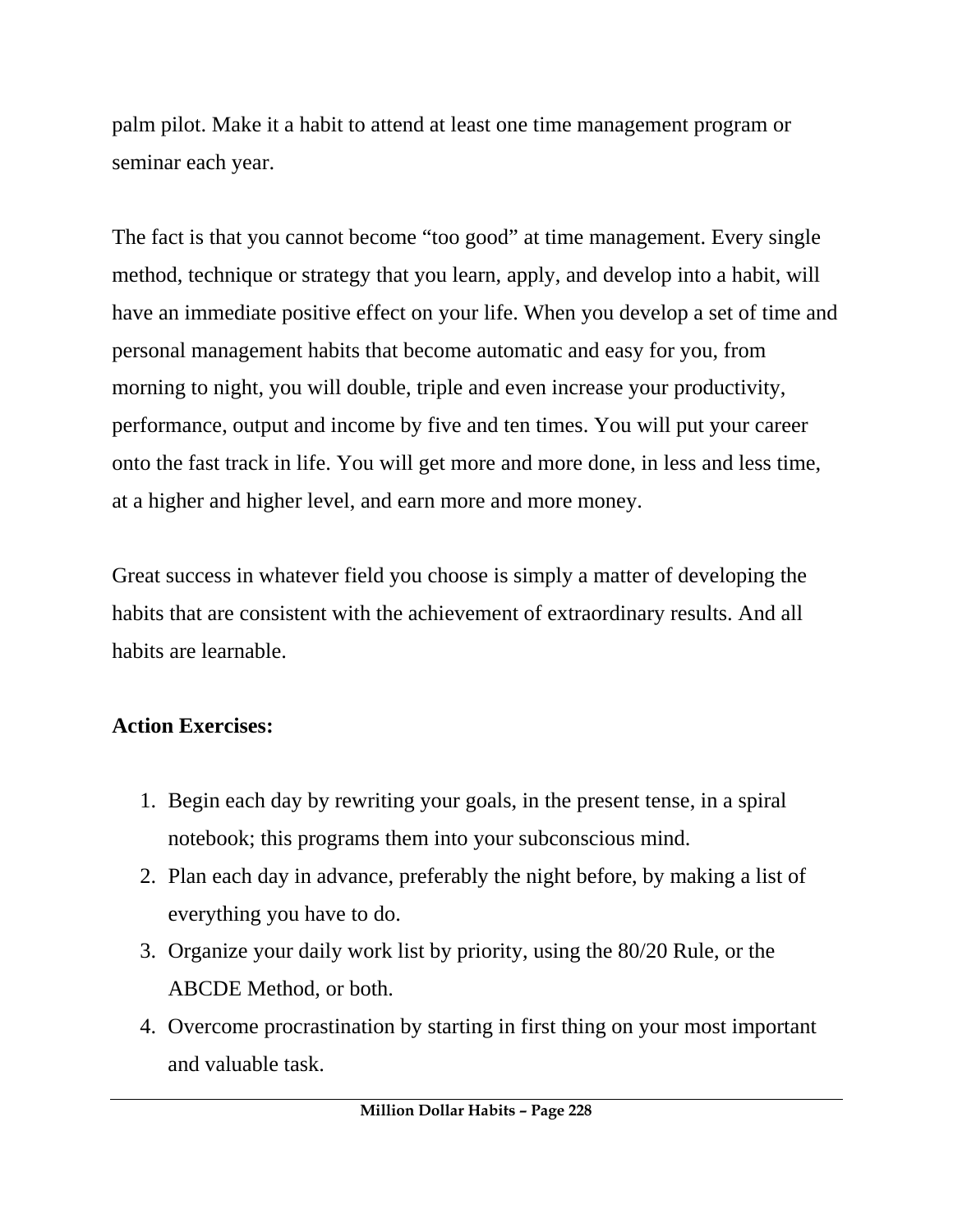palm pilot. Make it a habit to attend at least one time management program or seminar each year.

The fact is that you cannot become "too good" at time management. Every single method, technique or strategy that you learn, apply, and develop into a habit, will have an immediate positive effect on your life. When you develop a set of time and personal management habits that become automatic and easy for you, from morning to night, you will double, triple and even increase your productivity, performance, output and income by five and ten times. You will put your career onto the fast track in life. You will get more and more done, in less and less time, at a higher and higher level, and earn more and more money.

Great success in whatever field you choose is simply a matter of developing the habits that are consistent with the achievement of extraordinary results. And all habits are learnable.

**Action Exercises:**

1. Begin each day by rewriting your goals, in the present tense, in a spiral notebook; this programs them into your subconscious mind.
2. Plan each day in advance, preferably the night before, by making a list of everything you have to do.
3. Organize your daily work list by priority, using the 80/20 Rule, or the ABCDE Method, or both.
4. Overcome procrastination by starting in first thing on your most important and valuable task.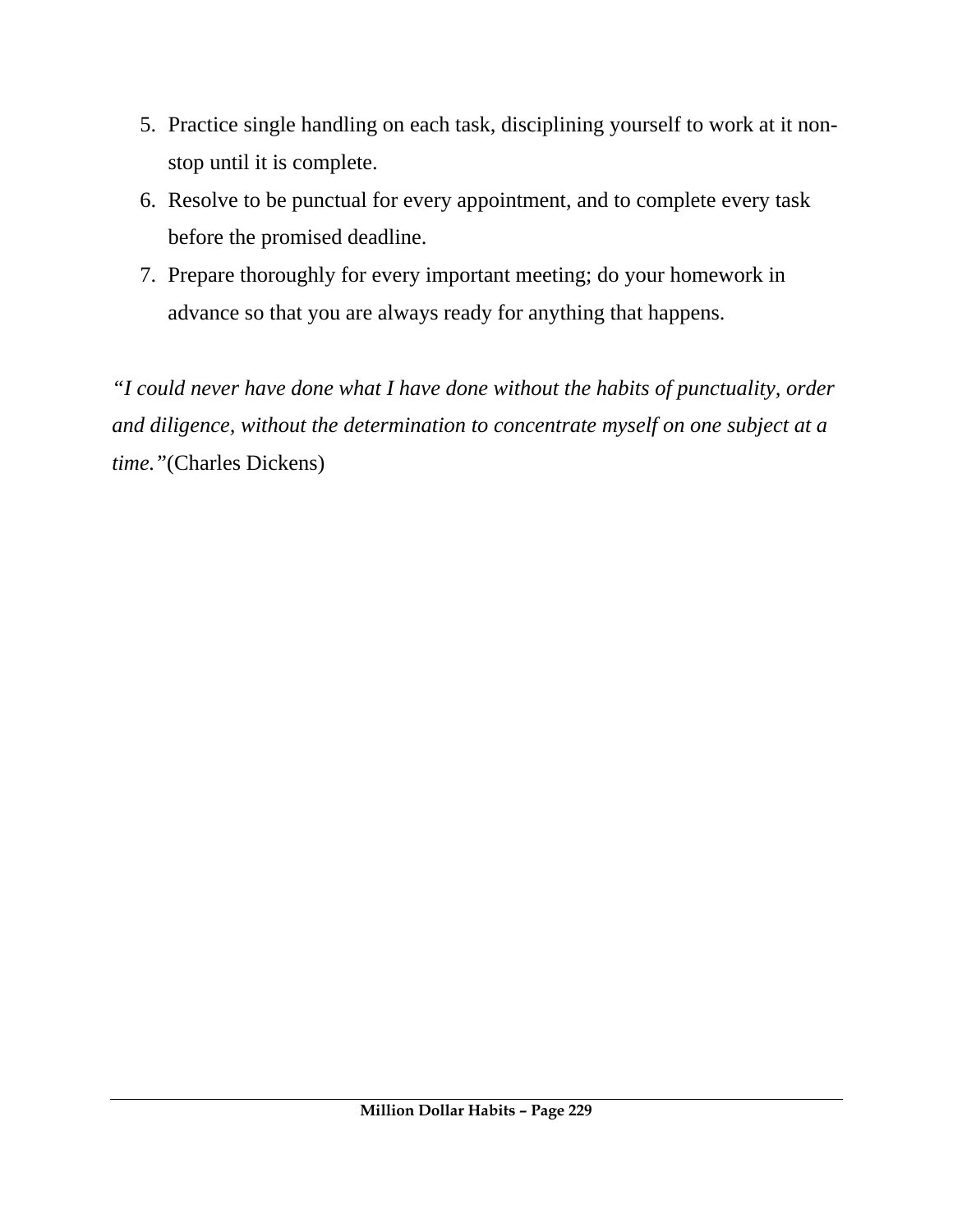5. Practice single handling on each task, disciplining yourself to work at it non-stop until it is complete.
6. Resolve to be punctual for every appointment, and to complete every task before the promised deadline.
7. Prepare thoroughly for every important meeting; do your homework in advance so that you are always ready for anything that happens.

*"I could never have done what I have done without the habits of punctuality, order and diligence, without the determination to concentrate myself on one subject at a time."*(Charles Dickens)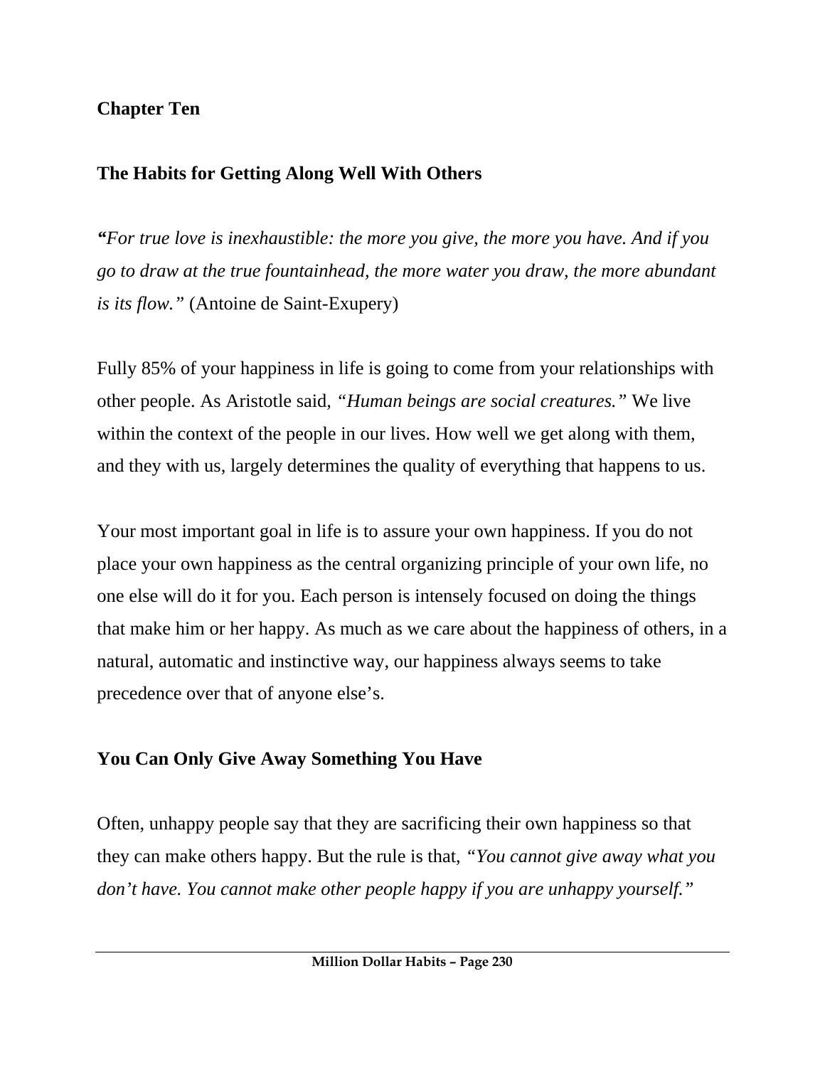## Chapter Ten

## The Habits for Getting Along Well With Others

***"****For true love is inexhaustible: the more you give, the more you have. And if you go to draw at the true fountainhead, the more water you draw, the more abundant is its flow."* (Antoine de Saint-Exupery)

Fully 85% of your happiness in life is going to come from your relationships with other people. As Aristotle said, *"Human beings are social creatures."* We live within the context of the people in our lives. How well we get along with them, and they with us, largely determines the quality of everything that happens to us.

Your most important goal in life is to assure your own happiness. If you do not place your own happiness as the central organizing principle of your own life, no one else will do it for you. Each person is intensely focused on doing the things that make him or her happy. As much as we care about the happiness of others, in a natural, automatic and instinctive way, our happiness always seems to take precedence over that of anyone else's.

### You Can Only Give Away Something You Have

Often, unhappy people say that they are sacrificing their own happiness so that they can make others happy. But the rule is that, *"You cannot give away what you don't have. You cannot make other people happy if you are unhappy yourself."*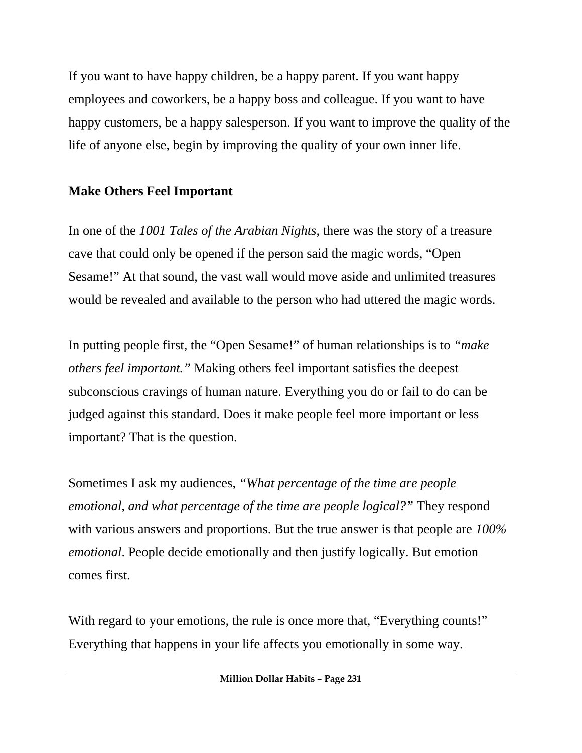If you want to have happy children, be a happy parent. If you want happy employees and coworkers, be a happy boss and colleague. If you want to have happy customers, be a happy salesperson. If you want to improve the quality of the life of anyone else, begin by improving the quality of your own inner life.

## Make Others Feel Important

In one of the *1001 Tales of the Arabian Nights*, there was the story of a treasure cave that could only be opened if the person said the magic words, "Open Sesame!" At that sound, the vast wall would move aside and unlimited treasures would be revealed and available to the person who had uttered the magic words.

In putting people first, the "Open Sesame!" of human relationships is to *"make others feel important."* Making others feel important satisfies the deepest subconscious cravings of human nature. Everything you do or fail to do can be judged against this standard. Does it make people feel more important or less important? That is the question.

Sometimes I ask my audiences, *"What percentage of the time are people emotional, and what percentage of the time are people logical?"* They respond with various answers and proportions. But the true answer is that people are *100% emotional*. People decide emotionally and then justify logically. But emotion comes first.

With regard to your emotions, the rule is once more that, "Everything counts!" Everything that happens in your life affects you emotionally in some way.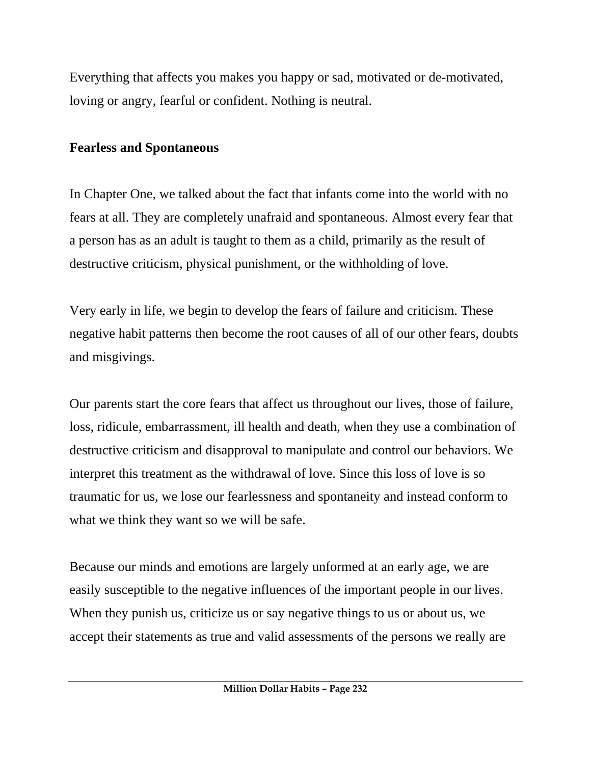Everything that affects you makes you happy or sad, motivated or de-motivated, loving or angry, fearful or confident. Nothing is neutral.

**Fearless and Spontaneous**

In Chapter One, we talked about the fact that infants come into the world with no fears at all. They are completely unafraid and spontaneous. Almost every fear that a person has as an adult is taught to them as a child, primarily as the result of destructive criticism, physical punishment, or the withholding of love.

Very early in life, we begin to develop the fears of failure and criticism. These negative habit patterns then become the root causes of all of our other fears, doubts and misgivings.

Our parents start the core fears that affect us throughout our lives, those of failure, loss, ridicule, embarrassment, ill health and death, when they use a combination of destructive criticism and disapproval to manipulate and control our behaviors. We interpret this treatment as the withdrawal of love. Since this loss of love is so traumatic for us, we lose our fearlessness and spontaneity and instead conform to what we think they want so we will be safe.

Because our minds and emotions are largely unformed at an early age, we are easily susceptible to the negative influences of the important people in our lives. When they punish us, criticize us or say negative things to us or about us, we accept their statements as true and valid assessments of the persons we really are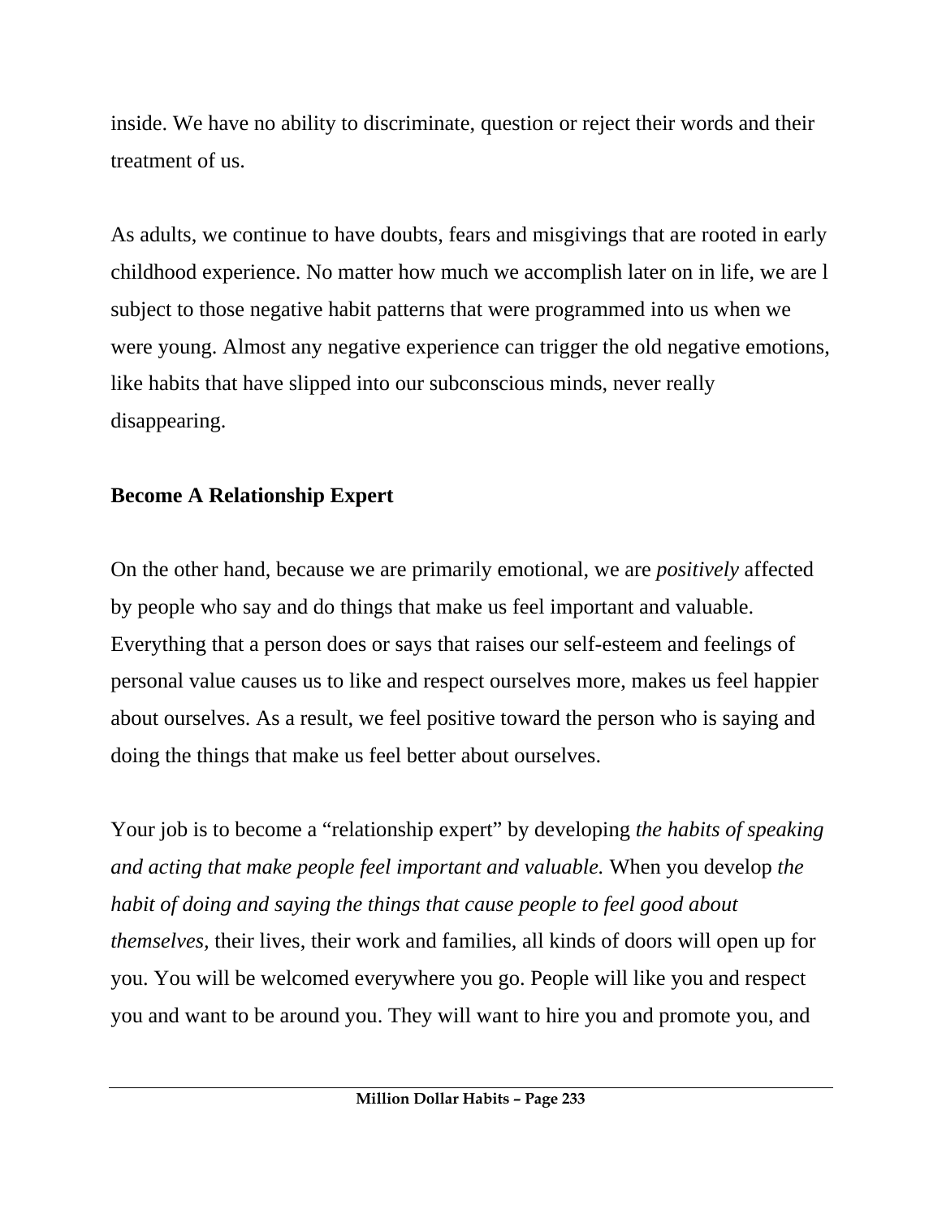inside. We have no ability to discriminate, question or reject their words and their treatment of us.

As adults, we continue to have doubts, fears and misgivings that are rooted in early childhood experience. No matter how much we accomplish later on in life, we are l subject to those negative habit patterns that were programmed into us when we were young. Almost any negative experience can trigger the old negative emotions, like habits that have slipped into our subconscious minds, never really disappearing.

**Become A Relationship Expert**

On the other hand, because we are primarily emotional, we are *positively* affected by people who say and do things that make us feel important and valuable. Everything that a person does or says that raises our self-esteem and feelings of personal value causes us to like and respect ourselves more, makes us feel happier about ourselves. As a result, we feel positive toward the person who is saying and doing the things that make us feel better about ourselves.

Your job is to become a "relationship expert" by developing *the habits of speaking and acting that make people feel important and valuable.* When you develop *the habit of doing and saying the things that cause people to feel good about themselves,* their lives, their work and families, all kinds of doors will open up for you. You will be welcomed everywhere you go. People will like you and respect you and want to be around you. They will want to hire you and promote you, and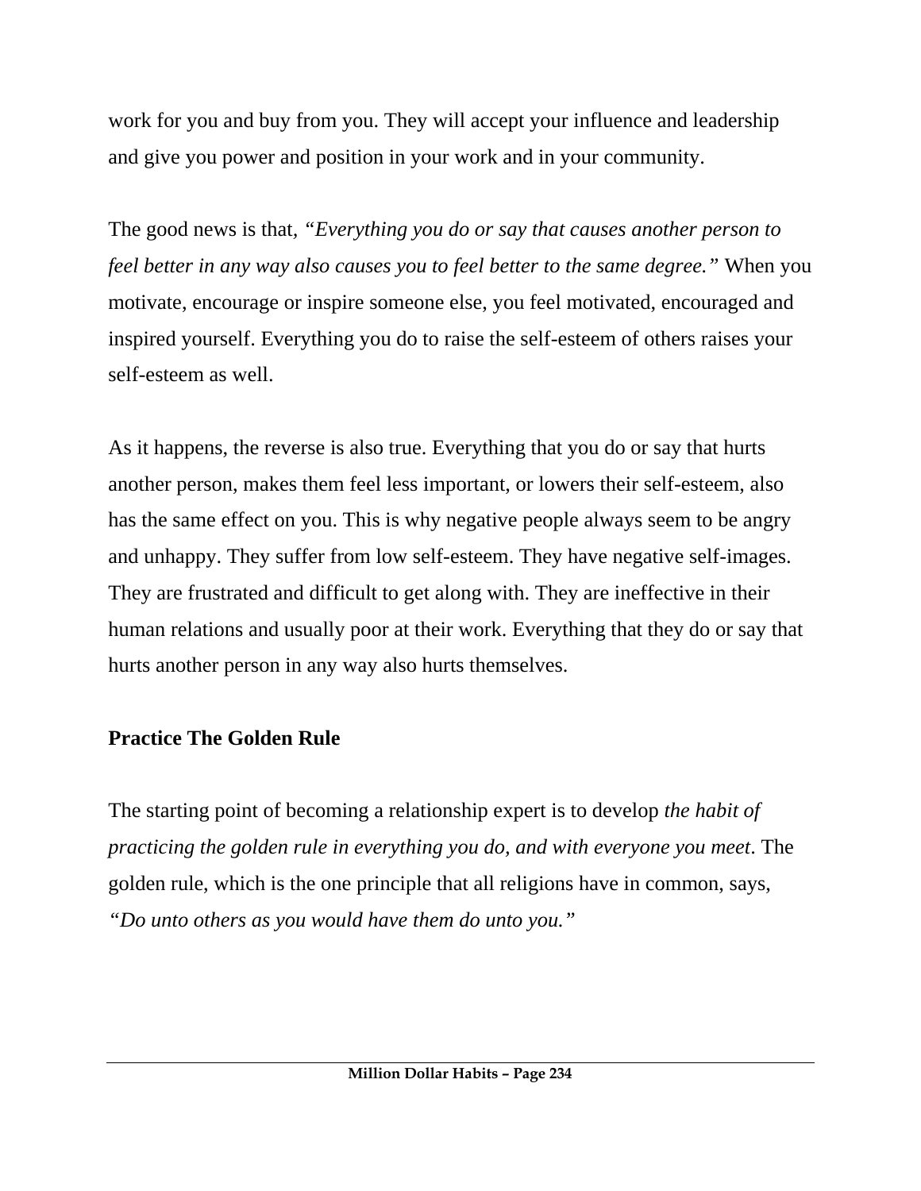work for you and buy from you. They will accept your influence and leadership and give you power and position in your work and in your community.

The good news is that, *"Everything you do or say that causes another person to feel better in any way also causes you to feel better to the same degree."* When you motivate, encourage or inspire someone else, you feel motivated, encouraged and inspired yourself. Everything you do to raise the self-esteem of others raises your self-esteem as well.

As it happens, the reverse is also true. Everything that you do or say that hurts another person, makes them feel less important, or lowers their self-esteem, also has the same effect on you. This is why negative people always seem to be angry and unhappy. They suffer from low self-esteem. They have negative self-images. They are frustrated and difficult to get along with. They are ineffective in their human relations and usually poor at their work. Everything that they do or say that hurts another person in any way also hurts themselves.

## Practice The Golden Rule

The starting point of becoming a relationship expert is to develop *the habit of practicing the golden rule in everything you do, and with everyone you meet*. The golden rule, which is the one principle that all religions have in common, says, *"Do unto others as you would have them do unto you."*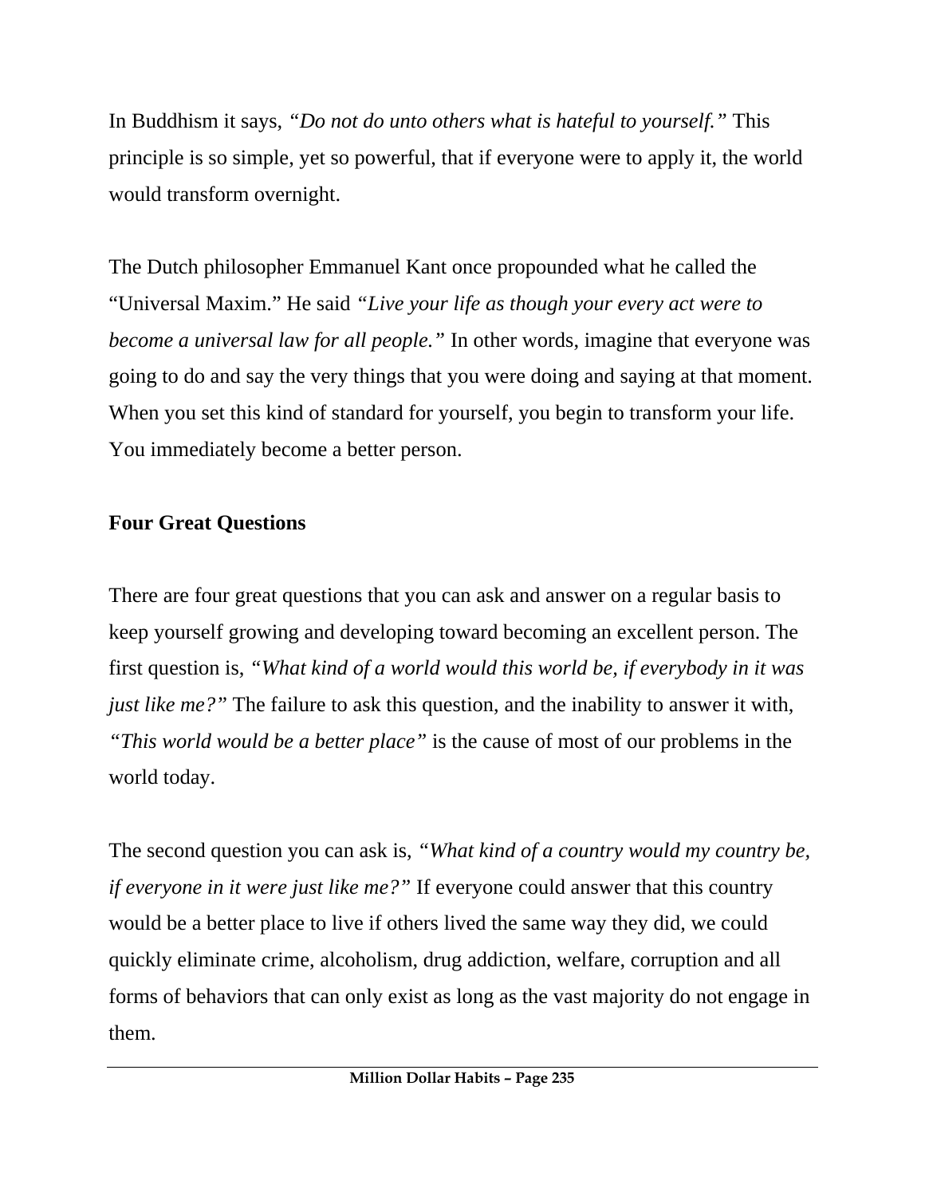In Buddhism it says, *"Do not do unto others what is hateful to yourself."* This principle is so simple, yet so powerful, that if everyone were to apply it, the world would transform overnight.

The Dutch philosopher Emmanuel Kant once propounded what he called the "Universal Maxim." He said *"Live your life as though your every act were to become a universal law for all people."* In other words, imagine that everyone was going to do and say the very things that you were doing and saying at that moment. When you set this kind of standard for yourself, you begin to transform your life. You immediately become a better person.

**Four Great Questions**

There are four great questions that you can ask and answer on a regular basis to keep yourself growing and developing toward becoming an excellent person. The first question is, *"What kind of a world would this world be, if everybody in it was just like me?"* The failure to ask this question, and the inability to answer it with, *"This world would be a better place"* is the cause of most of our problems in the world today.

The second question you can ask is, *"What kind of a country would my country be, if everyone in it were just like me?"* If everyone could answer that this country would be a better place to live if others lived the same way they did, we could quickly eliminate crime, alcoholism, drug addiction, welfare, corruption and all forms of behaviors that can only exist as long as the vast majority do not engage in them.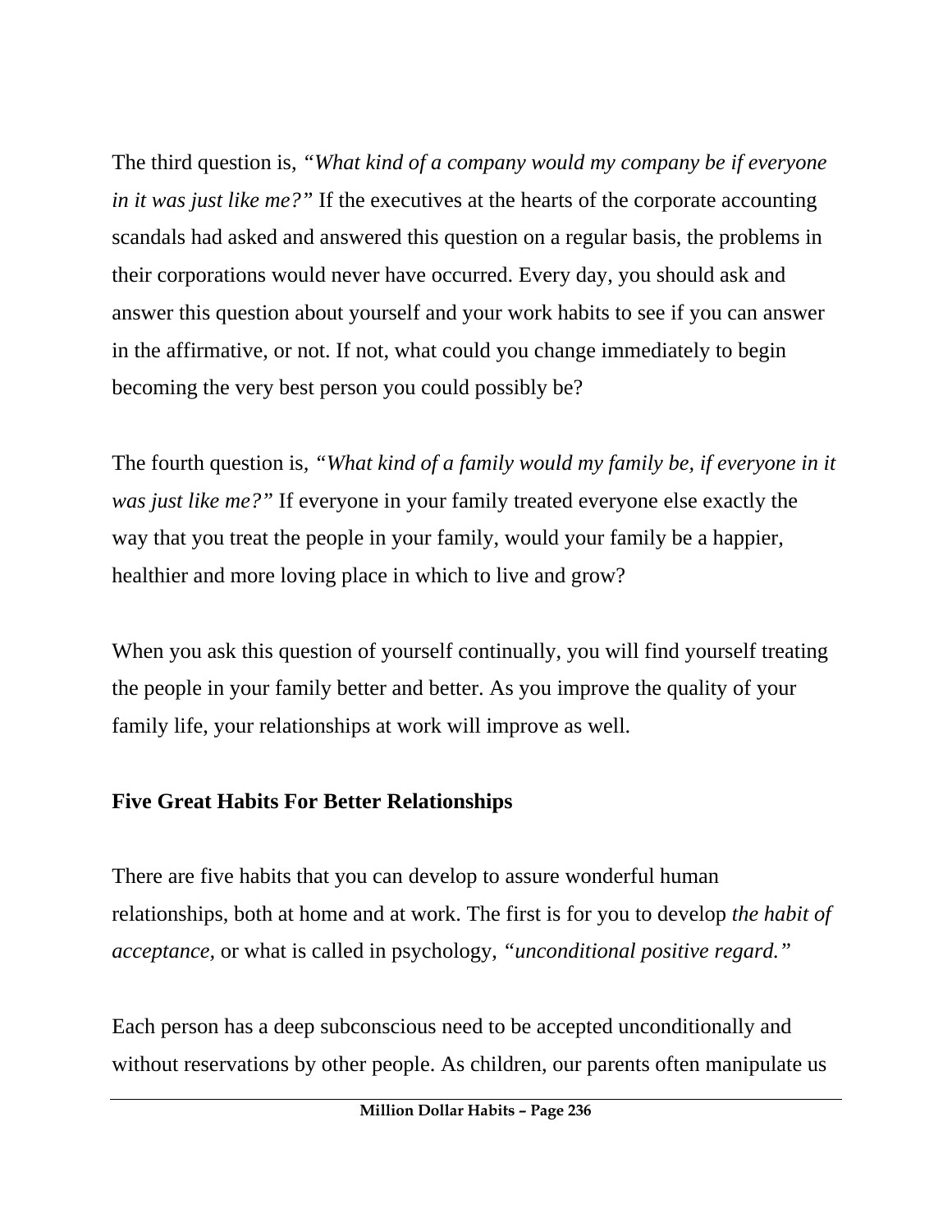The third question is, *"What kind of a company would my company be if everyone in it was just like me?"* If the executives at the hearts of the corporate accounting scandals had asked and answered this question on a regular basis, the problems in their corporations would never have occurred. Every day, you should ask and answer this question about yourself and your work habits to see if you can answer in the affirmative, or not. If not, what could you change immediately to begin becoming the very best person you could possibly be?

The fourth question is, *"What kind of a family would my family be, if everyone in it was just like me?"* If everyone in your family treated everyone else exactly the way that you treat the people in your family, would your family be a happier, healthier and more loving place in which to live and grow?

When you ask this question of yourself continually, you will find yourself treating the people in your family better and better. As you improve the quality of your family life, your relationships at work will improve as well.

**Five Great Habits For Better Relationships**

There are five habits that you can develop to assure wonderful human relationships, both at home and at work. The first is for you to develop *the habit of acceptance,* or what is called in psychology, *"unconditional positive regard."*

Each person has a deep subconscious need to be accepted unconditionally and without reservations by other people. As children, our parents often manipulate us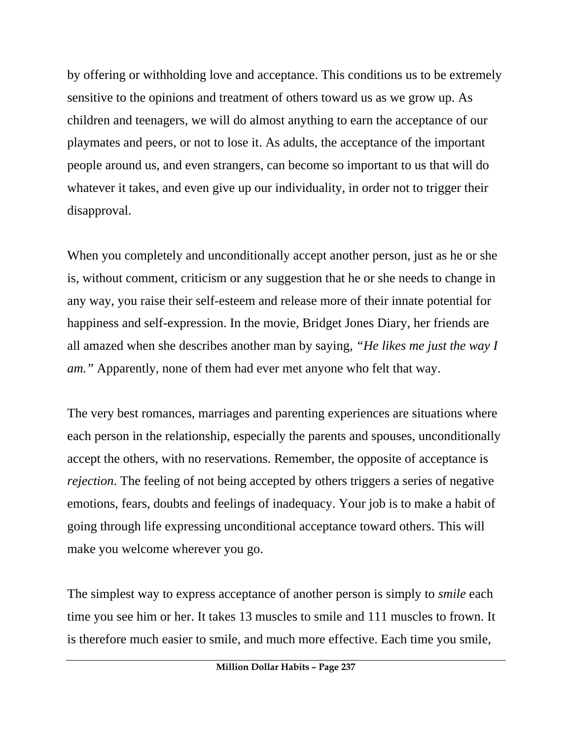by offering or withholding love and acceptance. This conditions us to be extremely sensitive to the opinions and treatment of others toward us as we grow up. As children and teenagers, we will do almost anything to earn the acceptance of our playmates and peers, or not to lose it. As adults, the acceptance of the important people around us, and even strangers, can become so important to us that will do whatever it takes, and even give up our individuality, in order not to trigger their disapproval.

When you completely and unconditionally accept another person, just as he or she is, without comment, criticism or any suggestion that he or she needs to change in any way, you raise their self-esteem and release more of their innate potential for happiness and self-expression. In the movie, Bridget Jones Diary, her friends are all amazed when she describes another man by saying, *"He likes me just the way I am."* Apparently, none of them had ever met anyone who felt that way.

The very best romances, marriages and parenting experiences are situations where each person in the relationship, especially the parents and spouses, unconditionally accept the others, with no reservations. Remember, the opposite of acceptance is *rejection*. The feeling of not being accepted by others triggers a series of negative emotions, fears, doubts and feelings of inadequacy. Your job is to make a habit of going through life expressing unconditional acceptance toward others. This will make you welcome wherever you go.

The simplest way to express acceptance of another person is simply to *smile* each time you see him or her. It takes 13 muscles to smile and 111 muscles to frown. It is therefore much easier to smile, and much more effective. Each time you smile,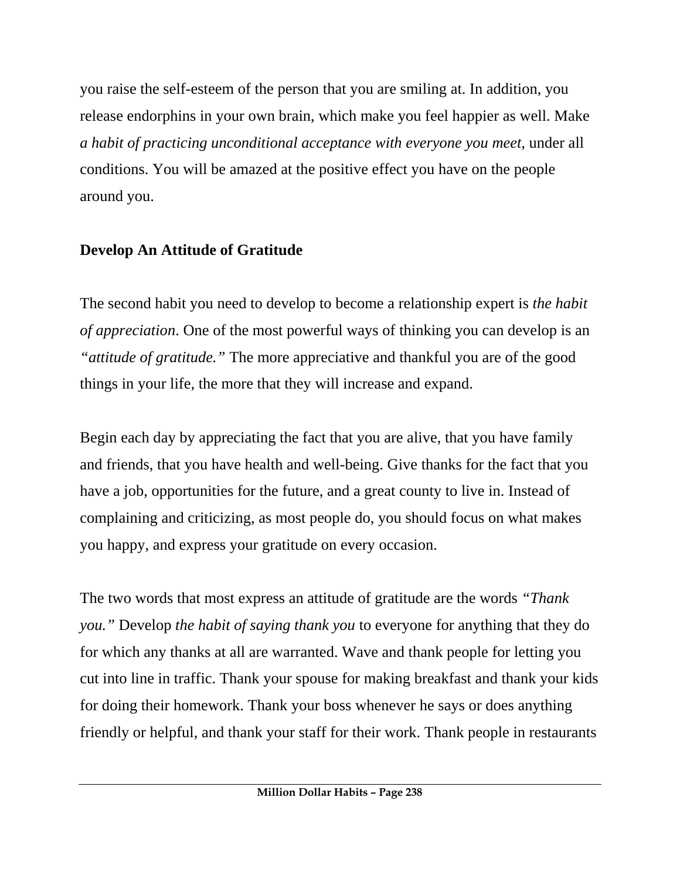you raise the self-esteem of the person that you are smiling at. In addition, you release endorphins in your own brain, which make you feel happier as well. Make *a habit of practicing unconditional acceptance with everyone you meet,* under all conditions. You will be amazed at the positive effect you have on the people around you.

**Develop An Attitude of Gratitude**

The second habit you need to develop to become a relationship expert is *the habit of appreciation*. One of the most powerful ways of thinking you can develop is an *"attitude of gratitude."* The more appreciative and thankful you are of the good things in your life, the more that they will increase and expand.

Begin each day by appreciating the fact that you are alive, that you have family and friends, that you have health and well-being. Give thanks for the fact that you have a job, opportunities for the future, and a great county to live in. Instead of complaining and criticizing, as most people do, you should focus on what makes you happy, and express your gratitude on every occasion.

The two words that most express an attitude of gratitude are the words *"Thank you."* Develop *the habit of saying thank you* to everyone for anything that they do for which any thanks at all are warranted. Wave and thank people for letting you cut into line in traffic. Thank your spouse for making breakfast and thank your kids for doing their homework. Thank your boss whenever he says or does anything friendly or helpful, and thank your staff for their work. Thank people in restaurants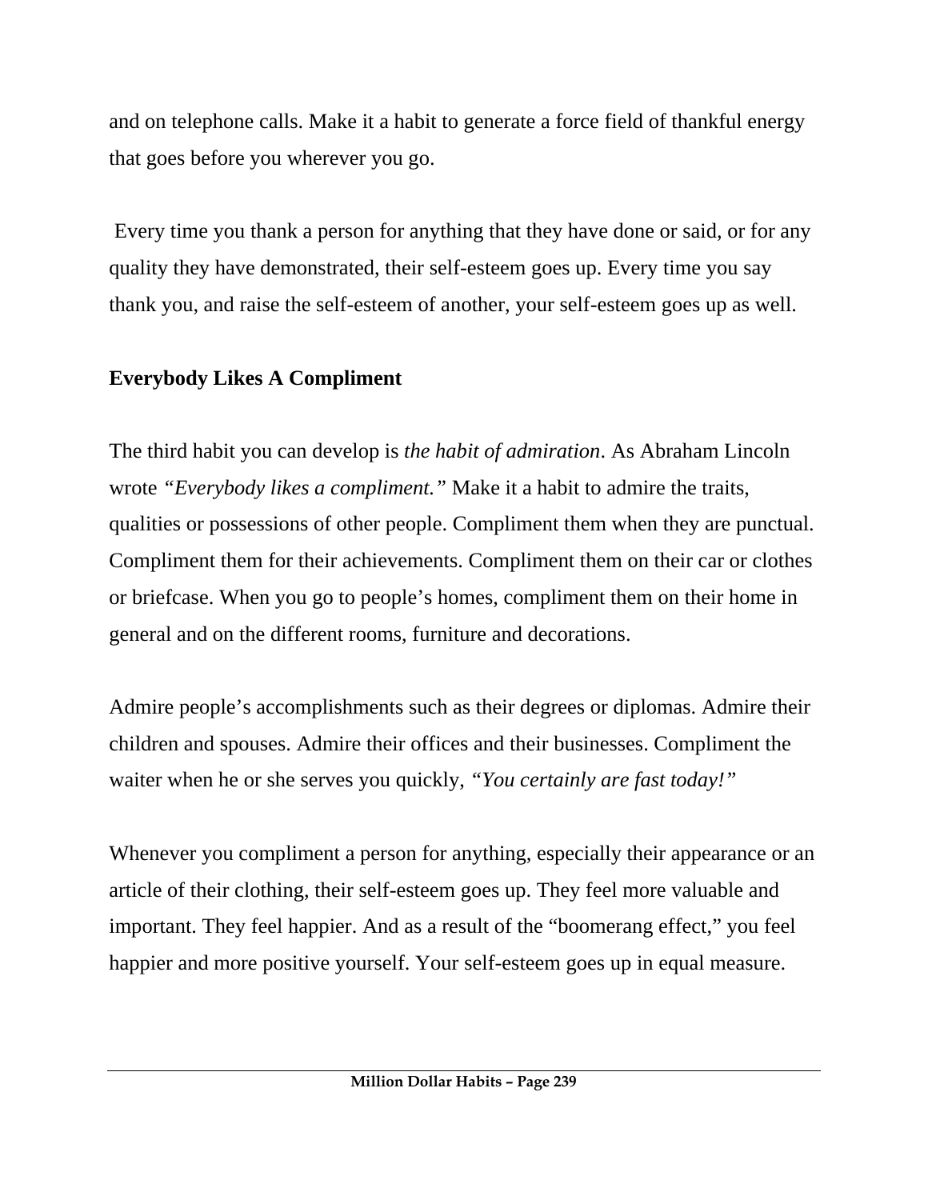and on telephone calls. Make it a habit to generate a force field of thankful energy that goes before you wherever you go.

Every time you thank a person for anything that they have done or said, or for any quality they have demonstrated, their self-esteem goes up. Every time you say thank you, and raise the self-esteem of another, your self-esteem goes up as well.

**Everybody Likes A Compliment**

The third habit you can develop is *the habit of admiration*. As Abraham Lincoln wrote *"Everybody likes a compliment."* Make it a habit to admire the traits, qualities or possessions of other people. Compliment them when they are punctual. Compliment them for their achievements. Compliment them on their car or clothes or briefcase. When you go to people's homes, compliment them on their home in general and on the different rooms, furniture and decorations.

Admire people's accomplishments such as their degrees or diplomas. Admire their children and spouses. Admire their offices and their businesses. Compliment the waiter when he or she serves you quickly, *"You certainly are fast today!"*

Whenever you compliment a person for anything, especially their appearance or an article of their clothing, their self-esteem goes up. They feel more valuable and important. They feel happier. And as a result of the "boomerang effect," you feel happier and more positive yourself. Your self-esteem goes up in equal measure.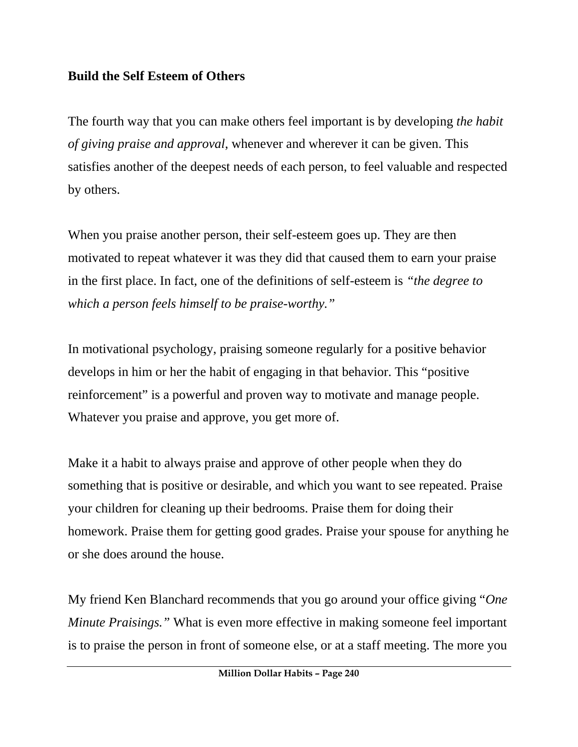**Build the Self Esteem of Others**

The fourth way that you can make others feel important is by developing *the habit of giving praise and approval*, whenever and wherever it can be given. This satisfies another of the deepest needs of each person, to feel valuable and respected by others.

When you praise another person, their self-esteem goes up. They are then motivated to repeat whatever it was they did that caused them to earn your praise in the first place. In fact, one of the definitions of self-esteem is *"the degree to which a person feels himself to be praise-worthy."*

In motivational psychology, praising someone regularly for a positive behavior develops in him or her the habit of engaging in that behavior. This "positive reinforcement" is a powerful and proven way to motivate and manage people. Whatever you praise and approve, you get more of.

Make it a habit to always praise and approve of other people when they do something that is positive or desirable, and which you want to see repeated. Praise your children for cleaning up their bedrooms. Praise them for doing their homework. Praise them for getting good grades. Praise your spouse for anything he or she does around the house.

My friend Ken Blanchard recommends that you go around your office giving "*One Minute Praisings."* What is even more effective in making someone feel important is to praise the person in front of someone else, or at a staff meeting. The more you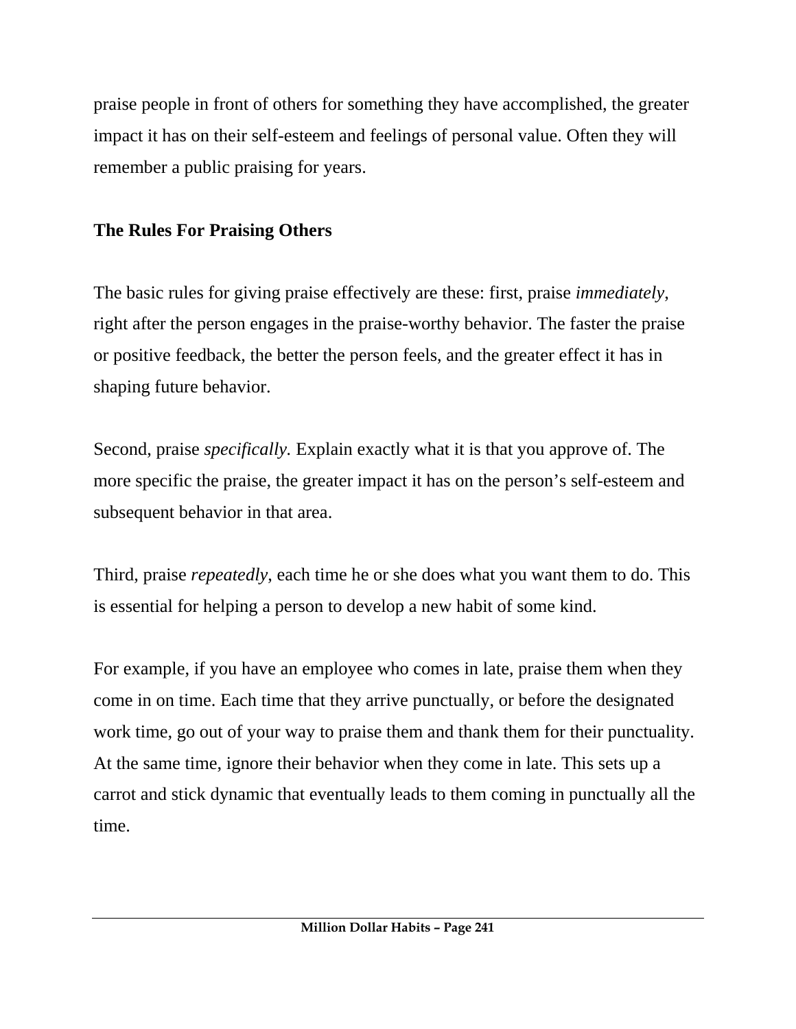praise people in front of others for something they have accomplished, the greater impact it has on their self-esteem and feelings of personal value. Often they will remember a public praising for years.

### The Rules For Praising Others

The basic rules for giving praise effectively are these: first, praise *immediately*, right after the person engages in the praise-worthy behavior. The faster the praise or positive feedback, the better the person feels, and the greater effect it has in shaping future behavior.

Second, praise *specifically.* Explain exactly what it is that you approve of. The more specific the praise, the greater impact it has on the person's self-esteem and subsequent behavior in that area.

Third, praise *repeatedly*, each time he or she does what you want them to do. This is essential for helping a person to develop a new habit of some kind.

For example, if you have an employee who comes in late, praise them when they come in on time. Each time that they arrive punctually, or before the designated work time, go out of your way to praise them and thank them for their punctuality. At the same time, ignore their behavior when they come in late. This sets up a carrot and stick dynamic that eventually leads to them coming in punctually all the time.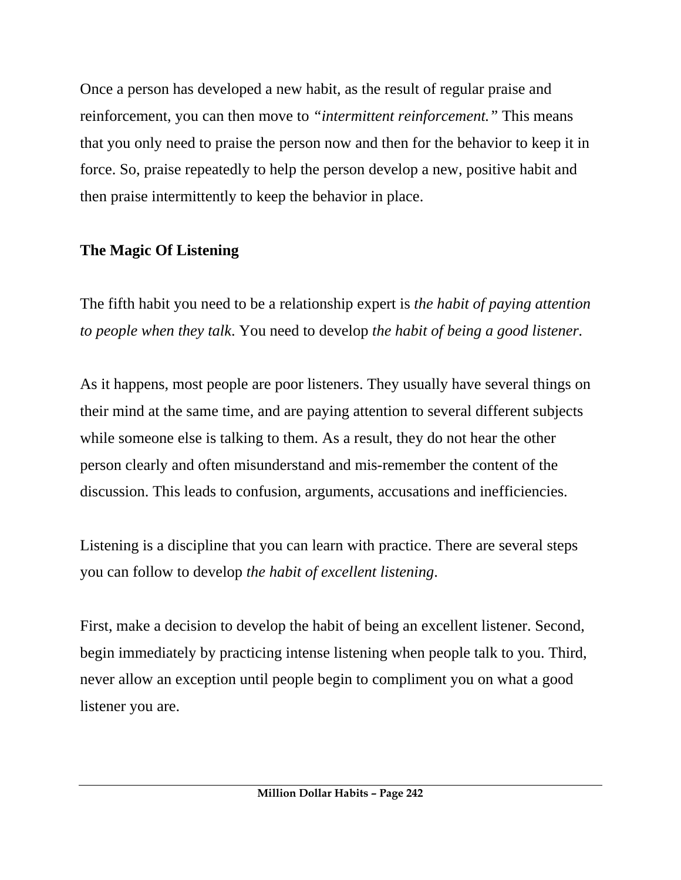Once a person has developed a new habit, as the result of regular praise and reinforcement, you can then move to *"intermittent reinforcement."* This means that you only need to praise the person now and then for the behavior to keep it in force. So, praise repeatedly to help the person develop a new, positive habit and then praise intermittently to keep the behavior in place.

**The Magic Of Listening**

The fifth habit you need to be a relationship expert is *the habit of paying attention to people when they talk*. You need to develop *the habit of being a good listener*.

As it happens, most people are poor listeners. They usually have several things on their mind at the same time, and are paying attention to several different subjects while someone else is talking to them. As a result, they do not hear the other person clearly and often misunderstand and mis-remember the content of the discussion. This leads to confusion, arguments, accusations and inefficiencies.

Listening is a discipline that you can learn with practice. There are several steps you can follow to develop *the habit of excellent listening*.

First, make a decision to develop the habit of being an excellent listener. Second, begin immediately by practicing intense listening when people talk to you. Third, never allow an exception until people begin to compliment you on what a good listener you are.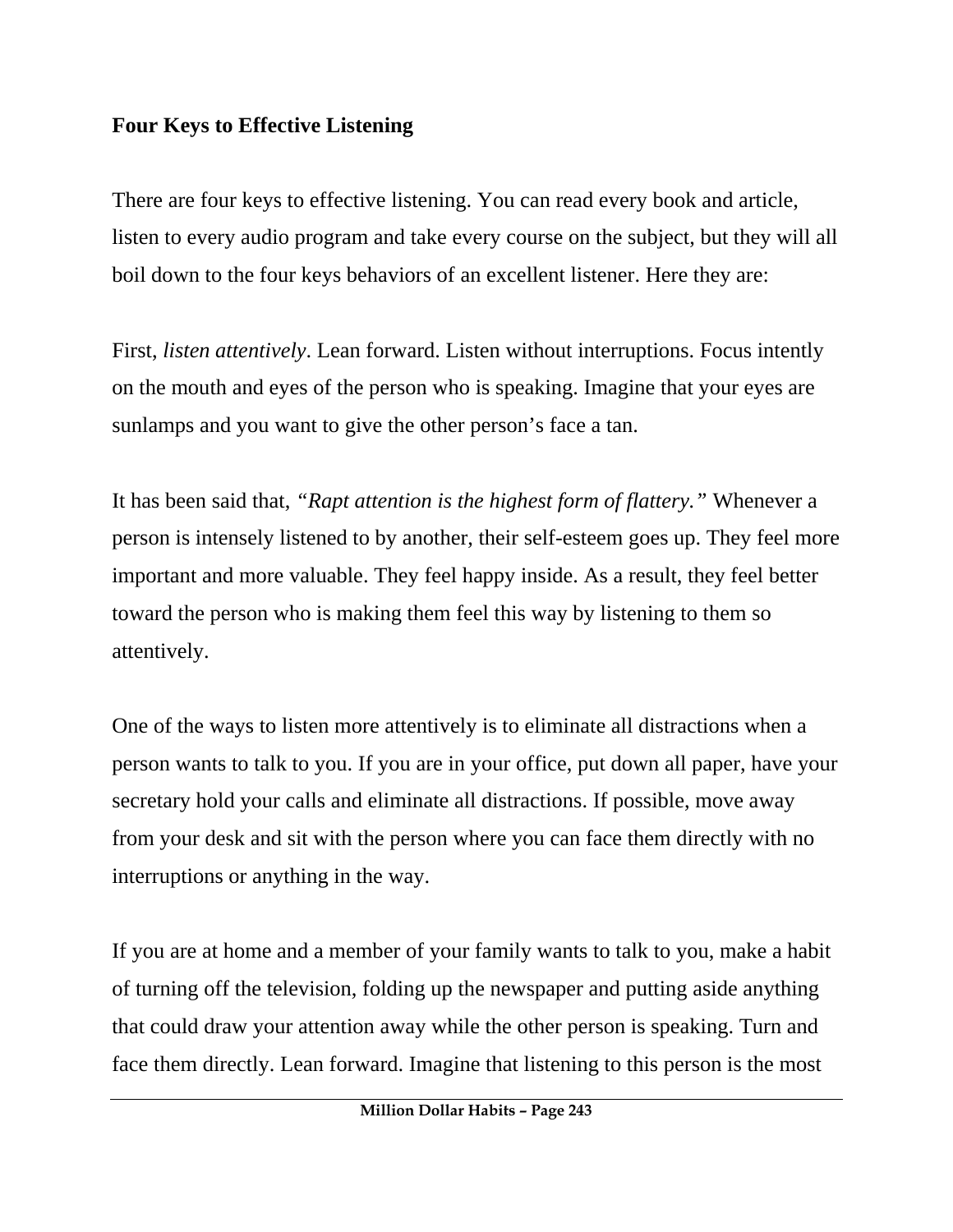**Four Keys to Effective Listening**

There are four keys to effective listening. You can read every book and article, listen to every audio program and take every course on the subject, but they will all boil down to the four keys behaviors of an excellent listener. Here they are:

First, *listen attentively*. Lean forward. Listen without interruptions. Focus intently on the mouth and eyes of the person who is speaking. Imagine that your eyes are sunlamps and you want to give the other person's face a tan.

It has been said that, *"Rapt attention is the highest form of flattery."* Whenever a person is intensely listened to by another, their self-esteem goes up. They feel more important and more valuable. They feel happy inside. As a result, they feel better toward the person who is making them feel this way by listening to them so attentively.

One of the ways to listen more attentively is to eliminate all distractions when a person wants to talk to you. If you are in your office, put down all paper, have your secretary hold your calls and eliminate all distractions. If possible, move away from your desk and sit with the person where you can face them directly with no interruptions or anything in the way.

If you are at home and a member of your family wants to talk to you, make a habit of turning off the television, folding up the newspaper and putting aside anything that could draw your attention away while the other person is speaking. Turn and face them directly. Lean forward. Imagine that listening to this person is the most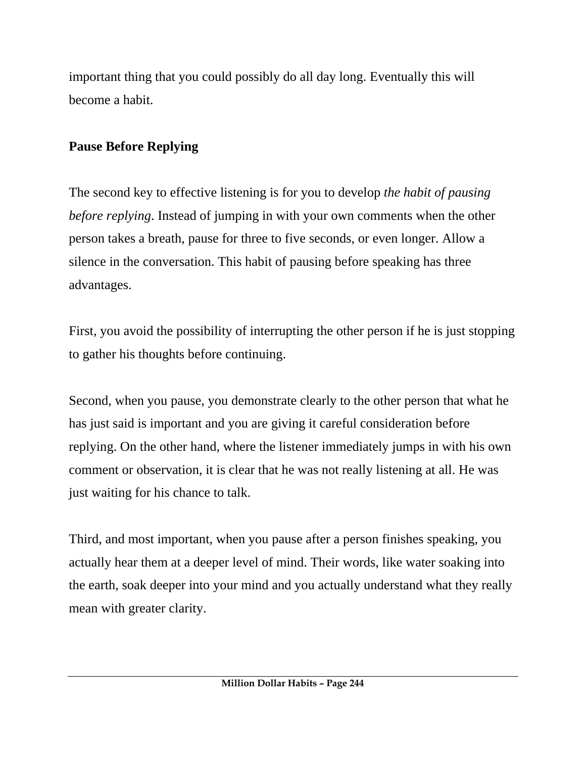important thing that you could possibly do all day long. Eventually this will become a habit.

**Pause Before Replying**

The second key to effective listening is for you to develop *the habit of pausing before replying*. Instead of jumping in with your own comments when the other person takes a breath, pause for three to five seconds, or even longer. Allow a silence in the conversation. This habit of pausing before speaking has three advantages.

First, you avoid the possibility of interrupting the other person if he is just stopping to gather his thoughts before continuing.

Second, when you pause, you demonstrate clearly to the other person that what he has just said is important and you are giving it careful consideration before replying. On the other hand, where the listener immediately jumps in with his own comment or observation, it is clear that he was not really listening at all. He was just waiting for his chance to talk.

Third, and most important, when you pause after a person finishes speaking, you actually hear them at a deeper level of mind. Their words, like water soaking into the earth, soak deeper into your mind and you actually understand what they really mean with greater clarity.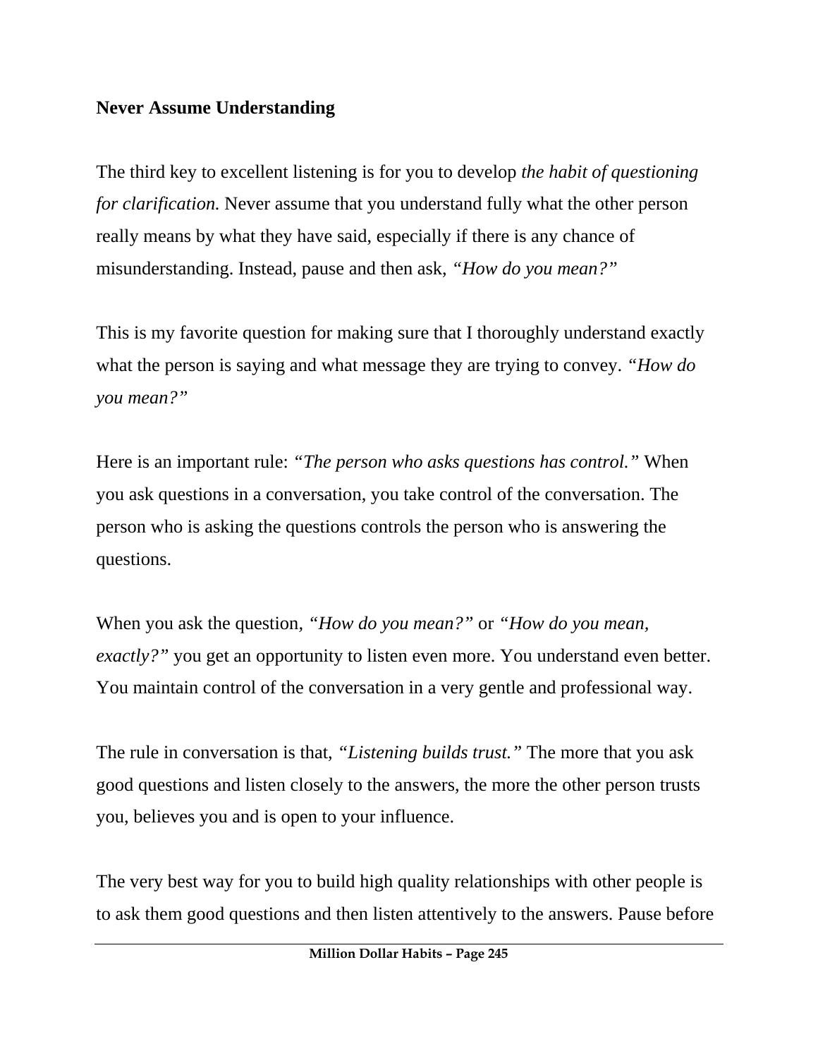**Never Assume Understanding**

The third key to excellent listening is for you to develop *the habit of questioning for clarification.* Never assume that you understand fully what the other person really means by what they have said, especially if there is any chance of misunderstanding. Instead, pause and then ask, *"How do you mean?"*

This is my favorite question for making sure that I thoroughly understand exactly what the person is saying and what message they are trying to convey. *"How do you mean?"*

Here is an important rule: *"The person who asks questions has control."* When you ask questions in a conversation, you take control of the conversation. The person who is asking the questions controls the person who is answering the questions.

When you ask the question, *"How do you mean?"* or *"How do you mean, exactly?"* you get an opportunity to listen even more. You understand even better. You maintain control of the conversation in a very gentle and professional way.

The rule in conversation is that, *"Listening builds trust."* The more that you ask good questions and listen closely to the answers, the more the other person trusts you, believes you and is open to your influence.

The very best way for you to build high quality relationships with other people is to ask them good questions and then listen attentively to the answers. Pause before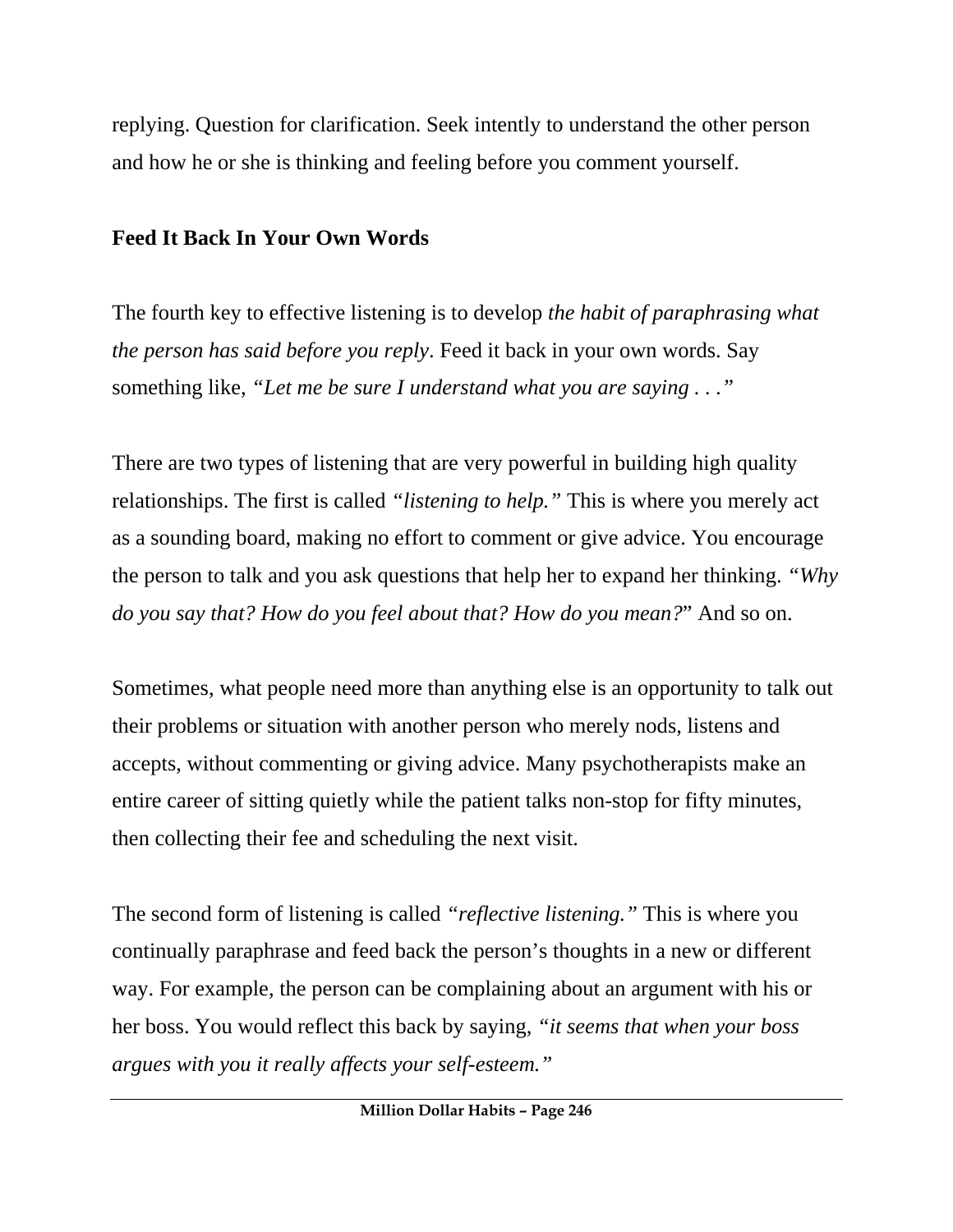replying. Question for clarification. Seek intently to understand the other person and how he or she is thinking and feeling before you comment yourself.

**Feed It Back In Your Own Words**

The fourth key to effective listening is to develop *the habit of paraphrasing what the person has said before you reply*. Feed it back in your own words. Say something like, *"Let me be sure I understand what you are saying . . ."*

There are two types of listening that are very powerful in building high quality relationships. The first is called *"listening to help."* This is where you merely act as a sounding board, making no effort to comment or give advice. You encourage the person to talk and you ask questions that help her to expand her thinking. *"Why do you say that? How do you feel about that? How do you mean?"* And so on.

Sometimes, what people need more than anything else is an opportunity to talk out their problems or situation with another person who merely nods, listens and accepts, without commenting or giving advice. Many psychotherapists make an entire career of sitting quietly while the patient talks non-stop for fifty minutes, then collecting their fee and scheduling the next visit.

The second form of listening is called *"reflective listening."* This is where you continually paraphrase and feed back the person's thoughts in a new or different way. For example, the person can be complaining about an argument with his or her boss. You would reflect this back by saying, *"it seems that when your boss argues with you it really affects your self-esteem."*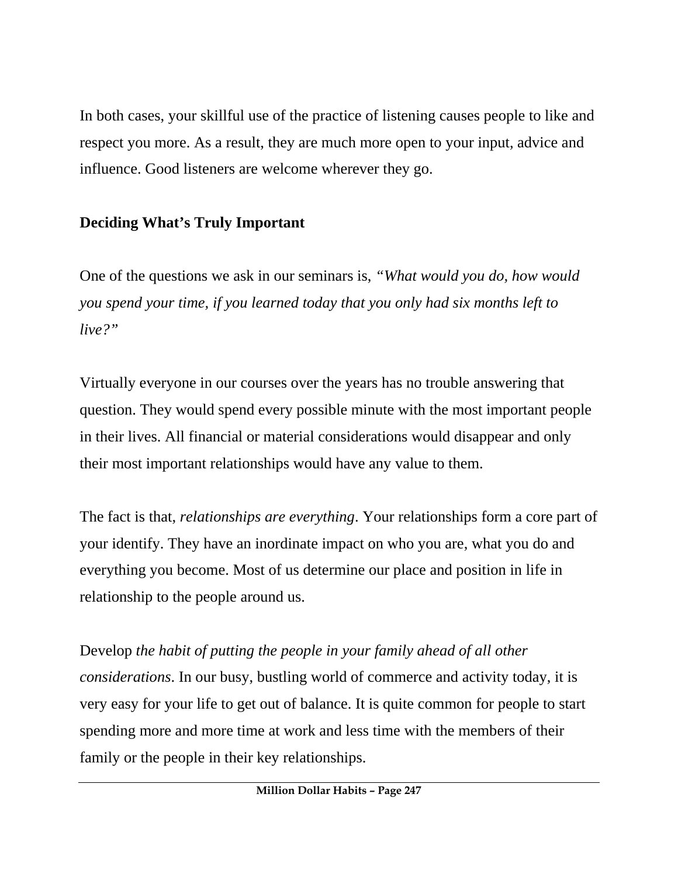In both cases, your skillful use of the practice of listening causes people to like and respect you more. As a result, they are much more open to your input, advice and influence. Good listeners are welcome wherever they go.

**Deciding What's Truly Important**

One of the questions we ask in our seminars is, *"What would you do, how would you spend your time, if you learned today that you only had six months left to live?"*

Virtually everyone in our courses over the years has no trouble answering that question. They would spend every possible minute with the most important people in their lives. All financial or material considerations would disappear and only their most important relationships would have any value to them.

The fact is that, *relationships are everything*. Your relationships form a core part of your identify. They have an inordinate impact on who you are, what you do and everything you become. Most of us determine our place and position in life in relationship to the people around us.

Develop *the habit of putting the people in your family ahead of all other considerations*. In our busy, bustling world of commerce and activity today, it is very easy for your life to get out of balance. It is quite common for people to start spending more and more time at work and less time with the members of their family or the people in their key relationships.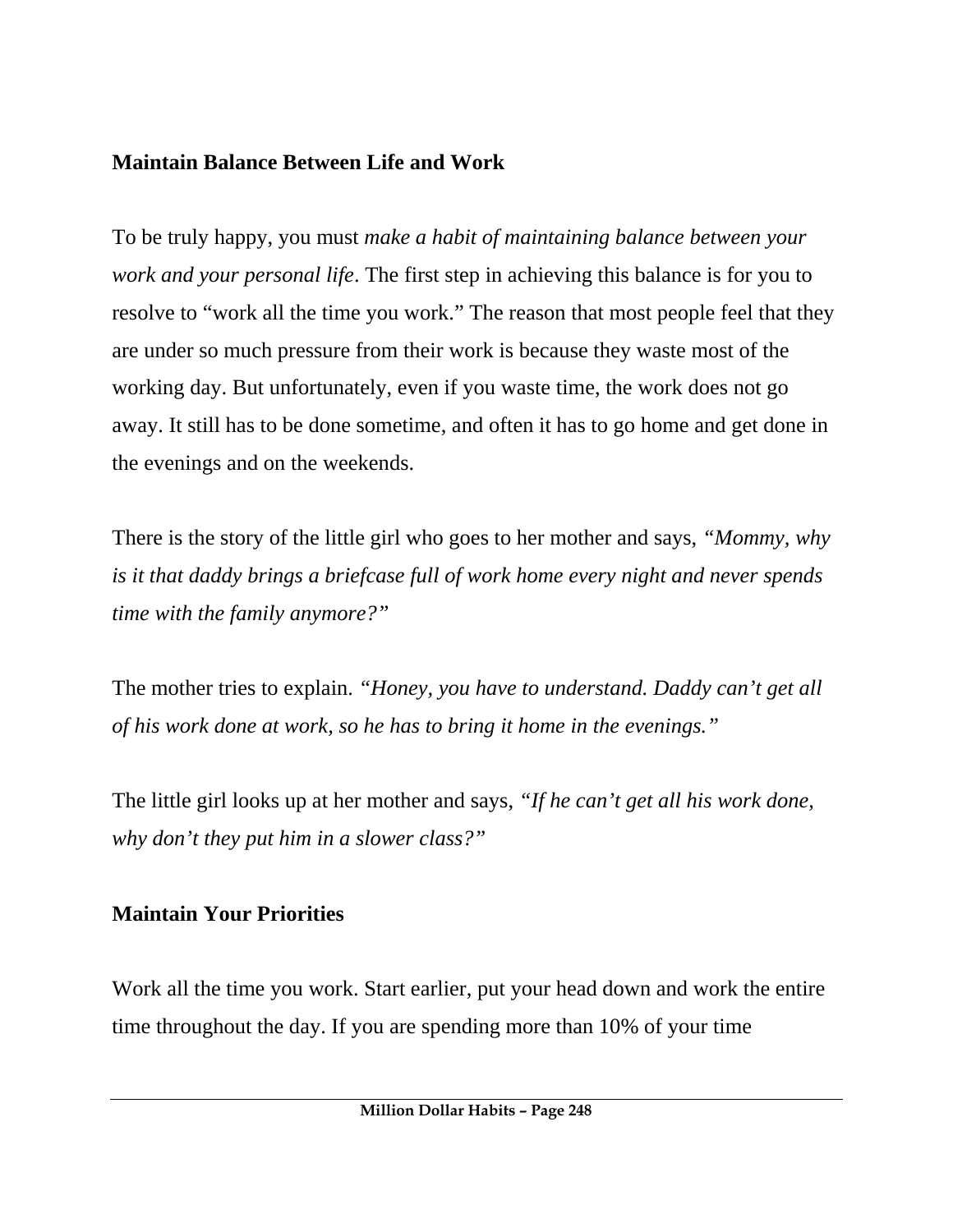**Maintain Balance Between Life and Work**

To be truly happy, you must *make a habit of maintaining balance between your work and your personal life*. The first step in achieving this balance is for you to resolve to "work all the time you work." The reason that most people feel that they are under so much pressure from their work is because they waste most of the working day. But unfortunately, even if you waste time, the work does not go away. It still has to be done sometime, and often it has to go home and get done in the evenings and on the weekends.

There is the story of the little girl who goes to her mother and says, *"Mommy, why is it that daddy brings a briefcase full of work home every night and never spends time with the family anymore?"*

The mother tries to explain. *"Honey, you have to understand. Daddy can't get all of his work done at work, so he has to bring it home in the evenings."*

The little girl looks up at her mother and says, *"If he can't get all his work done, why don't they put him in a slower class?"*

**Maintain Your Priorities**

Work all the time you work. Start earlier, put your head down and work the entire time throughout the day. If you are spending more than 10% of your time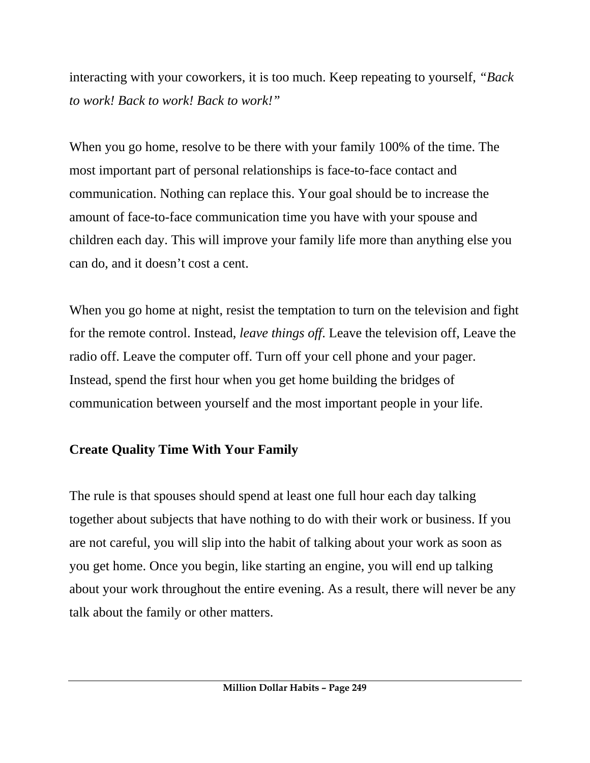interacting with your coworkers, it is too much. Keep repeating to yourself, *"Back to work! Back to work! Back to work!"*

When you go home, resolve to be there with your family 100% of the time. The most important part of personal relationships is face-to-face contact and communication. Nothing can replace this. Your goal should be to increase the amount of face-to-face communication time you have with your spouse and children each day. This will improve your family life more than anything else you can do, and it doesn't cost a cent.

When you go home at night, resist the temptation to turn on the television and fight for the remote control. Instead, *leave things off*. Leave the television off, Leave the radio off. Leave the computer off. Turn off your cell phone and your pager. Instead, spend the first hour when you get home building the bridges of communication between yourself and the most important people in your life.

**Create Quality Time With Your Family**

The rule is that spouses should spend at least one full hour each day talking together about subjects that have nothing to do with their work or business. If you are not careful, you will slip into the habit of talking about your work as soon as you get home. Once you begin, like starting an engine, you will end up talking about your work throughout the entire evening. As a result, there will never be any talk about the family or other matters.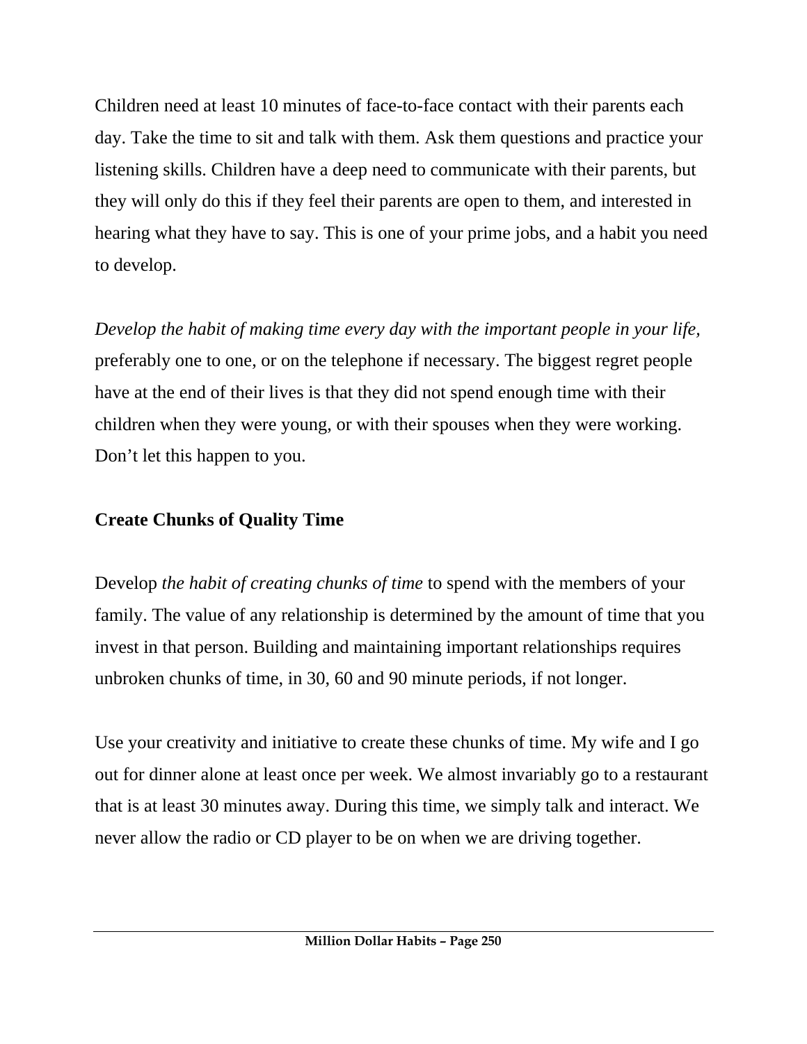Children need at least 10 minutes of face-to-face contact with their parents each day. Take the time to sit and talk with them. Ask them questions and practice your listening skills. Children have a deep need to communicate with their parents, but they will only do this if they feel their parents are open to them, and interested in hearing what they have to say. This is one of your prime jobs, and a habit you need to develop.

*Develop the habit of making time every day with the important people in your life,* preferably one to one, or on the telephone if necessary. The biggest regret people have at the end of their lives is that they did not spend enough time with their children when they were young, or with their spouses when they were working. Don't let this happen to you.

**Create Chunks of Quality Time**

Develop *the habit of creating chunks of time* to spend with the members of your family. The value of any relationship is determined by the amount of time that you invest in that person. Building and maintaining important relationships requires unbroken chunks of time, in 30, 60 and 90 minute periods, if not longer.

Use your creativity and initiative to create these chunks of time. My wife and I go out for dinner alone at least once per week. We almost invariably go to a restaurant that is at least 30 minutes away. During this time, we simply talk and interact. We never allow the radio or CD player to be on when we are driving together.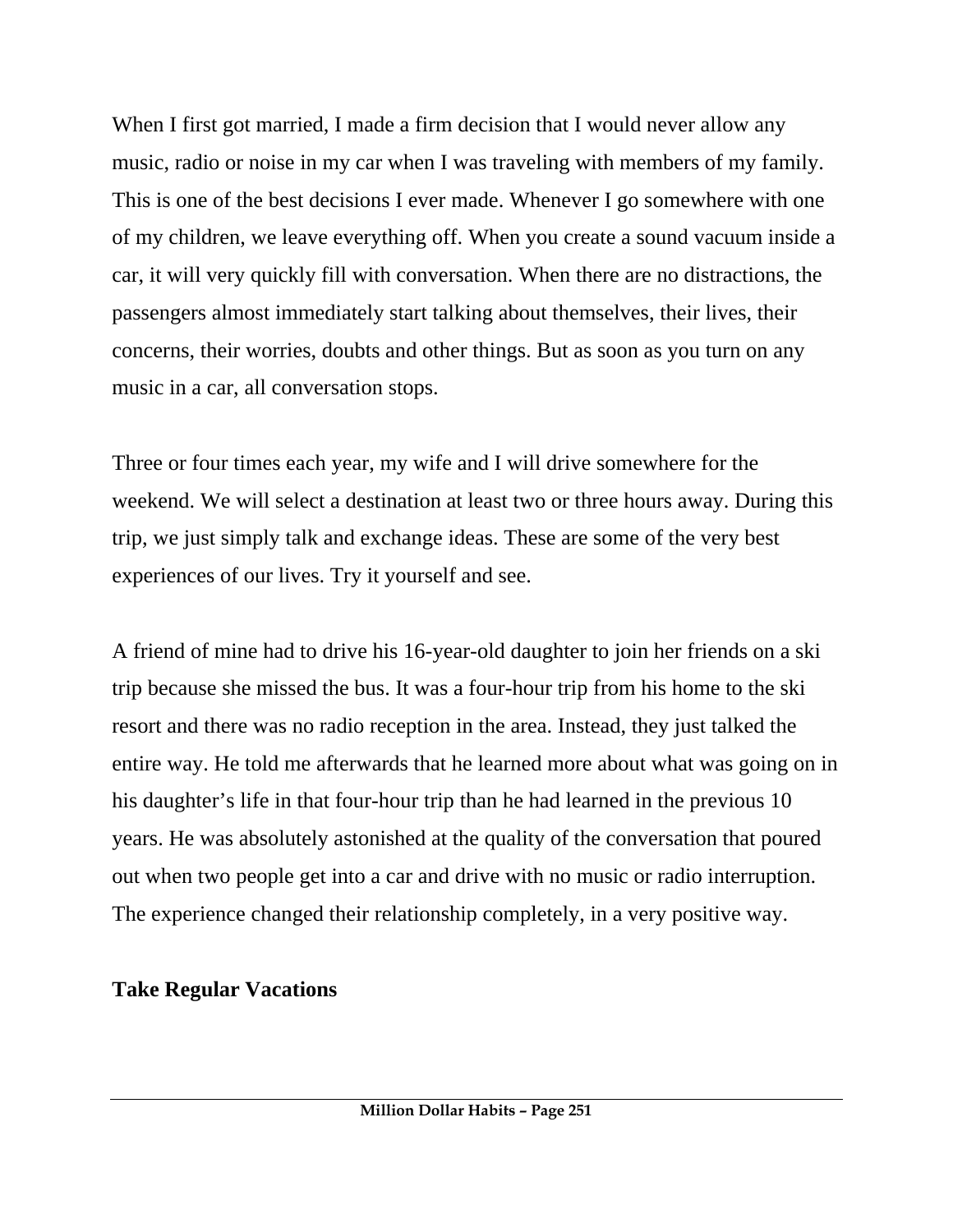When I first got married, I made a firm decision that I would never allow any music, radio or noise in my car when I was traveling with members of my family. This is one of the best decisions I ever made. Whenever I go somewhere with one of my children, we leave everything off. When you create a sound vacuum inside a car, it will very quickly fill with conversation. When there are no distractions, the passengers almost immediately start talking about themselves, their lives, their concerns, their worries, doubts and other things. But as soon as you turn on any music in a car, all conversation stops.

Three or four times each year, my wife and I will drive somewhere for the weekend. We will select a destination at least two or three hours away. During this trip, we just simply talk and exchange ideas. These are some of the very best experiences of our lives. Try it yourself and see.

A friend of mine had to drive his 16-year-old daughter to join her friends on a ski trip because she missed the bus. It was a four-hour trip from his home to the ski resort and there was no radio reception in the area. Instead, they just talked the entire way. He told me afterwards that he learned more about what was going on in his daughter's life in that four-hour trip than he had learned in the previous 10 years. He was absolutely astonished at the quality of the conversation that poured out when two people get into a car and drive with no music or radio interruption. The experience changed their relationship completely, in a very positive way.

**Take Regular Vacations**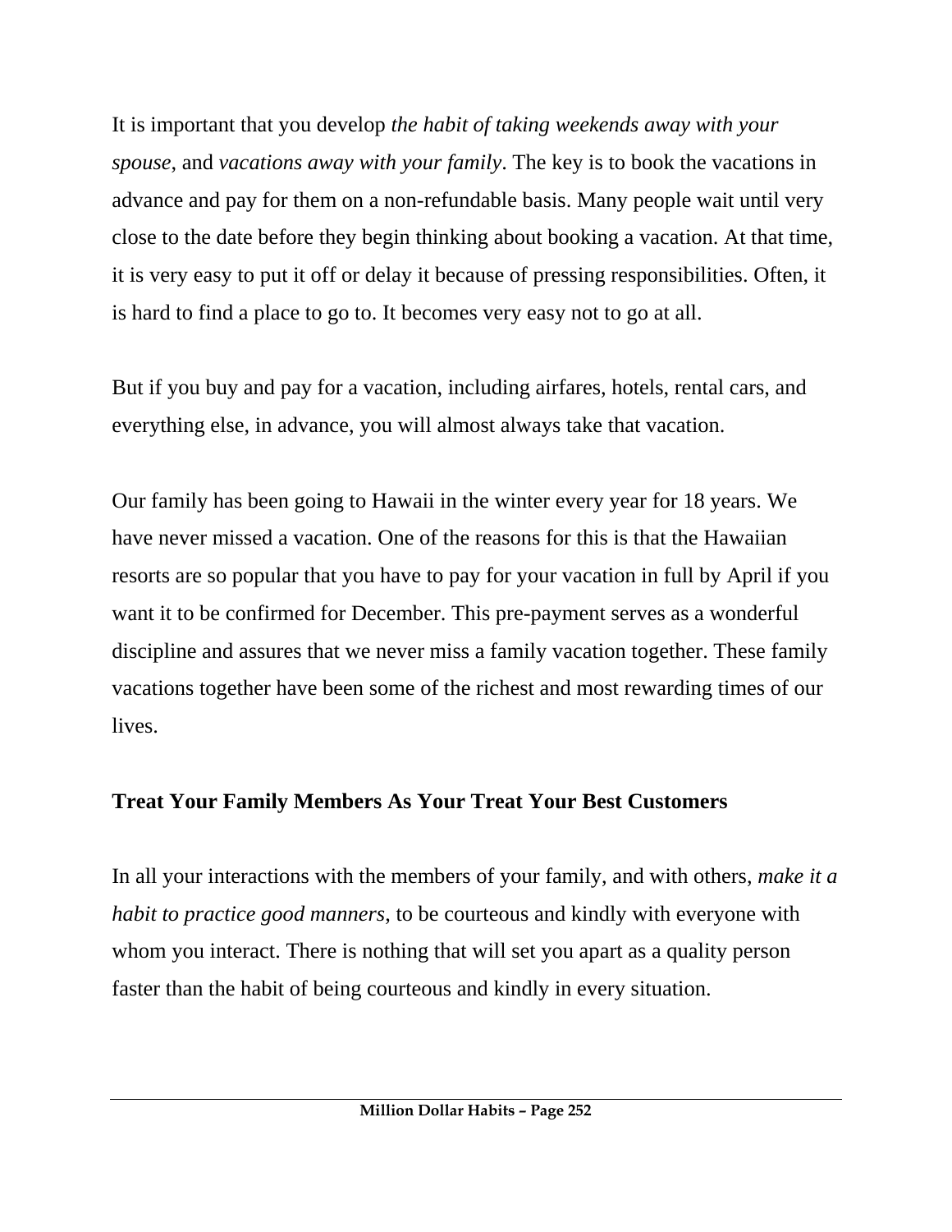It is important that you develop *the habit of taking weekends away with your spouse*, and *vacations away with your family*. The key is to book the vacations in advance and pay for them on a non-refundable basis. Many people wait until very close to the date before they begin thinking about booking a vacation. At that time, it is very easy to put it off or delay it because of pressing responsibilities. Often, it is hard to find a place to go to. It becomes very easy not to go at all.

But if you buy and pay for a vacation, including airfares, hotels, rental cars, and everything else, in advance, you will almost always take that vacation.

Our family has been going to Hawaii in the winter every year for 18 years. We have never missed a vacation. One of the reasons for this is that the Hawaiian resorts are so popular that you have to pay for your vacation in full by April if you want it to be confirmed for December. This pre-payment serves as a wonderful discipline and assures that we never miss a family vacation together. These family vacations together have been some of the richest and most rewarding times of our lives.

### Treat Your Family Members As Your Treat Your Best Customers

In all your interactions with the members of your family, and with others, *make it a habit to practice good manners,* to be courteous and kindly with everyone with whom you interact. There is nothing that will set you apart as a quality person faster than the habit of being courteous and kindly in every situation.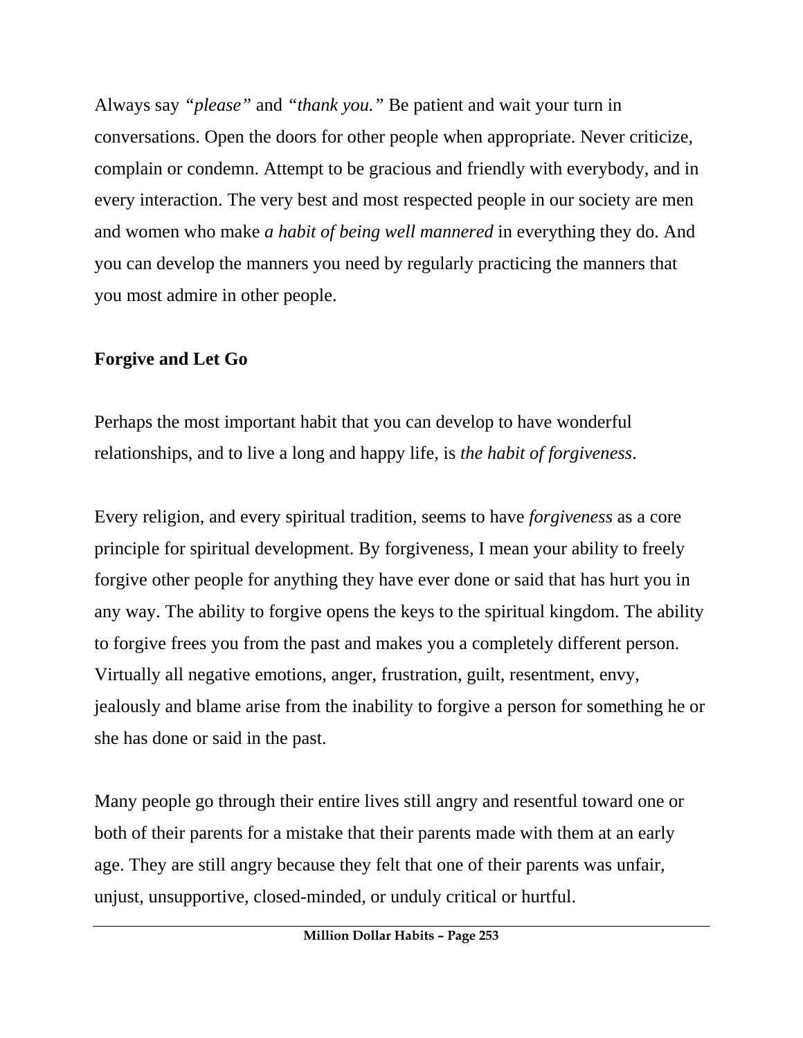Always say *"please"* and *"thank you."* Be patient and wait your turn in conversations. Open the doors for other people when appropriate. Never criticize, complain or condemn. Attempt to be gracious and friendly with everybody, and in every interaction. The very best and most respected people in our society are men and women who make *a habit of being well mannered* in everything they do. And you can develop the manners you need by regularly practicing the manners that you most admire in other people.

**Forgive and Let Go**

Perhaps the most important habit that you can develop to have wonderful relationships, and to live a long and happy life, is *the habit of forgiveness*.

Every religion, and every spiritual tradition, seems to have *forgiveness* as a core principle for spiritual development. By forgiveness, I mean your ability to freely forgive other people for anything they have ever done or said that has hurt you in any way. The ability to forgive opens the keys to the spiritual kingdom. The ability to forgive frees you from the past and makes you a completely different person. Virtually all negative emotions, anger, frustration, guilt, resentment, envy, jealously and blame arise from the inability to forgive a person for something he or she has done or said in the past.

Many people go through their entire lives still angry and resentful toward one or both of their parents for a mistake that their parents made with them at an early age. They are still angry because they felt that one of their parents was unfair, unjust, unsupportive, closed-minded, or unduly critical or hurtful.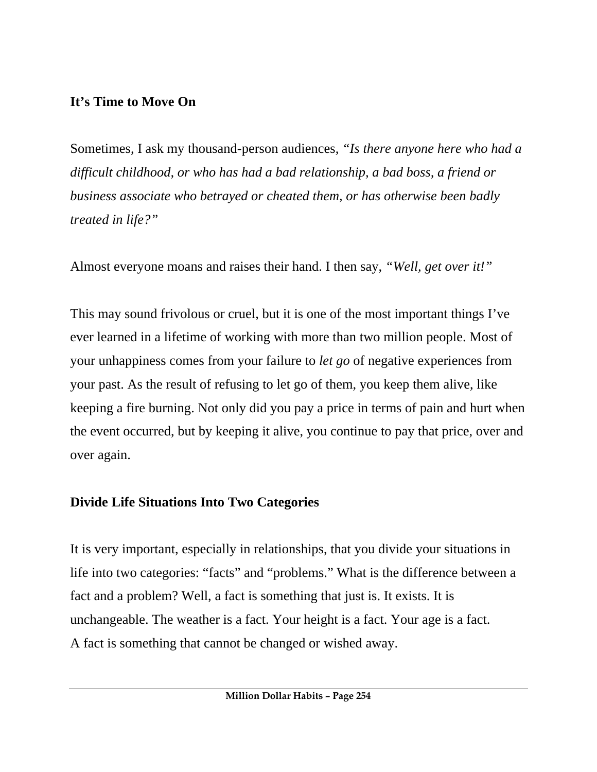**It's Time to Move On**

Sometimes, I ask my thousand-person audiences, *"Is there anyone here who had a difficult childhood, or who has had a bad relationship, a bad boss, a friend or business associate who betrayed or cheated them, or has otherwise been badly treated in life?"*

Almost everyone moans and raises their hand. I then say, *"Well, get over it!"*

This may sound frivolous or cruel, but it is one of the most important things I've ever learned in a lifetime of working with more than two million people. Most of your unhappiness comes from your failure to *let go* of negative experiences from your past. As the result of refusing to let go of them, you keep them alive, like keeping a fire burning. Not only did you pay a price in terms of pain and hurt when the event occurred, but by keeping it alive, you continue to pay that price, over and over again.

**Divide Life Situations Into Two Categories**

It is very important, especially in relationships, that you divide your situations in life into two categories: "facts" and "problems." What is the difference between a fact and a problem? Well, a fact is something that just is. It exists. It is unchangeable. The weather is a fact. Your height is a fact. Your age is a fact. A fact is something that cannot be changed or wished away.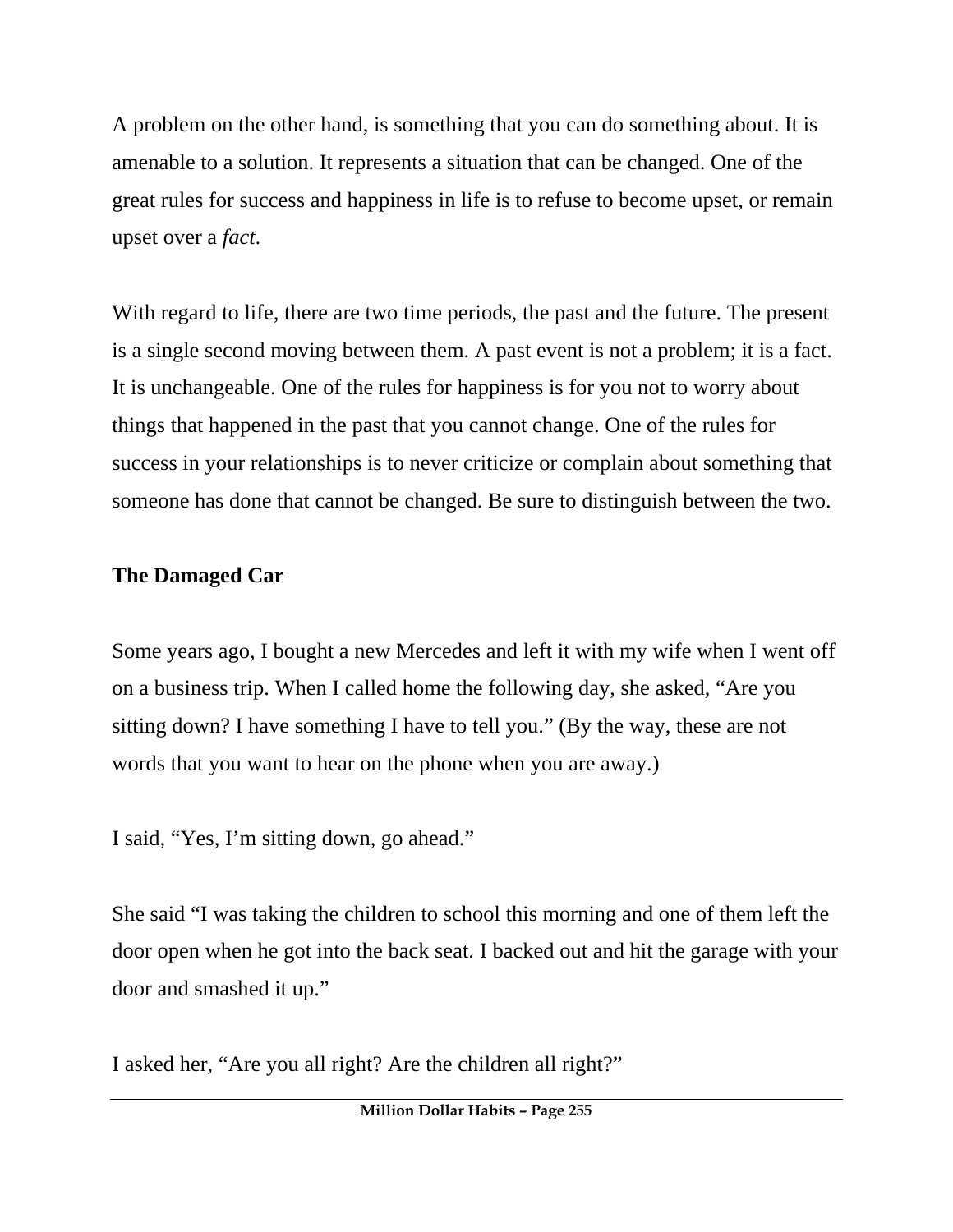A problem on the other hand, is something that you can do something about. It is amenable to a solution. It represents a situation that can be changed. One of the great rules for success and happiness in life is to refuse to become upset, or remain upset over a *fact*.

With regard to life, there are two time periods, the past and the future. The present is a single second moving between them. A past event is not a problem; it is a fact. It is unchangeable. One of the rules for happiness is for you not to worry about things that happened in the past that you cannot change. One of the rules for success in your relationships is to never criticize or complain about something that someone has done that cannot be changed. Be sure to distinguish between the two.

**The Damaged Car**

Some years ago, I bought a new Mercedes and left it with my wife when I went off on a business trip. When I called home the following day, she asked, "Are you sitting down? I have something I have to tell you." (By the way, these are not words that you want to hear on the phone when you are away.)

I said, "Yes, I'm sitting down, go ahead."

She said "I was taking the children to school this morning and one of them left the door open when he got into the back seat. I backed out and hit the garage with your door and smashed it up."

I asked her, "Are you all right? Are the children all right?"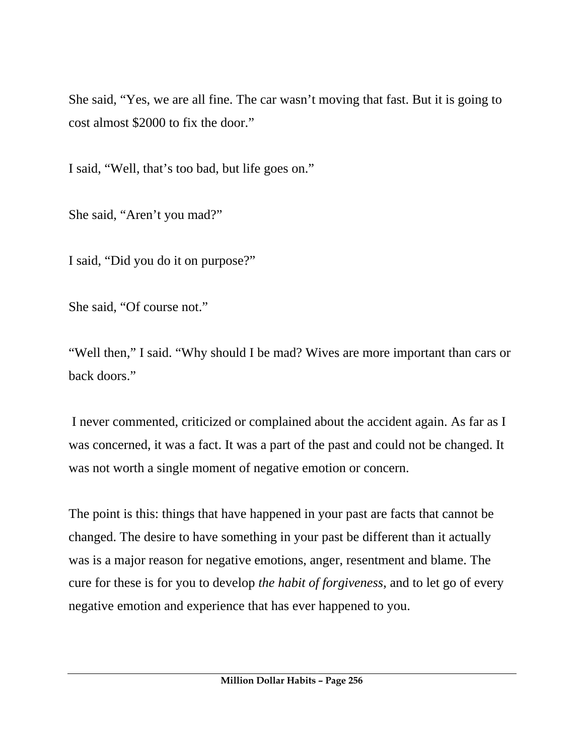She said, “Yes, we are all fine. The car wasn’t moving that fast. But it is going to cost almost $2000 to fix the door.”

I said, “Well, that’s too bad, but life goes on.”

She said, “Aren’t you mad?”

I said, “Did you do it on purpose?”

She said, “Of course not.”

“Well then,” I said. “Why should I be mad? Wives are more important than cars or back doors.”

I never commented, criticized or complained about the accident again. As far as I was concerned, it was a fact. It was a part of the past and could not be changed. It was not worth a single moment of negative emotion or concern.

The point is this: things that have happened in your past are facts that cannot be changed. The desire to have something in your past be different than it actually was is a major reason for negative emotions, anger, resentment and blame. The cure for these is for you to develop *the habit of forgiveness,* and to let go of every negative emotion and experience that has ever happened to you.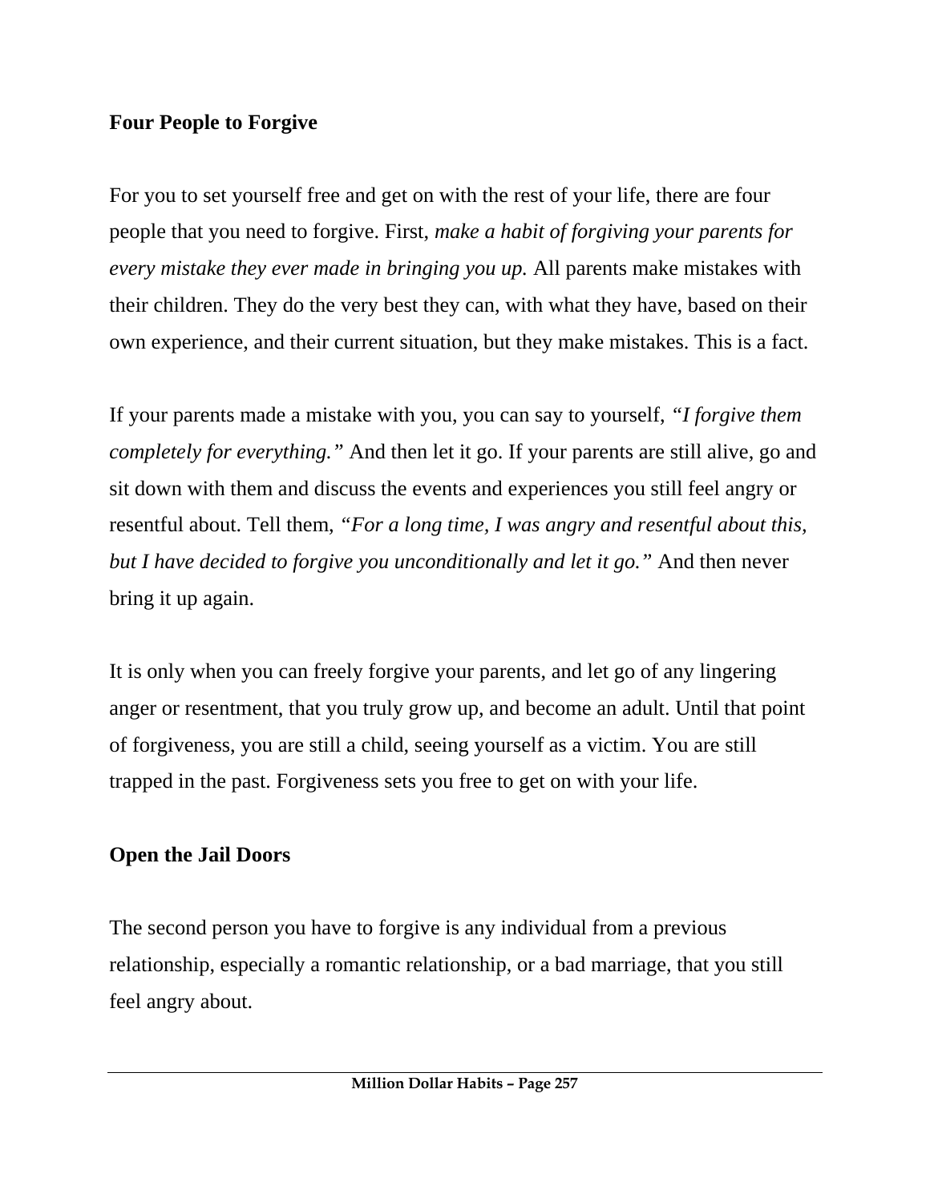**Four People to Forgive**

For you to set yourself free and get on with the rest of your life, there are four people that you need to forgive. First, *make a habit of forgiving your parents for every mistake they ever made in bringing you up.* All parents make mistakes with their children. They do the very best they can, with what they have, based on their own experience, and their current situation, but they make mistakes. This is a fact.

If your parents made a mistake with you, you can say to yourself, *"I forgive them completely for everything."* And then let it go. If your parents are still alive, go and sit down with them and discuss the events and experiences you still feel angry or resentful about. Tell them, *"For a long time, I was angry and resentful about this, but I have decided to forgive you unconditionally and let it go."* And then never bring it up again.

It is only when you can freely forgive your parents, and let go of any lingering anger or resentment, that you truly grow up, and become an adult. Until that point of forgiveness, you are still a child, seeing yourself as a victim. You are still trapped in the past. Forgiveness sets you free to get on with your life.

**Open the Jail Doors**

The second person you have to forgive is any individual from a previous relationship, especially a romantic relationship, or a bad marriage, that you still feel angry about.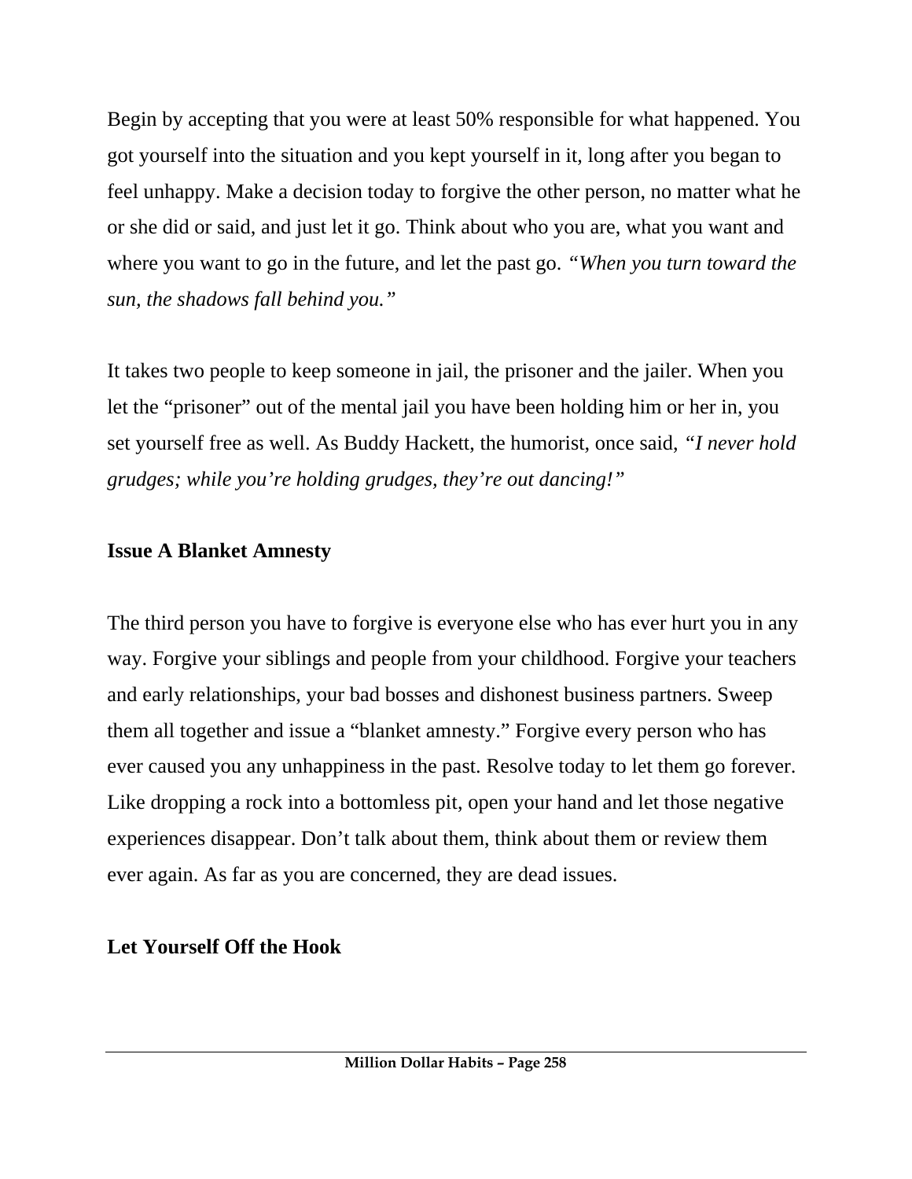Begin by accepting that you were at least 50% responsible for what happened. You got yourself into the situation and you kept yourself in it, long after you began to feel unhappy. Make a decision today to forgive the other person, no matter what he or she did or said, and just let it go. Think about who you are, what you want and where you want to go in the future, and let the past go. *"When you turn toward the sun, the shadows fall behind you."*

It takes two people to keep someone in jail, the prisoner and the jailer. When you let the "prisoner" out of the mental jail you have been holding him or her in, you set yourself free as well. As Buddy Hackett, the humorist, once said, *"I never hold grudges; while you're holding grudges, they're out dancing!"*

**Issue A Blanket Amnesty**

The third person you have to forgive is everyone else who has ever hurt you in any way. Forgive your siblings and people from your childhood. Forgive your teachers and early relationships, your bad bosses and dishonest business partners. Sweep them all together and issue a "blanket amnesty." Forgive every person who has ever caused you any unhappiness in the past. Resolve today to let them go forever. Like dropping a rock into a bottomless pit, open your hand and let those negative experiences disappear. Don't talk about them, think about them or review them ever again. As far as you are concerned, they are dead issues.

**Let Yourself Off the Hook**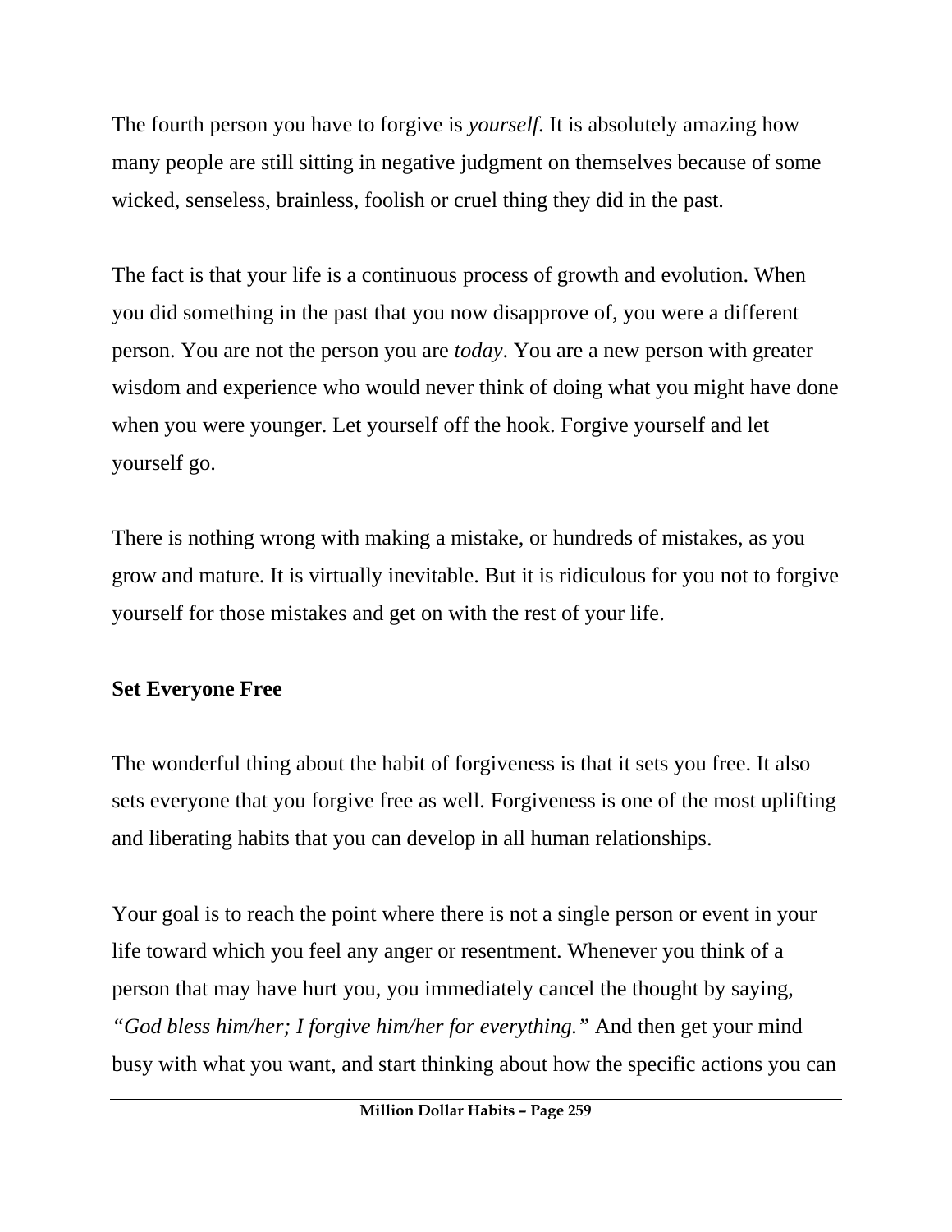The fourth person you have to forgive is *yourself*. It is absolutely amazing how many people are still sitting in negative judgment on themselves because of some wicked, senseless, brainless, foolish or cruel thing they did in the past.

The fact is that your life is a continuous process of growth and evolution. When you did something in the past that you now disapprove of, you were a different person. You are not the person you are *today*. You are a new person with greater wisdom and experience who would never think of doing what you might have done when you were younger. Let yourself off the hook. Forgive yourself and let yourself go.

There is nothing wrong with making a mistake, or hundreds of mistakes, as you grow and mature. It is virtually inevitable. But it is ridiculous for you not to forgive yourself for those mistakes and get on with the rest of your life.

**Set Everyone Free**

The wonderful thing about the habit of forgiveness is that it sets you free. It also sets everyone that you forgive free as well. Forgiveness is one of the most uplifting and liberating habits that you can develop in all human relationships.

Your goal is to reach the point where there is not a single person or event in your life toward which you feel any anger or resentment. Whenever you think of a person that may have hurt you, you immediately cancel the thought by saying, *"God bless him/her; I forgive him/her for everything."* And then get your mind busy with what you want, and start thinking about how the specific actions you can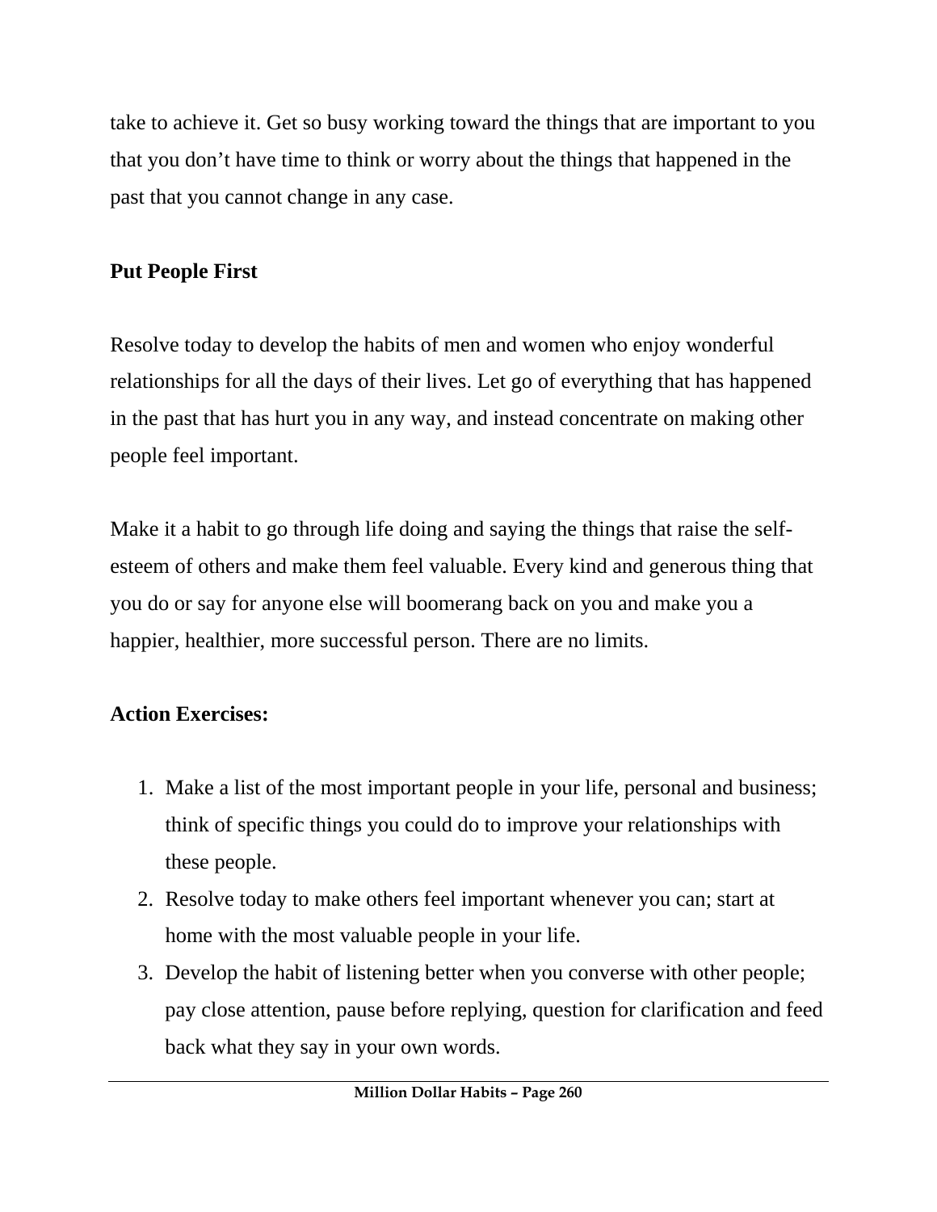take to achieve it. Get so busy working toward the things that are important to you that you don't have time to think or worry about the things that happened in the past that you cannot change in any case.

**Put People First**

Resolve today to develop the habits of men and women who enjoy wonderful relationships for all the days of their lives. Let go of everything that has happened in the past that has hurt you in any way, and instead concentrate on making other people feel important.

Make it a habit to go through life doing and saying the things that raise the self-esteem of others and make them feel valuable. Every kind and generous thing that you do or say for anyone else will boomerang back on you and make you a happier, healthier, more successful person. There are no limits.

**Action Exercises:**

1. Make a list of the most important people in your life, personal and business; think of specific things you could do to improve your relationships with these people.
2. Resolve today to make others feel important whenever you can; start at home with the most valuable people in your life.
3. Develop the habit of listening better when you converse with other people; pay close attention, pause before replying, question for clarification and feed back what they say in your own words.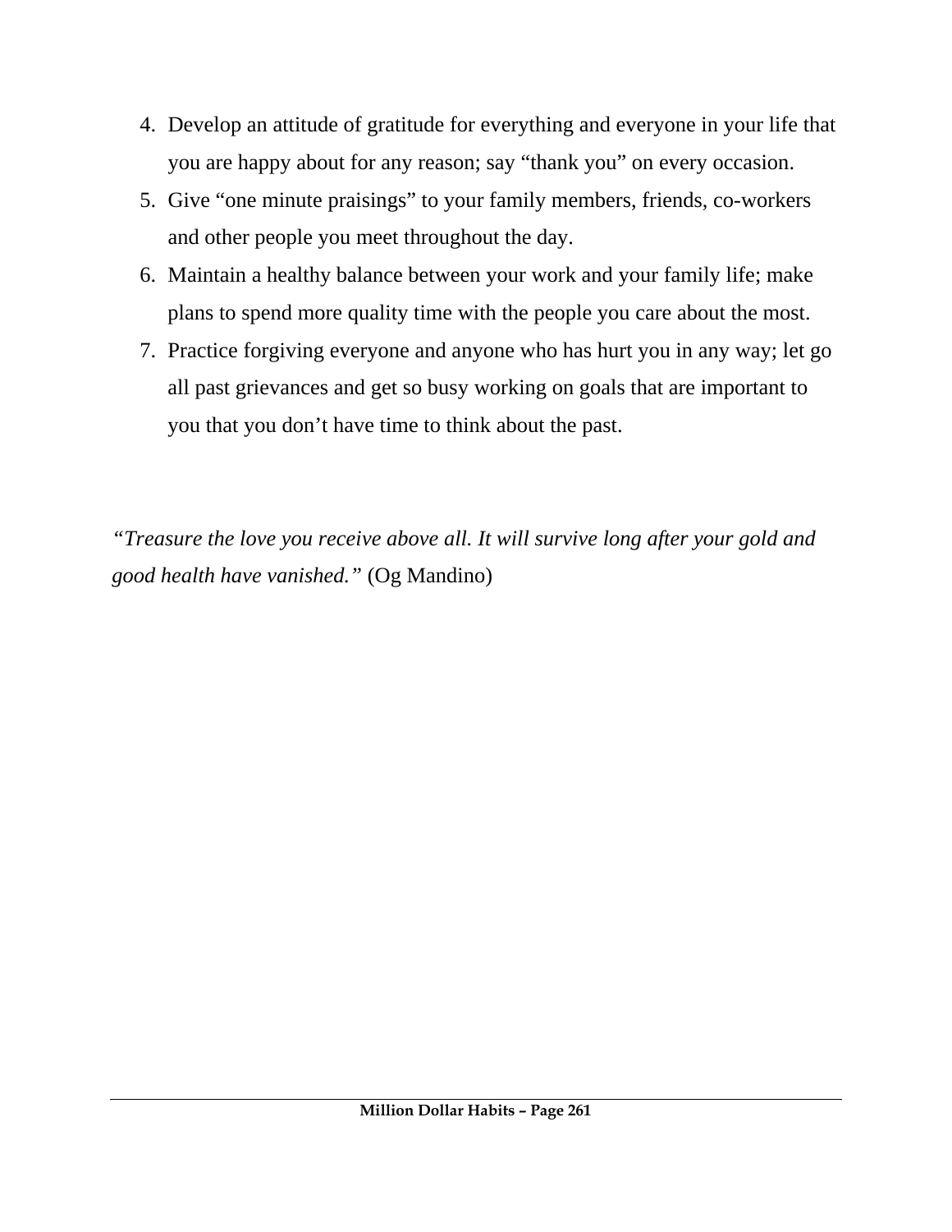4. Develop an attitude of gratitude for everything and everyone in your life that you are happy about for any reason; say "thank you" on every occasion.
5. Give "one minute praisings" to your family members, friends, co-workers and other people you meet throughout the day.
6. Maintain a healthy balance between your work and your family life; make plans to spend more quality time with the people you care about the most.
7. Practice forgiving everyone and anyone who has hurt you in any way; let go all past grievances and get so busy working on goals that are important to you that you don't have time to think about the past.

*"Treasure the love you receive above all. It will survive long after your gold and good health have vanished."* (Og Mandino)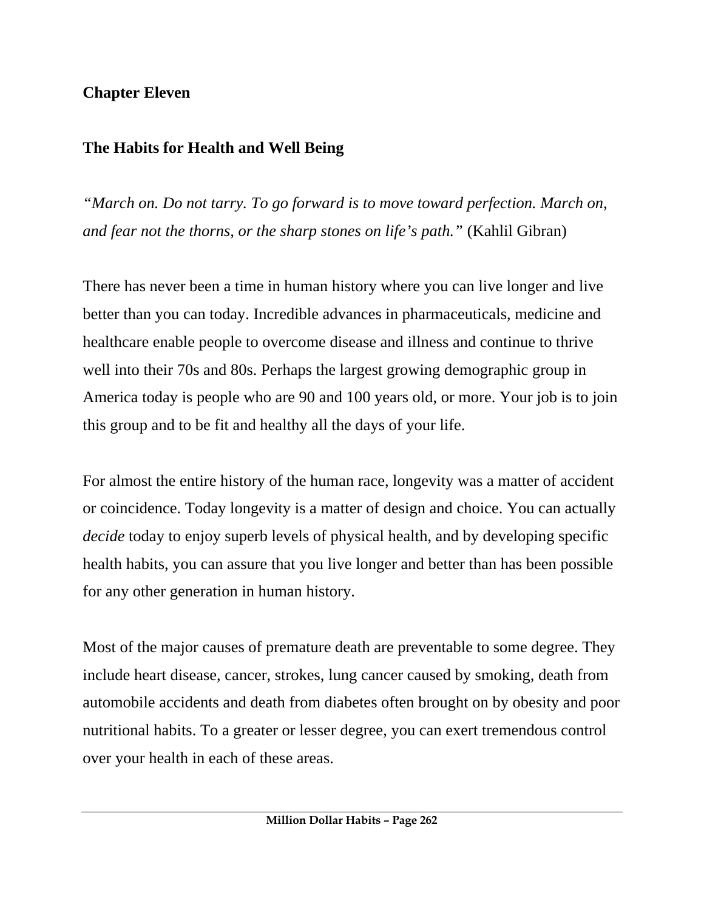## Chapter Eleven

## The Habits for Health and Well Being

*"March on. Do not tarry. To go forward is to move toward perfection. March on, and fear not the thorns, or the sharp stones on life's path."* (Kahlil Gibran)

There has never been a time in human history where you can live longer and live better than you can today. Incredible advances in pharmaceuticals, medicine and healthcare enable people to overcome disease and illness and continue to thrive well into their 70s and 80s. Perhaps the largest growing demographic group in America today is people who are 90 and 100 years old, or more. Your job is to join this group and to be fit and healthy all the days of your life.

For almost the entire history of the human race, longevity was a matter of accident or coincidence. Today longevity is a matter of design and choice. You can actually *decide* today to enjoy superb levels of physical health, and by developing specific health habits, you can assure that you live longer and better than has been possible for any other generation in human history.

Most of the major causes of premature death are preventable to some degree. They include heart disease, cancer, strokes, lung cancer caused by smoking, death from automobile accidents and death from diabetes often brought on by obesity and poor nutritional habits. To a greater or lesser degree, you can exert tremendous control over your health in each of these areas.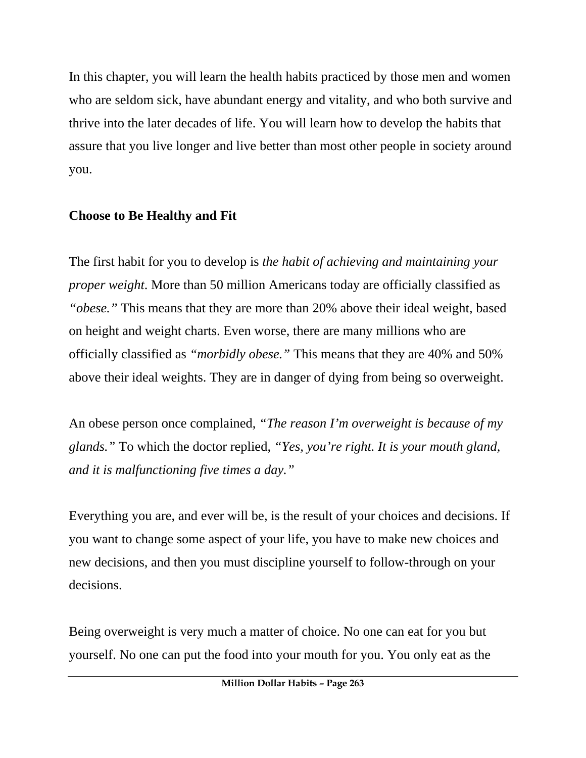In this chapter, you will learn the health habits practiced by those men and women who are seldom sick, have abundant energy and vitality, and who both survive and thrive into the later decades of life. You will learn how to develop the habits that assure that you live longer and live better than most other people in society around you.

## Choose to Be Healthy and Fit

The first habit for you to develop is *the habit of achieving and maintaining your proper weight*. More than 50 million Americans today are officially classified as *"obese."* This means that they are more than 20% above their ideal weight, based on height and weight charts. Even worse, there are many millions who are officially classified as *"morbidly obese."* This means that they are 40% and 50% above their ideal weights. They are in danger of dying from being so overweight.

An obese person once complained, *"The reason I'm overweight is because of my glands."* To which the doctor replied, *"Yes, you're right. It is your mouth gland, and it is malfunctioning five times a day."*

Everything you are, and ever will be, is the result of your choices and decisions. If you want to change some aspect of your life, you have to make new choices and new decisions, and then you must discipline yourself to follow-through on your decisions.

Being overweight is very much a matter of choice. No one can eat for you but yourself. No one can put the food into your mouth for you. You only eat as the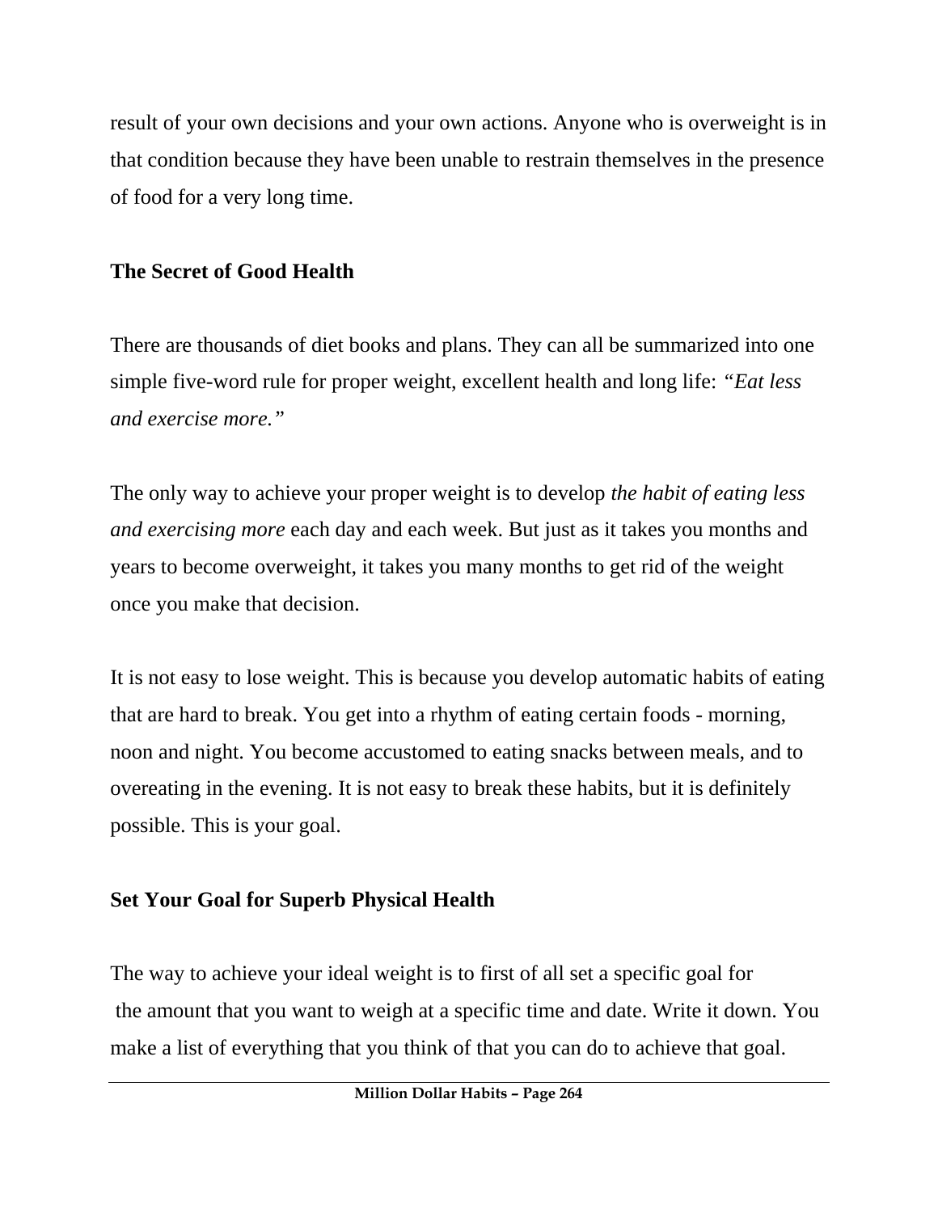result of your own decisions and your own actions. Anyone who is overweight is in that condition because they have been unable to restrain themselves in the presence of food for a very long time.

**The Secret of Good Health**

There are thousands of diet books and plans. They can all be summarized into one simple five-word rule for proper weight, excellent health and long life: *"Eat less and exercise more."*

The only way to achieve your proper weight is to develop *the habit of eating less and exercising more* each day and each week. But just as it takes you months and years to become overweight, it takes you many months to get rid of the weight once you make that decision.

It is not easy to lose weight. This is because you develop automatic habits of eating that are hard to break. You get into a rhythm of eating certain foods - morning, noon and night. You become accustomed to eating snacks between meals, and to overeating in the evening. It is not easy to break these habits, but it is definitely possible. This is your goal.

**Set Your Goal for Superb Physical Health**

The way to achieve your ideal weight is to first of all set a specific goal for the amount that you want to weigh at a specific time and date. Write it down. You make a list of everything that you think of that you can do to achieve that goal.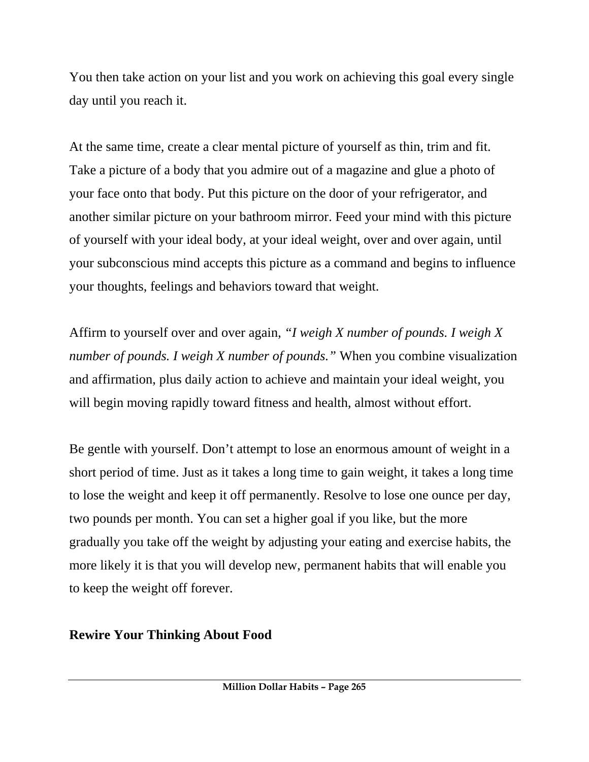You then take action on your list and you work on achieving this goal every single day until you reach it.

At the same time, create a clear mental picture of yourself as thin, trim and fit. Take a picture of a body that you admire out of a magazine and glue a photo of your face onto that body. Put this picture on the door of your refrigerator, and another similar picture on your bathroom mirror. Feed your mind with this picture of yourself with your ideal body, at your ideal weight, over and over again, until your subconscious mind accepts this picture as a command and begins to influence your thoughts, feelings and behaviors toward that weight.

Affirm to yourself over and over again, *"I weigh X number of pounds. I weigh X number of pounds. I weigh X number of pounds."* When you combine visualization and affirmation, plus daily action to achieve and maintain your ideal weight, you will begin moving rapidly toward fitness and health, almost without effort.

Be gentle with yourself. Don't attempt to lose an enormous amount of weight in a short period of time. Just as it takes a long time to gain weight, it takes a long time to lose the weight and keep it off permanently. Resolve to lose one ounce per day, two pounds per month. You can set a higher goal if you like, but the more gradually you take off the weight by adjusting your eating and exercise habits, the more likely it is that you will develop new, permanent habits that will enable you to keep the weight off forever.

**Rewire Your Thinking About Food**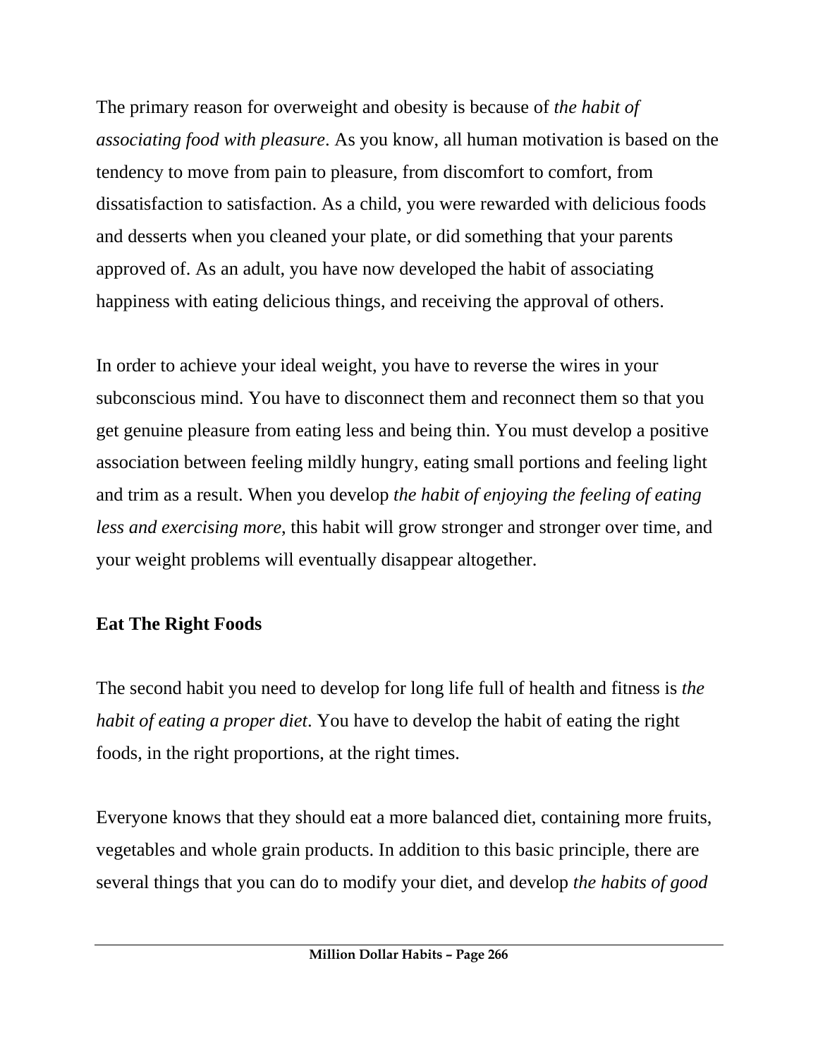The primary reason for overweight and obesity is because of *the habit of associating food with pleasure*. As you know, all human motivation is based on the tendency to move from pain to pleasure, from discomfort to comfort, from dissatisfaction to satisfaction. As a child, you were rewarded with delicious foods and desserts when you cleaned your plate, or did something that your parents approved of. As an adult, you have now developed the habit of associating happiness with eating delicious things, and receiving the approval of others.

In order to achieve your ideal weight, you have to reverse the wires in your subconscious mind. You have to disconnect them and reconnect them so that you get genuine pleasure from eating less and being thin. You must develop a positive association between feeling mildly hungry, eating small portions and feeling light and trim as a result. When you develop *the habit of enjoying the feeling of eating less and exercising more*, this habit will grow stronger and stronger over time, and your weight problems will eventually disappear altogether.

**Eat The Right Foods**

The second habit you need to develop for long life full of health and fitness is *the habit of eating a proper diet*. You have to develop the habit of eating the right foods, in the right proportions, at the right times.

Everyone knows that they should eat a more balanced diet, containing more fruits, vegetables and whole grain products. In addition to this basic principle, there are several things that you can do to modify your diet, and develop *the habits of good*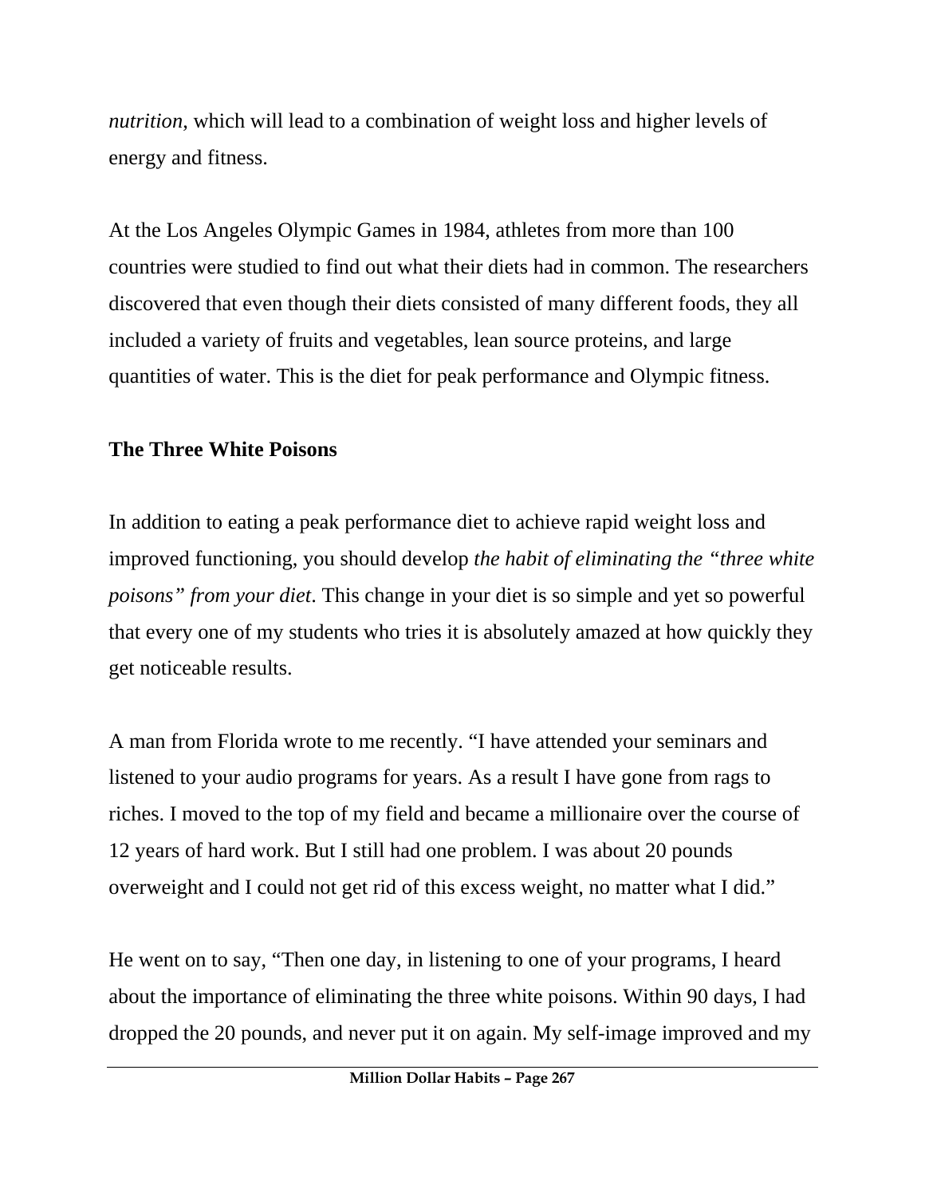*nutrition*, which will lead to a combination of weight loss and higher levels of energy and fitness.

At the Los Angeles Olympic Games in 1984, athletes from more than 100 countries were studied to find out what their diets had in common. The researchers discovered that even though their diets consisted of many different foods, they all included a variety of fruits and vegetables, lean source proteins, and large quantities of water. This is the diet for peak performance and Olympic fitness.

**The Three White Poisons**

In addition to eating a peak performance diet to achieve rapid weight loss and improved functioning, you should develop *the habit of eliminating the "three white poisons" from your diet*. This change in your diet is so simple and yet so powerful that every one of my students who tries it is absolutely amazed at how quickly they get noticeable results.

A man from Florida wrote to me recently. "I have attended your seminars and listened to your audio programs for years. As a result I have gone from rags to riches. I moved to the top of my field and became a millionaire over the course of 12 years of hard work. But I still had one problem. I was about 20 pounds overweight and I could not get rid of this excess weight, no matter what I did."

He went on to say, "Then one day, in listening to one of your programs, I heard about the importance of eliminating the three white poisons. Within 90 days, I had dropped the 20 pounds, and never put it on again. My self-image improved and my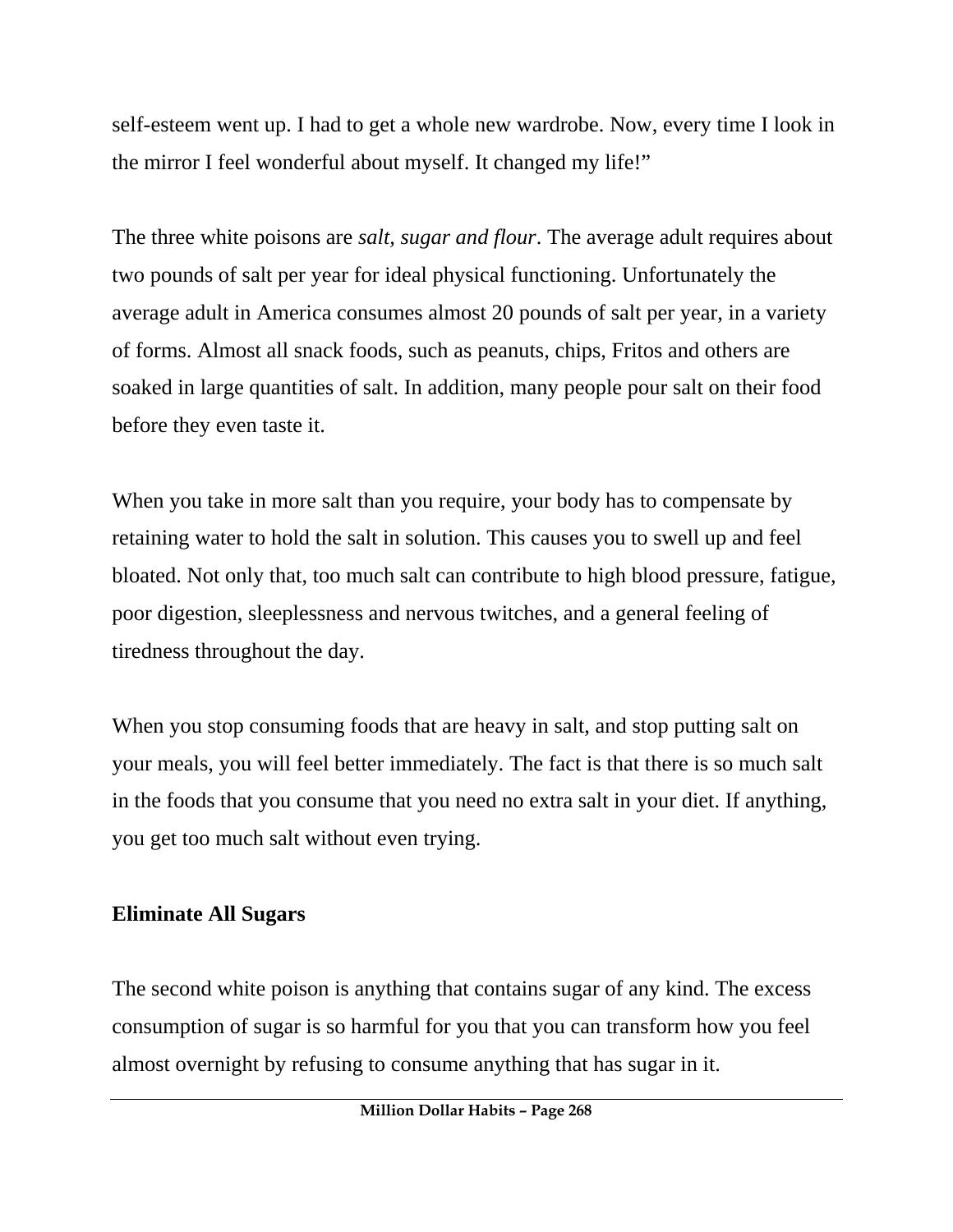self-esteem went up. I had to get a whole new wardrobe. Now, every time I look in the mirror I feel wonderful about myself. It changed my life!"

The three white poisons are *salt, sugar and flour*. The average adult requires about two pounds of salt per year for ideal physical functioning. Unfortunately the average adult in America consumes almost 20 pounds of salt per year, in a variety of forms. Almost all snack foods, such as peanuts, chips, Fritos and others are soaked in large quantities of salt. In addition, many people pour salt on their food before they even taste it.

When you take in more salt than you require, your body has to compensate by retaining water to hold the salt in solution. This causes you to swell up and feel bloated. Not only that, too much salt can contribute to high blood pressure, fatigue, poor digestion, sleeplessness and nervous twitches, and a general feeling of tiredness throughout the day.

When you stop consuming foods that are heavy in salt, and stop putting salt on your meals, you will feel better immediately. The fact is that there is so much salt in the foods that you consume that you need no extra salt in your diet. If anything, you get too much salt without even trying.

**Eliminate All Sugars**

The second white poison is anything that contains sugar of any kind. The excess consumption of sugar is so harmful for you that you can transform how you feel almost overnight by refusing to consume anything that has sugar in it.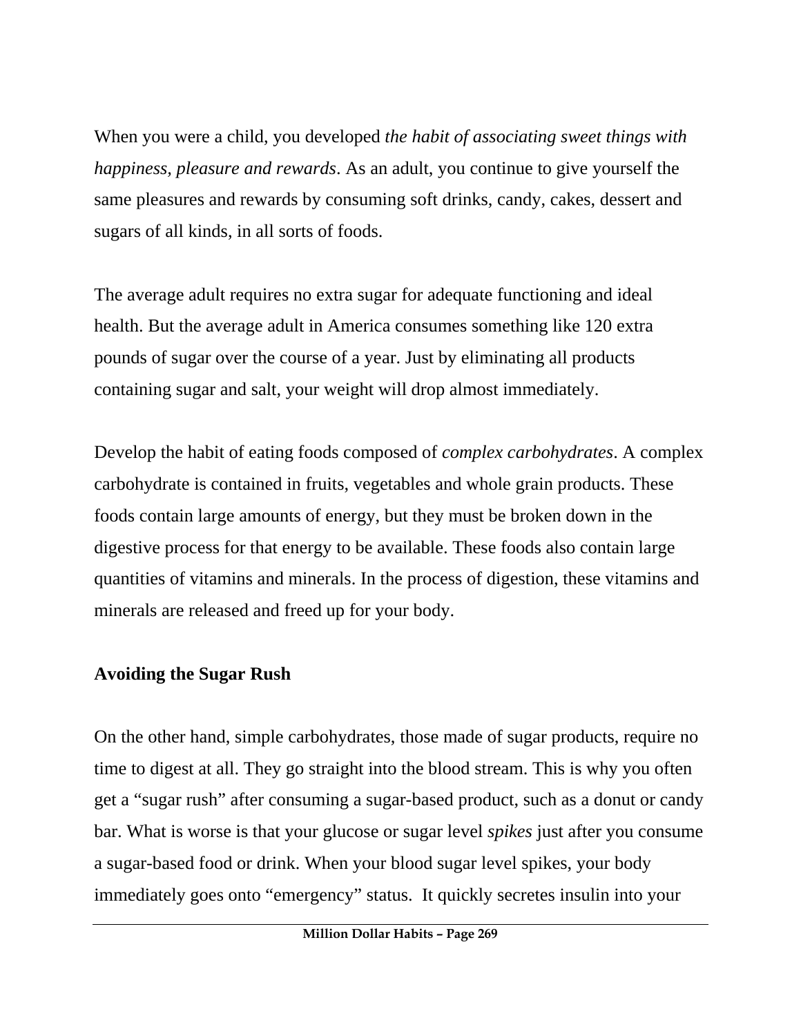When you were a child, you developed *the habit of associating sweet things with happiness, pleasure and rewards*. As an adult, you continue to give yourself the same pleasures and rewards by consuming soft drinks, candy, cakes, dessert and sugars of all kinds, in all sorts of foods.

The average adult requires no extra sugar for adequate functioning and ideal health. But the average adult in America consumes something like 120 extra pounds of sugar over the course of a year. Just by eliminating all products containing sugar and salt, your weight will drop almost immediately.

Develop the habit of eating foods composed of *complex carbohydrates*. A complex carbohydrate is contained in fruits, vegetables and whole grain products. These foods contain large amounts of energy, but they must be broken down in the digestive process for that energy to be available. These foods also contain large quantities of vitamins and minerals. In the process of digestion, these vitamins and minerals are released and freed up for your body.

**Avoiding the Sugar Rush**

On the other hand, simple carbohydrates, those made of sugar products, require no time to digest at all. They go straight into the blood stream. This is why you often get a "sugar rush" after consuming a sugar-based product, such as a donut or candy bar. What is worse is that your glucose or sugar level *spikes* just after you consume a sugar-based food or drink. When your blood sugar level spikes, your body immediately goes onto "emergency" status. It quickly secretes insulin into your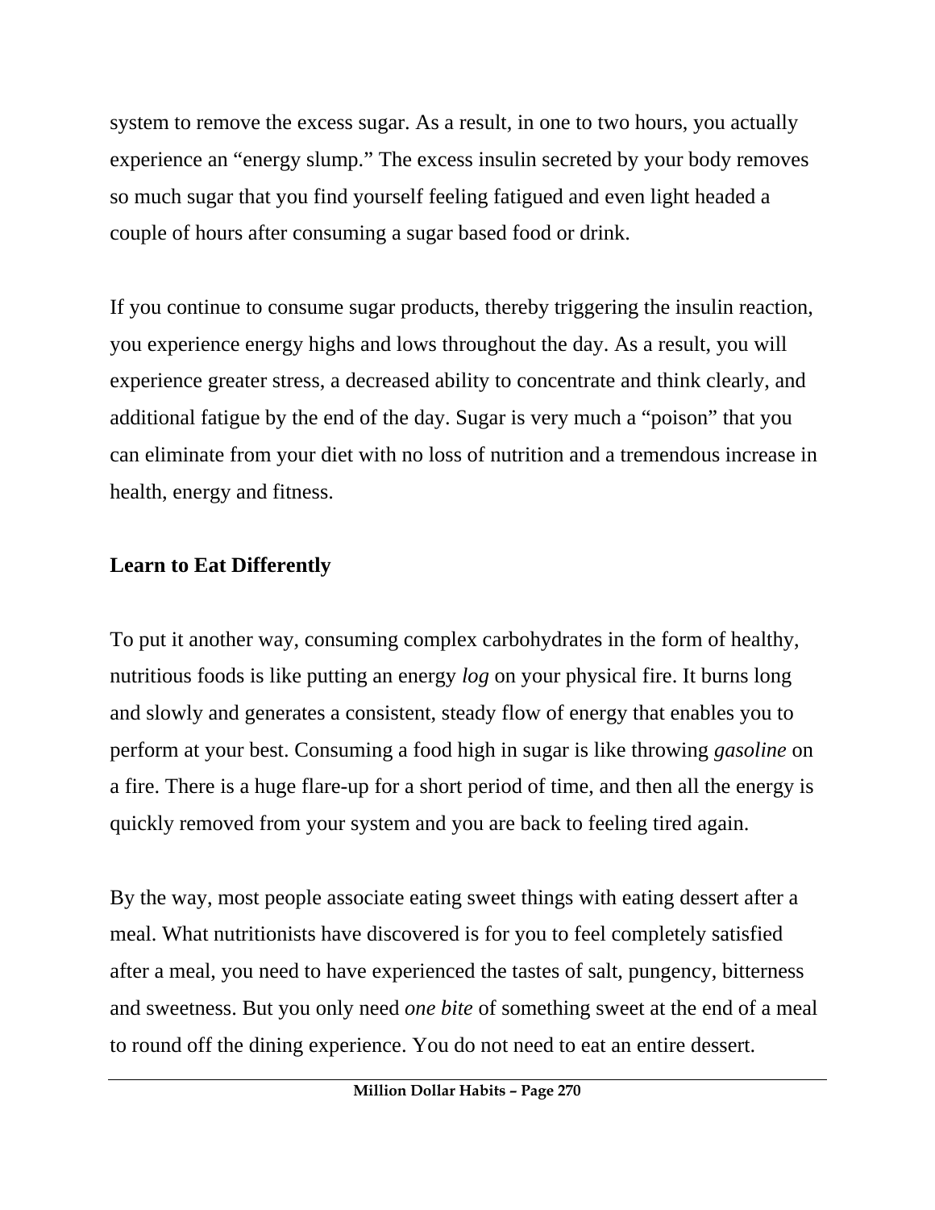system to remove the excess sugar. As a result, in one to two hours, you actually experience an "energy slump." The excess insulin secreted by your body removes so much sugar that you find yourself feeling fatigued and even light headed a couple of hours after consuming a sugar based food or drink.

If you continue to consume sugar products, thereby triggering the insulin reaction, you experience energy highs and lows throughout the day. As a result, you will experience greater stress, a decreased ability to concentrate and think clearly, and additional fatigue by the end of the day. Sugar is very much a "poison" that you can eliminate from your diet with no loss of nutrition and a tremendous increase in health, energy and fitness.

**Learn to Eat Differently**

To put it another way, consuming complex carbohydrates in the form of healthy, nutritious foods is like putting an energy *log* on your physical fire. It burns long and slowly and generates a consistent, steady flow of energy that enables you to perform at your best. Consuming a food high in sugar is like throwing *gasoline* on a fire. There is a huge flare-up for a short period of time, and then all the energy is quickly removed from your system and you are back to feeling tired again.

By the way, most people associate eating sweet things with eating dessert after a meal. What nutritionists have discovered is for you to feel completely satisfied after a meal, you need to have experienced the tastes of salt, pungency, bitterness and sweetness. But you only need *one bite* of something sweet at the end of a meal to round off the dining experience. You do not need to eat an entire dessert.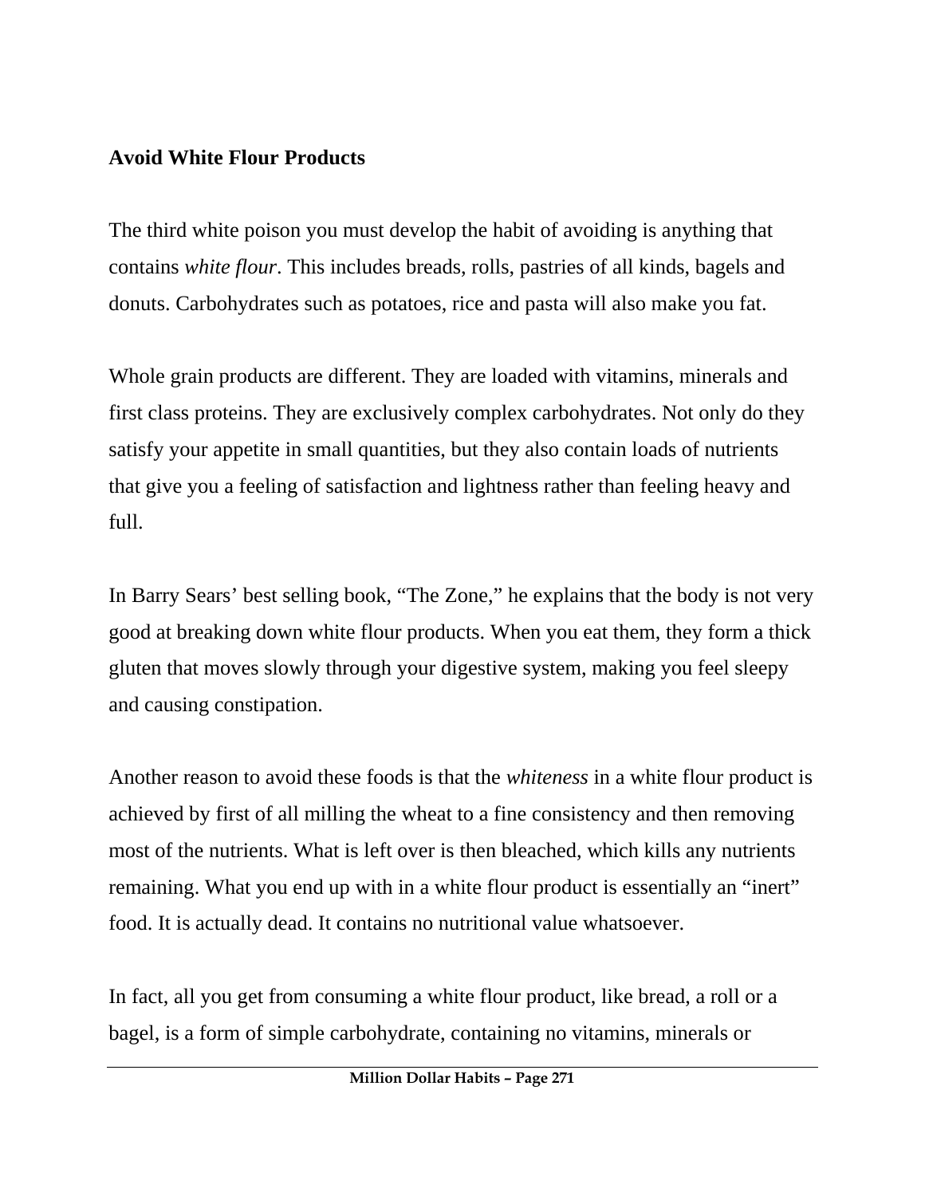**Avoid White Flour Products**

The third white poison you must develop the habit of avoiding is anything that contains *white flour*. This includes breads, rolls, pastries of all kinds, bagels and donuts. Carbohydrates such as potatoes, rice and pasta will also make you fat.

Whole grain products are different. They are loaded with vitamins, minerals and first class proteins. They are exclusively complex carbohydrates. Not only do they satisfy your appetite in small quantities, but they also contain loads of nutrients that give you a feeling of satisfaction and lightness rather than feeling heavy and full.

In Barry Sears' best selling book, "The Zone," he explains that the body is not very good at breaking down white flour products. When you eat them, they form a thick gluten that moves slowly through your digestive system, making you feel sleepy and causing constipation.

Another reason to avoid these foods is that the *whiteness* in a white flour product is achieved by first of all milling the wheat to a fine consistency and then removing most of the nutrients. What is left over is then bleached, which kills any nutrients remaining. What you end up with in a white flour product is essentially an "inert" food. It is actually dead. It contains no nutritional value whatsoever.

In fact, all you get from consuming a white flour product, like bread, a roll or a bagel, is a form of simple carbohydrate, containing no vitamins, minerals or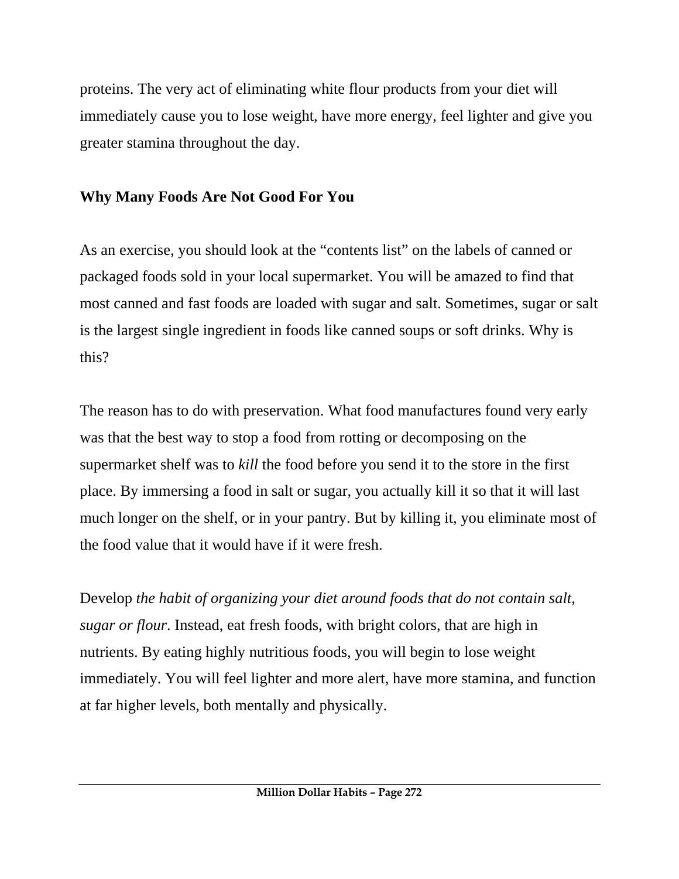proteins. The very act of eliminating white flour products from your diet will immediately cause you to lose weight, have more energy, feel lighter and give you greater stamina throughout the day.

**Why Many Foods Are Not Good For You**

As an exercise, you should look at the “contents list” on the labels of canned or packaged foods sold in your local supermarket. You will be amazed to find that most canned and fast foods are loaded with sugar and salt. Sometimes, sugar or salt is the largest single ingredient in foods like canned soups or soft drinks. Why is this?

The reason has to do with preservation. What food manufactures found very early was that the best way to stop a food from rotting or decomposing on the supermarket shelf was to *kill* the food before you send it to the store in the first place. By immersing a food in salt or sugar, you actually kill it so that it will last much longer on the shelf, or in your pantry. But by killing it, you eliminate most of the food value that it would have if it were fresh.

Develop *the habit of organizing your diet around foods that do not contain salt, sugar or flour*. Instead, eat fresh foods, with bright colors, that are high in nutrients. By eating highly nutritious foods, you will begin to lose weight immediately. You will feel lighter and more alert, have more stamina, and function at far higher levels, both mentally and physically.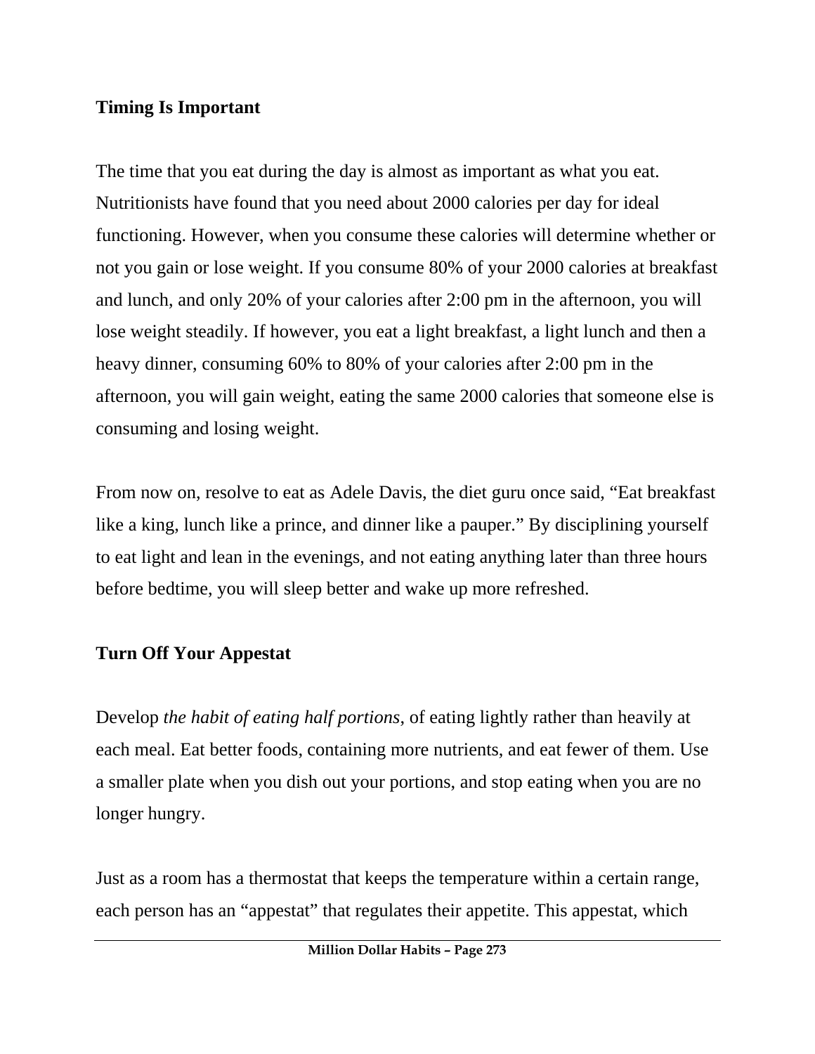## Timing Is Important

The time that you eat during the day is almost as important as what you eat. Nutritionists have found that you need about 2000 calories per day for ideal functioning. However, when you consume these calories will determine whether or not you gain or lose weight. If you consume 80% of your 2000 calories at breakfast and lunch, and only 20% of your calories after 2:00 pm in the afternoon, you will lose weight steadily. If however, you eat a light breakfast, a light lunch and then a heavy dinner, consuming 60% to 80% of your calories after 2:00 pm in the afternoon, you will gain weight, eating the same 2000 calories that someone else is consuming and losing weight.

From now on, resolve to eat as Adele Davis, the diet guru once said, "Eat breakfast like a king, lunch like a prince, and dinner like a pauper." By disciplining yourself to eat light and lean in the evenings, and not eating anything later than three hours before bedtime, you will sleep better and wake up more refreshed.

## Turn Off Your Appestat

Develop *the habit of eating half portions*, of eating lightly rather than heavily at each meal. Eat better foods, containing more nutrients, and eat fewer of them. Use a smaller plate when you dish out your portions, and stop eating when you are no longer hungry.

Just as a room has a thermostat that keeps the temperature within a certain range, each person has an "appestat" that regulates their appetite. This appestat, which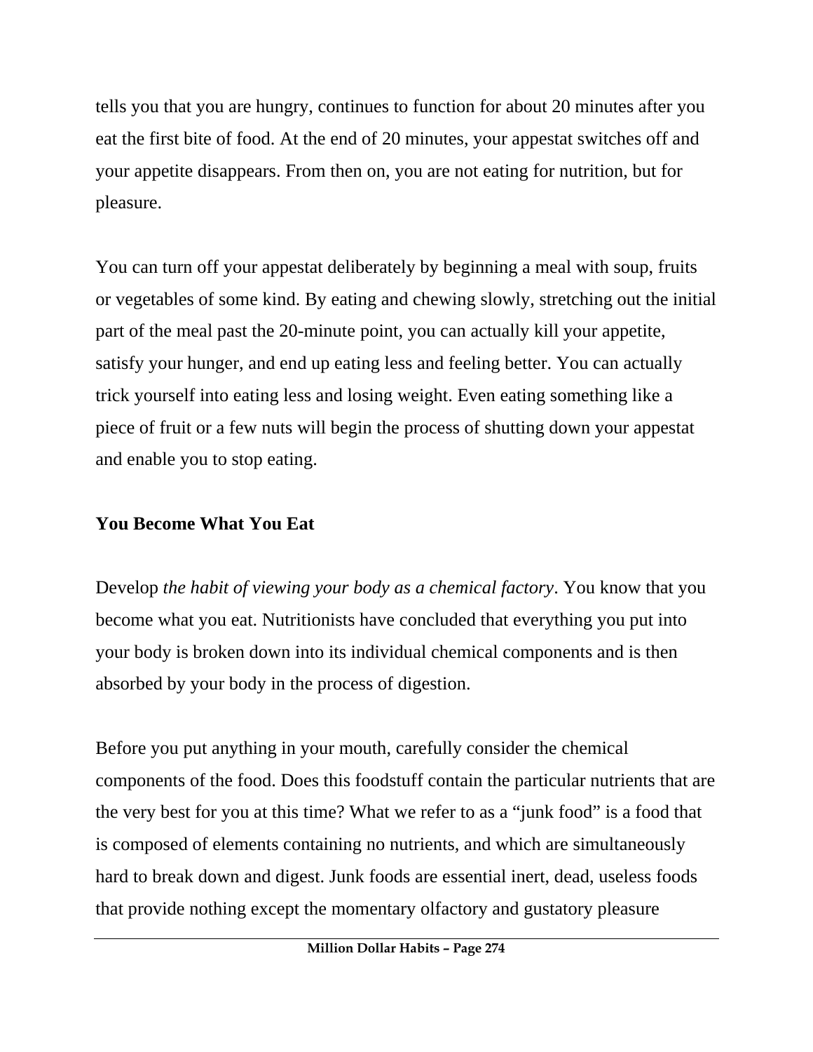tells you that you are hungry, continues to function for about 20 minutes after you eat the first bite of food. At the end of 20 minutes, your appestat switches off and your appetite disappears. From then on, you are not eating for nutrition, but for pleasure.

You can turn off your appestat deliberately by beginning a meal with soup, fruits or vegetables of some kind. By eating and chewing slowly, stretching out the initial part of the meal past the 20-minute point, you can actually kill your appetite, satisfy your hunger, and end up eating less and feeling better. You can actually trick yourself into eating less and losing weight. Even eating something like a piece of fruit or a few nuts will begin the process of shutting down your appestat and enable you to stop eating.

**You Become What You Eat**

Develop *the habit of viewing your body as a chemical factory*. You know that you become what you eat. Nutritionists have concluded that everything you put into your body is broken down into its individual chemical components and is then absorbed by your body in the process of digestion.

Before you put anything in your mouth, carefully consider the chemical components of the food. Does this foodstuff contain the particular nutrients that are the very best for you at this time? What we refer to as a "junk food" is a food that is composed of elements containing no nutrients, and which are simultaneously hard to break down and digest. Junk foods are essential inert, dead, useless foods that provide nothing except the momentary olfactory and gustatory pleasure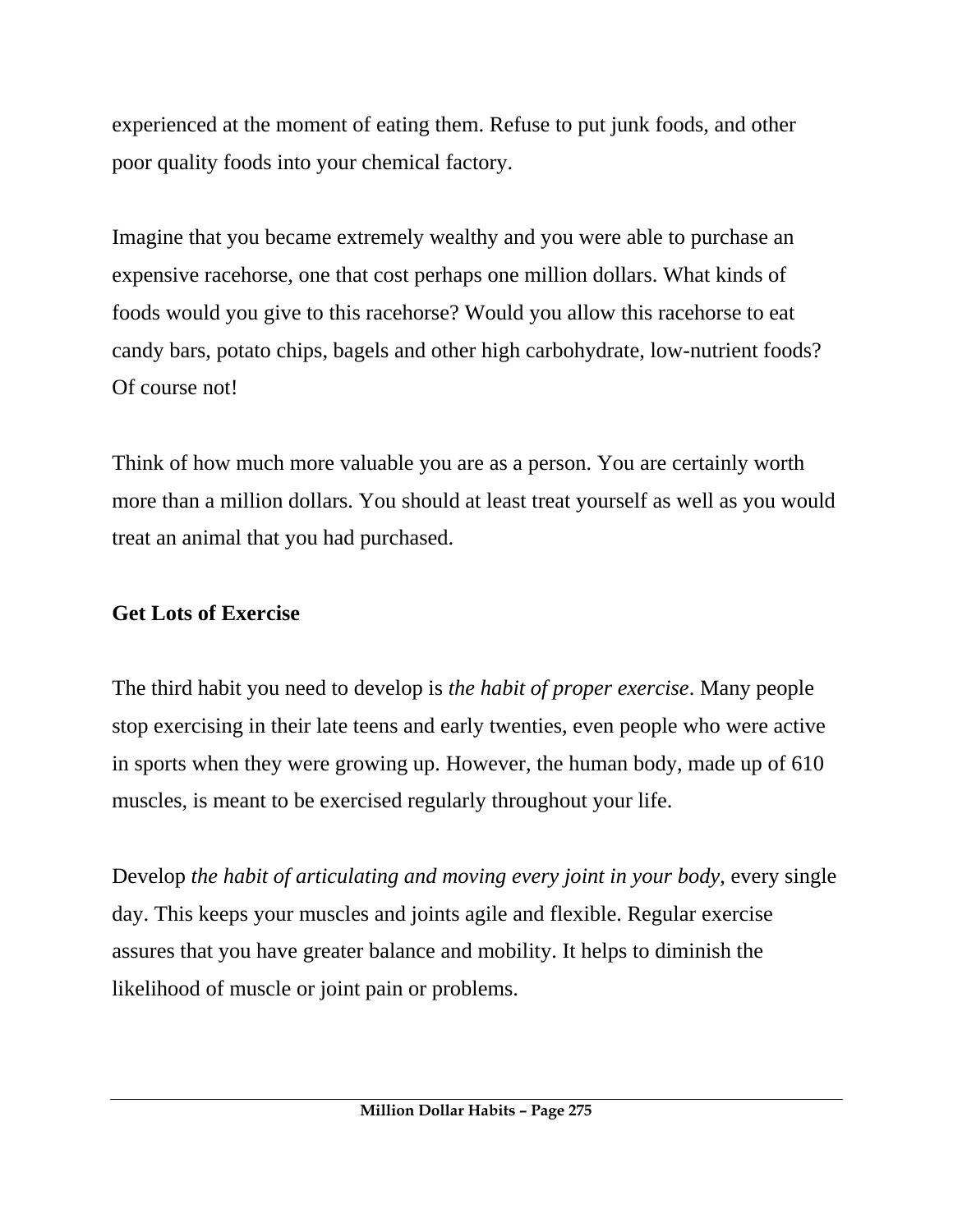experienced at the moment of eating them. Refuse to put junk foods, and other poor quality foods into your chemical factory.

Imagine that you became extremely wealthy and you were able to purchase an expensive racehorse, one that cost perhaps one million dollars. What kinds of foods would you give to this racehorse? Would you allow this racehorse to eat candy bars, potato chips, bagels and other high carbohydrate, low-nutrient foods? Of course not!

Think of how much more valuable you are as a person. You are certainly worth more than a million dollars. You should at least treat yourself as well as you would treat an animal that you had purchased.

**Get Lots of Exercise**

The third habit you need to develop is *the habit of proper exercise*. Many people stop exercising in their late teens and early twenties, even people who were active in sports when they were growing up. However, the human body, made up of 610 muscles, is meant to be exercised regularly throughout your life.

Develop *the habit of articulating and moving every joint in your body,* every single day. This keeps your muscles and joints agile and flexible. Regular exercise assures that you have greater balance and mobility. It helps to diminish the likelihood of muscle or joint pain or problems.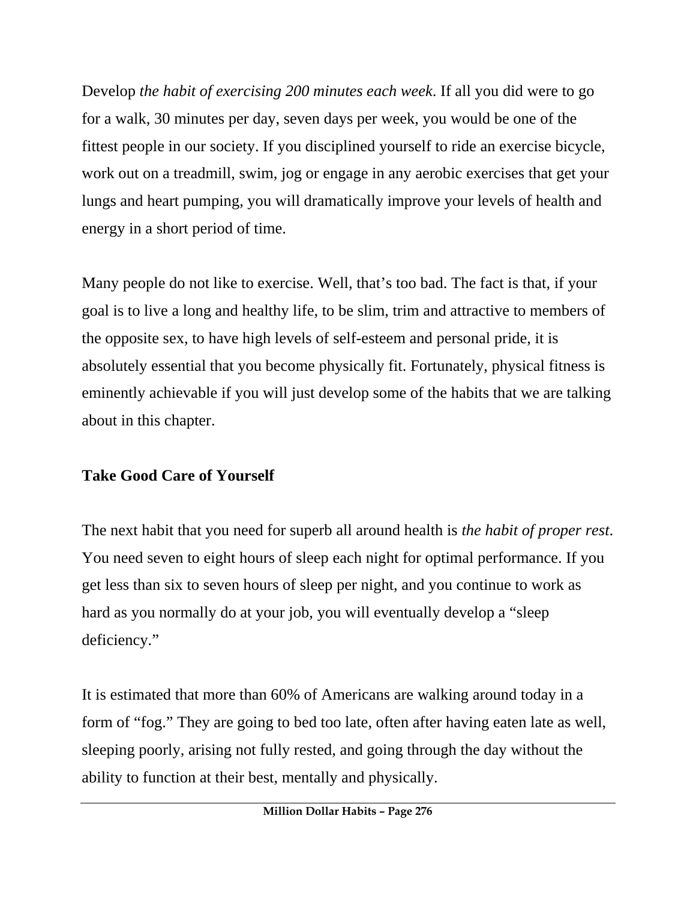Develop *the habit of exercising 200 minutes each week*. If all you did were to go for a walk, 30 minutes per day, seven days per week, you would be one of the fittest people in our society. If you disciplined yourself to ride an exercise bicycle, work out on a treadmill, swim, jog or engage in any aerobic exercises that get your lungs and heart pumping, you will dramatically improve your levels of health and energy in a short period of time.

Many people do not like to exercise. Well, that's too bad. The fact is that, if your goal is to live a long and healthy life, to be slim, trim and attractive to members of the opposite sex, to have high levels of self-esteem and personal pride, it is absolutely essential that you become physically fit. Fortunately, physical fitness is eminently achievable if you will just develop some of the habits that we are talking about in this chapter.

**Take Good Care of Yourself**

The next habit that you need for superb all around health is *the habit of proper rest*. You need seven to eight hours of sleep each night for optimal performance. If you get less than six to seven hours of sleep per night, and you continue to work as hard as you normally do at your job, you will eventually develop a "sleep deficiency."

It is estimated that more than 60% of Americans are walking around today in a form of "fog." They are going to bed too late, often after having eaten late as well, sleeping poorly, arising not fully rested, and going through the day without the ability to function at their best, mentally and physically.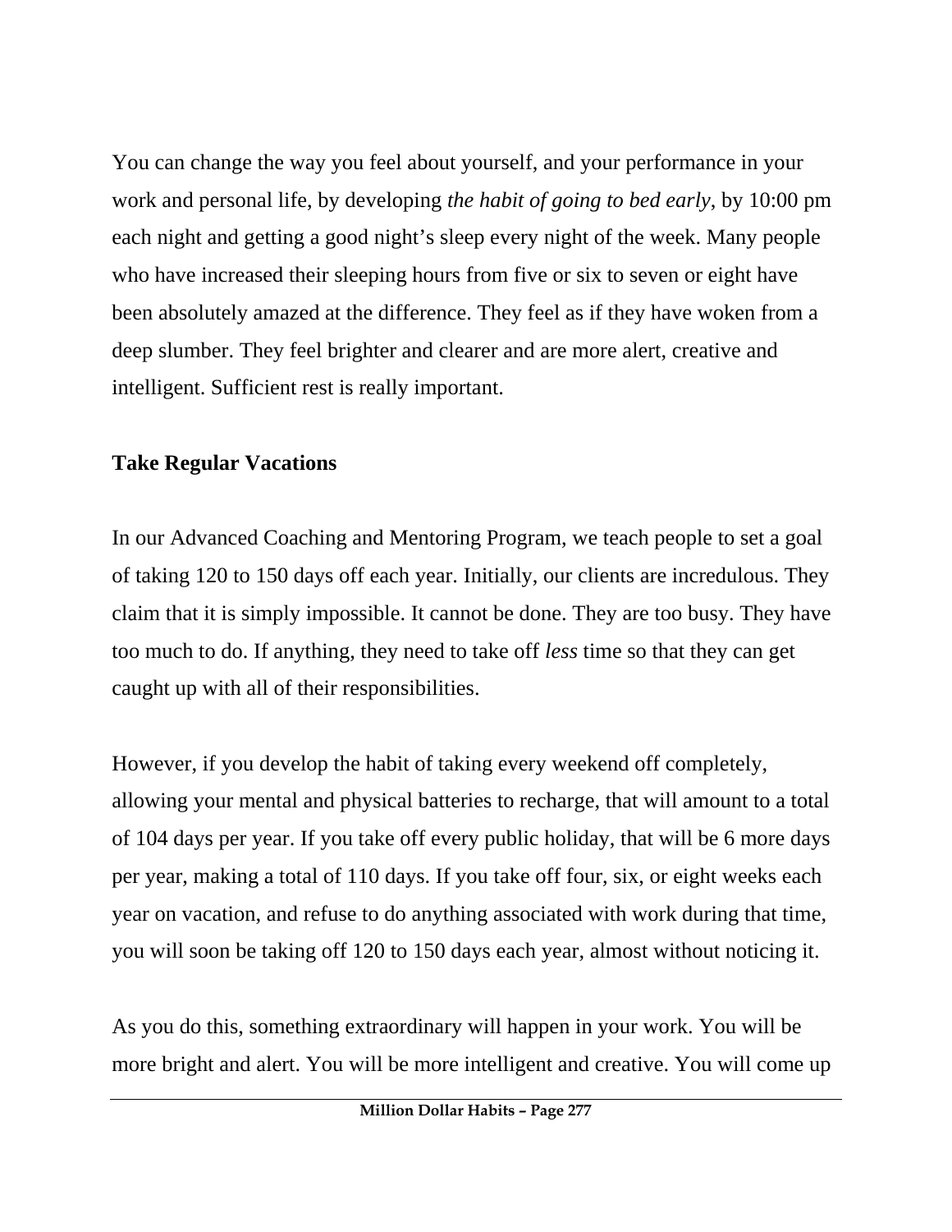You can change the way you feel about yourself, and your performance in your work and personal life, by developing *the habit of going to bed early*, by 10:00 pm each night and getting a good night's sleep every night of the week. Many people who have increased their sleeping hours from five or six to seven or eight have been absolutely amazed at the difference. They feel as if they have woken from a deep slumber. They feel brighter and clearer and are more alert, creative and intelligent. Sufficient rest is really important.

**Take Regular Vacations**

In our Advanced Coaching and Mentoring Program, we teach people to set a goal of taking 120 to 150 days off each year. Initially, our clients are incredulous. They claim that it is simply impossible. It cannot be done. They are too busy. They have too much to do. If anything, they need to take off *less* time so that they can get caught up with all of their responsibilities.

However, if you develop the habit of taking every weekend off completely, allowing your mental and physical batteries to recharge, that will amount to a total of 104 days per year. If you take off every public holiday, that will be 6 more days per year, making a total of 110 days. If you take off four, six, or eight weeks each year on vacation, and refuse to do anything associated with work during that time, you will soon be taking off 120 to 150 days each year, almost without noticing it.

As you do this, something extraordinary will happen in your work. You will be more bright and alert. You will be more intelligent and creative. You will come up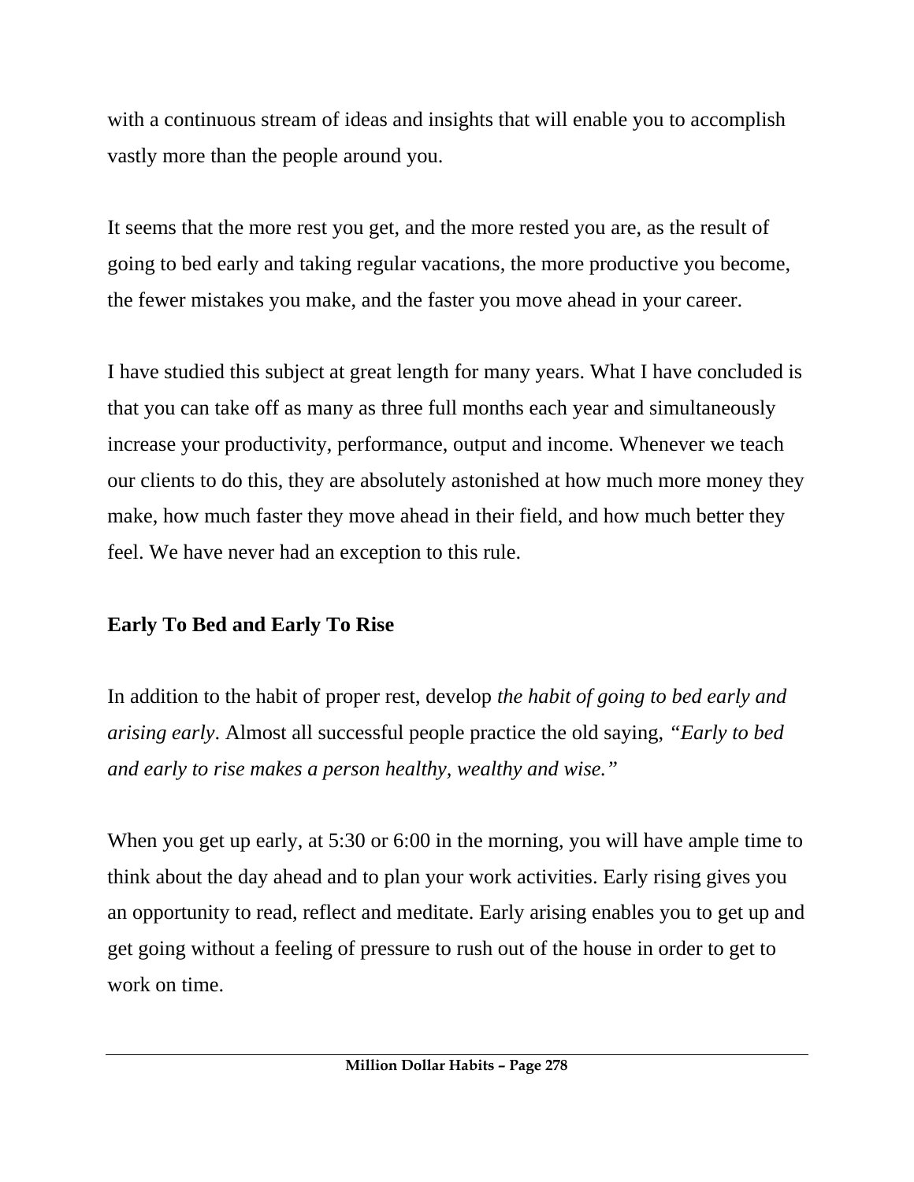with a continuous stream of ideas and insights that will enable you to accomplish vastly more than the people around you.

It seems that the more rest you get, and the more rested you are, as the result of going to bed early and taking regular vacations, the more productive you become, the fewer mistakes you make, and the faster you move ahead in your career.

I have studied this subject at great length for many years. What I have concluded is that you can take off as many as three full months each year and simultaneously increase your productivity, performance, output and income. Whenever we teach our clients to do this, they are absolutely astonished at how much more money they make, how much faster they move ahead in their field, and how much better they feel. We have never had an exception to this rule.

### Early To Bed and Early To Rise

In addition to the habit of proper rest, develop *the habit of going to bed early and arising early*. Almost all successful people practice the old saying, *"Early to bed and early to rise makes a person healthy, wealthy and wise."*

When you get up early, at 5:30 or 6:00 in the morning, you will have ample time to think about the day ahead and to plan your work activities. Early rising gives you an opportunity to read, reflect and meditate. Early arising enables you to get up and get going without a feeling of pressure to rush out of the house in order to get to work on time.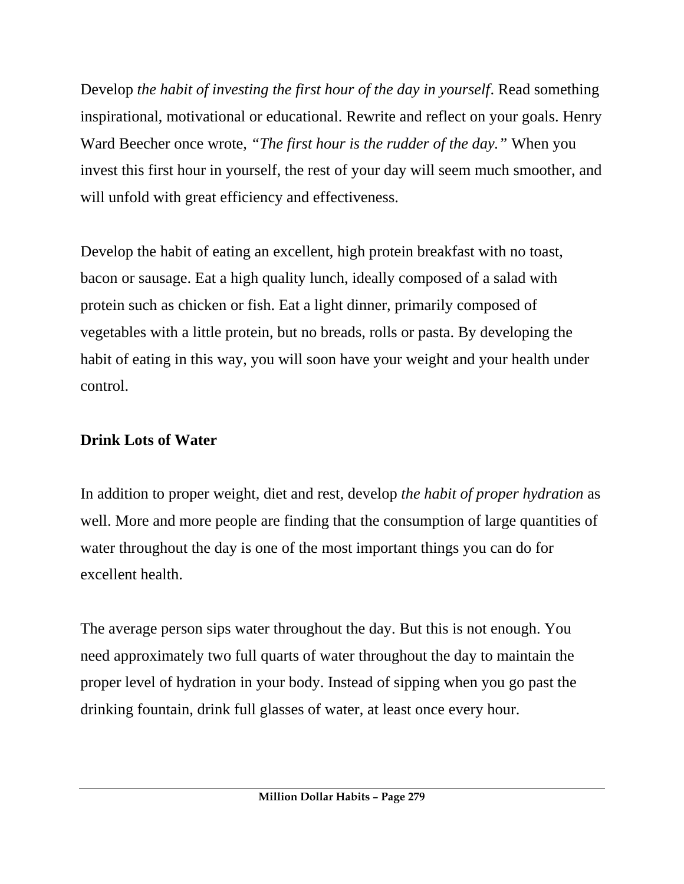Develop *the habit of investing the first hour of the day in yourself*. Read something inspirational, motivational or educational. Rewrite and reflect on your goals. Henry Ward Beecher once wrote, *"The first hour is the rudder of the day."* When you invest this first hour in yourself, the rest of your day will seem much smoother, and will unfold with great efficiency and effectiveness.

Develop the habit of eating an excellent, high protein breakfast with no toast, bacon or sausage. Eat a high quality lunch, ideally composed of a salad with protein such as chicken or fish. Eat a light dinner, primarily composed of vegetables with a little protein, but no breads, rolls or pasta. By developing the habit of eating in this way, you will soon have your weight and your health under control.

**Drink Lots of Water**

In addition to proper weight, diet and rest, develop *the habit of proper hydration* as well. More and more people are finding that the consumption of large quantities of water throughout the day is one of the most important things you can do for excellent health.

The average person sips water throughout the day. But this is not enough. You need approximately two full quarts of water throughout the day to maintain the proper level of hydration in your body. Instead of sipping when you go past the drinking fountain, drink full glasses of water, at least once every hour.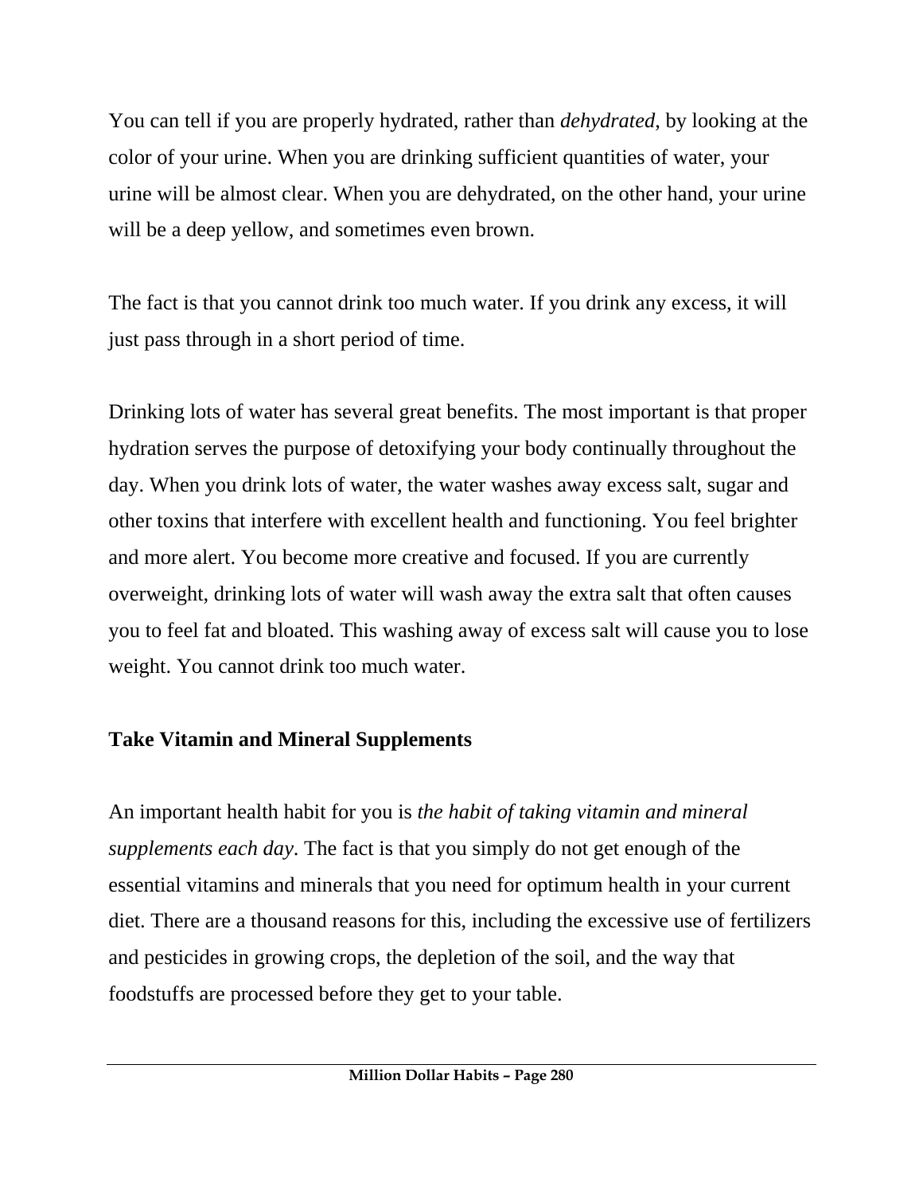You can tell if you are properly hydrated, rather than *dehydrated*, by looking at the color of your urine. When you are drinking sufficient quantities of water, your urine will be almost clear. When you are dehydrated, on the other hand, your urine will be a deep yellow, and sometimes even brown.

The fact is that you cannot drink too much water. If you drink any excess, it will just pass through in a short period of time.

Drinking lots of water has several great benefits. The most important is that proper hydration serves the purpose of detoxifying your body continually throughout the day. When you drink lots of water, the water washes away excess salt, sugar and other toxins that interfere with excellent health and functioning. You feel brighter and more alert. You become more creative and focused. If you are currently overweight, drinking lots of water will wash away the extra salt that often causes you to feel fat and bloated. This washing away of excess salt will cause you to lose weight. You cannot drink too much water.

**Take Vitamin and Mineral Supplements**

An important health habit for you is *the habit of taking vitamin and mineral supplements each day*. The fact is that you simply do not get enough of the essential vitamins and minerals that you need for optimum health in your current diet. There are a thousand reasons for this, including the excessive use of fertilizers and pesticides in growing crops, the depletion of the soil, and the way that foodstuffs are processed before they get to your table.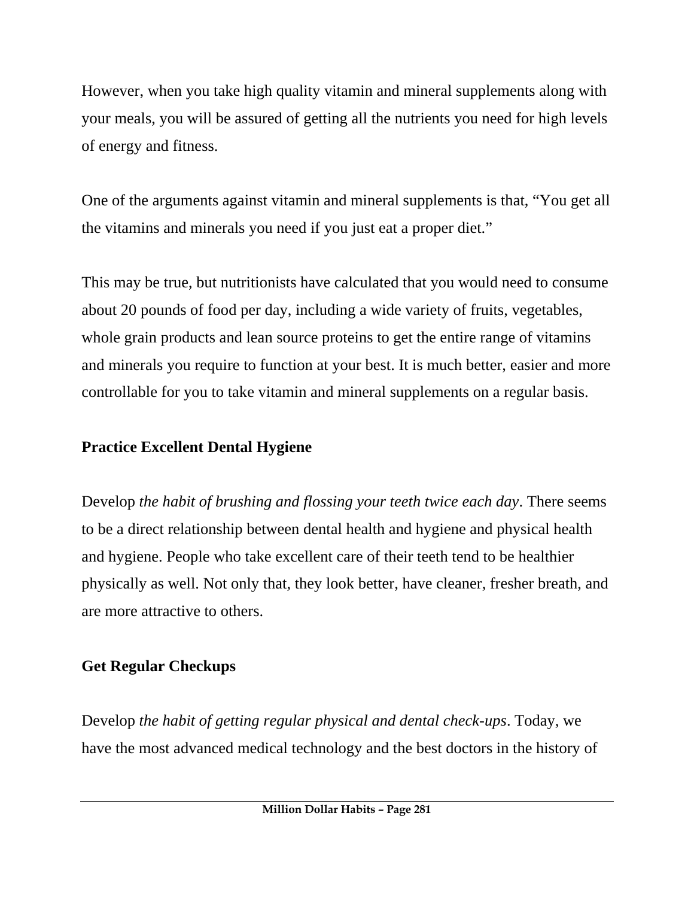However, when you take high quality vitamin and mineral supplements along with your meals, you will be assured of getting all the nutrients you need for high levels of energy and fitness.

One of the arguments against vitamin and mineral supplements is that, “You get all the vitamins and minerals you need if you just eat a proper diet.”

This may be true, but nutritionists have calculated that you would need to consume about 20 pounds of food per day, including a wide variety of fruits, vegetables, whole grain products and lean source proteins to get the entire range of vitamins and minerals you require to function at your best. It is much better, easier and more controllable for you to take vitamin and mineral supplements on a regular basis.

### Practice Excellent Dental Hygiene

Develop *the habit of brushing and flossing your teeth twice each day*. There seems to be a direct relationship between dental health and hygiene and physical health and hygiene. People who take excellent care of their teeth tend to be healthier physically as well. Not only that, they look better, have cleaner, fresher breath, and are more attractive to others.

### Get Regular Checkups

Develop *the habit of getting regular physical and dental check-ups*. Today, we have the most advanced medical technology and the best doctors in the history of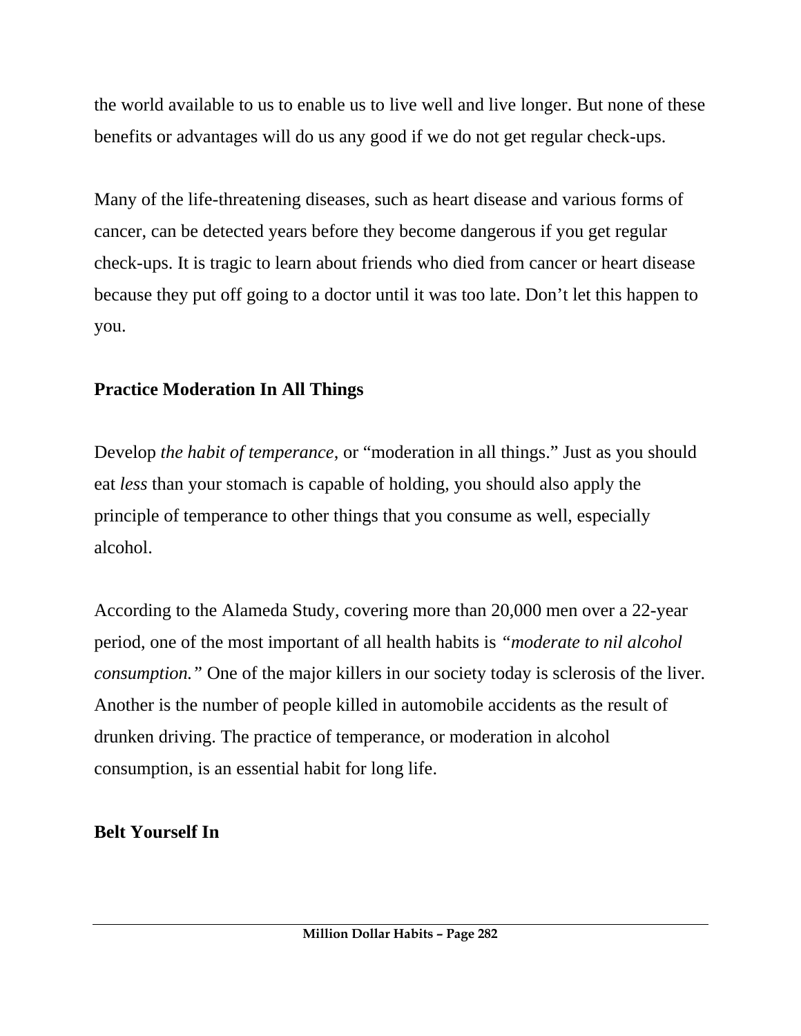the world available to us to enable us to live well and live longer. But none of these benefits or advantages will do us any good if we do not get regular check-ups.

Many of the life-threatening diseases, such as heart disease and various forms of cancer, can be detected years before they become dangerous if you get regular check-ups. It is tragic to learn about friends who died from cancer or heart disease because they put off going to a doctor until it was too late. Don't let this happen to you.

## Practice Moderation In All Things

Develop *the habit of temperance*, or "moderation in all things." Just as you should eat *less* than your stomach is capable of holding, you should also apply the principle of temperance to other things that you consume as well, especially alcohol.

According to the Alameda Study, covering more than 20,000 men over a 22-year period, one of the most important of all health habits is *"moderate to nil alcohol consumption."* One of the major killers in our society today is sclerosis of the liver. Another is the number of people killed in automobile accidents as the result of drunken driving. The practice of temperance, or moderation in alcohol consumption, is an essential habit for long life.

## Belt Yourself In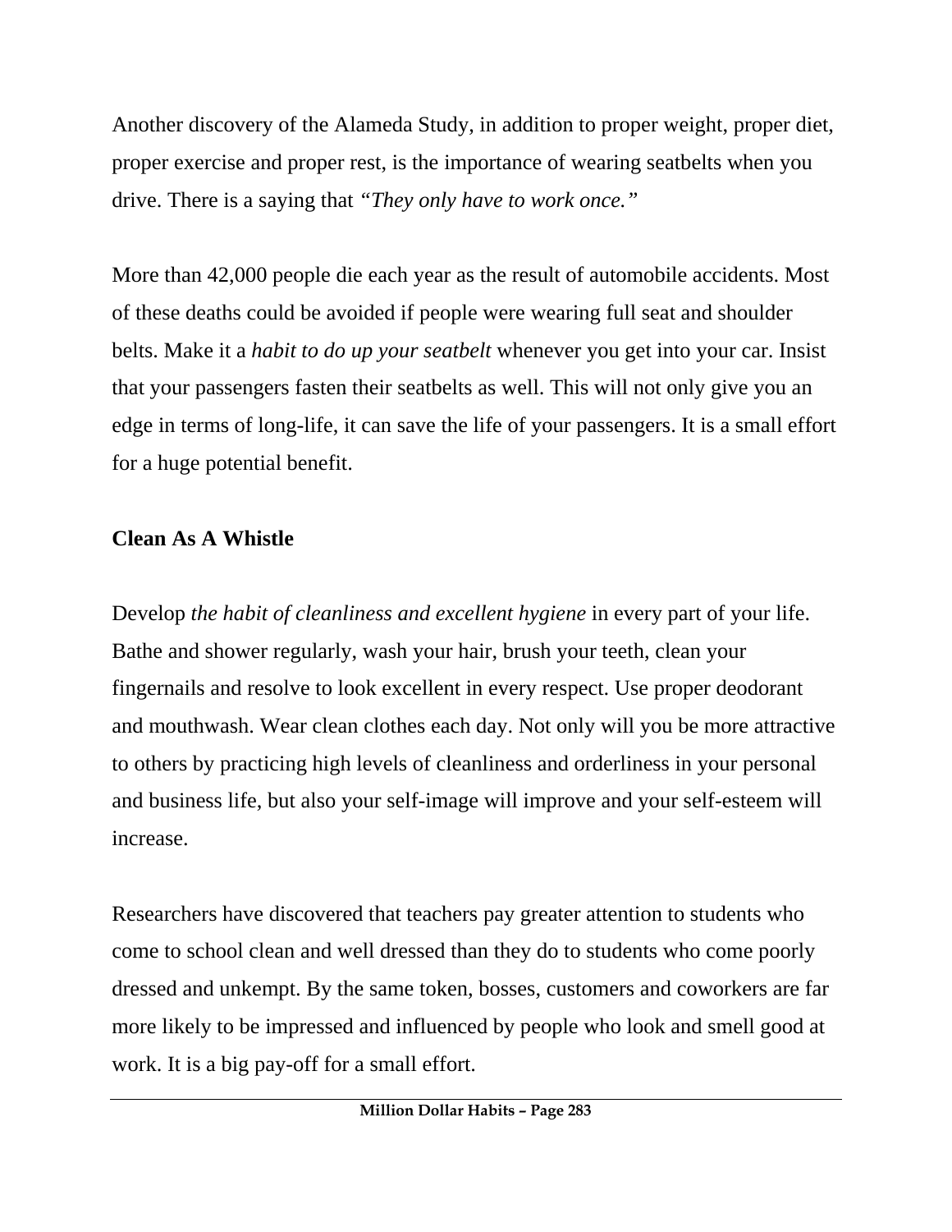Another discovery of the Alameda Study, in addition to proper weight, proper diet, proper exercise and proper rest, is the importance of wearing seatbelts when you drive. There is a saying that *"They only have to work once."*

More than 42,000 people die each year as the result of automobile accidents. Most of these deaths could be avoided if people were wearing full seat and shoulder belts. Make it a *habit to do up your seatbelt* whenever you get into your car. Insist that your passengers fasten their seatbelts as well. This will not only give you an edge in terms of long-life, it can save the life of your passengers. It is a small effort for a huge potential benefit.

**Clean As A Whistle**

Develop *the habit of cleanliness and excellent hygiene* in every part of your life. Bathe and shower regularly, wash your hair, brush your teeth, clean your fingernails and resolve to look excellent in every respect. Use proper deodorant and mouthwash. Wear clean clothes each day. Not only will you be more attractive to others by practicing high levels of cleanliness and orderliness in your personal and business life, but also your self-image will improve and your self-esteem will increase.

Researchers have discovered that teachers pay greater attention to students who come to school clean and well dressed than they do to students who come poorly dressed and unkempt. By the same token, bosses, customers and coworkers are far more likely to be impressed and influenced by people who look and smell good at work. It is a big pay-off for a small effort.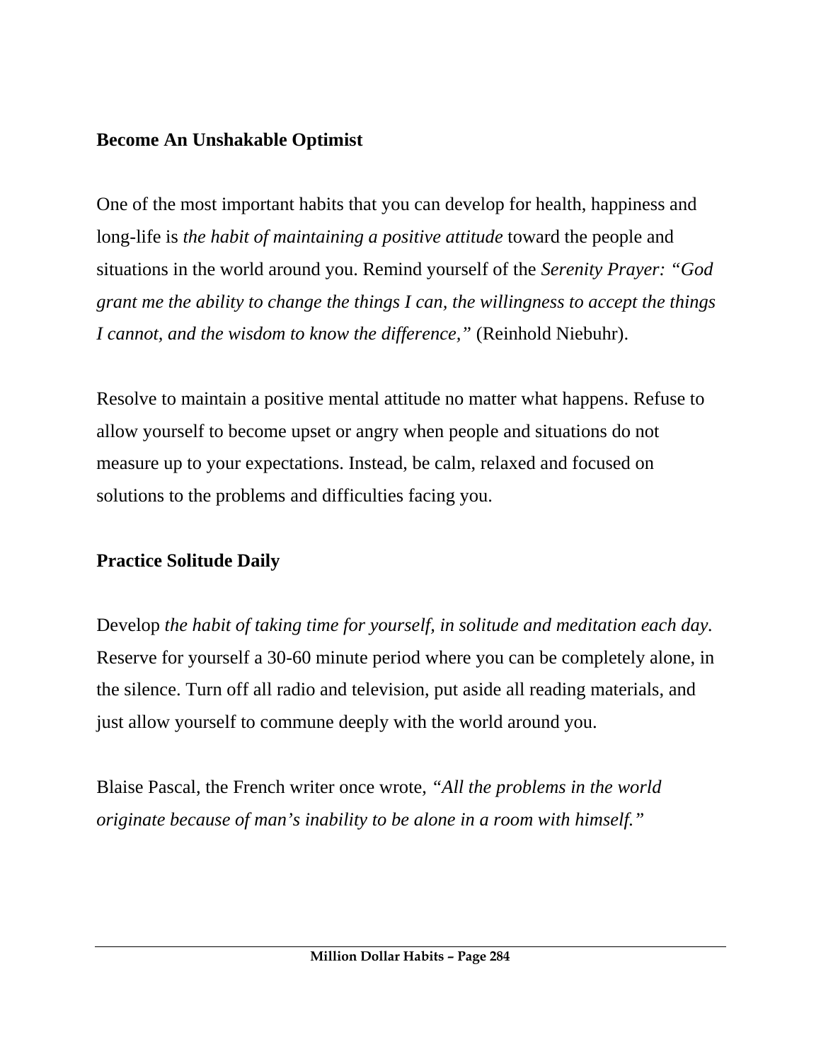**Become An Unshakable Optimist**

One of the most important habits that you can develop for health, happiness and long-life is *the habit of maintaining a positive attitude* toward the people and situations in the world around you. Remind yourself of the *Serenity Prayer: "God grant me the ability to change the things I can, the willingness to accept the things I cannot, and the wisdom to know the difference,"* (Reinhold Niebuhr).

Resolve to maintain a positive mental attitude no matter what happens. Refuse to allow yourself to become upset or angry when people and situations do not measure up to your expectations. Instead, be calm, relaxed and focused on solutions to the problems and difficulties facing you.

**Practice Solitude Daily**

Develop *the habit of taking time for yourself, in solitude and meditation each day.* Reserve for yourself a 30-60 minute period where you can be completely alone, in the silence. Turn off all radio and television, put aside all reading materials, and just allow yourself to commune deeply with the world around you.

Blaise Pascal, the French writer once wrote, *"All the problems in the world originate because of man's inability to be alone in a room with himself."*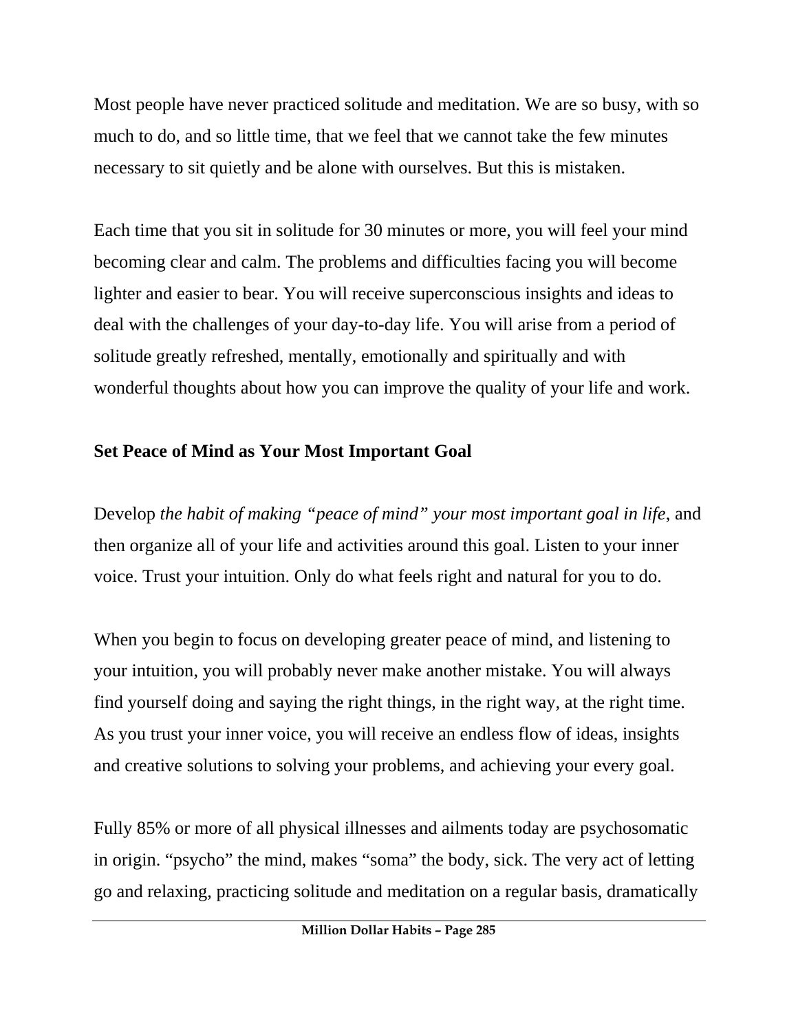Most people have never practiced solitude and meditation. We are so busy, with so much to do, and so little time, that we feel that we cannot take the few minutes necessary to sit quietly and be alone with ourselves. But this is mistaken.

Each time that you sit in solitude for 30 minutes or more, you will feel your mind becoming clear and calm. The problems and difficulties facing you will become lighter and easier to bear. You will receive superconscious insights and ideas to deal with the challenges of your day-to-day life. You will arise from a period of solitude greatly refreshed, mentally, emotionally and spiritually and with wonderful thoughts about how you can improve the quality of your life and work.

### Set Peace of Mind as Your Most Important Goal

Develop *the habit of making "peace of mind" your most important goal in life*, and then organize all of your life and activities around this goal. Listen to your inner voice. Trust your intuition. Only do what feels right and natural for you to do.

When you begin to focus on developing greater peace of mind, and listening to your intuition, you will probably never make another mistake. You will always find yourself doing and saying the right things, in the right way, at the right time. As you trust your inner voice, you will receive an endless flow of ideas, insights and creative solutions to solving your problems, and achieving your every goal.

Fully 85% or more of all physical illnesses and ailments today are psychosomatic in origin. "psycho" the mind, makes "soma" the body, sick. The very act of letting go and relaxing, practicing solitude and meditation on a regular basis, dramatically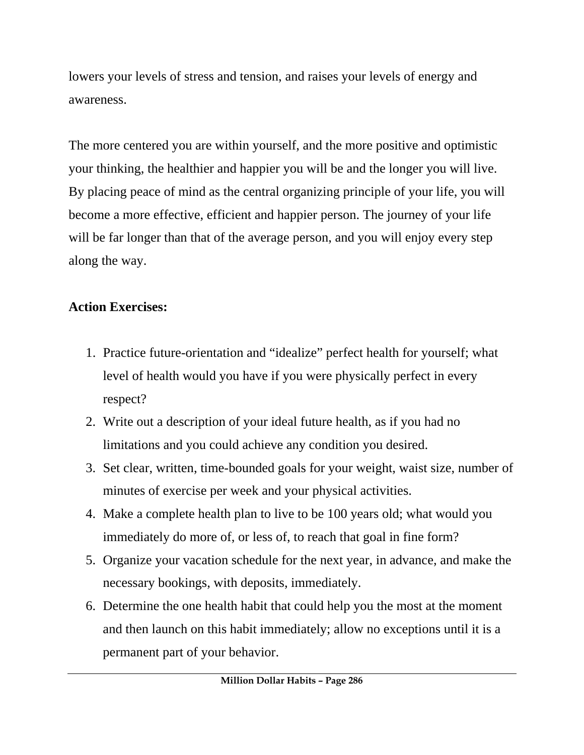lowers your levels of stress and tension, and raises your levels of energy and awareness.

The more centered you are within yourself, and the more positive and optimistic your thinking, the healthier and happier you will be and the longer you will live. By placing peace of mind as the central organizing principle of your life, you will become a more effective, efficient and happier person. The journey of your life will be far longer than that of the average person, and you will enjoy every step along the way.

**Action Exercises:**

1. Practice future-orientation and "idealize" perfect health for yourself; what level of health would you have if you were physically perfect in every respect?
2. Write out a description of your ideal future health, as if you had no limitations and you could achieve any condition you desired.
3. Set clear, written, time-bounded goals for your weight, waist size, number of minutes of exercise per week and your physical activities.
4. Make a complete health plan to live to be 100 years old; what would you immediately do more of, or less of, to reach that goal in fine form?
5. Organize your vacation schedule for the next year, in advance, and make the necessary bookings, with deposits, immediately.
6. Determine the one health habit that could help you the most at the moment and then launch on this habit immediately; allow no exceptions until it is a permanent part of your behavior.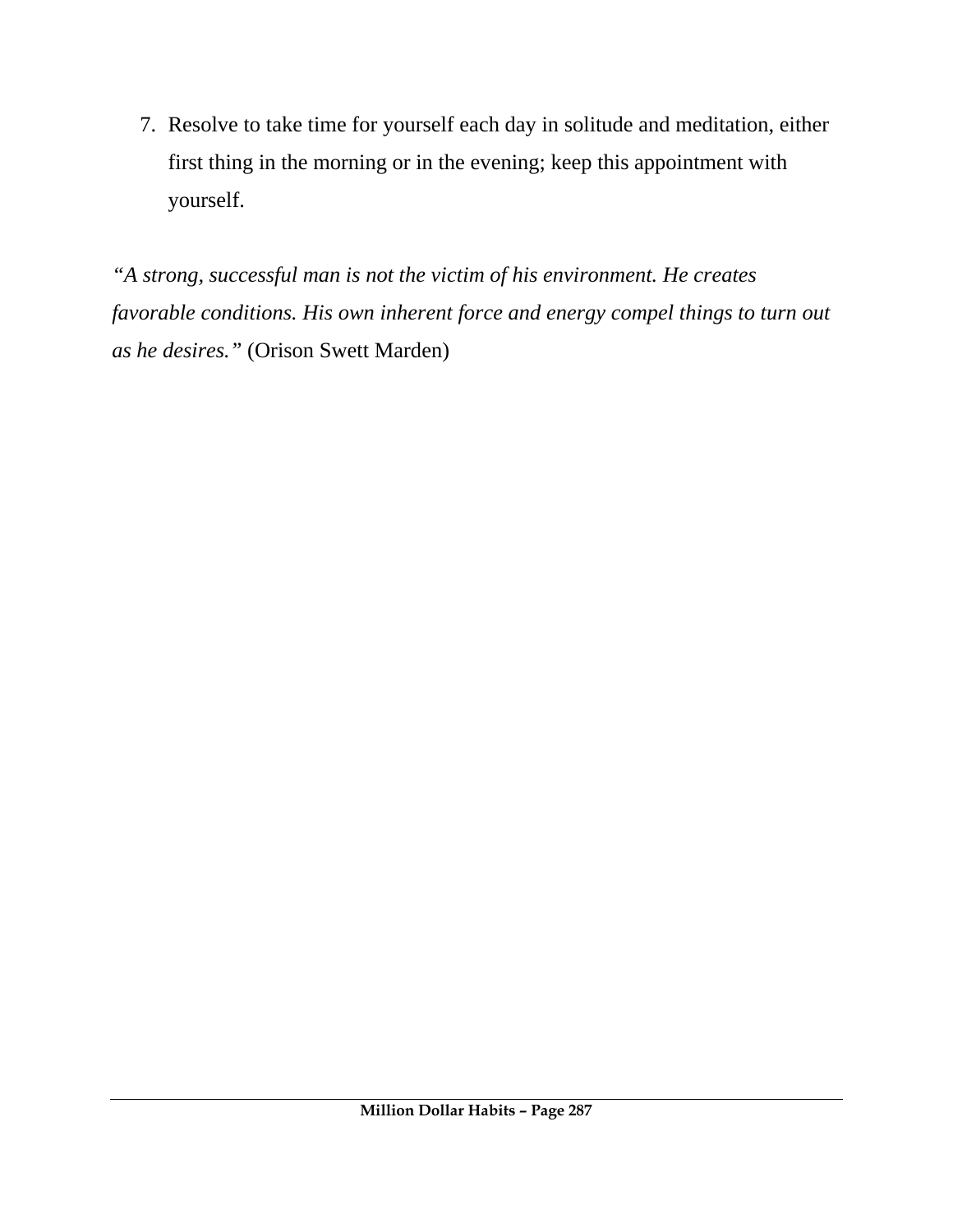7. Resolve to take time for yourself each day in solitude and meditation, either first thing in the morning or in the evening; keep this appointment with yourself.

*"A strong, successful man is not the victim of his environment. He creates favorable conditions. His own inherent force and energy compel things to turn out as he desires."* (Orison Swett Marden)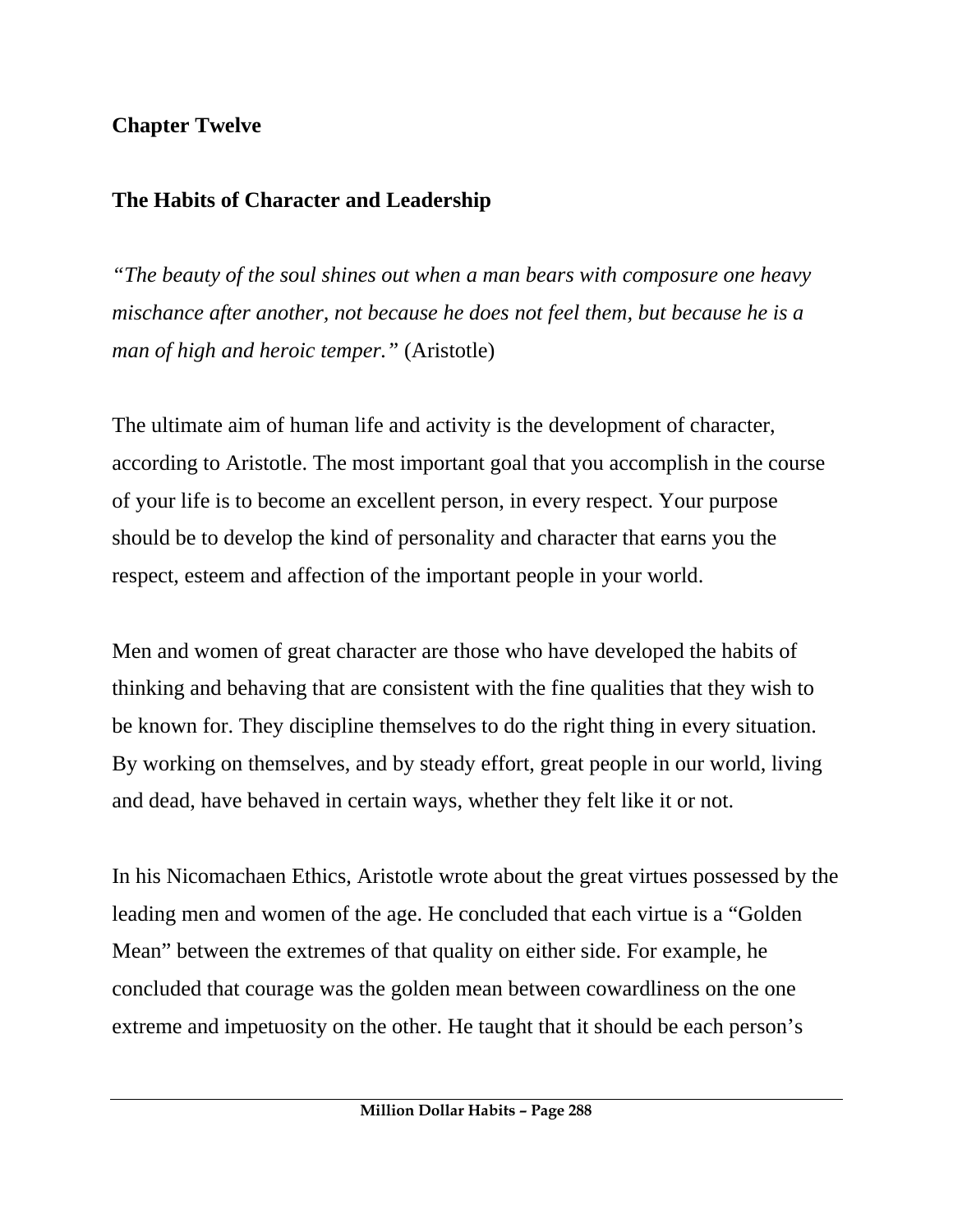**Chapter Twelve**

## The Habits of Character and Leadership

*"The beauty of the soul shines out when a man bears with composure one heavy mischance after another, not because he does not feel them, but because he is a man of high and heroic temper."* (Aristotle)

The ultimate aim of human life and activity is the development of character, according to Aristotle. The most important goal that you accomplish in the course of your life is to become an excellent person, in every respect. Your purpose should be to develop the kind of personality and character that earns you the respect, esteem and affection of the important people in your world.

Men and women of great character are those who have developed the habits of thinking and behaving that are consistent with the fine qualities that they wish to be known for. They discipline themselves to do the right thing in every situation. By working on themselves, and by steady effort, great people in our world, living and dead, have behaved in certain ways, whether they felt like it or not.

In his Nicomachaen Ethics, Aristotle wrote about the great virtues possessed by the leading men and women of the age. He concluded that each virtue is a "Golden Mean" between the extremes of that quality on either side. For example, he concluded that courage was the golden mean between cowardliness on the one extreme and impetuosity on the other. He taught that it should be each person's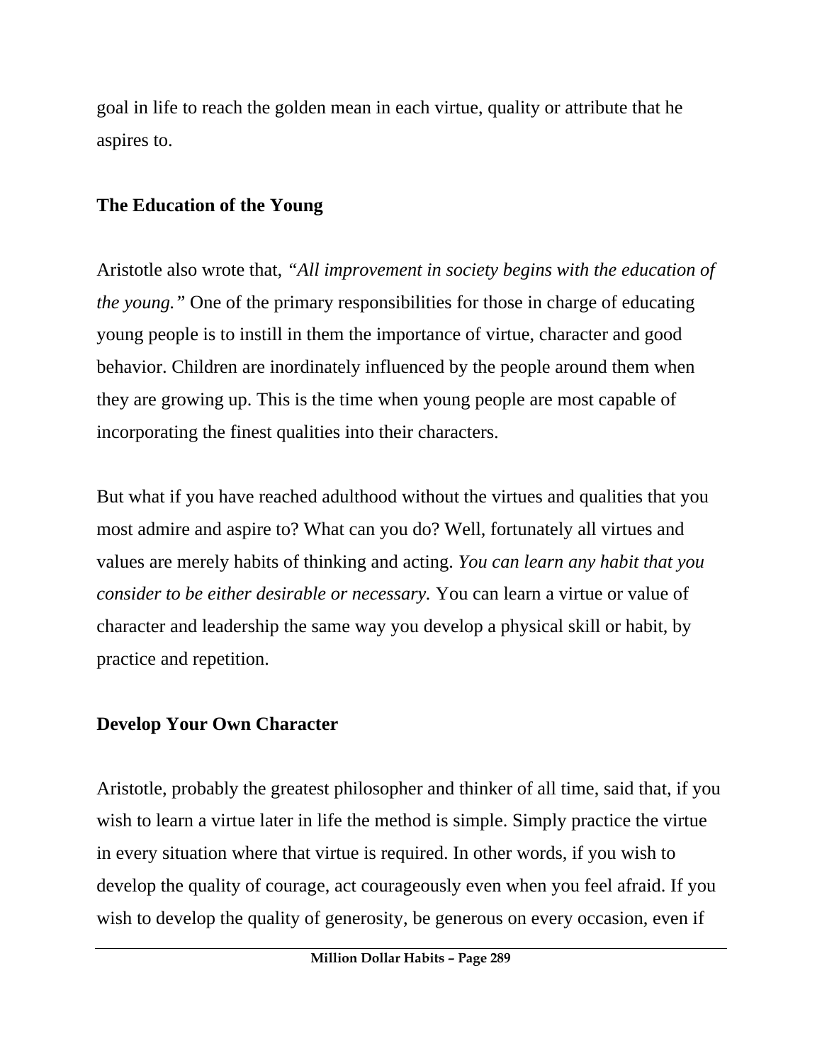goal in life to reach the golden mean in each virtue, quality or attribute that he aspires to.

**The Education of the Young**

Aristotle also wrote that, *"All improvement in society begins with the education of the young."* One of the primary responsibilities for those in charge of educating young people is to instill in them the importance of virtue, character and good behavior. Children are inordinately influenced by the people around them when they are growing up. This is the time when young people are most capable of incorporating the finest qualities into their characters.

But what if you have reached adulthood without the virtues and qualities that you most admire and aspire to? What can you do? Well, fortunately all virtues and values are merely habits of thinking and acting. *You can learn any habit that you consider to be either desirable or necessary.* You can learn a virtue or value of character and leadership the same way you develop a physical skill or habit, by practice and repetition.

**Develop Your Own Character**

Aristotle, probably the greatest philosopher and thinker of all time, said that, if you wish to learn a virtue later in life the method is simple. Simply practice the virtue in every situation where that virtue is required. In other words, if you wish to develop the quality of courage, act courageously even when you feel afraid. If you wish to develop the quality of generosity, be generous on every occasion, even if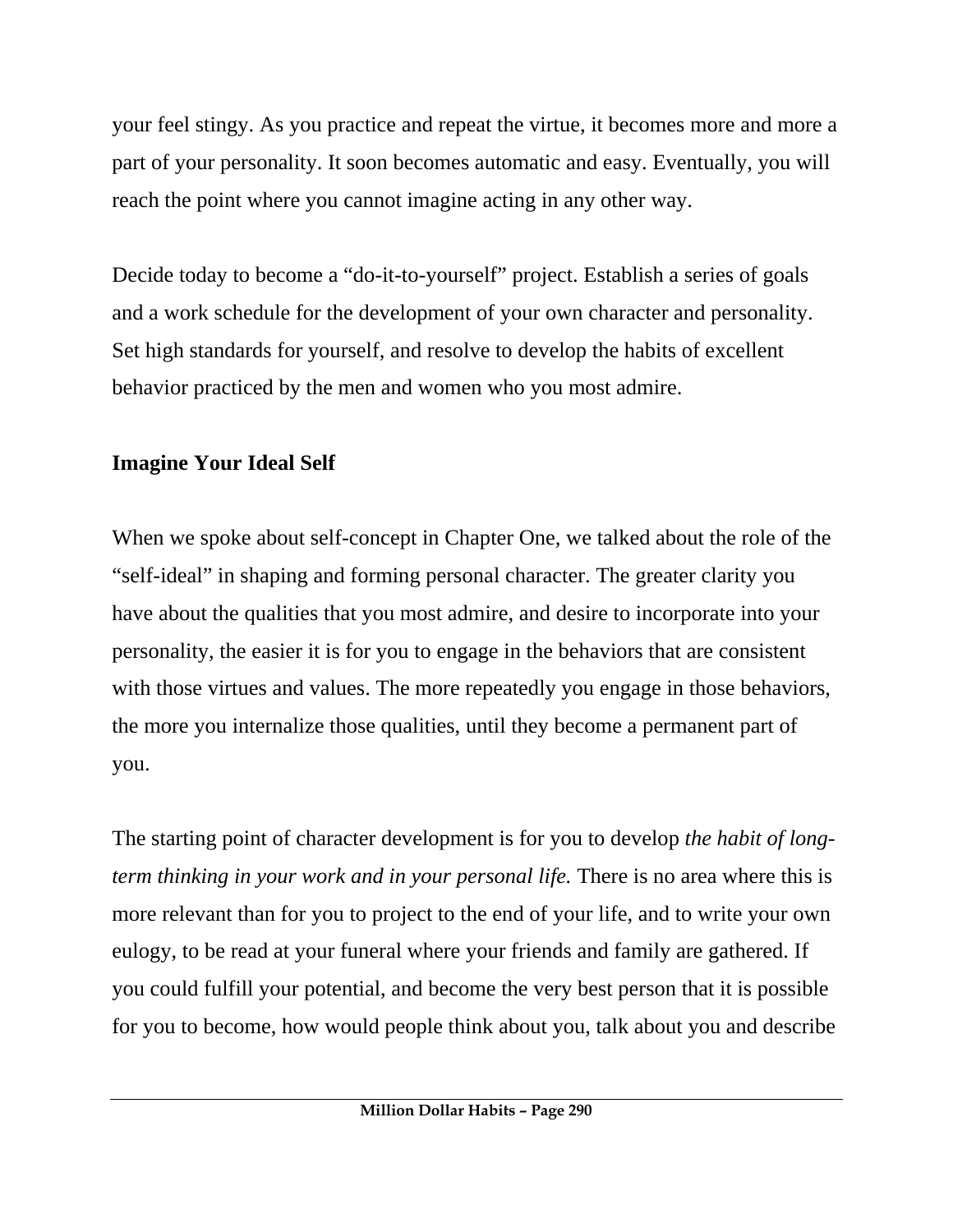your feel stingy. As you practice and repeat the virtue, it becomes more and more a part of your personality. It soon becomes automatic and easy. Eventually, you will reach the point where you cannot imagine acting in any other way.

Decide today to become a "do-it-to-yourself" project. Establish a series of goals and a work schedule for the development of your own character and personality. Set high standards for yourself, and resolve to develop the habits of excellent behavior practiced by the men and women who you most admire.

**Imagine Your Ideal Self**

When we spoke about self-concept in Chapter One, we talked about the role of the "self-ideal" in shaping and forming personal character. The greater clarity you have about the qualities that you most admire, and desire to incorporate into your personality, the easier it is for you to engage in the behaviors that are consistent with those virtues and values. The more repeatedly you engage in those behaviors, the more you internalize those qualities, until they become a permanent part of you.

The starting point of character development is for you to develop *the habit of long-term thinking in your work and in your personal life.* There is no area where this is more relevant than for you to project to the end of your life, and to write your own eulogy, to be read at your funeral where your friends and family are gathered. If you could fulfill your potential, and become the very best person that it is possible for you to become, how would people think about you, talk about you and describe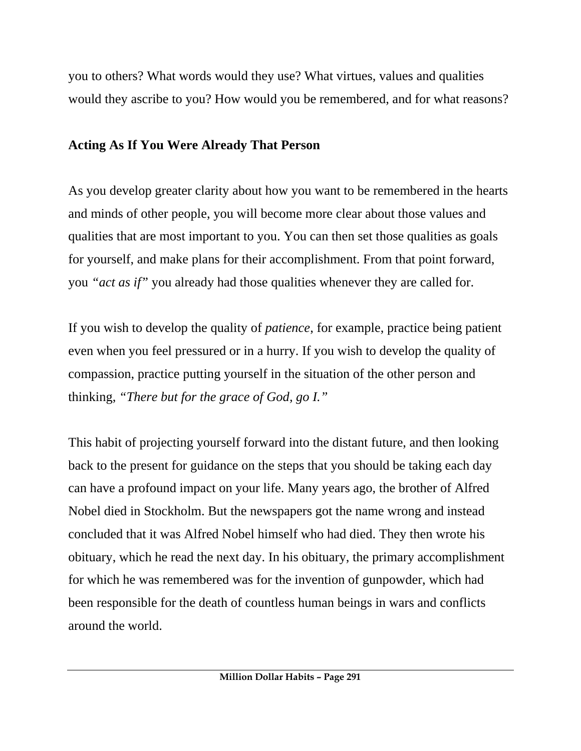you to others? What words would they use? What virtues, values and qualities would they ascribe to you? How would you be remembered, and for what reasons?

**Acting As If You Were Already That Person**

As you develop greater clarity about how you want to be remembered in the hearts and minds of other people, you will become more clear about those values and qualities that are most important to you. You can then set those qualities as goals for yourself, and make plans for their accomplishment. From that point forward, you *"act as if"* you already had those qualities whenever they are called for.

If you wish to develop the quality of *patience*, for example, practice being patient even when you feel pressured or in a hurry. If you wish to develop the quality of compassion, practice putting yourself in the situation of the other person and thinking, *"There but for the grace of God, go I."*

This habit of projecting yourself forward into the distant future, and then looking back to the present for guidance on the steps that you should be taking each day can have a profound impact on your life. Many years ago, the brother of Alfred Nobel died in Stockholm. But the newspapers got the name wrong and instead concluded that it was Alfred Nobel himself who had died. They then wrote his obituary, which he read the next day. In his obituary, the primary accomplishment for which he was remembered was for the invention of gunpowder, which had been responsible for the death of countless human beings in wars and conflicts around the world.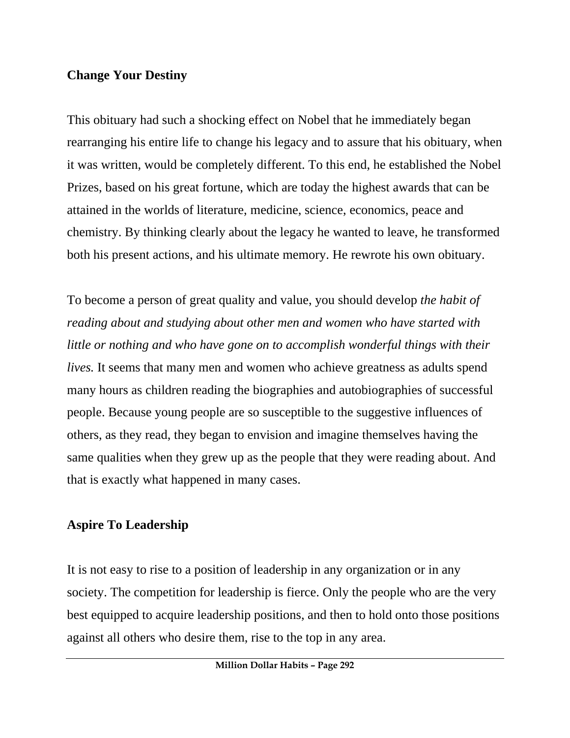**Change Your Destiny**

This obituary had such a shocking effect on Nobel that he immediately began rearranging his entire life to change his legacy and to assure that his obituary, when it was written, would be completely different. To this end, he established the Nobel Prizes, based on his great fortune, which are today the highest awards that can be attained in the worlds of literature, medicine, science, economics, peace and chemistry. By thinking clearly about the legacy he wanted to leave, he transformed both his present actions, and his ultimate memory. He rewrote his own obituary.

To become a person of great quality and value, you should develop *the habit of reading about and studying about other men and women who have started with little or nothing and who have gone on to accomplish wonderful things with their lives.* It seems that many men and women who achieve greatness as adults spend many hours as children reading the biographies and autobiographies of successful people. Because young people are so susceptible to the suggestive influences of others, as they read, they began to envision and imagine themselves having the same qualities when they grew up as the people that they were reading about. And that is exactly what happened in many cases.

**Aspire To Leadership**

It is not easy to rise to a position of leadership in any organization or in any society. The competition for leadership is fierce. Only the people who are the very best equipped to acquire leadership positions, and then to hold onto those positions against all others who desire them, rise to the top in any area.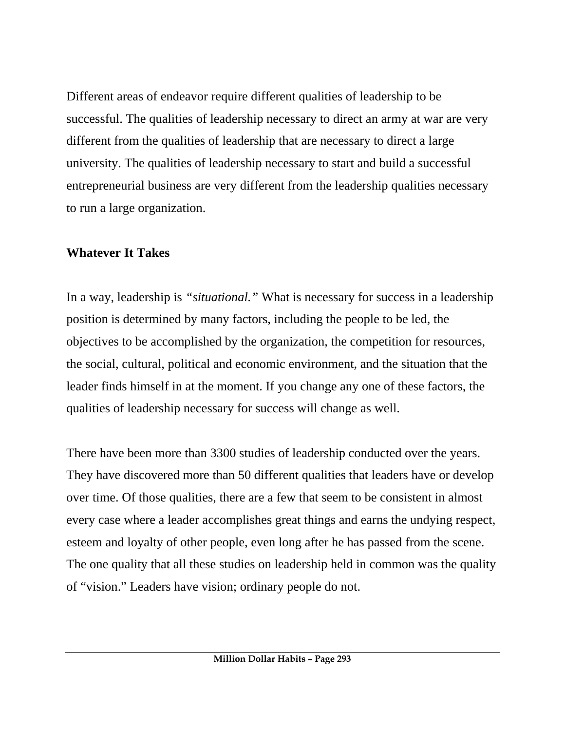Different areas of endeavor require different qualities of leadership to be successful. The qualities of leadership necessary to direct an army at war are very different from the qualities of leadership that are necessary to direct a large university. The qualities of leadership necessary to start and build a successful entrepreneurial business are very different from the leadership qualities necessary to run a large organization.

## Whatever It Takes

In a way, leadership is *"situational."* What is necessary for success in a leadership position is determined by many factors, including the people to be led, the objectives to be accomplished by the organization, the competition for resources, the social, cultural, political and economic environment, and the situation that the leader finds himself in at the moment. If you change any one of these factors, the qualities of leadership necessary for success will change as well.

There have been more than 3300 studies of leadership conducted over the years. They have discovered more than 50 different qualities that leaders have or develop over time. Of those qualities, there are a few that seem to be consistent in almost every case where a leader accomplishes great things and earns the undying respect, esteem and loyalty of other people, even long after he has passed from the scene. The one quality that all these studies on leadership held in common was the quality of "vision." Leaders have vision; ordinary people do not.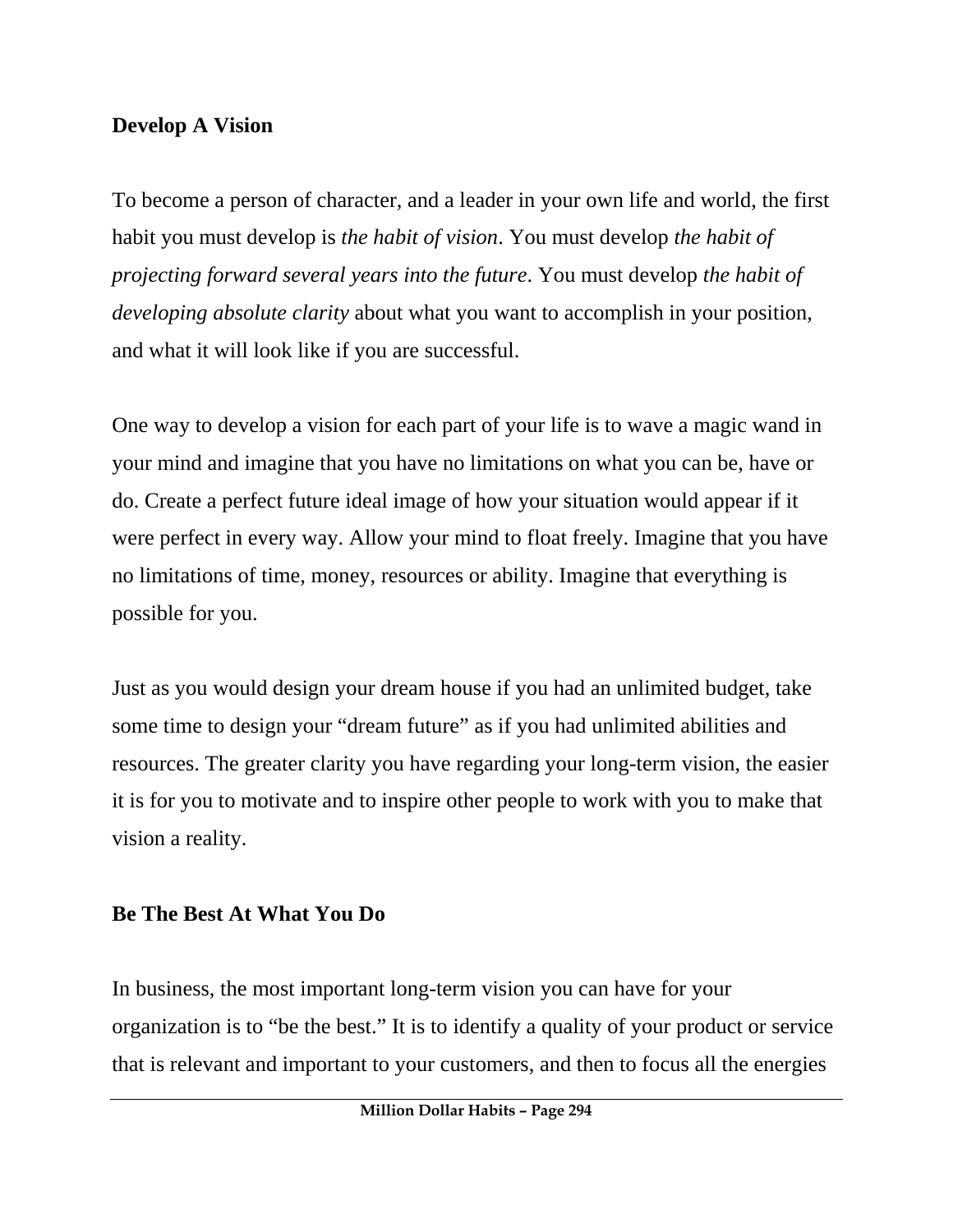**Develop A Vision**

To become a person of character, and a leader in your own life and world, the first habit you must develop is *the habit of vision*. You must develop *the habit of projecting forward several years into the future*. You must develop *the habit of developing absolute clarity* about what you want to accomplish in your position, and what it will look like if you are successful.

One way to develop a vision for each part of your life is to wave a magic wand in your mind and imagine that you have no limitations on what you can be, have or do. Create a perfect future ideal image of how your situation would appear if it were perfect in every way. Allow your mind to float freely. Imagine that you have no limitations of time, money, resources or ability. Imagine that everything is possible for you.

Just as you would design your dream house if you had an unlimited budget, take some time to design your "dream future" as if you had unlimited abilities and resources. The greater clarity you have regarding your long-term vision, the easier it is for you to motivate and to inspire other people to work with you to make that vision a reality.

**Be The Best At What You Do**

In business, the most important long-term vision you can have for your organization is to "be the best." It is to identify a quality of your product or service that is relevant and important to your customers, and then to focus all the energies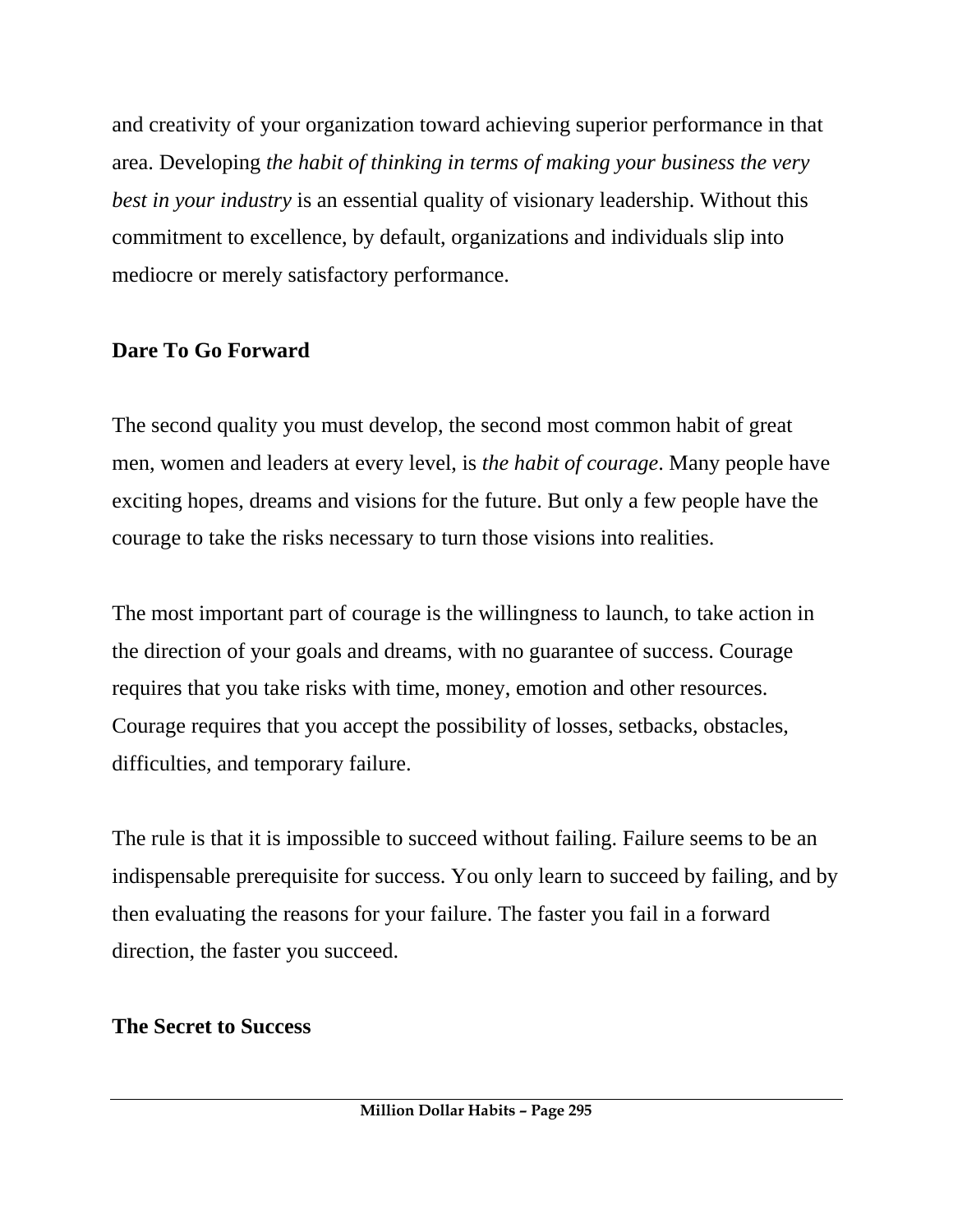and creativity of your organization toward achieving superior performance in that area. Developing *the habit of thinking in terms of making your business the very best in your industry* is an essential quality of visionary leadership. Without this commitment to excellence, by default, organizations and individuals slip into mediocre or merely satisfactory performance.

**Dare To Go Forward**

The second quality you must develop, the second most common habit of great men, women and leaders at every level, is *the habit of courage*. Many people have exciting hopes, dreams and visions for the future. But only a few people have the courage to take the risks necessary to turn those visions into realities.

The most important part of courage is the willingness to launch, to take action in the direction of your goals and dreams, with no guarantee of success. Courage requires that you take risks with time, money, emotion and other resources. Courage requires that you accept the possibility of losses, setbacks, obstacles, difficulties, and temporary failure.

The rule is that it is impossible to succeed without failing. Failure seems to be an indispensable prerequisite for success. You only learn to succeed by failing, and by then evaluating the reasons for your failure. The faster you fail in a forward direction, the faster you succeed.

**The Secret to Success**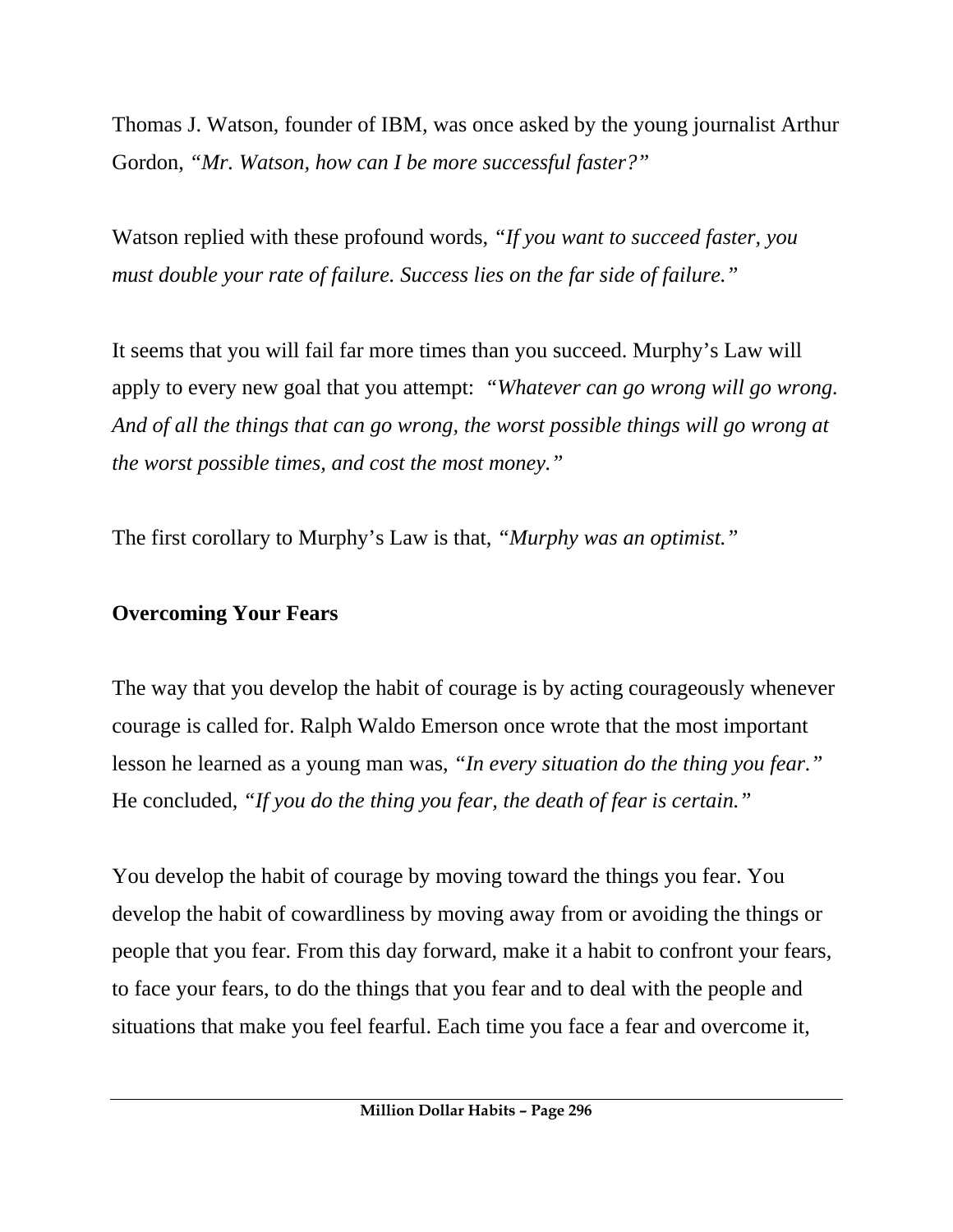Thomas J. Watson, founder of IBM, was once asked by the young journalist Arthur Gordon, *"Mr. Watson, how can I be more successful faster?"*

Watson replied with these profound words, *"If you want to succeed faster, you must double your rate of failure. Success lies on the far side of failure."*

It seems that you will fail far more times than you succeed. Murphy's Law will apply to every new goal that you attempt: *"Whatever can go wrong will go wrong. And of all the things that can go wrong, the worst possible things will go wrong at the worst possible times, and cost the most money."*

The first corollary to Murphy's Law is that, *"Murphy was an optimist."*

**Overcoming Your Fears**

The way that you develop the habit of courage is by acting courageously whenever courage is called for. Ralph Waldo Emerson once wrote that the most important lesson he learned as a young man was, *"In every situation do the thing you fear."* He concluded, *"If you do the thing you fear, the death of fear is certain."*

You develop the habit of courage by moving toward the things you fear. You develop the habit of cowardliness by moving away from or avoiding the things or people that you fear. From this day forward, make it a habit to confront your fears, to face your fears, to do the things that you fear and to deal with the people and situations that make you feel fearful. Each time you face a fear and overcome it,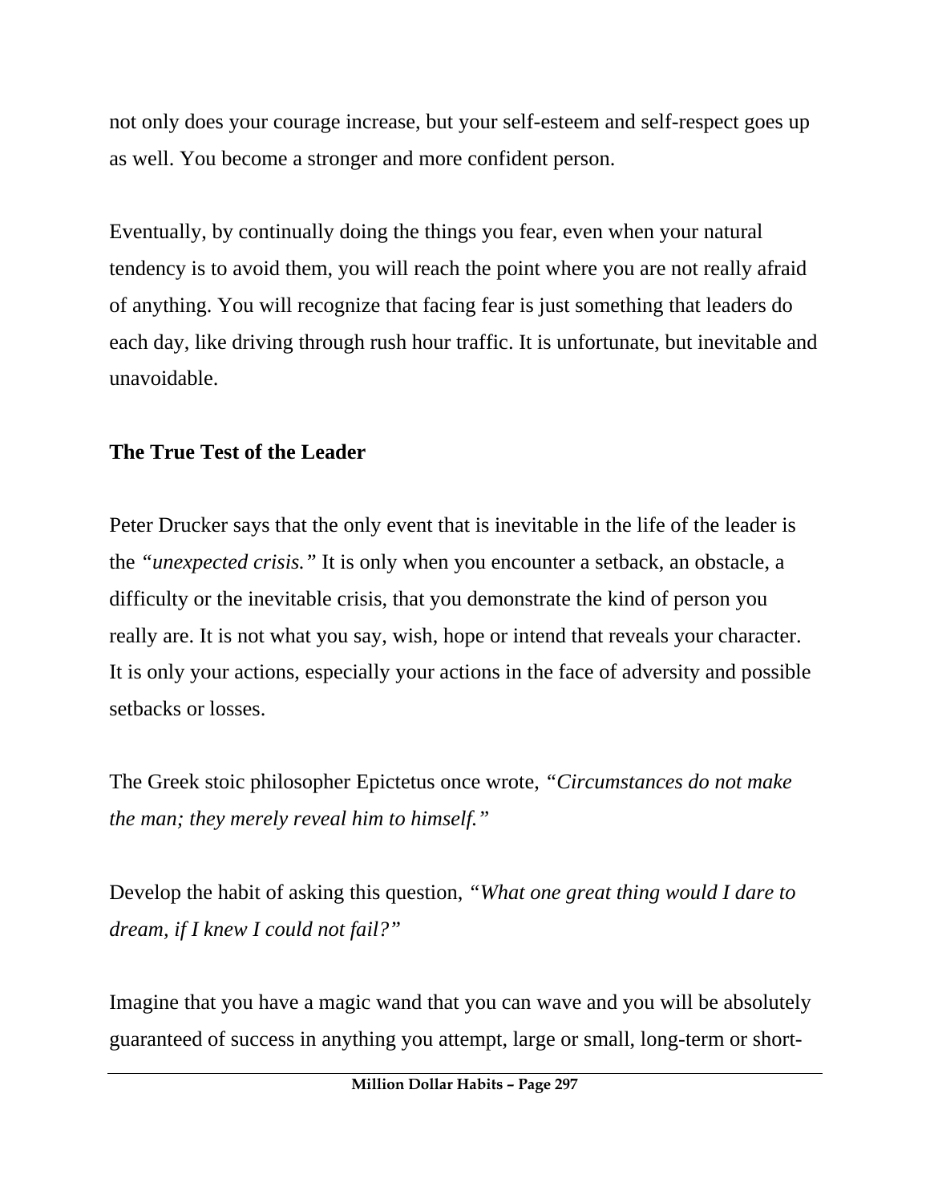not only does your courage increase, but your self-esteem and self-respect goes up as well. You become a stronger and more confident person.

Eventually, by continually doing the things you fear, even when your natural tendency is to avoid them, you will reach the point where you are not really afraid of anything. You will recognize that facing fear is just something that leaders do each day, like driving through rush hour traffic. It is unfortunate, but inevitable and unavoidable.

**The True Test of the Leader**

Peter Drucker says that the only event that is inevitable in the life of the leader is the *"unexpected crisis."* It is only when you encounter a setback, an obstacle, a difficulty or the inevitable crisis, that you demonstrate the kind of person you really are. It is not what you say, wish, hope or intend that reveals your character. It is only your actions, especially your actions in the face of adversity and possible setbacks or losses.

The Greek stoic philosopher Epictetus once wrote, *"Circumstances do not make the man; they merely reveal him to himself."*

Develop the habit of asking this question, *"What one great thing would I dare to dream, if I knew I could not fail?"*

Imagine that you have a magic wand that you can wave and you will be absolutely guaranteed of success in anything you attempt, large or small, long-term or short-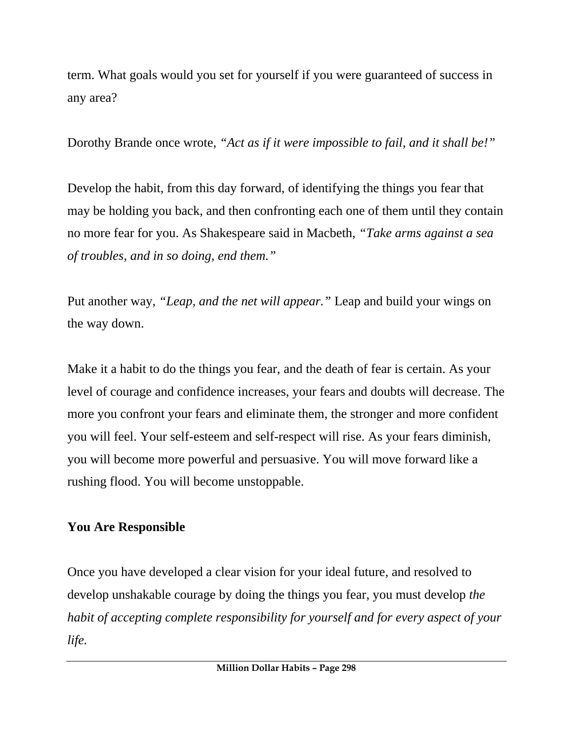term. What goals would you set for yourself if you were guaranteed of success in any area?

Dorothy Brande once wrote, *"Act as if it were impossible to fail, and it shall be!"*

Develop the habit, from this day forward, of identifying the things you fear that may be holding you back, and then confronting each one of them until they contain no more fear for you. As Shakespeare said in Macbeth, *"Take arms against a sea of troubles, and in so doing, end them."*

Put another way, *"Leap, and the net will appear."* Leap and build your wings on the way down.

Make it a habit to do the things you fear, and the death of fear is certain. As your level of courage and confidence increases, your fears and doubts will decrease. The more you confront your fears and eliminate them, the stronger and more confident you will feel. Your self-esteem and self-respect will rise. As your fears diminish, you will become more powerful and persuasive. You will move forward like a rushing flood. You will become unstoppable.

**You Are Responsible**

Once you have developed a clear vision for your ideal future, and resolved to develop unshakable courage by doing the things you fear, you must develop *the habit of accepting complete responsibility for yourself and for every aspect of your life.*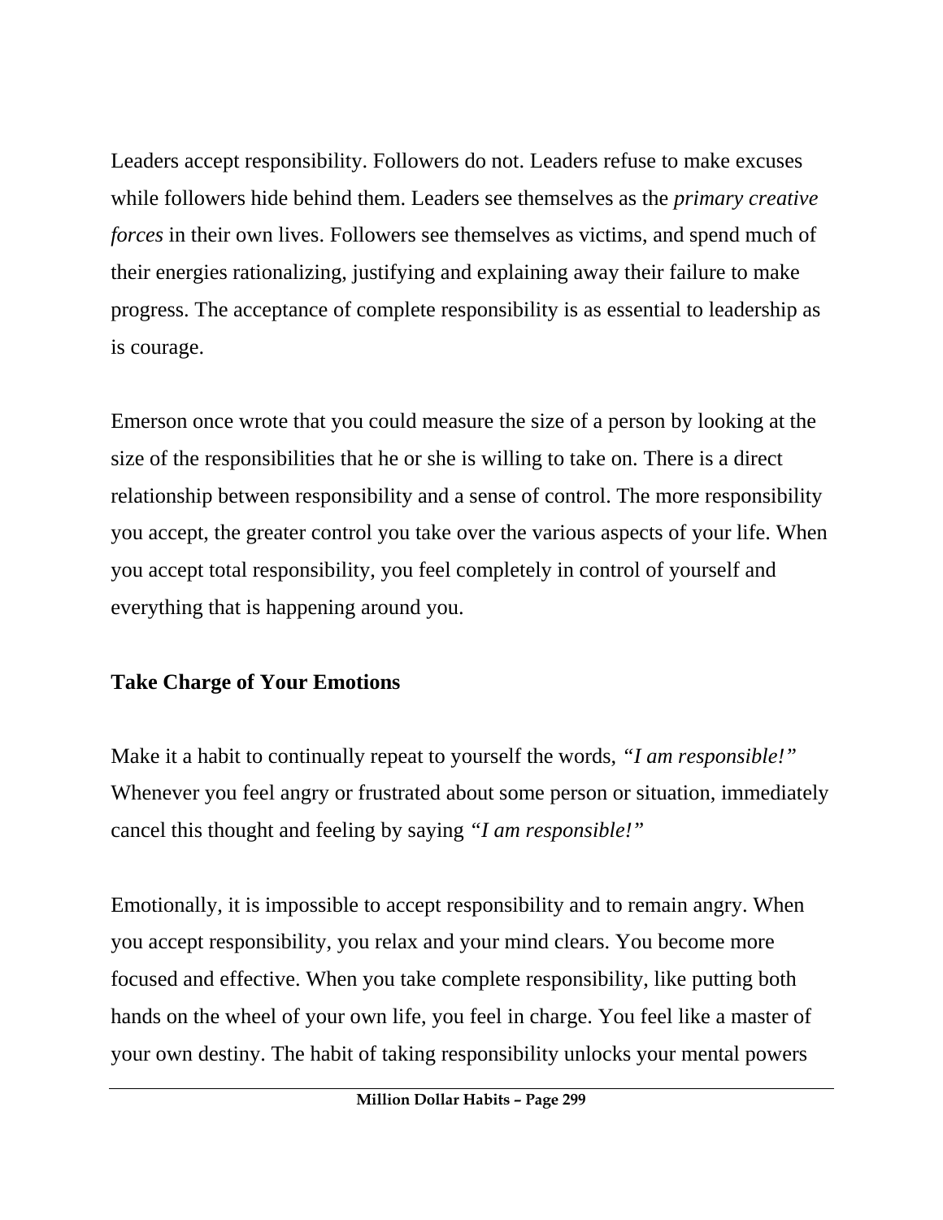Leaders accept responsibility. Followers do not. Leaders refuse to make excuses while followers hide behind them. Leaders see themselves as the *primary creative forces* in their own lives. Followers see themselves as victims, and spend much of their energies rationalizing, justifying and explaining away their failure to make progress. The acceptance of complete responsibility is as essential to leadership as is courage.

Emerson once wrote that you could measure the size of a person by looking at the size of the responsibilities that he or she is willing to take on. There is a direct relationship between responsibility and a sense of control. The more responsibility you accept, the greater control you take over the various aspects of your life. When you accept total responsibility, you feel completely in control of yourself and everything that is happening around you.

**Take Charge of Your Emotions**

Make it a habit to continually repeat to yourself the words, *"I am responsible!"* Whenever you feel angry or frustrated about some person or situation, immediately cancel this thought and feeling by saying *"I am responsible!"*

Emotionally, it is impossible to accept responsibility and to remain angry. When you accept responsibility, you relax and your mind clears. You become more focused and effective. When you take complete responsibility, like putting both hands on the wheel of your own life, you feel in charge. You feel like a master of your own destiny. The habit of taking responsibility unlocks your mental powers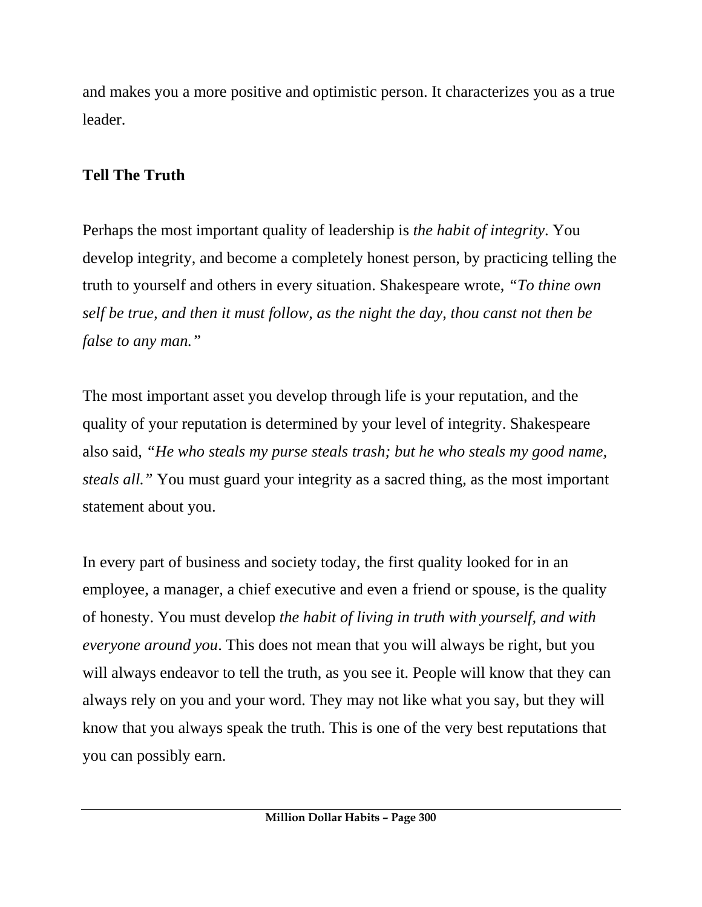and makes you a more positive and optimistic person. It characterizes you as a true leader.

**Tell The Truth**

Perhaps the most important quality of leadership is *the habit of integrity*. You develop integrity, and become a completely honest person, by practicing telling the truth to yourself and others in every situation. Shakespeare wrote, *"To thine own self be true, and then it must follow, as the night the day, thou canst not then be false to any man."*

The most important asset you develop through life is your reputation, and the quality of your reputation is determined by your level of integrity. Shakespeare also said, *"He who steals my purse steals trash; but he who steals my good name, steals all."* You must guard your integrity as a sacred thing, as the most important statement about you.

In every part of business and society today, the first quality looked for in an employee, a manager, a chief executive and even a friend or spouse, is the quality of honesty. You must develop *the habit of living in truth with yourself, and with everyone around you*. This does not mean that you will always be right, but you will always endeavor to tell the truth, as you see it. People will know that they can always rely on you and your word. They may not like what you say, but they will know that you always speak the truth. This is one of the very best reputations that you can possibly earn.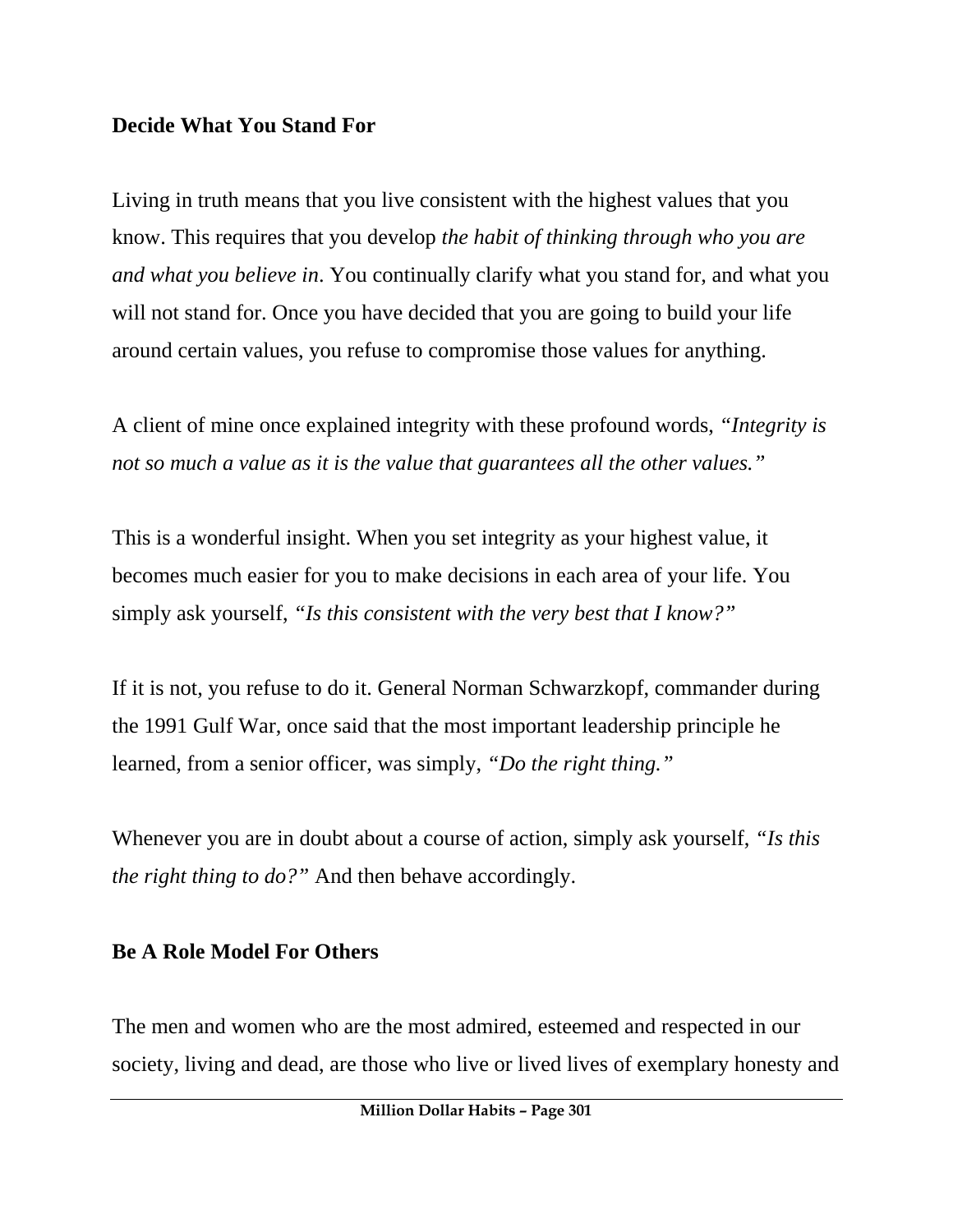**Decide What You Stand For**

Living in truth means that you live consistent with the highest values that you know. This requires that you develop *the habit of thinking through who you are and what you believe in*. You continually clarify what you stand for, and what you will not stand for. Once you have decided that you are going to build your life around certain values, you refuse to compromise those values for anything.

A client of mine once explained integrity with these profound words, *"Integrity is not so much a value as it is the value that guarantees all the other values."*

This is a wonderful insight. When you set integrity as your highest value, it becomes much easier for you to make decisions in each area of your life. You simply ask yourself, *"Is this consistent with the very best that I know?"*

If it is not, you refuse to do it. General Norman Schwarzkopf, commander during the 1991 Gulf War, once said that the most important leadership principle he learned, from a senior officer, was simply, *"Do the right thing."*

Whenever you are in doubt about a course of action, simply ask yourself, *"Is this the right thing to do?"* And then behave accordingly.

**Be A Role Model For Others**

The men and women who are the most admired, esteemed and respected in our society, living and dead, are those who live or lived lives of exemplary honesty and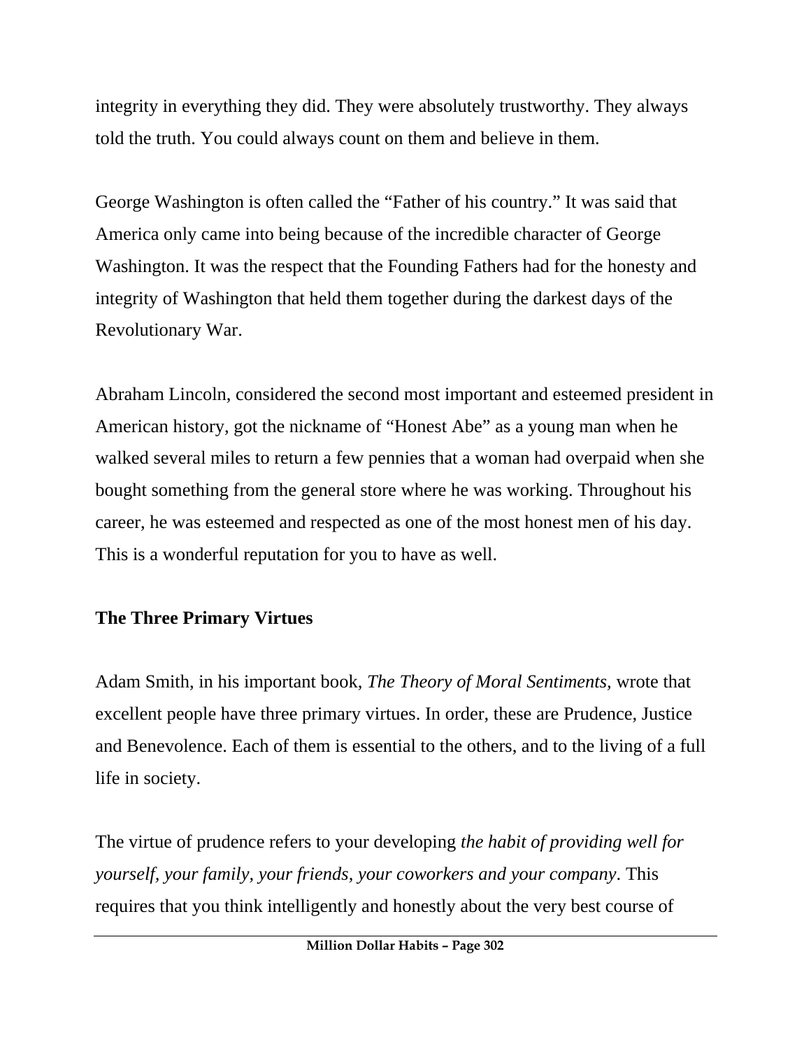integrity in everything they did. They were absolutely trustworthy. They always told the truth. You could always count on them and believe in them.

George Washington is often called the "Father of his country." It was said that America only came into being because of the incredible character of George Washington. It was the respect that the Founding Fathers had for the honesty and integrity of Washington that held them together during the darkest days of the Revolutionary War.

Abraham Lincoln, considered the second most important and esteemed president in American history, got the nickname of "Honest Abe" as a young man when he walked several miles to return a few pennies that a woman had overpaid when she bought something from the general store where he was working. Throughout his career, he was esteemed and respected as one of the most honest men of his day. This is a wonderful reputation for you to have as well.

**The Three Primary Virtues**

Adam Smith, in his important book, *The Theory of Moral Sentiments*, wrote that excellent people have three primary virtues. In order, these are Prudence, Justice and Benevolence. Each of them is essential to the others, and to the living of a full life in society.

The virtue of prudence refers to your developing *the habit of providing well for yourself, your family, your friends, your coworkers and your company*. This requires that you think intelligently and honestly about the very best course of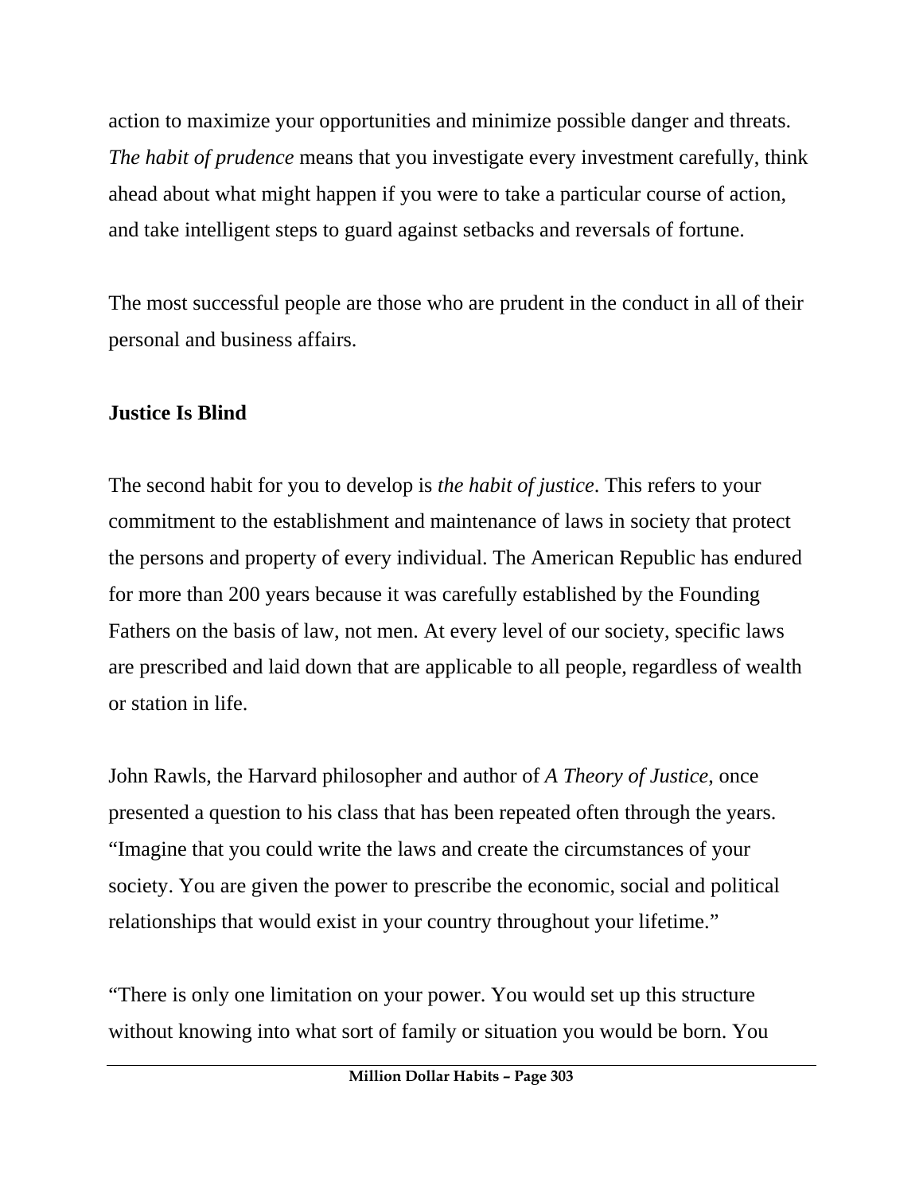action to maximize your opportunities and minimize possible danger and threats. *The habit of prudence* means that you investigate every investment carefully, think ahead about what might happen if you were to take a particular course of action, and take intelligent steps to guard against setbacks and reversals of fortune.

The most successful people are those who are prudent in the conduct in all of their personal and business affairs.

**Justice Is Blind**

The second habit for you to develop is *the habit of justice*. This refers to your commitment to the establishment and maintenance of laws in society that protect the persons and property of every individual. The American Republic has endured for more than 200 years because it was carefully established by the Founding Fathers on the basis of law, not men. At every level of our society, specific laws are prescribed and laid down that are applicable to all people, regardless of wealth or station in life.

John Rawls, the Harvard philosopher and author of *A Theory of Justice*, once presented a question to his class that has been repeated often through the years. "Imagine that you could write the laws and create the circumstances of your society. You are given the power to prescribe the economic, social and political relationships that would exist in your country throughout your lifetime."

"There is only one limitation on your power. You would set up this structure without knowing into what sort of family or situation you would be born. You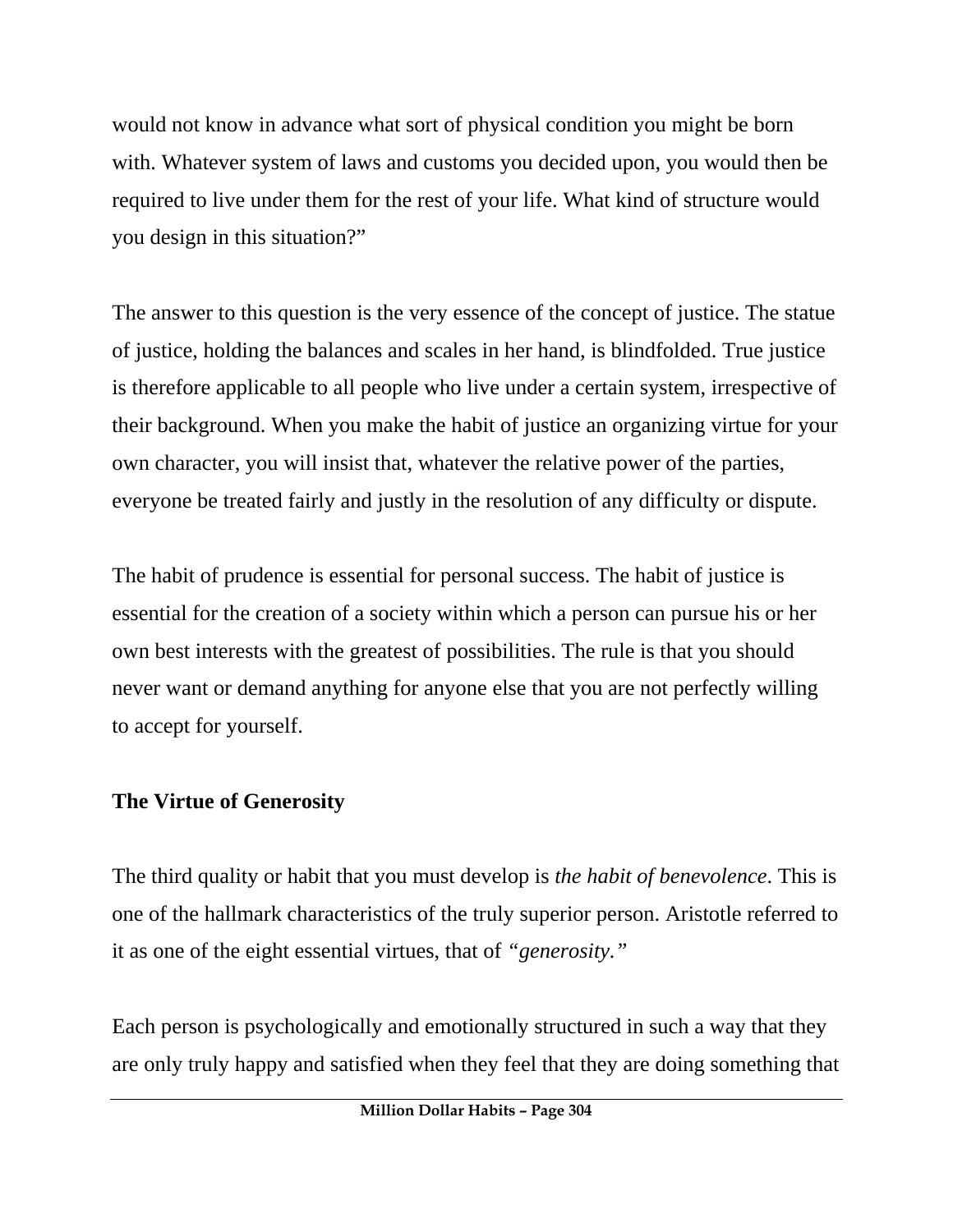would not know in advance what sort of physical condition you might be born with. Whatever system of laws and customs you decided upon, you would then be required to live under them for the rest of your life. What kind of structure would you design in this situation?"

The answer to this question is the very essence of the concept of justice. The statue of justice, holding the balances and scales in her hand, is blindfolded. True justice is therefore applicable to all people who live under a certain system, irrespective of their background. When you make the habit of justice an organizing virtue for your own character, you will insist that, whatever the relative power of the parties, everyone be treated fairly and justly in the resolution of any difficulty or dispute.

The habit of prudence is essential for personal success. The habit of justice is essential for the creation of a society within which a person can pursue his or her own best interests with the greatest of possibilities. The rule is that you should never want or demand anything for anyone else that you are not perfectly willing to accept for yourself.

**The Virtue of Generosity**

The third quality or habit that you must develop is *the habit of benevolence*. This is one of the hallmark characteristics of the truly superior person. Aristotle referred to it as one of the eight essential virtues, that of *"generosity."*

Each person is psychologically and emotionally structured in such a way that they are only truly happy and satisfied when they feel that they are doing something that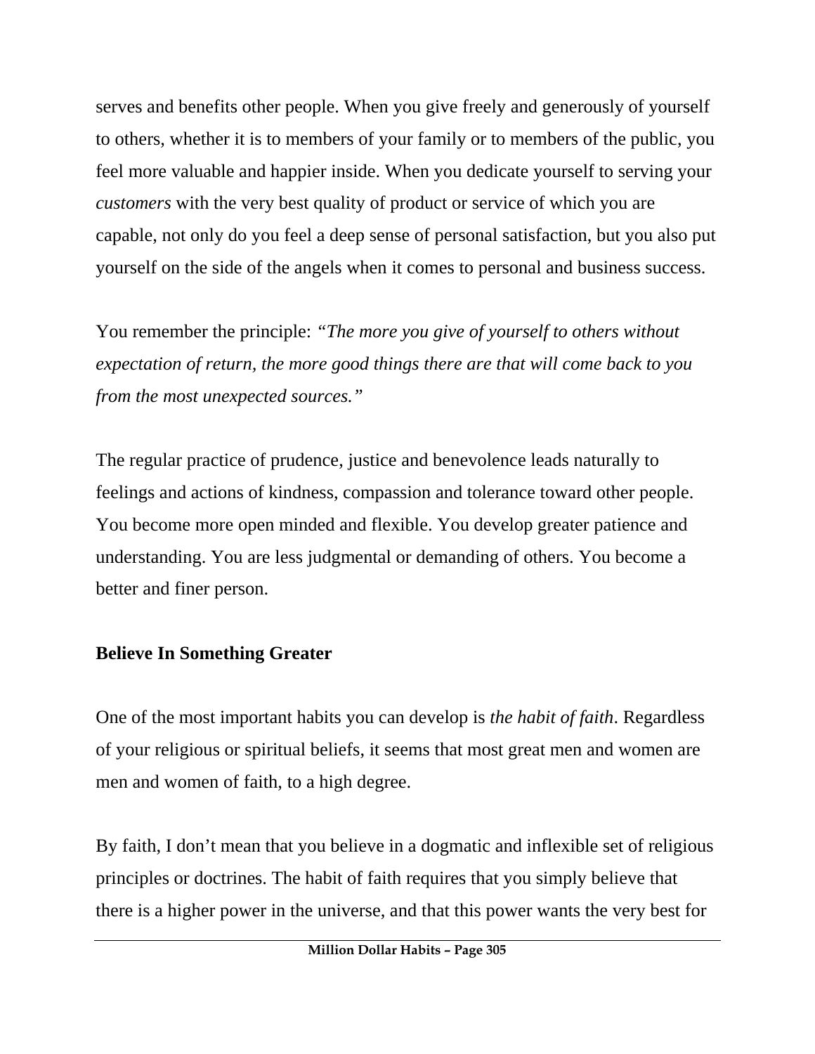serves and benefits other people. When you give freely and generously of yourself to others, whether it is to members of your family or to members of the public, you feel more valuable and happier inside. When you dedicate yourself to serving your *customers* with the very best quality of product or service of which you are capable, not only do you feel a deep sense of personal satisfaction, but you also put yourself on the side of the angels when it comes to personal and business success.

You remember the principle: *"The more you give of yourself to others without expectation of return, the more good things there are that will come back to you from the most unexpected sources."*

The regular practice of prudence, justice and benevolence leads naturally to feelings and actions of kindness, compassion and tolerance toward other people. You become more open minded and flexible. You develop greater patience and understanding. You are less judgmental or demanding of others. You become a better and finer person.

**Believe In Something Greater**

One of the most important habits you can develop is *the habit of faith*. Regardless of your religious or spiritual beliefs, it seems that most great men and women are men and women of faith, to a high degree.

By faith, I don't mean that you believe in a dogmatic and inflexible set of religious principles or doctrines. The habit of faith requires that you simply believe that there is a higher power in the universe, and that this power wants the very best for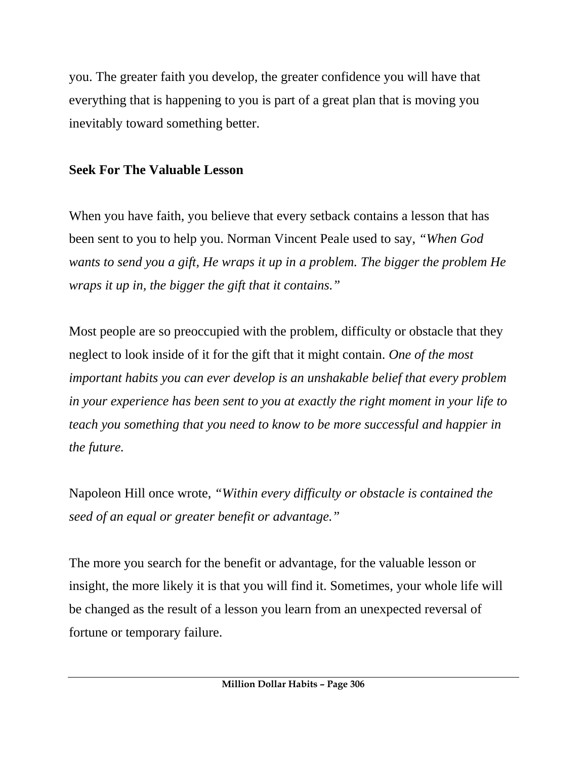you. The greater faith you develop, the greater confidence you will have that everything that is happening to you is part of a great plan that is moving you inevitably toward something better.

**Seek For The Valuable Lesson**

When you have faith, you believe that every setback contains a lesson that has been sent to you to help you. Norman Vincent Peale used to say, *"When God wants to send you a gift, He wraps it up in a problem. The bigger the problem He wraps it up in, the bigger the gift that it contains."*

Most people are so preoccupied with the problem, difficulty or obstacle that they neglect to look inside of it for the gift that it might contain. *One of the most important habits you can ever develop is an unshakable belief that every problem in your experience has been sent to you at exactly the right moment in your life to teach you something that you need to know to be more successful and happier in the future.*

Napoleon Hill once wrote, *"Within every difficulty or obstacle is contained the seed of an equal or greater benefit or advantage."*

The more you search for the benefit or advantage, for the valuable lesson or insight, the more likely it is that you will find it. Sometimes, your whole life will be changed as the result of a lesson you learn from an unexpected reversal of fortune or temporary failure.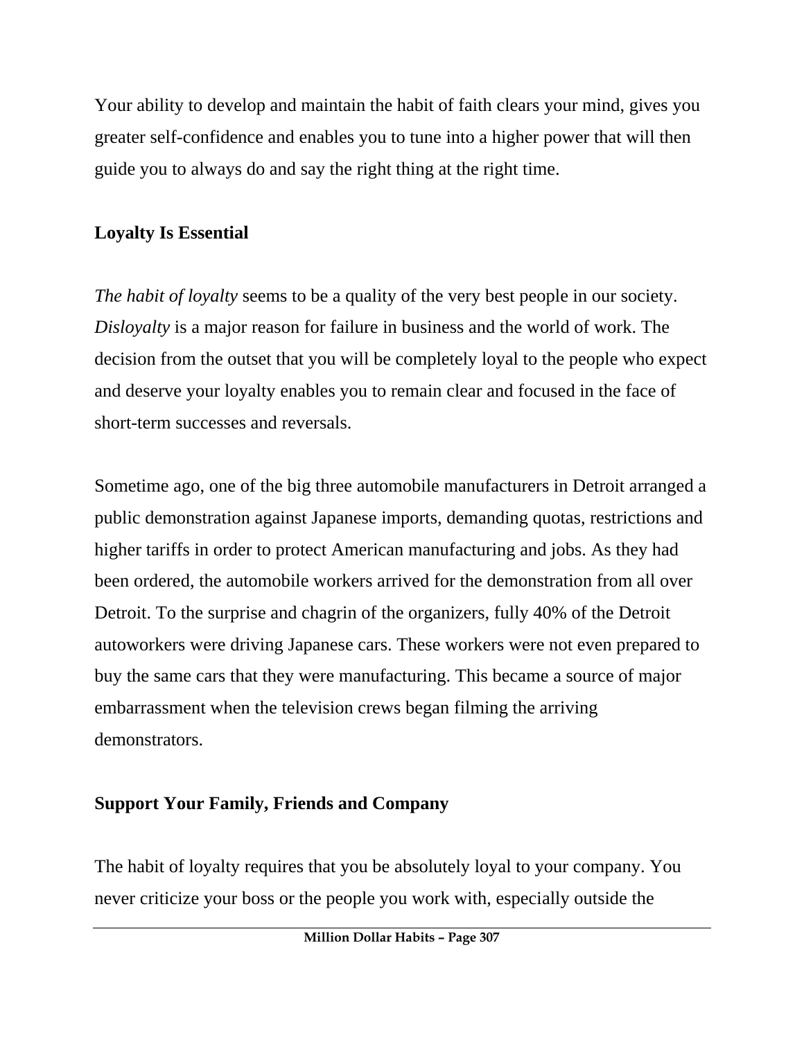Your ability to develop and maintain the habit of faith clears your mind, gives you greater self-confidence and enables you to tune into a higher power that will then guide you to always do and say the right thing at the right time.

## Loyalty Is Essential

*The habit of loyalty* seems to be a quality of the very best people in our society. *Disloyalty* is a major reason for failure in business and the world of work. The decision from the outset that you will be completely loyal to the people who expect and deserve your loyalty enables you to remain clear and focused in the face of short-term successes and reversals.

Sometime ago, one of the big three automobile manufacturers in Detroit arranged a public demonstration against Japanese imports, demanding quotas, restrictions and higher tariffs in order to protect American manufacturing and jobs. As they had been ordered, the automobile workers arrived for the demonstration from all over Detroit. To the surprise and chagrin of the organizers, fully 40% of the Detroit autoworkers were driving Japanese cars. These workers were not even prepared to buy the same cars that they were manufacturing. This became a source of major embarrassment when the television crews began filming the arriving demonstrators.

## Support Your Family, Friends and Company

The habit of loyalty requires that you be absolutely loyal to your company. You never criticize your boss or the people you work with, especially outside the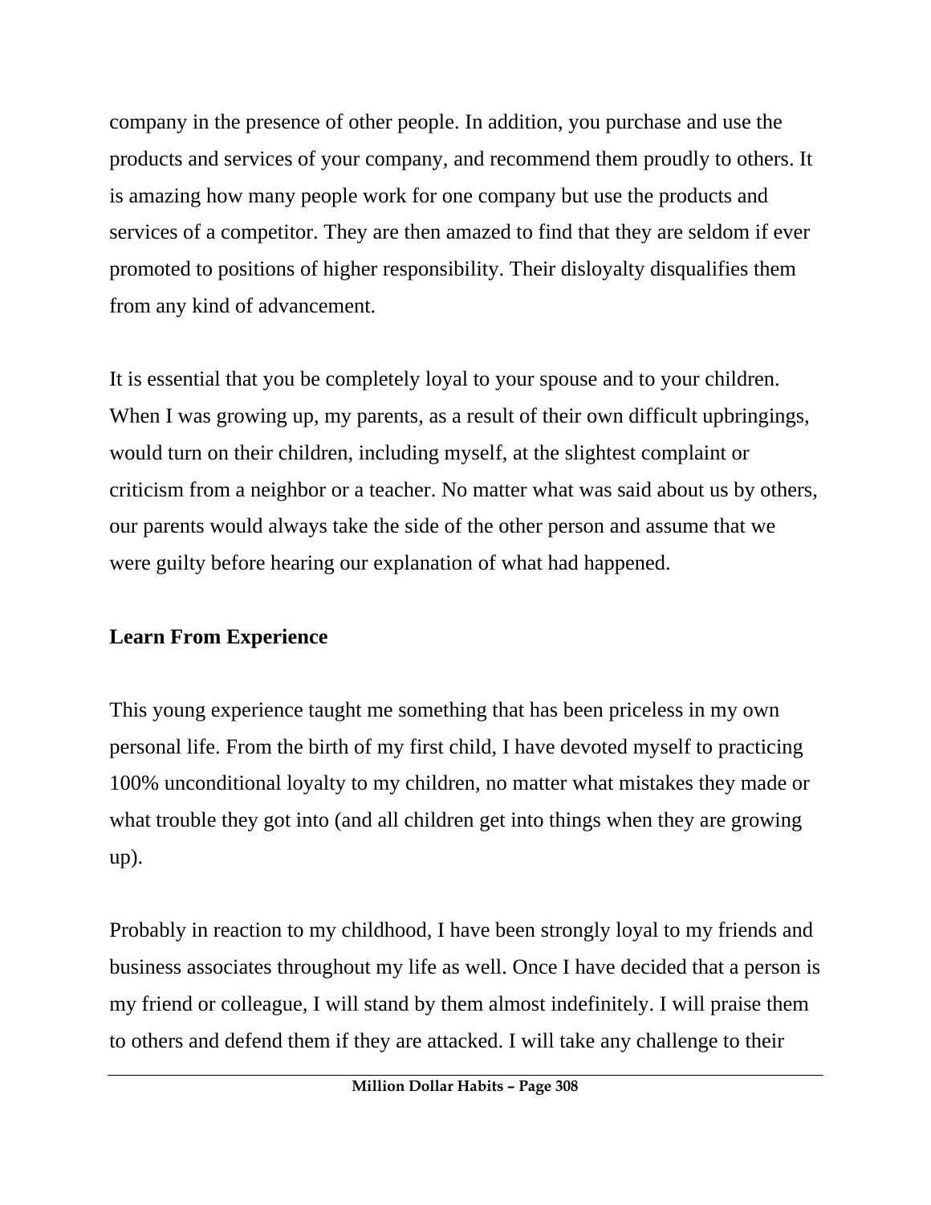company in the presence of other people. In addition, you purchase and use the products and services of your company, and recommend them proudly to others. It is amazing how many people work for one company but use the products and services of a competitor. They are then amazed to find that they are seldom if ever promoted to positions of higher responsibility. Their disloyalty disqualifies them from any kind of advancement.

It is essential that you be completely loyal to your spouse and to your children. When I was growing up, my parents, as a result of their own difficult upbringings, would turn on their children, including myself, at the slightest complaint or criticism from a neighbor or a teacher. No matter what was said about us by others, our parents would always take the side of the other person and assume that we were guilty before hearing our explanation of what had happened.

**Learn From Experience**

This young experience taught me something that has been priceless in my own personal life. From the birth of my first child, I have devoted myself to practicing 100% unconditional loyalty to my children, no matter what mistakes they made or what trouble they got into (and all children get into things when they are growing up).

Probably in reaction to my childhood, I have been strongly loyal to my friends and business associates throughout my life as well. Once I have decided that a person is my friend or colleague, I will stand by them almost indefinitely. I will praise them to others and defend them if they are attacked. I will take any challenge to their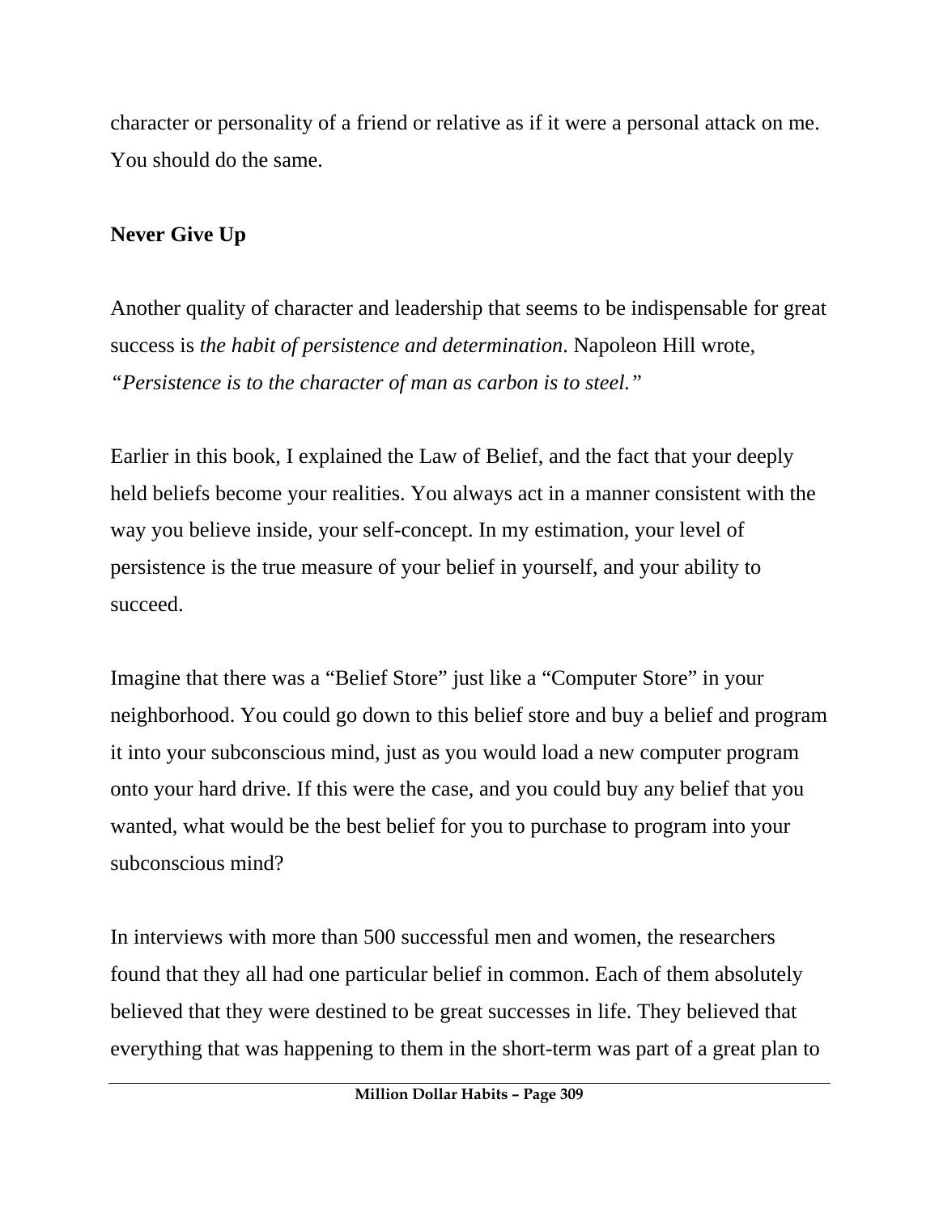character or personality of a friend or relative as if it were a personal attack on me. You should do the same.

**Never Give Up**

Another quality of character and leadership that seems to be indispensable for great success is *the habit of persistence and determination*. Napoleon Hill wrote, *"Persistence is to the character of man as carbon is to steel."*

Earlier in this book, I explained the Law of Belief, and the fact that your deeply held beliefs become your realities. You always act in a manner consistent with the way you believe inside, your self-concept. In my estimation, your level of persistence is the true measure of your belief in yourself, and your ability to succeed.

Imagine that there was a "Belief Store" just like a "Computer Store" in your neighborhood. You could go down to this belief store and buy a belief and program it into your subconscious mind, just as you would load a new computer program onto your hard drive. If this were the case, and you could buy any belief that you wanted, what would be the best belief for you to purchase to program into your subconscious mind?

In interviews with more than 500 successful men and women, the researchers found that they all had one particular belief in common. Each of them absolutely believed that they were destined to be great successes in life. They believed that everything that was happening to them in the short-term was part of a great plan to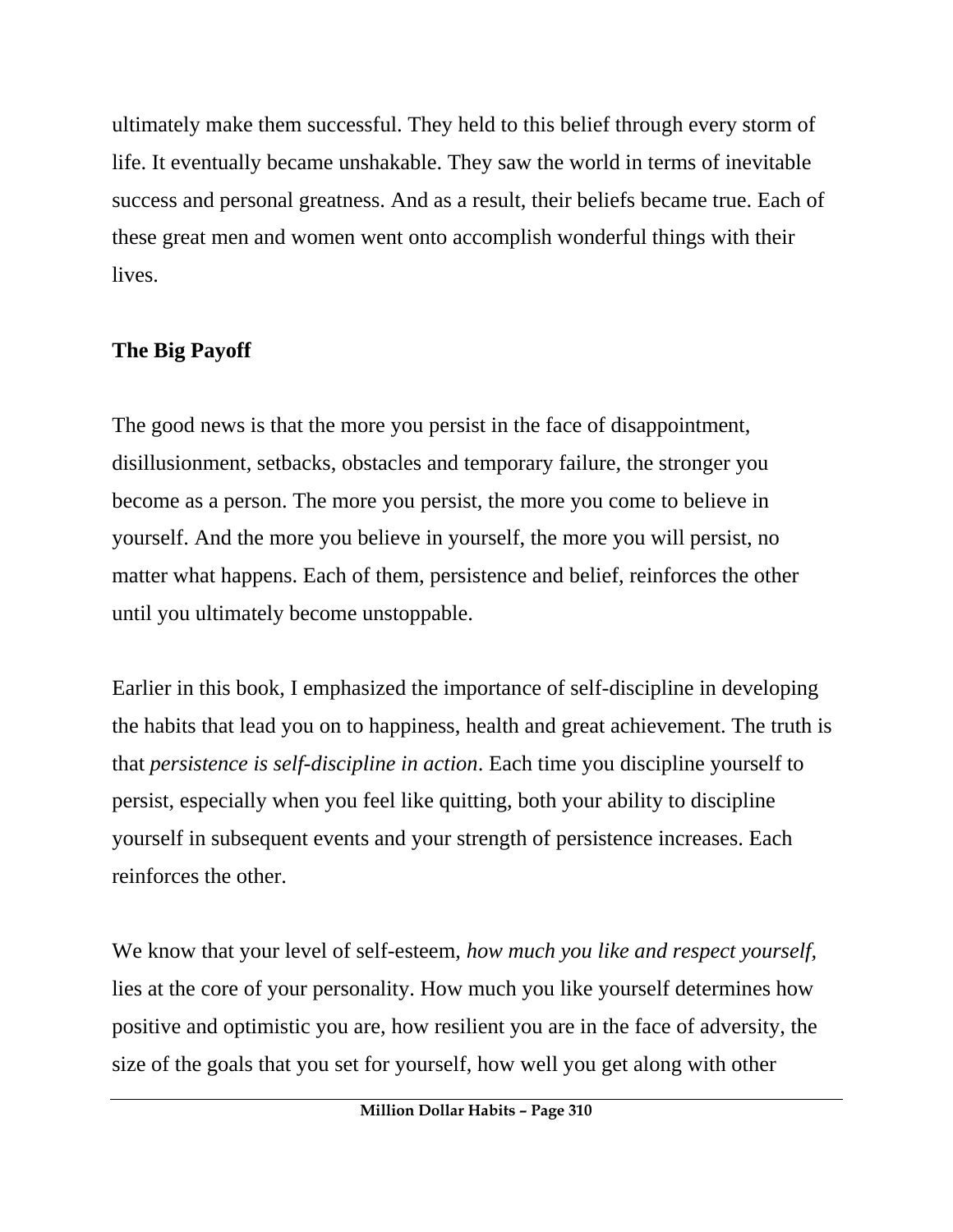ultimately make them successful. They held to this belief through every storm of life. It eventually became unshakable. They saw the world in terms of inevitable success and personal greatness. And as a result, their beliefs became true. Each of these great men and women went onto accomplish wonderful things with their lives.

**The Big Payoff**

The good news is that the more you persist in the face of disappointment, disillusionment, setbacks, obstacles and temporary failure, the stronger you become as a person. The more you persist, the more you come to believe in yourself. And the more you believe in yourself, the more you will persist, no matter what happens. Each of them, persistence and belief, reinforces the other until you ultimately become unstoppable.

Earlier in this book, I emphasized the importance of self-discipline in developing the habits that lead you on to happiness, health and great achievement. The truth is that *persistence is self-discipline in action*. Each time you discipline yourself to persist, especially when you feel like quitting, both your ability to discipline yourself in subsequent events and your strength of persistence increases. Each reinforces the other.

We know that your level of self-esteem, *how much you like and respect yourself,* lies at the core of your personality. How much you like yourself determines how positive and optimistic you are, how resilient you are in the face of adversity, the size of the goals that you set for yourself, how well you get along with other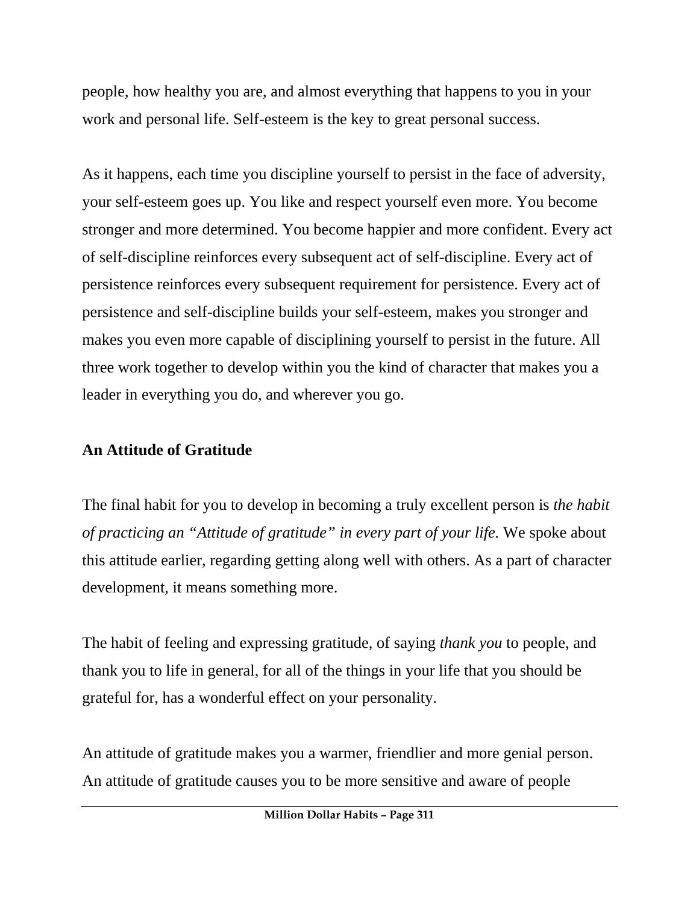people, how healthy you are, and almost everything that happens to you in your work and personal life. Self-esteem is the key to great personal success.

As it happens, each time you discipline yourself to persist in the face of adversity, your self-esteem goes up. You like and respect yourself even more. You become stronger and more determined. You become happier and more confident. Every act of self-discipline reinforces every subsequent act of self-discipline. Every act of persistence reinforces every subsequent requirement for persistence. Every act of persistence and self-discipline builds your self-esteem, makes you stronger and makes you even more capable of disciplining yourself to persist in the future. All three work together to develop within you the kind of character that makes you a leader in everything you do, and wherever you go.

**An Attitude of Gratitude**

The final habit for you to develop in becoming a truly excellent person is *the habit of practicing an "Attitude of gratitude" in every part of your life.* We spoke about this attitude earlier, regarding getting along well with others. As a part of character development, it means something more.

The habit of feeling and expressing gratitude, of saying *thank you* to people, and thank you to life in general, for all of the things in your life that you should be grateful for, has a wonderful effect on your personality.

An attitude of gratitude makes you a warmer, friendlier and more genial person. An attitude of gratitude causes you to be more sensitive and aware of people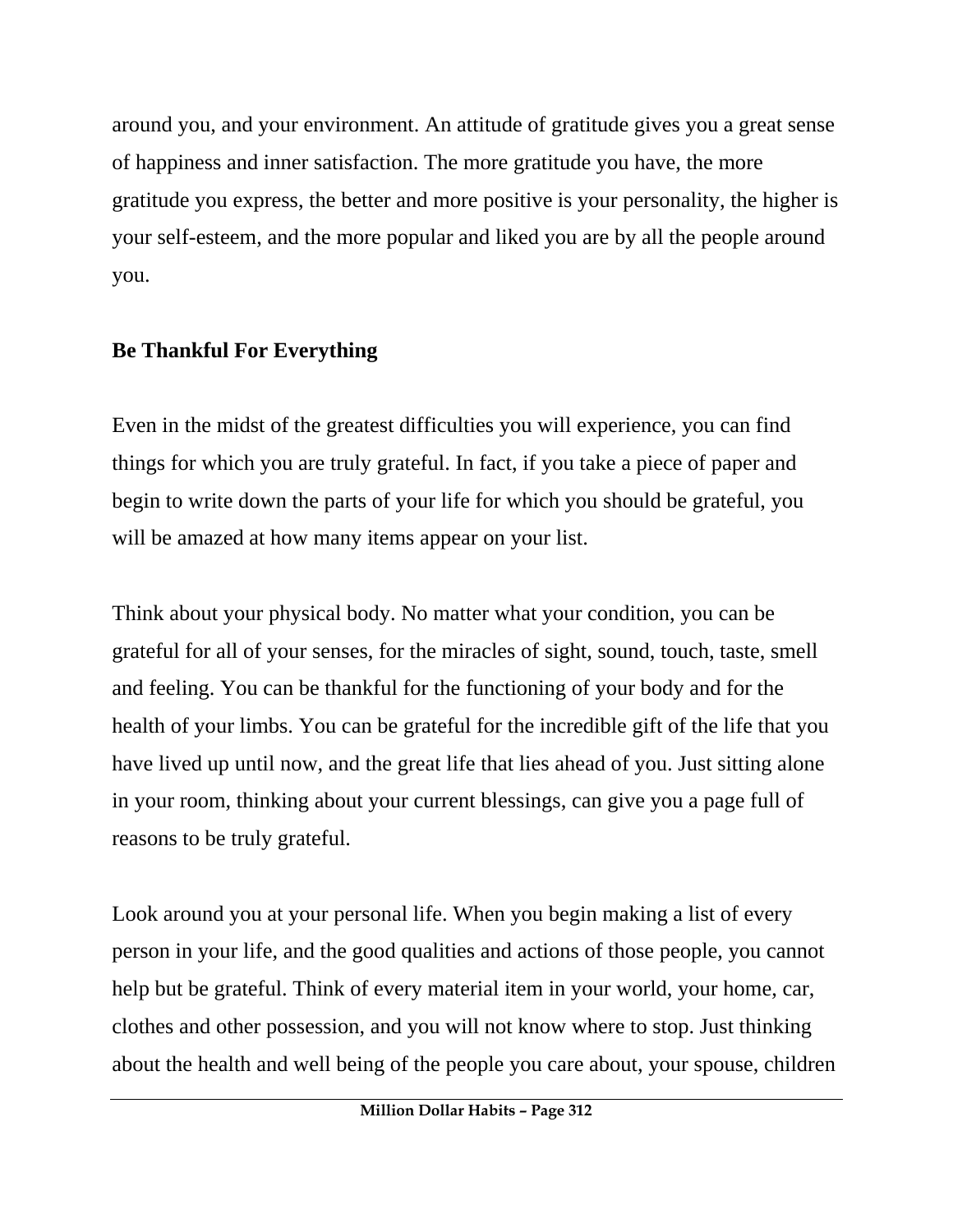around you, and your environment. An attitude of gratitude gives you a great sense of happiness and inner satisfaction. The more gratitude you have, the more gratitude you express, the better and more positive is your personality, the higher is your self-esteem, and the more popular and liked you are by all the people around you.

**Be Thankful For Everything**

Even in the midst of the greatest difficulties you will experience, you can find things for which you are truly grateful. In fact, if you take a piece of paper and begin to write down the parts of your life for which you should be grateful, you will be amazed at how many items appear on your list.

Think about your physical body. No matter what your condition, you can be grateful for all of your senses, for the miracles of sight, sound, touch, taste, smell and feeling. You can be thankful for the functioning of your body and for the health of your limbs. You can be grateful for the incredible gift of the life that you have lived up until now, and the great life that lies ahead of you. Just sitting alone in your room, thinking about your current blessings, can give you a page full of reasons to be truly grateful.

Look around you at your personal life. When you begin making a list of every person in your life, and the good qualities and actions of those people, you cannot help but be grateful. Think of every material item in your world, your home, car, clothes and other possession, and you will not know where to stop. Just thinking about the health and well being of the people you care about, your spouse, children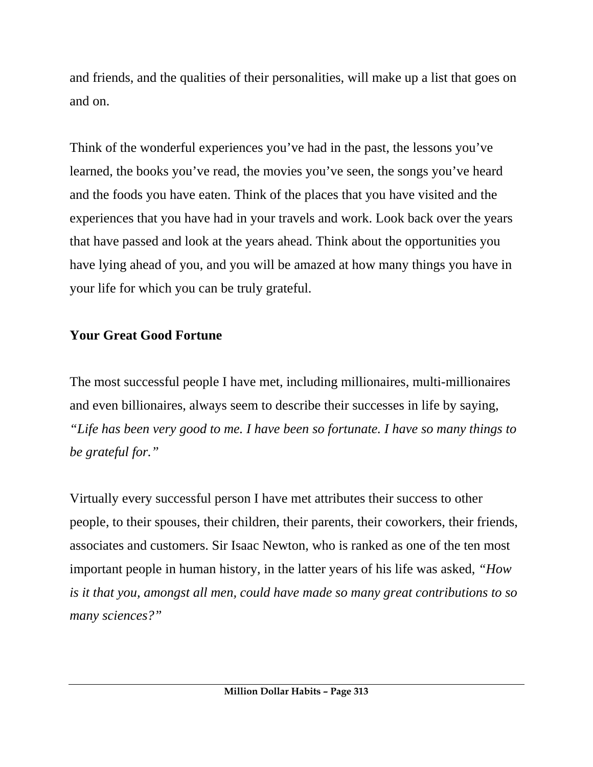and friends, and the qualities of their personalities, will make up a list that goes on and on.

Think of the wonderful experiences you've had in the past, the lessons you've learned, the books you've read, the movies you've seen, the songs you've heard and the foods you have eaten. Think of the places that you have visited and the experiences that you have had in your travels and work. Look back over the years that have passed and look at the years ahead. Think about the opportunities you have lying ahead of you, and you will be amazed at how many things you have in your life for which you can be truly grateful.

## Your Great Good Fortune

The most successful people I have met, including millionaires, multi-millionaires and even billionaires, always seem to describe their successes in life by saying, *"Life has been very good to me. I have been so fortunate. I have so many things to be grateful for."*

Virtually every successful person I have met attributes their success to other people, to their spouses, their children, their parents, their coworkers, their friends, associates and customers. Sir Isaac Newton, who is ranked as one of the ten most important people in human history, in the latter years of his life was asked, *"How is it that you, amongst all men, could have made so many great contributions to so many sciences?"*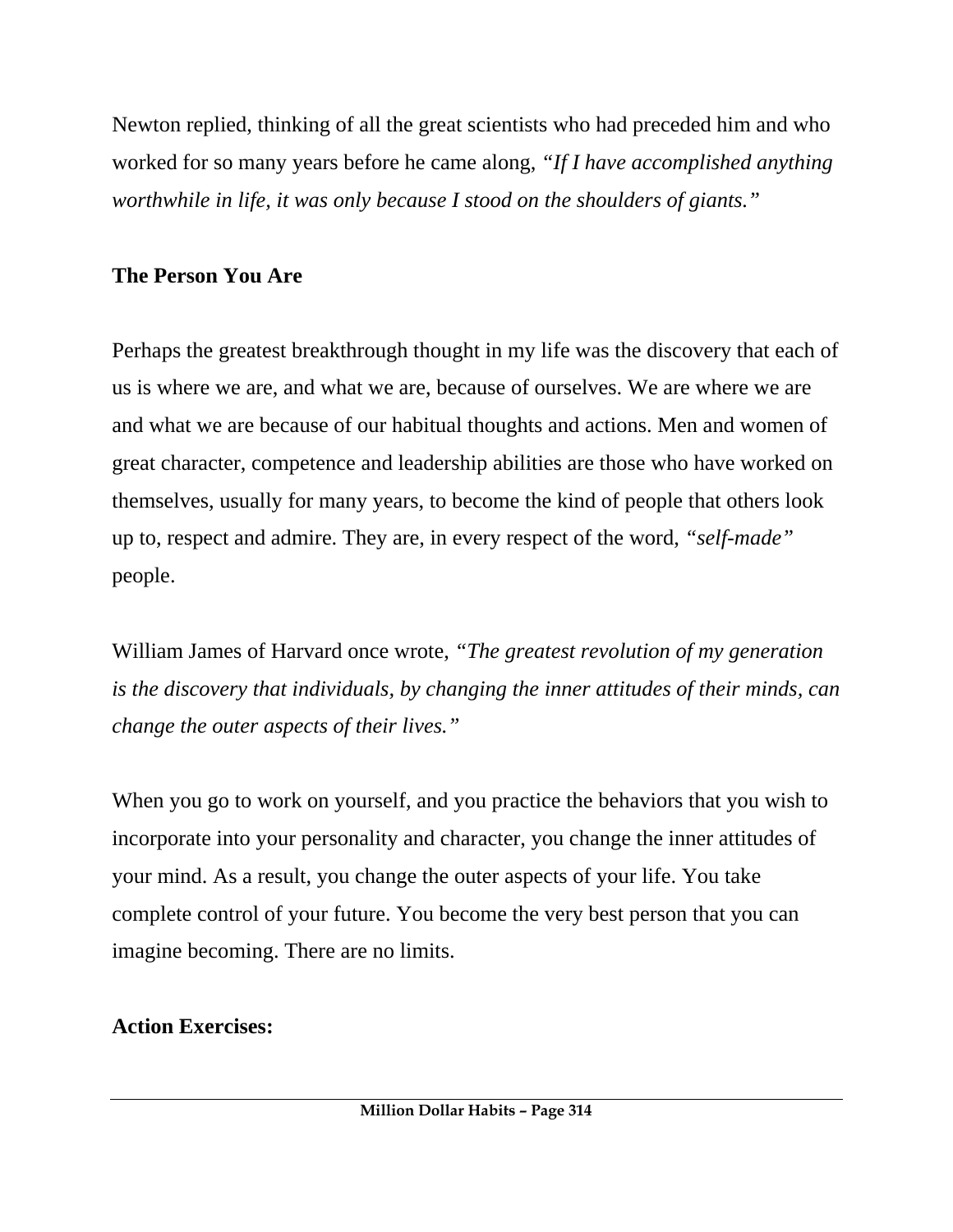Newton replied, thinking of all the great scientists who had preceded him and who worked for so many years before he came along, *"If I have accomplished anything worthwhile in life, it was only because I stood on the shoulders of giants."*

## The Person You Are

Perhaps the greatest breakthrough thought in my life was the discovery that each of us is where we are, and what we are, because of ourselves. We are where we are and what we are because of our habitual thoughts and actions. Men and women of great character, competence and leadership abilities are those who have worked on themselves, usually for many years, to become the kind of people that others look up to, respect and admire. They are, in every respect of the word, *"self-made"* people.

William James of Harvard once wrote, *"The greatest revolution of my generation is the discovery that individuals, by changing the inner attitudes of their minds, can change the outer aspects of their lives."*

When you go to work on yourself, and you practice the behaviors that you wish to incorporate into your personality and character, you change the inner attitudes of your mind. As a result, you change the outer aspects of your life. You take complete control of your future. You become the very best person that you can imagine becoming. There are no limits.

**Action Exercises:**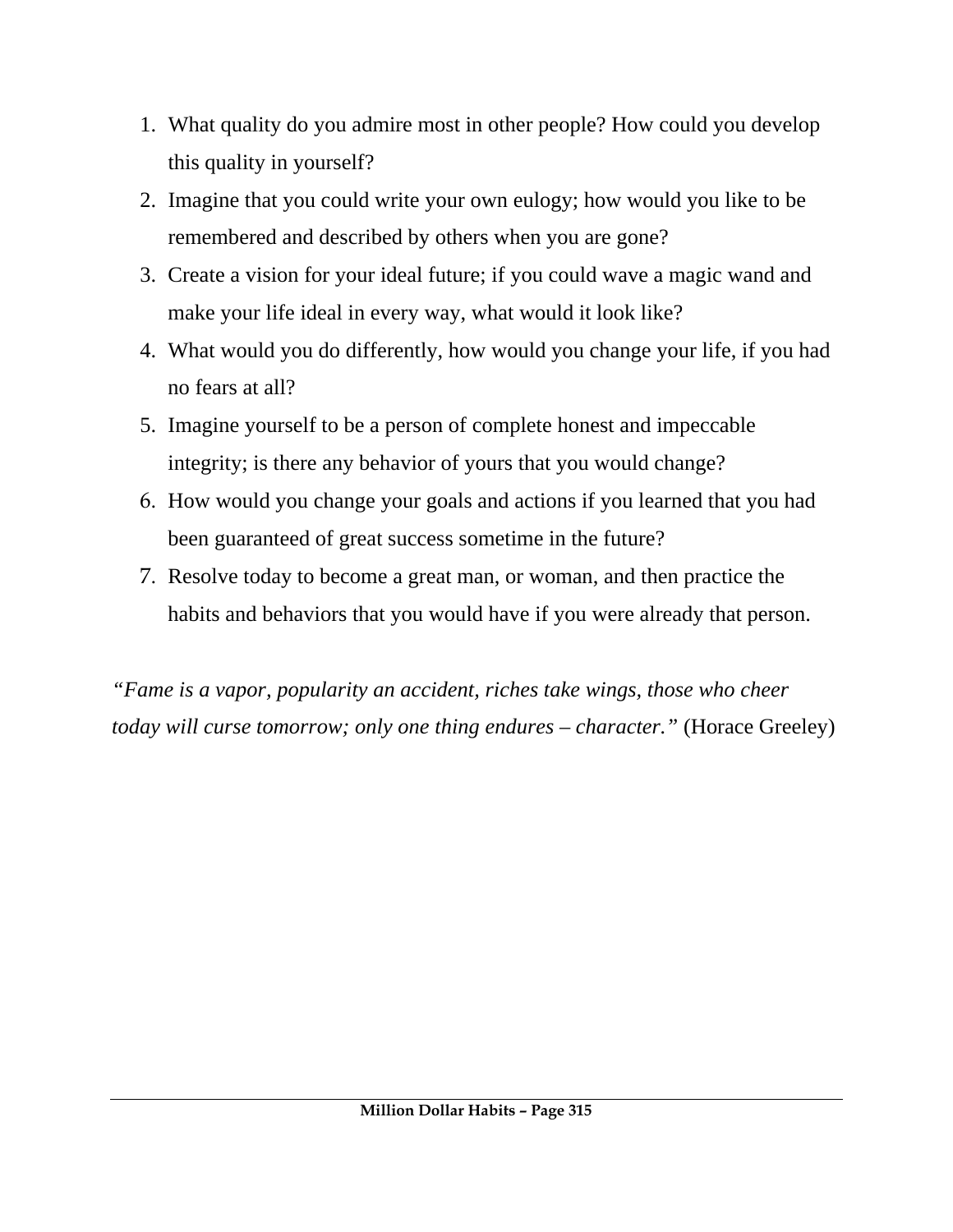1. What quality do you admire most in other people? How could you develop this quality in yourself?
2. Imagine that you could write your own eulogy; how would you like to be remembered and described by others when you are gone?
3. Create a vision for your ideal future; if you could wave a magic wand and make your life ideal in every way, what would it look like?
4. What would you do differently, how would you change your life, if you had no fears at all?
5. Imagine yourself to be a person of complete honest and impeccable integrity; is there any behavior of yours that you would change?
6. How would you change your goals and actions if you learned that you had been guaranteed of great success sometime in the future?
7. Resolve today to become a great man, or woman, and then practice the habits and behaviors that you would have if you were already that person.

*"Fame is a vapor, popularity an accident, riches take wings, those who cheer today will curse tomorrow; only one thing endures – character."* (Horace Greeley)